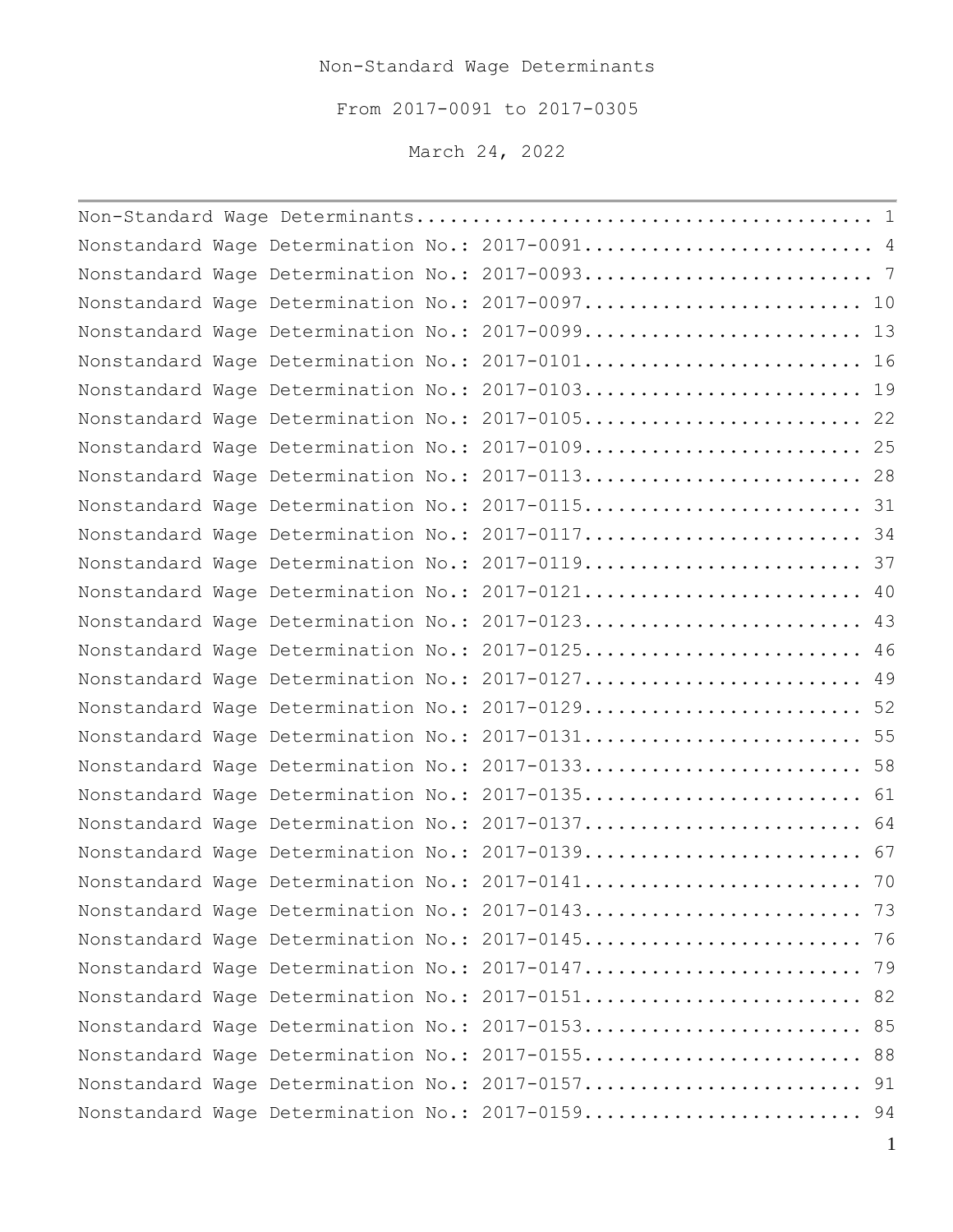# Non-Standard Wage Determinants

From 2017-0091 to 2017-0305

March 24, 2022

---

Non-Standard Wage Determinants........................................ 1
Nonstandard Wage Determination No.: 2017-0091......................... 4
Nonstandard Wage Determination No.: 2017-0093......................... 7
Nonstandard Wage Determination No.: 2017-0097......................... 10
Nonstandard Wage Determination No.: 2017-0099......................... 13
Nonstandard Wage Determination No.: 2017-0101......................... 16
Nonstandard Wage Determination No.: 2017-0103......................... 19
Nonstandard Wage Determination No.: 2017-0105......................... 22
Nonstandard Wage Determination No.: 2017-0109......................... 25
Nonstandard Wage Determination No.: 2017-0113......................... 28
Nonstandard Wage Determination No.: 2017-0115......................... 31
Nonstandard Wage Determination No.: 2017-0117......................... 34
Nonstandard Wage Determination No.: 2017-0119......................... 37
Nonstandard Wage Determination No.: 2017-0121......................... 40
Nonstandard Wage Determination No.: 2017-0123......................... 43
Nonstandard Wage Determination No.: 2017-0125......................... 46
Nonstandard Wage Determination No.: 2017-0127......................... 49
Nonstandard Wage Determination No.: 2017-0129......................... 52
Nonstandard Wage Determination No.: 2017-0131......................... 55
Nonstandard Wage Determination No.: 2017-0133......................... 58
Nonstandard Wage Determination No.: 2017-0135......................... 61
Nonstandard Wage Determination No.: 2017-0137......................... 64
Nonstandard Wage Determination No.: 2017-0139......................... 67
Nonstandard Wage Determination No.: 2017-0141......................... 70
Nonstandard Wage Determination No.: 2017-0143......................... 73
Nonstandard Wage Determination No.: 2017-0145......................... 76
Nonstandard Wage Determination No.: 2017-0147......................... 79
Nonstandard Wage Determination No.: 2017-0151......................... 82
Nonstandard Wage Determination No.: 2017-0153......................... 85
Nonstandard Wage Determination No.: 2017-0155......................... 88
Nonstandard Wage Determination No.: 2017-0157......................... 91
Nonstandard Wage Determination No.: 2017-0159......................... 94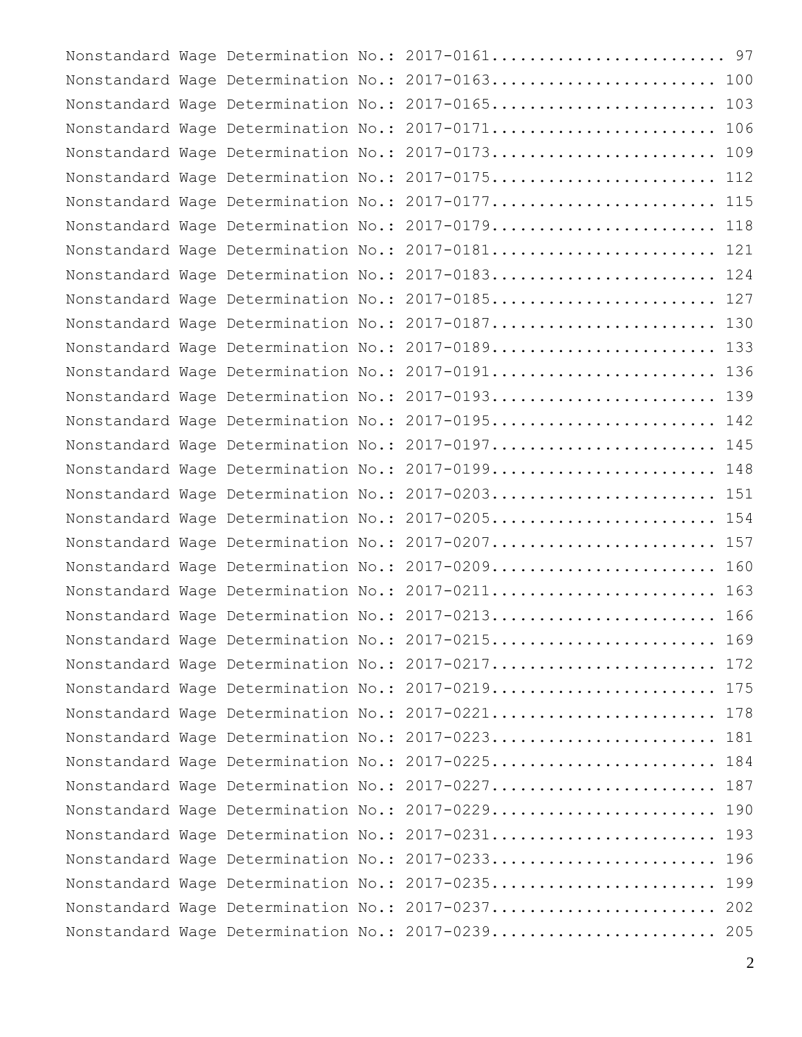Nonstandard Wage Determination No.: 2017-0161........................ 97
Nonstandard Wage Determination No.: 2017-0163........................ 100
Nonstandard Wage Determination No.: 2017-0165........................ 103
Nonstandard Wage Determination No.: 2017-0171........................ 106
Nonstandard Wage Determination No.: 2017-0173........................ 109
Nonstandard Wage Determination No.: 2017-0175........................ 112
Nonstandard Wage Determination No.: 2017-0177........................ 115
Nonstandard Wage Determination No.: 2017-0179........................ 118
Nonstandard Wage Determination No.: 2017-0181........................ 121
Nonstandard Wage Determination No.: 2017-0183........................ 124
Nonstandard Wage Determination No.: 2017-0185........................ 127
Nonstandard Wage Determination No.: 2017-0187........................ 130
Nonstandard Wage Determination No.: 2017-0189........................ 133
Nonstandard Wage Determination No.: 2017-0191........................ 136
Nonstandard Wage Determination No.: 2017-0193........................ 139
Nonstandard Wage Determination No.: 2017-0195........................ 142
Nonstandard Wage Determination No.: 2017-0197........................ 145
Nonstandard Wage Determination No.: 2017-0199........................ 148
Nonstandard Wage Determination No.: 2017-0203........................ 151
Nonstandard Wage Determination No.: 2017-0205........................ 154
Nonstandard Wage Determination No.: 2017-0207........................ 157
Nonstandard Wage Determination No.: 2017-0209........................ 160
Nonstandard Wage Determination No.: 2017-0211........................ 163
Nonstandard Wage Determination No.: 2017-0213........................ 166
Nonstandard Wage Determination No.: 2017-0215........................ 169
Nonstandard Wage Determination No.: 2017-0217........................ 172
Nonstandard Wage Determination No.: 2017-0219........................ 175
Nonstandard Wage Determination No.: 2017-0221........................ 178
Nonstandard Wage Determination No.: 2017-0223........................ 181
Nonstandard Wage Determination No.: 2017-0225........................ 184
Nonstandard Wage Determination No.: 2017-0227........................ 187
Nonstandard Wage Determination No.: 2017-0229........................ 190
Nonstandard Wage Determination No.: 2017-0231........................ 193
Nonstandard Wage Determination No.: 2017-0233........................ 196
Nonstandard Wage Determination No.: 2017-0235........................ 199
Nonstandard Wage Determination No.: 2017-0237........................ 202
Nonstandard Wage Determination No.: 2017-0239........................ 205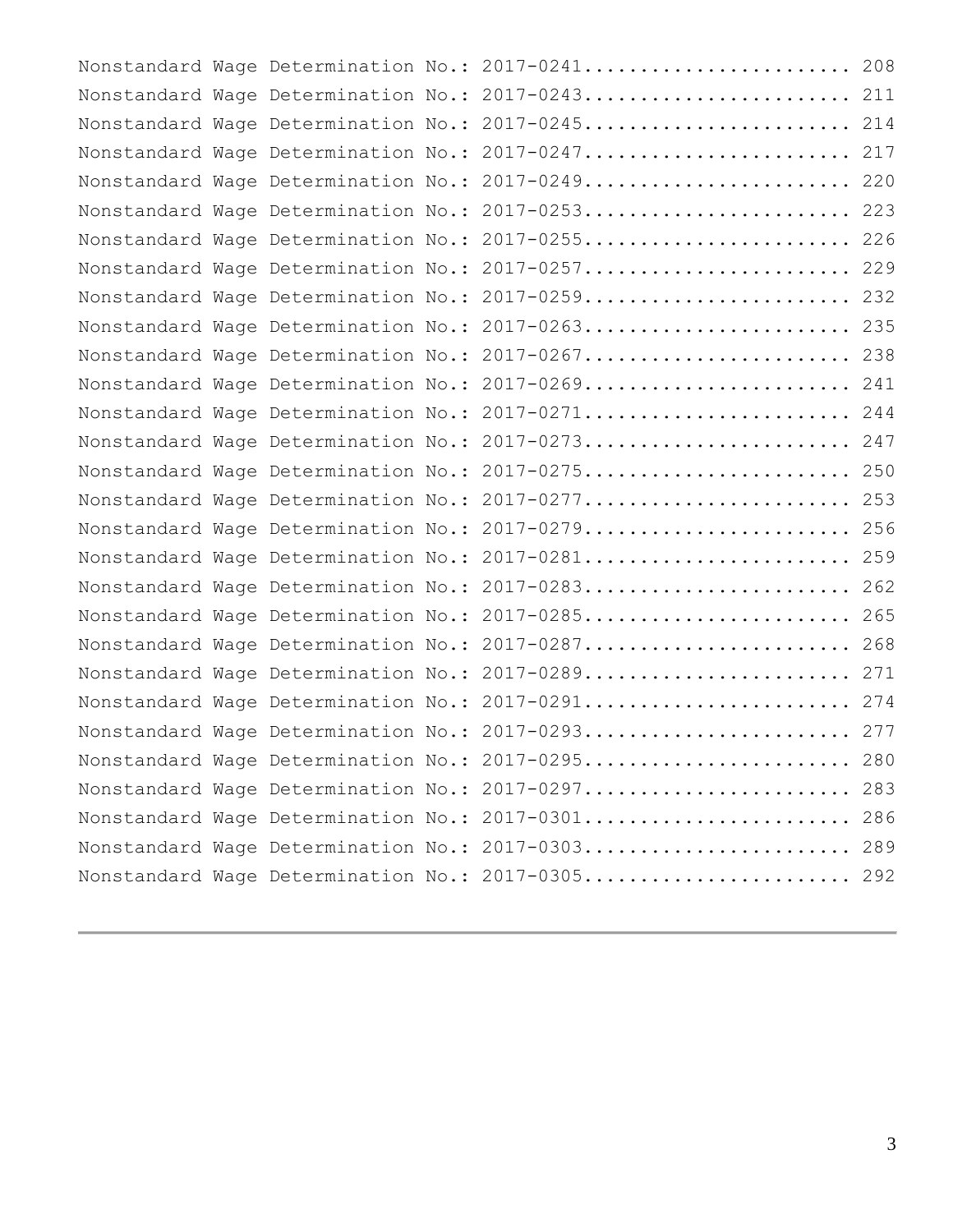Nonstandard Wage Determination No.: 2017-0241........................ 208
Nonstandard Wage Determination No.: 2017-0243........................ 211
Nonstandard Wage Determination No.: 2017-0245........................ 214
Nonstandard Wage Determination No.: 2017-0247........................ 217
Nonstandard Wage Determination No.: 2017-0249........................ 220
Nonstandard Wage Determination No.: 2017-0253........................ 223
Nonstandard Wage Determination No.: 2017-0255........................ 226
Nonstandard Wage Determination No.: 2017-0257........................ 229
Nonstandard Wage Determination No.: 2017-0259........................ 232
Nonstandard Wage Determination No.: 2017-0263........................ 235
Nonstandard Wage Determination No.: 2017-0267........................ 238
Nonstandard Wage Determination No.: 2017-0269........................ 241
Nonstandard Wage Determination No.: 2017-0271........................ 244
Nonstandard Wage Determination No.: 2017-0273........................ 247
Nonstandard Wage Determination No.: 2017-0275........................ 250
Nonstandard Wage Determination No.: 2017-0277........................ 253
Nonstandard Wage Determination No.: 2017-0279........................ 256
Nonstandard Wage Determination No.: 2017-0281........................ 259
Nonstandard Wage Determination No.: 2017-0283........................ 262
Nonstandard Wage Determination No.: 2017-0285........................ 265
Nonstandard Wage Determination No.: 2017-0287........................ 268
Nonstandard Wage Determination No.: 2017-0289........................ 271
Nonstandard Wage Determination No.: 2017-0291........................ 274
Nonstandard Wage Determination No.: 2017-0293........................ 277
Nonstandard Wage Determination No.: 2017-0295........................ 280
Nonstandard Wage Determination No.: 2017-0297........................ 283
Nonstandard Wage Determination No.: 2017-0301........................ 286
Nonstandard Wage Determination No.: 2017-0303........................ 289
Nonstandard Wage Determination No.: 2017-0305........................ 292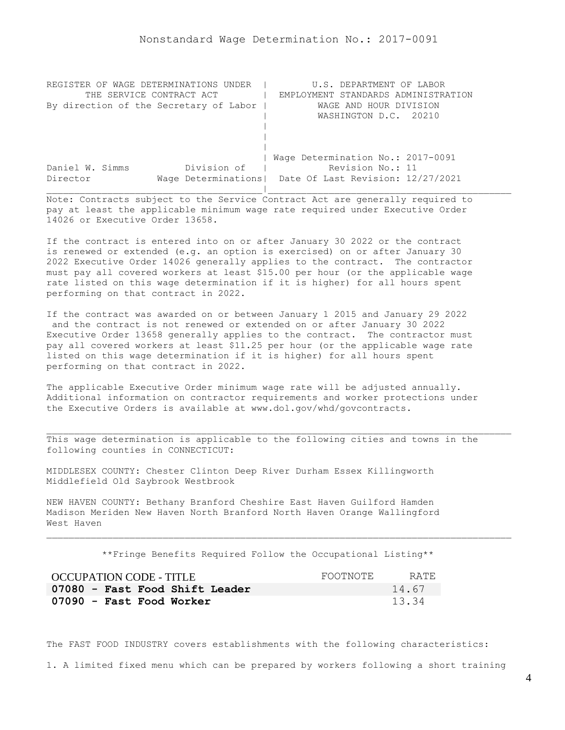Nonstandard Wage Determination No.: 2017-0091

| | |
|---|---|
| REGISTER OF WAGE DETERMINATIONS UNDER THE SERVICE CONTRACT ACT By direction of the Secretary of Labor | U.S. DEPARTMENT OF LABOR EMPLOYMENT STANDARDS ADMINISTRATION WAGE AND HOUR DIVISION WASHINGTON D.C. 20210 |
| Daniel W. Simms Division of Director Wage Determinations | Wage Determination No.: 2017-0091 Revision No.: 11 Date Of Last Revision: 12/27/2021 |

Note: Contracts subject to the Service Contract Act are generally required to pay at least the applicable minimum wage rate required under Executive Order 14026 or Executive Order 13658.

If the contract is entered into on or after January 30 2022 or the contract is renewed or extended (e.g. an option is exercised) on or after January 30 2022 Executive Order 14026 generally applies to the contract. The contractor must pay all covered workers at least $15.00 per hour (or the applicable wage rate listed on this wage determination if it is higher) for all hours spent performing on that contract in 2022.

If the contract was awarded on or between January 1 2015 and January 29 2022 and the contract is not renewed or extended on or after January 30 2022 Executive Order 13658 generally applies to the contract. The contractor must pay all covered workers at least $11.25 per hour (or the applicable wage rate listed on this wage determination if it is higher) for all hours spent performing on that contract in 2022.

The applicable Executive Order minimum wage rate will be adjusted annually. Additional information on contractor requirements and worker protections under the Executive Orders is available at www.dol.gov/whd/govcontracts.

---

This wage determination is applicable to the following cities and towns in the following counties in CONNECTICUT:

MIDDLESEX COUNTY: Chester Clinton Deep River Durham Essex Killingworth Middlefield Old Saybrook Westbrook

NEW HAVEN COUNTY: Bethany Branford Cheshire East Haven Guilford Hamden Madison Meriden New Haven North Branford North Haven Orange Wallingford West Haven

---

**Fringe Benefits Required Follow the Occupational Listing**

| OCCUPATION CODE - TITLE | FOOTNOTE | RATE |
|---|---|---|
| **07080 - Fast Food Shift Leader** | | 14.67 |
| **07090 - Fast Food Worker** | | 13.34 |

The FAST FOOD INDUSTRY covers establishments with the following characteristics:

1. A limited fixed menu which can be prepared by workers following a short training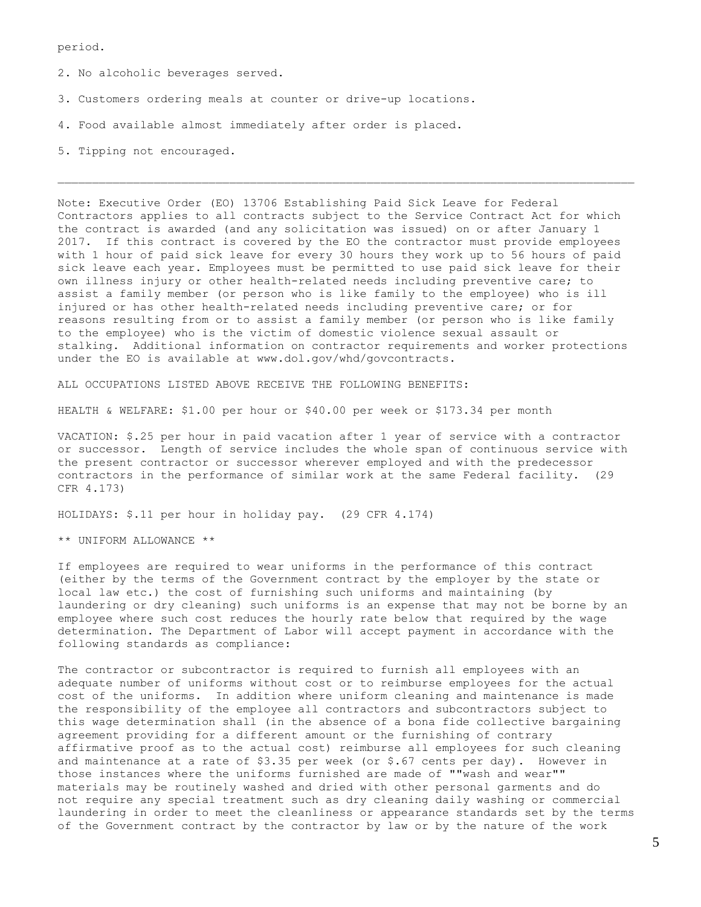period.

2. No alcoholic beverages served.

3. Customers ordering meals at counter or drive-up locations.

4. Food available almost immediately after order is placed.

5. Tipping not encouraged.

---

Note: Executive Order (EO) 13706 Establishing Paid Sick Leave for Federal Contractors applies to all contracts subject to the Service Contract Act for which the contract is awarded (and any solicitation was issued) on or after January 1 2017. If this contract is covered by the EO the contractor must provide employees with 1 hour of paid sick leave for every 30 hours they work up to 56 hours of paid sick leave each year. Employees must be permitted to use paid sick leave for their own illness injury or other health-related needs including preventive care; to assist a family member (or person who is like family to the employee) who is ill injured or has other health-related needs including preventive care; or for reasons resulting from or to assist a family member (or person who is like family to the employee) who is the victim of domestic violence sexual assault or stalking. Additional information on contractor requirements and worker protections under the EO is available at www.dol.gov/whd/govcontracts.

ALL OCCUPATIONS LISTED ABOVE RECEIVE THE FOLLOWING BENEFITS:

HEALTH & WELFARE: $1.00 per hour or $40.00 per week or $173.34 per month

VACATION: $.25 per hour in paid vacation after 1 year of service with a contractor or successor. Length of service includes the whole span of continuous service with the present contractor or successor wherever employed and with the predecessor contractors in the performance of similar work at the same Federal facility. (29 CFR 4.173)

HOLIDAYS: $.11 per hour in holiday pay. (29 CFR 4.174)

** UNIFORM ALLOWANCE **

If employees are required to wear uniforms in the performance of this contract (either by the terms of the Government contract by the employer by the state or local law etc.) the cost of furnishing such uniforms and maintaining (by laundering or dry cleaning) such uniforms is an expense that may not be borne by an employee where such cost reduces the hourly rate below that required by the wage determination. The Department of Labor will accept payment in accordance with the following standards as compliance:

The contractor or subcontractor is required to furnish all employees with an adequate number of uniforms without cost or to reimburse employees for the actual cost of the uniforms. In addition where uniform cleaning and maintenance is made the responsibility of the employee all contractors and subcontractors subject to this wage determination shall (in the absence of a bona fide collective bargaining agreement providing for a different amount or the furnishing of contrary affirmative proof as to the actual cost) reimburse all employees for such cleaning and maintenance at a rate of $3.35 per week (or $.67 cents per day). However in those instances where the uniforms furnished are made of ""wash and wear"" materials may be routinely washed and dried with other personal garments and do not require any special treatment such as dry cleaning daily washing or commercial laundering in order to meet the cleanliness or appearance standards set by the terms of the Government contract by the contractor by law or by the nature of the work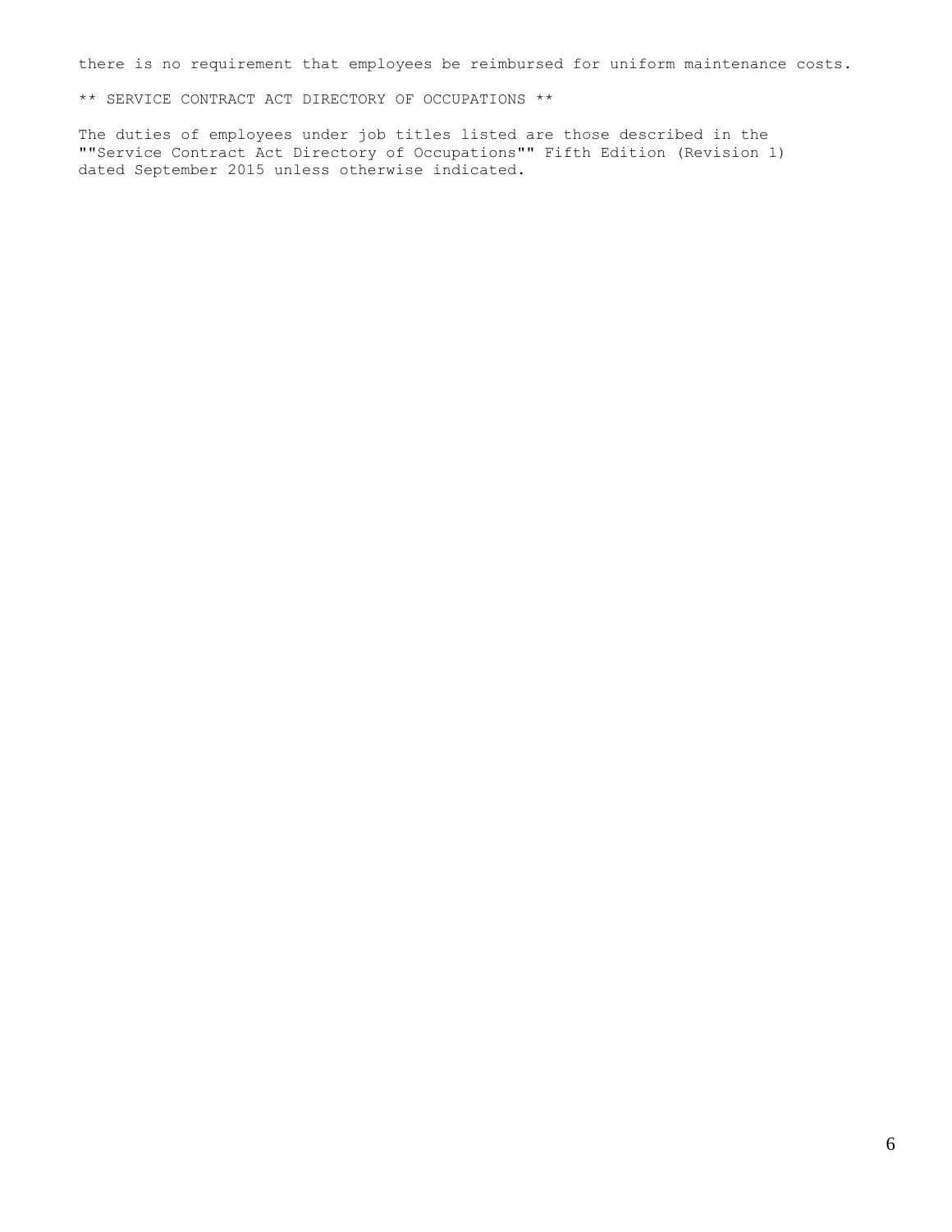there is no requirement that employees be reimbursed for uniform maintenance costs.

** SERVICE CONTRACT ACT DIRECTORY OF OCCUPATIONS **

The duties of employees under job titles listed are those described in the ""Service Contract Act Directory of Occupations"" Fifth Edition (Revision 1) dated September 2015 unless otherwise indicated.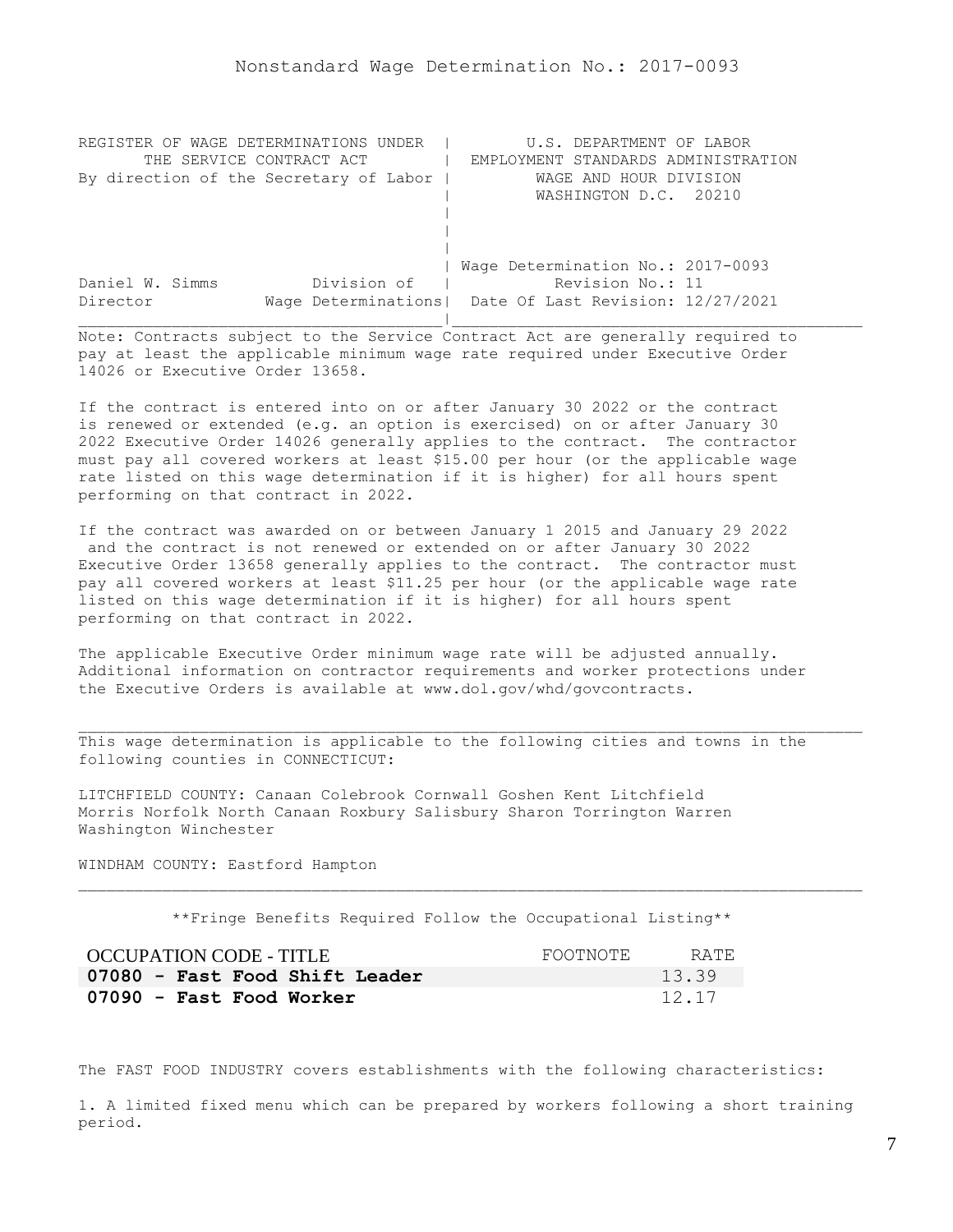Nonstandard Wage Determination No.: 2017-0093

| REGISTER OF WAGE DETERMINATIONS UNDER THE SERVICE CONTRACT ACT By direction of the Secretary of Labor | U.S. DEPARTMENT OF LABOR EMPLOYMENT STANDARDS ADMINISTRATION WAGE AND HOUR DIVISION WASHINGTON D.C. 20210 |
|---|---|
| Daniel W. Simms, Director — Division of Wage Determinations | Wage Determination No.: 2017-0093 Revision No.: 11 Date Of Last Revision: 12/27/2021 |

Note: Contracts subject to the Service Contract Act are generally required to pay at least the applicable minimum wage rate required under Executive Order 14026 or Executive Order 13658.

If the contract is entered into on or after January 30 2022 or the contract is renewed or extended (e.g. an option is exercised) on or after January 30 2022 Executive Order 14026 generally applies to the contract. The contractor must pay all covered workers at least $15.00 per hour (or the applicable wage rate listed on this wage determination if it is higher) for all hours spent performing on that contract in 2022.

If the contract was awarded on or between January 1 2015 and January 29 2022 and the contract is not renewed or extended on or after January 30 2022 Executive Order 13658 generally applies to the contract. The contractor must pay all covered workers at least $11.25 per hour (or the applicable wage rate listed on this wage determination if it is higher) for all hours spent performing on that contract in 2022.

The applicable Executive Order minimum wage rate will be adjusted annually. Additional information on contractor requirements and worker protections under the Executive Orders is available at www.dol.gov/whd/govcontracts.

---

This wage determination is applicable to the following cities and towns in the following counties in CONNECTICUT:

LITCHFIELD COUNTY: Canaan Colebrook Cornwall Goshen Kent Litchfield Morris Norfolk North Canaan Roxbury Salisbury Sharon Torrington Warren Washington Winchester

WINDHAM COUNTY: Eastford Hampton

---

**Fringe Benefits Required Follow the Occupational Listing**

| OCCUPATION CODE - TITLE | FOOTNOTE | RATE |
|---|---|---|
| **07080 - Fast Food Shift Leader** | | 13.39 |
| **07090 - Fast Food Worker** | | 12.17 |

The FAST FOOD INDUSTRY covers establishments with the following characteristics:

1. A limited fixed menu which can be prepared by workers following a short training period.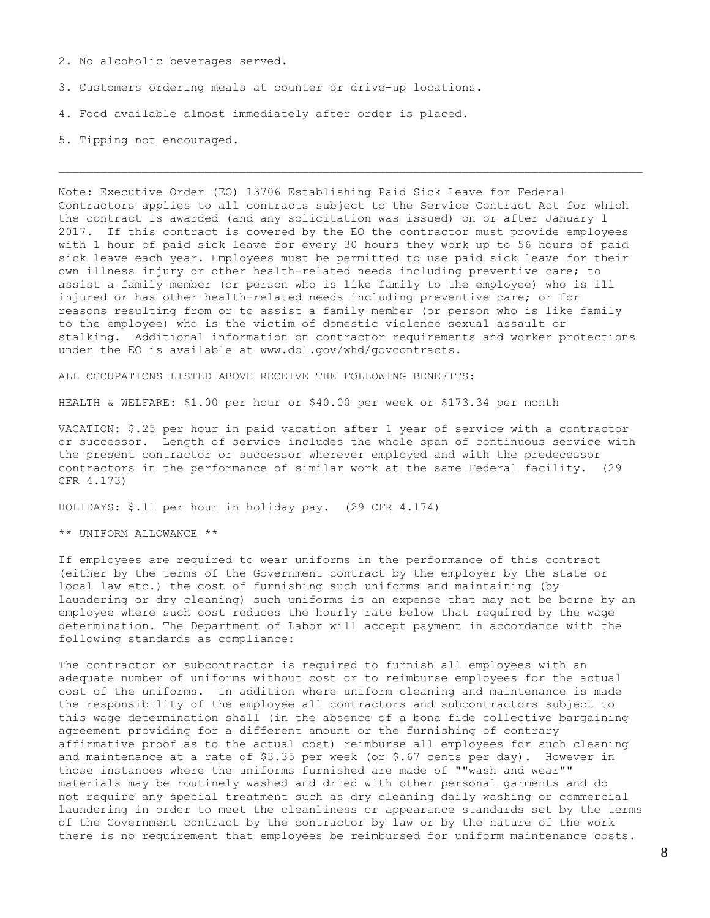2. No alcoholic beverages served.

3. Customers ordering meals at counter or drive-up locations.

4. Food available almost immediately after order is placed.

5. Tipping not encouraged.

---

Note: Executive Order (EO) 13706 Establishing Paid Sick Leave for Federal Contractors applies to all contracts subject to the Service Contract Act for which the contract is awarded (and any solicitation was issued) on or after January 1 2017. If this contract is covered by the EO the contractor must provide employees with 1 hour of paid sick leave for every 30 hours they work up to 56 hours of paid sick leave each year. Employees must be permitted to use paid sick leave for their own illness injury or other health-related needs including preventive care; to assist a family member (or person who is like family to the employee) who is ill injured or has other health-related needs including preventive care; or for reasons resulting from or to assist a family member (or person who is like family to the employee) who is the victim of domestic violence sexual assault or stalking. Additional information on contractor requirements and worker protections under the EO is available at www.dol.gov/whd/govcontracts.

ALL OCCUPATIONS LISTED ABOVE RECEIVE THE FOLLOWING BENEFITS:

HEALTH & WELFARE: $1.00 per hour or $40.00 per week or $173.34 per month

VACATION: $.25 per hour in paid vacation after 1 year of service with a contractor or successor. Length of service includes the whole span of continuous service with the present contractor or successor wherever employed and with the predecessor contractors in the performance of similar work at the same Federal facility. (29 CFR 4.173)

HOLIDAYS: $.11 per hour in holiday pay. (29 CFR 4.174)

** UNIFORM ALLOWANCE **

If employees are required to wear uniforms in the performance of this contract (either by the terms of the Government contract by the employer by the state or local law etc.) the cost of furnishing such uniforms and maintaining (by laundering or dry cleaning) such uniforms is an expense that may not be borne by an employee where such cost reduces the hourly rate below that required by the wage determination. The Department of Labor will accept payment in accordance with the following standards as compliance:

The contractor or subcontractor is required to furnish all employees with an adequate number of uniforms without cost or to reimburse employees for the actual cost of the uniforms. In addition where uniform cleaning and maintenance is made the responsibility of the employee all contractors and subcontractors subject to this wage determination shall (in the absence of a bona fide collective bargaining agreement providing for a different amount or the furnishing of contrary affirmative proof as to the actual cost) reimburse all employees for such cleaning and maintenance at a rate of $3.35 per week (or $.67 cents per day). However in those instances where the uniforms furnished are made of ""wash and wear"" materials may be routinely washed and dried with other personal garments and do not require any special treatment such as dry cleaning daily washing or commercial laundering in order to meet the cleanliness or appearance standards set by the terms of the Government contract by the contractor by law or by the nature of the work there is no requirement that employees be reimbursed for uniform maintenance costs.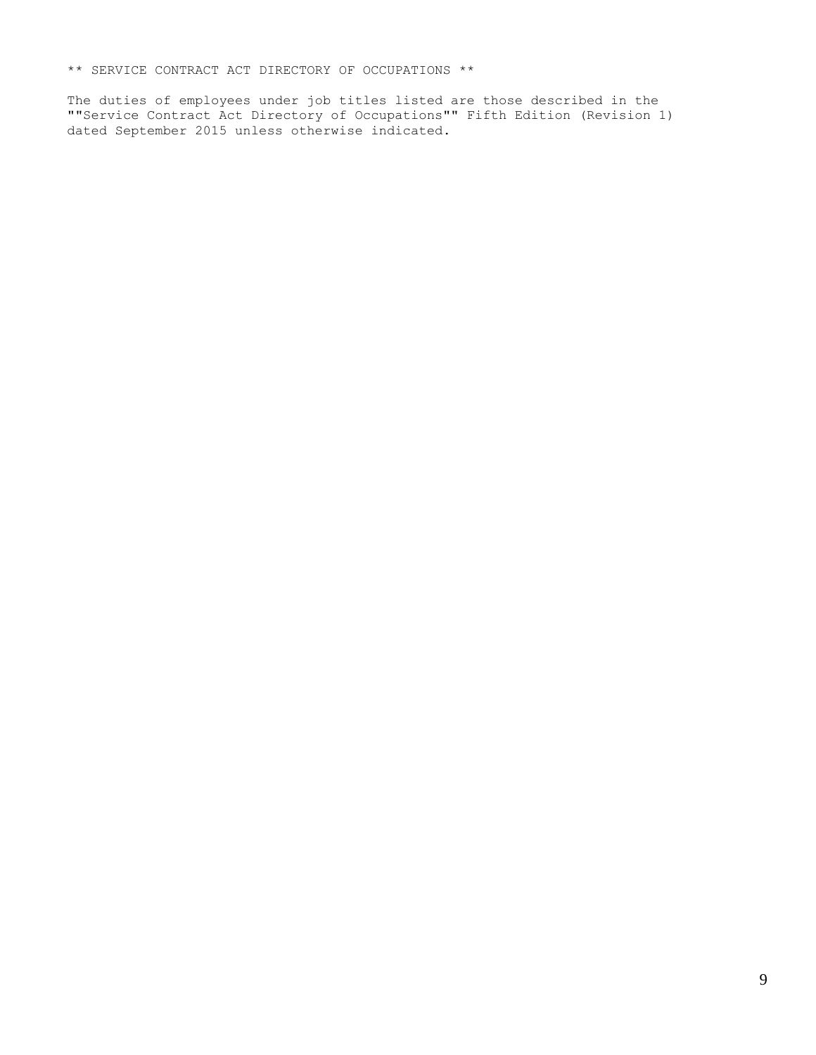** SERVICE CONTRACT ACT DIRECTORY OF OCCUPATIONS **

The duties of employees under job titles listed are those described in the ""Service Contract Act Directory of Occupations"" Fifth Edition (Revision 1) dated September 2015 unless otherwise indicated.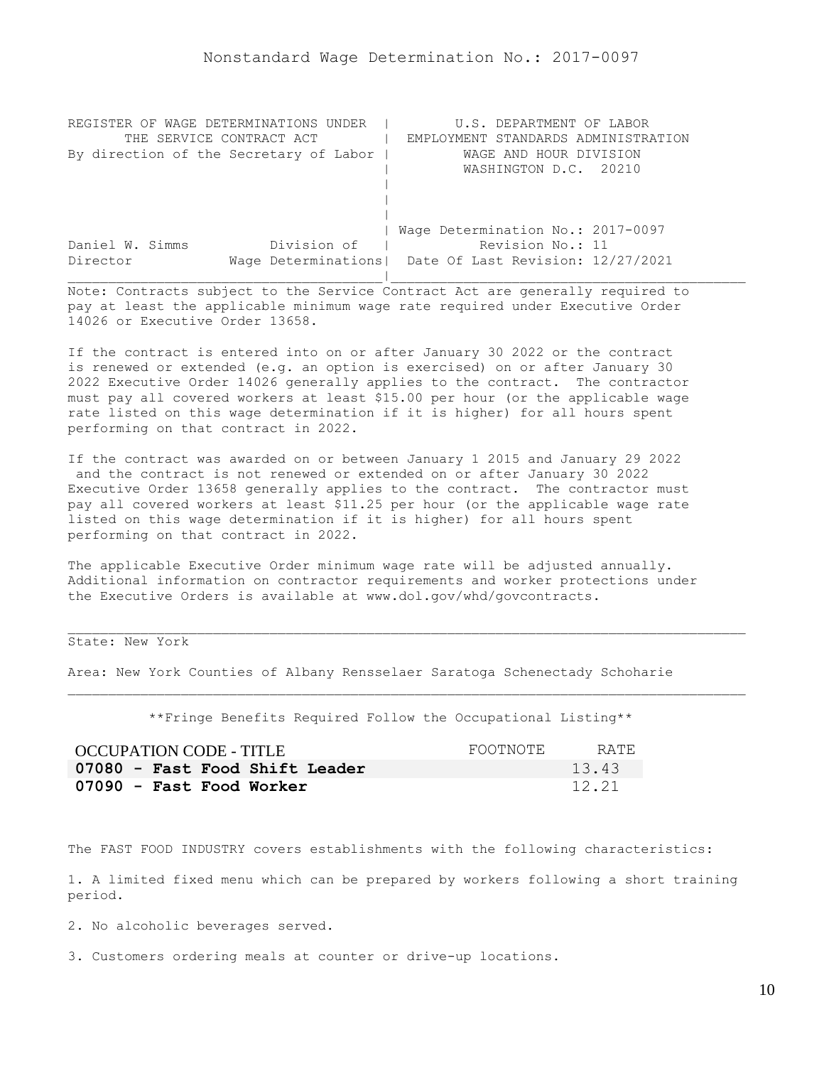# Nonstandard Wage Determination No.: 2017-0097

```
REGISTER OF WAGE DETERMINATIONS UNDER  |         U.S. DEPARTMENT OF LABOR
      THE SERVICE CONTRACT ACT         |  EMPLOYMENT STANDARDS ADMINISTRATION
By direction of the Secretary of Labor |          WAGE AND HOUR DIVISION
                                       |          WASHINGTON D.C.  20210
                                       |
                                       |
                                       |
                                       | Wage Determination No.: 2017-0097
Daniel W. Simms          Division of   |           Revision No.: 11
Director            Wage Determinations|  Date Of Last Revision: 12/27/2021
_______________________________________|____________________________________
```

Note: Contracts subject to the Service Contract Act are generally required to pay at least the applicable minimum wage rate required under Executive Order 14026 or Executive Order 13658.

If the contract is entered into on or after January 30 2022 or the contract is renewed or extended (e.g. an option is exercised) on or after January 30 2022 Executive Order 14026 generally applies to the contract. The contractor must pay all covered workers at least $15.00 per hour (or the applicable wage rate listed on this wage determination if it is higher) for all hours spent performing on that contract in 2022.

If the contract was awarded on or between January 1 2015 and January 29 2022 and the contract is not renewed or extended on or after January 30 2022 Executive Order 13658 generally applies to the contract. The contractor must pay all covered workers at least $11.25 per hour (or the applicable wage rate listed on this wage determination if it is higher) for all hours spent performing on that contract in 2022.

The applicable Executive Order minimum wage rate will be adjusted annually. Additional information on contractor requirements and worker protections under the Executive Orders is available at www.dol.gov/whd/govcontracts.

---

State: New York

Area: New York Counties of Albany Rensselaer Saratoga Schenectady Schoharie

---

**Fringe Benefits Required Follow the Occupational Listing**

| OCCUPATION CODE - TITLE | FOOTNOTE | RATE |
|---|---|---|
| **07080 - Fast Food Shift Leader** | | 13.43 |
| **07090 - Fast Food Worker** | | 12.21 |

The FAST FOOD INDUSTRY covers establishments with the following characteristics:

1. A limited fixed menu which can be prepared by workers following a short training period.

2. No alcoholic beverages served.

3. Customers ordering meals at counter or drive-up locations.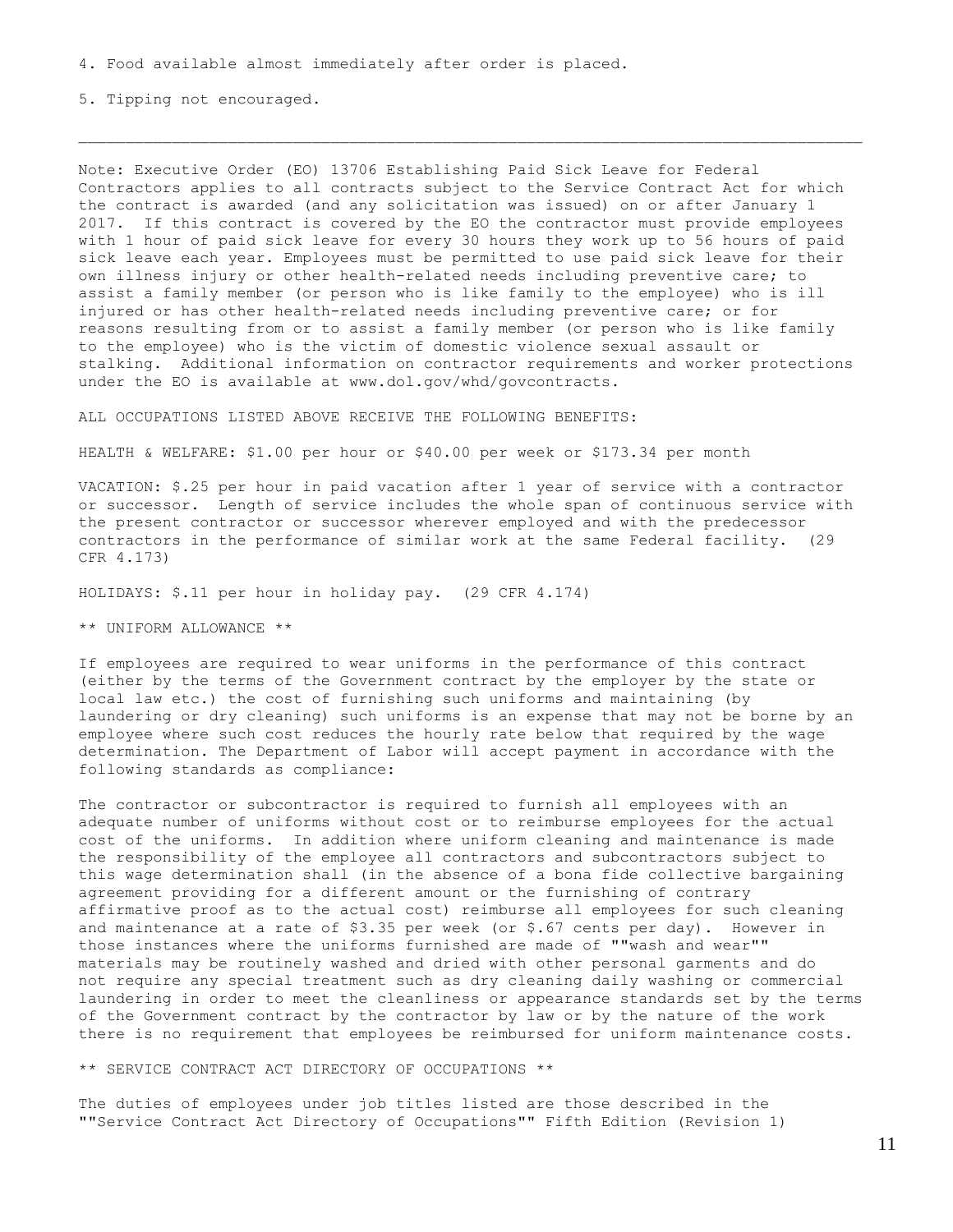4. Food available almost immediately after order is placed.

5. Tipping not encouraged.

---

Note: Executive Order (EO) 13706 Establishing Paid Sick Leave for Federal Contractors applies to all contracts subject to the Service Contract Act for which the contract is awarded (and any solicitation was issued) on or after January 1 2017. If this contract is covered by the EO the contractor must provide employees with 1 hour of paid sick leave for every 30 hours they work up to 56 hours of paid sick leave each year. Employees must be permitted to use paid sick leave for their own illness injury or other health-related needs including preventive care; to assist a family member (or person who is like family to the employee) who is ill injured or has other health-related needs including preventive care; or for reasons resulting from or to assist a family member (or person who is like family to the employee) who is the victim of domestic violence sexual assault or stalking. Additional information on contractor requirements and worker protections under the EO is available at www.dol.gov/whd/govcontracts.

ALL OCCUPATIONS LISTED ABOVE RECEIVE THE FOLLOWING BENEFITS:

HEALTH & WELFARE: $1.00 per hour or $40.00 per week or $173.34 per month

VACATION: $.25 per hour in paid vacation after 1 year of service with a contractor or successor. Length of service includes the whole span of continuous service with the present contractor or successor wherever employed and with the predecessor contractors in the performance of similar work at the same Federal facility. (29 CFR 4.173)

HOLIDAYS: $.11 per hour in holiday pay. (29 CFR 4.174)

** UNIFORM ALLOWANCE **

If employees are required to wear uniforms in the performance of this contract (either by the terms of the Government contract by the employer by the state or local law etc.) the cost of furnishing such uniforms and maintaining (by laundering or dry cleaning) such uniforms is an expense that may not be borne by an employee where such cost reduces the hourly rate below that required by the wage determination. The Department of Labor will accept payment in accordance with the following standards as compliance:

The contractor or subcontractor is required to furnish all employees with an adequate number of uniforms without cost or to reimburse employees for the actual cost of the uniforms. In addition where uniform cleaning and maintenance is made the responsibility of the employee all contractors and subcontractors subject to this wage determination shall (in the absence of a bona fide collective bargaining agreement providing for a different amount or the furnishing of contrary affirmative proof as to the actual cost) reimburse all employees for such cleaning and maintenance at a rate of $3.35 per week (or $.67 cents per day). However in those instances where the uniforms furnished are made of ""wash and wear"" materials may be routinely washed and dried with other personal garments and do not require any special treatment such as dry cleaning daily washing or commercial laundering in order to meet the cleanliness or appearance standards set by the terms of the Government contract by the contractor by law or by the nature of the work there is no requirement that employees be reimbursed for uniform maintenance costs.

** SERVICE CONTRACT ACT DIRECTORY OF OCCUPATIONS **

The duties of employees under job titles listed are those described in the ""Service Contract Act Directory of Occupations"" Fifth Edition (Revision 1)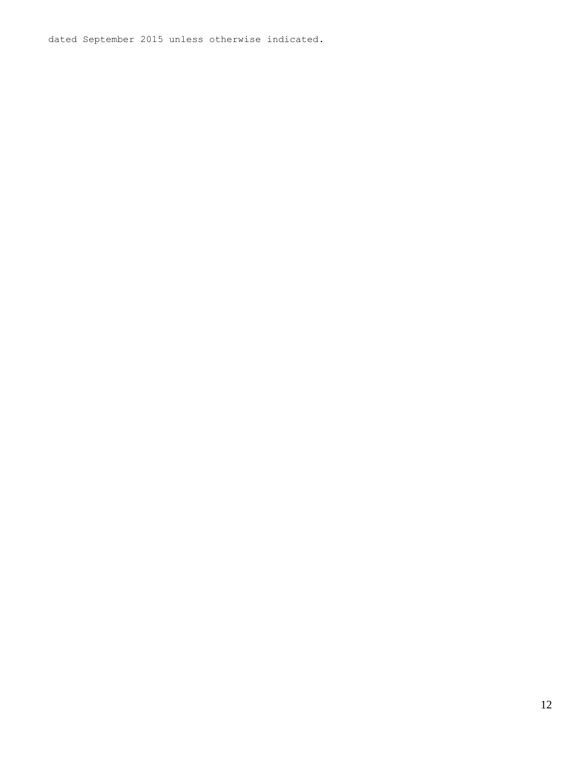dated September 2015 unless otherwise indicated.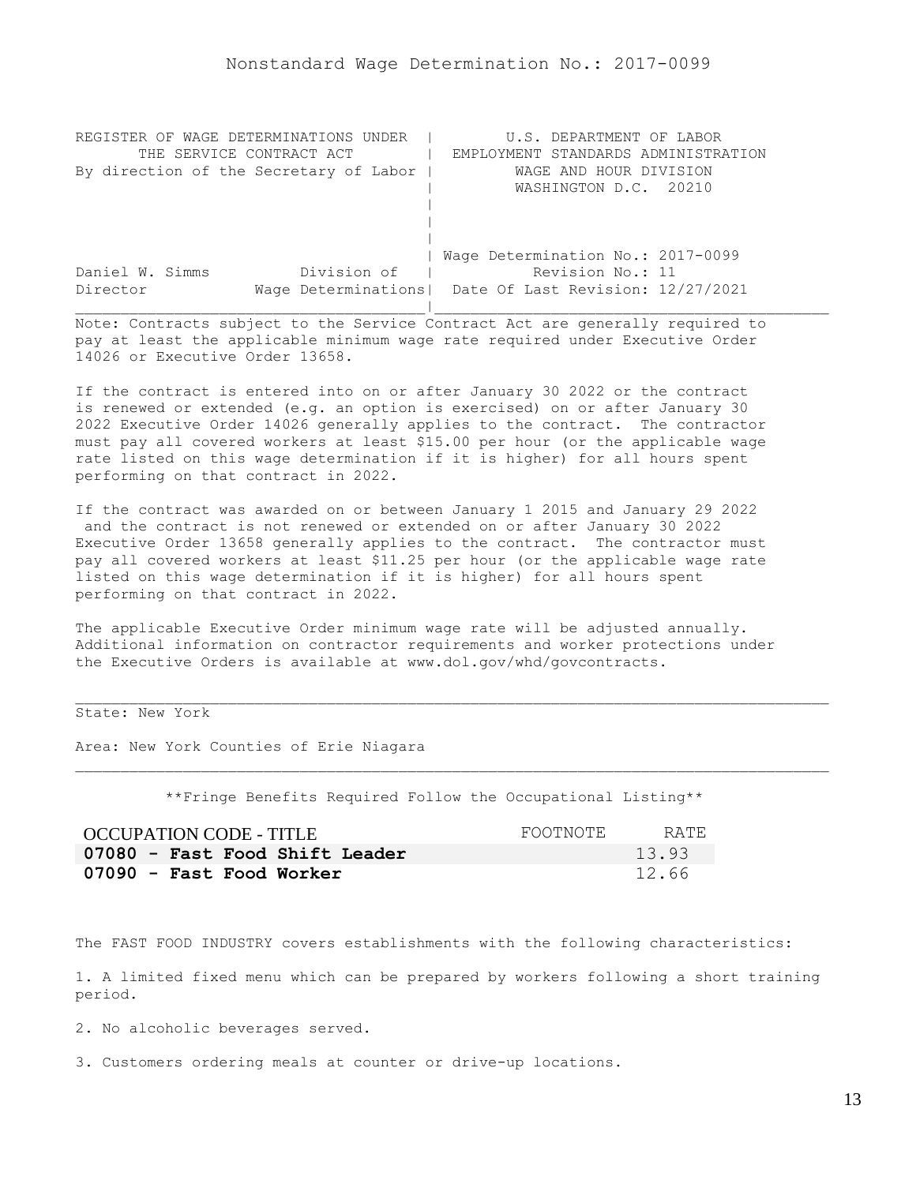# Nonstandard Wage Determination No.: 2017-0099

```
REGISTER OF WAGE DETERMINATIONS UNDER  |        U.S. DEPARTMENT OF LABOR
      THE SERVICE CONTRACT ACT         |  EMPLOYMENT STANDARDS ADMINISTRATION
By direction of the Secretary of Labor |         WAGE AND HOUR DIVISION
                                       |         WASHINGTON D.C.  20210
                                       |
                                       |
                                       |
                                       | Wage Determination No.: 2017-0099
Daniel W. Simms          Division of   |          Revision No.: 11
Director           Wage Determinations|  Date Of Last Revision: 12/27/2021
_______________________________________|____________________________________________
```

Note: Contracts subject to the Service Contract Act are generally required to pay at least the applicable minimum wage rate required under Executive Order 14026 or Executive Order 13658.

If the contract is entered into on or after January 30 2022 or the contract is renewed or extended (e.g. an option is exercised) on or after January 30 2022 Executive Order 14026 generally applies to the contract. The contractor must pay all covered workers at least $15.00 per hour (or the applicable wage rate listed on this wage determination if it is higher) for all hours spent performing on that contract in 2022.

If the contract was awarded on or between January 1 2015 and January 29 2022 and the contract is not renewed or extended on or after January 30 2022 Executive Order 13658 generally applies to the contract. The contractor must pay all covered workers at least $11.25 per hour (or the applicable wage rate listed on this wage determination if it is higher) for all hours spent performing on that contract in 2022.

The applicable Executive Order minimum wage rate will be adjusted annually. Additional information on contractor requirements and worker protections under the Executive Orders is available at www.dol.gov/whd/govcontracts.

---

State: New York

Area: New York Counties of Erie Niagara

---

**Fringe Benefits Required Follow the Occupational Listing**

| OCCUPATION CODE - TITLE | FOOTNOTE | RATE |
|---|---|---|
| **07080 - Fast Food Shift Leader** | | 13.93 |
| **07090 - Fast Food Worker** | | 12.66 |

The FAST FOOD INDUSTRY covers establishments with the following characteristics:

1. A limited fixed menu which can be prepared by workers following a short training period.

2. No alcoholic beverages served.

3. Customers ordering meals at counter or drive-up locations.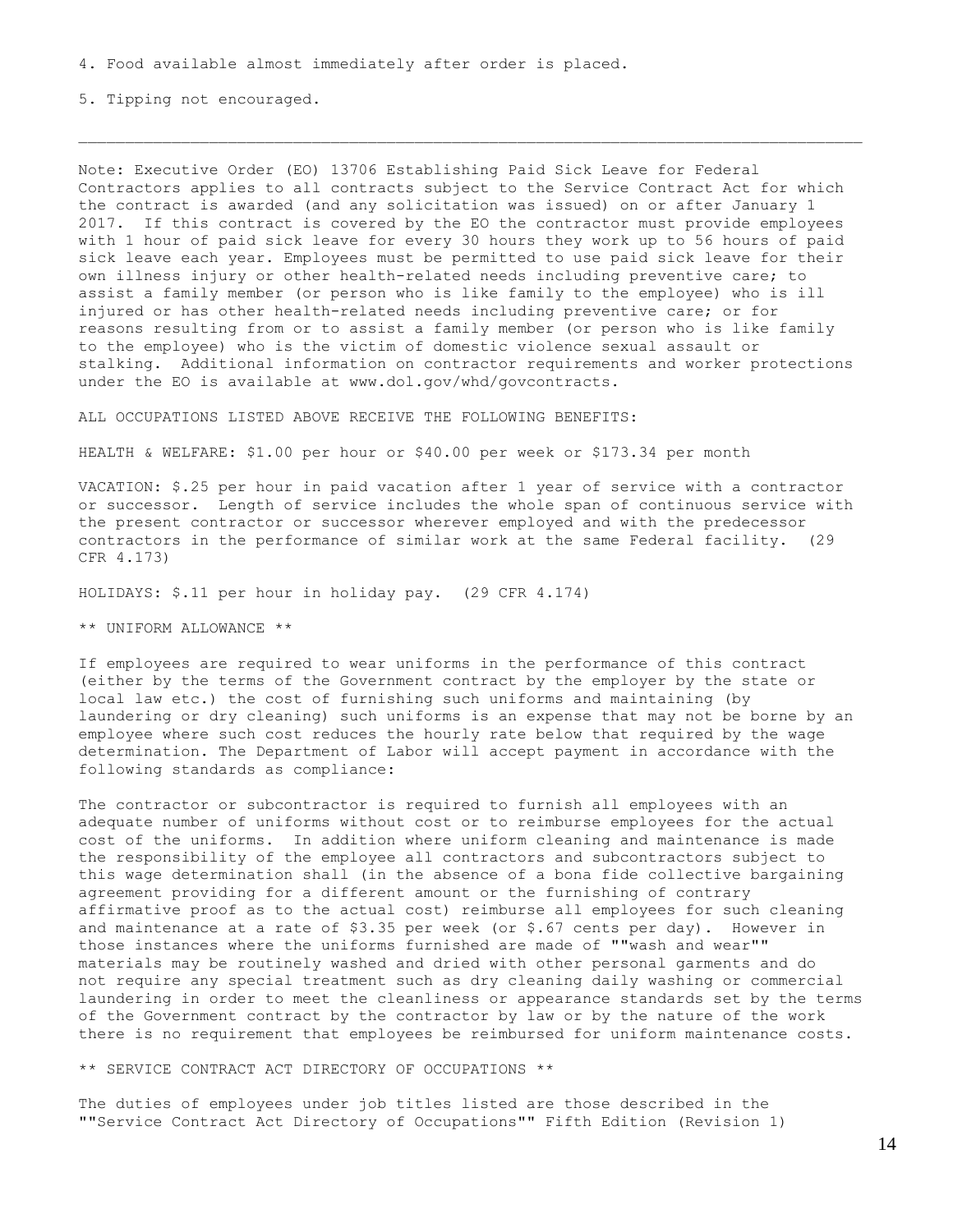4. Food available almost immediately after order is placed.

5. Tipping not encouraged.

---

Note: Executive Order (EO) 13706 Establishing Paid Sick Leave for Federal Contractors applies to all contracts subject to the Service Contract Act for which the contract is awarded (and any solicitation was issued) on or after January 1 2017. If this contract is covered by the EO the contractor must provide employees with 1 hour of paid sick leave for every 30 hours they work up to 56 hours of paid sick leave each year. Employees must be permitted to use paid sick leave for their own illness injury or other health-related needs including preventive care; to assist a family member (or person who is like family to the employee) who is ill injured or has other health-related needs including preventive care; or for reasons resulting from or to assist a family member (or person who is like family to the employee) who is the victim of domestic violence sexual assault or stalking. Additional information on contractor requirements and worker protections under the EO is available at www.dol.gov/whd/govcontracts.

ALL OCCUPATIONS LISTED ABOVE RECEIVE THE FOLLOWING BENEFITS:

HEALTH & WELFARE: $1.00 per hour or $40.00 per week or $173.34 per month

VACATION: $.25 per hour in paid vacation after 1 year of service with a contractor or successor. Length of service includes the whole span of continuous service with the present contractor or successor wherever employed and with the predecessor contractors in the performance of similar work at the same Federal facility. (29 CFR 4.173)

HOLIDAYS: $.11 per hour in holiday pay. (29 CFR 4.174)

** UNIFORM ALLOWANCE **

If employees are required to wear uniforms in the performance of this contract (either by the terms of the Government contract by the employer by the state or local law etc.) the cost of furnishing such uniforms and maintaining (by laundering or dry cleaning) such uniforms is an expense that may not be borne by an employee where such cost reduces the hourly rate below that required by the wage determination. The Department of Labor will accept payment in accordance with the following standards as compliance:

The contractor or subcontractor is required to furnish all employees with an adequate number of uniforms without cost or to reimburse employees for the actual cost of the uniforms. In addition where uniform cleaning and maintenance is made the responsibility of the employee all contractors and subcontractors subject to this wage determination shall (in the absence of a bona fide collective bargaining agreement providing for a different amount or the furnishing of contrary affirmative proof as to the actual cost) reimburse all employees for such cleaning and maintenance at a rate of $3.35 per week (or $.67 cents per day). However in those instances where the uniforms furnished are made of ""wash and wear"" materials may be routinely washed and dried with other personal garments and do not require any special treatment such as dry cleaning daily washing or commercial laundering in order to meet the cleanliness or appearance standards set by the terms of the Government contract by the contractor by law or by the nature of the work there is no requirement that employees be reimbursed for uniform maintenance costs.

** SERVICE CONTRACT ACT DIRECTORY OF OCCUPATIONS **

The duties of employees under job titles listed are those described in the ""Service Contract Act Directory of Occupations"" Fifth Edition (Revision 1)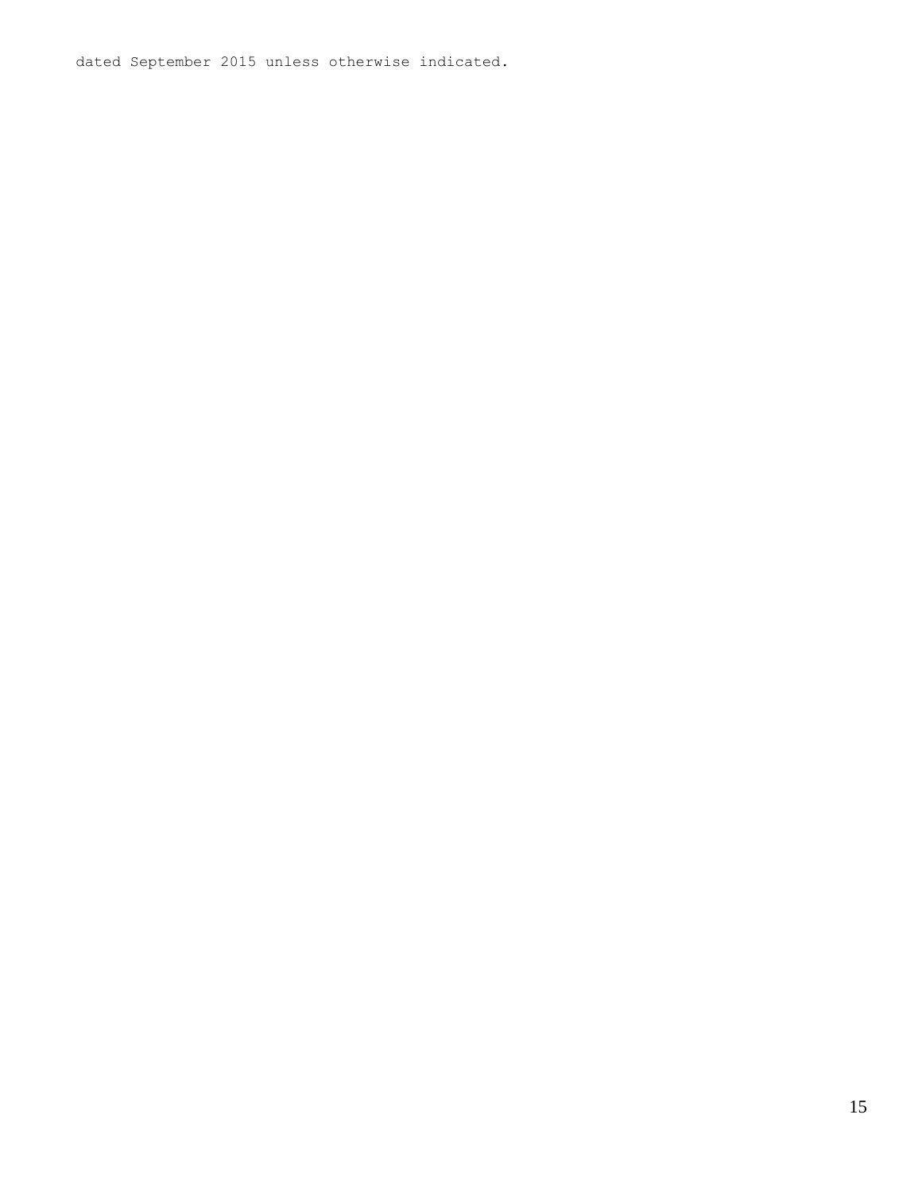dated September 2015 unless otherwise indicated.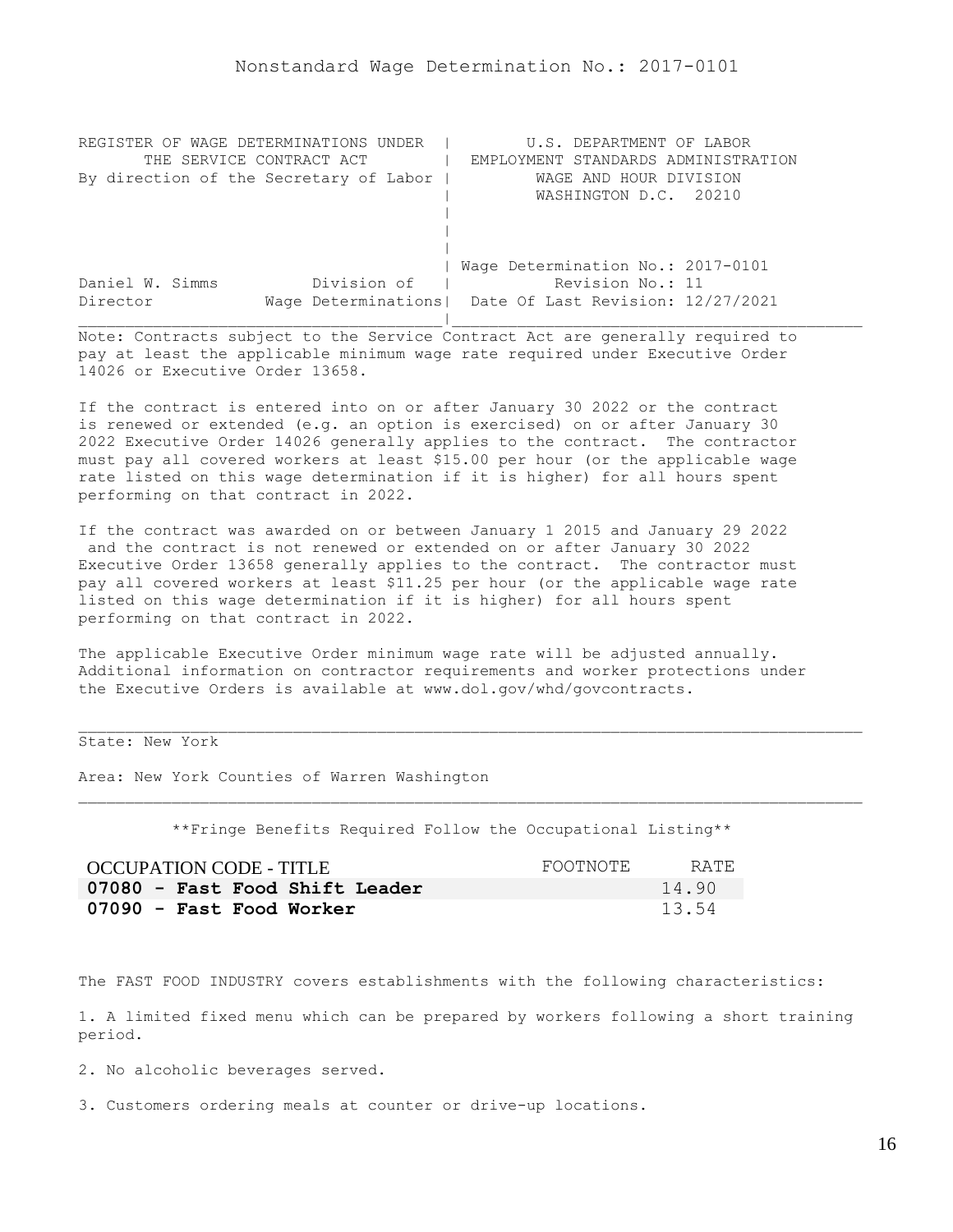# Nonstandard Wage Determination No.: 2017-0101

| REGISTER OF WAGE DETERMINATIONS UNDER THE SERVICE CONTRACT ACT By direction of the Secretary of Labor | U.S. DEPARTMENT OF LABOR EMPLOYMENT STANDARDS ADMINISTRATION WAGE AND HOUR DIVISION WASHINGTON D.C. 20210 |
|---|---|
| Daniel W. Simms, Director — Division of Wage Determinations | Wage Determination No.: 2017-0101<br>Revision No.: 11<br>Date Of Last Revision: 12/27/2021 |

Note: Contracts subject to the Service Contract Act are generally required to pay at least the applicable minimum wage rate required under Executive Order 14026 or Executive Order 13658.

If the contract is entered into on or after January 30 2022 or the contract is renewed or extended (e.g. an option is exercised) on or after January 30 2022 Executive Order 14026 generally applies to the contract. The contractor must pay all covered workers at least $15.00 per hour (or the applicable wage rate listed on this wage determination if it is higher) for all hours spent performing on that contract in 2022.

If the contract was awarded on or between January 1 2015 and January 29 2022 and the contract is not renewed or extended on or after January 30 2022 Executive Order 13658 generally applies to the contract. The contractor must pay all covered workers at least $11.25 per hour (or the applicable wage rate listed on this wage determination if it is higher) for all hours spent performing on that contract in 2022.

The applicable Executive Order minimum wage rate will be adjusted annually. Additional information on contractor requirements and worker protections under the Executive Orders is available at www.dol.gov/whd/govcontracts.

State: New York

Area: New York Counties of Warren Washington

**Fringe Benefits Required Follow the Occupational Listing**

| OCCUPATION CODE - TITLE | FOOTNOTE | RATE |
|---|---|---|
| **07080 - Fast Food Shift Leader** | | 14.90 |
| **07090 - Fast Food Worker** | | 13.54 |

The FAST FOOD INDUSTRY covers establishments with the following characteristics:

1. A limited fixed menu which can be prepared by workers following a short training period.

2. No alcoholic beverages served.

3. Customers ordering meals at counter or drive-up locations.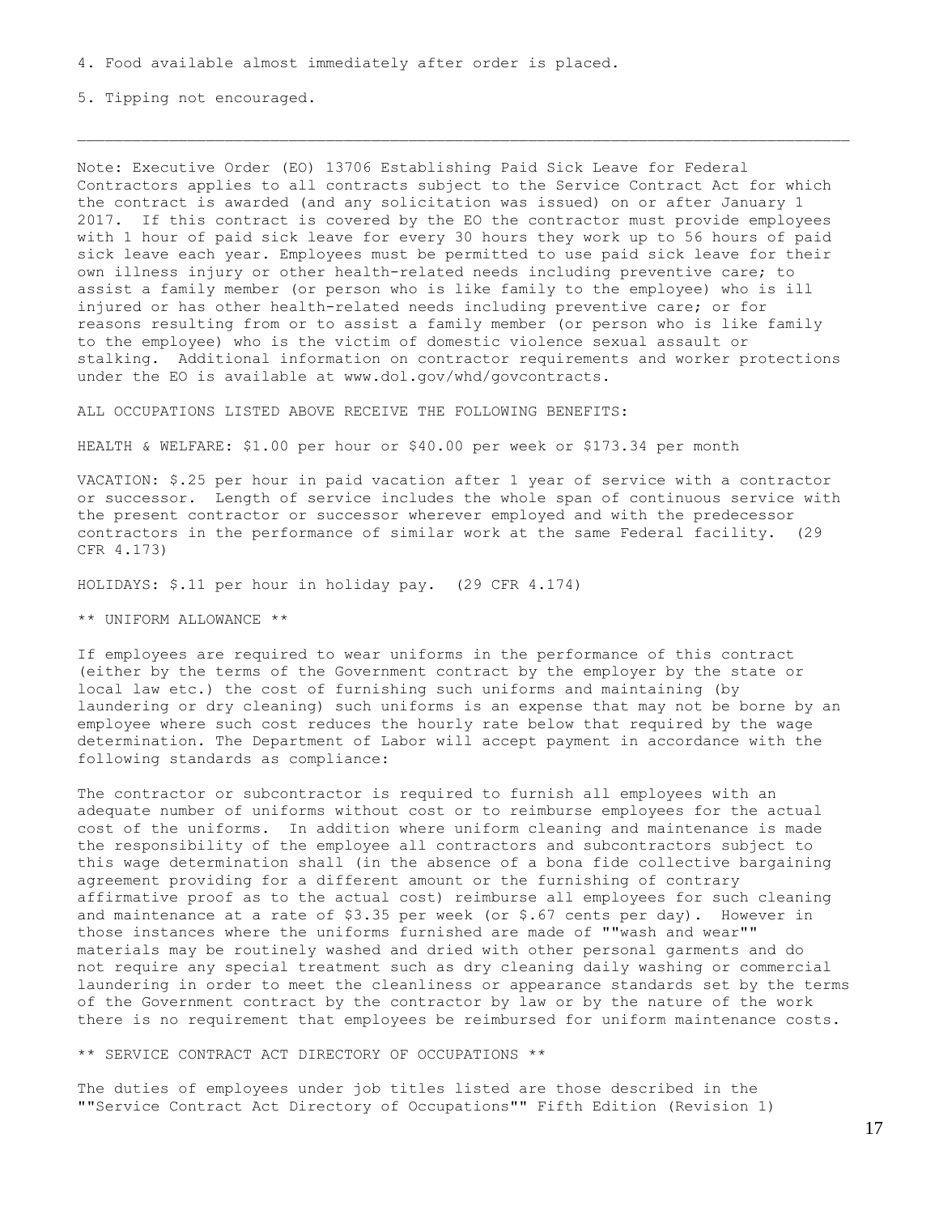4. Food available almost immediately after order is placed.

5. Tipping not encouraged.

---

Note: Executive Order (EO) 13706 Establishing Paid Sick Leave for Federal Contractors applies to all contracts subject to the Service Contract Act for which the contract is awarded (and any solicitation was issued) on or after January 1 2017. If this contract is covered by the EO the contractor must provide employees with 1 hour of paid sick leave for every 30 hours they work up to 56 hours of paid sick leave each year. Employees must be permitted to use paid sick leave for their own illness injury or other health-related needs including preventive care; to assist a family member (or person who is like family to the employee) who is ill injured or has other health-related needs including preventive care; or for reasons resulting from or to assist a family member (or person who is like family to the employee) who is the victim of domestic violence sexual assault or stalking. Additional information on contractor requirements and worker protections under the EO is available at www.dol.gov/whd/govcontracts.

ALL OCCUPATIONS LISTED ABOVE RECEIVE THE FOLLOWING BENEFITS:

HEALTH & WELFARE: $1.00 per hour or $40.00 per week or $173.34 per month

VACATION: $.25 per hour in paid vacation after 1 year of service with a contractor or successor. Length of service includes the whole span of continuous service with the present contractor or successor wherever employed and with the predecessor contractors in the performance of similar work at the same Federal facility. (29 CFR 4.173)

HOLIDAYS: $.11 per hour in holiday pay. (29 CFR 4.174)

** UNIFORM ALLOWANCE **

If employees are required to wear uniforms in the performance of this contract (either by the terms of the Government contract by the employer by the state or local law etc.) the cost of furnishing such uniforms and maintaining (by laundering or dry cleaning) such uniforms is an expense that may not be borne by an employee where such cost reduces the hourly rate below that required by the wage determination. The Department of Labor will accept payment in accordance with the following standards as compliance:

The contractor or subcontractor is required to furnish all employees with an adequate number of uniforms without cost or to reimburse employees for the actual cost of the uniforms. In addition where uniform cleaning and maintenance is made the responsibility of the employee all contractors and subcontractors subject to this wage determination shall (in the absence of a bona fide collective bargaining agreement providing for a different amount or the furnishing of contrary affirmative proof as to the actual cost) reimburse all employees for such cleaning and maintenance at a rate of $3.35 per week (or $.67 cents per day). However in those instances where the uniforms furnished are made of ""wash and wear"" materials may be routinely washed and dried with other personal garments and do not require any special treatment such as dry cleaning daily washing or commercial laundering in order to meet the cleanliness or appearance standards set by the terms of the Government contract by the contractor by law or by the nature of the work there is no requirement that employees be reimbursed for uniform maintenance costs.

** SERVICE CONTRACT ACT DIRECTORY OF OCCUPATIONS **

The duties of employees under job titles listed are those described in the ""Service Contract Act Directory of Occupations"" Fifth Edition (Revision 1)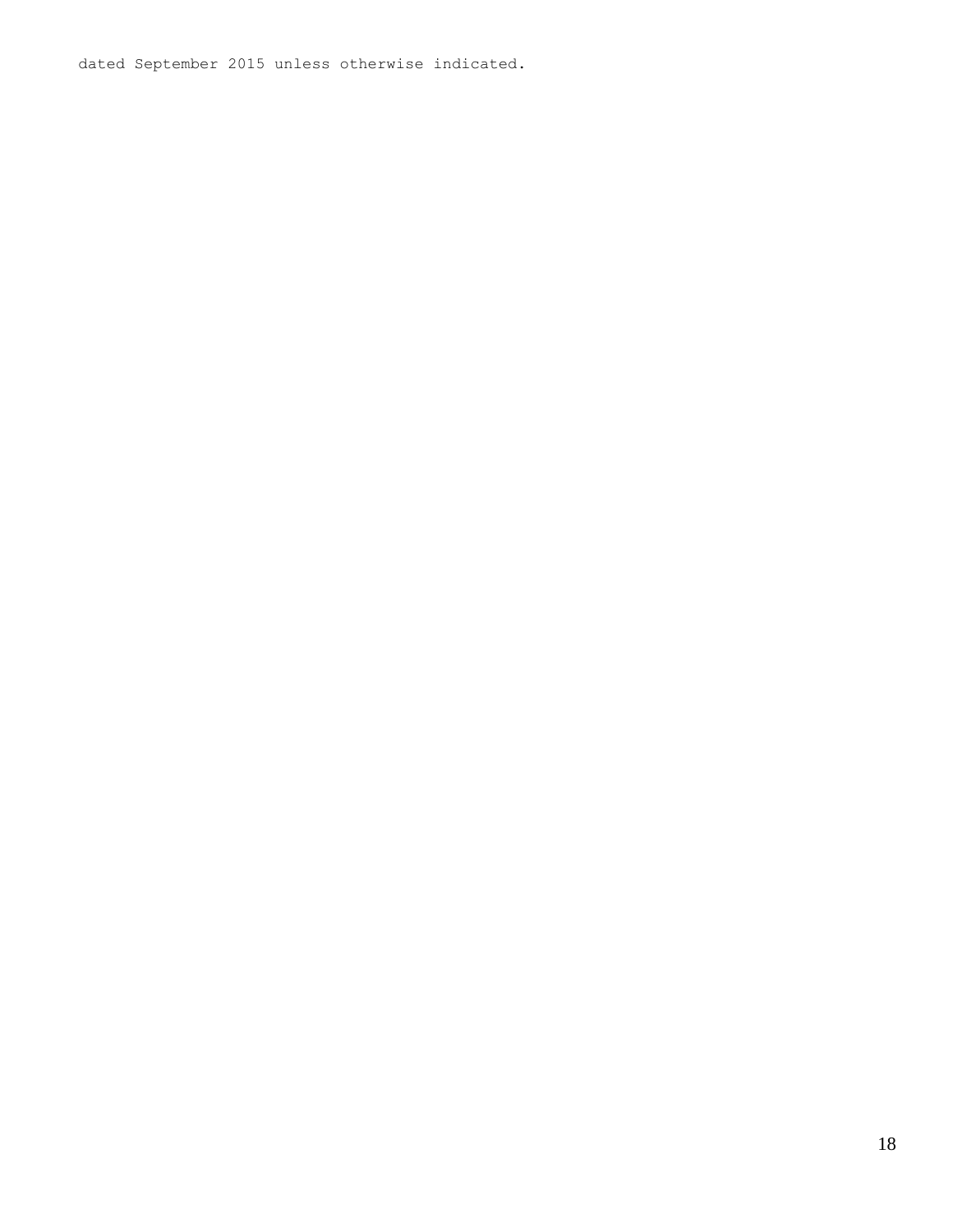dated September 2015 unless otherwise indicated.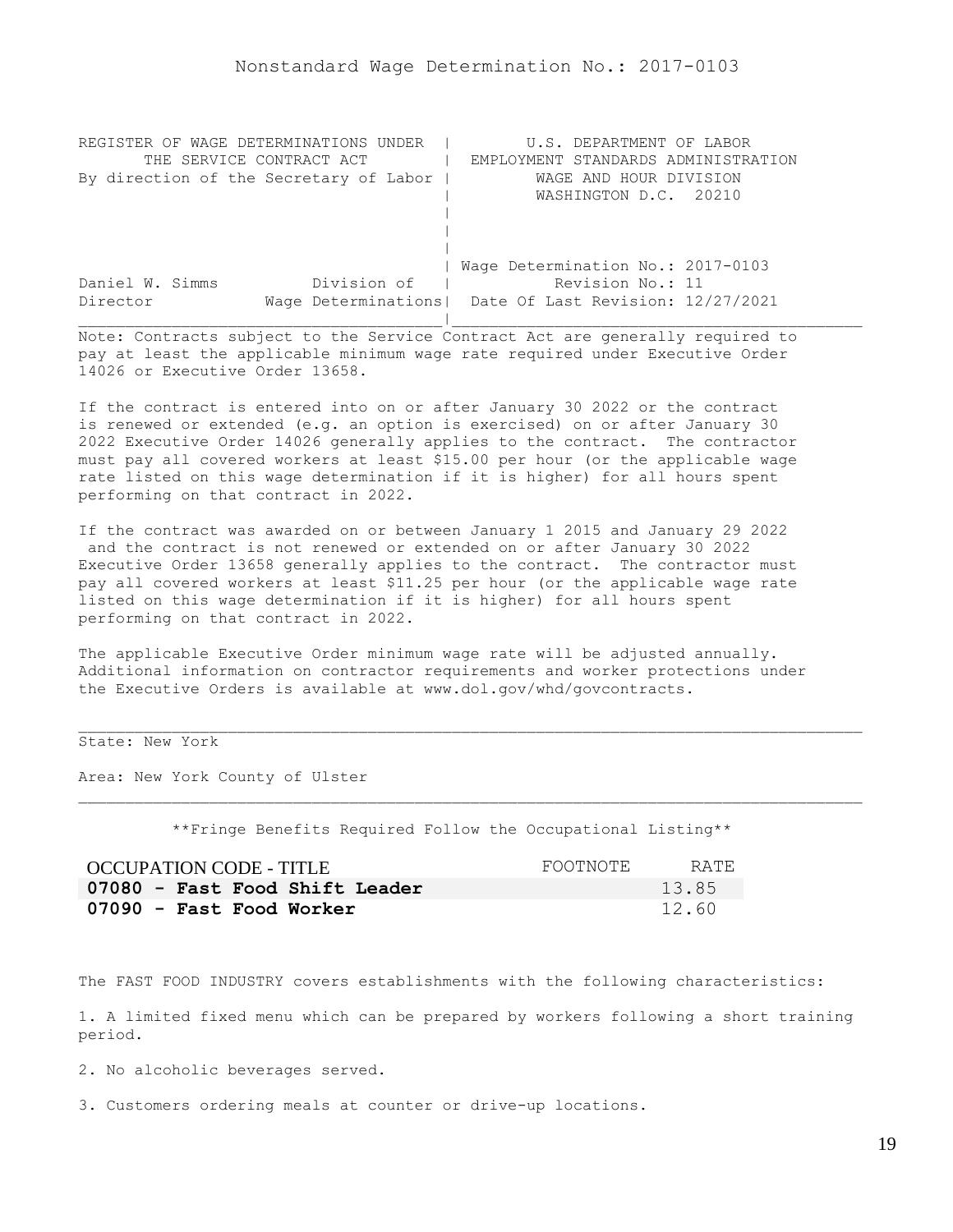Nonstandard Wage Determination No.: 2017-0103

| REGISTER OF WAGE DETERMINATIONS UNDER THE SERVICE CONTRACT ACT By direction of the Secretary of Labor | U.S. DEPARTMENT OF LABOR EMPLOYMENT STANDARDS ADMINISTRATION WAGE AND HOUR DIVISION WASHINGTON D.C. 20210 |
|---|---|
| Daniel W. Simms, Director — Division of Wage Determinations | Wage Determination No.: 2017-0103 Revision No.: 11 Date Of Last Revision: 12/27/2021 |

Note: Contracts subject to the Service Contract Act are generally required to pay at least the applicable minimum wage rate required under Executive Order 14026 or Executive Order 13658.

If the contract is entered into on or after January 30 2022 or the contract is renewed or extended (e.g. an option is exercised) on or after January 30 2022 Executive Order 14026 generally applies to the contract. The contractor must pay all covered workers at least $15.00 per hour (or the applicable wage rate listed on this wage determination if it is higher) for all hours spent performing on that contract in 2022.

If the contract was awarded on or between January 1 2015 and January 29 2022 and the contract is not renewed or extended on or after January 30 2022 Executive Order 13658 generally applies to the contract. The contractor must pay all covered workers at least $11.25 per hour (or the applicable wage rate listed on this wage determination if it is higher) for all hours spent performing on that contract in 2022.

The applicable Executive Order minimum wage rate will be adjusted annually. Additional information on contractor requirements and worker protections under the Executive Orders is available at www.dol.gov/whd/govcontracts.

State: New York

Area: New York County of Ulster

**Fringe Benefits Required Follow the Occupational Listing**

| OCCUPATION CODE - TITLE | FOOTNOTE | RATE |
|---|---|---|
| **07080 - Fast Food Shift Leader** | | 13.85 |
| **07090 - Fast Food Worker** | | 12.60 |

The FAST FOOD INDUSTRY covers establishments with the following characteristics:

1. A limited fixed menu which can be prepared by workers following a short training period.

2. No alcoholic beverages served.

3. Customers ordering meals at counter or drive-up locations.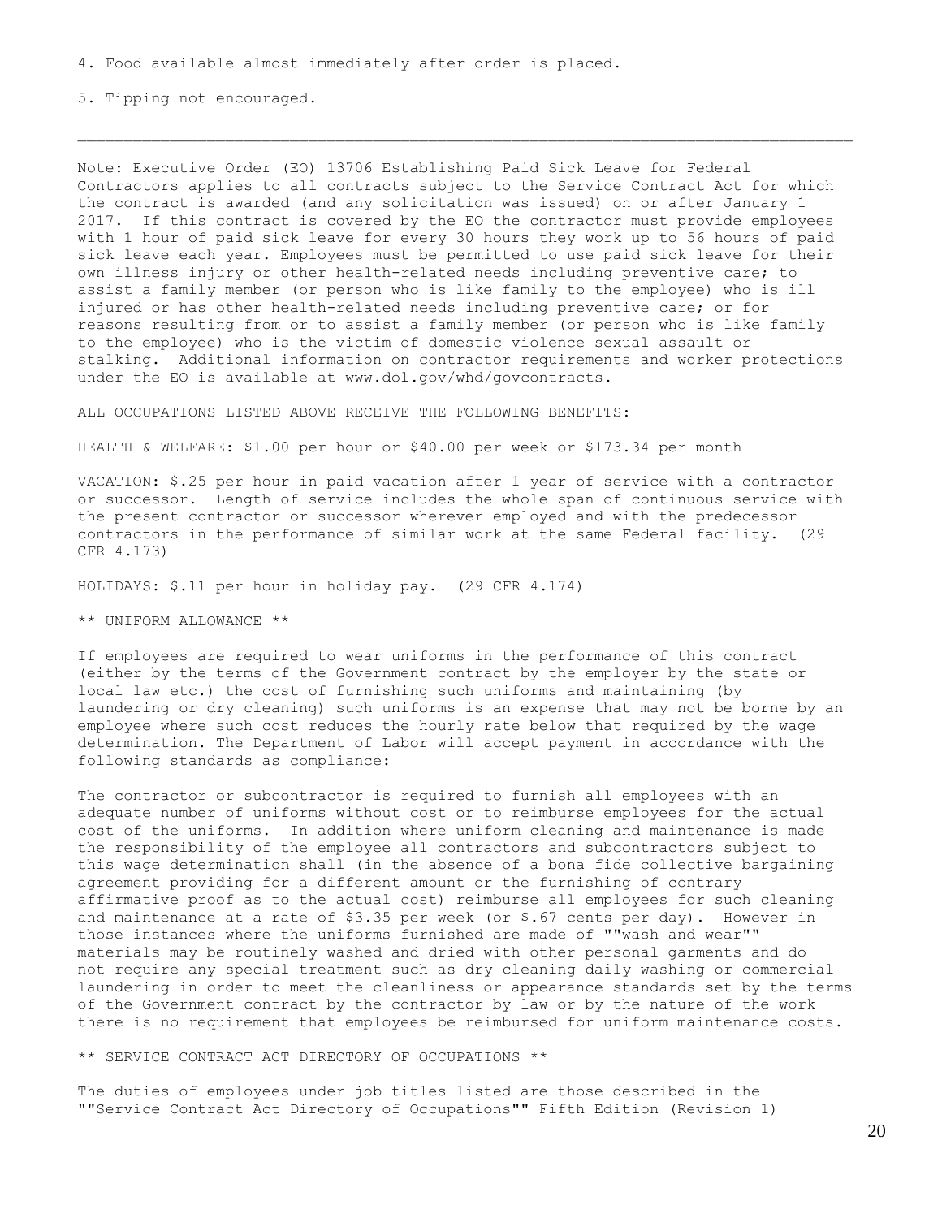4. Food available almost immediately after order is placed.

5. Tipping not encouraged.

---

Note: Executive Order (EO) 13706 Establishing Paid Sick Leave for Federal Contractors applies to all contracts subject to the Service Contract Act for which the contract is awarded (and any solicitation was issued) on or after January 1 2017. If this contract is covered by the EO the contractor must provide employees with 1 hour of paid sick leave for every 30 hours they work up to 56 hours of paid sick leave each year. Employees must be permitted to use paid sick leave for their own illness injury or other health-related needs including preventive care; to assist a family member (or person who is like family to the employee) who is ill injured or has other health-related needs including preventive care; or for reasons resulting from or to assist a family member (or person who is like family to the employee) who is the victim of domestic violence sexual assault or stalking. Additional information on contractor requirements and worker protections under the EO is available at www.dol.gov/whd/govcontracts.

ALL OCCUPATIONS LISTED ABOVE RECEIVE THE FOLLOWING BENEFITS:

HEALTH & WELFARE: $1.00 per hour or $40.00 per week or $173.34 per month

VACATION: $.25 per hour in paid vacation after 1 year of service with a contractor or successor. Length of service includes the whole span of continuous service with the present contractor or successor wherever employed and with the predecessor contractors in the performance of similar work at the same Federal facility. (29 CFR 4.173)

HOLIDAYS: $.11 per hour in holiday pay. (29 CFR 4.174)

** UNIFORM ALLOWANCE **

If employees are required to wear uniforms in the performance of this contract (either by the terms of the Government contract by the employer by the state or local law etc.) the cost of furnishing such uniforms and maintaining (by laundering or dry cleaning) such uniforms is an expense that may not be borne by an employee where such cost reduces the hourly rate below that required by the wage determination. The Department of Labor will accept payment in accordance with the following standards as compliance:

The contractor or subcontractor is required to furnish all employees with an adequate number of uniforms without cost or to reimburse employees for the actual cost of the uniforms. In addition where uniform cleaning and maintenance is made the responsibility of the employee all contractors and subcontractors subject to this wage determination shall (in the absence of a bona fide collective bargaining agreement providing for a different amount or the furnishing of contrary affirmative proof as to the actual cost) reimburse all employees for such cleaning and maintenance at a rate of $3.35 per week (or $.67 cents per day). However in those instances where the uniforms furnished are made of ""wash and wear"" materials may be routinely washed and dried with other personal garments and do not require any special treatment such as dry cleaning daily washing or commercial laundering in order to meet the cleanliness or appearance standards set by the terms of the Government contract by the contractor by law or by the nature of the work there is no requirement that employees be reimbursed for uniform maintenance costs.

** SERVICE CONTRACT ACT DIRECTORY OF OCCUPATIONS **

The duties of employees under job titles listed are those described in the ""Service Contract Act Directory of Occupations"" Fifth Edition (Revision 1)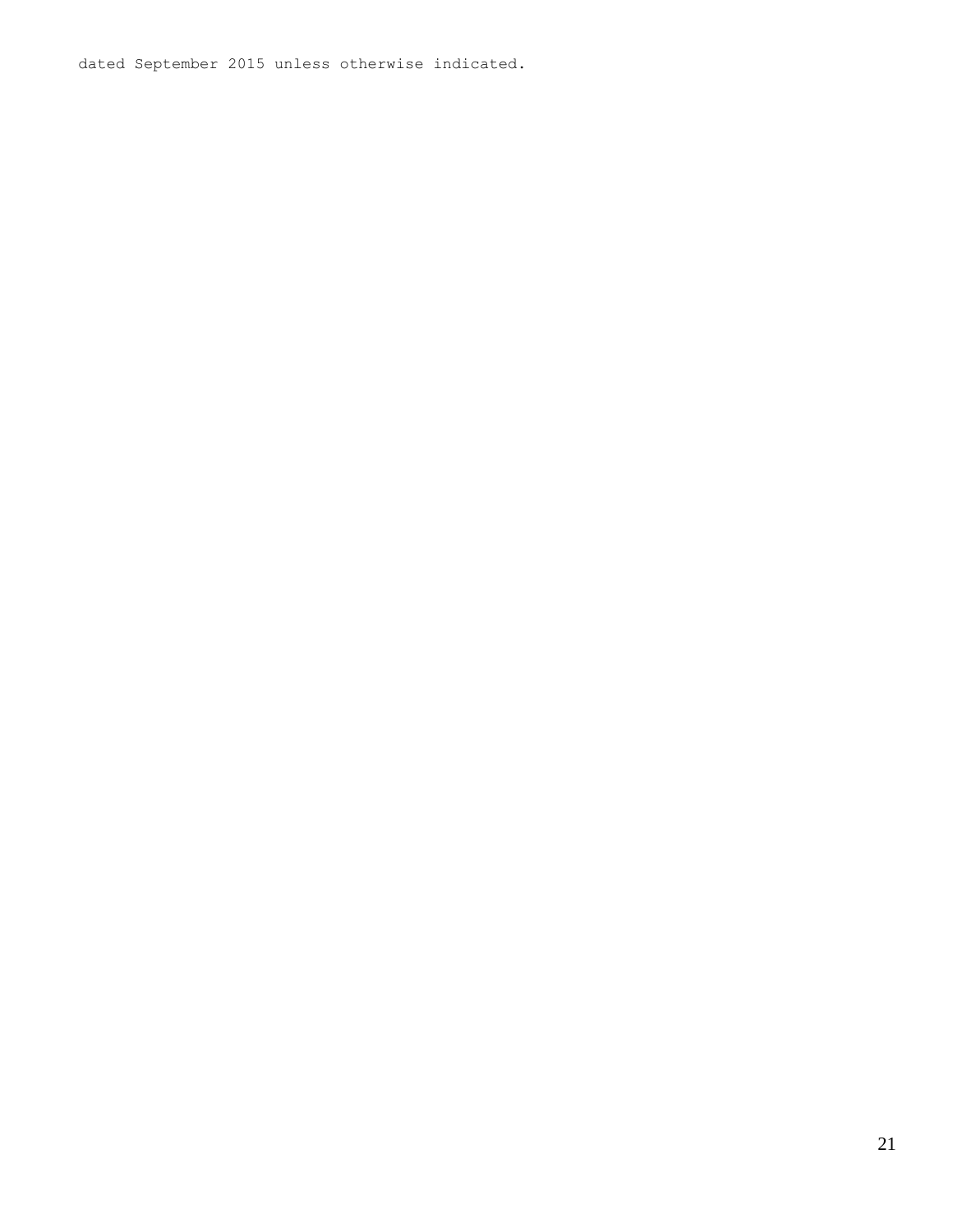dated September 2015 unless otherwise indicated.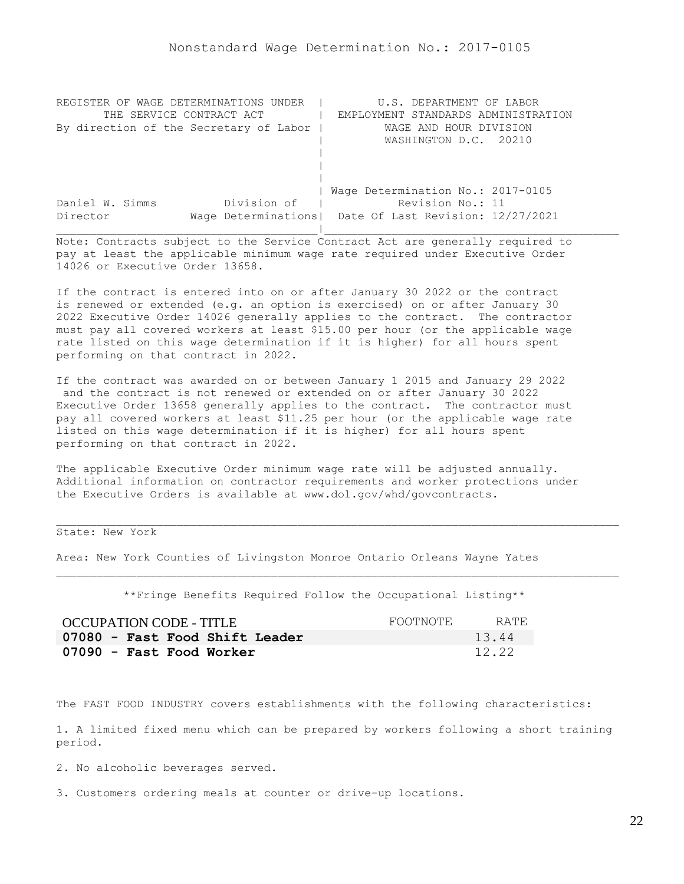Nonstandard Wage Determination No.: 2017-0105

REGISTER OF WAGE DETERMINATIONS UNDER THE SERVICE CONTRACT ACT
By direction of the Secretary of Labor

U.S. DEPARTMENT OF LABOR
EMPLOYMENT STANDARDS ADMINISTRATION
WAGE AND HOUR DIVISION
WASHINGTON D.C. 20210

Daniel W. Simms, Director, Division of Wage Determinations

Wage Determination No.: 2017-0105
Revision No.: 11
Date Of Last Revision: 12/27/2021

Note: Contracts subject to the Service Contract Act are generally required to pay at least the applicable minimum wage rate required under Executive Order 14026 or Executive Order 13658.

If the contract is entered into on or after January 30 2022 or the contract is renewed or extended (e.g. an option is exercised) on or after January 30 2022 Executive Order 14026 generally applies to the contract. The contractor must pay all covered workers at least $15.00 per hour (or the applicable wage rate listed on this wage determination if it is higher) for all hours spent performing on that contract in 2022.

If the contract was awarded on or between January 1 2015 and January 29 2022 and the contract is not renewed or extended on or after January 30 2022 Executive Order 13658 generally applies to the contract. The contractor must pay all covered workers at least $11.25 per hour (or the applicable wage rate listed on this wage determination if it is higher) for all hours spent performing on that contract in 2022.

The applicable Executive Order minimum wage rate will be adjusted annually. Additional information on contractor requirements and worker protections under the Executive Orders is available at www.dol.gov/whd/govcontracts.

State: New York

Area: New York Counties of Livingston Monroe Ontario Orleans Wayne Yates

**Fringe Benefits Required Follow the Occupational Listing**

| OCCUPATION CODE - TITLE | FOOTNOTE | RATE |
|---|---|---|
| **07080 - Fast Food Shift Leader** | | 13.44 |
| **07090 - Fast Food Worker** | | 12.22 |

The FAST FOOD INDUSTRY covers establishments with the following characteristics:

1. A limited fixed menu which can be prepared by workers following a short training period.

2. No alcoholic beverages served.

3. Customers ordering meals at counter or drive-up locations.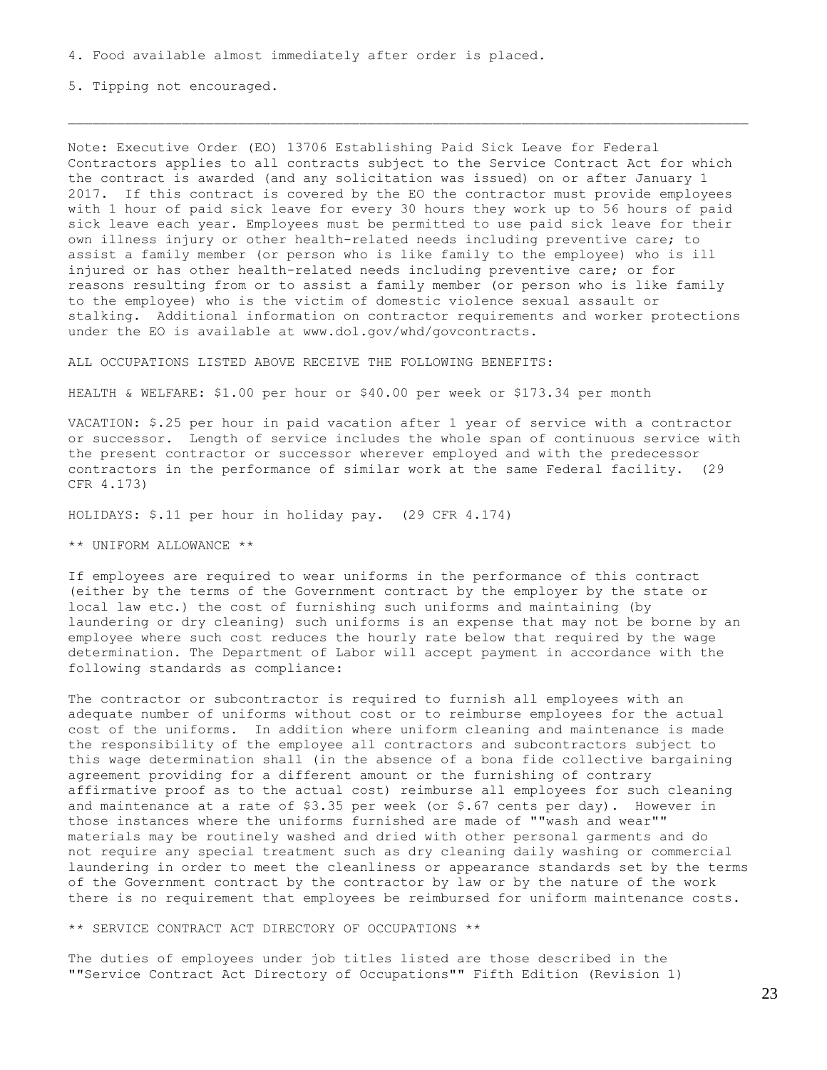4. Food available almost immediately after order is placed.

5. Tipping not encouraged.

---

Note: Executive Order (EO) 13706 Establishing Paid Sick Leave for Federal Contractors applies to all contracts subject to the Service Contract Act for which the contract is awarded (and any solicitation was issued) on or after January 1 2017. If this contract is covered by the EO the contractor must provide employees with 1 hour of paid sick leave for every 30 hours they work up to 56 hours of paid sick leave each year. Employees must be permitted to use paid sick leave for their own illness injury or other health-related needs including preventive care; to assist a family member (or person who is like family to the employee) who is ill injured or has other health-related needs including preventive care; or for reasons resulting from or to assist a family member (or person who is like family to the employee) who is the victim of domestic violence sexual assault or stalking. Additional information on contractor requirements and worker protections under the EO is available at www.dol.gov/whd/govcontracts.

ALL OCCUPATIONS LISTED ABOVE RECEIVE THE FOLLOWING BENEFITS:

HEALTH & WELFARE: $1.00 per hour or $40.00 per week or $173.34 per month

VACATION: $.25 per hour in paid vacation after 1 year of service with a contractor or successor. Length of service includes the whole span of continuous service with the present contractor or successor wherever employed and with the predecessor contractors in the performance of similar work at the same Federal facility. (29 CFR 4.173)

HOLIDAYS: $.11 per hour in holiday pay. (29 CFR 4.174)

** UNIFORM ALLOWANCE **

If employees are required to wear uniforms in the performance of this contract (either by the terms of the Government contract by the employer by the state or local law etc.) the cost of furnishing such uniforms and maintaining (by laundering or dry cleaning) such uniforms is an expense that may not be borne by an employee where such cost reduces the hourly rate below that required by the wage determination. The Department of Labor will accept payment in accordance with the following standards as compliance:

The contractor or subcontractor is required to furnish all employees with an adequate number of uniforms without cost or to reimburse employees for the actual cost of the uniforms. In addition where uniform cleaning and maintenance is made the responsibility of the employee all contractors and subcontractors subject to this wage determination shall (in the absence of a bona fide collective bargaining agreement providing for a different amount or the furnishing of contrary affirmative proof as to the actual cost) reimburse all employees for such cleaning and maintenance at a rate of $3.35 per week (or $.67 cents per day). However in those instances where the uniforms furnished are made of ""wash and wear"" materials may be routinely washed and dried with other personal garments and do not require any special treatment such as dry cleaning daily washing or commercial laundering in order to meet the cleanliness or appearance standards set by the terms of the Government contract by the contractor by law or by the nature of the work there is no requirement that employees be reimbursed for uniform maintenance costs.

** SERVICE CONTRACT ACT DIRECTORY OF OCCUPATIONS **

The duties of employees under job titles listed are those described in the ""Service Contract Act Directory of Occupations"" Fifth Edition (Revision 1)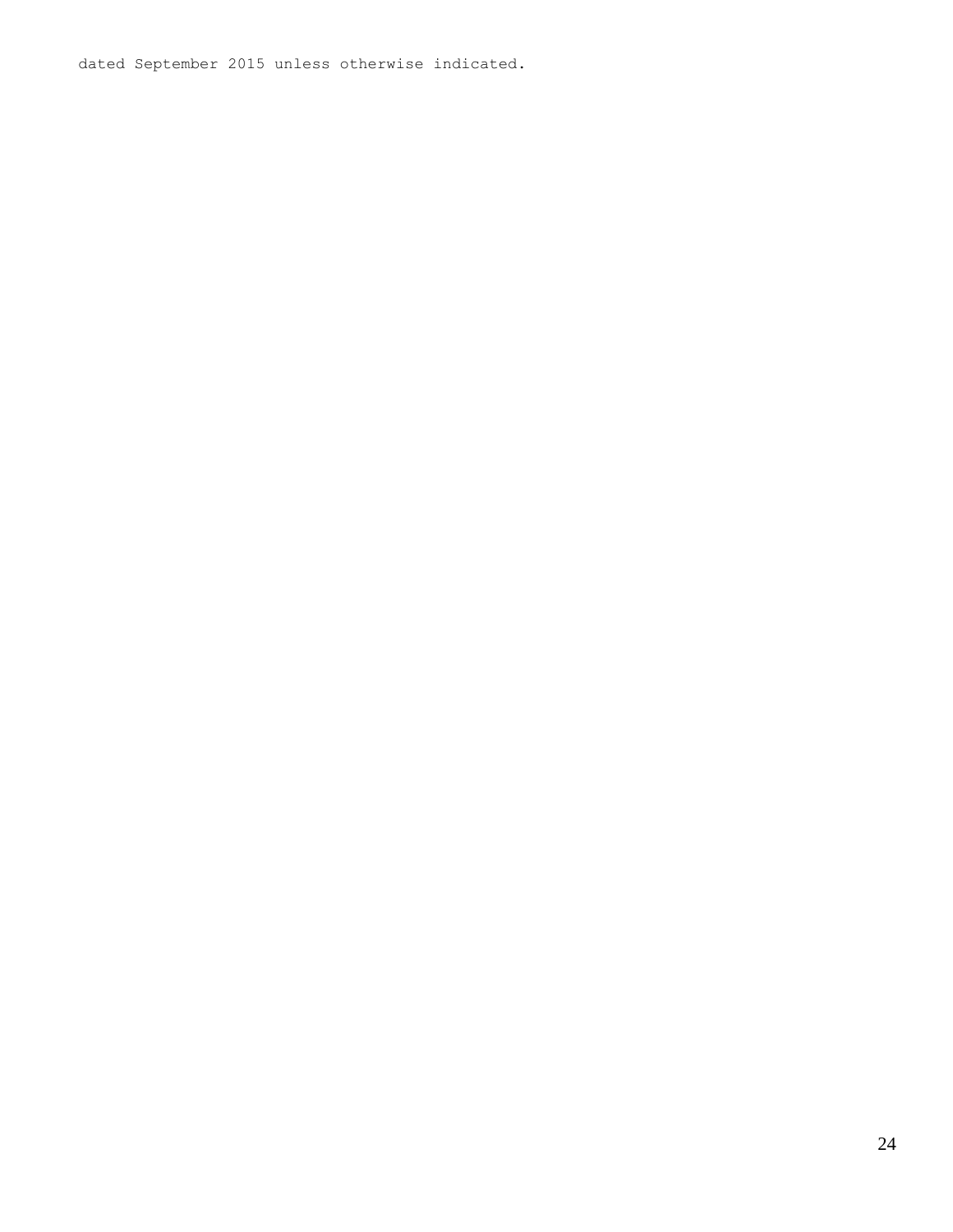dated September 2015 unless otherwise indicated.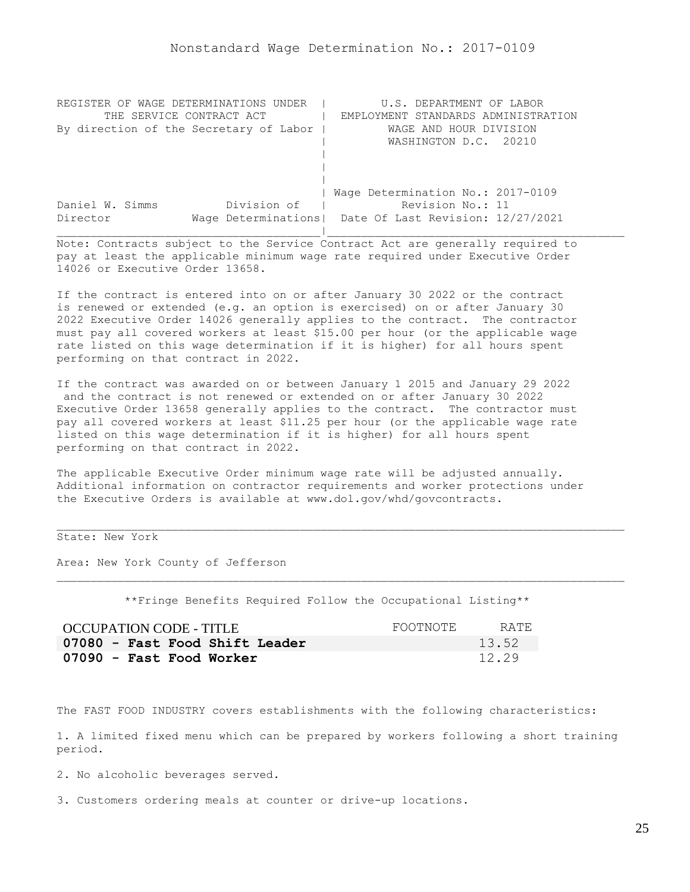# Nonstandard Wage Determination No.: 2017-0109

```
REGISTER OF WAGE DETERMINATIONS UNDER  |         U.S. DEPARTMENT OF LABOR
       THE SERVICE CONTRACT ACT        |  EMPLOYMENT STANDARDS ADMINISTRATION
By direction of the Secretary of Labor |          WAGE AND HOUR DIVISION
                                       |          WASHINGTON D.C.  20210
                                       |
                                       |
                                       |
                                       | Wage Determination No.: 2017-0109
Daniel W. Simms          Division of   |           Revision No.: 11
Director            Wage Determinations|  Date Of Last Revision: 12/27/2021
```

Note: Contracts subject to the Service Contract Act are generally required to pay at least the applicable minimum wage rate required under Executive Order 14026 or Executive Order 13658.

If the contract is entered into on or after January 30 2022 or the contract is renewed or extended (e.g. an option is exercised) on or after January 30 2022 Executive Order 14026 generally applies to the contract. The contractor must pay all covered workers at least $15.00 per hour (or the applicable wage rate listed on this wage determination if it is higher) for all hours spent performing on that contract in 2022.

If the contract was awarded on or between January 1 2015 and January 29 2022 and the contract is not renewed or extended on or after January 30 2022 Executive Order 13658 generally applies to the contract. The contractor must pay all covered workers at least $11.25 per hour (or the applicable wage rate listed on this wage determination if it is higher) for all hours spent performing on that contract in 2022.

The applicable Executive Order minimum wage rate will be adjusted annually. Additional information on contractor requirements and worker protections under the Executive Orders is available at www.dol.gov/whd/govcontracts.

---

State: New York

Area: New York County of Jefferson

---

**Fringe Benefits Required Follow the Occupational Listing**

| OCCUPATION CODE - TITLE | FOOTNOTE | RATE |
|---|---|---|
| **07080 - Fast Food Shift Leader** | | 13.52 |
| **07090 - Fast Food Worker** | | 12.29 |

The FAST FOOD INDUSTRY covers establishments with the following characteristics:

1. A limited fixed menu which can be prepared by workers following a short training period.

2. No alcoholic beverages served.

3. Customers ordering meals at counter or drive-up locations.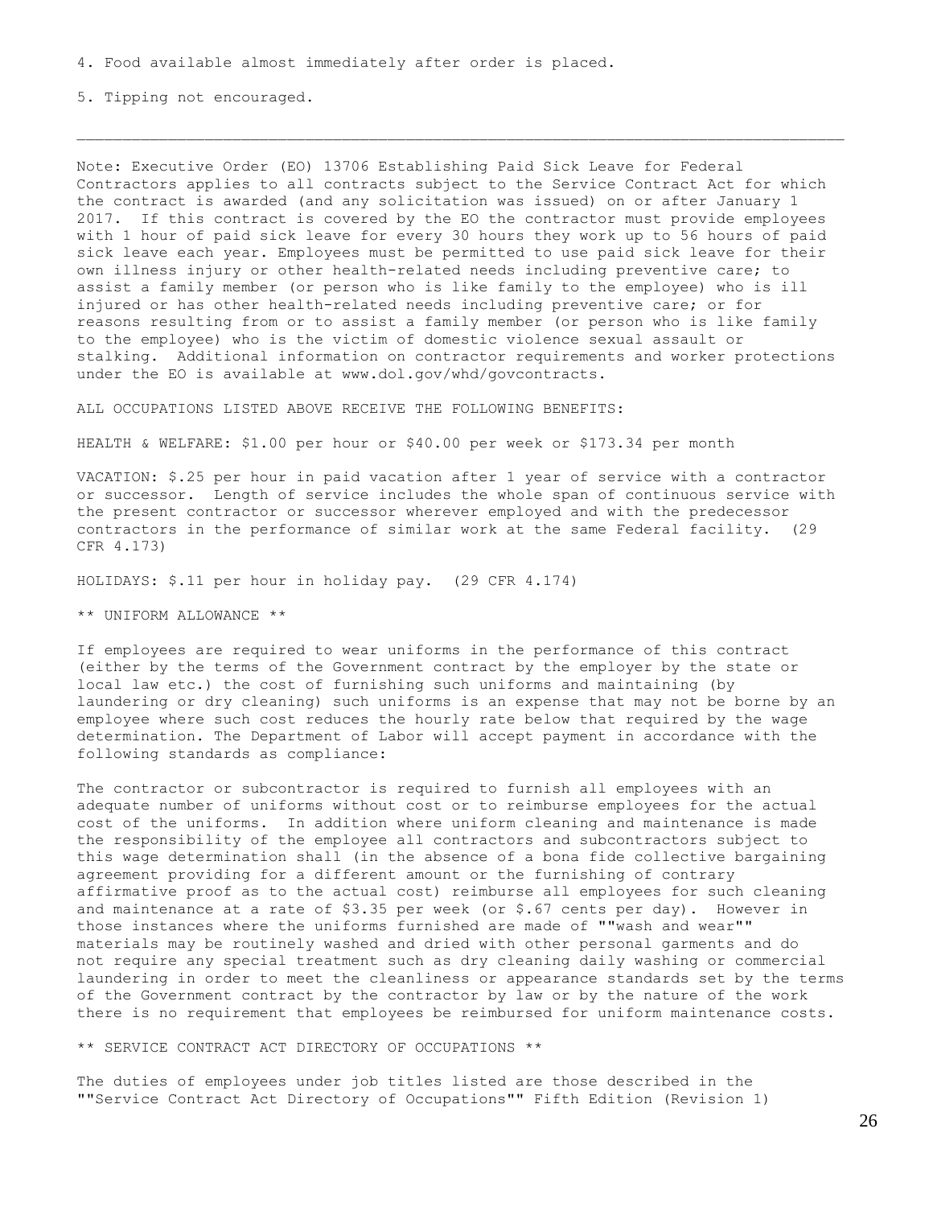4. Food available almost immediately after order is placed.

5. Tipping not encouraged.

---

Note: Executive Order (EO) 13706 Establishing Paid Sick Leave for Federal Contractors applies to all contracts subject to the Service Contract Act for which the contract is awarded (and any solicitation was issued) on or after January 1 2017. If this contract is covered by the EO the contractor must provide employees with 1 hour of paid sick leave for every 30 hours they work up to 56 hours of paid sick leave each year. Employees must be permitted to use paid sick leave for their own illness injury or other health-related needs including preventive care; to assist a family member (or person who is like family to the employee) who is ill injured or has other health-related needs including preventive care; or for reasons resulting from or to assist a family member (or person who is like family to the employee) who is the victim of domestic violence sexual assault or stalking. Additional information on contractor requirements and worker protections under the EO is available at www.dol.gov/whd/govcontracts.

ALL OCCUPATIONS LISTED ABOVE RECEIVE THE FOLLOWING BENEFITS:

HEALTH & WELFARE: $1.00 per hour or $40.00 per week or $173.34 per month

VACATION: $.25 per hour in paid vacation after 1 year of service with a contractor or successor. Length of service includes the whole span of continuous service with the present contractor or successor wherever employed and with the predecessor contractors in the performance of similar work at the same Federal facility. (29 CFR 4.173)

HOLIDAYS: $.11 per hour in holiday pay. (29 CFR 4.174)

** UNIFORM ALLOWANCE **

If employees are required to wear uniforms in the performance of this contract (either by the terms of the Government contract by the employer by the state or local law etc.) the cost of furnishing such uniforms and maintaining (by laundering or dry cleaning) such uniforms is an expense that may not be borne by an employee where such cost reduces the hourly rate below that required by the wage determination. The Department of Labor will accept payment in accordance with the following standards as compliance:

The contractor or subcontractor is required to furnish all employees with an adequate number of uniforms without cost or to reimburse employees for the actual cost of the uniforms. In addition where uniform cleaning and maintenance is made the responsibility of the employee all contractors and subcontractors subject to this wage determination shall (in the absence of a bona fide collective bargaining agreement providing for a different amount or the furnishing of contrary affirmative proof as to the actual cost) reimburse all employees for such cleaning and maintenance at a rate of $3.35 per week (or $.67 cents per day). However in those instances where the uniforms furnished are made of ""wash and wear"" materials may be routinely washed and dried with other personal garments and do not require any special treatment such as dry cleaning daily washing or commercial laundering in order to meet the cleanliness or appearance standards set by the terms of the Government contract by the contractor by law or by the nature of the work there is no requirement that employees be reimbursed for uniform maintenance costs.

** SERVICE CONTRACT ACT DIRECTORY OF OCCUPATIONS **

The duties of employees under job titles listed are those described in the ""Service Contract Act Directory of Occupations"" Fifth Edition (Revision 1)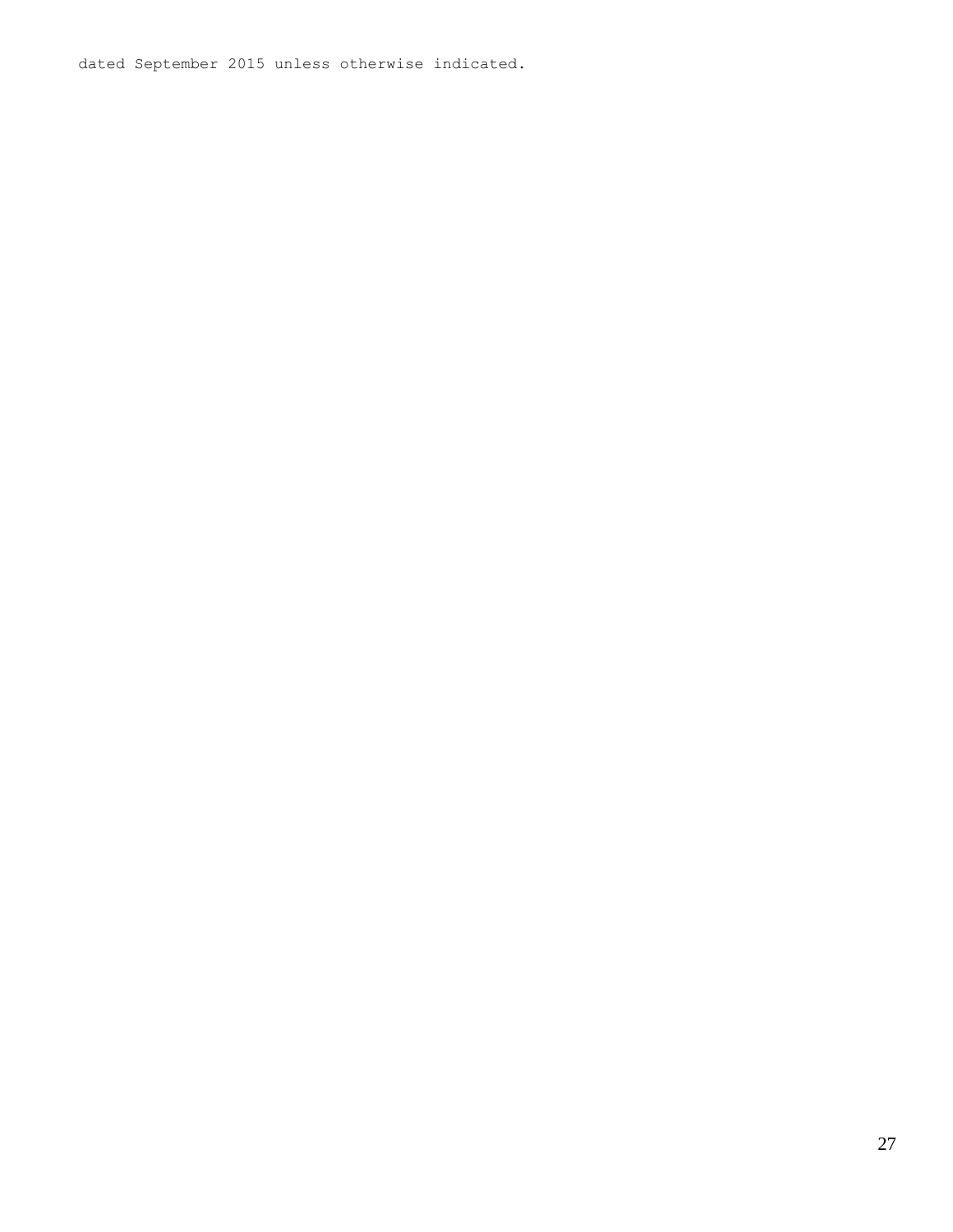dated September 2015 unless otherwise indicated.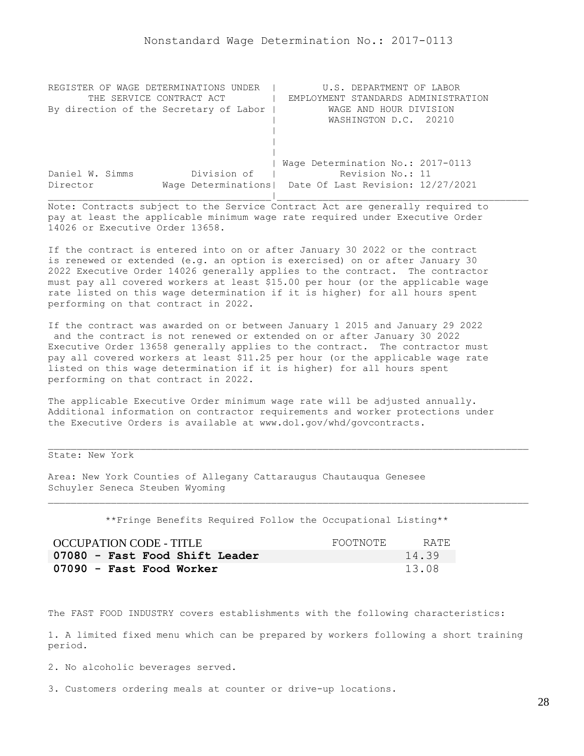Nonstandard Wage Determination No.: 2017-0113

```
REGISTER OF WAGE DETERMINATIONS UNDER  |         U.S. DEPARTMENT OF LABOR
       THE SERVICE CONTRACT ACT        |  EMPLOYMENT STANDARDS ADMINISTRATION
By direction of the Secretary of Labor |          WAGE AND HOUR DIVISION
                                       |          WASHINGTON D.C.  20210
                                       |
                                       |
                                       |
                                       | Wage Determination No.: 2017-0113
Daniel W. Simms          Division of   |           Revision No.: 11
Director            Wage Determinations|  Date Of Last Revision: 12/27/2021
_______________________________________|_______________________________________
```

Note: Contracts subject to the Service Contract Act are generally required to pay at least the applicable minimum wage rate required under Executive Order 14026 or Executive Order 13658.

If the contract is entered into on or after January 30 2022 or the contract is renewed or extended (e.g. an option is exercised) on or after January 30 2022 Executive Order 14026 generally applies to the contract. The contractor must pay all covered workers at least $15.00 per hour (or the applicable wage rate listed on this wage determination if it is higher) for all hours spent performing on that contract in 2022.

If the contract was awarded on or between January 1 2015 and January 29 2022 and the contract is not renewed or extended on or after January 30 2022 Executive Order 13658 generally applies to the contract. The contractor must pay all covered workers at least $11.25 per hour (or the applicable wage rate listed on this wage determination if it is higher) for all hours spent performing on that contract in 2022.

The applicable Executive Order minimum wage rate will be adjusted annually. Additional information on contractor requirements and worker protections under the Executive Orders is available at www.dol.gov/whd/govcontracts.

---

State: New York

Area: New York Counties of Allegany Cattaraugus Chautauqua Genesee Schuyler Seneca Steuben Wyoming

---

**Fringe Benefits Required Follow the Occupational Listing**

| OCCUPATION CODE - TITLE | FOOTNOTE | RATE |
|---|---|---|
| **07080 - Fast Food Shift Leader** | | 14.39 |
| **07090 - Fast Food Worker** | | 13.08 |

The FAST FOOD INDUSTRY covers establishments with the following characteristics:

1. A limited fixed menu which can be prepared by workers following a short training period.

2. No alcoholic beverages served.

3. Customers ordering meals at counter or drive-up locations.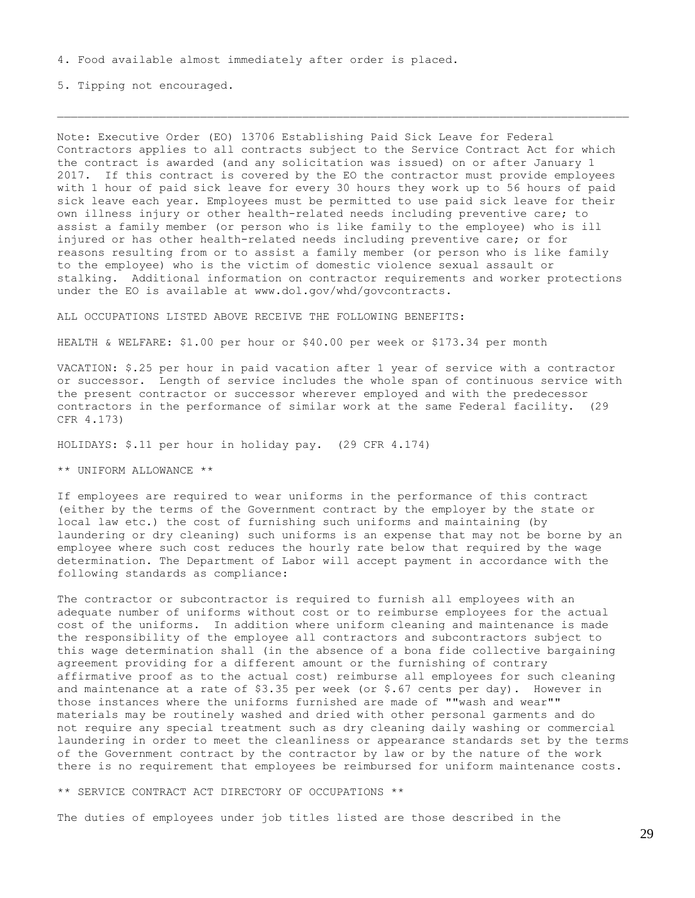4. Food available almost immediately after order is placed.

5. Tipping not encouraged.

---

Note: Executive Order (EO) 13706 Establishing Paid Sick Leave for Federal Contractors applies to all contracts subject to the Service Contract Act for which the contract is awarded (and any solicitation was issued) on or after January 1 2017. If this contract is covered by the EO the contractor must provide employees with 1 hour of paid sick leave for every 30 hours they work up to 56 hours of paid sick leave each year. Employees must be permitted to use paid sick leave for their own illness injury or other health-related needs including preventive care; to assist a family member (or person who is like family to the employee) who is ill injured or has other health-related needs including preventive care; or for reasons resulting from or to assist a family member (or person who is like family to the employee) who is the victim of domestic violence sexual assault or stalking. Additional information on contractor requirements and worker protections under the EO is available at www.dol.gov/whd/govcontracts.

ALL OCCUPATIONS LISTED ABOVE RECEIVE THE FOLLOWING BENEFITS:

HEALTH & WELFARE: $1.00 per hour or $40.00 per week or $173.34 per month

VACATION: $.25 per hour in paid vacation after 1 year of service with a contractor or successor. Length of service includes the whole span of continuous service with the present contractor or successor wherever employed and with the predecessor contractors in the performance of similar work at the same Federal facility. (29 CFR 4.173)

HOLIDAYS: $.11 per hour in holiday pay. (29 CFR 4.174)

** UNIFORM ALLOWANCE **

If employees are required to wear uniforms in the performance of this contract (either by the terms of the Government contract by the employer by the state or local law etc.) the cost of furnishing such uniforms and maintaining (by laundering or dry cleaning) such uniforms is an expense that may not be borne by an employee where such cost reduces the hourly rate below that required by the wage determination. The Department of Labor will accept payment in accordance with the following standards as compliance:

The contractor or subcontractor is required to furnish all employees with an adequate number of uniforms without cost or to reimburse employees for the actual cost of the uniforms. In addition where uniform cleaning and maintenance is made the responsibility of the employee all contractors and subcontractors subject to this wage determination shall (in the absence of a bona fide collective bargaining agreement providing for a different amount or the furnishing of contrary affirmative proof as to the actual cost) reimburse all employees for such cleaning and maintenance at a rate of $3.35 per week (or $.67 cents per day). However in those instances where the uniforms furnished are made of ""wash and wear"" materials may be routinely washed and dried with other personal garments and do not require any special treatment such as dry cleaning daily washing or commercial laundering in order to meet the cleanliness or appearance standards set by the terms of the Government contract by the contractor by law or by the nature of the work there is no requirement that employees be reimbursed for uniform maintenance costs.

** SERVICE CONTRACT ACT DIRECTORY OF OCCUPATIONS **

The duties of employees under job titles listed are those described in the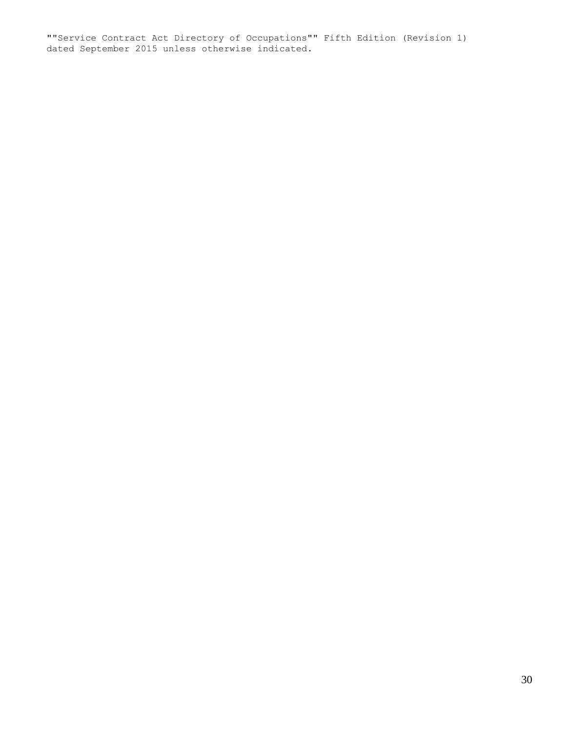""Service Contract Act Directory of Occupations"" Fifth Edition (Revision 1) dated September 2015 unless otherwise indicated.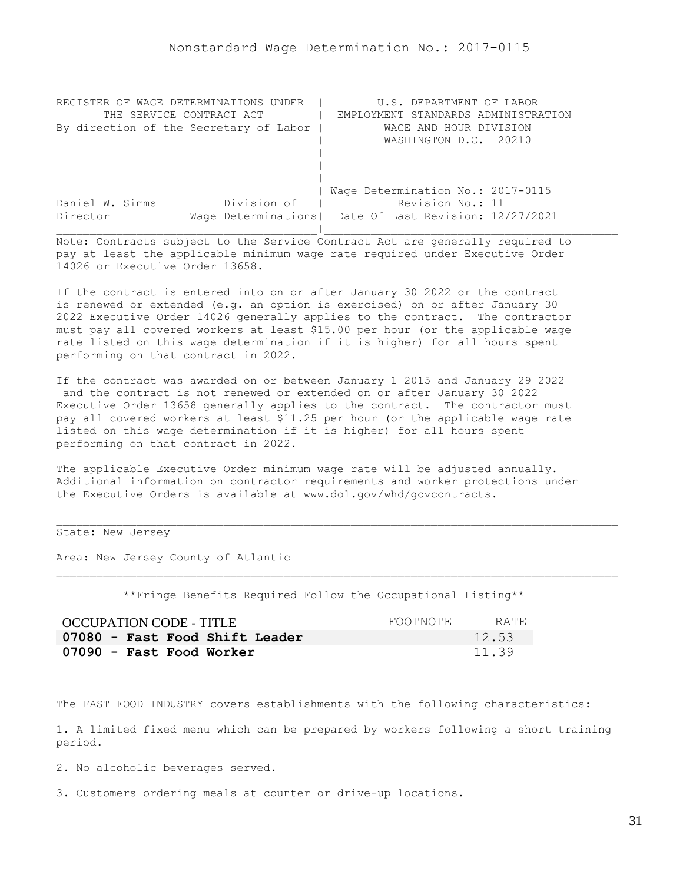Nonstandard Wage Determination No.: 2017-0115

```
REGISTER OF WAGE DETERMINATIONS UNDER  |         U.S. DEPARTMENT OF LABOR
       THE SERVICE CONTRACT ACT        |  EMPLOYMENT STANDARDS ADMINISTRATION
By direction of the Secretary of Labor |          WAGE AND HOUR DIVISION
                                       |          WASHINGTON D.C.  20210
                                       |
                                       |
                                       |
                                       | Wage Determination No.: 2017-0115
Daniel W. Simms          Division of   |           Revision No.: 11
Director            Wage Determinations|  Date Of Last Revision: 12/27/2021
_______________________________________|____________________________________
```

Note: Contracts subject to the Service Contract Act are generally required to pay at least the applicable minimum wage rate required under Executive Order 14026 or Executive Order 13658.

If the contract is entered into on or after January 30 2022 or the contract is renewed or extended (e.g. an option is exercised) on or after January 30 2022 Executive Order 14026 generally applies to the contract. The contractor must pay all covered workers at least $15.00 per hour (or the applicable wage rate listed on this wage determination if it is higher) for all hours spent performing on that contract in 2022.

If the contract was awarded on or between January 1 2015 and January 29 2022 and the contract is not renewed or extended on or after January 30 2022 Executive Order 13658 generally applies to the contract. The contractor must pay all covered workers at least $11.25 per hour (or the applicable wage rate listed on this wage determination if it is higher) for all hours spent performing on that contract in 2022.

The applicable Executive Order minimum wage rate will be adjusted annually. Additional information on contractor requirements and worker protections under the Executive Orders is available at www.dol.gov/whd/govcontracts.

State: New Jersey

Area: New Jersey County of Atlantic

**Fringe Benefits Required Follow the Occupational Listing**

| OCCUPATION CODE - TITLE | FOOTNOTE | RATE |
|---|---|---|
| **07080 - Fast Food Shift Leader** | | 12.53 |
| **07090 - Fast Food Worker** | | 11.39 |

The FAST FOOD INDUSTRY covers establishments with the following characteristics:

1. A limited fixed menu which can be prepared by workers following a short training period.

2. No alcoholic beverages served.

3. Customers ordering meals at counter or drive-up locations.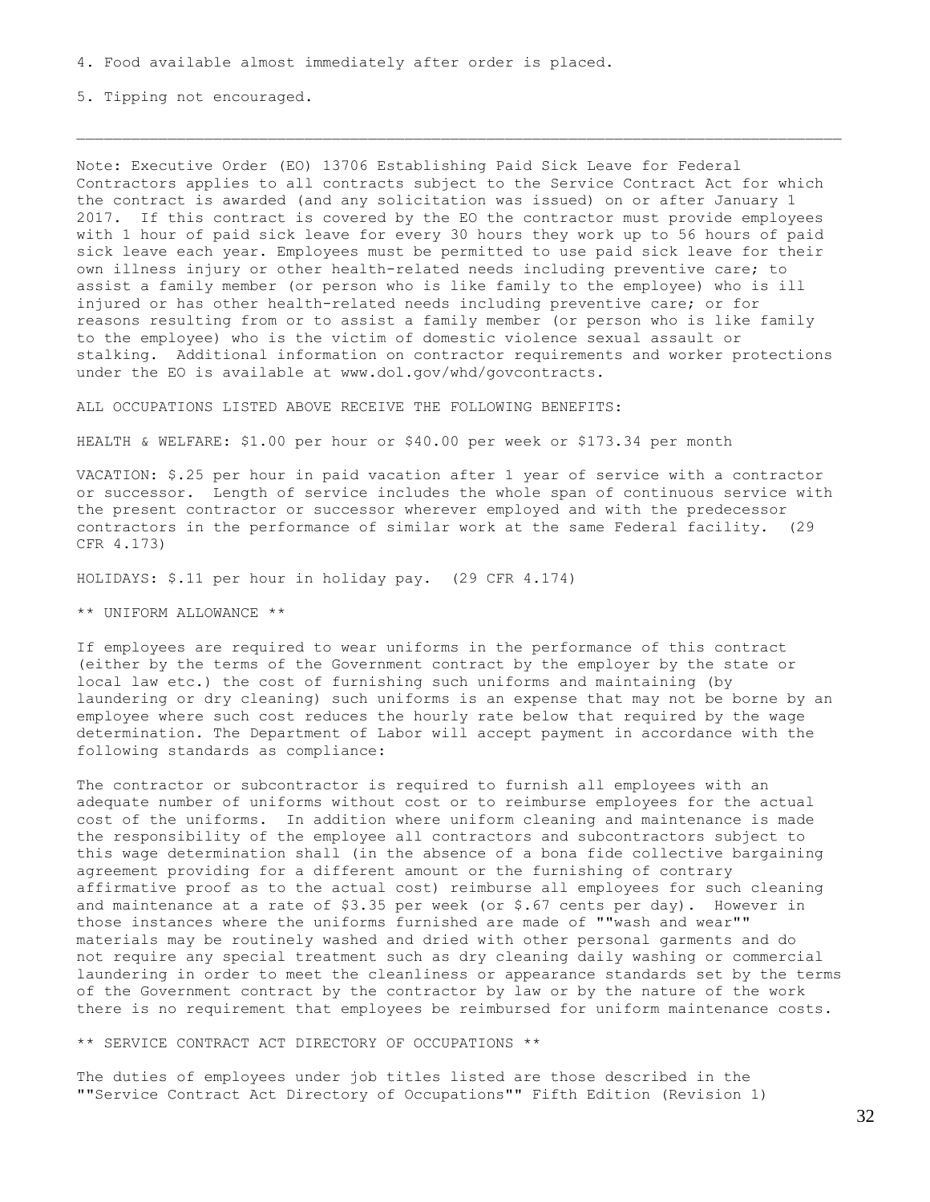4. Food available almost immediately after order is placed.

5. Tipping not encouraged.

---

Note: Executive Order (EO) 13706 Establishing Paid Sick Leave for Federal Contractors applies to all contracts subject to the Service Contract Act for which the contract is awarded (and any solicitation was issued) on or after January 1 2017. If this contract is covered by the EO the contractor must provide employees with 1 hour of paid sick leave for every 30 hours they work up to 56 hours of paid sick leave each year. Employees must be permitted to use paid sick leave for their own illness injury or other health-related needs including preventive care; to assist a family member (or person who is like family to the employee) who is ill injured or has other health-related needs including preventive care; or for reasons resulting from or to assist a family member (or person who is like family to the employee) who is the victim of domestic violence sexual assault or stalking. Additional information on contractor requirements and worker protections under the EO is available at www.dol.gov/whd/govcontracts.

ALL OCCUPATIONS LISTED ABOVE RECEIVE THE FOLLOWING BENEFITS:

HEALTH & WELFARE: $1.00 per hour or $40.00 per week or $173.34 per month

VACATION: $.25 per hour in paid vacation after 1 year of service with a contractor or successor. Length of service includes the whole span of continuous service with the present contractor or successor wherever employed and with the predecessor contractors in the performance of similar work at the same Federal facility. (29 CFR 4.173)

HOLIDAYS: $.11 per hour in holiday pay. (29 CFR 4.174)

** UNIFORM ALLOWANCE **

If employees are required to wear uniforms in the performance of this contract (either by the terms of the Government contract by the employer by the state or local law etc.) the cost of furnishing such uniforms and maintaining (by laundering or dry cleaning) such uniforms is an expense that may not be borne by an employee where such cost reduces the hourly rate below that required by the wage determination. The Department of Labor will accept payment in accordance with the following standards as compliance:

The contractor or subcontractor is required to furnish all employees with an adequate number of uniforms without cost or to reimburse employees for the actual cost of the uniforms. In addition where uniform cleaning and maintenance is made the responsibility of the employee all contractors and subcontractors subject to this wage determination shall (in the absence of a bona fide collective bargaining agreement providing for a different amount or the furnishing of contrary affirmative proof as to the actual cost) reimburse all employees for such cleaning and maintenance at a rate of $3.35 per week (or $.67 cents per day). However in those instances where the uniforms furnished are made of ""wash and wear"" materials may be routinely washed and dried with other personal garments and do not require any special treatment such as dry cleaning daily washing or commercial laundering in order to meet the cleanliness or appearance standards set by the terms of the Government contract by the contractor by law or by the nature of the work there is no requirement that employees be reimbursed for uniform maintenance costs.

** SERVICE CONTRACT ACT DIRECTORY OF OCCUPATIONS **

The duties of employees under job titles listed are those described in the ""Service Contract Act Directory of Occupations"" Fifth Edition (Revision 1)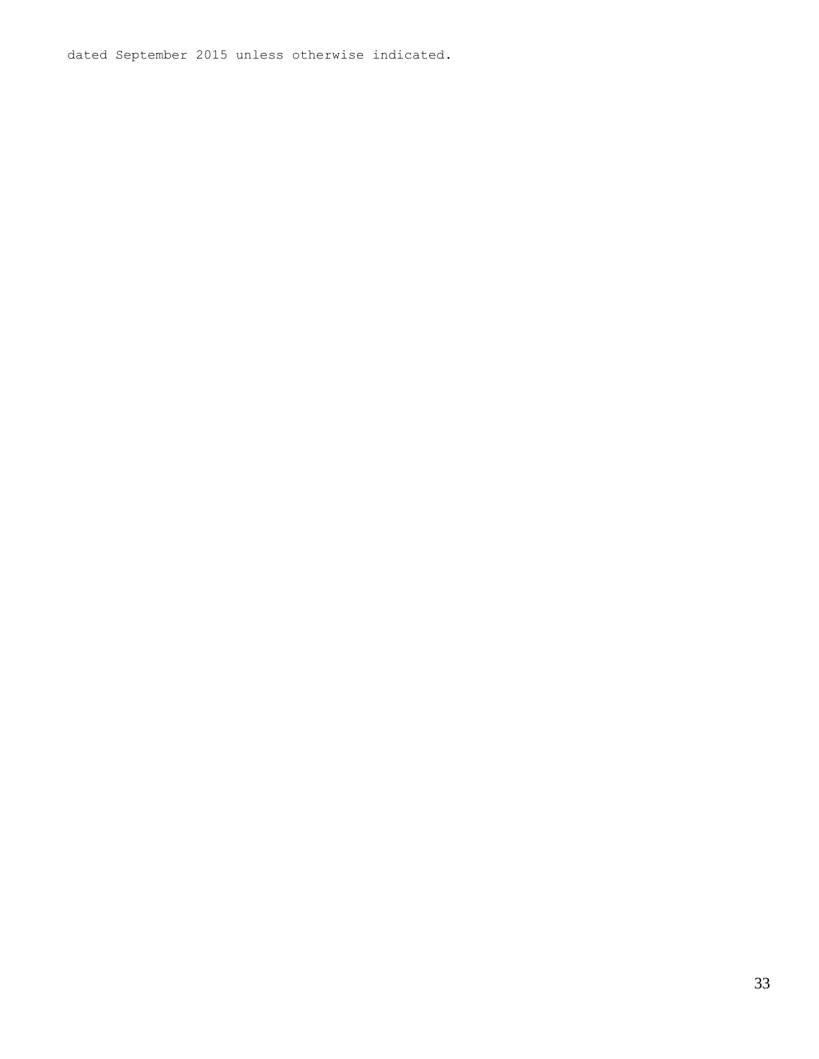dated September 2015 unless otherwise indicated.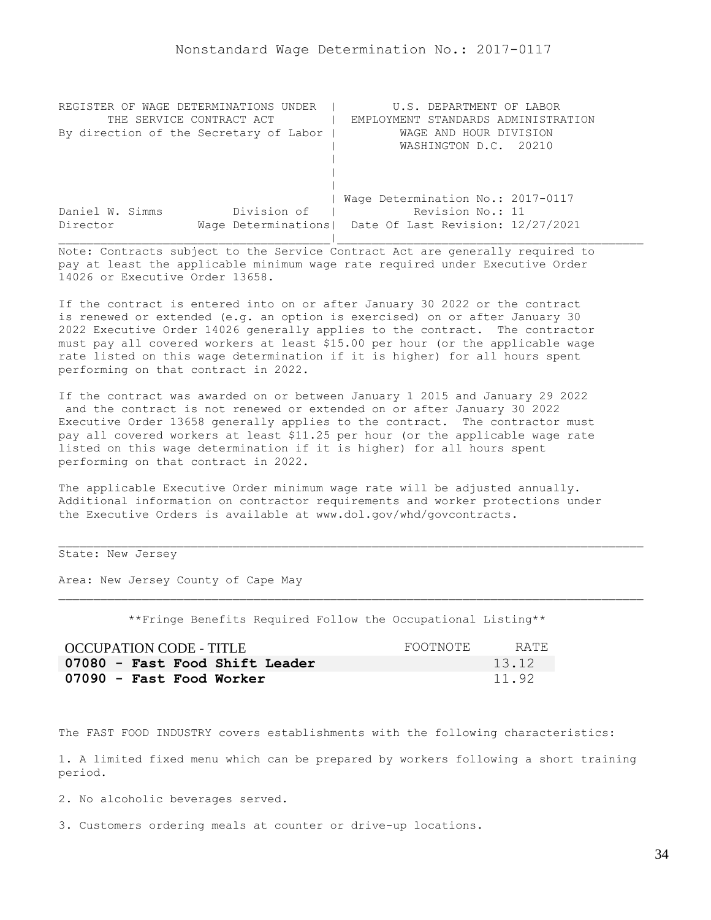Nonstandard Wage Determination No.: 2017-0117

```
REGISTER OF WAGE DETERMINATIONS UNDER  |         U.S. DEPARTMENT OF LABOR
       THE SERVICE CONTRACT ACT        |  EMPLOYMENT STANDARDS ADMINISTRATION
By direction of the Secretary of Labor |         WAGE AND HOUR DIVISION
                                       |         WASHINGTON D.C.  20210
                                       |
                                       |
                                       |
                                       | Wage Determination No.: 2017-0117
Daniel W. Simms          Division of   |          Revision No.: 11
Director             Wage Determinations|  Date Of Last Revision: 12/27/2021
```

Note: Contracts subject to the Service Contract Act are generally required to pay at least the applicable minimum wage rate required under Executive Order 14026 or Executive Order 13658.

If the contract is entered into on or after January 30 2022 or the contract is renewed or extended (e.g. an option is exercised) on or after January 30 2022 Executive Order 14026 generally applies to the contract. The contractor must pay all covered workers at least $15.00 per hour (or the applicable wage rate listed on this wage determination if it is higher) for all hours spent performing on that contract in 2022.

If the contract was awarded on or between January 1 2015 and January 29 2022 and the contract is not renewed or extended on or after January 30 2022 Executive Order 13658 generally applies to the contract. The contractor must pay all covered workers at least $11.25 per hour (or the applicable wage rate listed on this wage determination if it is higher) for all hours spent performing on that contract in 2022.

The applicable Executive Order minimum wage rate will be adjusted annually. Additional information on contractor requirements and worker protections under the Executive Orders is available at www.dol.gov/whd/govcontracts.

State: New Jersey

Area: New Jersey County of Cape May

**Fringe Benefits Required Follow the Occupational Listing**

| OCCUPATION CODE - TITLE | FOOTNOTE | RATE |
|---|---|---|
| **07080 - Fast Food Shift Leader** | | 13.12 |
| **07090 - Fast Food Worker** | | 11.92 |

The FAST FOOD INDUSTRY covers establishments with the following characteristics:

1. A limited fixed menu which can be prepared by workers following a short training period.

2. No alcoholic beverages served.

3. Customers ordering meals at counter or drive-up locations.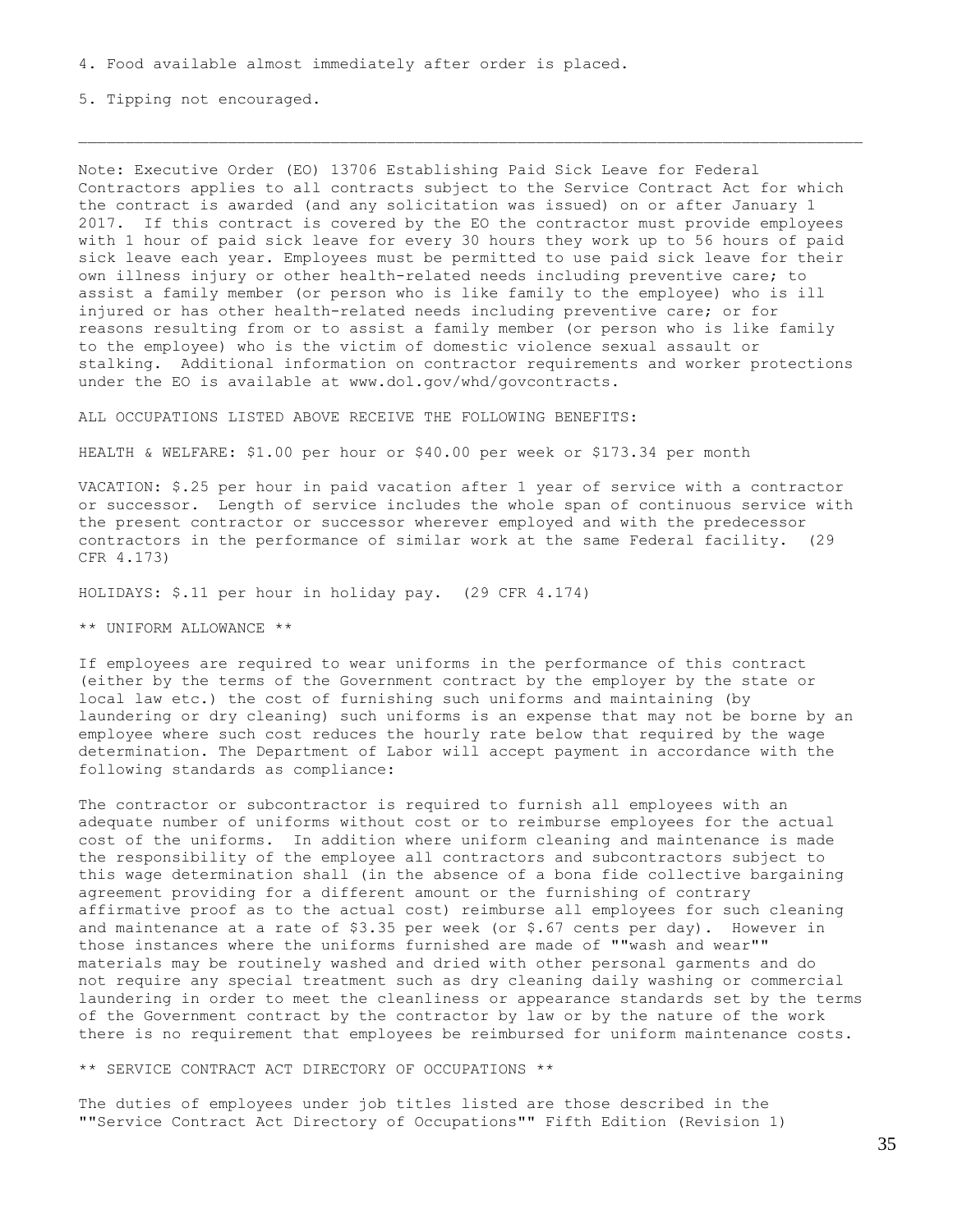4. Food available almost immediately after order is placed.

5. Tipping not encouraged.

---

Note: Executive Order (EO) 13706 Establishing Paid Sick Leave for Federal Contractors applies to all contracts subject to the Service Contract Act for which the contract is awarded (and any solicitation was issued) on or after January 1 2017. If this contract is covered by the EO the contractor must provide employees with 1 hour of paid sick leave for every 30 hours they work up to 56 hours of paid sick leave each year. Employees must be permitted to use paid sick leave for their own illness injury or other health-related needs including preventive care; to assist a family member (or person who is like family to the employee) who is ill injured or has other health-related needs including preventive care; or for reasons resulting from or to assist a family member (or person who is like family to the employee) who is the victim of domestic violence sexual assault or stalking. Additional information on contractor requirements and worker protections under the EO is available at www.dol.gov/whd/govcontracts.

ALL OCCUPATIONS LISTED ABOVE RECEIVE THE FOLLOWING BENEFITS:

HEALTH & WELFARE: $1.00 per hour or $40.00 per week or $173.34 per month

VACATION: $.25 per hour in paid vacation after 1 year of service with a contractor or successor. Length of service includes the whole span of continuous service with the present contractor or successor wherever employed and with the predecessor contractors in the performance of similar work at the same Federal facility. (29 CFR 4.173)

HOLIDAYS: $.11 per hour in holiday pay. (29 CFR 4.174)

** UNIFORM ALLOWANCE **

If employees are required to wear uniforms in the performance of this contract (either by the terms of the Government contract by the employer by the state or local law etc.) the cost of furnishing such uniforms and maintaining (by laundering or dry cleaning) such uniforms is an expense that may not be borne by an employee where such cost reduces the hourly rate below that required by the wage determination. The Department of Labor will accept payment in accordance with the following standards as compliance:

The contractor or subcontractor is required to furnish all employees with an adequate number of uniforms without cost or to reimburse employees for the actual cost of the uniforms. In addition where uniform cleaning and maintenance is made the responsibility of the employee all contractors and subcontractors subject to this wage determination shall (in the absence of a bona fide collective bargaining agreement providing for a different amount or the furnishing of contrary affirmative proof as to the actual cost) reimburse all employees for such cleaning and maintenance at a rate of $3.35 per week (or $.67 cents per day). However in those instances where the uniforms furnished are made of ""wash and wear"" materials may be routinely washed and dried with other personal garments and do not require any special treatment such as dry cleaning daily washing or commercial laundering in order to meet the cleanliness or appearance standards set by the terms of the Government contract by the contractor by law or by the nature of the work there is no requirement that employees be reimbursed for uniform maintenance costs.

** SERVICE CONTRACT ACT DIRECTORY OF OCCUPATIONS **

The duties of employees under job titles listed are those described in the ""Service Contract Act Directory of Occupations"" Fifth Edition (Revision 1)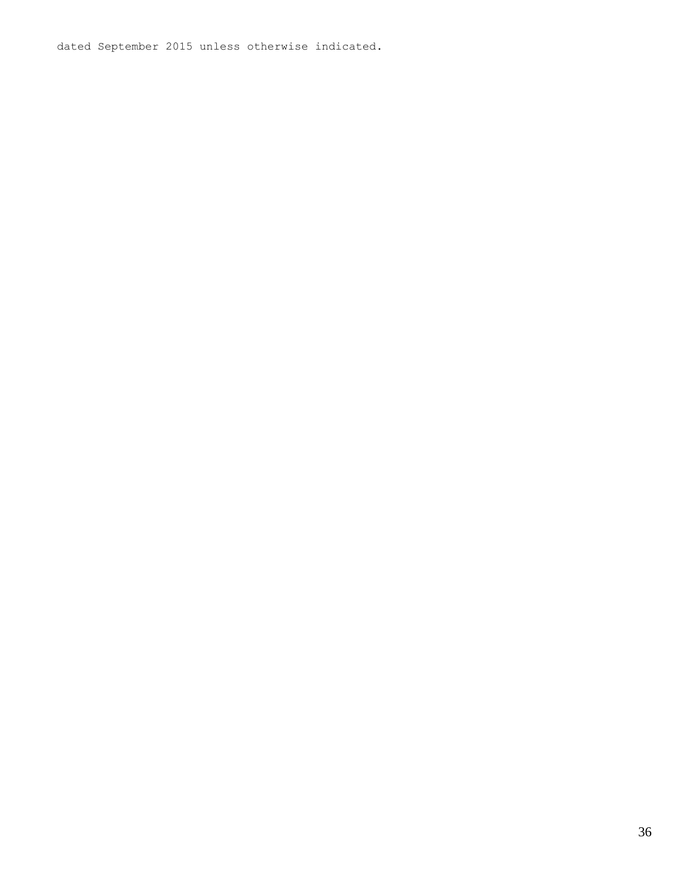dated September 2015 unless otherwise indicated.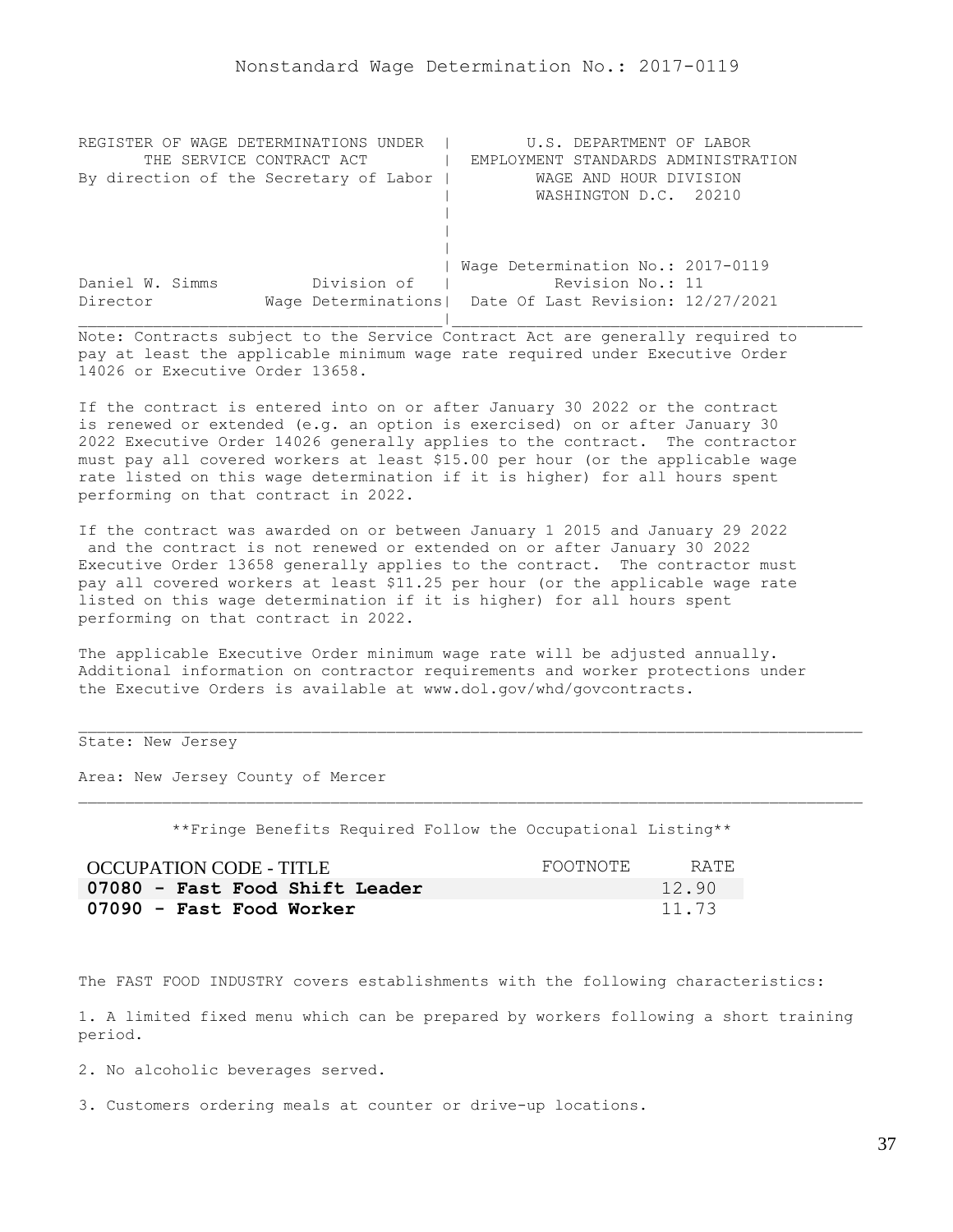Nonstandard Wage Determination No.: 2017-0119

| REGISTER OF WAGE DETERMINATIONS UNDER THE SERVICE CONTRACT ACT By direction of the Secretary of Labor | U.S. DEPARTMENT OF LABOR EMPLOYMENT STANDARDS ADMINISTRATION WAGE AND HOUR DIVISION WASHINGTON D.C. 20210 |
|---|---|
| Daniel W. Simms — Division of Director — Wage Determinations | Wage Determination No.: 2017-0119 Revision No.: 11 Date Of Last Revision: 12/27/2021 |

Note: Contracts subject to the Service Contract Act are generally required to pay at least the applicable minimum wage rate required under Executive Order 14026 or Executive Order 13658.

If the contract is entered into on or after January 30 2022 or the contract is renewed or extended (e.g. an option is exercised) on or after January 30 2022 Executive Order 14026 generally applies to the contract. The contractor must pay all covered workers at least $15.00 per hour (or the applicable wage rate listed on this wage determination if it is higher) for all hours spent performing on that contract in 2022.

If the contract was awarded on or between January 1 2015 and January 29 2022 and the contract is not renewed or extended on or after January 30 2022 Executive Order 13658 generally applies to the contract. The contractor must pay all covered workers at least $11.25 per hour (or the applicable wage rate listed on this wage determination if it is higher) for all hours spent performing on that contract in 2022.

The applicable Executive Order minimum wage rate will be adjusted annually. Additional information on contractor requirements and worker protections under the Executive Orders is available at www.dol.gov/whd/govcontracts.

State: New Jersey

Area: New Jersey County of Mercer

**Fringe Benefits Required Follow the Occupational Listing**

| OCCUPATION CODE - TITLE | FOOTNOTE | RATE |
|---|---|---|
| **07080 - Fast Food Shift Leader** | | 12.90 |
| **07090 - Fast Food Worker** | | 11.73 |

The FAST FOOD INDUSTRY covers establishments with the following characteristics:

1. A limited fixed menu which can be prepared by workers following a short training period.

2. No alcoholic beverages served.

3. Customers ordering meals at counter or drive-up locations.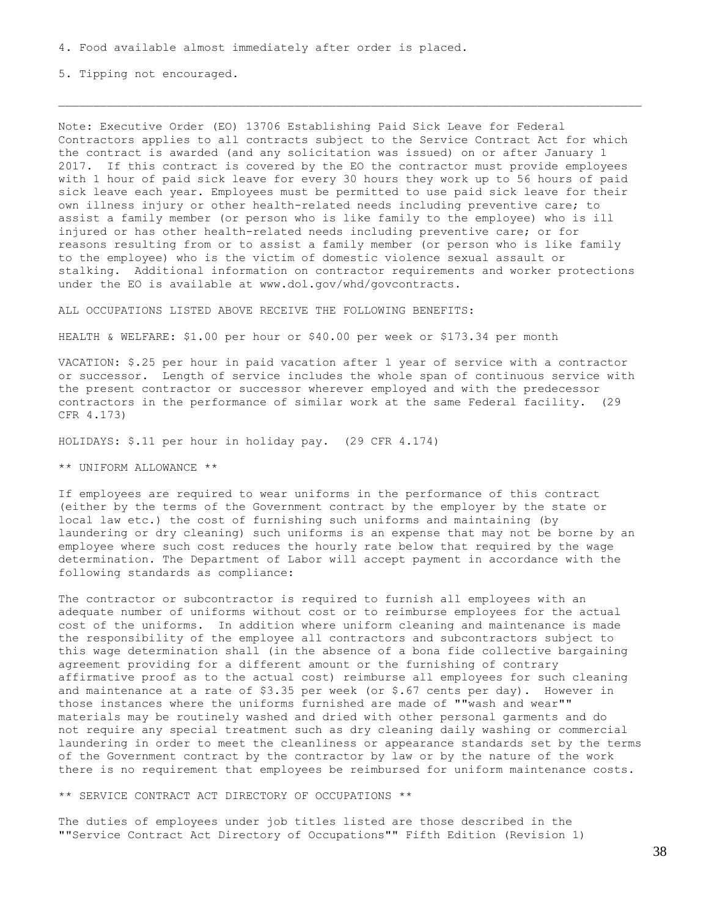4. Food available almost immediately after order is placed.

5. Tipping not encouraged.

---

Note: Executive Order (EO) 13706 Establishing Paid Sick Leave for Federal Contractors applies to all contracts subject to the Service Contract Act for which the contract is awarded (and any solicitation was issued) on or after January 1 2017. If this contract is covered by the EO the contractor must provide employees with 1 hour of paid sick leave for every 30 hours they work up to 56 hours of paid sick leave each year. Employees must be permitted to use paid sick leave for their own illness injury or other health-related needs including preventive care; to assist a family member (or person who is like family to the employee) who is ill injured or has other health-related needs including preventive care; or for reasons resulting from or to assist a family member (or person who is like family to the employee) who is the victim of domestic violence sexual assault or stalking. Additional information on contractor requirements and worker protections under the EO is available at www.dol.gov/whd/govcontracts.

ALL OCCUPATIONS LISTED ABOVE RECEIVE THE FOLLOWING BENEFITS:

HEALTH & WELFARE: $1.00 per hour or $40.00 per week or $173.34 per month

VACATION: $.25 per hour in paid vacation after 1 year of service with a contractor or successor. Length of service includes the whole span of continuous service with the present contractor or successor wherever employed and with the predecessor contractors in the performance of similar work at the same Federal facility. (29 CFR 4.173)

HOLIDAYS: $.11 per hour in holiday pay. (29 CFR 4.174)

** UNIFORM ALLOWANCE **

If employees are required to wear uniforms in the performance of this contract (either by the terms of the Government contract by the employer by the state or local law etc.) the cost of furnishing such uniforms and maintaining (by laundering or dry cleaning) such uniforms is an expense that may not be borne by an employee where such cost reduces the hourly rate below that required by the wage determination. The Department of Labor will accept payment in accordance with the following standards as compliance:

The contractor or subcontractor is required to furnish all employees with an adequate number of uniforms without cost or to reimburse employees for the actual cost of the uniforms. In addition where uniform cleaning and maintenance is made the responsibility of the employee all contractors and subcontractors subject to this wage determination shall (in the absence of a bona fide collective bargaining agreement providing for a different amount or the furnishing of contrary affirmative proof as to the actual cost) reimburse all employees for such cleaning and maintenance at a rate of $3.35 per week (or $.67 cents per day). However in those instances where the uniforms furnished are made of ""wash and wear"" materials may be routinely washed and dried with other personal garments and do not require any special treatment such as dry cleaning daily washing or commercial laundering in order to meet the cleanliness or appearance standards set by the terms of the Government contract by the contractor by law or by the nature of the work there is no requirement that employees be reimbursed for uniform maintenance costs.

** SERVICE CONTRACT ACT DIRECTORY OF OCCUPATIONS **

The duties of employees under job titles listed are those described in the ""Service Contract Act Directory of Occupations"" Fifth Edition (Revision 1)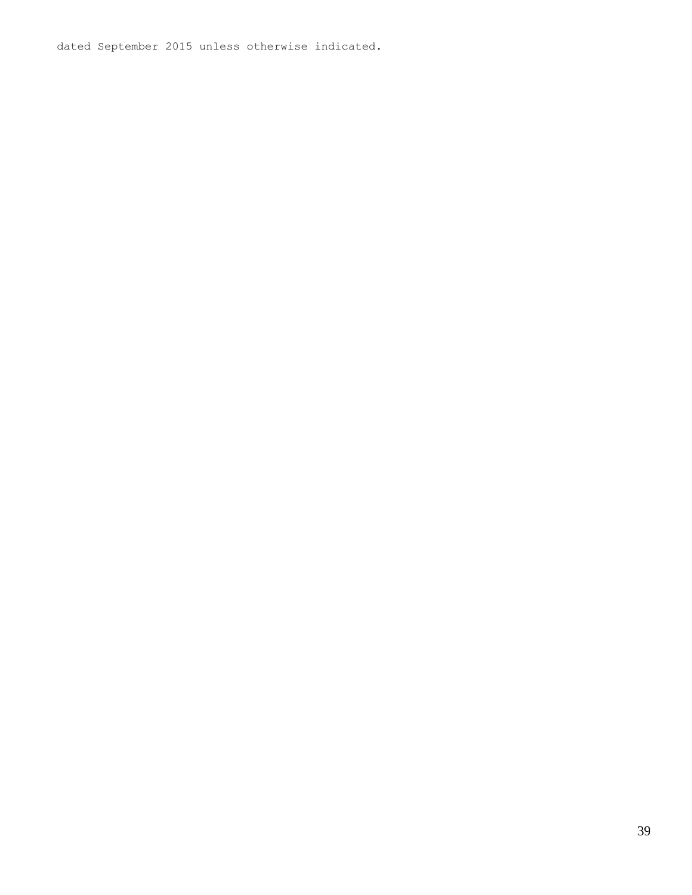dated September 2015 unless otherwise indicated.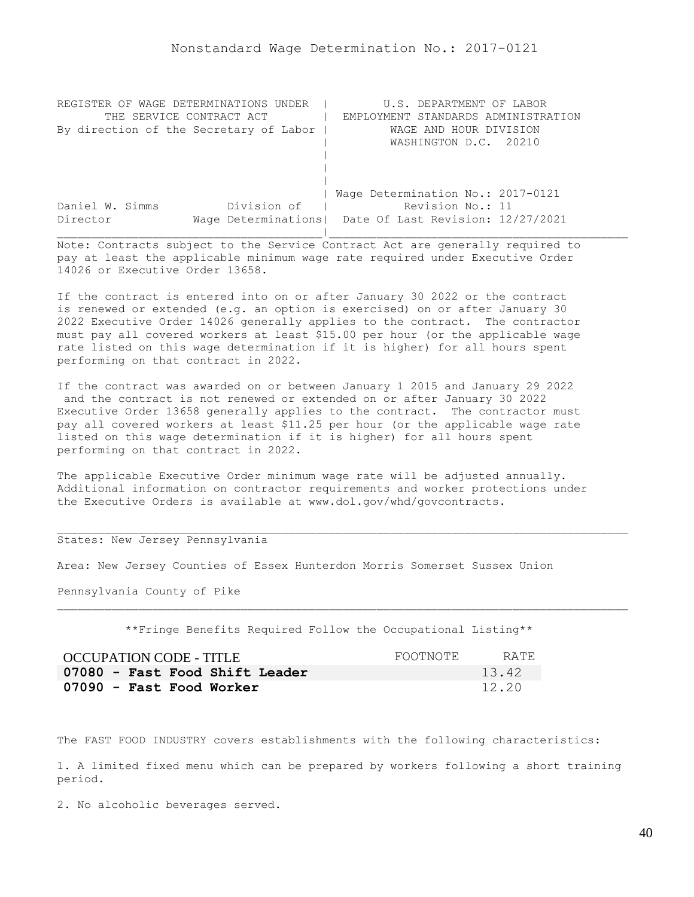Nonstandard Wage Determination No.: 2017-0121

```
REGISTER OF WAGE DETERMINATIONS UNDER  |        U.S. DEPARTMENT OF LABOR
      THE SERVICE CONTRACT ACT         |  EMPLOYMENT STANDARDS ADMINISTRATION
By direction of the Secretary of Labor |         WAGE AND HOUR DIVISION
                                       |         WASHINGTON D.C.  20210
                                       |
                                       |
                                       |
                                       | Wage Determination No.: 2017-0121
Daniel W. Simms          Division of   |         Revision No.: 11
Director            Wage Determinations|  Date Of Last Revision: 12/27/2021
_______________________________________|____________________________________
```

Note: Contracts subject to the Service Contract Act are generally required to pay at least the applicable minimum wage rate required under Executive Order 14026 or Executive Order 13658.

If the contract is entered into on or after January 30 2022 or the contract is renewed or extended (e.g. an option is exercised) on or after January 30 2022 Executive Order 14026 generally applies to the contract. The contractor must pay all covered workers at least $15.00 per hour (or the applicable wage rate listed on this wage determination if it is higher) for all hours spent performing on that contract in 2022.

If the contract was awarded on or between January 1 2015 and January 29 2022 and the contract is not renewed or extended on or after January 30 2022 Executive Order 13658 generally applies to the contract. The contractor must pay all covered workers at least $11.25 per hour (or the applicable wage rate listed on this wage determination if it is higher) for all hours spent performing on that contract in 2022.

The applicable Executive Order minimum wage rate will be adjusted annually. Additional information on contractor requirements and worker protections under the Executive Orders is available at www.dol.gov/whd/govcontracts.

---

States: New Jersey Pennsylvania

Area: New Jersey Counties of Essex Hunterdon Morris Somerset Sussex Union

Pennsylvania County of Pike

---

**Fringe Benefits Required Follow the Occupational Listing**

| OCCUPATION CODE - TITLE | FOOTNOTE | RATE |
|---|---|---|
| **07080 - Fast Food Shift Leader** | | 13.42 |
| **07090 - Fast Food Worker** | | 12.20 |

The FAST FOOD INDUSTRY covers establishments with the following characteristics:

1. A limited fixed menu which can be prepared by workers following a short training period.

2. No alcoholic beverages served.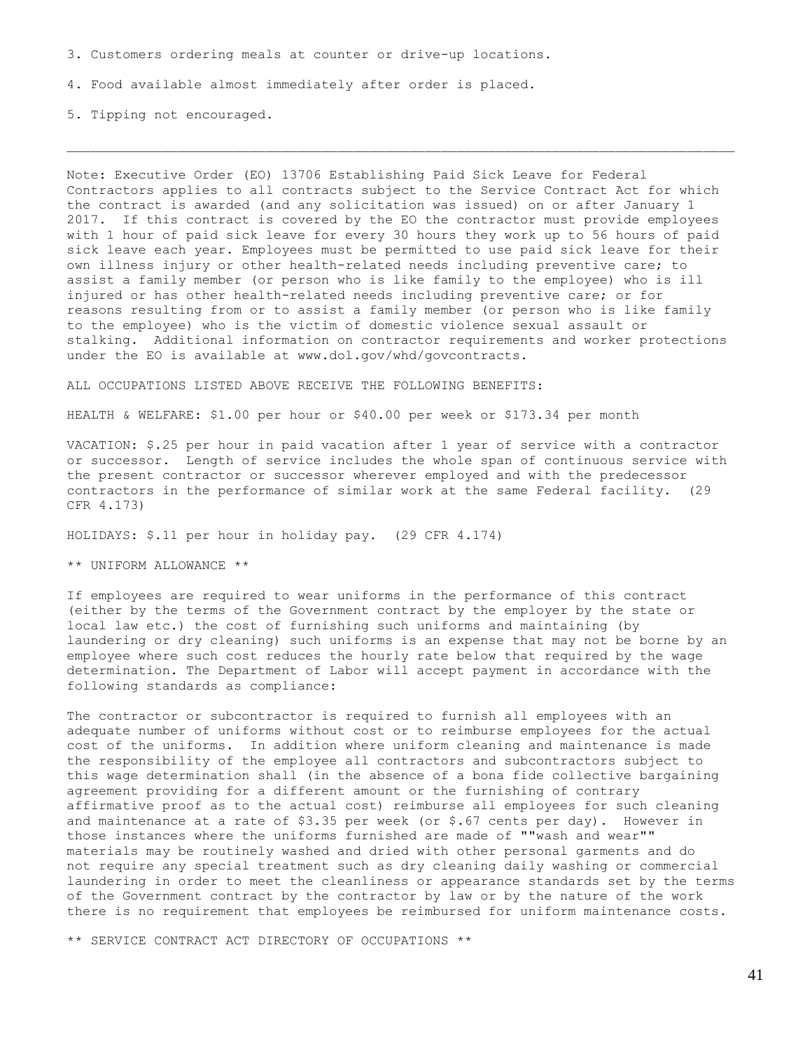3. Customers ordering meals at counter or drive-up locations.

4. Food available almost immediately after order is placed.

5. Tipping not encouraged.

---

Note: Executive Order (EO) 13706 Establishing Paid Sick Leave for Federal Contractors applies to all contracts subject to the Service Contract Act for which the contract is awarded (and any solicitation was issued) on or after January 1 2017. If this contract is covered by the EO the contractor must provide employees with 1 hour of paid sick leave for every 30 hours they work up to 56 hours of paid sick leave each year. Employees must be permitted to use paid sick leave for their own illness injury or other health-related needs including preventive care; to assist a family member (or person who is like family to the employee) who is ill injured or has other health-related needs including preventive care; or for reasons resulting from or to assist a family member (or person who is like family to the employee) who is the victim of domestic violence sexual assault or stalking. Additional information on contractor requirements and worker protections under the EO is available at www.dol.gov/whd/govcontracts.

ALL OCCUPATIONS LISTED ABOVE RECEIVE THE FOLLOWING BENEFITS:

HEALTH & WELFARE: $1.00 per hour or $40.00 per week or $173.34 per month

VACATION: $.25 per hour in paid vacation after 1 year of service with a contractor or successor. Length of service includes the whole span of continuous service with the present contractor or successor wherever employed and with the predecessor contractors in the performance of similar work at the same Federal facility. (29 CFR 4.173)

HOLIDAYS: $.11 per hour in holiday pay. (29 CFR 4.174)

** UNIFORM ALLOWANCE **

If employees are required to wear uniforms in the performance of this contract (either by the terms of the Government contract by the employer by the state or local law etc.) the cost of furnishing such uniforms and maintaining (by laundering or dry cleaning) such uniforms is an expense that may not be borne by an employee where such cost reduces the hourly rate below that required by the wage determination. The Department of Labor will accept payment in accordance with the following standards as compliance:

The contractor or subcontractor is required to furnish all employees with an adequate number of uniforms without cost or to reimburse employees for the actual cost of the uniforms. In addition where uniform cleaning and maintenance is made the responsibility of the employee all contractors and subcontractors subject to this wage determination shall (in the absence of a bona fide collective bargaining agreement providing for a different amount or the furnishing of contrary affirmative proof as to the actual cost) reimburse all employees for such cleaning and maintenance at a rate of $3.35 per week (or $.67 cents per day). However in those instances where the uniforms furnished are made of ""wash and wear"" materials may be routinely washed and dried with other personal garments and do not require any special treatment such as dry cleaning daily washing or commercial laundering in order to meet the cleanliness or appearance standards set by the terms of the Government contract by the contractor by law or by the nature of the work there is no requirement that employees be reimbursed for uniform maintenance costs.

** SERVICE CONTRACT ACT DIRECTORY OF OCCUPATIONS **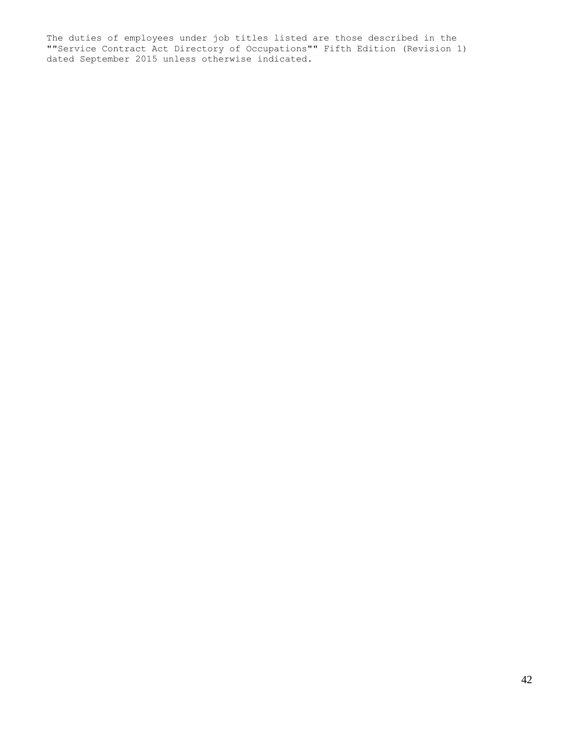The duties of employees under job titles listed are those described in the ""Service Contract Act Directory of Occupations"" Fifth Edition (Revision 1) dated September 2015 unless otherwise indicated.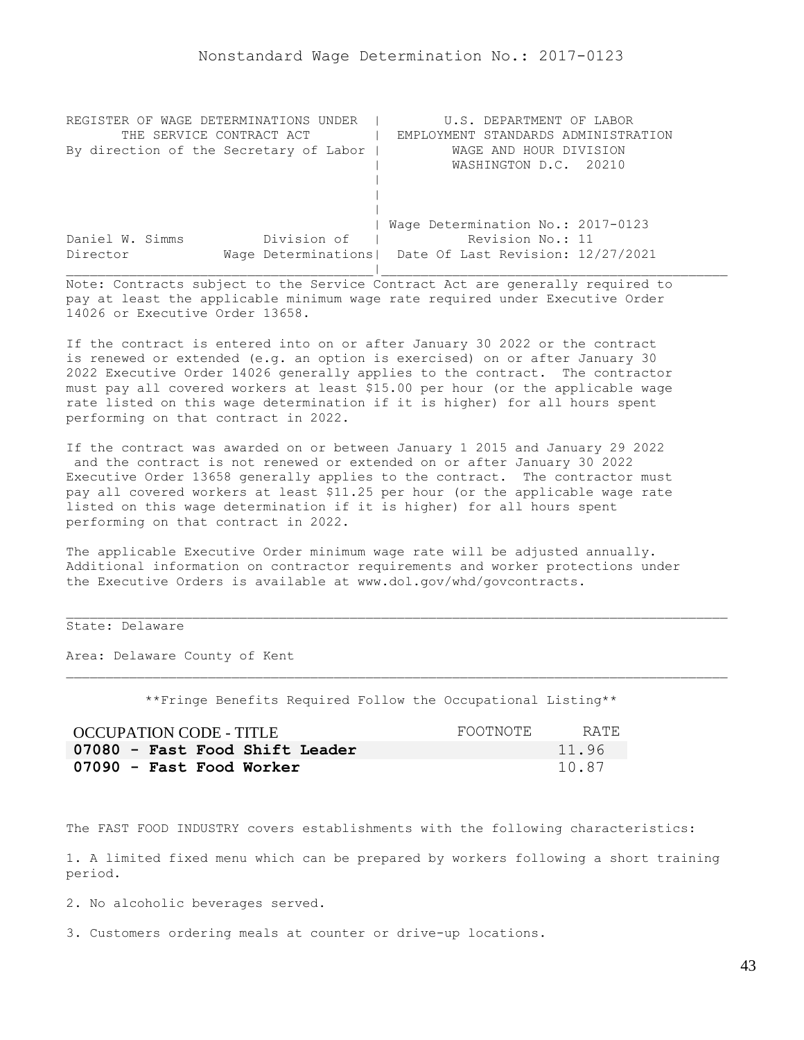# Nonstandard Wage Determination No.: 2017-0123

```
REGISTER OF WAGE DETERMINATIONS UNDER  |        U.S. DEPARTMENT OF LABOR
      THE SERVICE CONTRACT ACT         |  EMPLOYMENT STANDARDS ADMINISTRATION
By direction of the Secretary of Labor |         WAGE AND HOUR DIVISION
                                       |         WASHINGTON D.C.  20210
                                       |
                                       |
                                       |
                                       | Wage Determination No.: 2017-0123
Daniel W. Simms          Division of   |           Revision No.: 11
Director            Wage Determinations|  Date Of Last Revision: 12/27/2021
_______________________________________|____________________________________________
```

Note: Contracts subject to the Service Contract Act are generally required to pay at least the applicable minimum wage rate required under Executive Order 14026 or Executive Order 13658.

If the contract is entered into on or after January 30 2022 or the contract is renewed or extended (e.g. an option is exercised) on or after January 30 2022 Executive Order 14026 generally applies to the contract. The contractor must pay all covered workers at least $15.00 per hour (or the applicable wage rate listed on this wage determination if it is higher) for all hours spent performing on that contract in 2022.

If the contract was awarded on or between January 1 2015 and January 29 2022 and the contract is not renewed or extended on or after January 30 2022 Executive Order 13658 generally applies to the contract. The contractor must pay all covered workers at least $11.25 per hour (or the applicable wage rate listed on this wage determination if it is higher) for all hours spent performing on that contract in 2022.

The applicable Executive Order minimum wage rate will be adjusted annually. Additional information on contractor requirements and worker protections under the Executive Orders is available at www.dol.gov/whd/govcontracts.

---

State: Delaware

Area: Delaware County of Kent

---

**Fringe Benefits Required Follow the Occupational Listing**

| OCCUPATION CODE - TITLE | FOOTNOTE | RATE |
|---|---|---|
| **07080 - Fast Food Shift Leader** | | 11.96 |
| **07090 - Fast Food Worker** | | 10.87 |

The FAST FOOD INDUSTRY covers establishments with the following characteristics:

1. A limited fixed menu which can be prepared by workers following a short training period.

2. No alcoholic beverages served.

3. Customers ordering meals at counter or drive-up locations.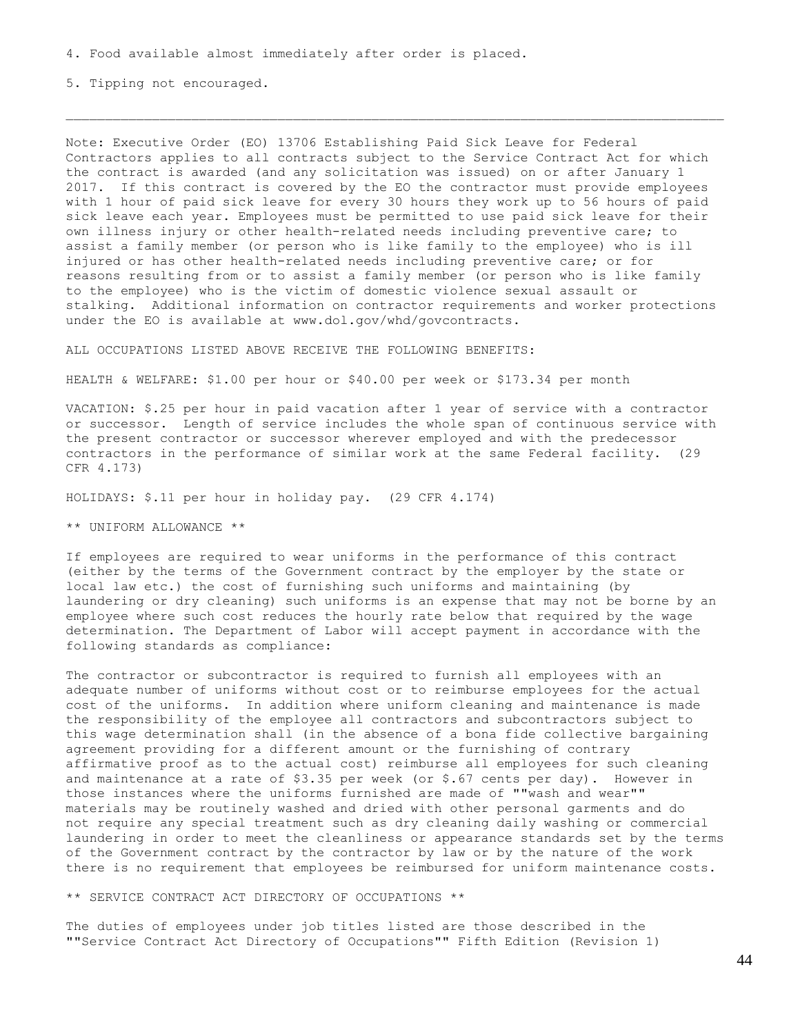4. Food available almost immediately after order is placed.

5. Tipping not encouraged.

---

Note: Executive Order (EO) 13706 Establishing Paid Sick Leave for Federal Contractors applies to all contracts subject to the Service Contract Act for which the contract is awarded (and any solicitation was issued) on or after January 1 2017. If this contract is covered by the EO the contractor must provide employees with 1 hour of paid sick leave for every 30 hours they work up to 56 hours of paid sick leave each year. Employees must be permitted to use paid sick leave for their own illness injury or other health-related needs including preventive care; to assist a family member (or person who is like family to the employee) who is ill injured or has other health-related needs including preventive care; or for reasons resulting from or to assist a family member (or person who is like family to the employee) who is the victim of domestic violence sexual assault or stalking. Additional information on contractor requirements and worker protections under the EO is available at www.dol.gov/whd/govcontracts.

ALL OCCUPATIONS LISTED ABOVE RECEIVE THE FOLLOWING BENEFITS:

HEALTH & WELFARE: $1.00 per hour or $40.00 per week or $173.34 per month

VACATION: $.25 per hour in paid vacation after 1 year of service with a contractor or successor. Length of service includes the whole span of continuous service with the present contractor or successor wherever employed and with the predecessor contractors in the performance of similar work at the same Federal facility. (29 CFR 4.173)

HOLIDAYS: $.11 per hour in holiday pay. (29 CFR 4.174)

** UNIFORM ALLOWANCE **

If employees are required to wear uniforms in the performance of this contract (either by the terms of the Government contract by the employer by the state or local law etc.) the cost of furnishing such uniforms and maintaining (by laundering or dry cleaning) such uniforms is an expense that may not be borne by an employee where such cost reduces the hourly rate below that required by the wage determination. The Department of Labor will accept payment in accordance with the following standards as compliance:

The contractor or subcontractor is required to furnish all employees with an adequate number of uniforms without cost or to reimburse employees for the actual cost of the uniforms. In addition where uniform cleaning and maintenance is made the responsibility of the employee all contractors and subcontractors subject to this wage determination shall (in the absence of a bona fide collective bargaining agreement providing for a different amount or the furnishing of contrary affirmative proof as to the actual cost) reimburse all employees for such cleaning and maintenance at a rate of $3.35 per week (or $.67 cents per day). However in those instances where the uniforms furnished are made of ""wash and wear"" materials may be routinely washed and dried with other personal garments and do not require any special treatment such as dry cleaning daily washing or commercial laundering in order to meet the cleanliness or appearance standards set by the terms of the Government contract by the contractor by law or by the nature of the work there is no requirement that employees be reimbursed for uniform maintenance costs.

** SERVICE CONTRACT ACT DIRECTORY OF OCCUPATIONS **

The duties of employees under job titles listed are those described in the ""Service Contract Act Directory of Occupations"" Fifth Edition (Revision 1)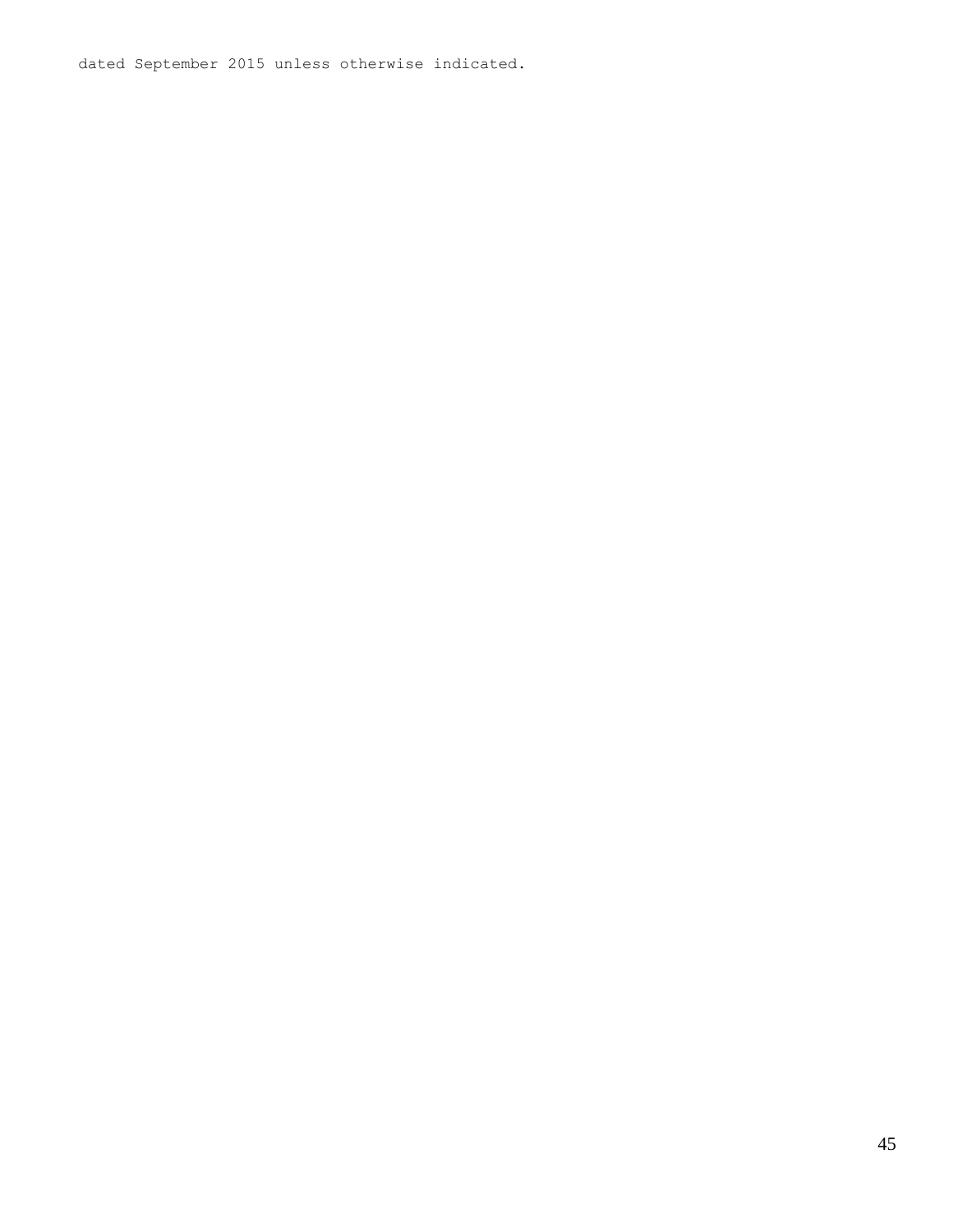dated September 2015 unless otherwise indicated.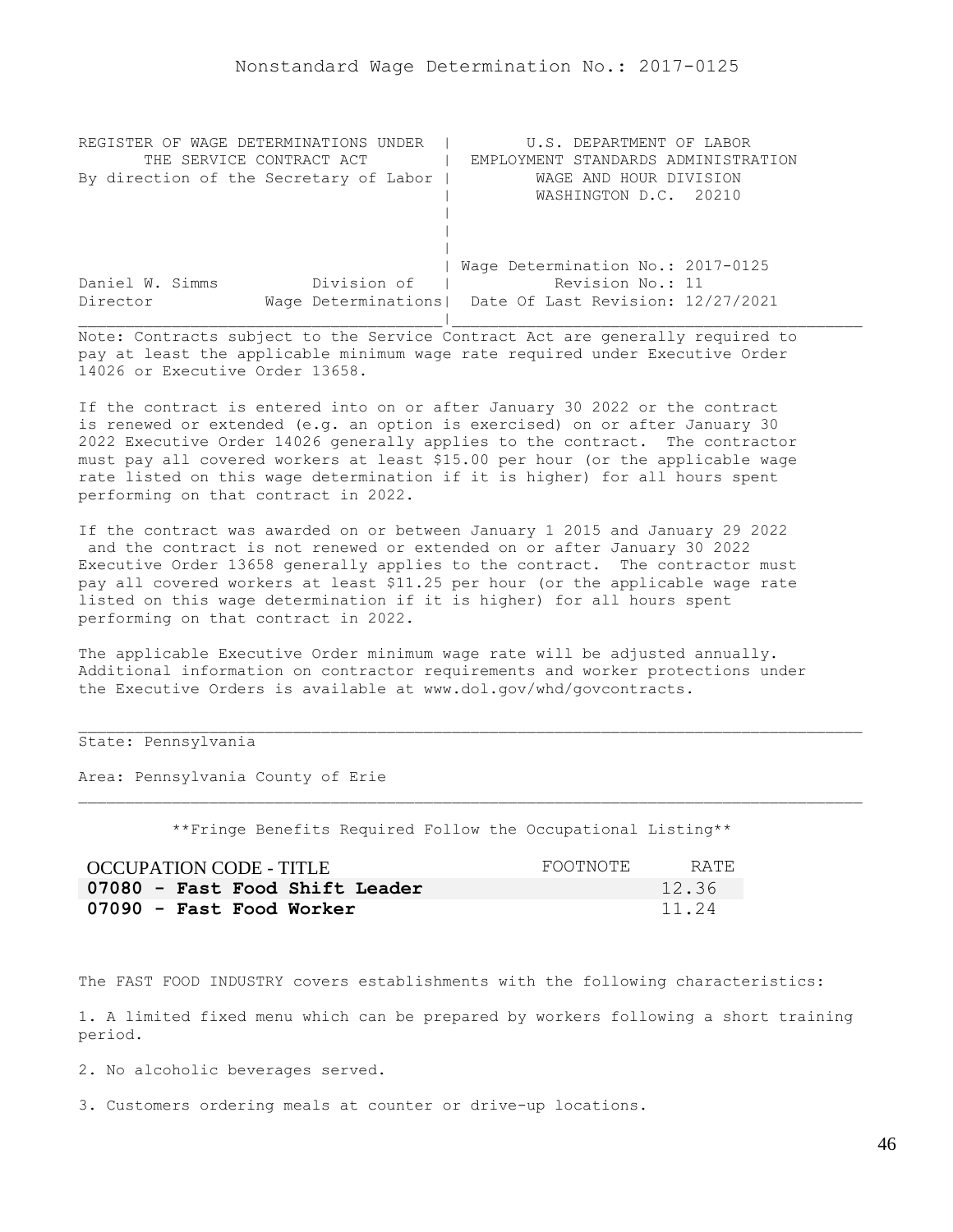Nonstandard Wage Determination No.: 2017-0125

```
REGISTER OF WAGE DETERMINATIONS UNDER  |         U.S. DEPARTMENT OF LABOR
      THE SERVICE CONTRACT ACT         |  EMPLOYMENT STANDARDS ADMINISTRATION
By direction of the Secretary of Labor |          WAGE AND HOUR DIVISION
                                       |          WASHINGTON D.C.  20210
                                       |
                                       |
                                       |
                                       | Wage Determination No.: 2017-0125
Daniel W. Simms          Division of   |           Revision No.: 11
Director           Wage Determinations|  Date Of Last Revision: 12/27/2021
```

Note: Contracts subject to the Service Contract Act are generally required to pay at least the applicable minimum wage rate required under Executive Order 14026 or Executive Order 13658.

If the contract is entered into on or after January 30 2022 or the contract is renewed or extended (e.g. an option is exercised) on or after January 30 2022 Executive Order 14026 generally applies to the contract. The contractor must pay all covered workers at least $15.00 per hour (or the applicable wage rate listed on this wage determination if it is higher) for all hours spent performing on that contract in 2022.

If the contract was awarded on or between January 1 2015 and January 29 2022 and the contract is not renewed or extended on or after January 30 2022 Executive Order 13658 generally applies to the contract. The contractor must pay all covered workers at least $11.25 per hour (or the applicable wage rate listed on this wage determination if it is higher) for all hours spent performing on that contract in 2022.

The applicable Executive Order minimum wage rate will be adjusted annually. Additional information on contractor requirements and worker protections under the Executive Orders is available at www.dol.gov/whd/govcontracts.

State: Pennsylvania

Area: Pennsylvania County of Erie

**Fringe Benefits Required Follow the Occupational Listing**

| OCCUPATION CODE - TITLE | FOOTNOTE | RATE |
|---|---|---|
| **07080 - Fast Food Shift Leader** | | 12.36 |
| **07090 - Fast Food Worker** | | 11.24 |

The FAST FOOD INDUSTRY covers establishments with the following characteristics:

1. A limited fixed menu which can be prepared by workers following a short training period.

2. No alcoholic beverages served.

3. Customers ordering meals at counter or drive-up locations.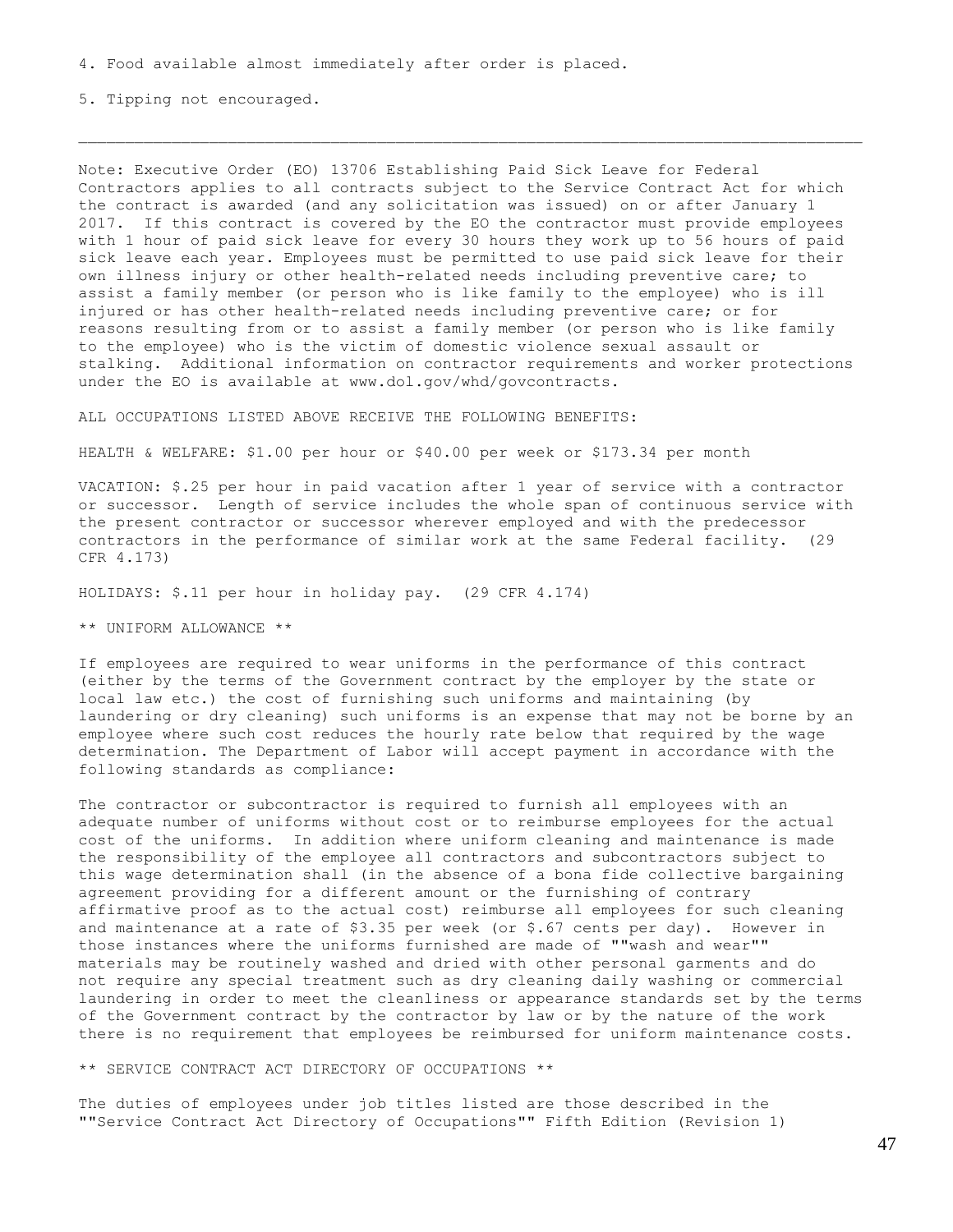4. Food available almost immediately after order is placed.

5. Tipping not encouraged.

---

Note: Executive Order (EO) 13706 Establishing Paid Sick Leave for Federal Contractors applies to all contracts subject to the Service Contract Act for which the contract is awarded (and any solicitation was issued) on or after January 1 2017. If this contract is covered by the EO the contractor must provide employees with 1 hour of paid sick leave for every 30 hours they work up to 56 hours of paid sick leave each year. Employees must be permitted to use paid sick leave for their own illness injury or other health-related needs including preventive care; to assist a family member (or person who is like family to the employee) who is ill injured or has other health-related needs including preventive care; or for reasons resulting from or to assist a family member (or person who is like family to the employee) who is the victim of domestic violence sexual assault or stalking. Additional information on contractor requirements and worker protections under the EO is available at www.dol.gov/whd/govcontracts.

ALL OCCUPATIONS LISTED ABOVE RECEIVE THE FOLLOWING BENEFITS:

HEALTH & WELFARE: $1.00 per hour or $40.00 per week or $173.34 per month

VACATION: $.25 per hour in paid vacation after 1 year of service with a contractor or successor. Length of service includes the whole span of continuous service with the present contractor or successor wherever employed and with the predecessor contractors in the performance of similar work at the same Federal facility. (29 CFR 4.173)

HOLIDAYS: $.11 per hour in holiday pay. (29 CFR 4.174)

** UNIFORM ALLOWANCE **

If employees are required to wear uniforms in the performance of this contract (either by the terms of the Government contract by the employer by the state or local law etc.) the cost of furnishing such uniforms and maintaining (by laundering or dry cleaning) such uniforms is an expense that may not be borne by an employee where such cost reduces the hourly rate below that required by the wage determination. The Department of Labor will accept payment in accordance with the following standards as compliance:

The contractor or subcontractor is required to furnish all employees with an adequate number of uniforms without cost or to reimburse employees for the actual cost of the uniforms. In addition where uniform cleaning and maintenance is made the responsibility of the employee all contractors and subcontractors subject to this wage determination shall (in the absence of a bona fide collective bargaining agreement providing for a different amount or the furnishing of contrary affirmative proof as to the actual cost) reimburse all employees for such cleaning and maintenance at a rate of $3.35 per week (or $.67 cents per day). However in those instances where the uniforms furnished are made of ""wash and wear"" materials may be routinely washed and dried with other personal garments and do not require any special treatment such as dry cleaning daily washing or commercial laundering in order to meet the cleanliness or appearance standards set by the terms of the Government contract by the contractor by law or by the nature of the work there is no requirement that employees be reimbursed for uniform maintenance costs.

** SERVICE CONTRACT ACT DIRECTORY OF OCCUPATIONS **

The duties of employees under job titles listed are those described in the ""Service Contract Act Directory of Occupations"" Fifth Edition (Revision 1)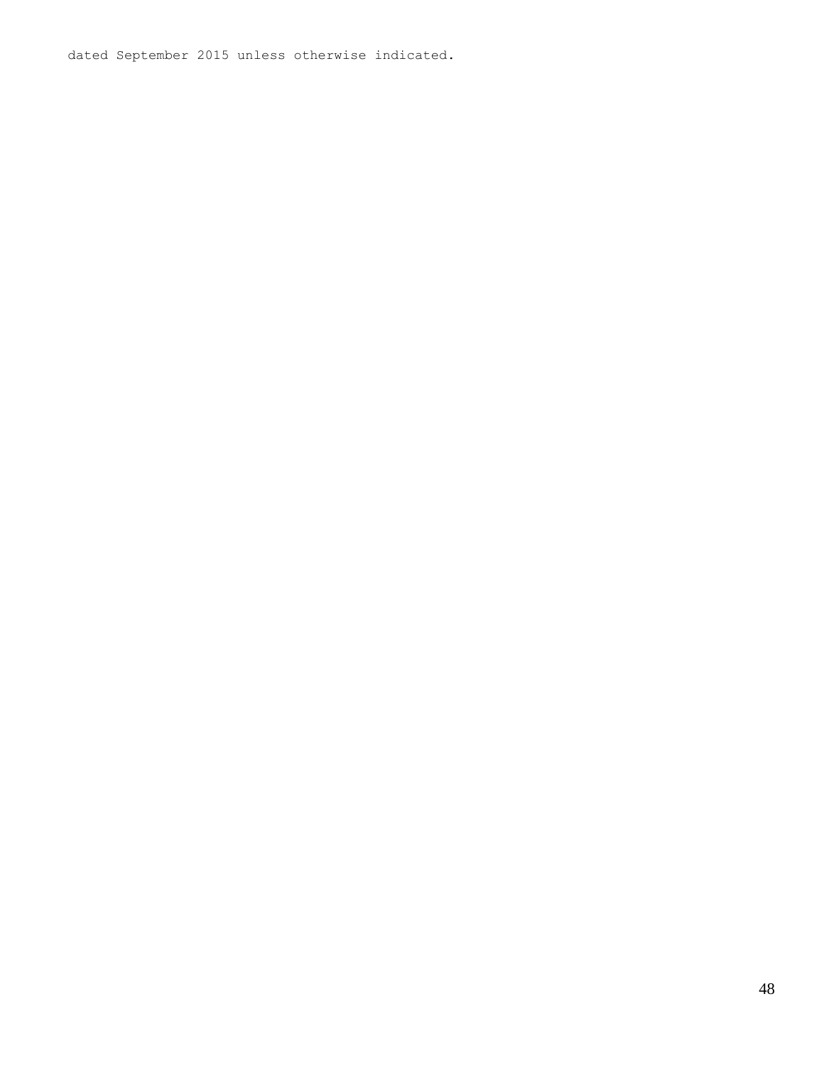dated September 2015 unless otherwise indicated.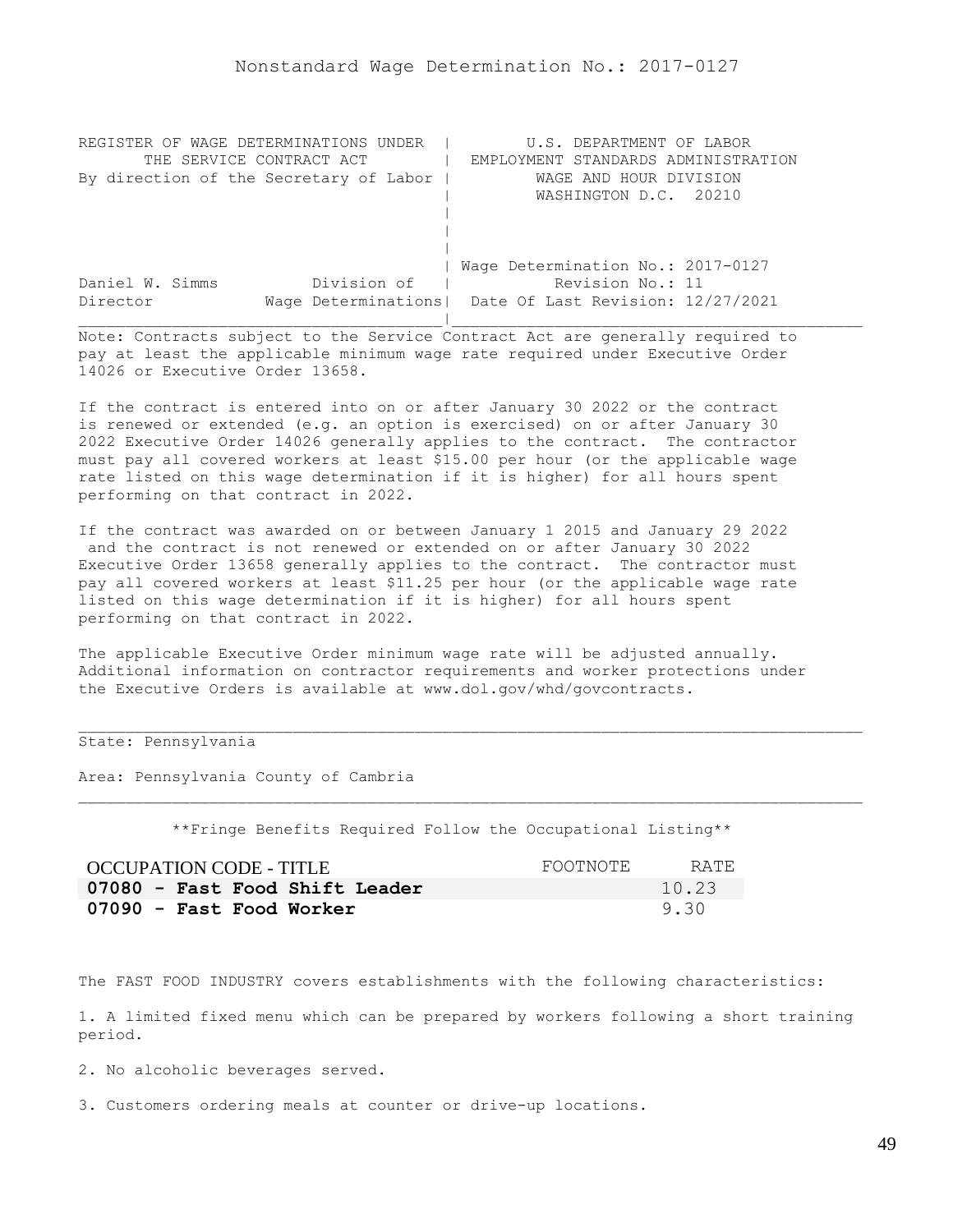Nonstandard Wage Determination No.: 2017-0127

```
REGISTER OF WAGE DETERMINATIONS UNDER  |         U.S. DEPARTMENT OF LABOR
      THE SERVICE CONTRACT ACT         |  EMPLOYMENT STANDARDS ADMINISTRATION
By direction of the Secretary of Labor |          WAGE AND HOUR DIVISION
                                       |          WASHINGTON D.C.  20210
                                       |
                                       |
                                       |
                                       | Wage Determination No.: 2017-0127
Daniel W. Simms          Division of   |           Revision No.: 11
Director            Wage Determinations|  Date Of Last Revision: 12/27/2021
_______________________________________|____________________________________
```

Note: Contracts subject to the Service Contract Act are generally required to pay at least the applicable minimum wage rate required under Executive Order 14026 or Executive Order 13658.

If the contract is entered into on or after January 30 2022 or the contract is renewed or extended (e.g. an option is exercised) on or after January 30 2022 Executive Order 14026 generally applies to the contract. The contractor must pay all covered workers at least $15.00 per hour (or the applicable wage rate listed on this wage determination if it is higher) for all hours spent performing on that contract in 2022.

If the contract was awarded on or between January 1 2015 and January 29 2022 and the contract is not renewed or extended on or after January 30 2022 Executive Order 13658 generally applies to the contract. The contractor must pay all covered workers at least $11.25 per hour (or the applicable wage rate listed on this wage determination if it is higher) for all hours spent performing on that contract in 2022.

The applicable Executive Order minimum wage rate will be adjusted annually. Additional information on contractor requirements and worker protections under the Executive Orders is available at www.dol.gov/whd/govcontracts.

---

State: Pennsylvania

Area: Pennsylvania County of Cambria

---

**Fringe Benefits Required Follow the Occupational Listing**

| OCCUPATION CODE - TITLE | FOOTNOTE | RATE |
|---|---|---|
| **07080 - Fast Food Shift Leader** | | 10.23 |
| **07090 - Fast Food Worker** | | 9.30 |

The FAST FOOD INDUSTRY covers establishments with the following characteristics:

1. A limited fixed menu which can be prepared by workers following a short training period.

2. No alcoholic beverages served.

3. Customers ordering meals at counter or drive-up locations.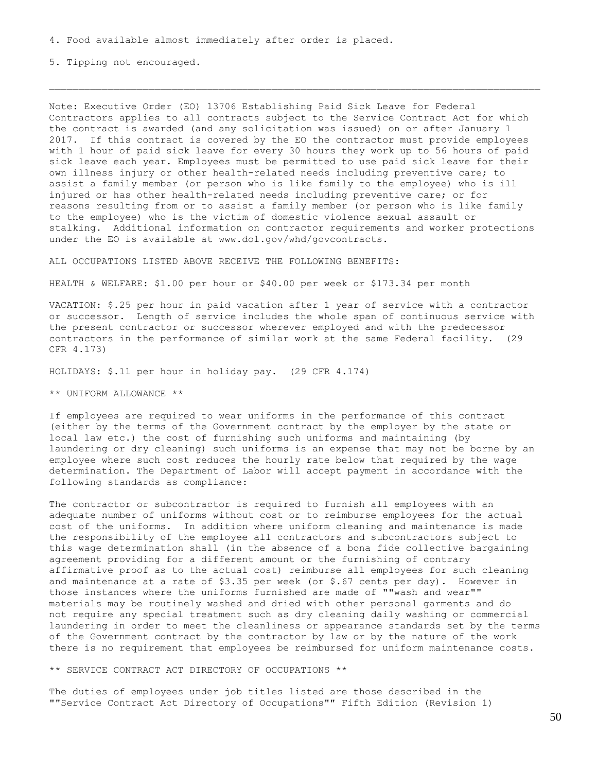4. Food available almost immediately after order is placed.

5. Tipping not encouraged.

---

Note: Executive Order (EO) 13706 Establishing Paid Sick Leave for Federal Contractors applies to all contracts subject to the Service Contract Act for which the contract is awarded (and any solicitation was issued) on or after January 1 2017. If this contract is covered by the EO the contractor must provide employees with 1 hour of paid sick leave for every 30 hours they work up to 56 hours of paid sick leave each year. Employees must be permitted to use paid sick leave for their own illness injury or other health-related needs including preventive care; to assist a family member (or person who is like family to the employee) who is ill injured or has other health-related needs including preventive care; or for reasons resulting from or to assist a family member (or person who is like family to the employee) who is the victim of domestic violence sexual assault or stalking. Additional information on contractor requirements and worker protections under the EO is available at www.dol.gov/whd/govcontracts.

ALL OCCUPATIONS LISTED ABOVE RECEIVE THE FOLLOWING BENEFITS:

HEALTH & WELFARE: $1.00 per hour or $40.00 per week or $173.34 per month

VACATION: $.25 per hour in paid vacation after 1 year of service with a contractor or successor. Length of service includes the whole span of continuous service with the present contractor or successor wherever employed and with the predecessor contractors in the performance of similar work at the same Federal facility. (29 CFR 4.173)

HOLIDAYS: $.11 per hour in holiday pay. (29 CFR 4.174)

** UNIFORM ALLOWANCE **

If employees are required to wear uniforms in the performance of this contract (either by the terms of the Government contract by the employer by the state or local law etc.) the cost of furnishing such uniforms and maintaining (by laundering or dry cleaning) such uniforms is an expense that may not be borne by an employee where such cost reduces the hourly rate below that required by the wage determination. The Department of Labor will accept payment in accordance with the following standards as compliance:

The contractor or subcontractor is required to furnish all employees with an adequate number of uniforms without cost or to reimburse employees for the actual cost of the uniforms. In addition where uniform cleaning and maintenance is made the responsibility of the employee all contractors and subcontractors subject to this wage determination shall (in the absence of a bona fide collective bargaining agreement providing for a different amount or the furnishing of contrary affirmative proof as to the actual cost) reimburse all employees for such cleaning and maintenance at a rate of $3.35 per week (or $.67 cents per day). However in those instances where the uniforms furnished are made of ""wash and wear"" materials may be routinely washed and dried with other personal garments and do not require any special treatment such as dry cleaning daily washing or commercial laundering in order to meet the cleanliness or appearance standards set by the terms of the Government contract by the contractor by law or by the nature of the work there is no requirement that employees be reimbursed for uniform maintenance costs.

** SERVICE CONTRACT ACT DIRECTORY OF OCCUPATIONS **

The duties of employees under job titles listed are those described in the ""Service Contract Act Directory of Occupations"" Fifth Edition (Revision 1)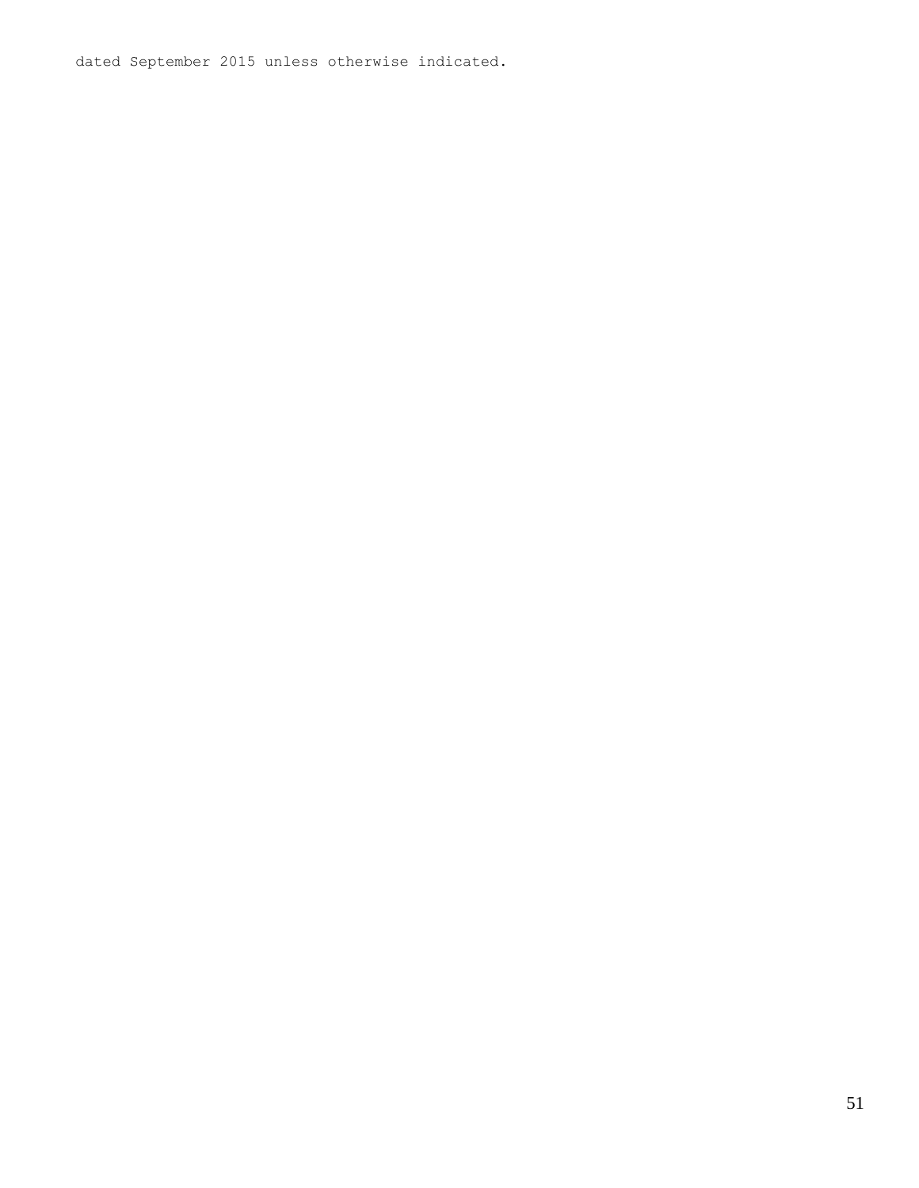dated September 2015 unless otherwise indicated.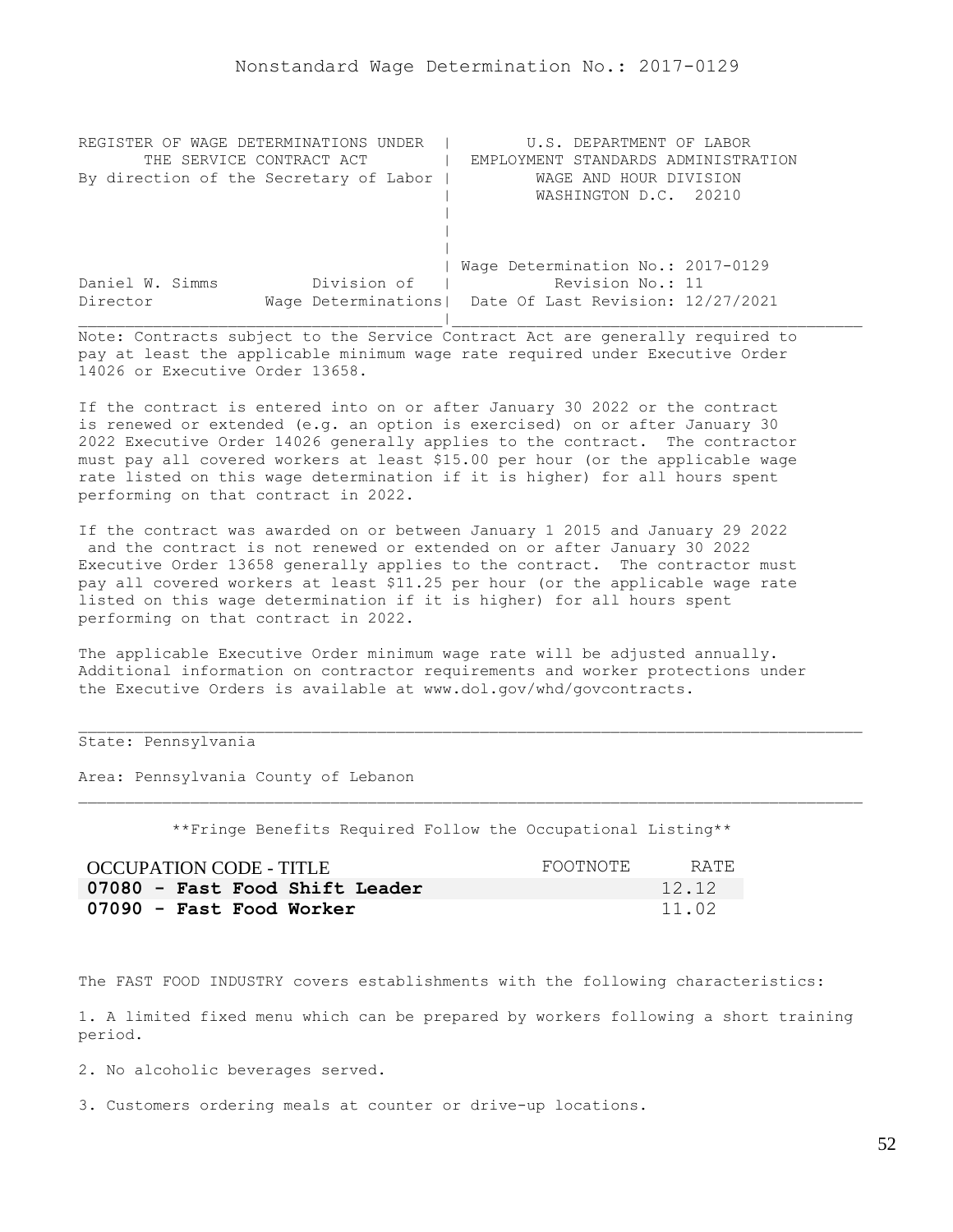# Nonstandard Wage Determination No.: 2017-0129

| REGISTER OF WAGE DETERMINATIONS UNDER THE SERVICE CONTRACT ACT By direction of the Secretary of Labor | U.S. DEPARTMENT OF LABOR EMPLOYMENT STANDARDS ADMINISTRATION WAGE AND HOUR DIVISION WASHINGTON D.C. 20210 |
|---|---|
| Daniel W. Simms, Director — Division of Wage Determinations | Wage Determination No.: 2017-0129 Revision No.: 11 Date Of Last Revision: 12/27/2021 |

Note: Contracts subject to the Service Contract Act are generally required to pay at least the applicable minimum wage rate required under Executive Order 14026 or Executive Order 13658.

If the contract is entered into on or after January 30 2022 or the contract is renewed or extended (e.g. an option is exercised) on or after January 30 2022 Executive Order 14026 generally applies to the contract. The contractor must pay all covered workers at least $15.00 per hour (or the applicable wage rate listed on this wage determination if it is higher) for all hours spent performing on that contract in 2022.

If the contract was awarded on or between January 1 2015 and January 29 2022 and the contract is not renewed or extended on or after January 30 2022 Executive Order 13658 generally applies to the contract. The contractor must pay all covered workers at least $11.25 per hour (or the applicable wage rate listed on this wage determination if it is higher) for all hours spent performing on that contract in 2022.

The applicable Executive Order minimum wage rate will be adjusted annually. Additional information on contractor requirements and worker protections under the Executive Orders is available at www.dol.gov/whd/govcontracts.

State: Pennsylvania

Area: Pennsylvania County of Lebanon

**Fringe Benefits Required Follow the Occupational Listing**

| OCCUPATION CODE - TITLE | FOOTNOTE | RATE |
|---|---|---|
| **07080 - Fast Food Shift Leader** | | 12.12 |
| **07090 - Fast Food Worker** | | 11.02 |

The FAST FOOD INDUSTRY covers establishments with the following characteristics:

1. A limited fixed menu which can be prepared by workers following a short training period.

2. No alcoholic beverages served.

3. Customers ordering meals at counter or drive-up locations.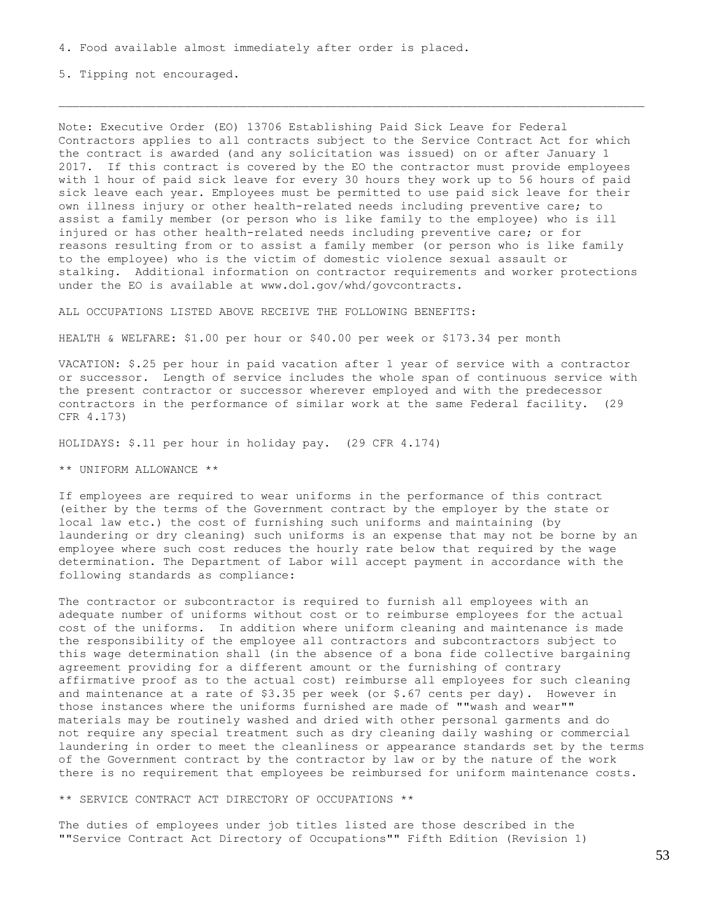4. Food available almost immediately after order is placed.

5. Tipping not encouraged.

---

Note: Executive Order (EO) 13706 Establishing Paid Sick Leave for Federal Contractors applies to all contracts subject to the Service Contract Act for which the contract is awarded (and any solicitation was issued) on or after January 1 2017. If this contract is covered by the EO the contractor must provide employees with 1 hour of paid sick leave for every 30 hours they work up to 56 hours of paid sick leave each year. Employees must be permitted to use paid sick leave for their own illness injury or other health-related needs including preventive care; to assist a family member (or person who is like family to the employee) who is ill injured or has other health-related needs including preventive care; or for reasons resulting from or to assist a family member (or person who is like family to the employee) who is the victim of domestic violence sexual assault or stalking. Additional information on contractor requirements and worker protections under the EO is available at www.dol.gov/whd/govcontracts.

ALL OCCUPATIONS LISTED ABOVE RECEIVE THE FOLLOWING BENEFITS:

HEALTH & WELFARE: $1.00 per hour or $40.00 per week or $173.34 per month

VACATION: $.25 per hour in paid vacation after 1 year of service with a contractor or successor. Length of service includes the whole span of continuous service with the present contractor or successor wherever employed and with the predecessor contractors in the performance of similar work at the same Federal facility. (29 CFR 4.173)

HOLIDAYS: $.11 per hour in holiday pay. (29 CFR 4.174)

** UNIFORM ALLOWANCE **

If employees are required to wear uniforms in the performance of this contract (either by the terms of the Government contract by the employer by the state or local law etc.) the cost of furnishing such uniforms and maintaining (by laundering or dry cleaning) such uniforms is an expense that may not be borne by an employee where such cost reduces the hourly rate below that required by the wage determination. The Department of Labor will accept payment in accordance with the following standards as compliance:

The contractor or subcontractor is required to furnish all employees with an adequate number of uniforms without cost or to reimburse employees for the actual cost of the uniforms. In addition where uniform cleaning and maintenance is made the responsibility of the employee all contractors and subcontractors subject to this wage determination shall (in the absence of a bona fide collective bargaining agreement providing for a different amount or the furnishing of contrary affirmative proof as to the actual cost) reimburse all employees for such cleaning and maintenance at a rate of $3.35 per week (or $.67 cents per day). However in those instances where the uniforms furnished are made of ""wash and wear"" materials may be routinely washed and dried with other personal garments and do not require any special treatment such as dry cleaning daily washing or commercial laundering in order to meet the cleanliness or appearance standards set by the terms of the Government contract by the contractor by law or by the nature of the work there is no requirement that employees be reimbursed for uniform maintenance costs.

** SERVICE CONTRACT ACT DIRECTORY OF OCCUPATIONS **

The duties of employees under job titles listed are those described in the ""Service Contract Act Directory of Occupations"" Fifth Edition (Revision 1)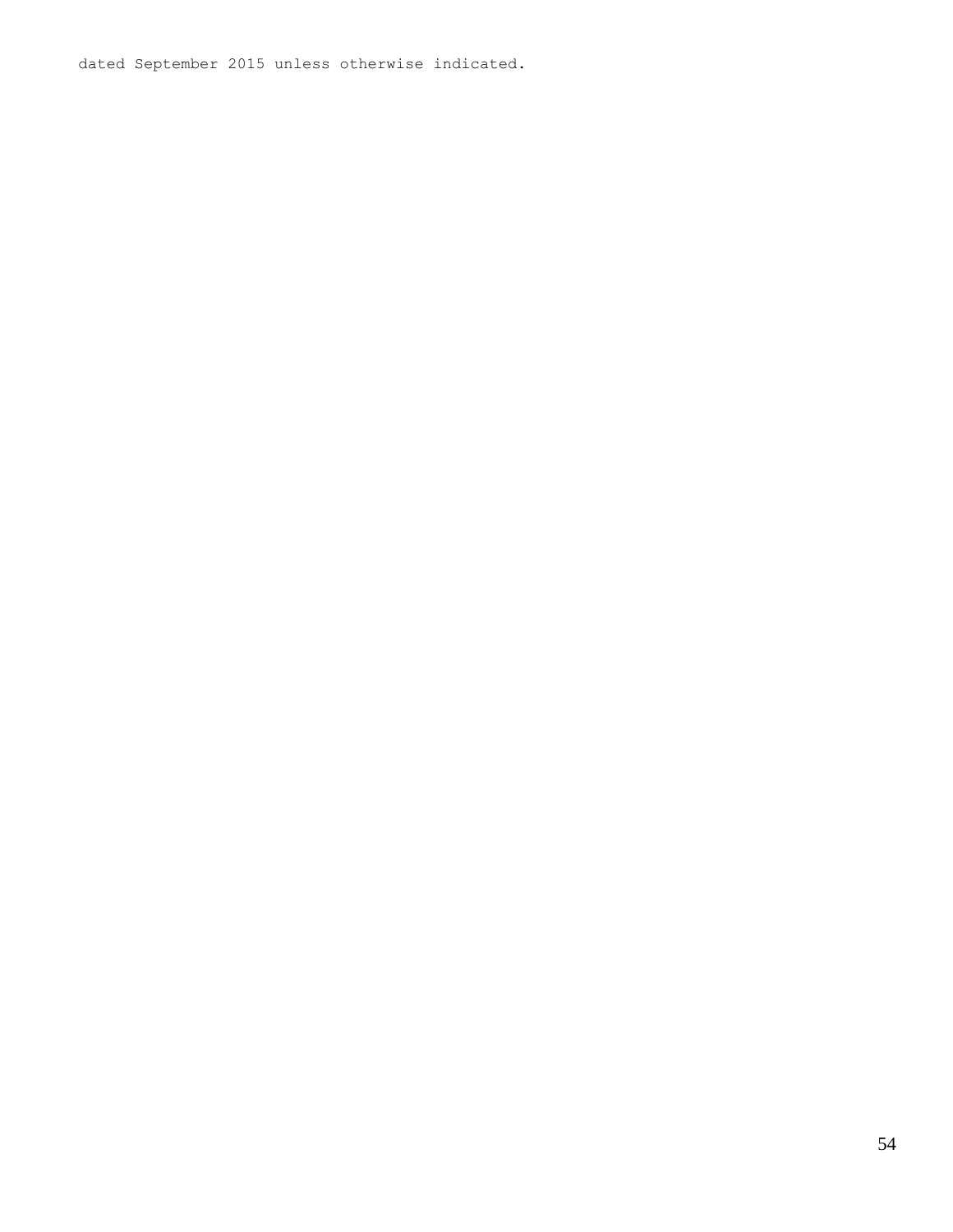dated September 2015 unless otherwise indicated.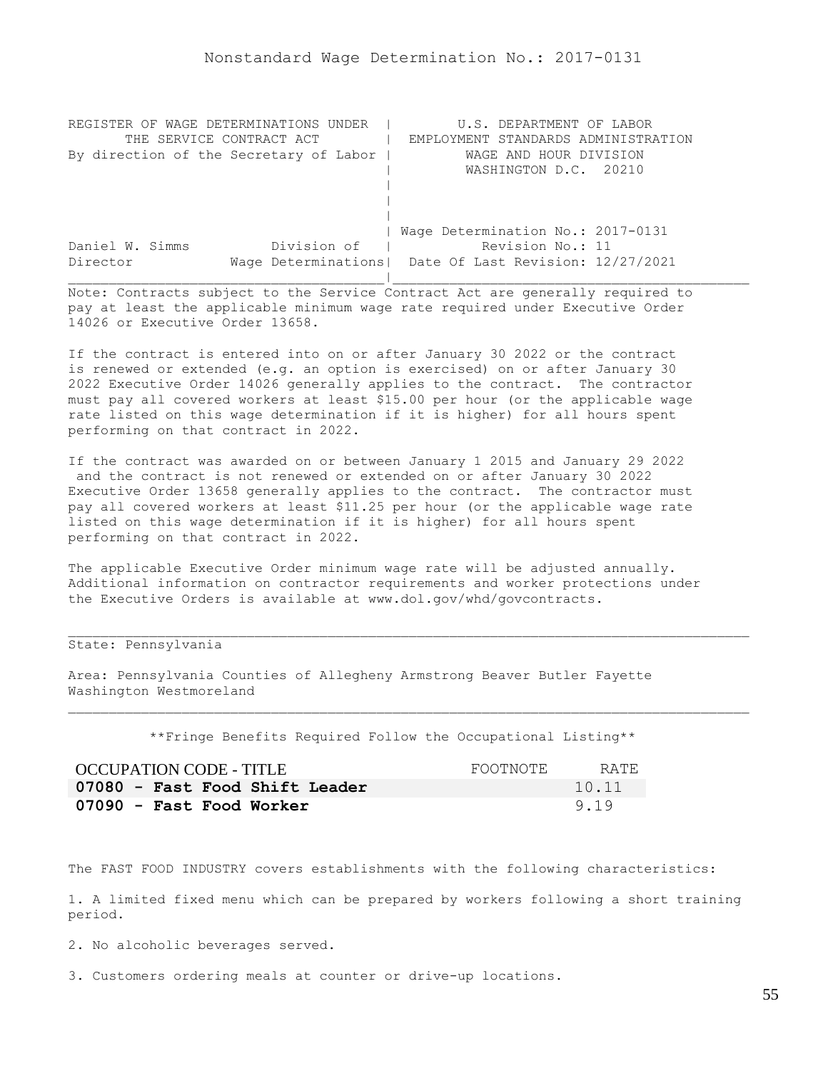# Nonstandard Wage Determination No.: 2017-0131

```
REGISTER OF WAGE DETERMINATIONS UNDER  |        U.S. DEPARTMENT OF LABOR
      THE SERVICE CONTRACT ACT         |  EMPLOYMENT STANDARDS ADMINISTRATION
By direction of the Secretary of Labor |         WAGE AND HOUR DIVISION
                                       |         WASHINGTON D.C.  20210
                                       |
                                       |
                                       |
                                       | Wage Determination No.: 2017-0131
Daniel W. Simms          Division of   |          Revision No.: 11
Director            Wage Determinations|  Date Of Last Revision: 12/27/2021
_______________________________________|____________________________________________
```

Note: Contracts subject to the Service Contract Act are generally required to pay at least the applicable minimum wage rate required under Executive Order 14026 or Executive Order 13658.

If the contract is entered into on or after January 30 2022 or the contract is renewed or extended (e.g. an option is exercised) on or after January 30 2022 Executive Order 14026 generally applies to the contract. The contractor must pay all covered workers at least $15.00 per hour (or the applicable wage rate listed on this wage determination if it is higher) for all hours spent performing on that contract in 2022.

If the contract was awarded on or between January 1 2015 and January 29 2022 and the contract is not renewed or extended on or after January 30 2022 Executive Order 13658 generally applies to the contract. The contractor must pay all covered workers at least $11.25 per hour (or the applicable wage rate listed on this wage determination if it is higher) for all hours spent performing on that contract in 2022.

The applicable Executive Order minimum wage rate will be adjusted annually. Additional information on contractor requirements and worker protections under the Executive Orders is available at www.dol.gov/whd/govcontracts.

---

State: Pennsylvania

Area: Pennsylvania Counties of Allegheny Armstrong Beaver Butler Fayette Washington Westmoreland

---

**Fringe Benefits Required Follow the Occupational Listing**

| OCCUPATION CODE - TITLE | FOOTNOTE | RATE |
|---|---|---|
| **07080 - Fast Food Shift Leader** | | 10.11 |
| **07090 - Fast Food Worker** | | 9.19 |

The FAST FOOD INDUSTRY covers establishments with the following characteristics:

1. A limited fixed menu which can be prepared by workers following a short training period.

2. No alcoholic beverages served.

3. Customers ordering meals at counter or drive-up locations.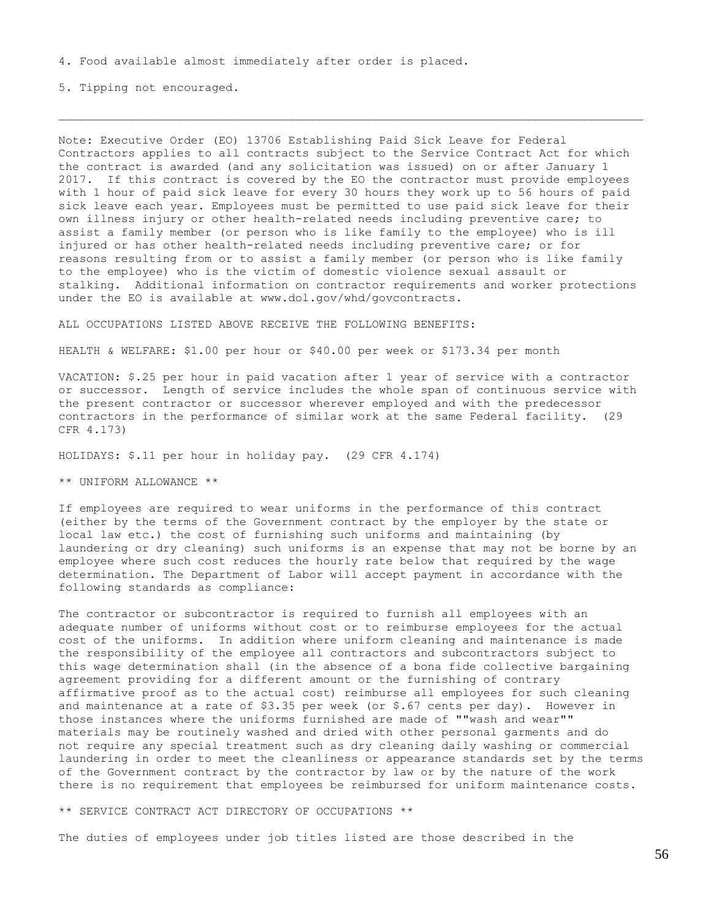4. Food available almost immediately after order is placed.

5. Tipping not encouraged.

---

Note: Executive Order (EO) 13706 Establishing Paid Sick Leave for Federal Contractors applies to all contracts subject to the Service Contract Act for which the contract is awarded (and any solicitation was issued) on or after January 1 2017. If this contract is covered by the EO the contractor must provide employees with 1 hour of paid sick leave for every 30 hours they work up to 56 hours of paid sick leave each year. Employees must be permitted to use paid sick leave for their own illness injury or other health-related needs including preventive care; to assist a family member (or person who is like family to the employee) who is ill injured or has other health-related needs including preventive care; or for reasons resulting from or to assist a family member (or person who is like family to the employee) who is the victim of domestic violence sexual assault or stalking. Additional information on contractor requirements and worker protections under the EO is available at www.dol.gov/whd/govcontracts.

ALL OCCUPATIONS LISTED ABOVE RECEIVE THE FOLLOWING BENEFITS:

HEALTH & WELFARE: $1.00 per hour or $40.00 per week or $173.34 per month

VACATION: $.25 per hour in paid vacation after 1 year of service with a contractor or successor. Length of service includes the whole span of continuous service with the present contractor or successor wherever employed and with the predecessor contractors in the performance of similar work at the same Federal facility. (29 CFR 4.173)

HOLIDAYS: $.11 per hour in holiday pay. (29 CFR 4.174)

** UNIFORM ALLOWANCE **

If employees are required to wear uniforms in the performance of this contract (either by the terms of the Government contract by the employer by the state or local law etc.) the cost of furnishing such uniforms and maintaining (by laundering or dry cleaning) such uniforms is an expense that may not be borne by an employee where such cost reduces the hourly rate below that required by the wage determination. The Department of Labor will accept payment in accordance with the following standards as compliance:

The contractor or subcontractor is required to furnish all employees with an adequate number of uniforms without cost or to reimburse employees for the actual cost of the uniforms. In addition where uniform cleaning and maintenance is made the responsibility of the employee all contractors and subcontractors subject to this wage determination shall (in the absence of a bona fide collective bargaining agreement providing for a different amount or the furnishing of contrary affirmative proof as to the actual cost) reimburse all employees for such cleaning and maintenance at a rate of $3.35 per week (or $.67 cents per day). However in those instances where the uniforms furnished are made of ""wash and wear"" materials may be routinely washed and dried with other personal garments and do not require any special treatment such as dry cleaning daily washing or commercial laundering in order to meet the cleanliness or appearance standards set by the terms of the Government contract by the contractor by law or by the nature of the work there is no requirement that employees be reimbursed for uniform maintenance costs.

** SERVICE CONTRACT ACT DIRECTORY OF OCCUPATIONS **

The duties of employees under job titles listed are those described in the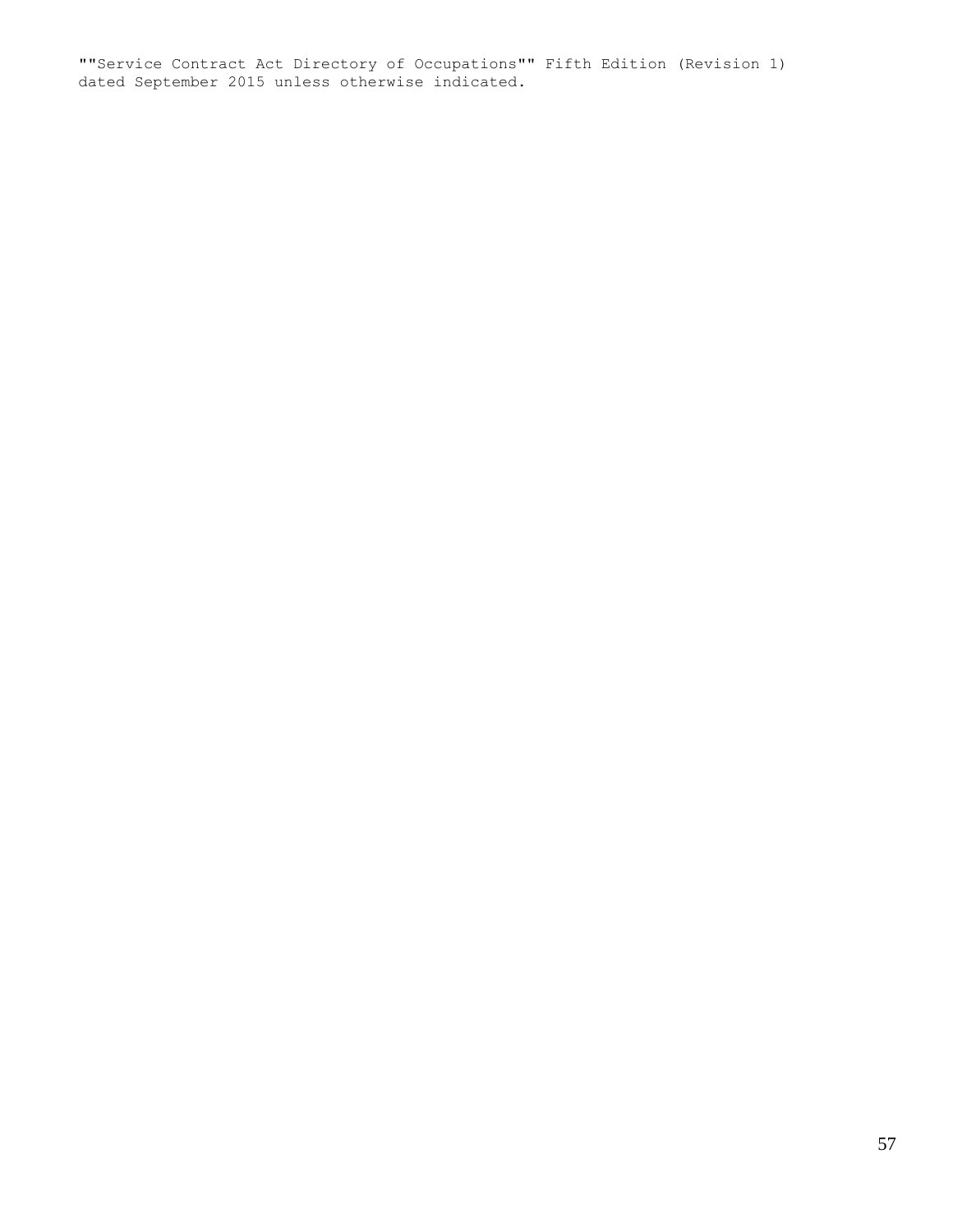""Service Contract Act Directory of Occupations"" Fifth Edition (Revision 1) dated September 2015 unless otherwise indicated.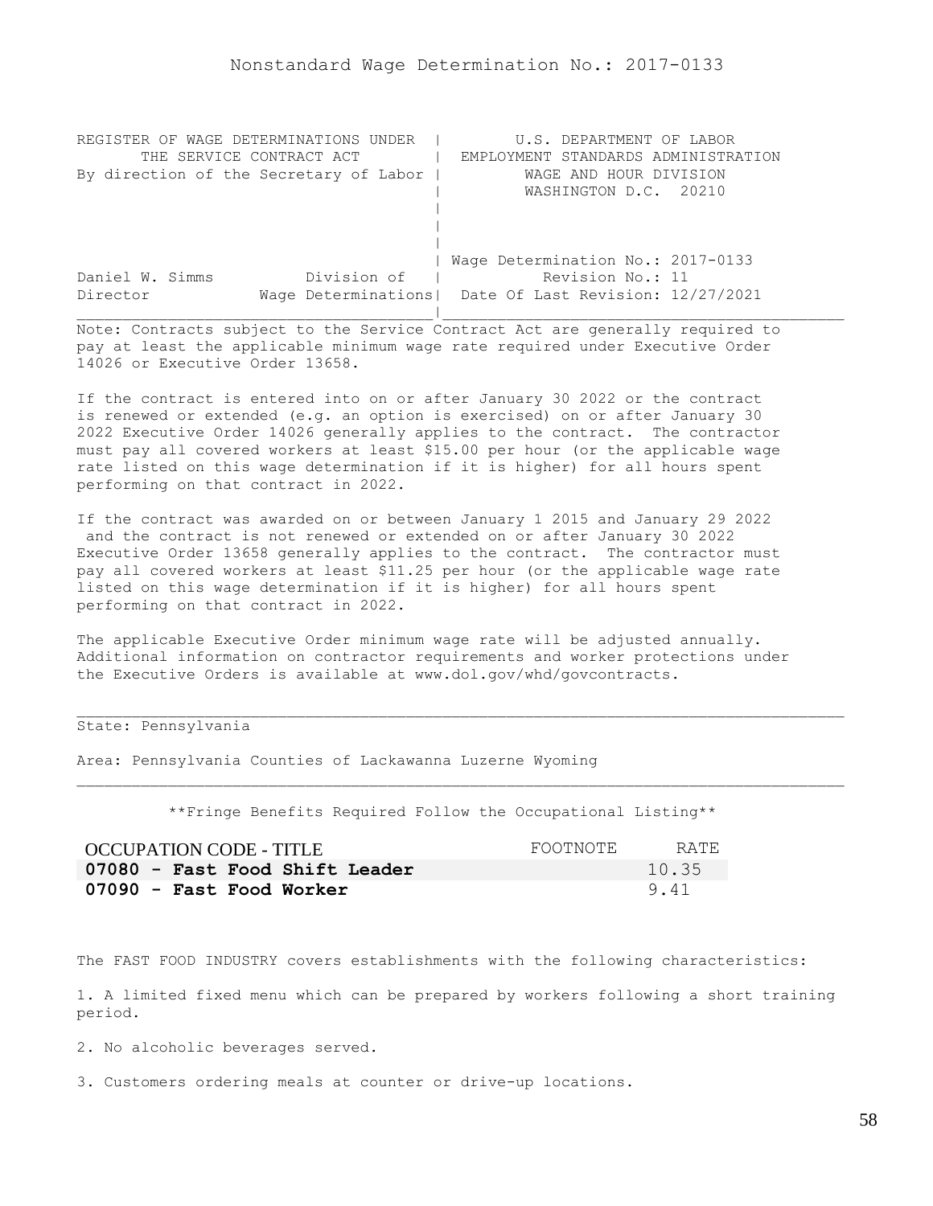Nonstandard Wage Determination No.: 2017-0133

REGISTER OF WAGE DETERMINATIONS UNDER THE SERVICE CONTRACT ACT
By direction of the Secretary of Labor

U.S. DEPARTMENT OF LABOR
EMPLOYMENT STANDARDS ADMINISTRATION
WAGE AND HOUR DIVISION
WASHINGTON D.C. 20210

Daniel W. Simms, Director, Division of Wage Determinations

Wage Determination No.: 2017-0133
Revision No.: 11
Date Of Last Revision: 12/27/2021

Note: Contracts subject to the Service Contract Act are generally required to pay at least the applicable minimum wage rate required under Executive Order 14026 or Executive Order 13658.

If the contract is entered into on or after January 30 2022 or the contract is renewed or extended (e.g. an option is exercised) on or after January 30 2022 Executive Order 14026 generally applies to the contract. The contractor must pay all covered workers at least $15.00 per hour (or the applicable wage rate listed on this wage determination if it is higher) for all hours spent performing on that contract in 2022.

If the contract was awarded on or between January 1 2015 and January 29 2022 and the contract is not renewed or extended on or after January 30 2022 Executive Order 13658 generally applies to the contract. The contractor must pay all covered workers at least $11.25 per hour (or the applicable wage rate listed on this wage determination if it is higher) for all hours spent performing on that contract in 2022.

The applicable Executive Order minimum wage rate will be adjusted annually. Additional information on contractor requirements and worker protections under the Executive Orders is available at www.dol.gov/whd/govcontracts.

State: Pennsylvania

Area: Pennsylvania Counties of Lackawanna Luzerne Wyoming

**Fringe Benefits Required Follow the Occupational Listing**

| OCCUPATION CODE - TITLE | FOOTNOTE | RATE |
|---|---|---|
| **07080 - Fast Food Shift Leader** | | 10.35 |
| **07090 - Fast Food Worker** | | 9.41 |

The FAST FOOD INDUSTRY covers establishments with the following characteristics:

1. A limited fixed menu which can be prepared by workers following a short training period.

2. No alcoholic beverages served.

3. Customers ordering meals at counter or drive-up locations.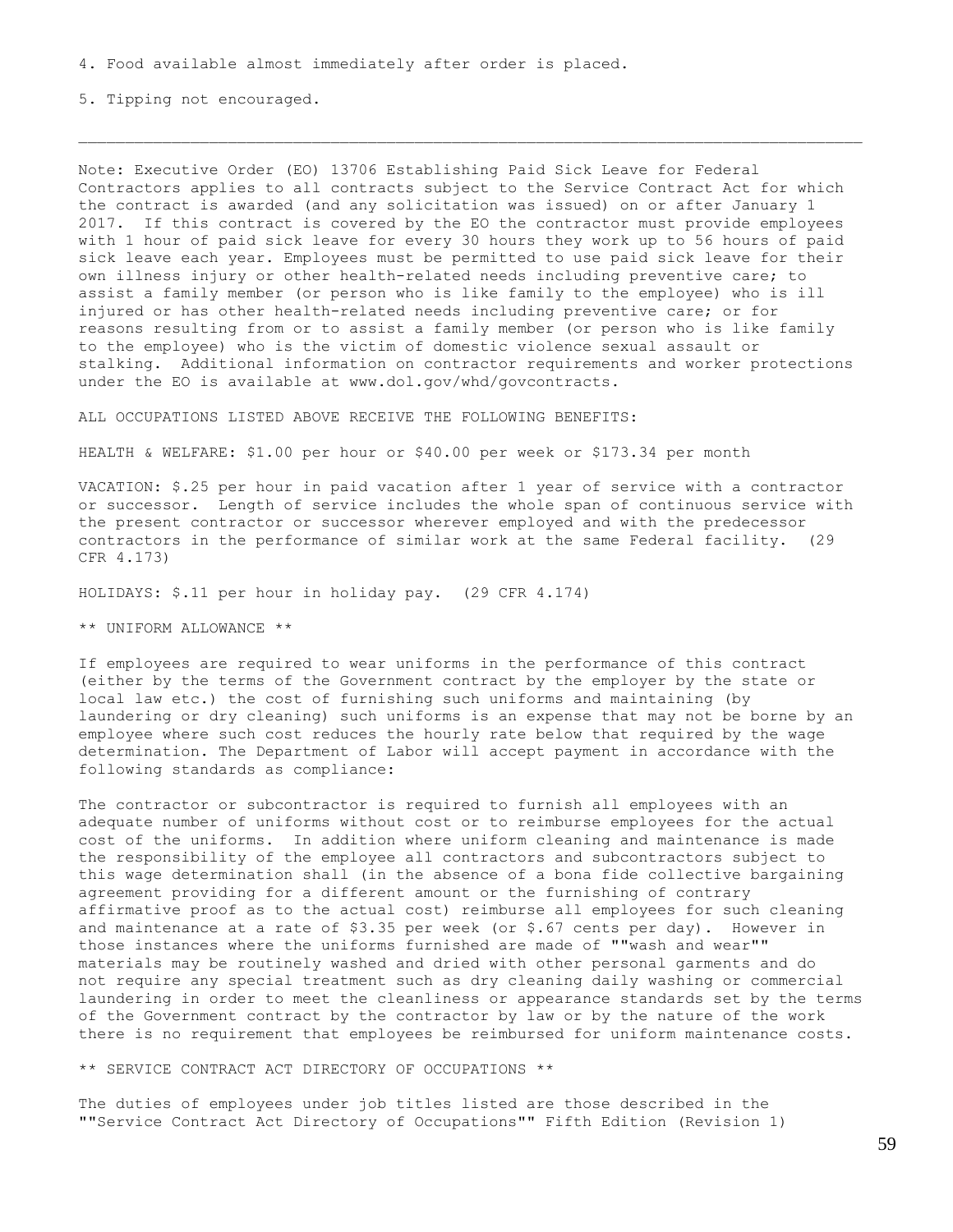4. Food available almost immediately after order is placed.

5. Tipping not encouraged.

---

Note: Executive Order (EO) 13706 Establishing Paid Sick Leave for Federal Contractors applies to all contracts subject to the Service Contract Act for which the contract is awarded (and any solicitation was issued) on or after January 1 2017. If this contract is covered by the EO the contractor must provide employees with 1 hour of paid sick leave for every 30 hours they work up to 56 hours of paid sick leave each year. Employees must be permitted to use paid sick leave for their own illness injury or other health-related needs including preventive care; to assist a family member (or person who is like family to the employee) who is ill injured or has other health-related needs including preventive care; or for reasons resulting from or to assist a family member (or person who is like family to the employee) who is the victim of domestic violence sexual assault or stalking. Additional information on contractor requirements and worker protections under the EO is available at www.dol.gov/whd/govcontracts.

ALL OCCUPATIONS LISTED ABOVE RECEIVE THE FOLLOWING BENEFITS:

HEALTH & WELFARE: $1.00 per hour or $40.00 per week or $173.34 per month

VACATION: $.25 per hour in paid vacation after 1 year of service with a contractor or successor. Length of service includes the whole span of continuous service with the present contractor or successor wherever employed and with the predecessor contractors in the performance of similar work at the same Federal facility. (29 CFR 4.173)

HOLIDAYS: $.11 per hour in holiday pay. (29 CFR 4.174)

** UNIFORM ALLOWANCE **

If employees are required to wear uniforms in the performance of this contract (either by the terms of the Government contract by the employer by the state or local law etc.) the cost of furnishing such uniforms and maintaining (by laundering or dry cleaning) such uniforms is an expense that may not be borne by an employee where such cost reduces the hourly rate below that required by the wage determination. The Department of Labor will accept payment in accordance with the following standards as compliance:

The contractor or subcontractor is required to furnish all employees with an adequate number of uniforms without cost or to reimburse employees for the actual cost of the uniforms. In addition where uniform cleaning and maintenance is made the responsibility of the employee all contractors and subcontractors subject to this wage determination shall (in the absence of a bona fide collective bargaining agreement providing for a different amount or the furnishing of contrary affirmative proof as to the actual cost) reimburse all employees for such cleaning and maintenance at a rate of $3.35 per week (or $.67 cents per day). However in those instances where the uniforms furnished are made of ""wash and wear"" materials may be routinely washed and dried with other personal garments and do not require any special treatment such as dry cleaning daily washing or commercial laundering in order to meet the cleanliness or appearance standards set by the terms of the Government contract by the contractor by law or by the nature of the work there is no requirement that employees be reimbursed for uniform maintenance costs.

** SERVICE CONTRACT ACT DIRECTORY OF OCCUPATIONS **

The duties of employees under job titles listed are those described in the ""Service Contract Act Directory of Occupations"" Fifth Edition (Revision 1)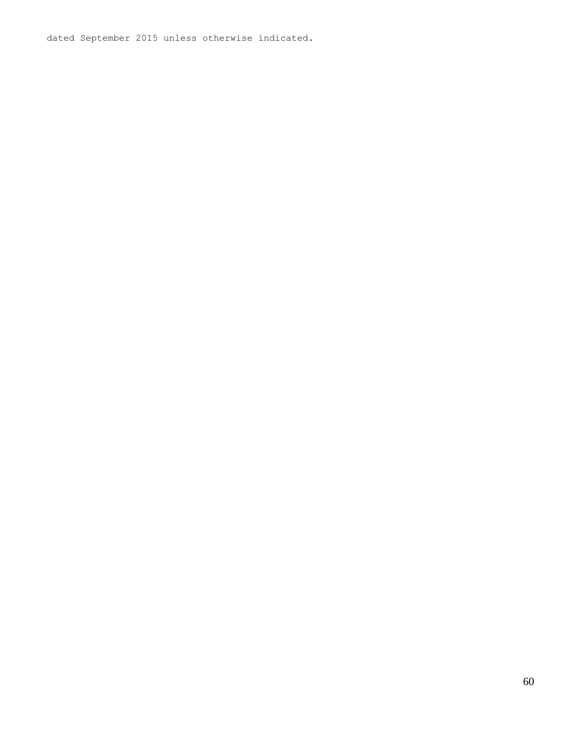dated September 2015 unless otherwise indicated.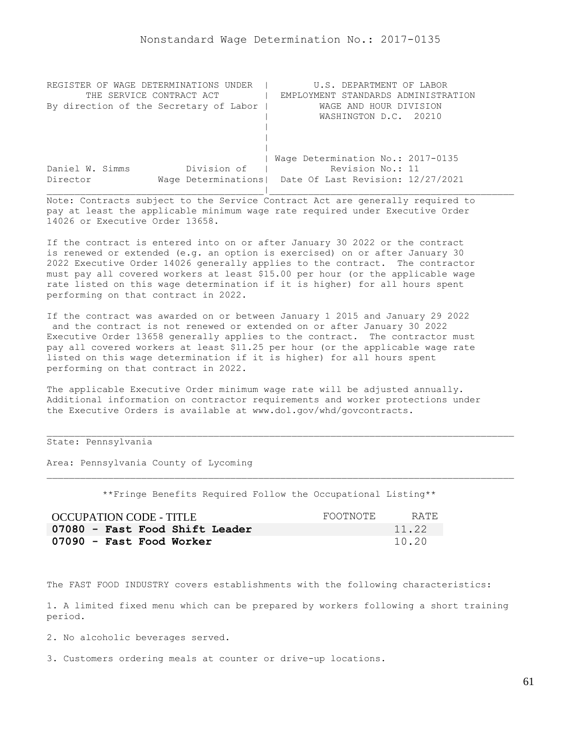Nonstandard Wage Determination No.: 2017-0135

REGISTER OF WAGE DETERMINATIONS UNDER THE SERVICE CONTRACT ACT
By direction of the Secretary of Labor

U.S. DEPARTMENT OF LABOR
EMPLOYMENT STANDARDS ADMINISTRATION
WAGE AND HOUR DIVISION
WASHINGTON D.C. 20210

Daniel W. Simms, Director, Division of Wage Determinations

Wage Determination No.: 2017-0135
Revision No.: 11
Date Of Last Revision: 12/27/2021

Note: Contracts subject to the Service Contract Act are generally required to pay at least the applicable minimum wage rate required under Executive Order 14026 or Executive Order 13658.

If the contract is entered into on or after January 30 2022 or the contract is renewed or extended (e.g. an option is exercised) on or after January 30 2022 Executive Order 14026 generally applies to the contract. The contractor must pay all covered workers at least $15.00 per hour (or the applicable wage rate listed on this wage determination if it is higher) for all hours spent performing on that contract in 2022.

If the contract was awarded on or between January 1 2015 and January 29 2022 and the contract is not renewed or extended on or after January 30 2022 Executive Order 13658 generally applies to the contract. The contractor must pay all covered workers at least $11.25 per hour (or the applicable wage rate listed on this wage determination if it is higher) for all hours spent performing on that contract in 2022.

The applicable Executive Order minimum wage rate will be adjusted annually. Additional information on contractor requirements and worker protections under the Executive Orders is available at www.dol.gov/whd/govcontracts.

State: Pennsylvania

Area: Pennsylvania County of Lycoming

**Fringe Benefits Required Follow the Occupational Listing**

| OCCUPATION CODE - TITLE | FOOTNOTE | RATE |
|---|---|---|
| **07080 - Fast Food Shift Leader** | | 11.22 |
| **07090 - Fast Food Worker** | | 10.20 |

The FAST FOOD INDUSTRY covers establishments with the following characteristics:

1. A limited fixed menu which can be prepared by workers following a short training period.

2. No alcoholic beverages served.

3. Customers ordering meals at counter or drive-up locations.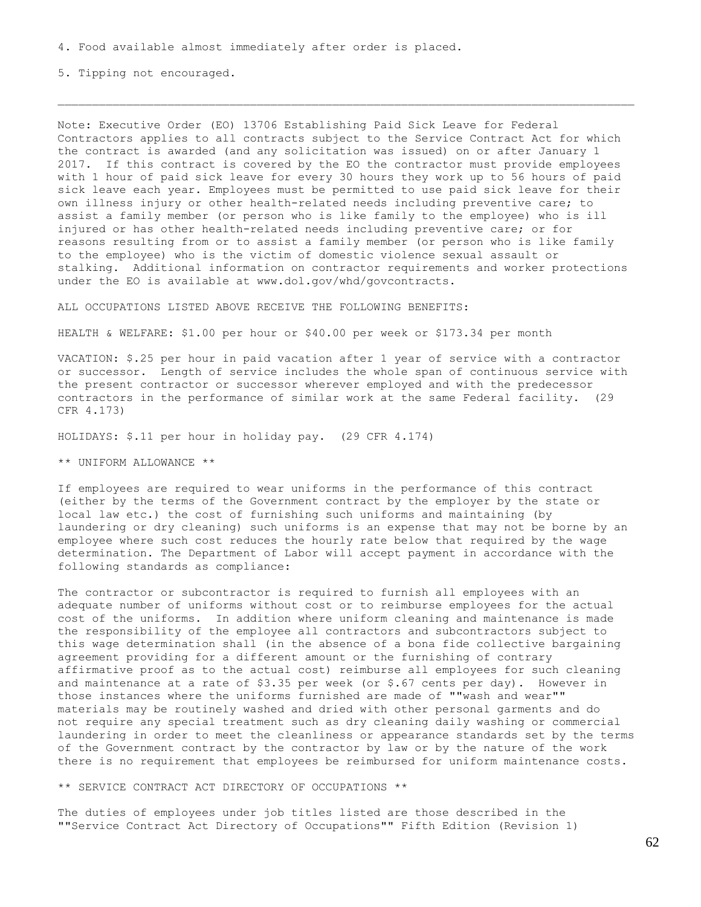4. Food available almost immediately after order is placed.

5. Tipping not encouraged.

---

Note: Executive Order (EO) 13706 Establishing Paid Sick Leave for Federal Contractors applies to all contracts subject to the Service Contract Act for which the contract is awarded (and any solicitation was issued) on or after January 1 2017. If this contract is covered by the EO the contractor must provide employees with 1 hour of paid sick leave for every 30 hours they work up to 56 hours of paid sick leave each year. Employees must be permitted to use paid sick leave for their own illness injury or other health-related needs including preventive care; to assist a family member (or person who is like family to the employee) who is ill injured or has other health-related needs including preventive care; or for reasons resulting from or to assist a family member (or person who is like family to the employee) who is the victim of domestic violence sexual assault or stalking. Additional information on contractor requirements and worker protections under the EO is available at www.dol.gov/whd/govcontracts.

ALL OCCUPATIONS LISTED ABOVE RECEIVE THE FOLLOWING BENEFITS:

HEALTH & WELFARE: $1.00 per hour or $40.00 per week or $173.34 per month

VACATION: $.25 per hour in paid vacation after 1 year of service with a contractor or successor. Length of service includes the whole span of continuous service with the present contractor or successor wherever employed and with the predecessor contractors in the performance of similar work at the same Federal facility. (29 CFR 4.173)

HOLIDAYS: $.11 per hour in holiday pay. (29 CFR 4.174)

** UNIFORM ALLOWANCE **

If employees are required to wear uniforms in the performance of this contract (either by the terms of the Government contract by the employer by the state or local law etc.) the cost of furnishing such uniforms and maintaining (by laundering or dry cleaning) such uniforms is an expense that may not be borne by an employee where such cost reduces the hourly rate below that required by the wage determination. The Department of Labor will accept payment in accordance with the following standards as compliance:

The contractor or subcontractor is required to furnish all employees with an adequate number of uniforms without cost or to reimburse employees for the actual cost of the uniforms. In addition where uniform cleaning and maintenance is made the responsibility of the employee all contractors and subcontractors subject to this wage determination shall (in the absence of a bona fide collective bargaining agreement providing for a different amount or the furnishing of contrary affirmative proof as to the actual cost) reimburse all employees for such cleaning and maintenance at a rate of $3.35 per week (or $.67 cents per day). However in those instances where the uniforms furnished are made of ""wash and wear"" materials may be routinely washed and dried with other personal garments and do not require any special treatment such as dry cleaning daily washing or commercial laundering in order to meet the cleanliness or appearance standards set by the terms of the Government contract by the contractor by law or by the nature of the work there is no requirement that employees be reimbursed for uniform maintenance costs.

** SERVICE CONTRACT ACT DIRECTORY OF OCCUPATIONS **

The duties of employees under job titles listed are those described in the ""Service Contract Act Directory of Occupations"" Fifth Edition (Revision 1)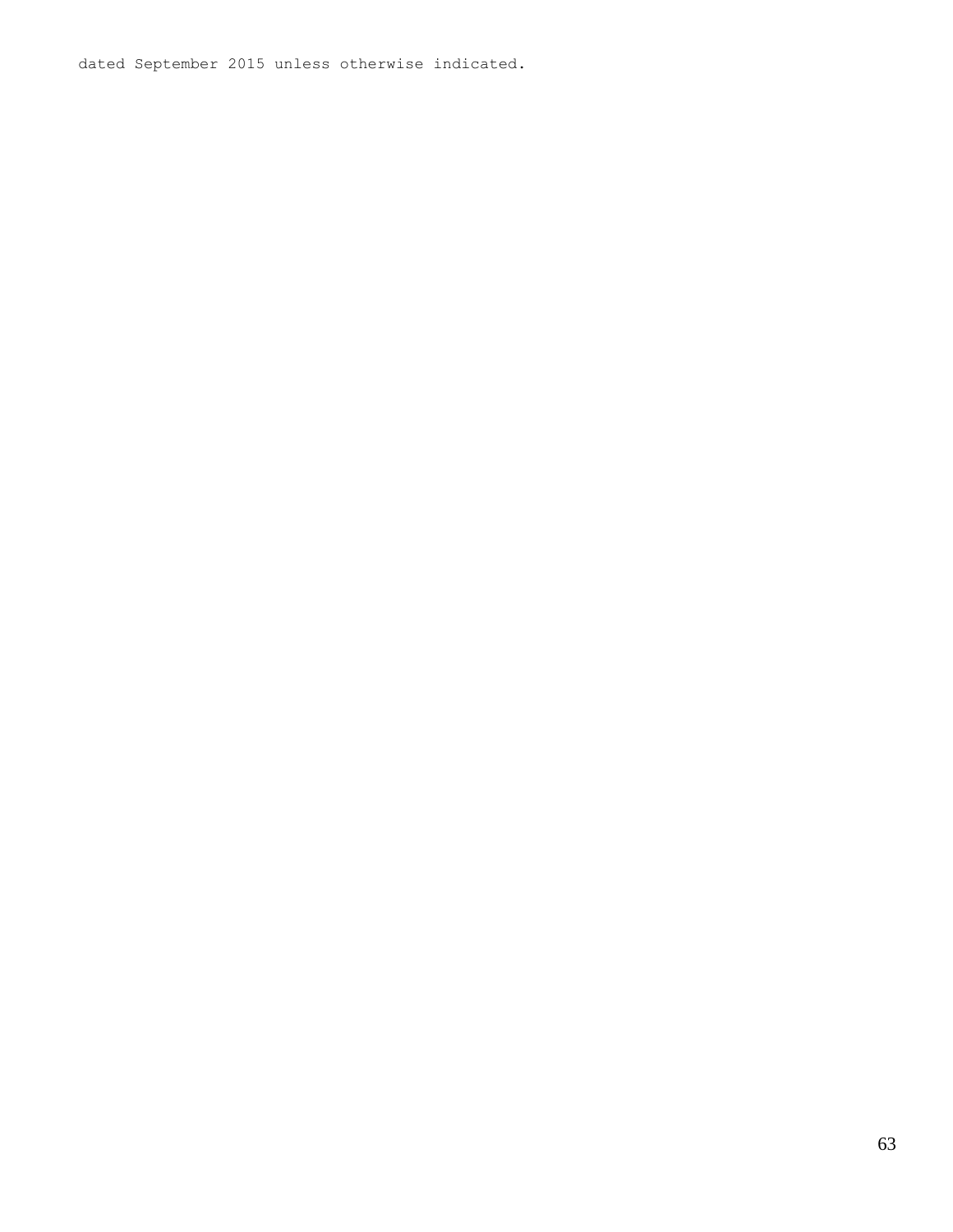dated September 2015 unless otherwise indicated.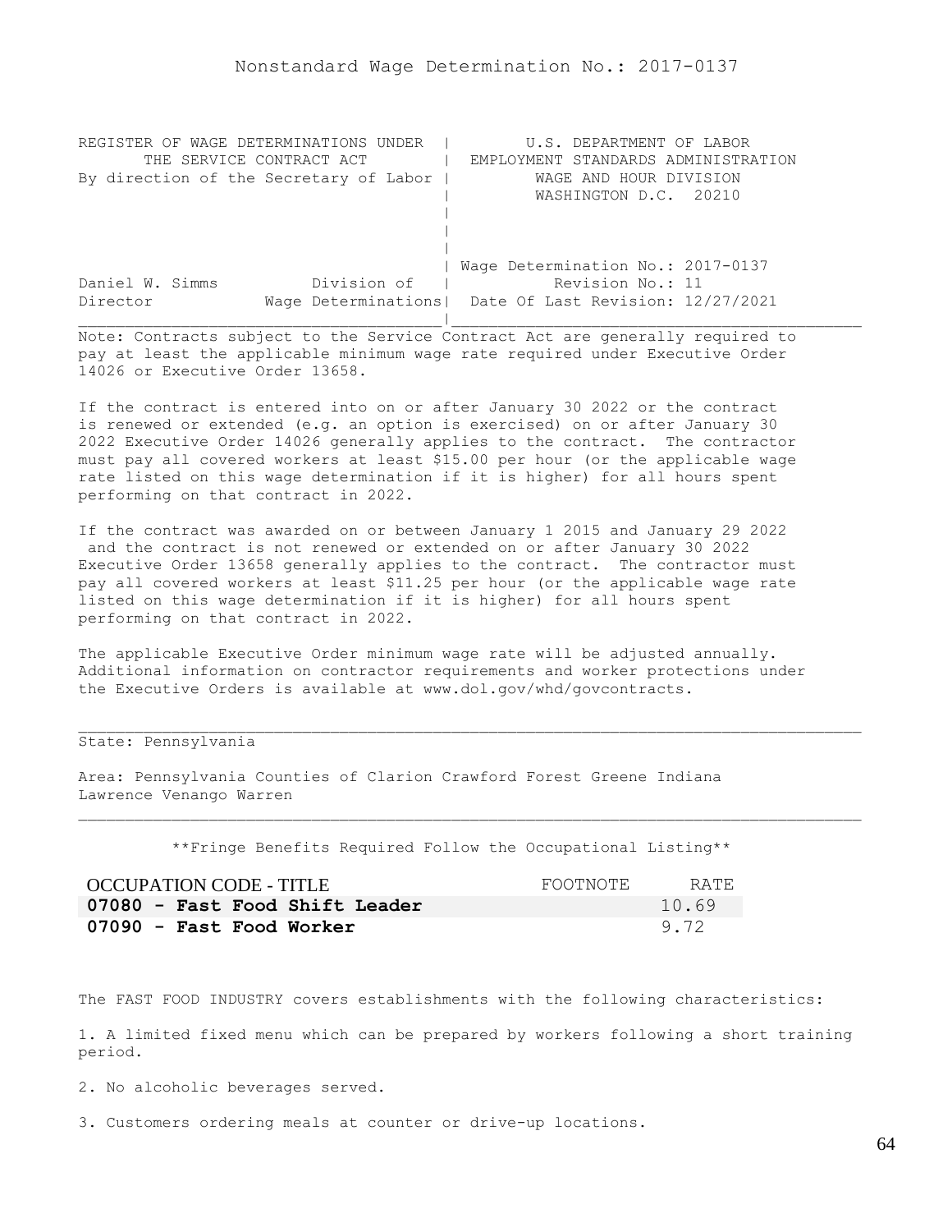# Nonstandard Wage Determination No.: 2017-0137

```
REGISTER OF WAGE DETERMINATIONS UNDER  |        U.S. DEPARTMENT OF LABOR
      THE SERVICE CONTRACT ACT         |  EMPLOYMENT STANDARDS ADMINISTRATION
By direction of the Secretary of Labor |         WAGE AND HOUR DIVISION
                                       |         WASHINGTON D.C.  20210
                                       |
                                       |
                                       |
                                       | Wage Determination No.: 2017-0137
Daniel W. Simms          Division of   |          Revision No.: 11
Director            Wage Determinations|  Date Of Last Revision: 12/27/2021
```

Note: Contracts subject to the Service Contract Act are generally required to pay at least the applicable minimum wage rate required under Executive Order 14026 or Executive Order 13658.

If the contract is entered into on or after January 30 2022 or the contract is renewed or extended (e.g. an option is exercised) on or after January 30 2022 Executive Order 14026 generally applies to the contract. The contractor must pay all covered workers at least $15.00 per hour (or the applicable wage rate listed on this wage determination if it is higher) for all hours spent performing on that contract in 2022.

If the contract was awarded on or between January 1 2015 and January 29 2022 and the contract is not renewed or extended on or after January 30 2022 Executive Order 13658 generally applies to the contract. The contractor must pay all covered workers at least $11.25 per hour (or the applicable wage rate listed on this wage determination if it is higher) for all hours spent performing on that contract in 2022.

The applicable Executive Order minimum wage rate will be adjusted annually. Additional information on contractor requirements and worker protections under the Executive Orders is available at www.dol.gov/whd/govcontracts.

State: Pennsylvania

Area: Pennsylvania Counties of Clarion Crawford Forest Greene Indiana Lawrence Venango Warren

**Fringe Benefits Required Follow the Occupational Listing**

| OCCUPATION CODE - TITLE | FOOTNOTE | RATE |
|---|---|---|
| **07080 - Fast Food Shift Leader** | | 10.69 |
| **07090 - Fast Food Worker** | | 9.72 |

The FAST FOOD INDUSTRY covers establishments with the following characteristics:

1. A limited fixed menu which can be prepared by workers following a short training period.

2. No alcoholic beverages served.

3. Customers ordering meals at counter or drive-up locations.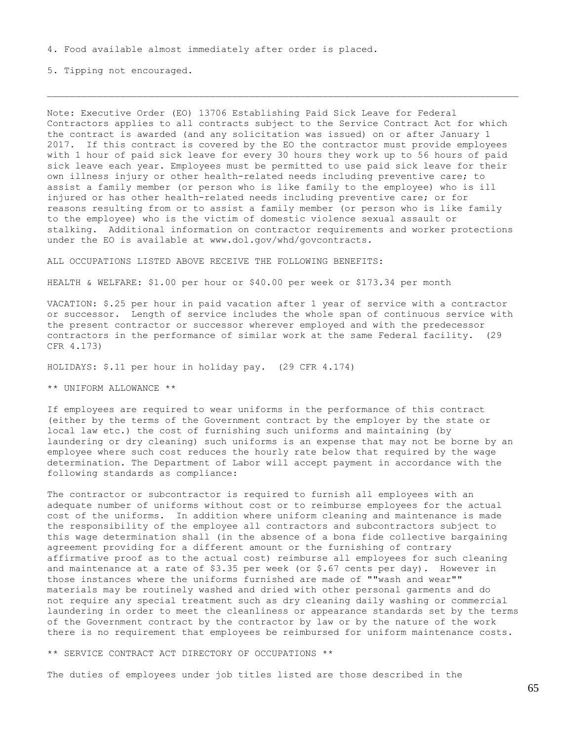4. Food available almost immediately after order is placed.

5. Tipping not encouraged.

---

Note: Executive Order (EO) 13706 Establishing Paid Sick Leave for Federal Contractors applies to all contracts subject to the Service Contract Act for which the contract is awarded (and any solicitation was issued) on or after January 1 2017. If this contract is covered by the EO the contractor must provide employees with 1 hour of paid sick leave for every 30 hours they work up to 56 hours of paid sick leave each year. Employees must be permitted to use paid sick leave for their own illness injury or other health-related needs including preventive care; to assist a family member (or person who is like family to the employee) who is ill injured or has other health-related needs including preventive care; or for reasons resulting from or to assist a family member (or person who is like family to the employee) who is the victim of domestic violence sexual assault or stalking. Additional information on contractor requirements and worker protections under the EO is available at www.dol.gov/whd/govcontracts.

ALL OCCUPATIONS LISTED ABOVE RECEIVE THE FOLLOWING BENEFITS:

HEALTH & WELFARE: $1.00 per hour or $40.00 per week or $173.34 per month

VACATION: $.25 per hour in paid vacation after 1 year of service with a contractor or successor. Length of service includes the whole span of continuous service with the present contractor or successor wherever employed and with the predecessor contractors in the performance of similar work at the same Federal facility. (29 CFR 4.173)

HOLIDAYS: $.11 per hour in holiday pay. (29 CFR 4.174)

** UNIFORM ALLOWANCE **

If employees are required to wear uniforms in the performance of this contract (either by the terms of the Government contract by the employer by the state or local law etc.) the cost of furnishing such uniforms and maintaining (by laundering or dry cleaning) such uniforms is an expense that may not be borne by an employee where such cost reduces the hourly rate below that required by the wage determination. The Department of Labor will accept payment in accordance with the following standards as compliance:

The contractor or subcontractor is required to furnish all employees with an adequate number of uniforms without cost or to reimburse employees for the actual cost of the uniforms. In addition where uniform cleaning and maintenance is made the responsibility of the employee all contractors and subcontractors subject to this wage determination shall (in the absence of a bona fide collective bargaining agreement providing for a different amount or the furnishing of contrary affirmative proof as to the actual cost) reimburse all employees for such cleaning and maintenance at a rate of $3.35 per week (or $.67 cents per day). However in those instances where the uniforms furnished are made of ""wash and wear"" materials may be routinely washed and dried with other personal garments and do not require any special treatment such as dry cleaning daily washing or commercial laundering in order to meet the cleanliness or appearance standards set by the terms of the Government contract by the contractor by law or by the nature of the work there is no requirement that employees be reimbursed for uniform maintenance costs.

** SERVICE CONTRACT ACT DIRECTORY OF OCCUPATIONS **

The duties of employees under job titles listed are those described in the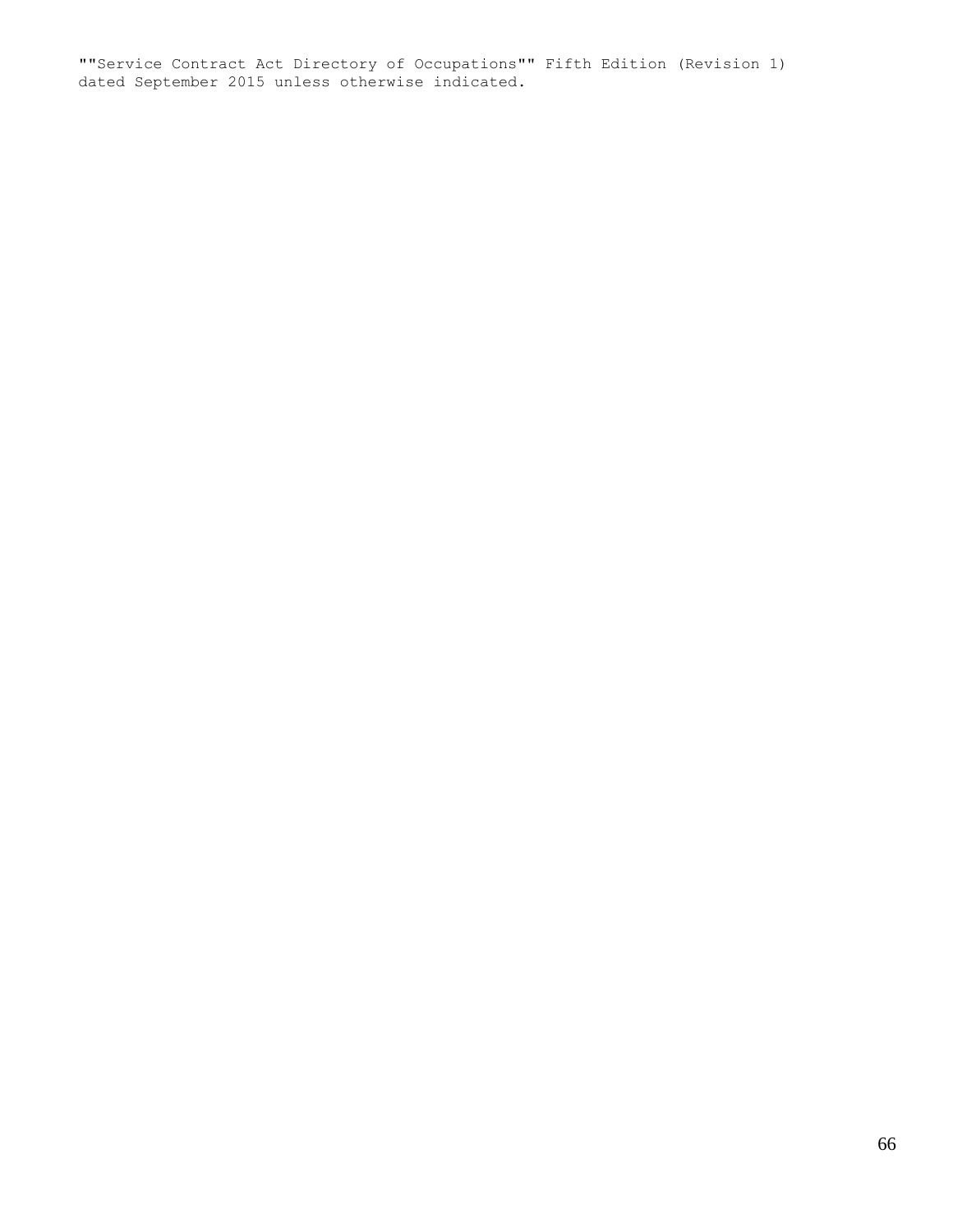""Service Contract Act Directory of Occupations"" Fifth Edition (Revision 1)
dated September 2015 unless otherwise indicated.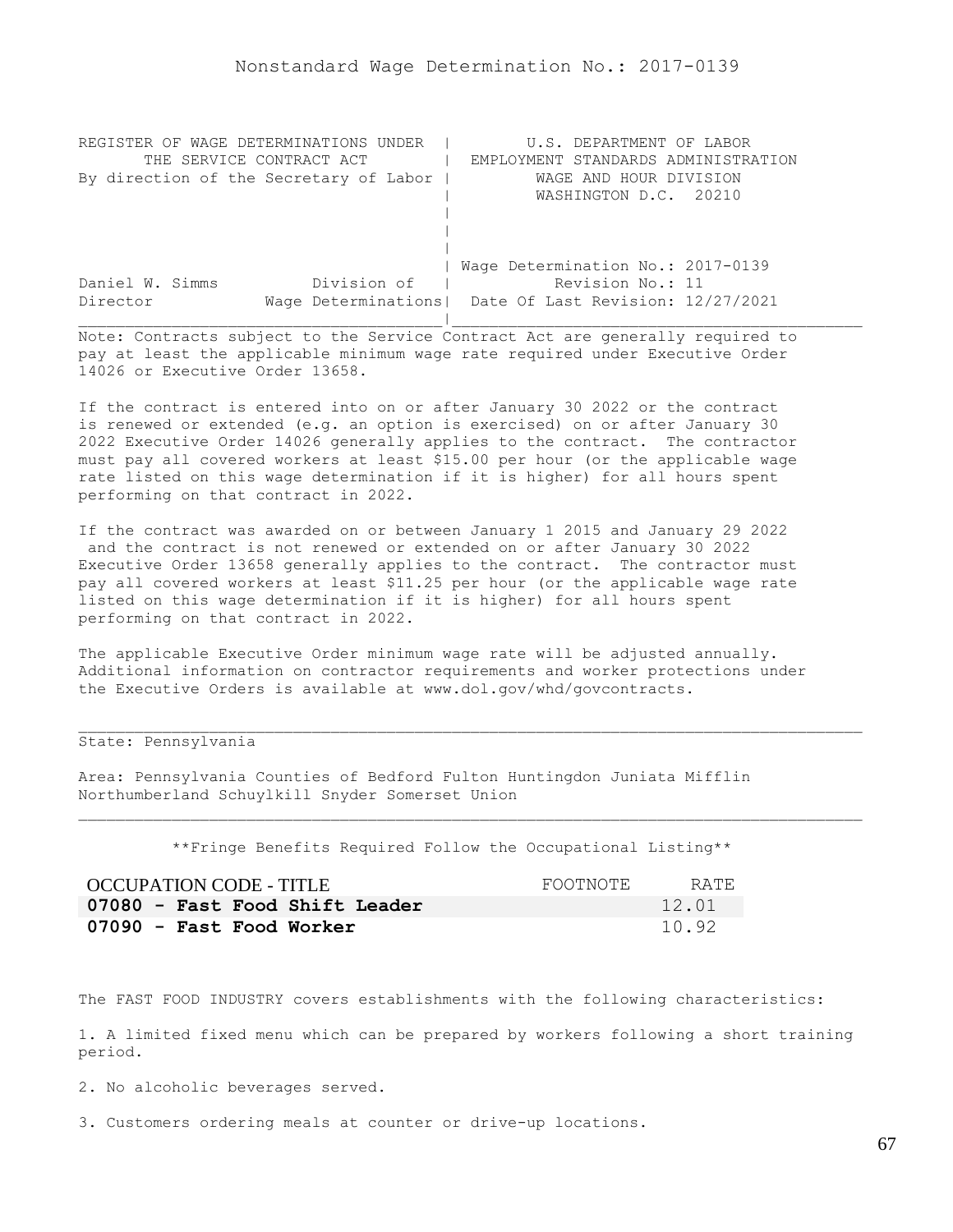# Nonstandard Wage Determination No.: 2017-0139

```
REGISTER OF WAGE DETERMINATIONS UNDER  |         U.S. DEPARTMENT OF LABOR
      THE SERVICE CONTRACT ACT         |  EMPLOYMENT STANDARDS ADMINISTRATION
By direction of the Secretary of Labor |          WAGE AND HOUR DIVISION
                                       |          WASHINGTON D.C.  20210
                                       |
                                       |
                                       |
                                       | Wage Determination No.: 2017-0139
Daniel W. Simms          Division of   |           Revision No.: 11
Director           Wage Determinations|  Date Of Last Revision: 12/27/2021
```

Note: Contracts subject to the Service Contract Act are generally required to pay at least the applicable minimum wage rate required under Executive Order 14026 or Executive Order 13658.

If the contract is entered into on or after January 30 2022 or the contract is renewed or extended (e.g. an option is exercised) on or after January 30 2022 Executive Order 14026 generally applies to the contract. The contractor must pay all covered workers at least $15.00 per hour (or the applicable wage rate listed on this wage determination if it is higher) for all hours spent performing on that contract in 2022.

If the contract was awarded on or between January 1 2015 and January 29 2022 and the contract is not renewed or extended on or after January 30 2022 Executive Order 13658 generally applies to the contract. The contractor must pay all covered workers at least $11.25 per hour (or the applicable wage rate listed on this wage determination if it is higher) for all hours spent performing on that contract in 2022.

The applicable Executive Order minimum wage rate will be adjusted annually. Additional information on contractor requirements and worker protections under the Executive Orders is available at www.dol.gov/whd/govcontracts.

---

State: Pennsylvania

Area: Pennsylvania Counties of Bedford Fulton Huntingdon Juniata Mifflin Northumberland Schuylkill Snyder Somerset Union

---

**Fringe Benefits Required Follow the Occupational Listing**

| OCCUPATION CODE - TITLE | FOOTNOTE | RATE |
|---|---|---|
| **07080 - Fast Food Shift Leader** | | 12.01 |
| **07090 - Fast Food Worker** | | 10.92 |

The FAST FOOD INDUSTRY covers establishments with the following characteristics:

1. A limited fixed menu which can be prepared by workers following a short training period.

2. No alcoholic beverages served.

3. Customers ordering meals at counter or drive-up locations.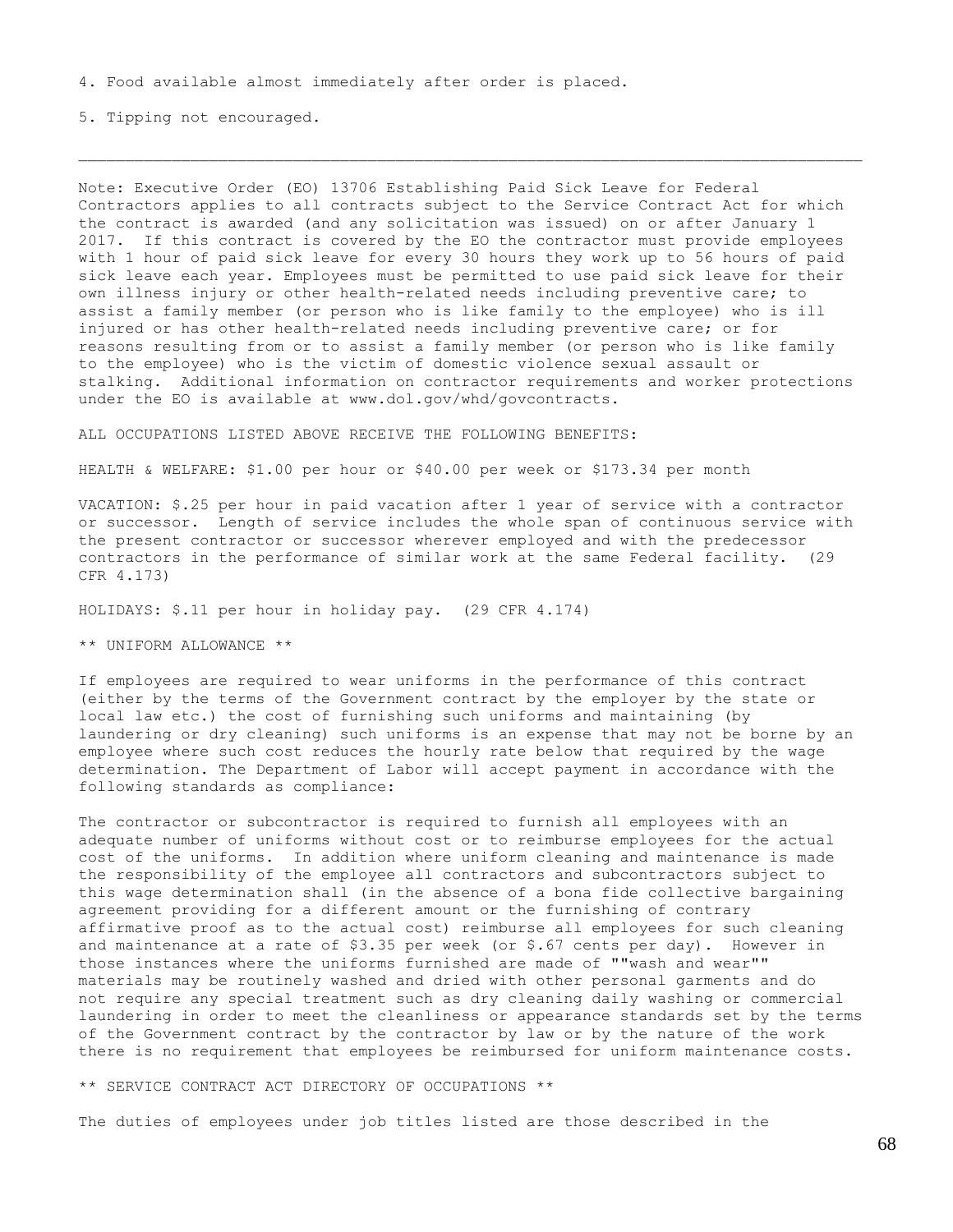4. Food available almost immediately after order is placed.

5. Tipping not encouraged.

---

Note: Executive Order (EO) 13706 Establishing Paid Sick Leave for Federal Contractors applies to all contracts subject to the Service Contract Act for which the contract is awarded (and any solicitation was issued) on or after January 1 2017. If this contract is covered by the EO the contractor must provide employees with 1 hour of paid sick leave for every 30 hours they work up to 56 hours of paid sick leave each year. Employees must be permitted to use paid sick leave for their own illness injury or other health-related needs including preventive care; to assist a family member (or person who is like family to the employee) who is ill injured or has other health-related needs including preventive care; or for reasons resulting from or to assist a family member (or person who is like family to the employee) who is the victim of domestic violence sexual assault or stalking. Additional information on contractor requirements and worker protections under the EO is available at www.dol.gov/whd/govcontracts.

ALL OCCUPATIONS LISTED ABOVE RECEIVE THE FOLLOWING BENEFITS:

HEALTH & WELFARE: $1.00 per hour or $40.00 per week or $173.34 per month

VACATION: $.25 per hour in paid vacation after 1 year of service with a contractor or successor. Length of service includes the whole span of continuous service with the present contractor or successor wherever employed and with the predecessor contractors in the performance of similar work at the same Federal facility. (29 CFR 4.173)

HOLIDAYS: $.11 per hour in holiday pay. (29 CFR 4.174)

** UNIFORM ALLOWANCE **

If employees are required to wear uniforms in the performance of this contract (either by the terms of the Government contract by the employer by the state or local law etc.) the cost of furnishing such uniforms and maintaining (by laundering or dry cleaning) such uniforms is an expense that may not be borne by an employee where such cost reduces the hourly rate below that required by the wage determination. The Department of Labor will accept payment in accordance with the following standards as compliance:

The contractor or subcontractor is required to furnish all employees with an adequate number of uniforms without cost or to reimburse employees for the actual cost of the uniforms. In addition where uniform cleaning and maintenance is made the responsibility of the employee all contractors and subcontractors subject to this wage determination shall (in the absence of a bona fide collective bargaining agreement providing for a different amount or the furnishing of contrary affirmative proof as to the actual cost) reimburse all employees for such cleaning and maintenance at a rate of $3.35 per week (or $.67 cents per day). However in those instances where the uniforms furnished are made of ""wash and wear"" materials may be routinely washed and dried with other personal garments and do not require any special treatment such as dry cleaning daily washing or commercial laundering in order to meet the cleanliness or appearance standards set by the terms of the Government contract by the contractor by law or by the nature of the work there is no requirement that employees be reimbursed for uniform maintenance costs.

** SERVICE CONTRACT ACT DIRECTORY OF OCCUPATIONS **

The duties of employees under job titles listed are those described in the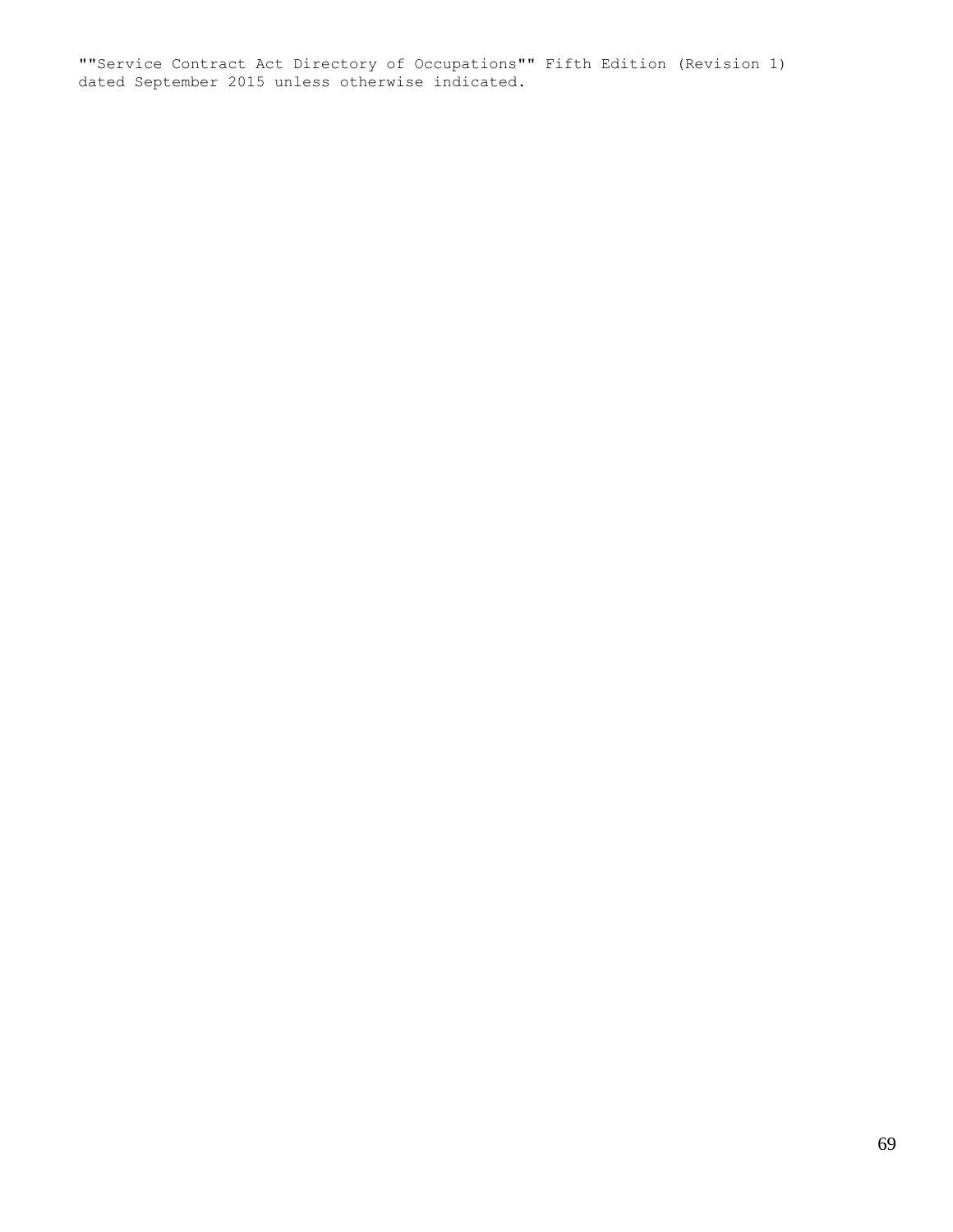""Service Contract Act Directory of Occupations"" Fifth Edition (Revision 1) dated September 2015 unless otherwise indicated.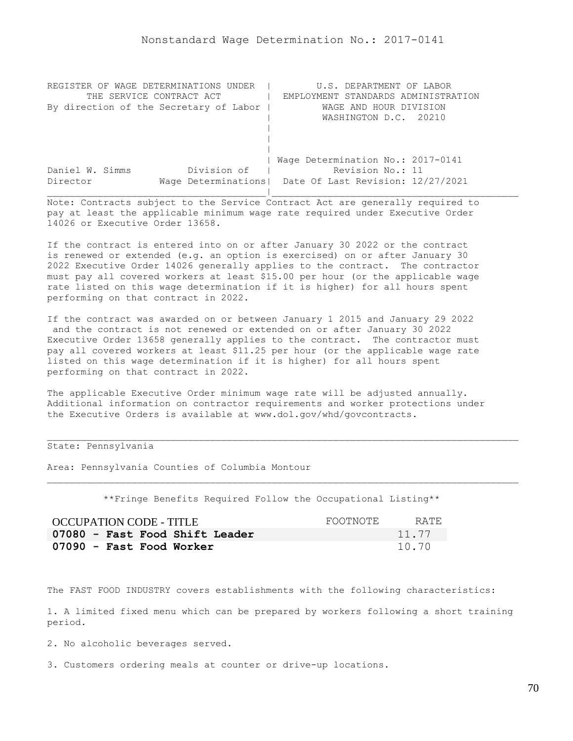Nonstandard Wage Determination No.: 2017-0141

```
REGISTER OF WAGE DETERMINATIONS UNDER  |        U.S. DEPARTMENT OF LABOR
      THE SERVICE CONTRACT ACT         |  EMPLOYMENT STANDARDS ADMINISTRATION
By direction of the Secretary of Labor |         WAGE AND HOUR DIVISION
                                       |         WASHINGTON D.C.  20210
                                       |
                                       |
                                       |
                                       | Wage Determination No.: 2017-0141
Daniel W. Simms          Division of   |          Revision No.: 11
Director            Wage Determinations|  Date Of Last Revision: 12/27/2021
_______________________________________|_____________________________________
```

Note: Contracts subject to the Service Contract Act are generally required to pay at least the applicable minimum wage rate required under Executive Order 14026 or Executive Order 13658.

If the contract is entered into on or after January 30 2022 or the contract is renewed or extended (e.g. an option is exercised) on or after January 30 2022 Executive Order 14026 generally applies to the contract. The contractor must pay all covered workers at least $15.00 per hour (or the applicable wage rate listed on this wage determination if it is higher) for all hours spent performing on that contract in 2022.

If the contract was awarded on or between January 1 2015 and January 29 2022 and the contract is not renewed or extended on or after January 30 2022 Executive Order 13658 generally applies to the contract. The contractor must pay all covered workers at least $11.25 per hour (or the applicable wage rate listed on this wage determination if it is higher) for all hours spent performing on that contract in 2022.

The applicable Executive Order minimum wage rate will be adjusted annually. Additional information on contractor requirements and worker protections under the Executive Orders is available at www.dol.gov/whd/govcontracts.

---

State: Pennsylvania

Area: Pennsylvania Counties of Columbia Montour

---

**Fringe Benefits Required Follow the Occupational Listing**

| OCCUPATION CODE - TITLE | FOOTNOTE | RATE |
|---|---|---|
| **07080 - Fast Food Shift Leader** | | 11.77 |
| **07090 - Fast Food Worker** | | 10.70 |

The FAST FOOD INDUSTRY covers establishments with the following characteristics:

1. A limited fixed menu which can be prepared by workers following a short training period.

2. No alcoholic beverages served.

3. Customers ordering meals at counter or drive-up locations.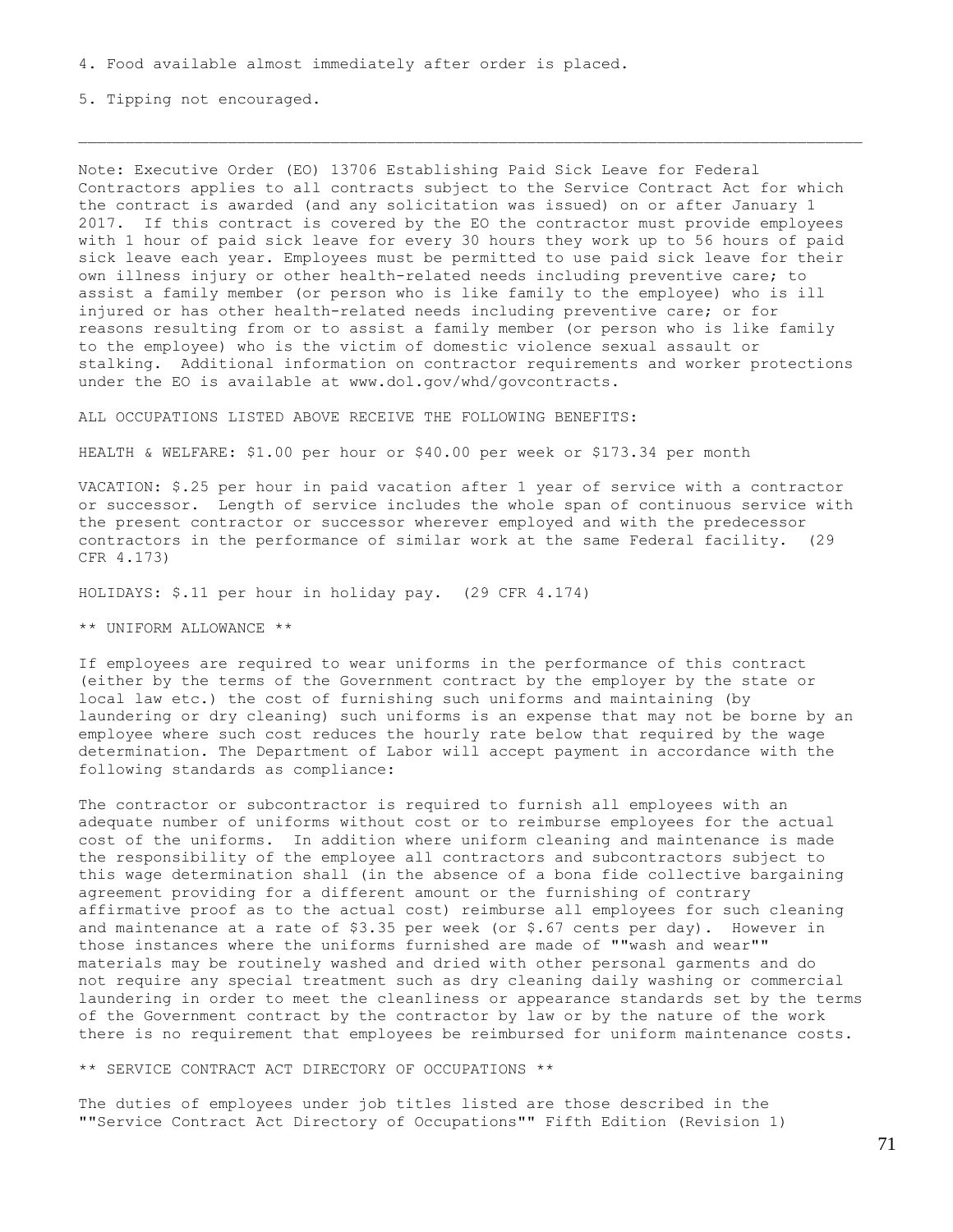4. Food available almost immediately after order is placed.

5. Tipping not encouraged.

---

Note: Executive Order (EO) 13706 Establishing Paid Sick Leave for Federal Contractors applies to all contracts subject to the Service Contract Act for which the contract is awarded (and any solicitation was issued) on or after January 1 2017. If this contract is covered by the EO the contractor must provide employees with 1 hour of paid sick leave for every 30 hours they work up to 56 hours of paid sick leave each year. Employees must be permitted to use paid sick leave for their own illness injury or other health-related needs including preventive care; to assist a family member (or person who is like family to the employee) who is ill injured or has other health-related needs including preventive care; or for reasons resulting from or to assist a family member (or person who is like family to the employee) who is the victim of domestic violence sexual assault or stalking. Additional information on contractor requirements and worker protections under the EO is available at www.dol.gov/whd/govcontracts.

ALL OCCUPATIONS LISTED ABOVE RECEIVE THE FOLLOWING BENEFITS:

HEALTH & WELFARE: $1.00 per hour or $40.00 per week or $173.34 per month

VACATION: $.25 per hour in paid vacation after 1 year of service with a contractor or successor. Length of service includes the whole span of continuous service with the present contractor or successor wherever employed and with the predecessor contractors in the performance of similar work at the same Federal facility. (29 CFR 4.173)

HOLIDAYS: $.11 per hour in holiday pay. (29 CFR 4.174)

** UNIFORM ALLOWANCE **

If employees are required to wear uniforms in the performance of this contract (either by the terms of the Government contract by the employer by the state or local law etc.) the cost of furnishing such uniforms and maintaining (by laundering or dry cleaning) such uniforms is an expense that may not be borne by an employee where such cost reduces the hourly rate below that required by the wage determination. The Department of Labor will accept payment in accordance with the following standards as compliance:

The contractor or subcontractor is required to furnish all employees with an adequate number of uniforms without cost or to reimburse employees for the actual cost of the uniforms. In addition where uniform cleaning and maintenance is made the responsibility of the employee all contractors and subcontractors subject to this wage determination shall (in the absence of a bona fide collective bargaining agreement providing for a different amount or the furnishing of contrary affirmative proof as to the actual cost) reimburse all employees for such cleaning and maintenance at a rate of $3.35 per week (or $.67 cents per day). However in those instances where the uniforms furnished are made of ""wash and wear"" materials may be routinely washed and dried with other personal garments and do not require any special treatment such as dry cleaning daily washing or commercial laundering in order to meet the cleanliness or appearance standards set by the terms of the Government contract by the contractor by law or by the nature of the work there is no requirement that employees be reimbursed for uniform maintenance costs.

** SERVICE CONTRACT ACT DIRECTORY OF OCCUPATIONS **

The duties of employees under job titles listed are those described in the ""Service Contract Act Directory of Occupations"" Fifth Edition (Revision 1)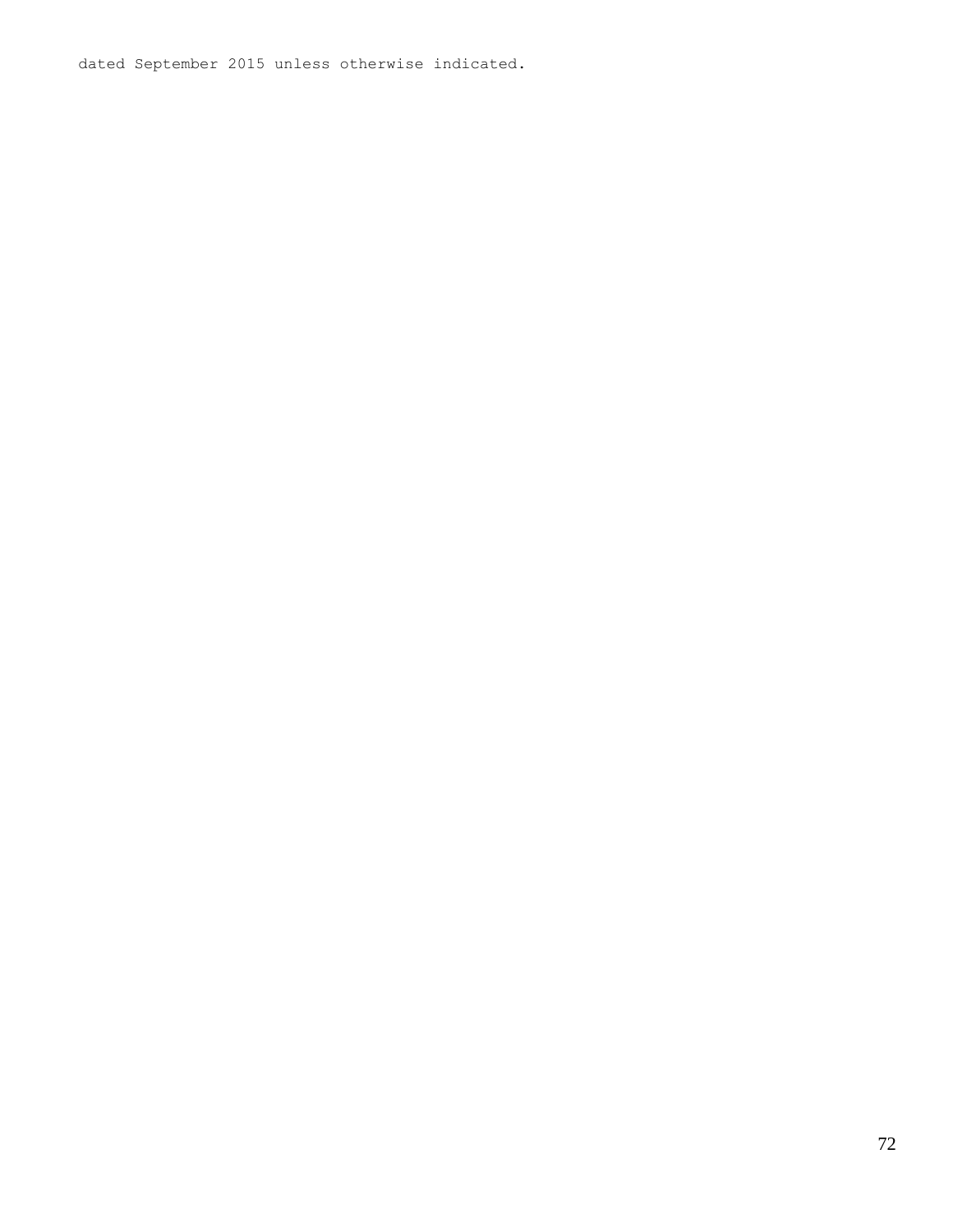dated September 2015 unless otherwise indicated.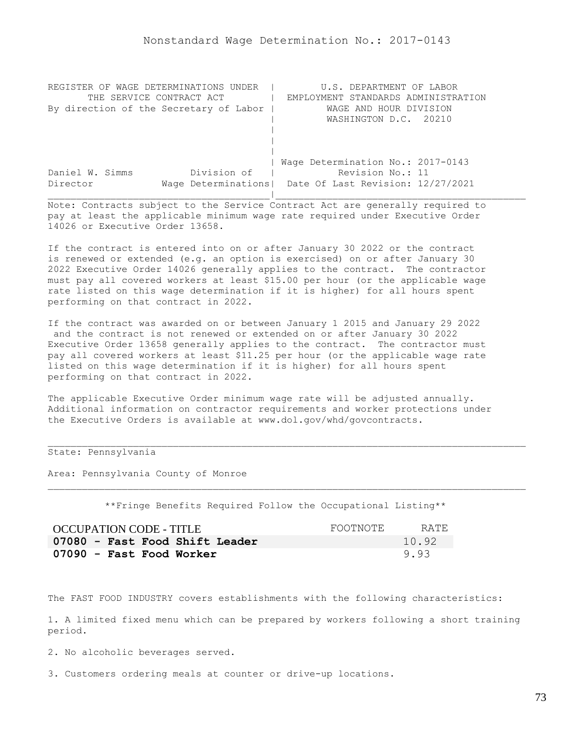# Nonstandard Wage Determination No.: 2017-0143

| REGISTER OF WAGE DETERMINATIONS UNDER THE SERVICE CONTRACT ACT By direction of the Secretary of Labor | U.S. DEPARTMENT OF LABOR EMPLOYMENT STANDARDS ADMINISTRATION WAGE AND HOUR DIVISION WASHINGTON D.C. 20210 |
|---|---|
| Daniel W. Simms, Director — Division of Wage Determinations | Wage Determination No.: 2017-0143 Revision No.: 11 Date Of Last Revision: 12/27/2021 |

Note: Contracts subject to the Service Contract Act are generally required to pay at least the applicable minimum wage rate required under Executive Order 14026 or Executive Order 13658.

If the contract is entered into on or after January 30 2022 or the contract is renewed or extended (e.g. an option is exercised) on or after January 30 2022 Executive Order 14026 generally applies to the contract. The contractor must pay all covered workers at least $15.00 per hour (or the applicable wage rate listed on this wage determination if it is higher) for all hours spent performing on that contract in 2022.

If the contract was awarded on or between January 1 2015 and January 29 2022 and the contract is not renewed or extended on or after January 30 2022 Executive Order 13658 generally applies to the contract. The contractor must pay all covered workers at least $11.25 per hour (or the applicable wage rate listed on this wage determination if it is higher) for all hours spent performing on that contract in 2022.

The applicable Executive Order minimum wage rate will be adjusted annually. Additional information on contractor requirements and worker protections under the Executive Orders is available at www.dol.gov/whd/govcontracts.

State: Pennsylvania

Area: Pennsylvania County of Monroe

\*\*Fringe Benefits Required Follow the Occupational Listing\*\*

| OCCUPATION CODE - TITLE | FOOTNOTE | RATE |
|---|---|---|
| **07080 - Fast Food Shift Leader** | | 10.92 |
| **07090 - Fast Food Worker** | | 9.93 |

The FAST FOOD INDUSTRY covers establishments with the following characteristics:

1. A limited fixed menu which can be prepared by workers following a short training period.

2. No alcoholic beverages served.

3. Customers ordering meals at counter or drive-up locations.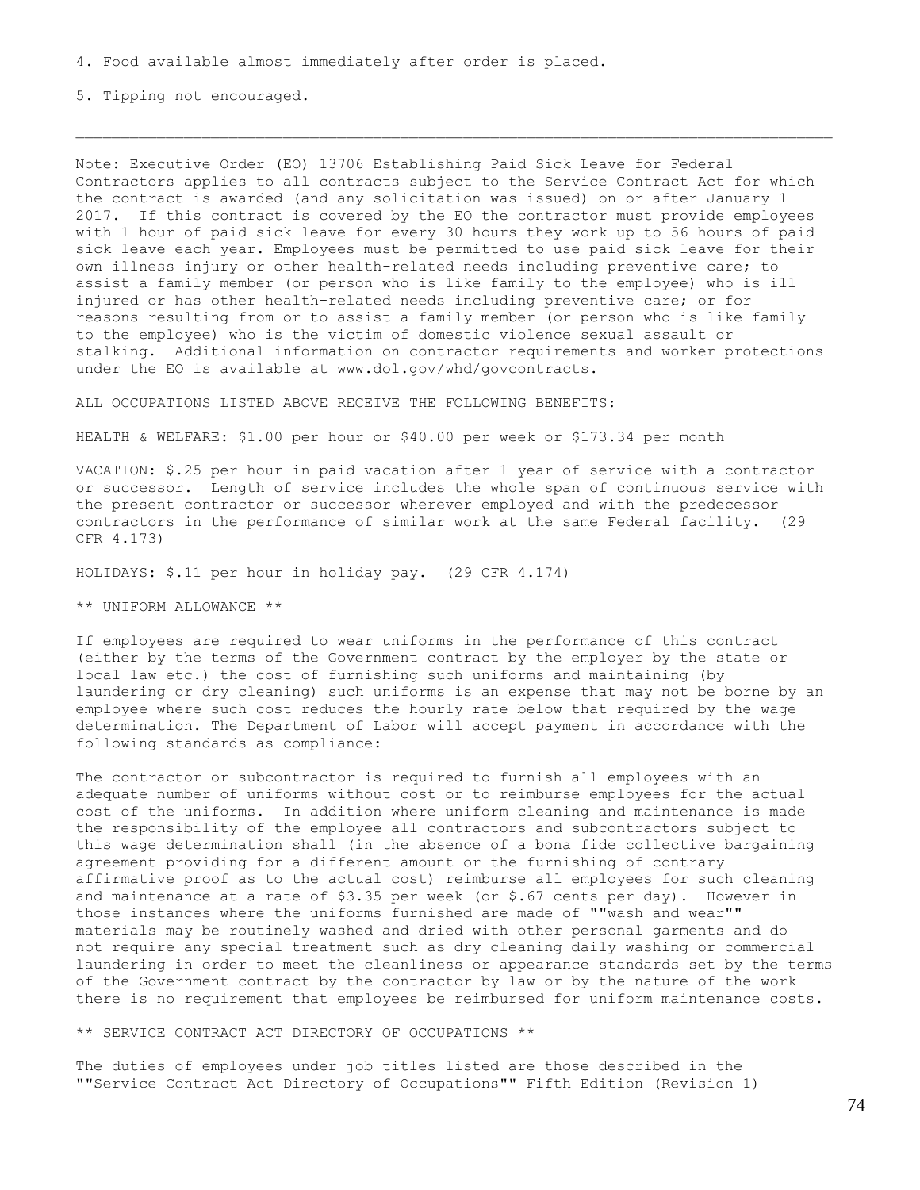4. Food available almost immediately after order is placed.

5. Tipping not encouraged.

---

Note: Executive Order (EO) 13706 Establishing Paid Sick Leave for Federal Contractors applies to all contracts subject to the Service Contract Act for which the contract is awarded (and any solicitation was issued) on or after January 1 2017. If this contract is covered by the EO the contractor must provide employees with 1 hour of paid sick leave for every 30 hours they work up to 56 hours of paid sick leave each year. Employees must be permitted to use paid sick leave for their own illness injury or other health-related needs including preventive care; to assist a family member (or person who is like family to the employee) who is ill injured or has other health-related needs including preventive care; or for reasons resulting from or to assist a family member (or person who is like family to the employee) who is the victim of domestic violence sexual assault or stalking. Additional information on contractor requirements and worker protections under the EO is available at www.dol.gov/whd/govcontracts.

ALL OCCUPATIONS LISTED ABOVE RECEIVE THE FOLLOWING BENEFITS:

HEALTH & WELFARE: $1.00 per hour or $40.00 per week or $173.34 per month

VACATION: $.25 per hour in paid vacation after 1 year of service with a contractor or successor. Length of service includes the whole span of continuous service with the present contractor or successor wherever employed and with the predecessor contractors in the performance of similar work at the same Federal facility. (29 CFR 4.173)

HOLIDAYS: $.11 per hour in holiday pay. (29 CFR 4.174)

** UNIFORM ALLOWANCE **

If employees are required to wear uniforms in the performance of this contract (either by the terms of the Government contract by the employer by the state or local law etc.) the cost of furnishing such uniforms and maintaining (by laundering or dry cleaning) such uniforms is an expense that may not be borne by an employee where such cost reduces the hourly rate below that required by the wage determination. The Department of Labor will accept payment in accordance with the following standards as compliance:

The contractor or subcontractor is required to furnish all employees with an adequate number of uniforms without cost or to reimburse employees for the actual cost of the uniforms. In addition where uniform cleaning and maintenance is made the responsibility of the employee all contractors and subcontractors subject to this wage determination shall (in the absence of a bona fide collective bargaining agreement providing for a different amount or the furnishing of contrary affirmative proof as to the actual cost) reimburse all employees for such cleaning and maintenance at a rate of $3.35 per week (or $.67 cents per day). However in those instances where the uniforms furnished are made of ""wash and wear"" materials may be routinely washed and dried with other personal garments and do not require any special treatment such as dry cleaning daily washing or commercial laundering in order to meet the cleanliness or appearance standards set by the terms of the Government contract by the contractor by law or by the nature of the work there is no requirement that employees be reimbursed for uniform maintenance costs.

** SERVICE CONTRACT ACT DIRECTORY OF OCCUPATIONS **

The duties of employees under job titles listed are those described in the ""Service Contract Act Directory of Occupations"" Fifth Edition (Revision 1)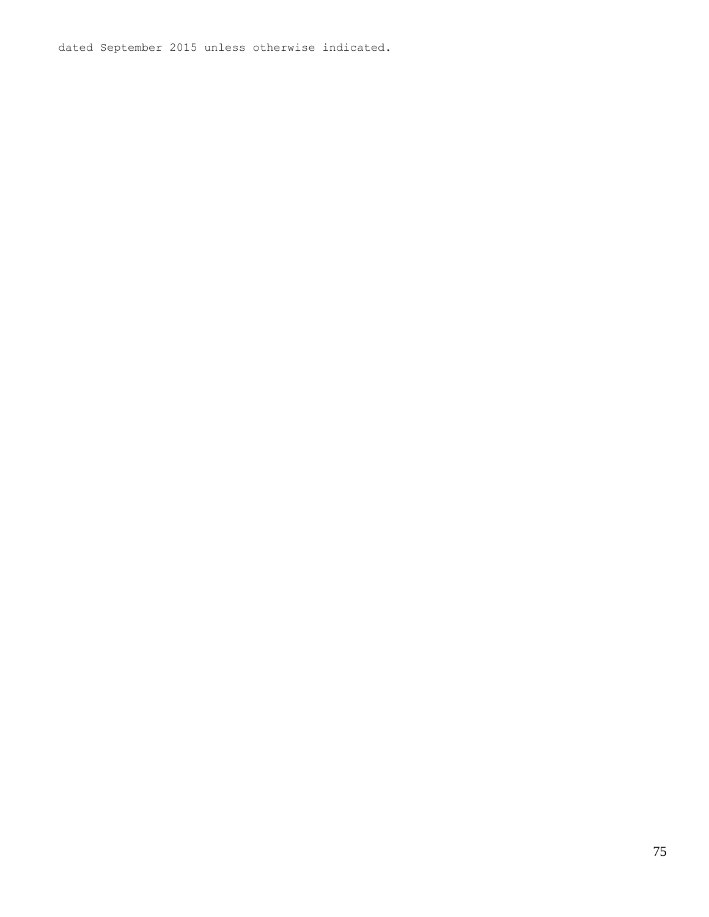dated September 2015 unless otherwise indicated.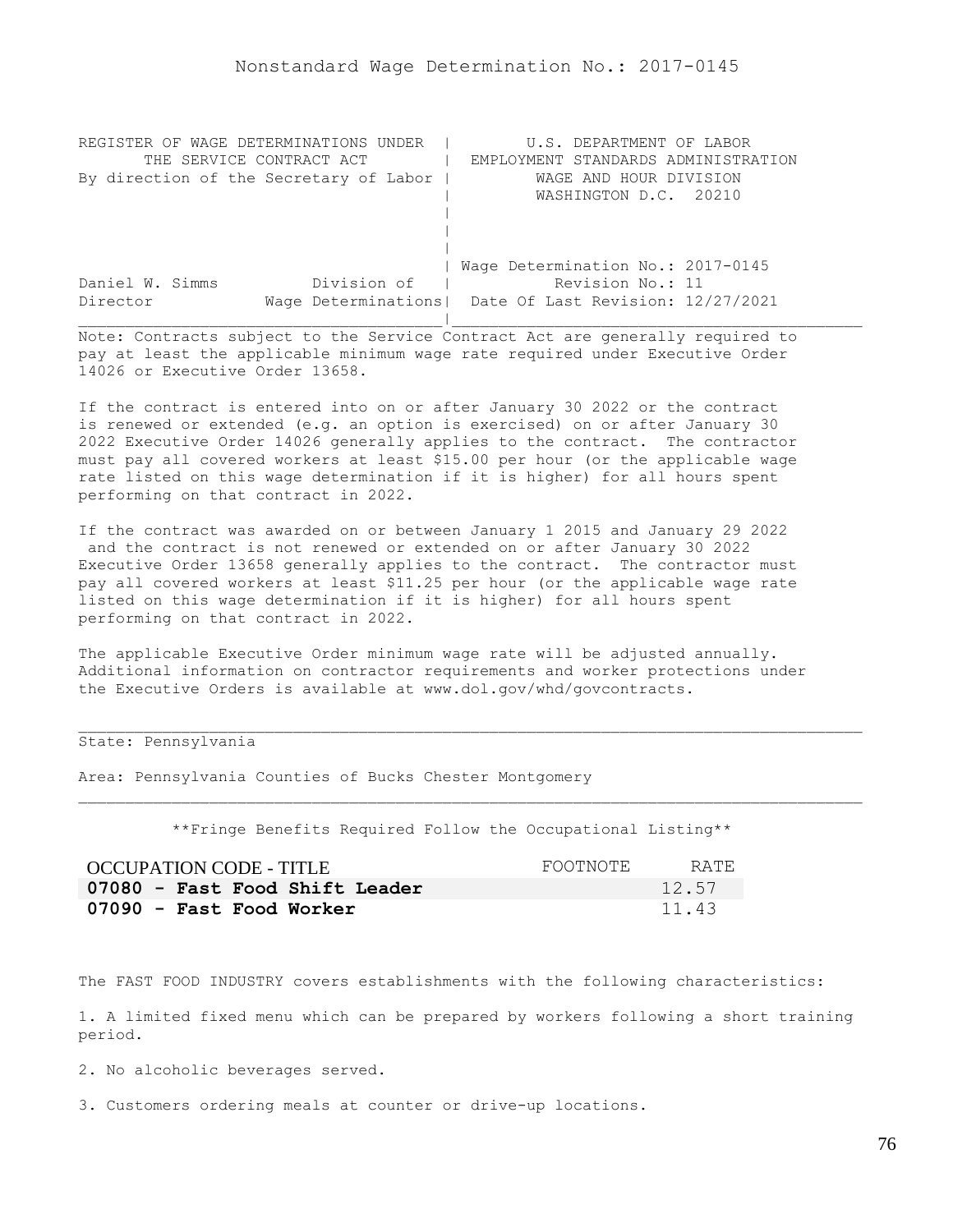# Nonstandard Wage Determination No.: 2017-0145

```
REGISTER OF WAGE DETERMINATIONS UNDER  |         U.S. DEPARTMENT OF LABOR
      THE SERVICE CONTRACT ACT         |  EMPLOYMENT STANDARDS ADMINISTRATION
By direction of the Secretary of Labor |          WAGE AND HOUR DIVISION
                                       |          WASHINGTON D.C.  20210
                                       |
                                       |
                                       |
                                       | Wage Determination No.: 2017-0145
Daniel W. Simms          Division of   |           Revision No.: 11
Director            Wage Determinations|  Date Of Last Revision: 12/27/2021
_______________________________________|____________________________________
```

Note: Contracts subject to the Service Contract Act are generally required to pay at least the applicable minimum wage rate required under Executive Order 14026 or Executive Order 13658.

If the contract is entered into on or after January 30 2022 or the contract is renewed or extended (e.g. an option is exercised) on or after January 30 2022 Executive Order 14026 generally applies to the contract. The contractor must pay all covered workers at least $15.00 per hour (or the applicable wage rate listed on this wage determination if it is higher) for all hours spent performing on that contract in 2022.

If the contract was awarded on or between January 1 2015 and January 29 2022 and the contract is not renewed or extended on or after January 30 2022 Executive Order 13658 generally applies to the contract. The contractor must pay all covered workers at least $11.25 per hour (or the applicable wage rate listed on this wage determination if it is higher) for all hours spent performing on that contract in 2022.

The applicable Executive Order minimum wage rate will be adjusted annually. Additional information on contractor requirements and worker protections under the Executive Orders is available at www.dol.gov/whd/govcontracts.

---

State: Pennsylvania

Area: Pennsylvania Counties of Bucks Chester Montgomery

---

**Fringe Benefits Required Follow the Occupational Listing**

| OCCUPATION CODE - TITLE | FOOTNOTE | RATE |
|---|---|---|
| **07080 - Fast Food Shift Leader** | | 12.57 |
| **07090 - Fast Food Worker** | | 11.43 |

The FAST FOOD INDUSTRY covers establishments with the following characteristics:

1. A limited fixed menu which can be prepared by workers following a short training period.

2. No alcoholic beverages served.

3. Customers ordering meals at counter or drive-up locations.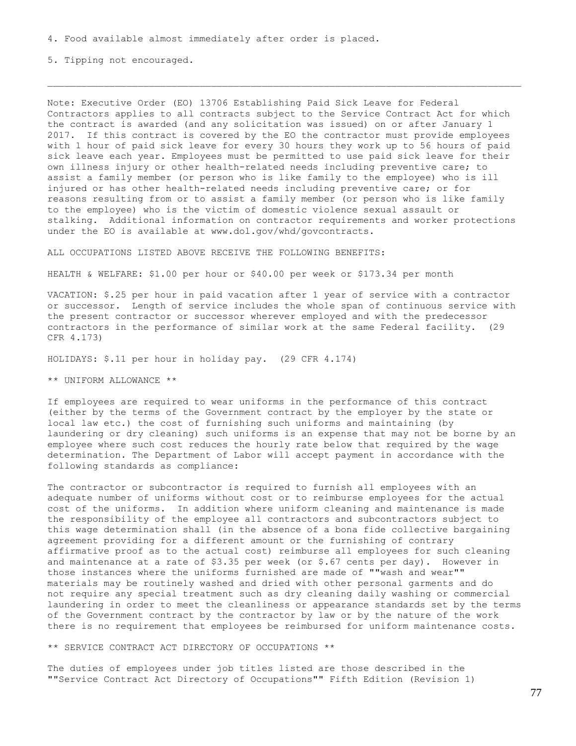4. Food available almost immediately after order is placed.

5. Tipping not encouraged.

---

Note: Executive Order (EO) 13706 Establishing Paid Sick Leave for Federal Contractors applies to all contracts subject to the Service Contract Act for which the contract is awarded (and any solicitation was issued) on or after January 1 2017. If this contract is covered by the EO the contractor must provide employees with 1 hour of paid sick leave for every 30 hours they work up to 56 hours of paid sick leave each year. Employees must be permitted to use paid sick leave for their own illness injury or other health-related needs including preventive care; to assist a family member (or person who is like family to the employee) who is ill injured or has other health-related needs including preventive care; or for reasons resulting from or to assist a family member (or person who is like family to the employee) who is the victim of domestic violence sexual assault or stalking. Additional information on contractor requirements and worker protections under the EO is available at www.dol.gov/whd/govcontracts.

ALL OCCUPATIONS LISTED ABOVE RECEIVE THE FOLLOWING BENEFITS:

HEALTH & WELFARE: $1.00 per hour or $40.00 per week or $173.34 per month

VACATION: $.25 per hour in paid vacation after 1 year of service with a contractor or successor. Length of service includes the whole span of continuous service with the present contractor or successor wherever employed and with the predecessor contractors in the performance of similar work at the same Federal facility. (29 CFR 4.173)

HOLIDAYS: $.11 per hour in holiday pay. (29 CFR 4.174)

** UNIFORM ALLOWANCE **

If employees are required to wear uniforms in the performance of this contract (either by the terms of the Government contract by the employer by the state or local law etc.) the cost of furnishing such uniforms and maintaining (by laundering or dry cleaning) such uniforms is an expense that may not be borne by an employee where such cost reduces the hourly rate below that required by the wage determination. The Department of Labor will accept payment in accordance with the following standards as compliance:

The contractor or subcontractor is required to furnish all employees with an adequate number of uniforms without cost or to reimburse employees for the actual cost of the uniforms. In addition where uniform cleaning and maintenance is made the responsibility of the employee all contractors and subcontractors subject to this wage determination shall (in the absence of a bona fide collective bargaining agreement providing for a different amount or the furnishing of contrary affirmative proof as to the actual cost) reimburse all employees for such cleaning and maintenance at a rate of $3.35 per week (or $.67 cents per day). However in those instances where the uniforms furnished are made of ""wash and wear"" materials may be routinely washed and dried with other personal garments and do not require any special treatment such as dry cleaning daily washing or commercial laundering in order to meet the cleanliness or appearance standards set by the terms of the Government contract by the contractor by law or by the nature of the work there is no requirement that employees be reimbursed for uniform maintenance costs.

** SERVICE CONTRACT ACT DIRECTORY OF OCCUPATIONS **

The duties of employees under job titles listed are those described in the ""Service Contract Act Directory of Occupations"" Fifth Edition (Revision 1)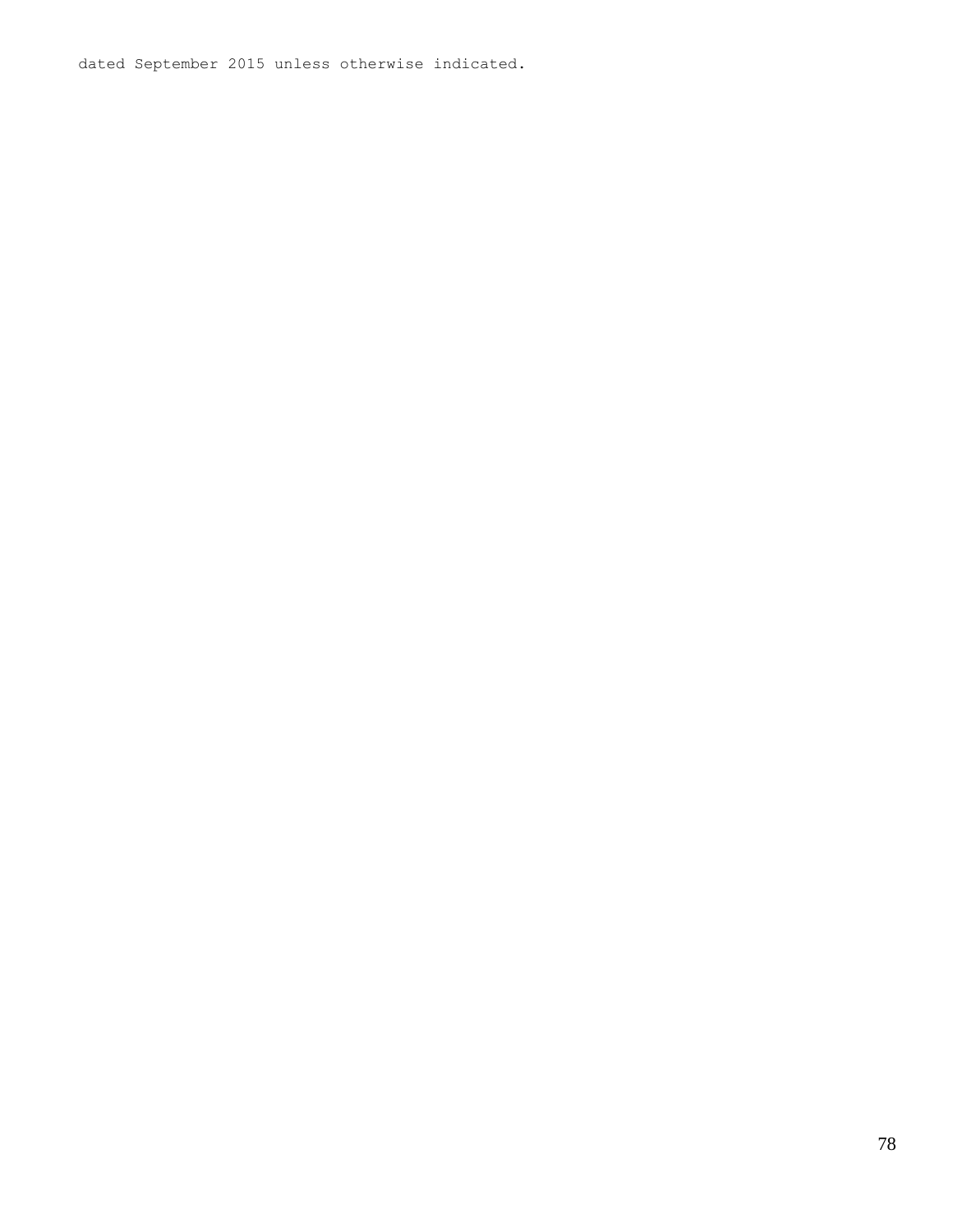dated September 2015 unless otherwise indicated.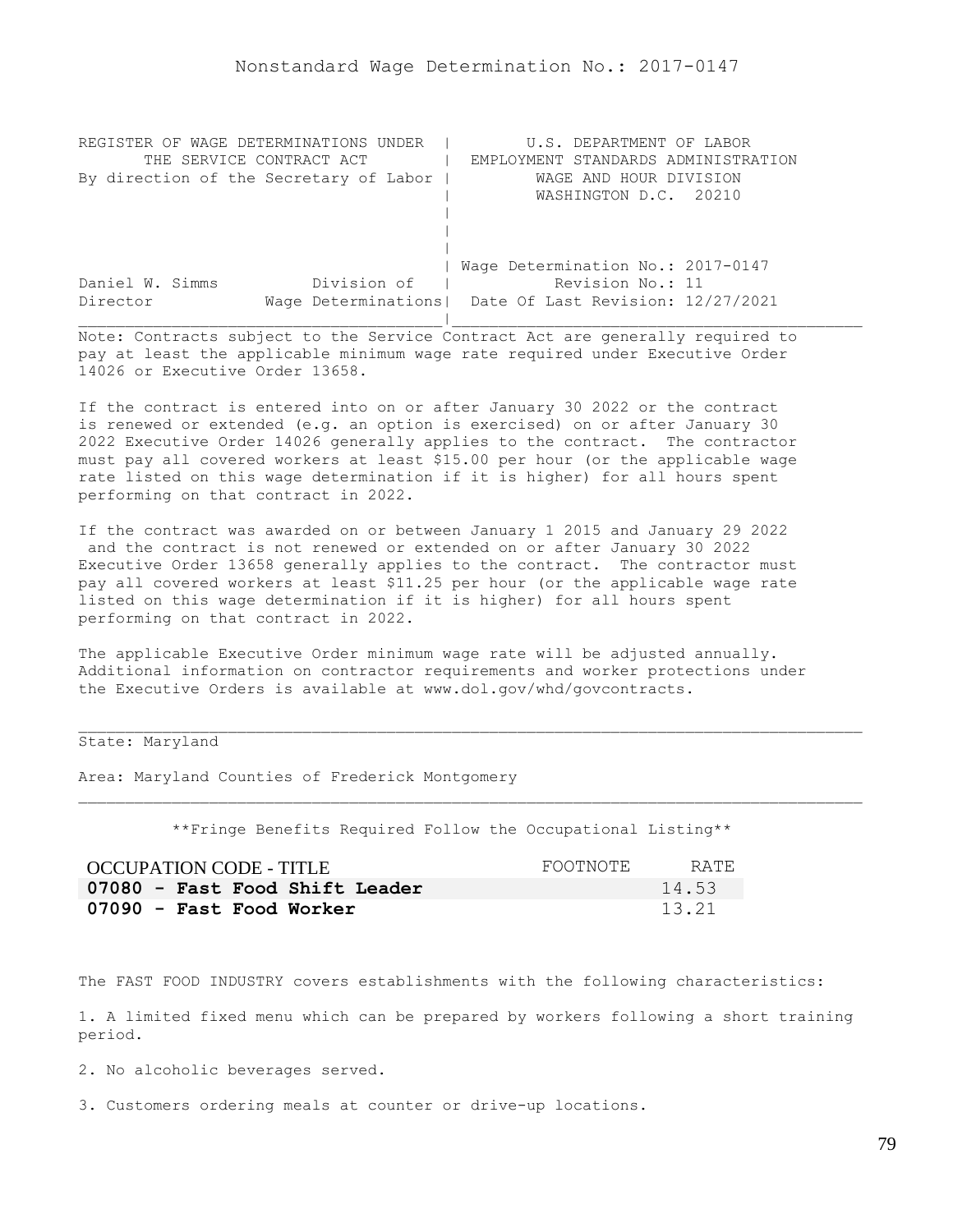Nonstandard Wage Determination No.: 2017-0147

```
REGISTER OF WAGE DETERMINATIONS UNDER  |        U.S. DEPARTMENT OF LABOR
      THE SERVICE CONTRACT ACT         |  EMPLOYMENT STANDARDS ADMINISTRATION
By direction of the Secretary of Labor |         WAGE AND HOUR DIVISION
                                       |         WASHINGTON D.C.  20210
                                       |
                                       |
                                       |
                                       | Wage Determination No.: 2017-0147
Daniel W. Simms          Division of   |           Revision No.: 11
Director            Wage Determinations|  Date Of Last Revision: 12/27/2021
_______________________________________|____________________________________________
```

Note: Contracts subject to the Service Contract Act are generally required to pay at least the applicable minimum wage rate required under Executive Order 14026 or Executive Order 13658.

If the contract is entered into on or after January 30 2022 or the contract is renewed or extended (e.g. an option is exercised) on or after January 30 2022 Executive Order 14026 generally applies to the contract. The contractor must pay all covered workers at least $15.00 per hour (or the applicable wage rate listed on this wage determination if it is higher) for all hours spent performing on that contract in 2022.

If the contract was awarded on or between January 1 2015 and January 29 2022 and the contract is not renewed or extended on or after January 30 2022 Executive Order 13658 generally applies to the contract. The contractor must pay all covered workers at least $11.25 per hour (or the applicable wage rate listed on this wage determination if it is higher) for all hours spent performing on that contract in 2022.

The applicable Executive Order minimum wage rate will be adjusted annually. Additional information on contractor requirements and worker protections under the Executive Orders is available at www.dol.gov/whd/govcontracts.

---

State: Maryland

Area: Maryland Counties of Frederick Montgomery

---

**Fringe Benefits Required Follow the Occupational Listing**

| OCCUPATION CODE - TITLE | FOOTNOTE | RATE |
|---|---|---|
| **07080 - Fast Food Shift Leader** | | 14.53 |
| **07090 - Fast Food Worker** | | 13.21 |

The FAST FOOD INDUSTRY covers establishments with the following characteristics:

1. A limited fixed menu which can be prepared by workers following a short training period.

2. No alcoholic beverages served.

3. Customers ordering meals at counter or drive-up locations.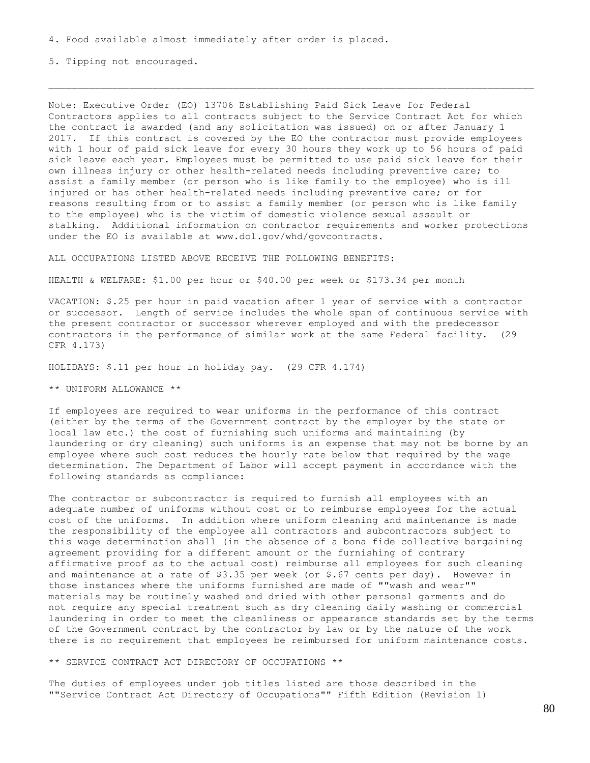4. Food available almost immediately after order is placed.

5. Tipping not encouraged.

---

Note: Executive Order (EO) 13706 Establishing Paid Sick Leave for Federal Contractors applies to all contracts subject to the Service Contract Act for which the contract is awarded (and any solicitation was issued) on or after January 1 2017. If this contract is covered by the EO the contractor must provide employees with 1 hour of paid sick leave for every 30 hours they work up to 56 hours of paid sick leave each year. Employees must be permitted to use paid sick leave for their own illness injury or other health-related needs including preventive care; to assist a family member (or person who is like family to the employee) who is ill injured or has other health-related needs including preventive care; or for reasons resulting from or to assist a family member (or person who is like family to the employee) who is the victim of domestic violence sexual assault or stalking. Additional information on contractor requirements and worker protections under the EO is available at www.dol.gov/whd/govcontracts.

ALL OCCUPATIONS LISTED ABOVE RECEIVE THE FOLLOWING BENEFITS:

HEALTH & WELFARE: $1.00 per hour or $40.00 per week or $173.34 per month

VACATION: $.25 per hour in paid vacation after 1 year of service with a contractor or successor. Length of service includes the whole span of continuous service with the present contractor or successor wherever employed and with the predecessor contractors in the performance of similar work at the same Federal facility. (29 CFR 4.173)

HOLIDAYS: $.11 per hour in holiday pay. (29 CFR 4.174)

** UNIFORM ALLOWANCE **

If employees are required to wear uniforms in the performance of this contract (either by the terms of the Government contract by the employer by the state or local law etc.) the cost of furnishing such uniforms and maintaining (by laundering or dry cleaning) such uniforms is an expense that may not be borne by an employee where such cost reduces the hourly rate below that required by the wage determination. The Department of Labor will accept payment in accordance with the following standards as compliance:

The contractor or subcontractor is required to furnish all employees with an adequate number of uniforms without cost or to reimburse employees for the actual cost of the uniforms. In addition where uniform cleaning and maintenance is made the responsibility of the employee all contractors and subcontractors subject to this wage determination shall (in the absence of a bona fide collective bargaining agreement providing for a different amount or the furnishing of contrary affirmative proof as to the actual cost) reimburse all employees for such cleaning and maintenance at a rate of $3.35 per week (or $.67 cents per day). However in those instances where the uniforms furnished are made of ""wash and wear"" materials may be routinely washed and dried with other personal garments and do not require any special treatment such as dry cleaning daily washing or commercial laundering in order to meet the cleanliness or appearance standards set by the terms of the Government contract by the contractor by law or by the nature of the work there is no requirement that employees be reimbursed for uniform maintenance costs.

** SERVICE CONTRACT ACT DIRECTORY OF OCCUPATIONS **

The duties of employees under job titles listed are those described in the ""Service Contract Act Directory of Occupations"" Fifth Edition (Revision 1)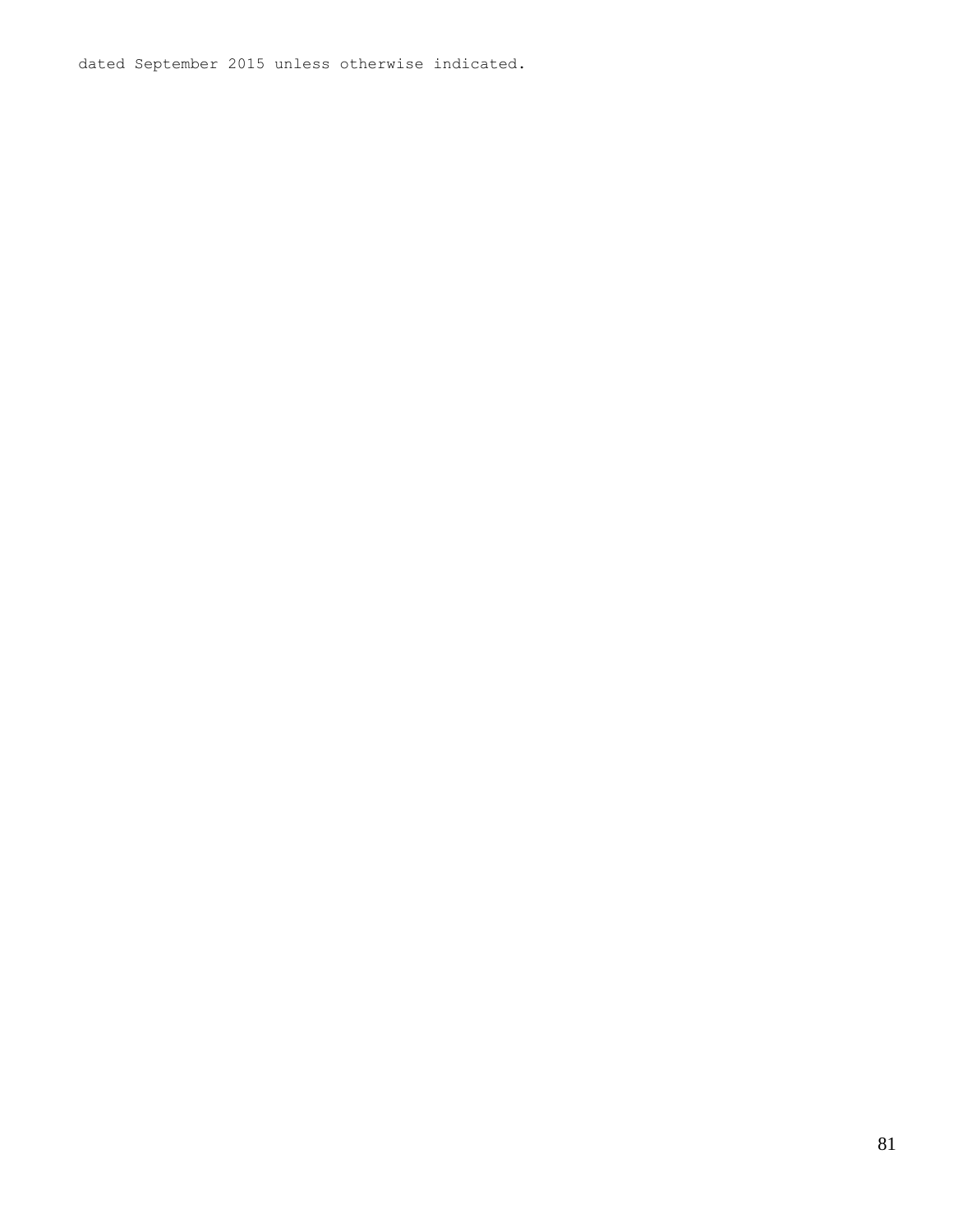dated September 2015 unless otherwise indicated.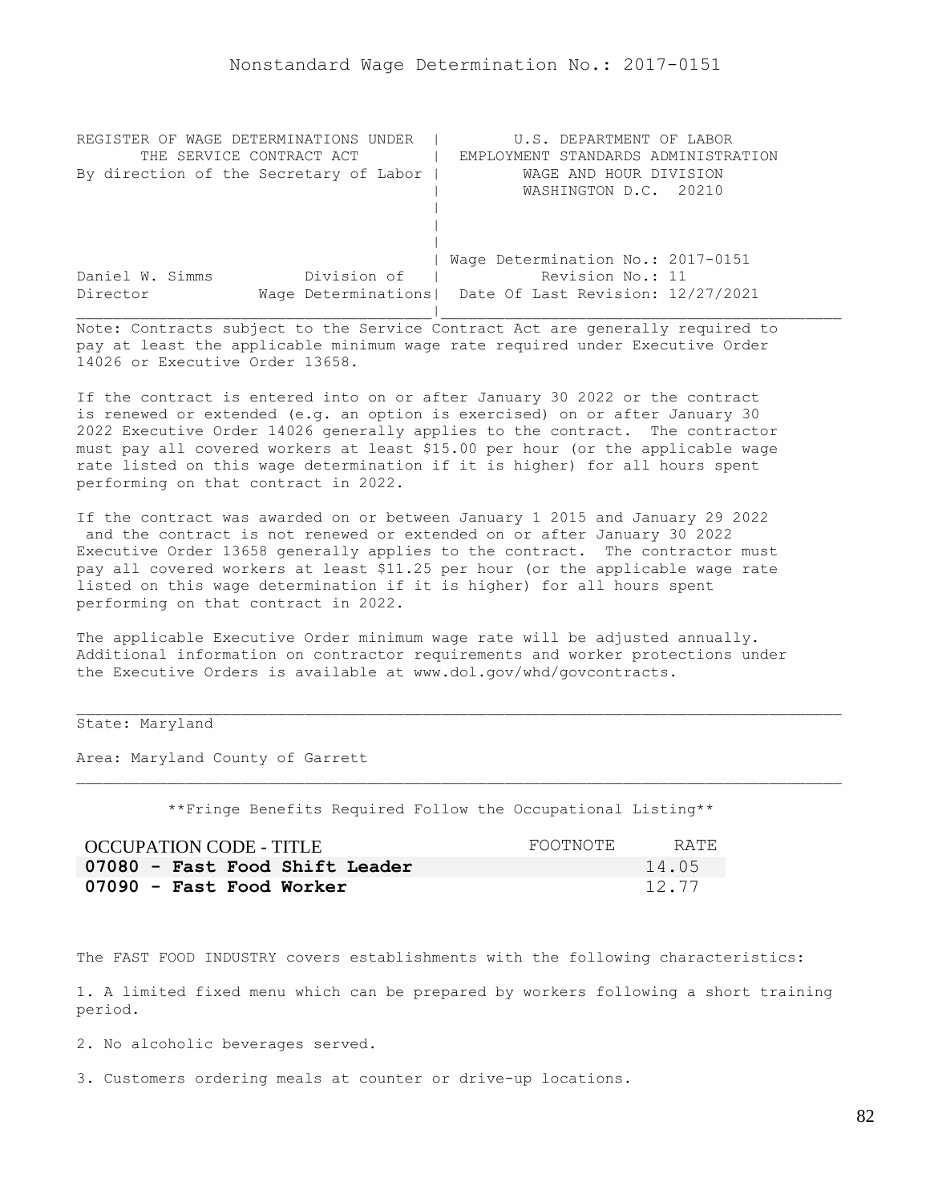Nonstandard Wage Determination No.: 2017-0151

REGISTER OF WAGE DETERMINATIONS UNDER THE SERVICE CONTRACT ACT
By direction of the Secretary of Labor

U.S. DEPARTMENT OF LABOR
EMPLOYMENT STANDARDS ADMINISTRATION
WAGE AND HOUR DIVISION
WASHINGTON D.C. 20210

Daniel W. Simms, Director, Division of Wage Determinations

Wage Determination No.: 2017-0151
Revision No.: 11
Date Of Last Revision: 12/27/2021

Note: Contracts subject to the Service Contract Act are generally required to pay at least the applicable minimum wage rate required under Executive Order 14026 or Executive Order 13658.

If the contract is entered into on or after January 30 2022 or the contract is renewed or extended (e.g. an option is exercised) on or after January 30 2022 Executive Order 14026 generally applies to the contract. The contractor must pay all covered workers at least $15.00 per hour (or the applicable wage rate listed on this wage determination if it is higher) for all hours spent performing on that contract in 2022.

If the contract was awarded on or between January 1 2015 and January 29 2022 and the contract is not renewed or extended on or after January 30 2022 Executive Order 13658 generally applies to the contract. The contractor must pay all covered workers at least $11.25 per hour (or the applicable wage rate listed on this wage determination if it is higher) for all hours spent performing on that contract in 2022.

The applicable Executive Order minimum wage rate will be adjusted annually. Additional information on contractor requirements and worker protections under the Executive Orders is available at www.dol.gov/whd/govcontracts.

State: Maryland

Area: Maryland County of Garrett

**Fringe Benefits Required Follow the Occupational Listing**

| OCCUPATION CODE - TITLE | FOOTNOTE | RATE |
|---|---|---|
| **07080 - Fast Food Shift Leader** | | 14.05 |
| **07090 - Fast Food Worker** | | 12.77 |

The FAST FOOD INDUSTRY covers establishments with the following characteristics:

1. A limited fixed menu which can be prepared by workers following a short training period.

2. No alcoholic beverages served.

3. Customers ordering meals at counter or drive-up locations.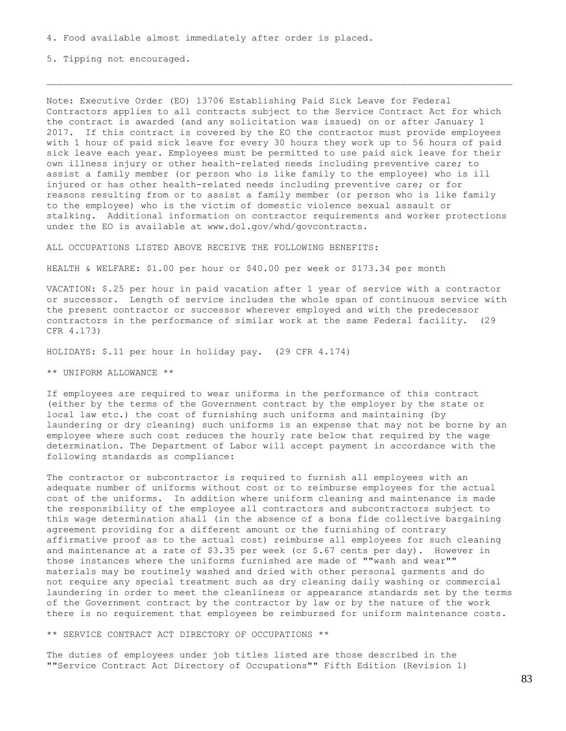4. Food available almost immediately after order is placed.

5. Tipping not encouraged.

---

Note: Executive Order (EO) 13706 Establishing Paid Sick Leave for Federal Contractors applies to all contracts subject to the Service Contract Act for which the contract is awarded (and any solicitation was issued) on or after January 1 2017. If this contract is covered by the EO the contractor must provide employees with 1 hour of paid sick leave for every 30 hours they work up to 56 hours of paid sick leave each year. Employees must be permitted to use paid sick leave for their own illness injury or other health-related needs including preventive care; to assist a family member (or person who is like family to the employee) who is ill injured or has other health-related needs including preventive care; or for reasons resulting from or to assist a family member (or person who is like family to the employee) who is the victim of domestic violence sexual assault or stalking. Additional information on contractor requirements and worker protections under the EO is available at www.dol.gov/whd/govcontracts.

ALL OCCUPATIONS LISTED ABOVE RECEIVE THE FOLLOWING BENEFITS:

HEALTH & WELFARE: $1.00 per hour or $40.00 per week or $173.34 per month

VACATION: $.25 per hour in paid vacation after 1 year of service with a contractor or successor. Length of service includes the whole span of continuous service with the present contractor or successor wherever employed and with the predecessor contractors in the performance of similar work at the same Federal facility. (29 CFR 4.173)

HOLIDAYS: $.11 per hour in holiday pay. (29 CFR 4.174)

** UNIFORM ALLOWANCE **

If employees are required to wear uniforms in the performance of this contract (either by the terms of the Government contract by the employer by the state or local law etc.) the cost of furnishing such uniforms and maintaining (by laundering or dry cleaning) such uniforms is an expense that may not be borne by an employee where such cost reduces the hourly rate below that required by the wage determination. The Department of Labor will accept payment in accordance with the following standards as compliance:

The contractor or subcontractor is required to furnish all employees with an adequate number of uniforms without cost or to reimburse employees for the actual cost of the uniforms. In addition where uniform cleaning and maintenance is made the responsibility of the employee all contractors and subcontractors subject to this wage determination shall (in the absence of a bona fide collective bargaining agreement providing for a different amount or the furnishing of contrary affirmative proof as to the actual cost) reimburse all employees for such cleaning and maintenance at a rate of $3.35 per week (or $.67 cents per day). However in those instances where the uniforms furnished are made of ""wash and wear"" materials may be routinely washed and dried with other personal garments and do not require any special treatment such as dry cleaning daily washing or commercial laundering in order to meet the cleanliness or appearance standards set by the terms of the Government contract by the contractor by law or by the nature of the work there is no requirement that employees be reimbursed for uniform maintenance costs.

** SERVICE CONTRACT ACT DIRECTORY OF OCCUPATIONS **

The duties of employees under job titles listed are those described in the ""Service Contract Act Directory of Occupations"" Fifth Edition (Revision 1)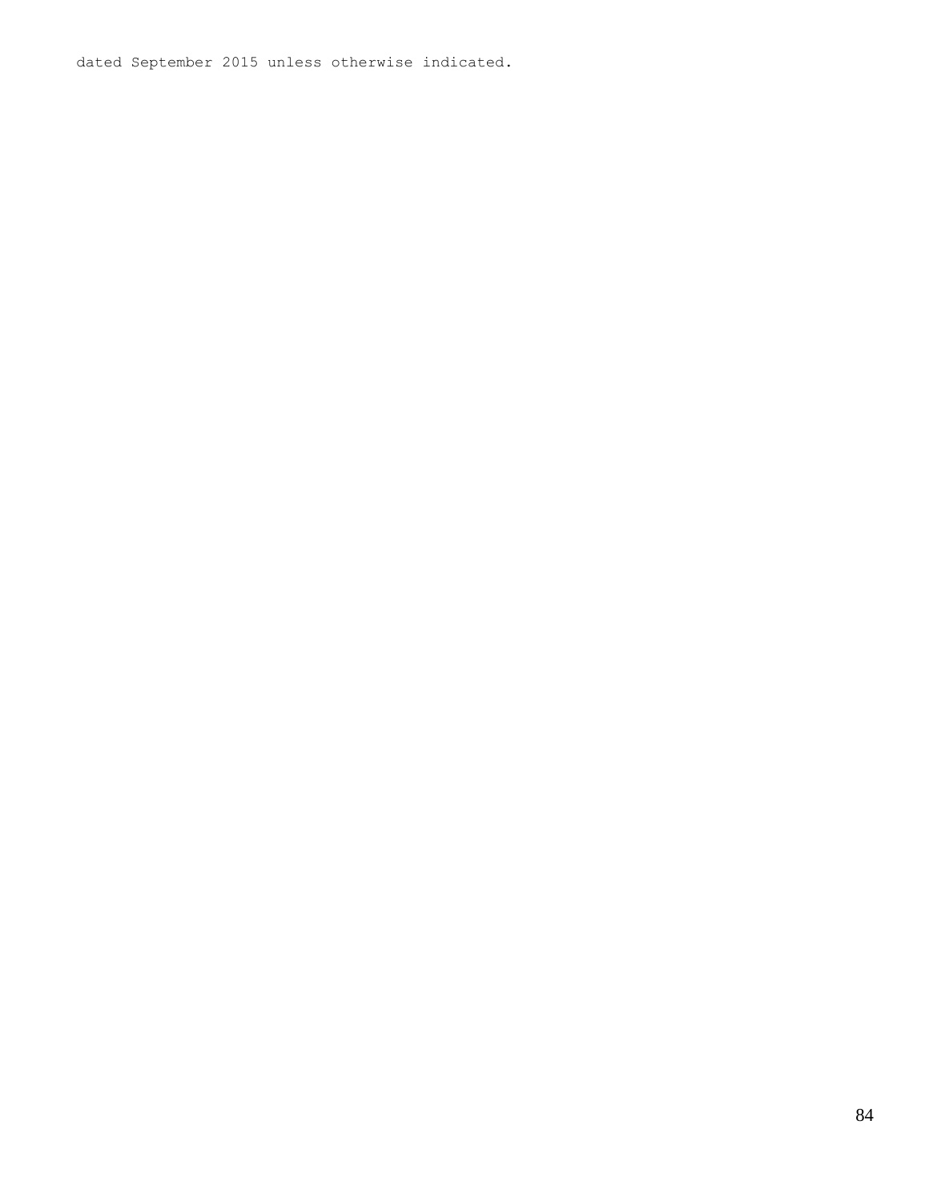dated September 2015 unless otherwise indicated.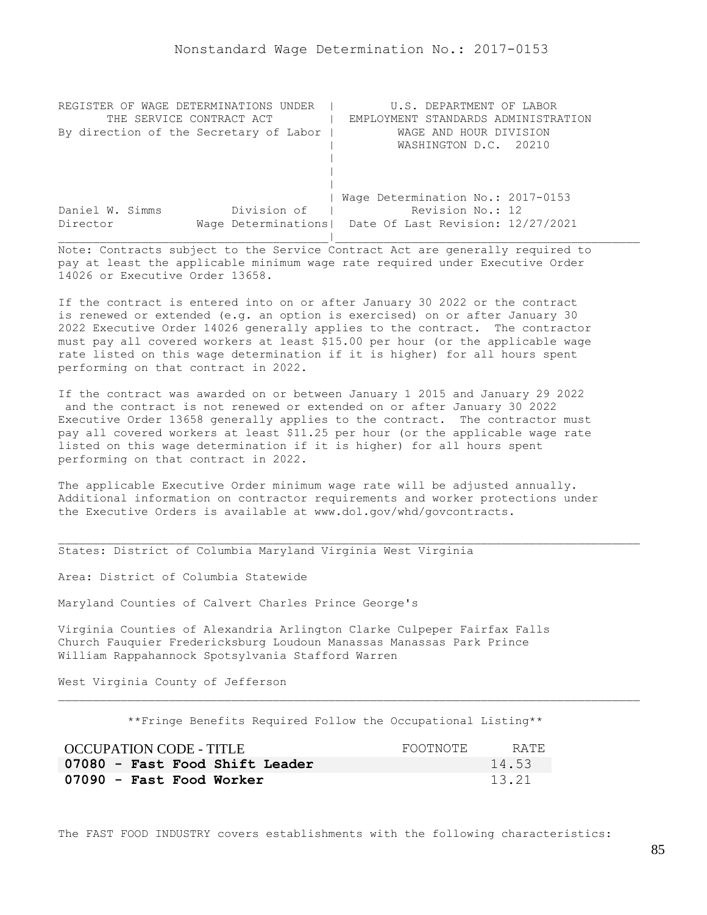# Nonstandard Wage Determination No.: 2017-0153

| REGISTER OF WAGE DETERMINATIONS UNDER THE SERVICE CONTRACT ACT By direction of the Secretary of Labor | U.S. DEPARTMENT OF LABOR EMPLOYMENT STANDARDS ADMINISTRATION WAGE AND HOUR DIVISION WASHINGTON D.C. 20210 |
|---|---|
| Daniel W. Simms Division of Director Wage Determinations | Wage Determination No.: 2017-0153 Revision No.: 12 Date Of Last Revision: 12/27/2021 |

Note: Contracts subject to the Service Contract Act are generally required to pay at least the applicable minimum wage rate required under Executive Order 14026 or Executive Order 13658.

If the contract is entered into on or after January 30 2022 or the contract is renewed or extended (e.g. an option is exercised) on or after January 30 2022 Executive Order 14026 generally applies to the contract. The contractor must pay all covered workers at least $15.00 per hour (or the applicable wage rate listed on this wage determination if it is higher) for all hours spent performing on that contract in 2022.

If the contract was awarded on or between January 1 2015 and January 29 2022 and the contract is not renewed or extended on or after January 30 2022 Executive Order 13658 generally applies to the contract. The contractor must pay all covered workers at least $11.25 per hour (or the applicable wage rate listed on this wage determination if it is higher) for all hours spent performing on that contract in 2022.

The applicable Executive Order minimum wage rate will be adjusted annually. Additional information on contractor requirements and worker protections under the Executive Orders is available at www.dol.gov/whd/govcontracts.

---

States: District of Columbia Maryland Virginia West Virginia

Area: District of Columbia Statewide

Maryland Counties of Calvert Charles Prince George's

Virginia Counties of Alexandria Arlington Clarke Culpeper Fairfax Falls Church Fauquier Fredericksburg Loudoun Manassas Manassas Park Prince William Rappahannock Spotsylvania Stafford Warren

West Virginia County of Jefferson

---

**Fringe Benefits Required Follow the Occupational Listing**

| OCCUPATION CODE - TITLE | FOOTNOTE | RATE |
|---|---|---|
| **07080 - Fast Food Shift Leader** | | 14.53 |
| **07090 - Fast Food Worker** | | 13.21 |

The FAST FOOD INDUSTRY covers establishments with the following characteristics: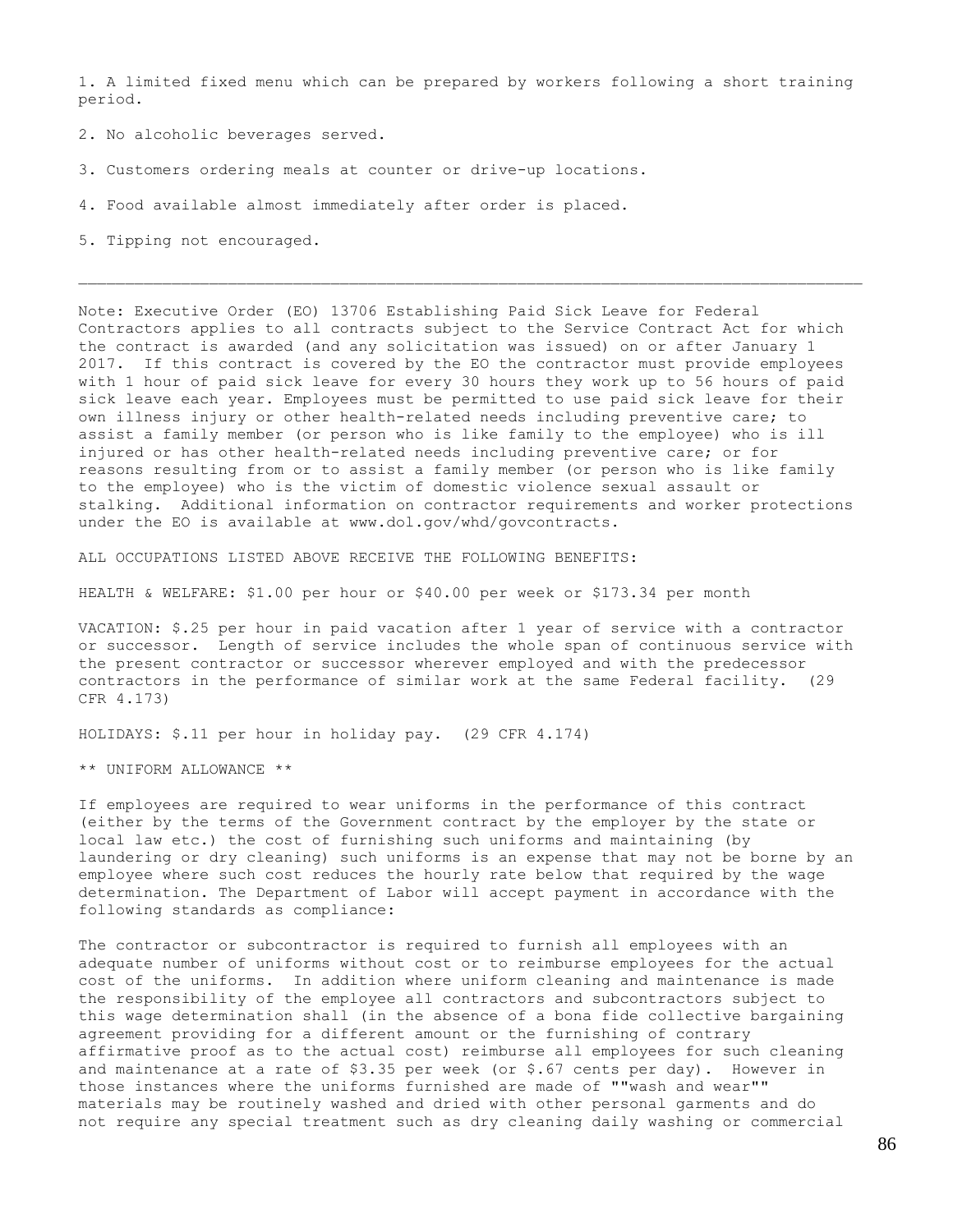1. A limited fixed menu which can be prepared by workers following a short training period.

2. No alcoholic beverages served.

3. Customers ordering meals at counter or drive-up locations.

4. Food available almost immediately after order is placed.

5. Tipping not encouraged.

---

Note: Executive Order (EO) 13706 Establishing Paid Sick Leave for Federal Contractors applies to all contracts subject to the Service Contract Act for which the contract is awarded (and any solicitation was issued) on or after January 1 2017. If this contract is covered by the EO the contractor must provide employees with 1 hour of paid sick leave for every 30 hours they work up to 56 hours of paid sick leave each year. Employees must be permitted to use paid sick leave for their own illness injury or other health-related needs including preventive care; to assist a family member (or person who is like family to the employee) who is ill injured or has other health-related needs including preventive care; or for reasons resulting from or to assist a family member (or person who is like family to the employee) who is the victim of domestic violence sexual assault or stalking. Additional information on contractor requirements and worker protections under the EO is available at www.dol.gov/whd/govcontracts.

ALL OCCUPATIONS LISTED ABOVE RECEIVE THE FOLLOWING BENEFITS:

HEALTH & WELFARE: $1.00 per hour or $40.00 per week or $173.34 per month

VACATION: $.25 per hour in paid vacation after 1 year of service with a contractor or successor. Length of service includes the whole span of continuous service with the present contractor or successor wherever employed and with the predecessor contractors in the performance of similar work at the same Federal facility. (29 CFR 4.173)

HOLIDAYS: $.11 per hour in holiday pay. (29 CFR 4.174)

** UNIFORM ALLOWANCE **

If employees are required to wear uniforms in the performance of this contract (either by the terms of the Government contract by the employer by the state or local law etc.) the cost of furnishing such uniforms and maintaining (by laundering or dry cleaning) such uniforms is an expense that may not be borne by an employee where such cost reduces the hourly rate below that required by the wage determination. The Department of Labor will accept payment in accordance with the following standards as compliance:

The contractor or subcontractor is required to furnish all employees with an adequate number of uniforms without cost or to reimburse employees for the actual cost of the uniforms. In addition where uniform cleaning and maintenance is made the responsibility of the employee all contractors and subcontractors subject to this wage determination shall (in the absence of a bona fide collective bargaining agreement providing for a different amount or the furnishing of contrary affirmative proof as to the actual cost) reimburse all employees for such cleaning and maintenance at a rate of $3.35 per week (or $.67 cents per day). However in those instances where the uniforms furnished are made of ""wash and wear"" materials may be routinely washed and dried with other personal garments and do not require any special treatment such as dry cleaning daily washing or commercial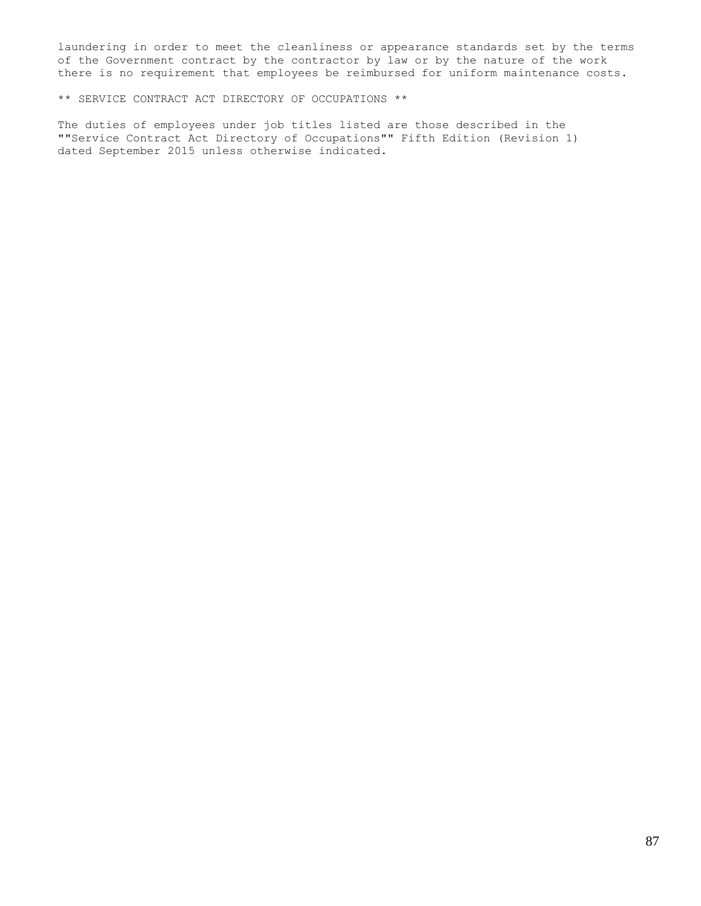laundering in order to meet the cleanliness or appearance standards set by the terms of the Government contract by the contractor by law or by the nature of the work there is no requirement that employees be reimbursed for uniform maintenance costs.

** SERVICE CONTRACT ACT DIRECTORY OF OCCUPATIONS **

The duties of employees under job titles listed are those described in the ""Service Contract Act Directory of Occupations"" Fifth Edition (Revision 1) dated September 2015 unless otherwise indicated.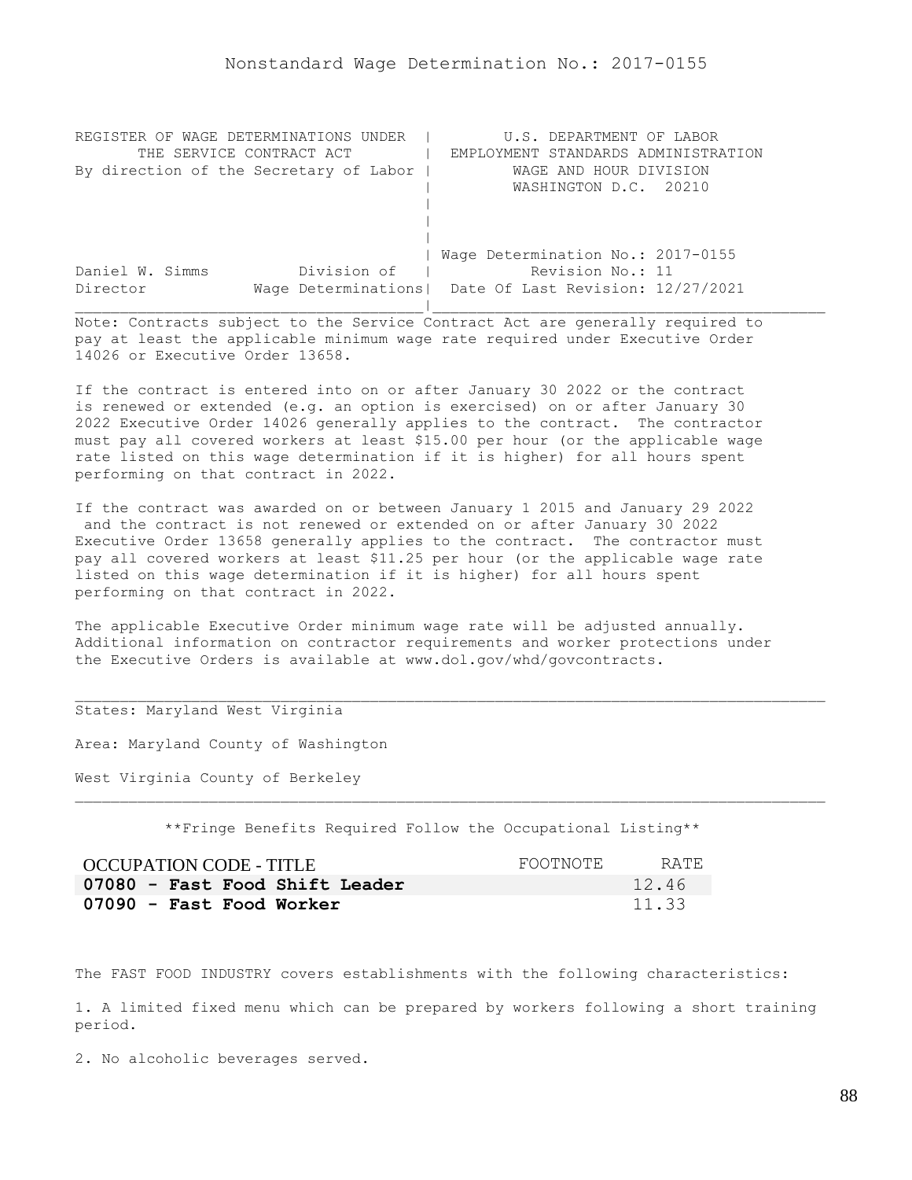Nonstandard Wage Determination No.: 2017-0155

REGISTER OF WAGE DETERMINATIONS UNDER THE SERVICE CONTRACT ACT
By direction of the Secretary of Labor

U.S. DEPARTMENT OF LABOR
EMPLOYMENT STANDARDS ADMINISTRATION
WAGE AND HOUR DIVISION
WASHINGTON D.C. 20210

Daniel W. Simms, Director, Division of Wage Determinations

Wage Determination No.: 2017-0155
Revision No.: 11
Date Of Last Revision: 12/27/2021

Note: Contracts subject to the Service Contract Act are generally required to pay at least the applicable minimum wage rate required under Executive Order 14026 or Executive Order 13658.

If the contract is entered into on or after January 30 2022 or the contract is renewed or extended (e.g. an option is exercised) on or after January 30 2022 Executive Order 14026 generally applies to the contract. The contractor must pay all covered workers at least $15.00 per hour (or the applicable wage rate listed on this wage determination if it is higher) for all hours spent performing on that contract in 2022.

If the contract was awarded on or between January 1 2015 and January 29 2022 and the contract is not renewed or extended on or after January 30 2022 Executive Order 13658 generally applies to the contract. The contractor must pay all covered workers at least $11.25 per hour (or the applicable wage rate listed on this wage determination if it is higher) for all hours spent performing on that contract in 2022.

The applicable Executive Order minimum wage rate will be adjusted annually. Additional information on contractor requirements and worker protections under the Executive Orders is available at www.dol.gov/whd/govcontracts.

---

States: Maryland West Virginia

Area: Maryland County of Washington

West Virginia County of Berkeley

---

**Fringe Benefits Required Follow the Occupational Listing**

| OCCUPATION CODE - TITLE | FOOTNOTE | RATE |
|---|---|---|
| **07080 - Fast Food Shift Leader** | | 12.46 |
| **07090 - Fast Food Worker** | | 11.33 |

The FAST FOOD INDUSTRY covers establishments with the following characteristics:

1. A limited fixed menu which can be prepared by workers following a short training period.

2. No alcoholic beverages served.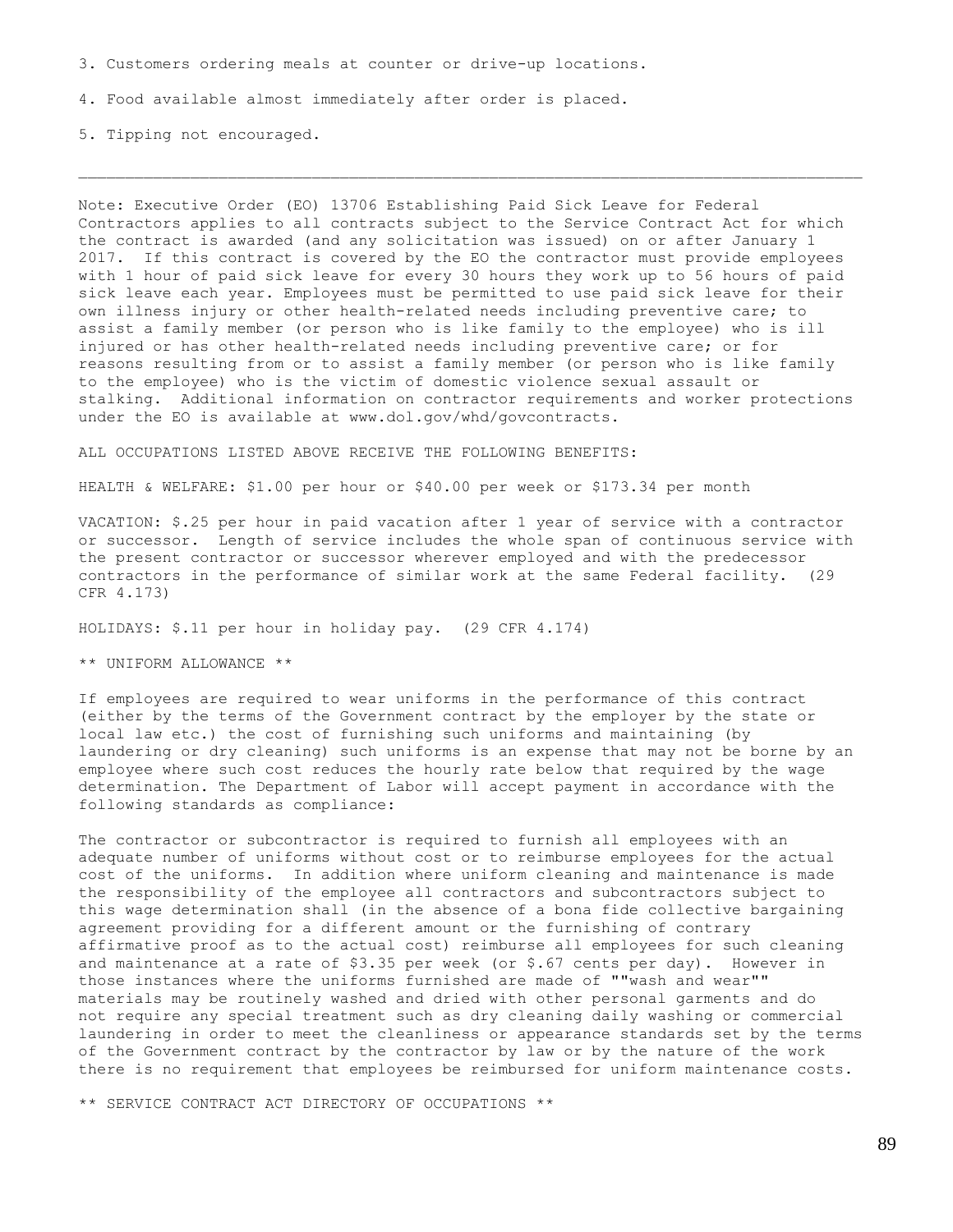3. Customers ordering meals at counter or drive-up locations.

4. Food available almost immediately after order is placed.

5. Tipping not encouraged.

---

Note: Executive Order (EO) 13706 Establishing Paid Sick Leave for Federal Contractors applies to all contracts subject to the Service Contract Act for which the contract is awarded (and any solicitation was issued) on or after January 1 2017. If this contract is covered by the EO the contractor must provide employees with 1 hour of paid sick leave for every 30 hours they work up to 56 hours of paid sick leave each year. Employees must be permitted to use paid sick leave for their own illness injury or other health-related needs including preventive care; to assist a family member (or person who is like family to the employee) who is ill injured or has other health-related needs including preventive care; or for reasons resulting from or to assist a family member (or person who is like family to the employee) who is the victim of domestic violence sexual assault or stalking. Additional information on contractor requirements and worker protections under the EO is available at www.dol.gov/whd/govcontracts.

ALL OCCUPATIONS LISTED ABOVE RECEIVE THE FOLLOWING BENEFITS:

HEALTH & WELFARE: $1.00 per hour or $40.00 per week or $173.34 per month

VACATION: $.25 per hour in paid vacation after 1 year of service with a contractor or successor. Length of service includes the whole span of continuous service with the present contractor or successor wherever employed and with the predecessor contractors in the performance of similar work at the same Federal facility. (29 CFR 4.173)

HOLIDAYS: $.11 per hour in holiday pay. (29 CFR 4.174)

** UNIFORM ALLOWANCE **

If employees are required to wear uniforms in the performance of this contract (either by the terms of the Government contract by the employer by the state or local law etc.) the cost of furnishing such uniforms and maintaining (by laundering or dry cleaning) such uniforms is an expense that may not be borne by an employee where such cost reduces the hourly rate below that required by the wage determination. The Department of Labor will accept payment in accordance with the following standards as compliance:

The contractor or subcontractor is required to furnish all employees with an adequate number of uniforms without cost or to reimburse employees for the actual cost of the uniforms. In addition where uniform cleaning and maintenance is made the responsibility of the employee all contractors and subcontractors subject to this wage determination shall (in the absence of a bona fide collective bargaining agreement providing for a different amount or the furnishing of contrary affirmative proof as to the actual cost) reimburse all employees for such cleaning and maintenance at a rate of $3.35 per week (or $.67 cents per day). However in those instances where the uniforms furnished are made of ""wash and wear"" materials may be routinely washed and dried with other personal garments and do not require any special treatment such as dry cleaning daily washing or commercial laundering in order to meet the cleanliness or appearance standards set by the terms of the Government contract by the contractor by law or by the nature of the work there is no requirement that employees be reimbursed for uniform maintenance costs.

** SERVICE CONTRACT ACT DIRECTORY OF OCCUPATIONS **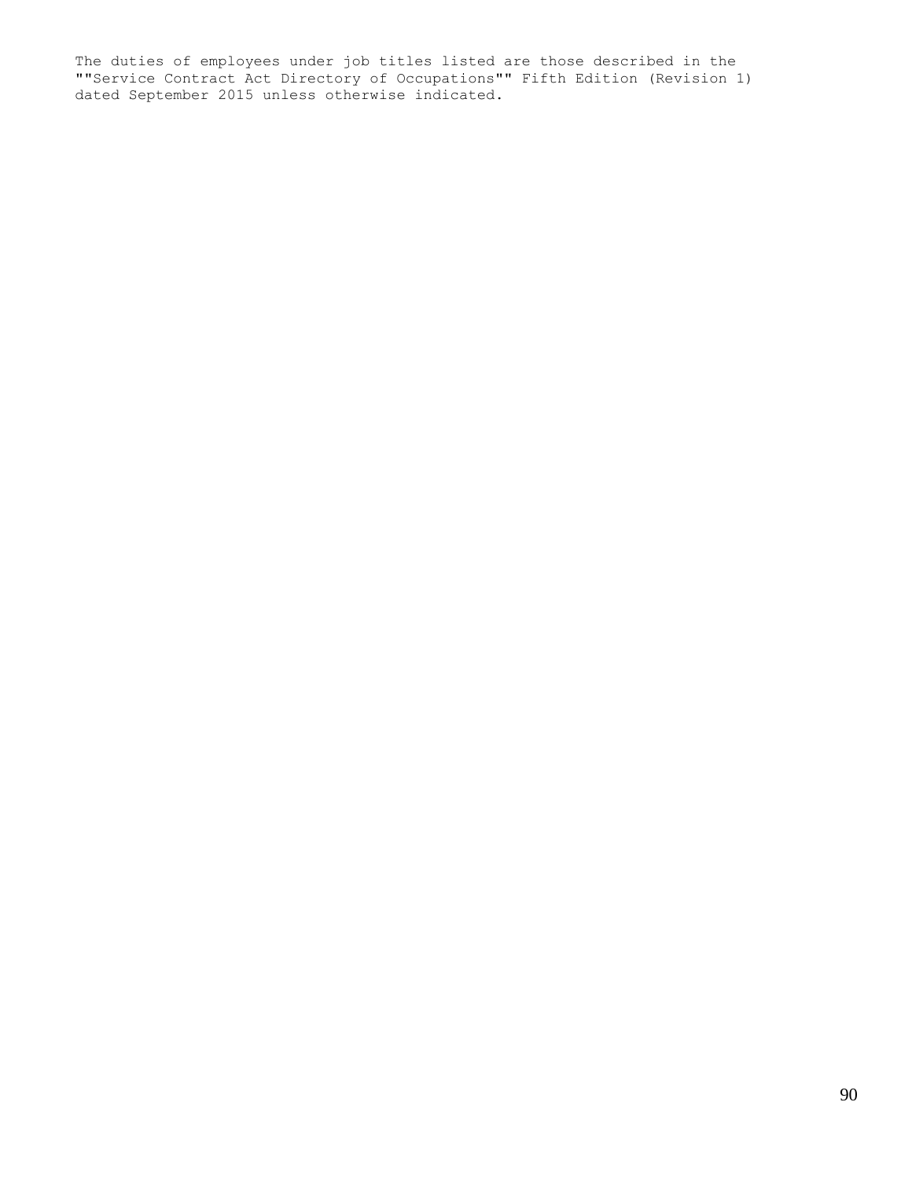The duties of employees under job titles listed are those described in the ""Service Contract Act Directory of Occupations"" Fifth Edition (Revision 1) dated September 2015 unless otherwise indicated.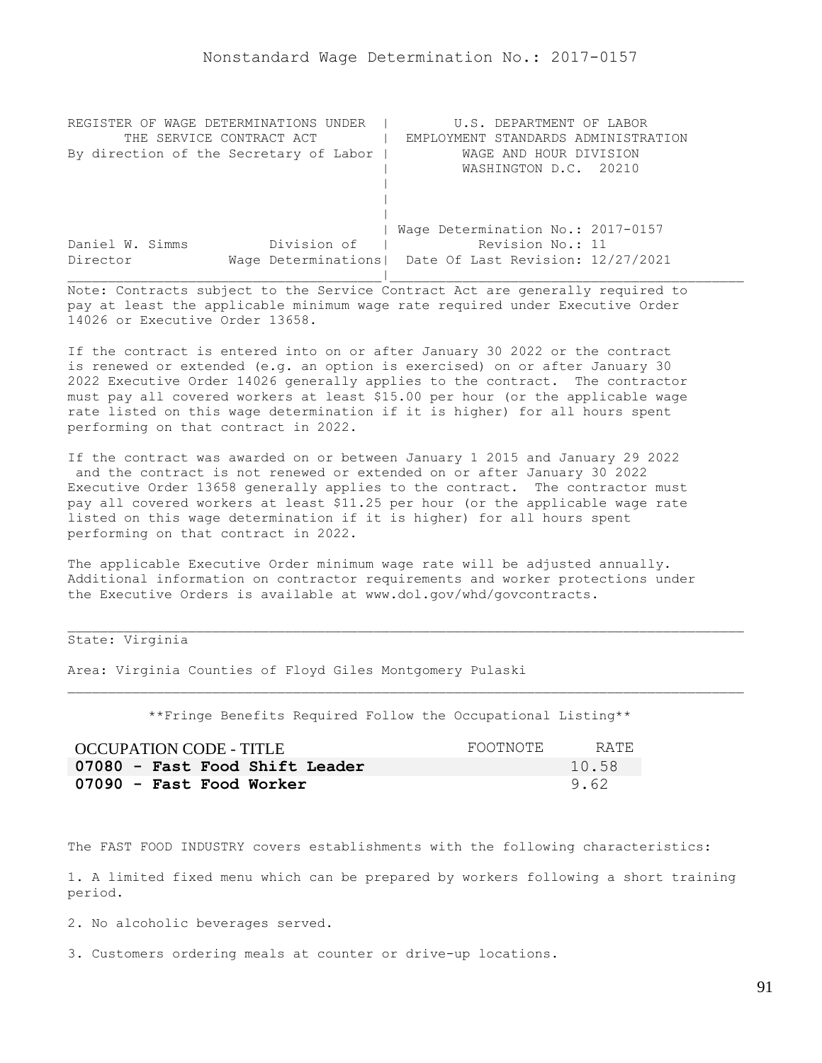# Nonstandard Wage Determination No.: 2017-0157

| REGISTER OF WAGE DETERMINATIONS UNDER THE SERVICE CONTRACT ACT By direction of the Secretary of Labor | U.S. DEPARTMENT OF LABOR EMPLOYMENT STANDARDS ADMINISTRATION WAGE AND HOUR DIVISION WASHINGTON D.C. 20210 |
|---|---|
| Daniel W. Simms, Director — Division of Wage Determinations | Wage Determination No.: 2017-0157 Revision No.: 11 Date Of Last Revision: 12/27/2021 |

Note: Contracts subject to the Service Contract Act are generally required to pay at least the applicable minimum wage rate required under Executive Order 14026 or Executive Order 13658.

If the contract is entered into on or after January 30 2022 or the contract is renewed or extended (e.g. an option is exercised) on or after January 30 2022 Executive Order 14026 generally applies to the contract. The contractor must pay all covered workers at least $15.00 per hour (or the applicable wage rate listed on this wage determination if it is higher) for all hours spent performing on that contract in 2022.

If the contract was awarded on or between January 1 2015 and January 29 2022 and the contract is not renewed or extended on or after January 30 2022 Executive Order 13658 generally applies to the contract. The contractor must pay all covered workers at least $11.25 per hour (or the applicable wage rate listed on this wage determination if it is higher) for all hours spent performing on that contract in 2022.

The applicable Executive Order minimum wage rate will be adjusted annually. Additional information on contractor requirements and worker protections under the Executive Orders is available at www.dol.gov/whd/govcontracts.

---

State: Virginia

Area: Virginia Counties of Floyd Giles Montgomery Pulaski

---

**Fringe Benefits Required Follow the Occupational Listing**

| OCCUPATION CODE - TITLE | FOOTNOTE | RATE |
|---|---|---|
| **07080 - Fast Food Shift Leader** | | 10.58 |
| **07090 - Fast Food Worker** | | 9.62 |

The FAST FOOD INDUSTRY covers establishments with the following characteristics:

1. A limited fixed menu which can be prepared by workers following a short training period.

2. No alcoholic beverages served.

3. Customers ordering meals at counter or drive-up locations.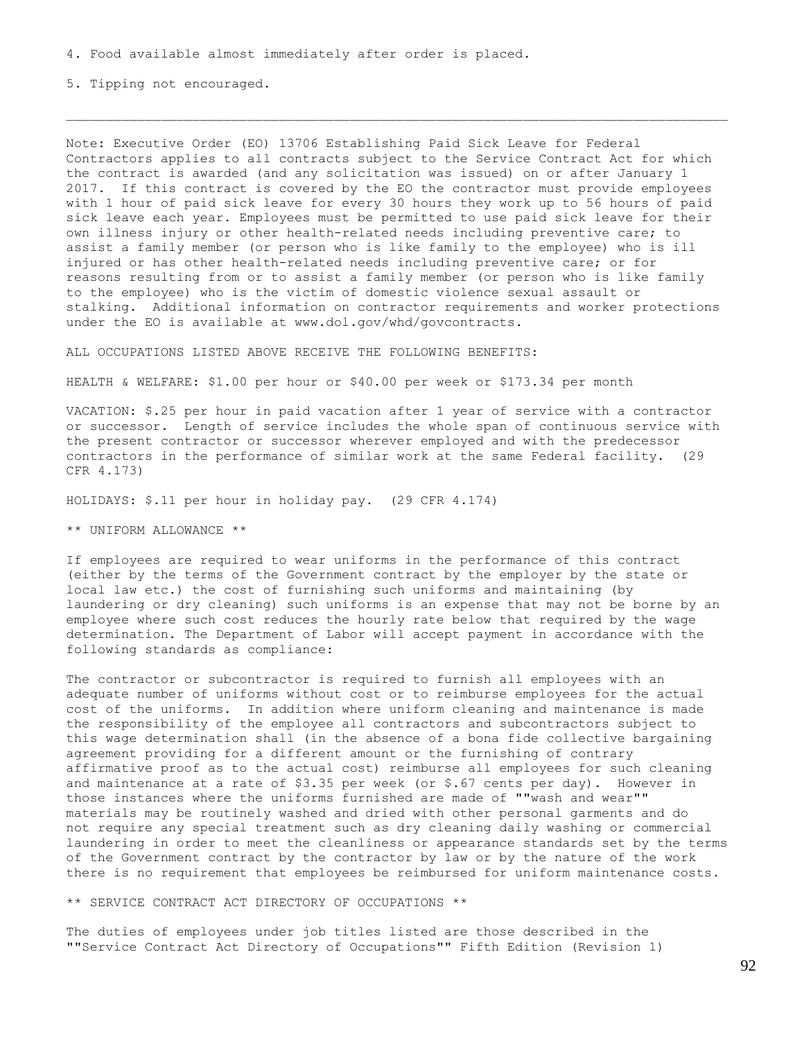4. Food available almost immediately after order is placed.

5. Tipping not encouraged.

---

Note: Executive Order (EO) 13706 Establishing Paid Sick Leave for Federal Contractors applies to all contracts subject to the Service Contract Act for which the contract is awarded (and any solicitation was issued) on or after January 1 2017. If this contract is covered by the EO the contractor must provide employees with 1 hour of paid sick leave for every 30 hours they work up to 56 hours of paid sick leave each year. Employees must be permitted to use paid sick leave for their own illness injury or other health-related needs including preventive care; to assist a family member (or person who is like family to the employee) who is ill injured or has other health-related needs including preventive care; or for reasons resulting from or to assist a family member (or person who is like family to the employee) who is the victim of domestic violence sexual assault or stalking. Additional information on contractor requirements and worker protections under the EO is available at www.dol.gov/whd/govcontracts.

ALL OCCUPATIONS LISTED ABOVE RECEIVE THE FOLLOWING BENEFITS:

HEALTH & WELFARE: $1.00 per hour or $40.00 per week or $173.34 per month

VACATION: $.25 per hour in paid vacation after 1 year of service with a contractor or successor. Length of service includes the whole span of continuous service with the present contractor or successor wherever employed and with the predecessor contractors in the performance of similar work at the same Federal facility. (29 CFR 4.173)

HOLIDAYS: $.11 per hour in holiday pay. (29 CFR 4.174)

** UNIFORM ALLOWANCE **

If employees are required to wear uniforms in the performance of this contract (either by the terms of the Government contract by the employer by the state or local law etc.) the cost of furnishing such uniforms and maintaining (by laundering or dry cleaning) such uniforms is an expense that may not be borne by an employee where such cost reduces the hourly rate below that required by the wage determination. The Department of Labor will accept payment in accordance with the following standards as compliance:

The contractor or subcontractor is required to furnish all employees with an adequate number of uniforms without cost or to reimburse employees for the actual cost of the uniforms. In addition where uniform cleaning and maintenance is made the responsibility of the employee all contractors and subcontractors subject to this wage determination shall (in the absence of a bona fide collective bargaining agreement providing for a different amount or the furnishing of contrary affirmative proof as to the actual cost) reimburse all employees for such cleaning and maintenance at a rate of $3.35 per week (or $.67 cents per day). However in those instances where the uniforms furnished are made of ""wash and wear"" materials may be routinely washed and dried with other personal garments and do not require any special treatment such as dry cleaning daily washing or commercial laundering in order to meet the cleanliness or appearance standards set by the terms of the Government contract by the contractor by law or by the nature of the work there is no requirement that employees be reimbursed for uniform maintenance costs.

** SERVICE CONTRACT ACT DIRECTORY OF OCCUPATIONS **

The duties of employees under job titles listed are those described in the ""Service Contract Act Directory of Occupations"" Fifth Edition (Revision 1)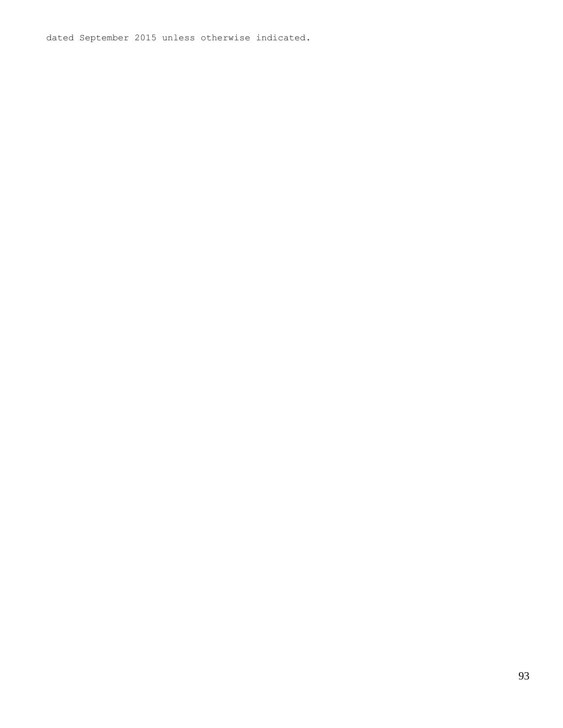dated September 2015 unless otherwise indicated.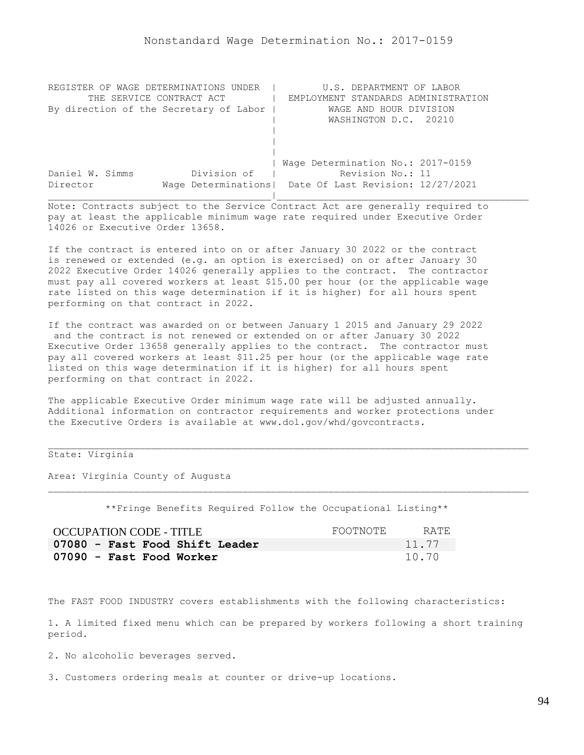# Nonstandard Wage Determination No.: 2017-0159

```
REGISTER OF WAGE DETERMINATIONS UNDER  |        U.S. DEPARTMENT OF LABOR
      THE SERVICE CONTRACT ACT         |  EMPLOYMENT STANDARDS ADMINISTRATION
By direction of the Secretary of Labor |          WAGE AND HOUR DIVISION
                                       |          WASHINGTON D.C.  20210
                                       |
                                       |
                                       |
                                       | Wage Determination No.: 2017-0159
Daniel W. Simms          Division of   |           Revision No.: 11
Director           Wage Determinations|  Date Of Last Revision: 12/27/2021
```

Note: Contracts subject to the Service Contract Act are generally required to pay at least the applicable minimum wage rate required under Executive Order 14026 or Executive Order 13658.

If the contract is entered into on or after January 30 2022 or the contract is renewed or extended (e.g. an option is exercised) on or after January 30 2022 Executive Order 14026 generally applies to the contract. The contractor must pay all covered workers at least $15.00 per hour (or the applicable wage rate listed on this wage determination if it is higher) for all hours spent performing on that contract in 2022.

If the contract was awarded on or between January 1 2015 and January 29 2022 and the contract is not renewed or extended on or after January 30 2022 Executive Order 13658 generally applies to the contract. The contractor must pay all covered workers at least $11.25 per hour (or the applicable wage rate listed on this wage determination if it is higher) for all hours spent performing on that contract in 2022.

The applicable Executive Order minimum wage rate will be adjusted annually. Additional information on contractor requirements and worker protections under the Executive Orders is available at www.dol.gov/whd/govcontracts.

---

State: Virginia

Area: Virginia County of Augusta

---

**Fringe Benefits Required Follow the Occupational Listing**

| OCCUPATION CODE - TITLE | FOOTNOTE | RATE |
|---|---|---|
| **07080 - Fast Food Shift Leader** | | 11.77 |
| **07090 - Fast Food Worker** | | 10.70 |

The FAST FOOD INDUSTRY covers establishments with the following characteristics:

1. A limited fixed menu which can be prepared by workers following a short training period.

2. No alcoholic beverages served.

3. Customers ordering meals at counter or drive-up locations.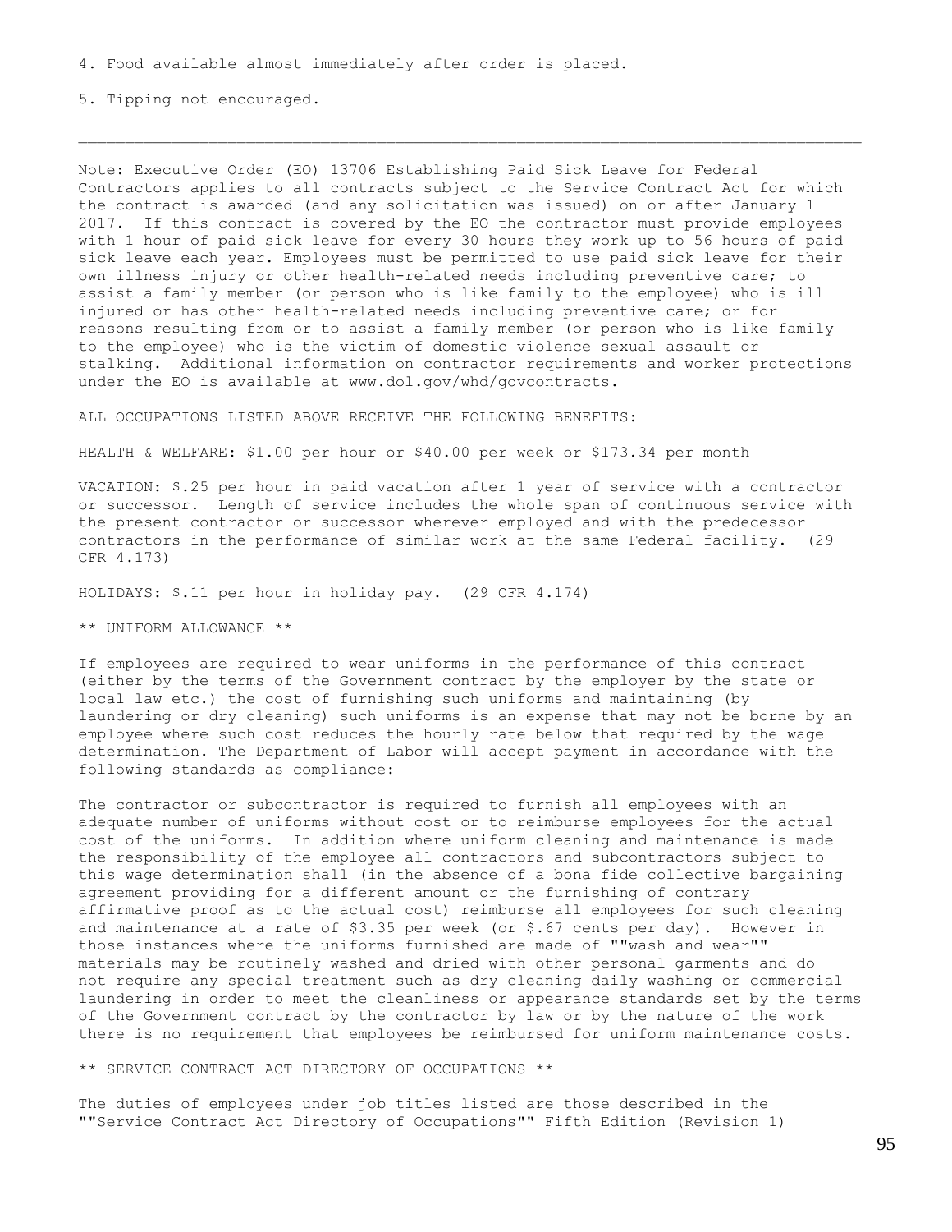4. Food available almost immediately after order is placed.

5. Tipping not encouraged.

---

Note: Executive Order (EO) 13706 Establishing Paid Sick Leave for Federal Contractors applies to all contracts subject to the Service Contract Act for which the contract is awarded (and any solicitation was issued) on or after January 1 2017. If this contract is covered by the EO the contractor must provide employees with 1 hour of paid sick leave for every 30 hours they work up to 56 hours of paid sick leave each year. Employees must be permitted to use paid sick leave for their own illness injury or other health-related needs including preventive care; to assist a family member (or person who is like family to the employee) who is ill injured or has other health-related needs including preventive care; or for reasons resulting from or to assist a family member (or person who is like family to the employee) who is the victim of domestic violence sexual assault or stalking. Additional information on contractor requirements and worker protections under the EO is available at www.dol.gov/whd/govcontracts.

ALL OCCUPATIONS LISTED ABOVE RECEIVE THE FOLLOWING BENEFITS:

HEALTH & WELFARE: $1.00 per hour or $40.00 per week or $173.34 per month

VACATION: $.25 per hour in paid vacation after 1 year of service with a contractor or successor. Length of service includes the whole span of continuous service with the present contractor or successor wherever employed and with the predecessor contractors in the performance of similar work at the same Federal facility. (29 CFR 4.173)

HOLIDAYS: $.11 per hour in holiday pay. (29 CFR 4.174)

** UNIFORM ALLOWANCE **

If employees are required to wear uniforms in the performance of this contract (either by the terms of the Government contract by the employer by the state or local law etc.) the cost of furnishing such uniforms and maintaining (by laundering or dry cleaning) such uniforms is an expense that may not be borne by an employee where such cost reduces the hourly rate below that required by the wage determination. The Department of Labor will accept payment in accordance with the following standards as compliance:

The contractor or subcontractor is required to furnish all employees with an adequate number of uniforms without cost or to reimburse employees for the actual cost of the uniforms. In addition where uniform cleaning and maintenance is made the responsibility of the employee all contractors and subcontractors subject to this wage determination shall (in the absence of a bona fide collective bargaining agreement providing for a different amount or the furnishing of contrary affirmative proof as to the actual cost) reimburse all employees for such cleaning and maintenance at a rate of $3.35 per week (or $.67 cents per day). However in those instances where the uniforms furnished are made of ""wash and wear"" materials may be routinely washed and dried with other personal garments and do not require any special treatment such as dry cleaning daily washing or commercial laundering in order to meet the cleanliness or appearance standards set by the terms of the Government contract by the contractor by law or by the nature of the work there is no requirement that employees be reimbursed for uniform maintenance costs.

** SERVICE CONTRACT ACT DIRECTORY OF OCCUPATIONS **

The duties of employees under job titles listed are those described in the ""Service Contract Act Directory of Occupations"" Fifth Edition (Revision 1)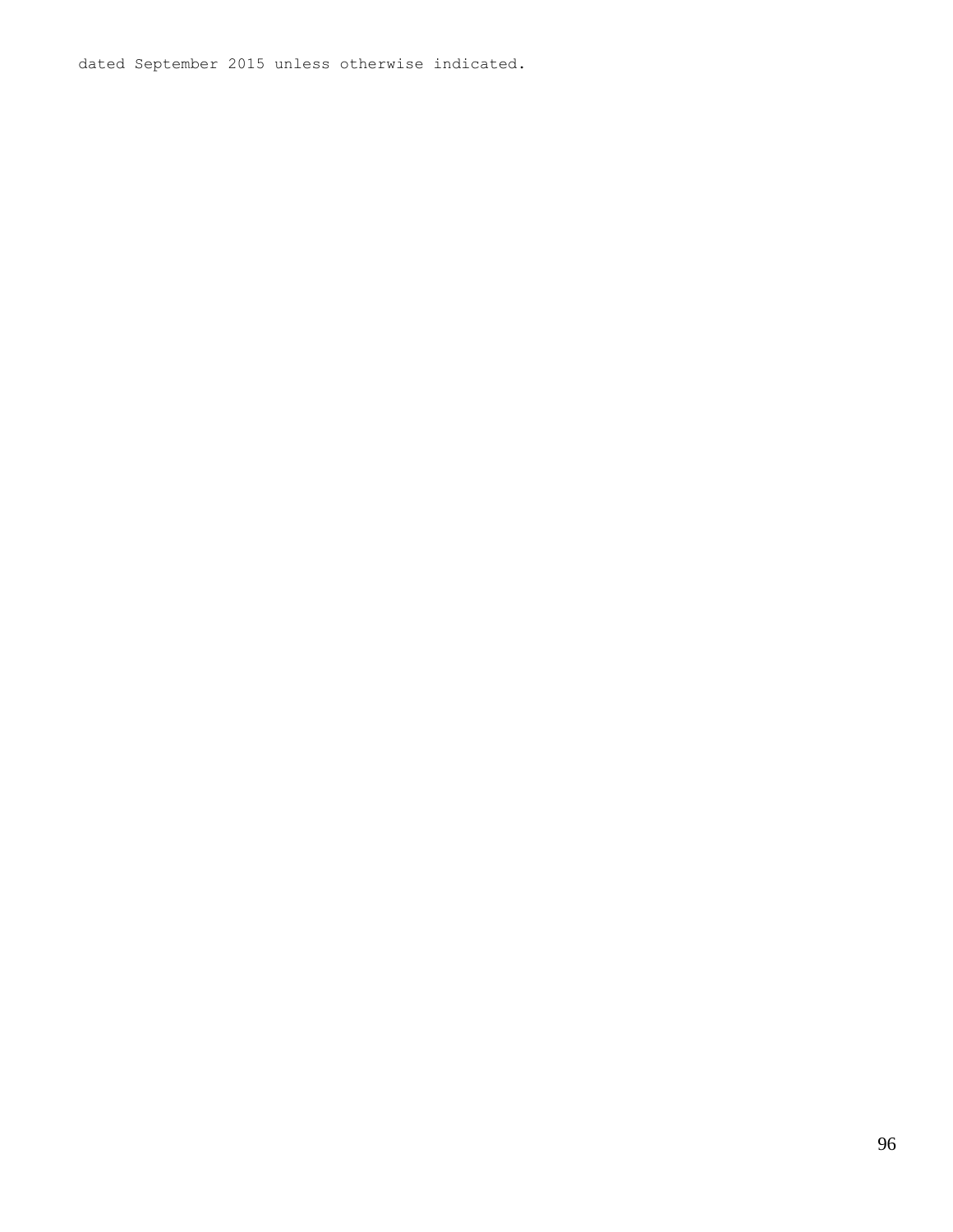dated September 2015 unless otherwise indicated.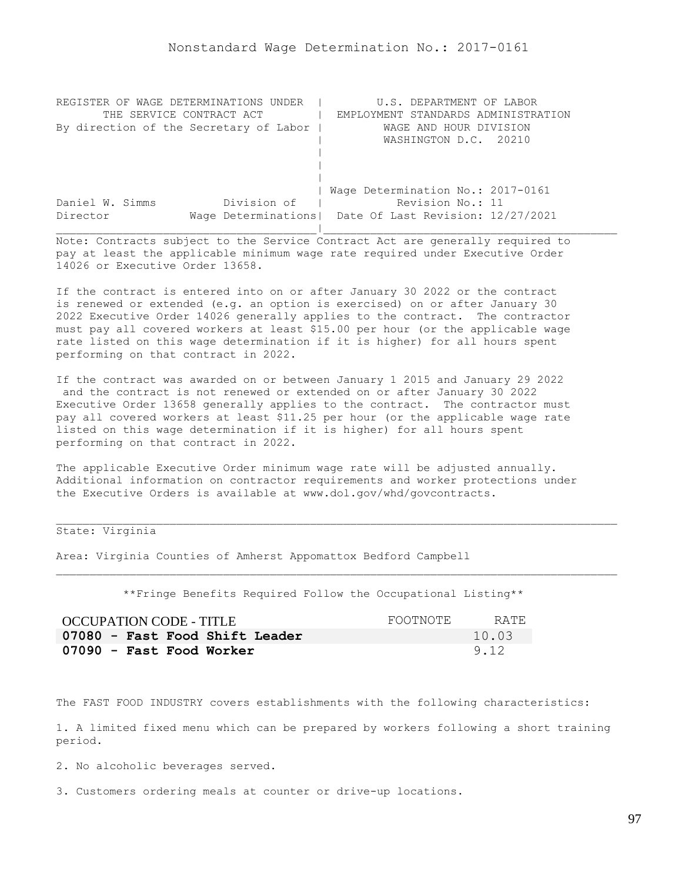Nonstandard Wage Determination No.: 2017-0161

```
REGISTER OF WAGE DETERMINATIONS UNDER  |         U.S. DEPARTMENT OF LABOR
       THE SERVICE CONTRACT ACT        |  EMPLOYMENT STANDARDS ADMINISTRATION
By direction of the Secretary of Labor |          WAGE AND HOUR DIVISION
                                       |          WASHINGTON D.C.  20210
                                       |
                                       |
                                       |
                                       | Wage Determination No.: 2017-0161
Daniel W. Simms          Division of   |           Revision No.: 11
Director            Wage Determinations|  Date Of Last Revision: 12/27/2021
_______________________________________|____________________________________
```

Note: Contracts subject to the Service Contract Act are generally required to pay at least the applicable minimum wage rate required under Executive Order 14026 or Executive Order 13658.

If the contract is entered into on or after January 30 2022 or the contract is renewed or extended (e.g. an option is exercised) on or after January 30 2022 Executive Order 14026 generally applies to the contract. The contractor must pay all covered workers at least $15.00 per hour (or the applicable wage rate listed on this wage determination if it is higher) for all hours spent performing on that contract in 2022.

If the contract was awarded on or between January 1 2015 and January 29 2022 and the contract is not renewed or extended on or after January 30 2022 Executive Order 13658 generally applies to the contract. The contractor must pay all covered workers at least $11.25 per hour (or the applicable wage rate listed on this wage determination if it is higher) for all hours spent performing on that contract in 2022.

The applicable Executive Order minimum wage rate will be adjusted annually. Additional information on contractor requirements and worker protections under the Executive Orders is available at www.dol.gov/whd/govcontracts.

---

State: Virginia

Area: Virginia Counties of Amherst Appomattox Bedford Campbell

---

**Fringe Benefits Required Follow the Occupational Listing**

| OCCUPATION CODE - TITLE | FOOTNOTE | RATE |
|---|---|---|
| **07080 - Fast Food Shift Leader** | | 10.03 |
| **07090 - Fast Food Worker** | | 9.12 |

The FAST FOOD INDUSTRY covers establishments with the following characteristics:

1. A limited fixed menu which can be prepared by workers following a short training period.

2. No alcoholic beverages served.

3. Customers ordering meals at counter or drive-up locations.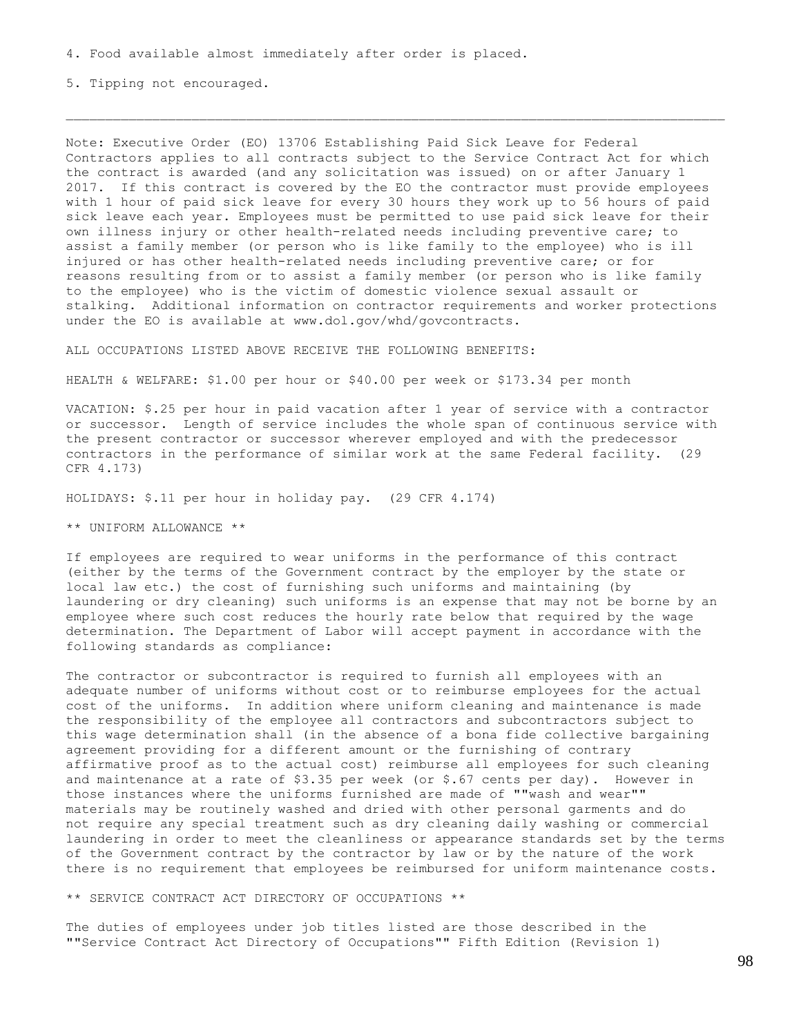4. Food available almost immediately after order is placed.

5. Tipping not encouraged.

---

Note: Executive Order (EO) 13706 Establishing Paid Sick Leave for Federal Contractors applies to all contracts subject to the Service Contract Act for which the contract is awarded (and any solicitation was issued) on or after January 1 2017. If this contract is covered by the EO the contractor must provide employees with 1 hour of paid sick leave for every 30 hours they work up to 56 hours of paid sick leave each year. Employees must be permitted to use paid sick leave for their own illness injury or other health-related needs including preventive care; to assist a family member (or person who is like family to the employee) who is ill injured or has other health-related needs including preventive care; or for reasons resulting from or to assist a family member (or person who is like family to the employee) who is the victim of domestic violence sexual assault or stalking. Additional information on contractor requirements and worker protections under the EO is available at www.dol.gov/whd/govcontracts.

ALL OCCUPATIONS LISTED ABOVE RECEIVE THE FOLLOWING BENEFITS:

HEALTH & WELFARE: $1.00 per hour or $40.00 per week or $173.34 per month

VACATION: $.25 per hour in paid vacation after 1 year of service with a contractor or successor. Length of service includes the whole span of continuous service with the present contractor or successor wherever employed and with the predecessor contractors in the performance of similar work at the same Federal facility. (29 CFR 4.173)

HOLIDAYS: $.11 per hour in holiday pay. (29 CFR 4.174)

** UNIFORM ALLOWANCE **

If employees are required to wear uniforms in the performance of this contract (either by the terms of the Government contract by the employer by the state or local law etc.) the cost of furnishing such uniforms and maintaining (by laundering or dry cleaning) such uniforms is an expense that may not be borne by an employee where such cost reduces the hourly rate below that required by the wage determination. The Department of Labor will accept payment in accordance with the following standards as compliance:

The contractor or subcontractor is required to furnish all employees with an adequate number of uniforms without cost or to reimburse employees for the actual cost of the uniforms. In addition where uniform cleaning and maintenance is made the responsibility of the employee all contractors and subcontractors subject to this wage determination shall (in the absence of a bona fide collective bargaining agreement providing for a different amount or the furnishing of contrary affirmative proof as to the actual cost) reimburse all employees for such cleaning and maintenance at a rate of $3.35 per week (or $.67 cents per day). However in those instances where the uniforms furnished are made of ""wash and wear"" materials may be routinely washed and dried with other personal garments and do not require any special treatment such as dry cleaning daily washing or commercial laundering in order to meet the cleanliness or appearance standards set by the terms of the Government contract by the contractor by law or by the nature of the work there is no requirement that employees be reimbursed for uniform maintenance costs.

** SERVICE CONTRACT ACT DIRECTORY OF OCCUPATIONS **

The duties of employees under job titles listed are those described in the ""Service Contract Act Directory of Occupations"" Fifth Edition (Revision 1)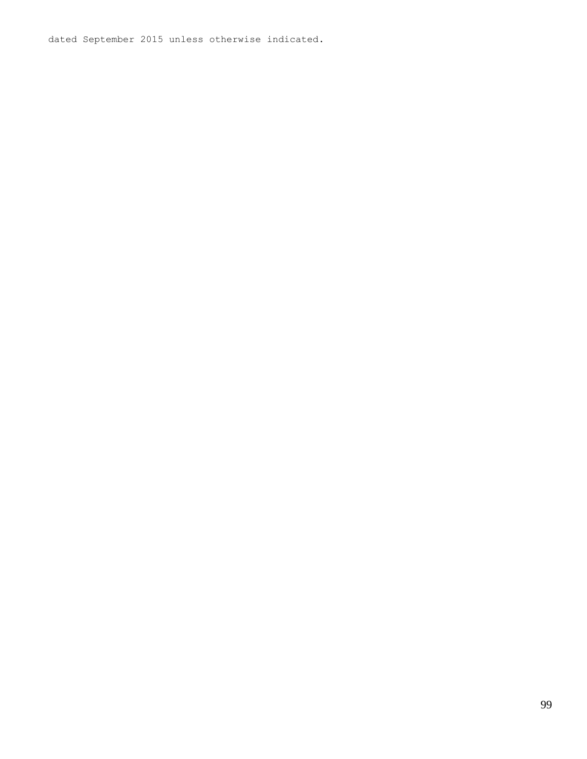dated September 2015 unless otherwise indicated.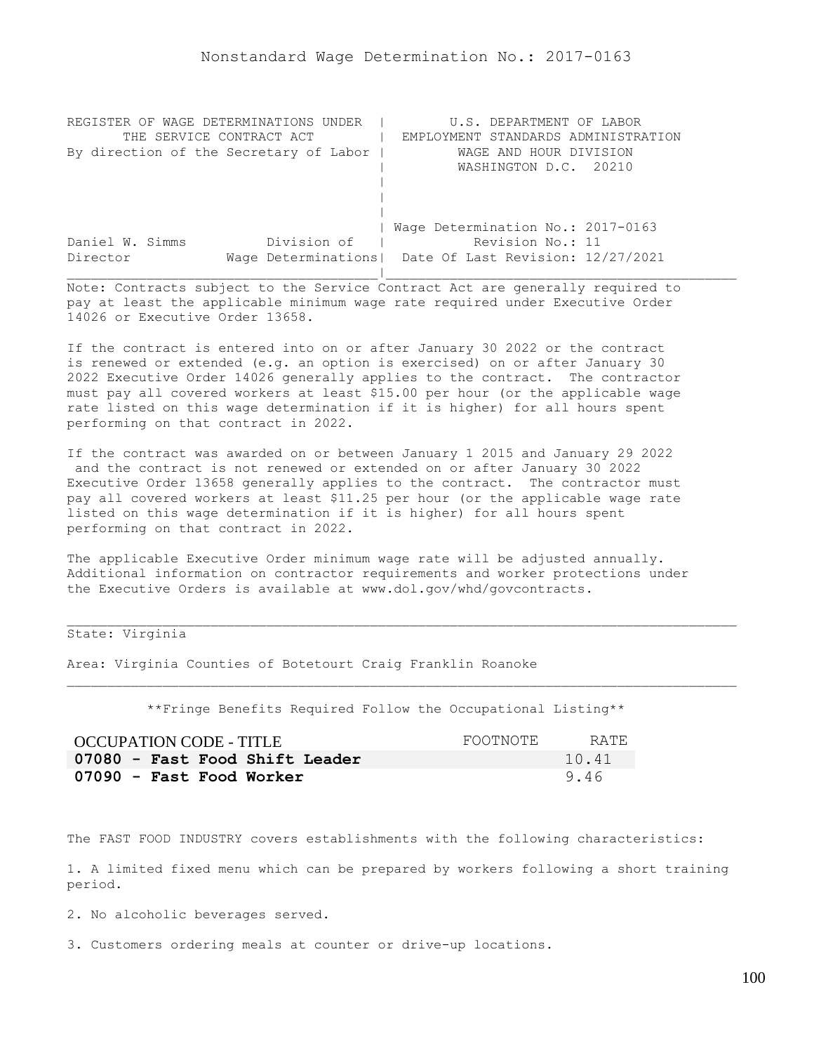Nonstandard Wage Determination No.: 2017-0163

```
REGISTER OF WAGE DETERMINATIONS UNDER  |         U.S. DEPARTMENT OF LABOR
       THE SERVICE CONTRACT ACT        |  EMPLOYMENT STANDARDS ADMINISTRATION
By direction of the Secretary of Labor |          WAGE AND HOUR DIVISION
                                       |          WASHINGTON D.C.  20210
                                       |
                                       |
                                       |
                                       | Wage Determination No.: 2017-0163
Daniel W. Simms          Division of   |           Revision No.: 11
Director           Wage Determinations|  Date Of Last Revision: 12/27/2021
_______________________________________|____________________________________________
```

Note: Contracts subject to the Service Contract Act are generally required to pay at least the applicable minimum wage rate required under Executive Order 14026 or Executive Order 13658.

If the contract is entered into on or after January 30 2022 or the contract is renewed or extended (e.g. an option is exercised) on or after January 30 2022 Executive Order 14026 generally applies to the contract. The contractor must pay all covered workers at least $15.00 per hour (or the applicable wage rate listed on this wage determination if it is higher) for all hours spent performing on that contract in 2022.

If the contract was awarded on or between January 1 2015 and January 29 2022 and the contract is not renewed or extended on or after January 30 2022 Executive Order 13658 generally applies to the contract. The contractor must pay all covered workers at least $11.25 per hour (or the applicable wage rate listed on this wage determination if it is higher) for all hours spent performing on that contract in 2022.

The applicable Executive Order minimum wage rate will be adjusted annually. Additional information on contractor requirements and worker protections under the Executive Orders is available at www.dol.gov/whd/govcontracts.

---

State: Virginia

Area: Virginia Counties of Botetourt Craig Franklin Roanoke

---

**Fringe Benefits Required Follow the Occupational Listing**

| OCCUPATION CODE - TITLE | FOOTNOTE | RATE |
|---|---|---|
| **07080 - Fast Food Shift Leader** | | 10.41 |
| **07090 - Fast Food Worker** | | 9.46 |

The FAST FOOD INDUSTRY covers establishments with the following characteristics:

1. A limited fixed menu which can be prepared by workers following a short training period.

2. No alcoholic beverages served.

3. Customers ordering meals at counter or drive-up locations.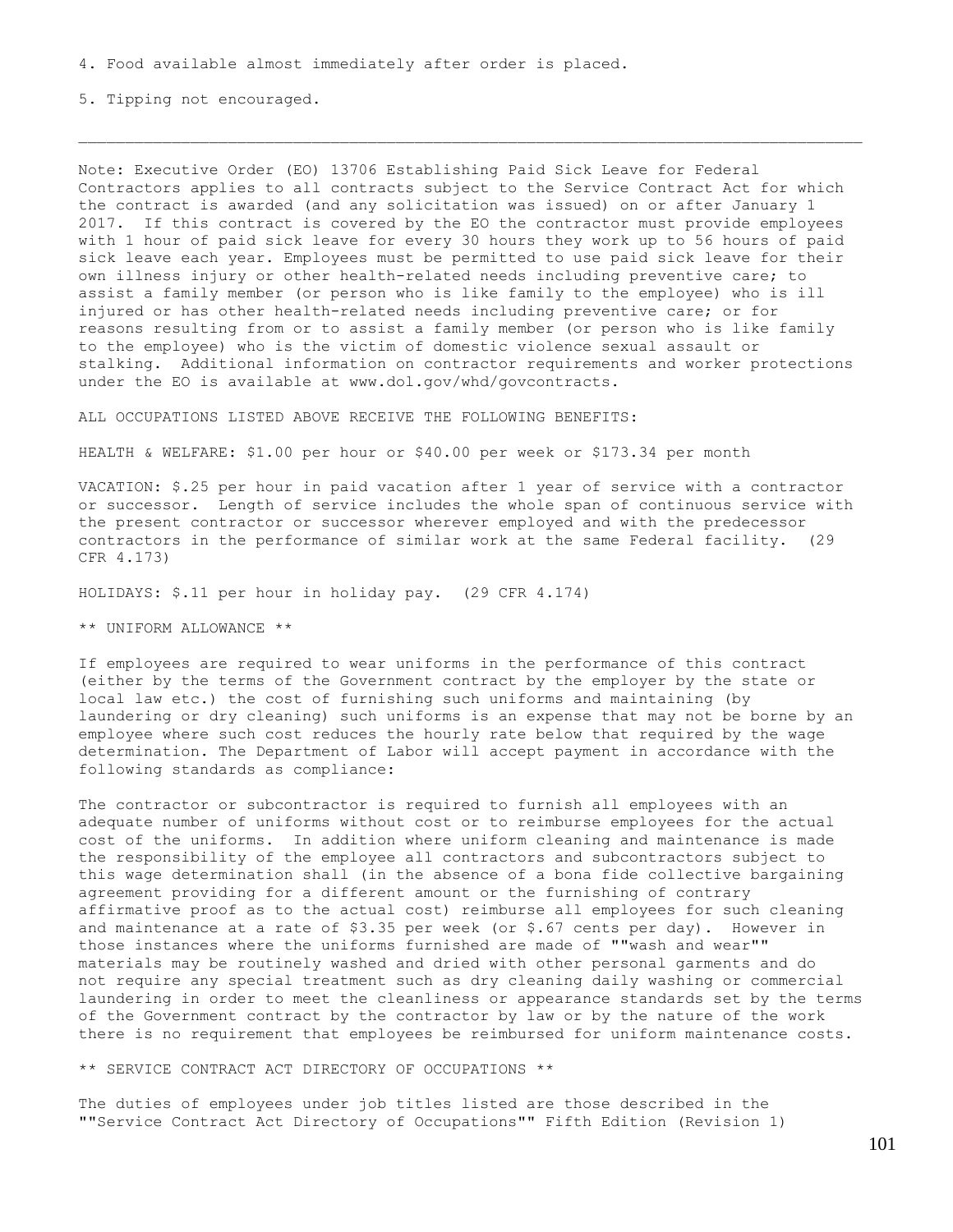4. Food available almost immediately after order is placed.

5. Tipping not encouraged.

---

Note: Executive Order (EO) 13706 Establishing Paid Sick Leave for Federal Contractors applies to all contracts subject to the Service Contract Act for which the contract is awarded (and any solicitation was issued) on or after January 1 2017. If this contract is covered by the EO the contractor must provide employees with 1 hour of paid sick leave for every 30 hours they work up to 56 hours of paid sick leave each year. Employees must be permitted to use paid sick leave for their own illness injury or other health-related needs including preventive care; to assist a family member (or person who is like family to the employee) who is ill injured or has other health-related needs including preventive care; or for reasons resulting from or to assist a family member (or person who is like family to the employee) who is the victim of domestic violence sexual assault or stalking. Additional information on contractor requirements and worker protections under the EO is available at www.dol.gov/whd/govcontracts.

ALL OCCUPATIONS LISTED ABOVE RECEIVE THE FOLLOWING BENEFITS:

HEALTH & WELFARE: $1.00 per hour or $40.00 per week or $173.34 per month

VACATION: $.25 per hour in paid vacation after 1 year of service with a contractor or successor. Length of service includes the whole span of continuous service with the present contractor or successor wherever employed and with the predecessor contractors in the performance of similar work at the same Federal facility. (29 CFR 4.173)

HOLIDAYS: $.11 per hour in holiday pay. (29 CFR 4.174)

** UNIFORM ALLOWANCE **

If employees are required to wear uniforms in the performance of this contract (either by the terms of the Government contract by the employer by the state or local law etc.) the cost of furnishing such uniforms and maintaining (by laundering or dry cleaning) such uniforms is an expense that may not be borne by an employee where such cost reduces the hourly rate below that required by the wage determination. The Department of Labor will accept payment in accordance with the following standards as compliance:

The contractor or subcontractor is required to furnish all employees with an adequate number of uniforms without cost or to reimburse employees for the actual cost of the uniforms. In addition where uniform cleaning and maintenance is made the responsibility of the employee all contractors and subcontractors subject to this wage determination shall (in the absence of a bona fide collective bargaining agreement providing for a different amount or the furnishing of contrary affirmative proof as to the actual cost) reimburse all employees for such cleaning and maintenance at a rate of $3.35 per week (or $.67 cents per day). However in those instances where the uniforms furnished are made of ""wash and wear"" materials may be routinely washed and dried with other personal garments and do not require any special treatment such as dry cleaning daily washing or commercial laundering in order to meet the cleanliness or appearance standards set by the terms of the Government contract by the contractor by law or by the nature of the work there is no requirement that employees be reimbursed for uniform maintenance costs.

** SERVICE CONTRACT ACT DIRECTORY OF OCCUPATIONS **

The duties of employees under job titles listed are those described in the ""Service Contract Act Directory of Occupations"" Fifth Edition (Revision 1)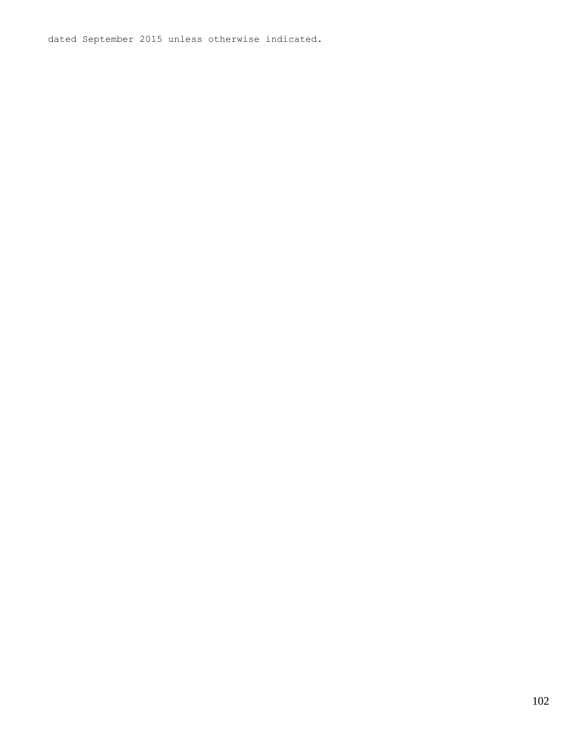dated September 2015 unless otherwise indicated.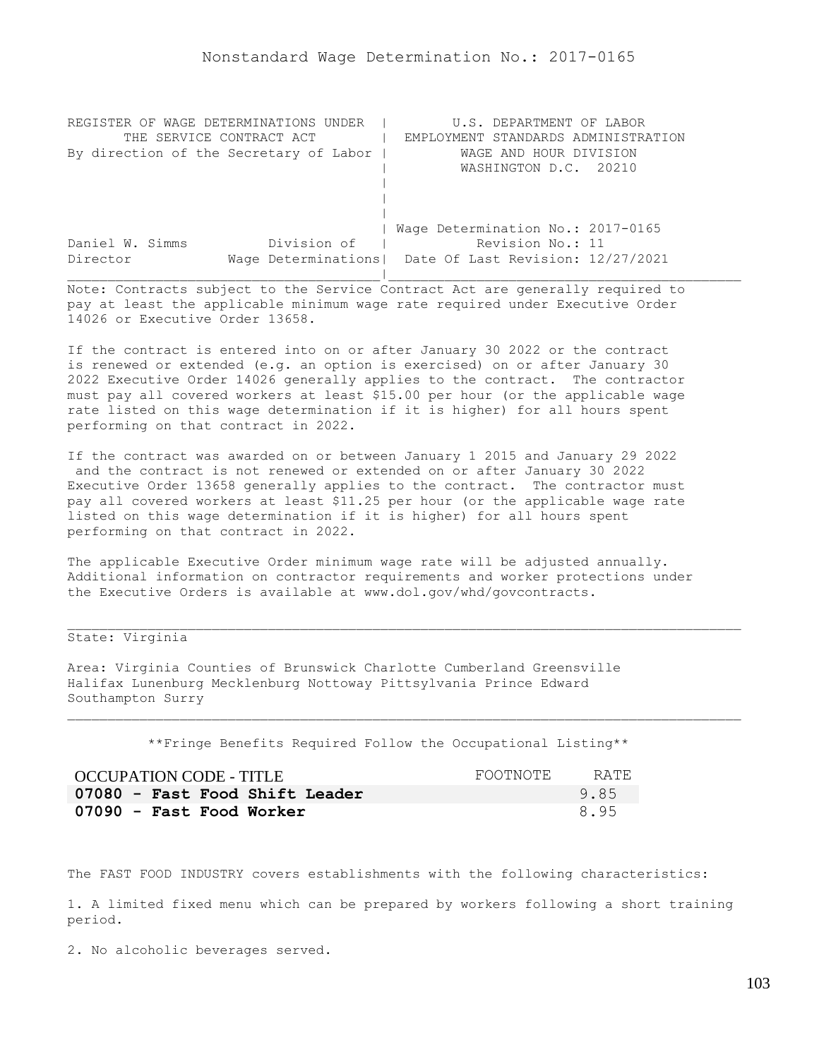Nonstandard Wage Determination No.: 2017-0165

```
REGISTER OF WAGE DETERMINATIONS UNDER  |        U.S. DEPARTMENT OF LABOR
      THE SERVICE CONTRACT ACT         |  EMPLOYMENT STANDARDS ADMINISTRATION
By direction of the Secretary of Labor |          WAGE AND HOUR DIVISION
                                       |          WASHINGTON D.C.  20210
                                       |
                                       |
                                       |
                                       | Wage Determination No.: 2017-0165
Daniel W. Simms          Division of   |           Revision No.: 11
Director            Wage Determinations|  Date Of Last Revision: 12/27/2021
_______________________________________|____________________________________________
```

Note: Contracts subject to the Service Contract Act are generally required to pay at least the applicable minimum wage rate required under Executive Order 14026 or Executive Order 13658.

If the contract is entered into on or after January 30 2022 or the contract is renewed or extended (e.g. an option is exercised) on or after January 30 2022 Executive Order 14026 generally applies to the contract. The contractor must pay all covered workers at least $15.00 per hour (or the applicable wage rate listed on this wage determination if it is higher) for all hours spent performing on that contract in 2022.

If the contract was awarded on or between January 1 2015 and January 29 2022 and the contract is not renewed or extended on or after January 30 2022 Executive Order 13658 generally applies to the contract. The contractor must pay all covered workers at least $11.25 per hour (or the applicable wage rate listed on this wage determination if it is higher) for all hours spent performing on that contract in 2022.

The applicable Executive Order minimum wage rate will be adjusted annually. Additional information on contractor requirements and worker protections under the Executive Orders is available at www.dol.gov/whd/govcontracts.

---

State: Virginia

Area: Virginia Counties of Brunswick Charlotte Cumberland Greensville Halifax Lunenburg Mecklenburg Nottoway Pittsylvania Prince Edward Southampton Surry

---

**Fringe Benefits Required Follow the Occupational Listing**

| OCCUPATION CODE - TITLE | FOOTNOTE | RATE |
|---|---|---|
| **07080 - Fast Food Shift Leader** | | 9.85 |
| **07090 - Fast Food Worker** | | 8.95 |

The FAST FOOD INDUSTRY covers establishments with the following characteristics:

1. A limited fixed menu which can be prepared by workers following a short training period.

2. No alcoholic beverages served.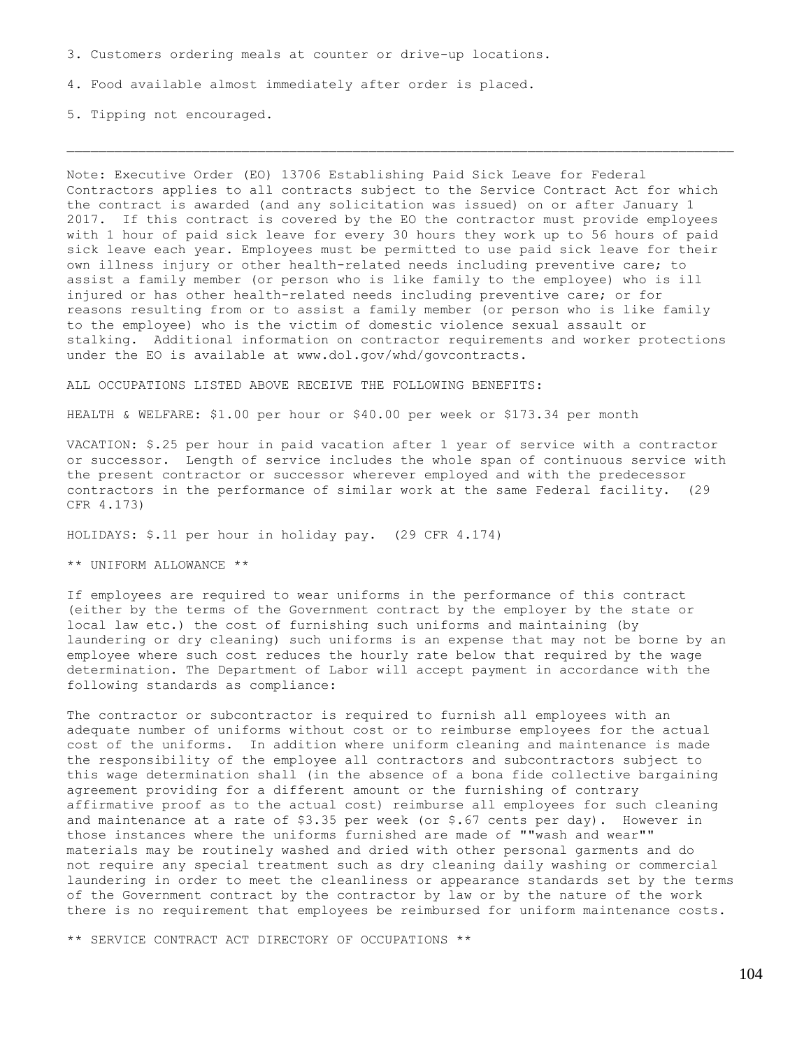3. Customers ordering meals at counter or drive-up locations.

4. Food available almost immediately after order is placed.

5. Tipping not encouraged.

---

Note: Executive Order (EO) 13706 Establishing Paid Sick Leave for Federal Contractors applies to all contracts subject to the Service Contract Act for which the contract is awarded (and any solicitation was issued) on or after January 1 2017. If this contract is covered by the EO the contractor must provide employees with 1 hour of paid sick leave for every 30 hours they work up to 56 hours of paid sick leave each year. Employees must be permitted to use paid sick leave for their own illness injury or other health-related needs including preventive care; to assist a family member (or person who is like family to the employee) who is ill injured or has other health-related needs including preventive care; or for reasons resulting from or to assist a family member (or person who is like family to the employee) who is the victim of domestic violence sexual assault or stalking. Additional information on contractor requirements and worker protections under the EO is available at www.dol.gov/whd/govcontracts.

ALL OCCUPATIONS LISTED ABOVE RECEIVE THE FOLLOWING BENEFITS:

HEALTH & WELFARE: $1.00 per hour or $40.00 per week or $173.34 per month

VACATION: $.25 per hour in paid vacation after 1 year of service with a contractor or successor. Length of service includes the whole span of continuous service with the present contractor or successor wherever employed and with the predecessor contractors in the performance of similar work at the same Federal facility. (29 CFR 4.173)

HOLIDAYS: $.11 per hour in holiday pay. (29 CFR 4.174)

** UNIFORM ALLOWANCE **

If employees are required to wear uniforms in the performance of this contract (either by the terms of the Government contract by the employer by the state or local law etc.) the cost of furnishing such uniforms and maintaining (by laundering or dry cleaning) such uniforms is an expense that may not be borne by an employee where such cost reduces the hourly rate below that required by the wage determination. The Department of Labor will accept payment in accordance with the following standards as compliance:

The contractor or subcontractor is required to furnish all employees with an adequate number of uniforms without cost or to reimburse employees for the actual cost of the uniforms. In addition where uniform cleaning and maintenance is made the responsibility of the employee all contractors and subcontractors subject to this wage determination shall (in the absence of a bona fide collective bargaining agreement providing for a different amount or the furnishing of contrary affirmative proof as to the actual cost) reimburse all employees for such cleaning and maintenance at a rate of $3.35 per week (or $.67 cents per day). However in those instances where the uniforms furnished are made of ""wash and wear"" materials may be routinely washed and dried with other personal garments and do not require any special treatment such as dry cleaning daily washing or commercial laundering in order to meet the cleanliness or appearance standards set by the terms of the Government contract by the contractor by law or by the nature of the work there is no requirement that employees be reimbursed for uniform maintenance costs.

** SERVICE CONTRACT ACT DIRECTORY OF OCCUPATIONS **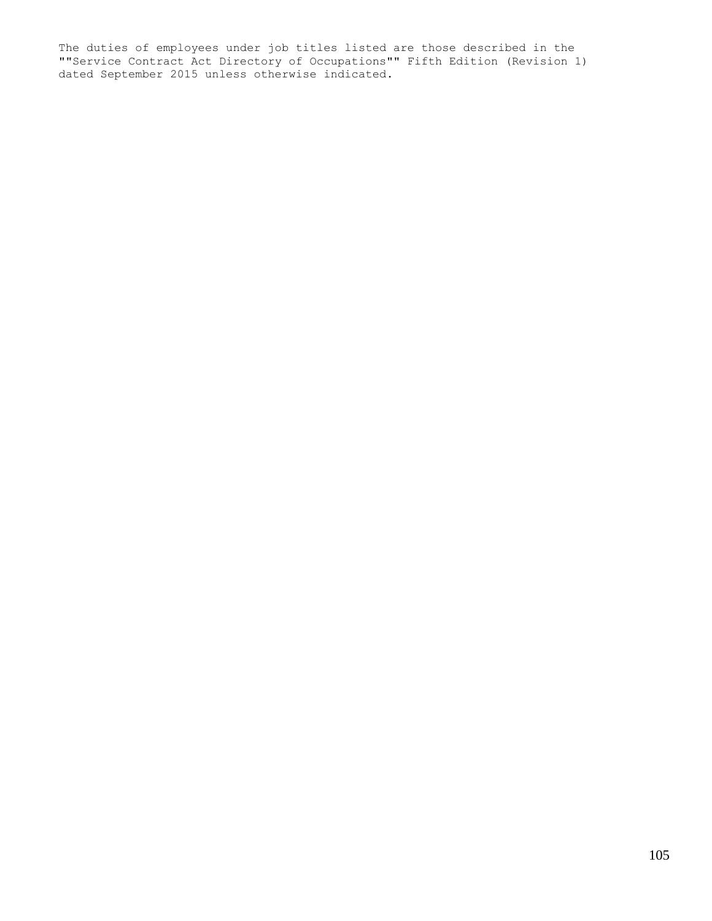The duties of employees under job titles listed are those described in the ""Service Contract Act Directory of Occupations"" Fifth Edition (Revision 1) dated September 2015 unless otherwise indicated.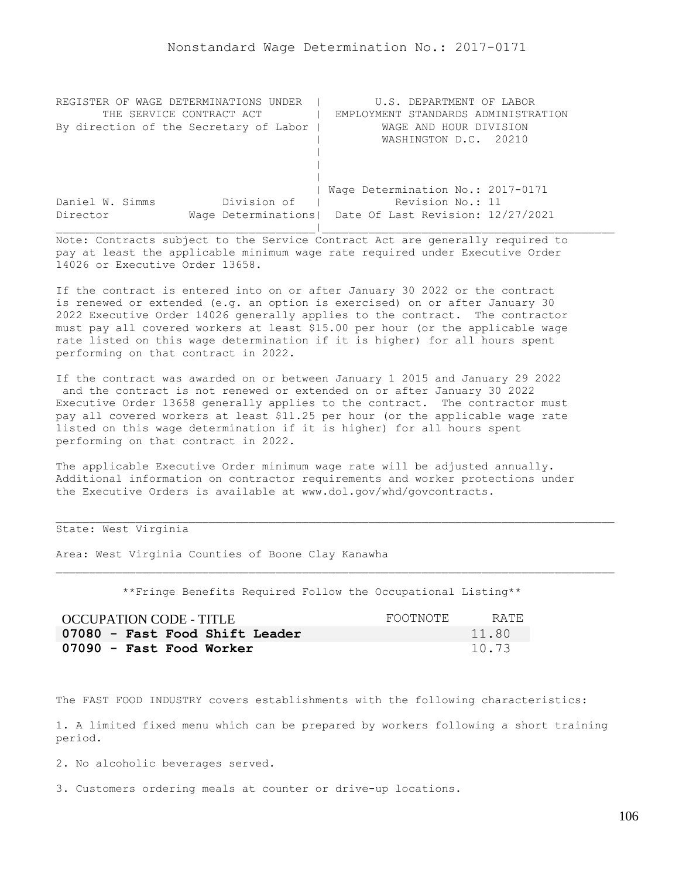# Nonstandard Wage Determination No.: 2017-0171

```
REGISTER OF WAGE DETERMINATIONS UNDER  |         U.S. DEPARTMENT OF LABOR
       THE SERVICE CONTRACT ACT        |  EMPLOYMENT STANDARDS ADMINISTRATION
By direction of the Secretary of Labor |          WAGE AND HOUR DIVISION
                                       |          WASHINGTON D.C.  20210
                                       |
                                       |
                                       |
                                       | Wage Determination No.: 2017-0171
Daniel W. Simms          Division of   |           Revision No.: 11
Director            Wage Determinations|  Date Of Last Revision: 12/27/2021
_______________________________________|____________________________________________
```

Note: Contracts subject to the Service Contract Act are generally required to pay at least the applicable minimum wage rate required under Executive Order 14026 or Executive Order 13658.

If the contract is entered into on or after January 30 2022 or the contract is renewed or extended (e.g. an option is exercised) on or after January 30 2022 Executive Order 14026 generally applies to the contract. The contractor must pay all covered workers at least $15.00 per hour (or the applicable wage rate listed on this wage determination if it is higher) for all hours spent performing on that contract in 2022.

If the contract was awarded on or between January 1 2015 and January 29 2022 and the contract is not renewed or extended on or after January 30 2022 Executive Order 13658 generally applies to the contract. The contractor must pay all covered workers at least $11.25 per hour (or the applicable wage rate listed on this wage determination if it is higher) for all hours spent performing on that contract in 2022.

The applicable Executive Order minimum wage rate will be adjusted annually. Additional information on contractor requirements and worker protections under the Executive Orders is available at www.dol.gov/whd/govcontracts.

---

State: West Virginia

Area: West Virginia Counties of Boone Clay Kanawha

---

**Fringe Benefits Required Follow the Occupational Listing**

| OCCUPATION CODE - TITLE | FOOTNOTE | RATE |
|---|---|---|
| **07080 - Fast Food Shift Leader** | | 11.80 |
| **07090 - Fast Food Worker** | | 10.73 |

The FAST FOOD INDUSTRY covers establishments with the following characteristics:

1. A limited fixed menu which can be prepared by workers following a short training period.

2. No alcoholic beverages served.

3. Customers ordering meals at counter or drive-up locations.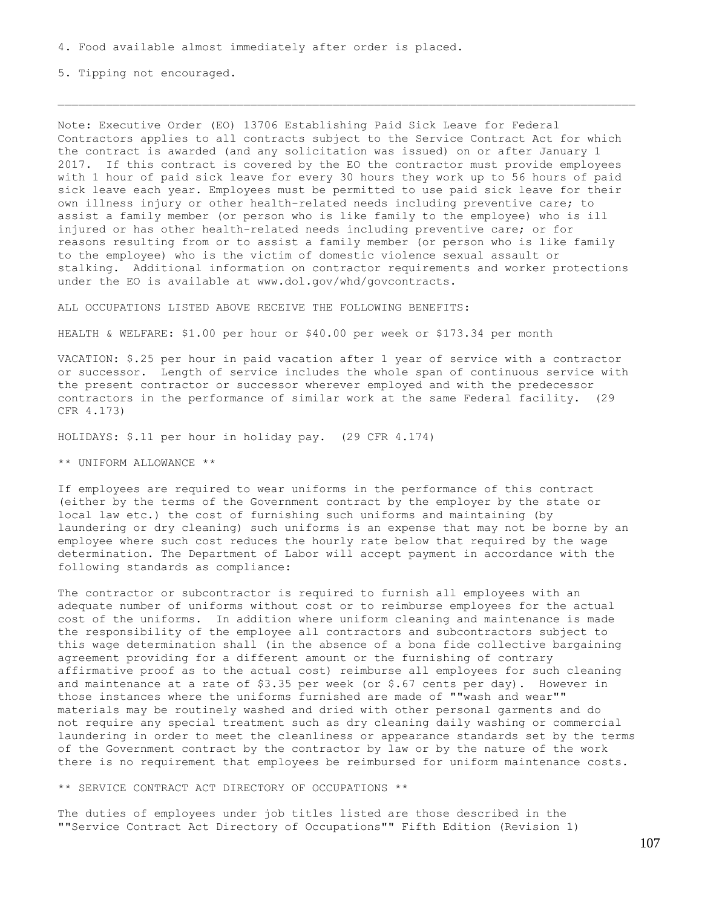4. Food available almost immediately after order is placed.

5. Tipping not encouraged.

---

Note: Executive Order (EO) 13706 Establishing Paid Sick Leave for Federal Contractors applies to all contracts subject to the Service Contract Act for which the contract is awarded (and any solicitation was issued) on or after January 1 2017. If this contract is covered by the EO the contractor must provide employees with 1 hour of paid sick leave for every 30 hours they work up to 56 hours of paid sick leave each year. Employees must be permitted to use paid sick leave for their own illness injury or other health-related needs including preventive care; to assist a family member (or person who is like family to the employee) who is ill injured or has other health-related needs including preventive care; or for reasons resulting from or to assist a family member (or person who is like family to the employee) who is the victim of domestic violence sexual assault or stalking. Additional information on contractor requirements and worker protections under the EO is available at www.dol.gov/whd/govcontracts.

ALL OCCUPATIONS LISTED ABOVE RECEIVE THE FOLLOWING BENEFITS:

HEALTH & WELFARE: $1.00 per hour or $40.00 per week or $173.34 per month

VACATION: $.25 per hour in paid vacation after 1 year of service with a contractor or successor. Length of service includes the whole span of continuous service with the present contractor or successor wherever employed and with the predecessor contractors in the performance of similar work at the same Federal facility. (29 CFR 4.173)

HOLIDAYS: $.11 per hour in holiday pay. (29 CFR 4.174)

** UNIFORM ALLOWANCE **

If employees are required to wear uniforms in the performance of this contract (either by the terms of the Government contract by the employer by the state or local law etc.) the cost of furnishing such uniforms and maintaining (by laundering or dry cleaning) such uniforms is an expense that may not be borne by an employee where such cost reduces the hourly rate below that required by the wage determination. The Department of Labor will accept payment in accordance with the following standards as compliance:

The contractor or subcontractor is required to furnish all employees with an adequate number of uniforms without cost or to reimburse employees for the actual cost of the uniforms. In addition where uniform cleaning and maintenance is made the responsibility of the employee all contractors and subcontractors subject to this wage determination shall (in the absence of a bona fide collective bargaining agreement providing for a different amount or the furnishing of contrary affirmative proof as to the actual cost) reimburse all employees for such cleaning and maintenance at a rate of $3.35 per week (or $.67 cents per day). However in those instances where the uniforms furnished are made of ""wash and wear"" materials may be routinely washed and dried with other personal garments and do not require any special treatment such as dry cleaning daily washing or commercial laundering in order to meet the cleanliness or appearance standards set by the terms of the Government contract by the contractor by law or by the nature of the work there is no requirement that employees be reimbursed for uniform maintenance costs.

** SERVICE CONTRACT ACT DIRECTORY OF OCCUPATIONS **

The duties of employees under job titles listed are those described in the ""Service Contract Act Directory of Occupations"" Fifth Edition (Revision 1)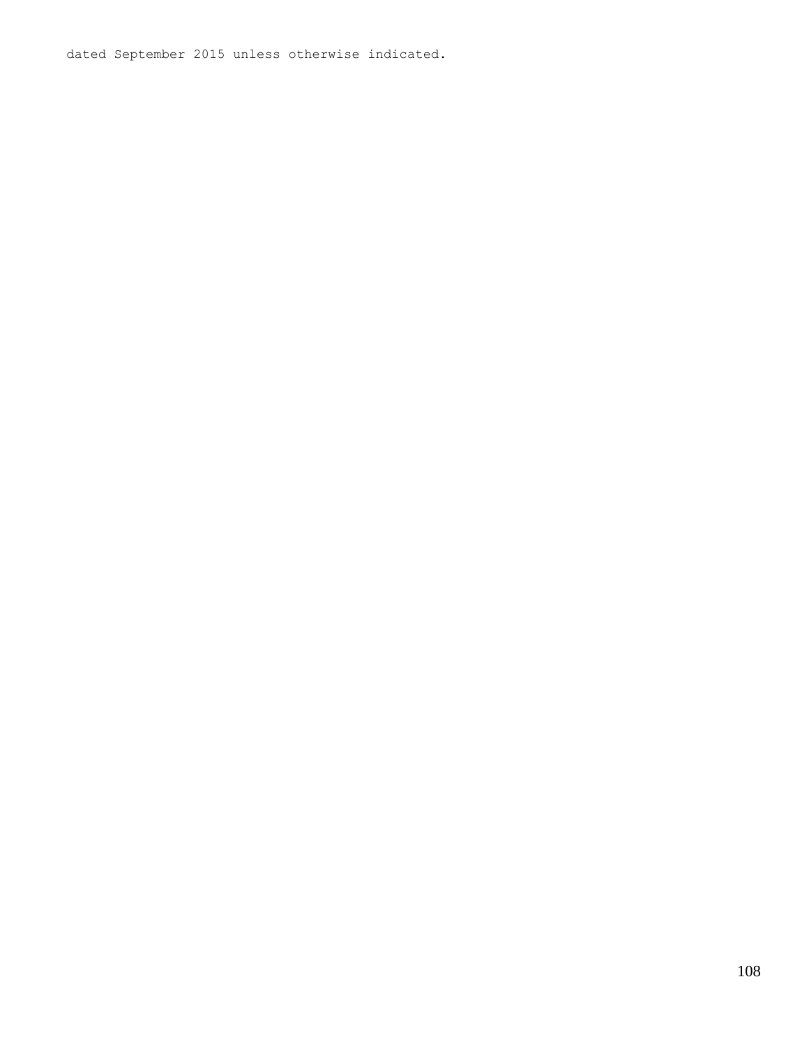dated September 2015 unless otherwise indicated.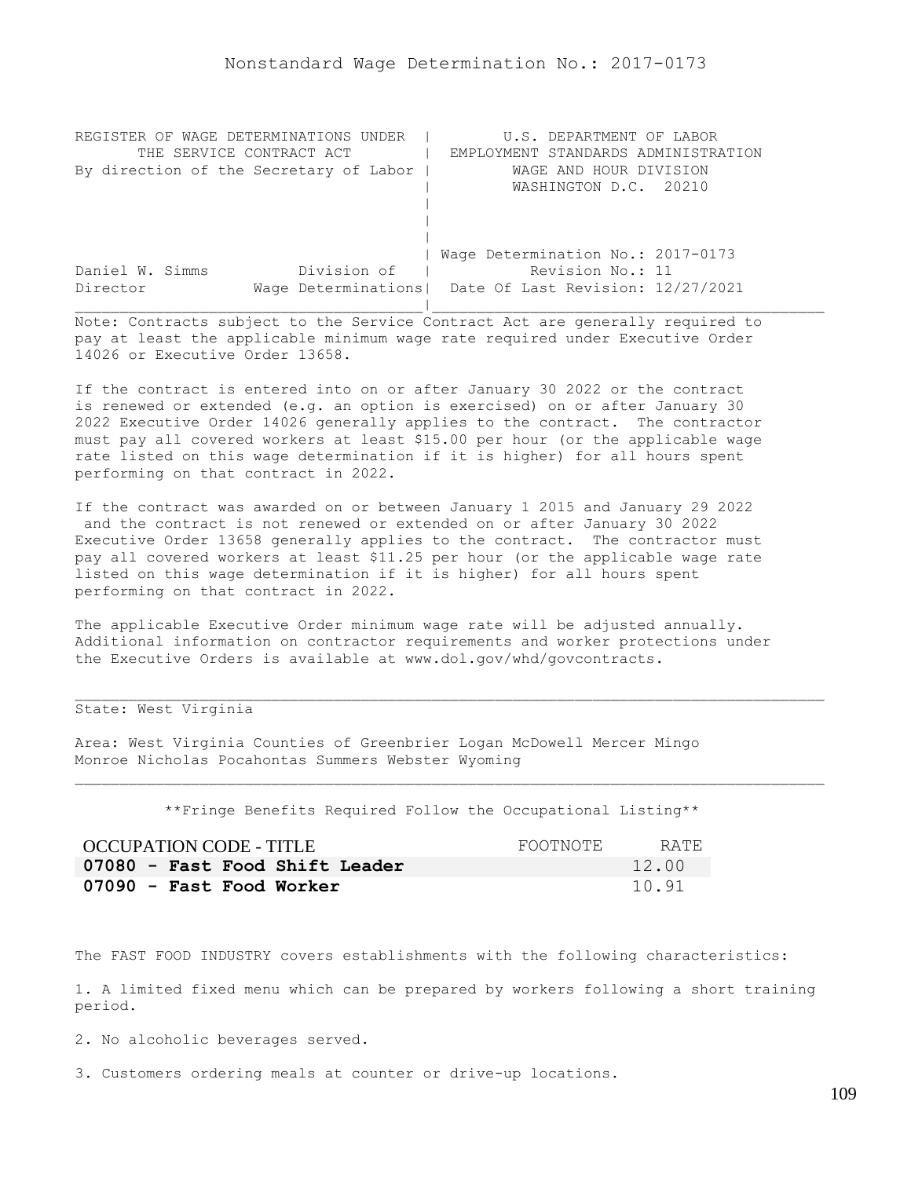# Nonstandard Wage Determination No.: 2017-0173

| | |
|---|---|
| REGISTER OF WAGE DETERMINATIONS UNDER THE SERVICE CONTRACT ACT By direction of the Secretary of Labor | U.S. DEPARTMENT OF LABOR EMPLOYMENT STANDARDS ADMINISTRATION WAGE AND HOUR DIVISION WASHINGTON D.C. 20210 |
| Daniel W. Simms, Director — Division of Wage Determinations | Wage Determination No.: 2017-0173 Revision No.: 11 Date Of Last Revision: 12/27/2021 |

Note: Contracts subject to the Service Contract Act are generally required to pay at least the applicable minimum wage rate required under Executive Order 14026 or Executive Order 13658.

If the contract is entered into on or after January 30 2022 or the contract is renewed or extended (e.g. an option is exercised) on or after January 30 2022 Executive Order 14026 generally applies to the contract. The contractor must pay all covered workers at least $15.00 per hour (or the applicable wage rate listed on this wage determination if it is higher) for all hours spent performing on that contract in 2022.

If the contract was awarded on or between January 1 2015 and January 29 2022 and the contract is not renewed or extended on or after January 30 2022 Executive Order 13658 generally applies to the contract. The contractor must pay all covered workers at least $11.25 per hour (or the applicable wage rate listed on this wage determination if it is higher) for all hours spent performing on that contract in 2022.

The applicable Executive Order minimum wage rate will be adjusted annually. Additional information on contractor requirements and worker protections under the Executive Orders is available at www.dol.gov/whd/govcontracts.

---

State: West Virginia

Area: West Virginia Counties of Greenbrier Logan McDowell Mercer Mingo Monroe Nicholas Pocahontas Summers Webster Wyoming

---

**Fringe Benefits Required Follow the Occupational Listing**

| OCCUPATION CODE - TITLE | FOOTNOTE | RATE |
|---|---|---|
| **07080 - Fast Food Shift Leader** | | 12.00 |
| **07090 - Fast Food Worker** | | 10.91 |

The FAST FOOD INDUSTRY covers establishments with the following characteristics:

1. A limited fixed menu which can be prepared by workers following a short training period.

2. No alcoholic beverages served.

3. Customers ordering meals at counter or drive-up locations.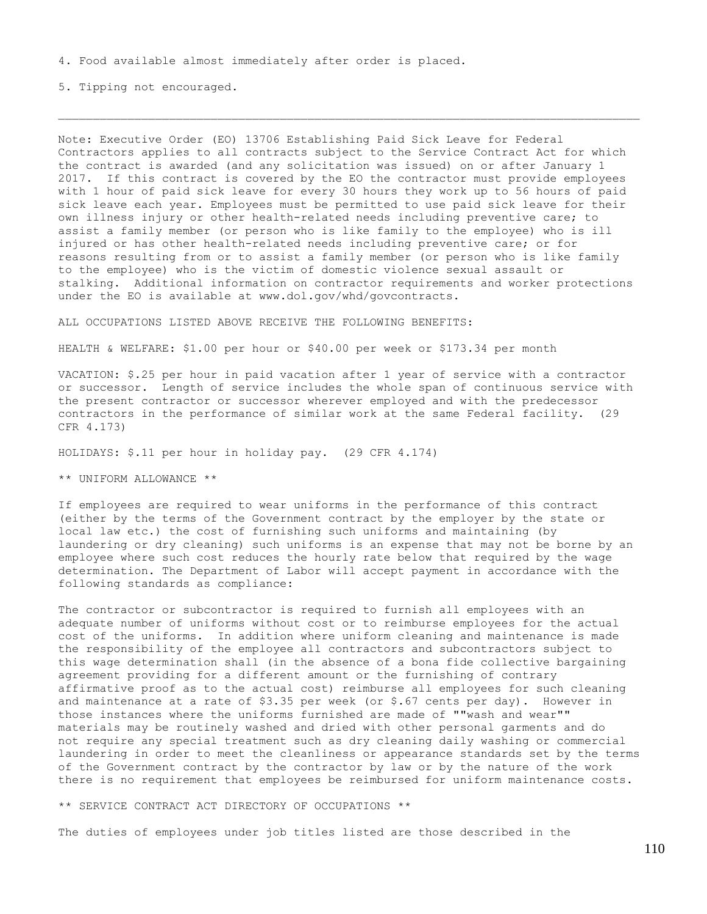4. Food available almost immediately after order is placed.

5. Tipping not encouraged.

---

Note: Executive Order (EO) 13706 Establishing Paid Sick Leave for Federal Contractors applies to all contracts subject to the Service Contract Act for which the contract is awarded (and any solicitation was issued) on or after January 1 2017. If this contract is covered by the EO the contractor must provide employees with 1 hour of paid sick leave for every 30 hours they work up to 56 hours of paid sick leave each year. Employees must be permitted to use paid sick leave for their own illness injury or other health-related needs including preventive care; to assist a family member (or person who is like family to the employee) who is ill injured or has other health-related needs including preventive care; or for reasons resulting from or to assist a family member (or person who is like family to the employee) who is the victim of domestic violence sexual assault or stalking. Additional information on contractor requirements and worker protections under the EO is available at www.dol.gov/whd/govcontracts.

ALL OCCUPATIONS LISTED ABOVE RECEIVE THE FOLLOWING BENEFITS:

HEALTH & WELFARE: $1.00 per hour or $40.00 per week or $173.34 per month

VACATION: $.25 per hour in paid vacation after 1 year of service with a contractor or successor. Length of service includes the whole span of continuous service with the present contractor or successor wherever employed and with the predecessor contractors in the performance of similar work at the same Federal facility. (29 CFR 4.173)

HOLIDAYS: $.11 per hour in holiday pay. (29 CFR 4.174)

** UNIFORM ALLOWANCE **

If employees are required to wear uniforms in the performance of this contract (either by the terms of the Government contract by the employer by the state or local law etc.) the cost of furnishing such uniforms and maintaining (by laundering or dry cleaning) such uniforms is an expense that may not be borne by an employee where such cost reduces the hourly rate below that required by the wage determination. The Department of Labor will accept payment in accordance with the following standards as compliance:

The contractor or subcontractor is required to furnish all employees with an adequate number of uniforms without cost or to reimburse employees for the actual cost of the uniforms. In addition where uniform cleaning and maintenance is made the responsibility of the employee all contractors and subcontractors subject to this wage determination shall (in the absence of a bona fide collective bargaining agreement providing for a different amount or the furnishing of contrary affirmative proof as to the actual cost) reimburse all employees for such cleaning and maintenance at a rate of $3.35 per week (or $.67 cents per day). However in those instances where the uniforms furnished are made of ""wash and wear"" materials may be routinely washed and dried with other personal garments and do not require any special treatment such as dry cleaning daily washing or commercial laundering in order to meet the cleanliness or appearance standards set by the terms of the Government contract by the contractor by law or by the nature of the work there is no requirement that employees be reimbursed for uniform maintenance costs.

** SERVICE CONTRACT ACT DIRECTORY OF OCCUPATIONS **

The duties of employees under job titles listed are those described in the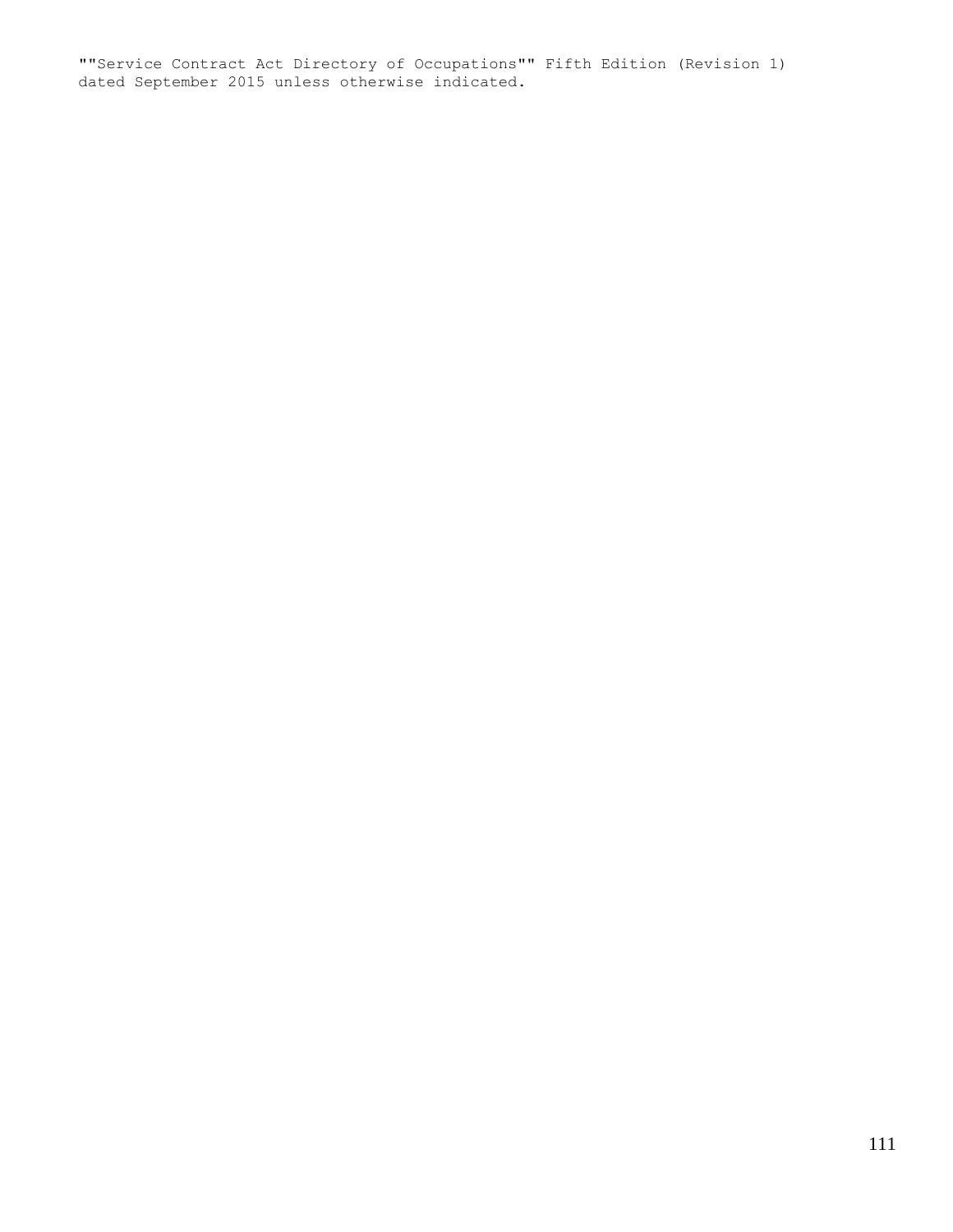""Service Contract Act Directory of Occupations"" Fifth Edition (Revision 1) dated September 2015 unless otherwise indicated.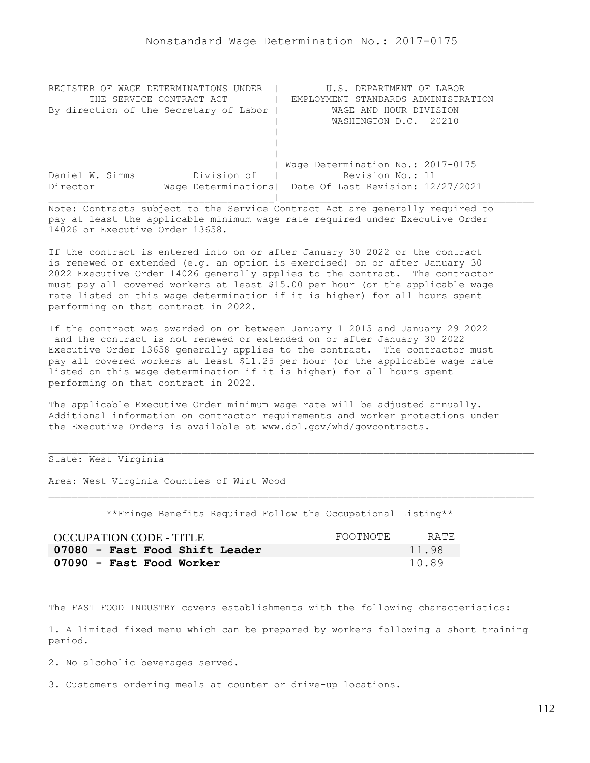# Nonstandard Wage Determination No.: 2017-0175

```
REGISTER OF WAGE DETERMINATIONS UNDER  |         U.S. DEPARTMENT OF LABOR
       THE SERVICE CONTRACT ACT        |  EMPLOYMENT STANDARDS ADMINISTRATION
By direction of the Secretary of Labor |          WAGE AND HOUR DIVISION
                                       |          WASHINGTON D.C.  20210
                                       |
                                       |
                                       |
                                       | Wage Determination No.: 2017-0175
Daniel W. Simms          Division of   |           Revision No.: 11
Director            Wage Determinations|  Date Of Last Revision: 12/27/2021
```

Note: Contracts subject to the Service Contract Act are generally required to pay at least the applicable minimum wage rate required under Executive Order 14026 or Executive Order 13658.

If the contract is entered into on or after January 30 2022 or the contract is renewed or extended (e.g. an option is exercised) on or after January 30 2022 Executive Order 14026 generally applies to the contract. The contractor must pay all covered workers at least $15.00 per hour (or the applicable wage rate listed on this wage determination if it is higher) for all hours spent performing on that contract in 2022.

If the contract was awarded on or between January 1 2015 and January 29 2022 and the contract is not renewed or extended on or after January 30 2022 Executive Order 13658 generally applies to the contract. The contractor must pay all covered workers at least $11.25 per hour (or the applicable wage rate listed on this wage determination if it is higher) for all hours spent performing on that contract in 2022.

The applicable Executive Order minimum wage rate will be adjusted annually. Additional information on contractor requirements and worker protections under the Executive Orders is available at www.dol.gov/whd/govcontracts.

---

State: West Virginia

Area: West Virginia Counties of Wirt Wood

---

**Fringe Benefits Required Follow the Occupational Listing**

| OCCUPATION CODE - TITLE | FOOTNOTE | RATE |
|---|---|---|
| **07080 - Fast Food Shift Leader** | | 11.98 |
| **07090 - Fast Food Worker** | | 10.89 |

The FAST FOOD INDUSTRY covers establishments with the following characteristics:

1. A limited fixed menu which can be prepared by workers following a short training period.

2. No alcoholic beverages served.

3. Customers ordering meals at counter or drive-up locations.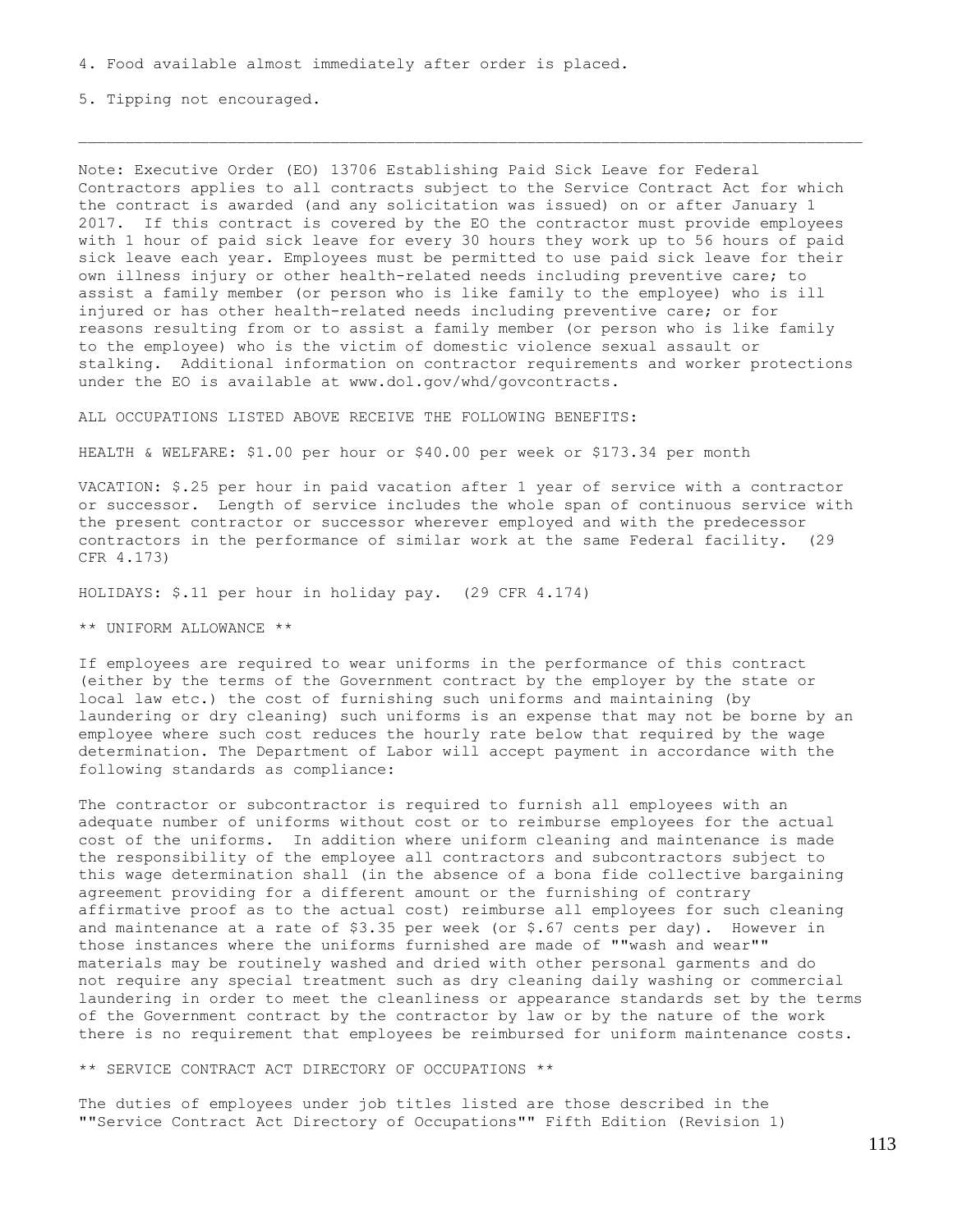4. Food available almost immediately after order is placed.

5. Tipping not encouraged.

---

Note: Executive Order (EO) 13706 Establishing Paid Sick Leave for Federal Contractors applies to all contracts subject to the Service Contract Act for which the contract is awarded (and any solicitation was issued) on or after January 1 2017. If this contract is covered by the EO the contractor must provide employees with 1 hour of paid sick leave for every 30 hours they work up to 56 hours of paid sick leave each year. Employees must be permitted to use paid sick leave for their own illness injury or other health-related needs including preventive care; to assist a family member (or person who is like family to the employee) who is ill injured or has other health-related needs including preventive care; or for reasons resulting from or to assist a family member (or person who is like family to the employee) who is the victim of domestic violence sexual assault or stalking. Additional information on contractor requirements and worker protections under the EO is available at www.dol.gov/whd/govcontracts.

ALL OCCUPATIONS LISTED ABOVE RECEIVE THE FOLLOWING BENEFITS:

HEALTH & WELFARE: $1.00 per hour or $40.00 per week or $173.34 per month

VACATION: $.25 per hour in paid vacation after 1 year of service with a contractor or successor. Length of service includes the whole span of continuous service with the present contractor or successor wherever employed and with the predecessor contractors in the performance of similar work at the same Federal facility. (29 CFR 4.173)

HOLIDAYS: $.11 per hour in holiday pay. (29 CFR 4.174)

** UNIFORM ALLOWANCE **

If employees are required to wear uniforms in the performance of this contract (either by the terms of the Government contract by the employer by the state or local law etc.) the cost of furnishing such uniforms and maintaining (by laundering or dry cleaning) such uniforms is an expense that may not be borne by an employee where such cost reduces the hourly rate below that required by the wage determination. The Department of Labor will accept payment in accordance with the following standards as compliance:

The contractor or subcontractor is required to furnish all employees with an adequate number of uniforms without cost or to reimburse employees for the actual cost of the uniforms. In addition where uniform cleaning and maintenance is made the responsibility of the employee all contractors and subcontractors subject to this wage determination shall (in the absence of a bona fide collective bargaining agreement providing for a different amount or the furnishing of contrary affirmative proof as to the actual cost) reimburse all employees for such cleaning and maintenance at a rate of $3.35 per week (or $.67 cents per day). However in those instances where the uniforms furnished are made of ""wash and wear"" materials may be routinely washed and dried with other personal garments and do not require any special treatment such as dry cleaning daily washing or commercial laundering in order to meet the cleanliness or appearance standards set by the terms of the Government contract by the contractor by law or by the nature of the work there is no requirement that employees be reimbursed for uniform maintenance costs.

** SERVICE CONTRACT ACT DIRECTORY OF OCCUPATIONS **

The duties of employees under job titles listed are those described in the ""Service Contract Act Directory of Occupations"" Fifth Edition (Revision 1)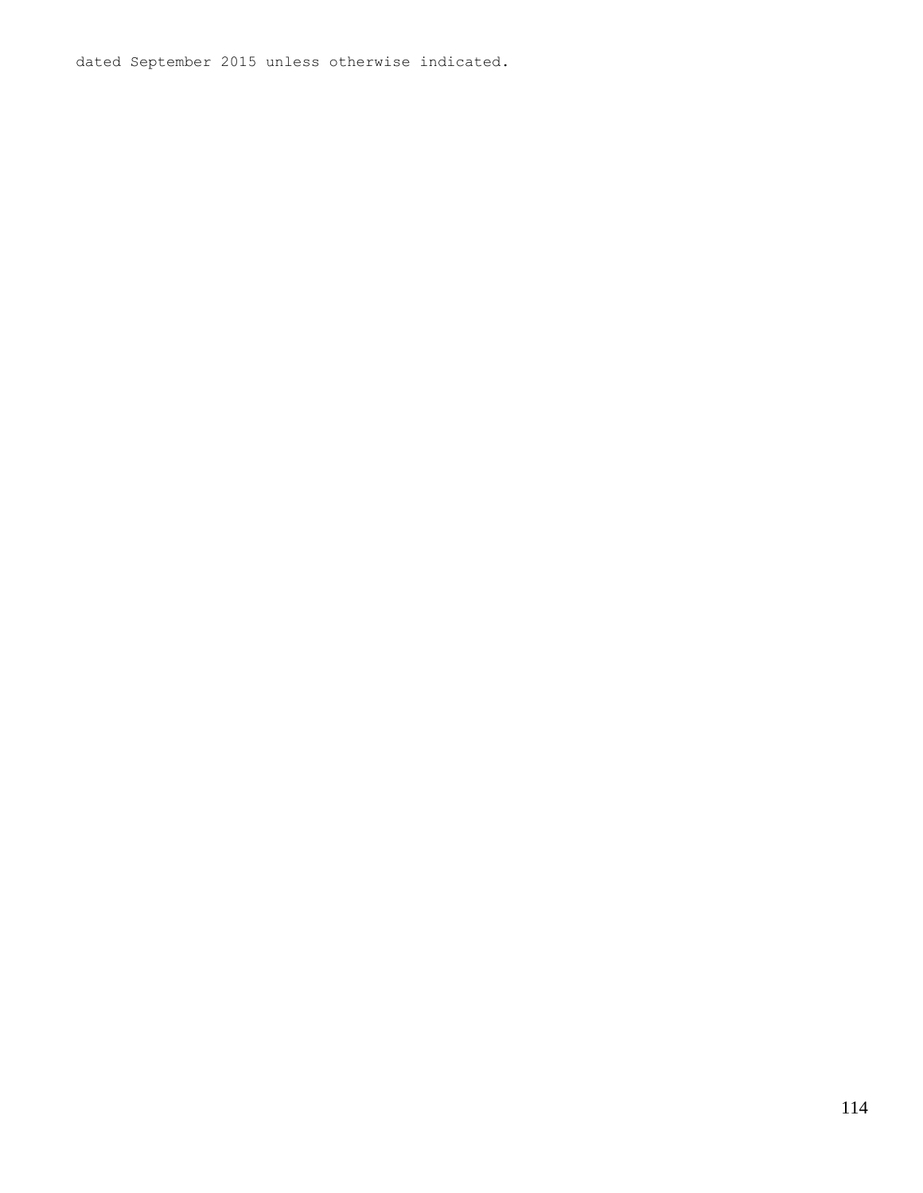dated September 2015 unless otherwise indicated.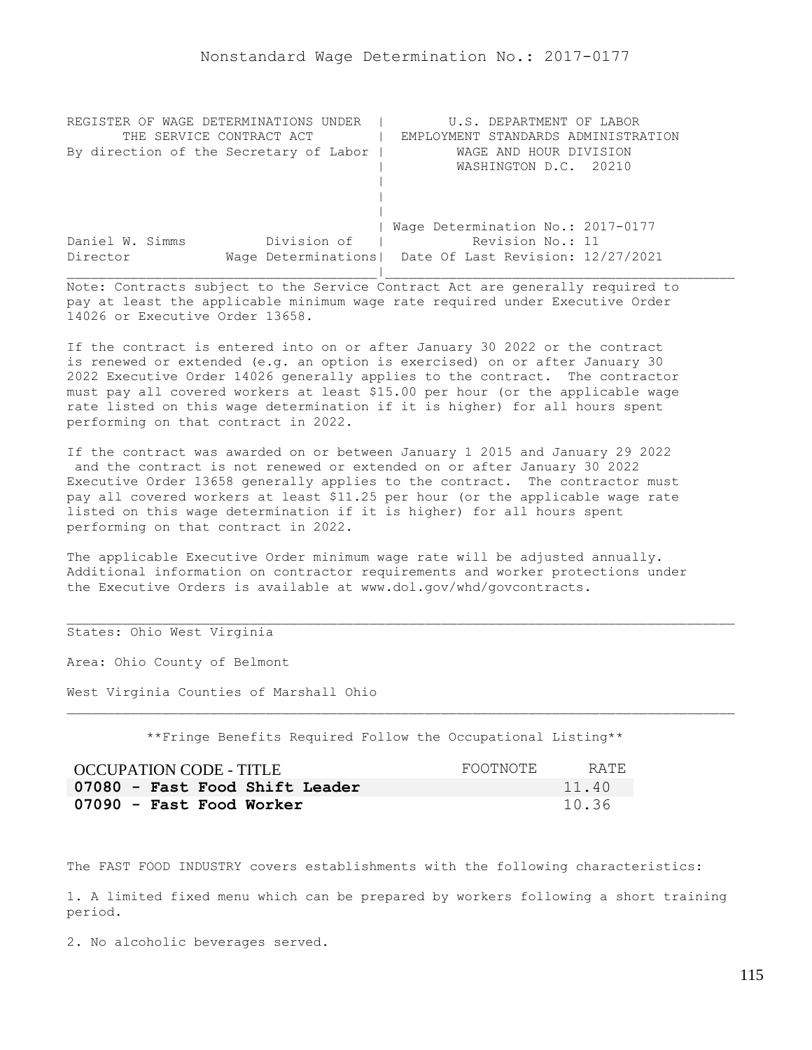Nonstandard Wage Determination No.: 2017-0177

```
REGISTER OF WAGE DETERMINATIONS UNDER  |        U.S. DEPARTMENT OF LABOR
      THE SERVICE CONTRACT ACT         |  EMPLOYMENT STANDARDS ADMINISTRATION
By direction of the Secretary of Labor |         WAGE AND HOUR DIVISION
                                       |         WASHINGTON D.C.  20210
                                       |
                                       |
                                       |
                                       | Wage Determination No.: 2017-0177
Daniel W. Simms          Division of   |          Revision No.: 11
Director            Wage Determinations|  Date Of Last Revision: 12/27/2021
_______________________________________|____________________________________
```

Note: Contracts subject to the Service Contract Act are generally required to pay at least the applicable minimum wage rate required under Executive Order 14026 or Executive Order 13658.

If the contract is entered into on or after January 30 2022 or the contract is renewed or extended (e.g. an option is exercised) on or after January 30 2022 Executive Order 14026 generally applies to the contract. The contractor must pay all covered workers at least $15.00 per hour (or the applicable wage rate listed on this wage determination if it is higher) for all hours spent performing on that contract in 2022.

If the contract was awarded on or between January 1 2015 and January 29 2022 and the contract is not renewed or extended on or after January 30 2022 Executive Order 13658 generally applies to the contract. The contractor must pay all covered workers at least $11.25 per hour (or the applicable wage rate listed on this wage determination if it is higher) for all hours spent performing on that contract in 2022.

The applicable Executive Order minimum wage rate will be adjusted annually. Additional information on contractor requirements and worker protections under the Executive Orders is available at www.dol.gov/whd/govcontracts.

---

States: Ohio West Virginia

Area: Ohio County of Belmont

West Virginia Counties of Marshall Ohio

---

**Fringe Benefits Required Follow the Occupational Listing**

| OCCUPATION CODE - TITLE | FOOTNOTE | RATE |
|---|---|---|
| **07080 - Fast Food Shift Leader** | | 11.40 |
| **07090 - Fast Food Worker** | | 10.36 |

The FAST FOOD INDUSTRY covers establishments with the following characteristics:

1. A limited fixed menu which can be prepared by workers following a short training period.

2. No alcoholic beverages served.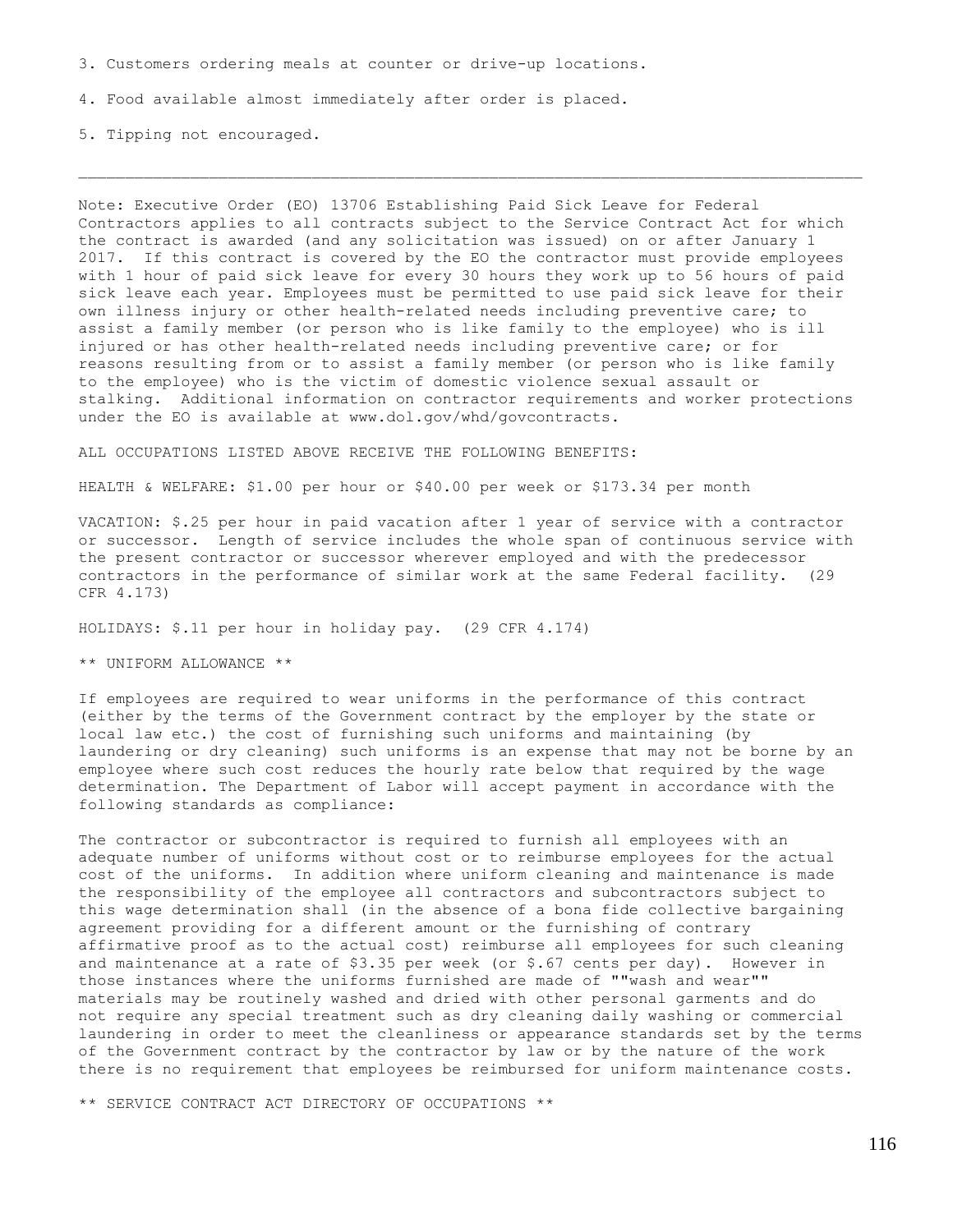3. Customers ordering meals at counter or drive-up locations.

4. Food available almost immediately after order is placed.

5. Tipping not encouraged.

---

Note: Executive Order (EO) 13706 Establishing Paid Sick Leave for Federal Contractors applies to all contracts subject to the Service Contract Act for which the contract is awarded (and any solicitation was issued) on or after January 1 2017. If this contract is covered by the EO the contractor must provide employees with 1 hour of paid sick leave for every 30 hours they work up to 56 hours of paid sick leave each year. Employees must be permitted to use paid sick leave for their own illness injury or other health-related needs including preventive care; to assist a family member (or person who is like family to the employee) who is ill injured or has other health-related needs including preventive care; or for reasons resulting from or to assist a family member (or person who is like family to the employee) who is the victim of domestic violence sexual assault or stalking. Additional information on contractor requirements and worker protections under the EO is available at www.dol.gov/whd/govcontracts.

ALL OCCUPATIONS LISTED ABOVE RECEIVE THE FOLLOWING BENEFITS:

HEALTH & WELFARE: $1.00 per hour or $40.00 per week or $173.34 per month

VACATION: $.25 per hour in paid vacation after 1 year of service with a contractor or successor. Length of service includes the whole span of continuous service with the present contractor or successor wherever employed and with the predecessor contractors in the performance of similar work at the same Federal facility. (29 CFR 4.173)

HOLIDAYS: $.11 per hour in holiday pay. (29 CFR 4.174)

** UNIFORM ALLOWANCE **

If employees are required to wear uniforms in the performance of this contract (either by the terms of the Government contract by the employer by the state or local law etc.) the cost of furnishing such uniforms and maintaining (by laundering or dry cleaning) such uniforms is an expense that may not be borne by an employee where such cost reduces the hourly rate below that required by the wage determination. The Department of Labor will accept payment in accordance with the following standards as compliance:

The contractor or subcontractor is required to furnish all employees with an adequate number of uniforms without cost or to reimburse employees for the actual cost of the uniforms. In addition where uniform cleaning and maintenance is made the responsibility of the employee all contractors and subcontractors subject to this wage determination shall (in the absence of a bona fide collective bargaining agreement providing for a different amount or the furnishing of contrary affirmative proof as to the actual cost) reimburse all employees for such cleaning and maintenance at a rate of $3.35 per week (or $.67 cents per day). However in those instances where the uniforms furnished are made of ""wash and wear"" materials may be routinely washed and dried with other personal garments and do not require any special treatment such as dry cleaning daily washing or commercial laundering in order to meet the cleanliness or appearance standards set by the terms of the Government contract by the contractor by law or by the nature of the work there is no requirement that employees be reimbursed for uniform maintenance costs.

** SERVICE CONTRACT ACT DIRECTORY OF OCCUPATIONS **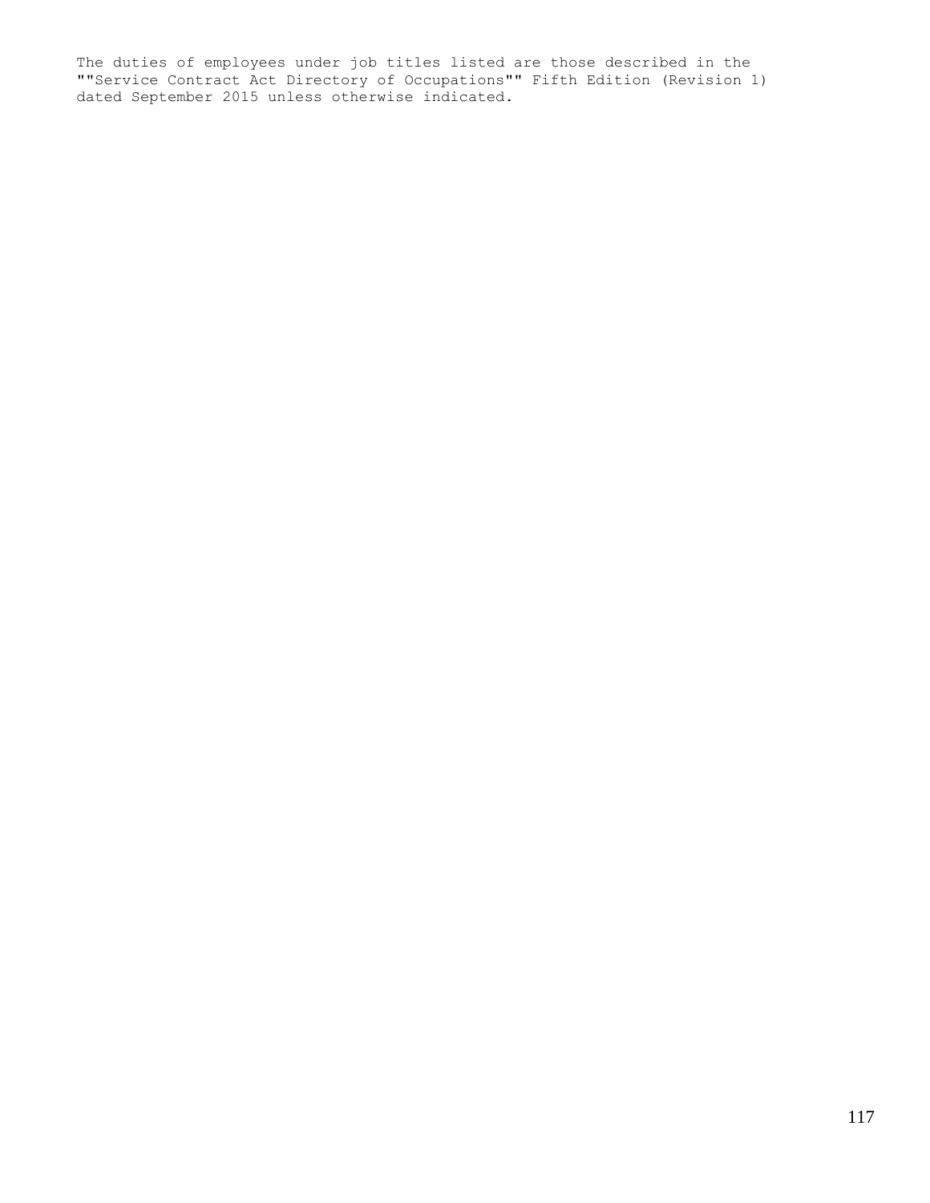The duties of employees under job titles listed are those described in the ""Service Contract Act Directory of Occupations"" Fifth Edition (Revision 1) dated September 2015 unless otherwise indicated.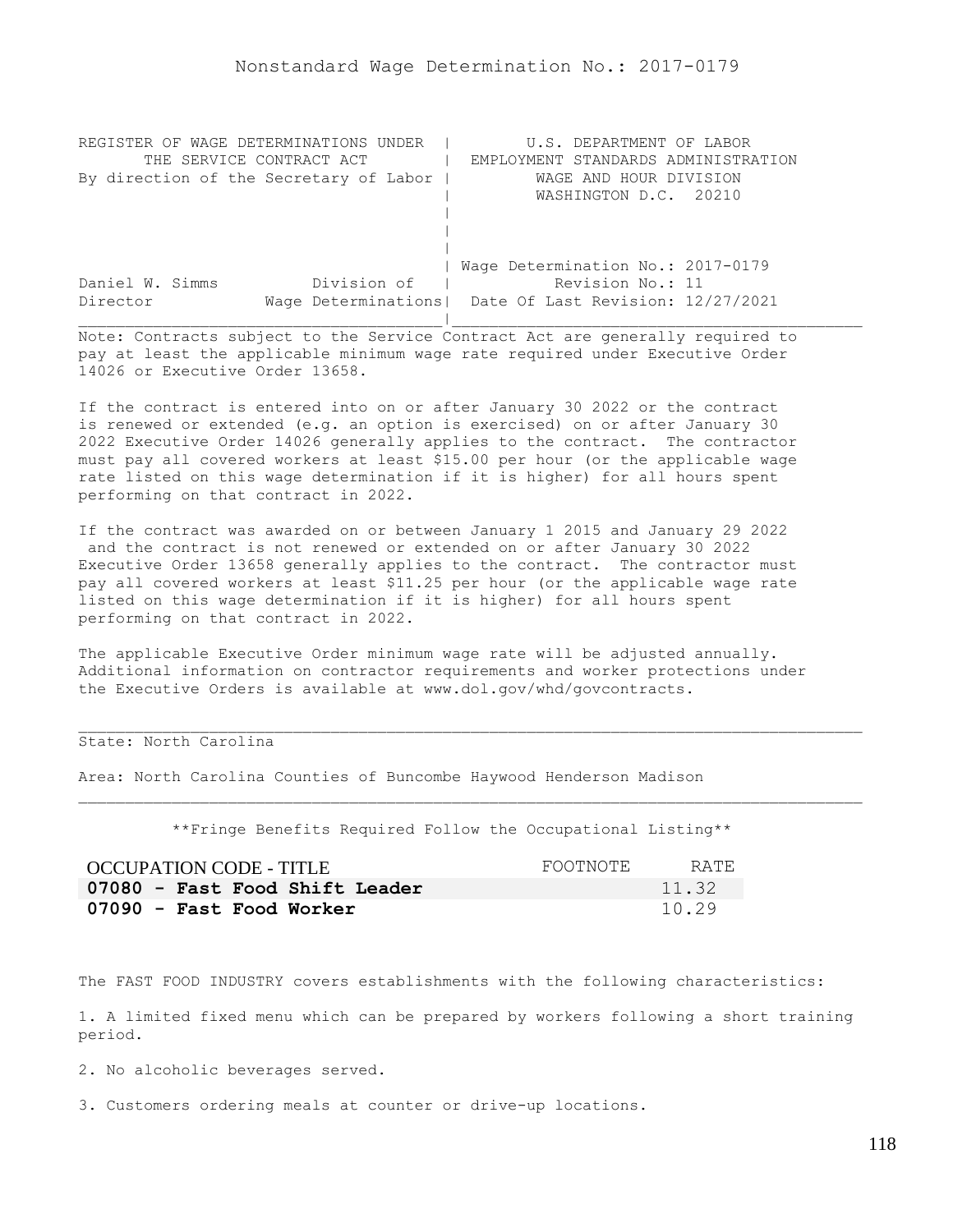# Nonstandard Wage Determination No.: 2017-0179

```
REGISTER OF WAGE DETERMINATIONS UNDER  |         U.S. DEPARTMENT OF LABOR
       THE SERVICE CONTRACT ACT        |  EMPLOYMENT STANDARDS ADMINISTRATION
By direction of the Secretary of Labor |         WAGE AND HOUR DIVISION
                                       |          WASHINGTON D.C.  20210
                                       |
                                       |
                                       |
                                       | Wage Determination No.: 2017-0179
Daniel W. Simms          Division of   |          Revision No.: 11
Director            Wage Determinations|  Date Of Last Revision: 12/27/2021
_______________________________________|____________________________________
```

Note: Contracts subject to the Service Contract Act are generally required to pay at least the applicable minimum wage rate required under Executive Order 14026 or Executive Order 13658.

If the contract is entered into on or after January 30 2022 or the contract is renewed or extended (e.g. an option is exercised) on or after January 30 2022 Executive Order 14026 generally applies to the contract. The contractor must pay all covered workers at least $15.00 per hour (or the applicable wage rate listed on this wage determination if it is higher) for all hours spent performing on that contract in 2022.

If the contract was awarded on or between January 1 2015 and January 29 2022 and the contract is not renewed or extended on or after January 30 2022 Executive Order 13658 generally applies to the contract. The contractor must pay all covered workers at least $11.25 per hour (or the applicable wage rate listed on this wage determination if it is higher) for all hours spent performing on that contract in 2022.

The applicable Executive Order minimum wage rate will be adjusted annually. Additional information on contractor requirements and worker protections under the Executive Orders is available at www.dol.gov/whd/govcontracts.

---

State: North Carolina

Area: North Carolina Counties of Buncombe Haywood Henderson Madison

---

**Fringe Benefits Required Follow the Occupational Listing**

| OCCUPATION CODE - TITLE | FOOTNOTE | RATE |
|---|---|---|
| **07080 - Fast Food Shift Leader** | | 11.32 |
| **07090 - Fast Food Worker** | | 10.29 |

The FAST FOOD INDUSTRY covers establishments with the following characteristics:

1. A limited fixed menu which can be prepared by workers following a short training period.

2. No alcoholic beverages served.

3. Customers ordering meals at counter or drive-up locations.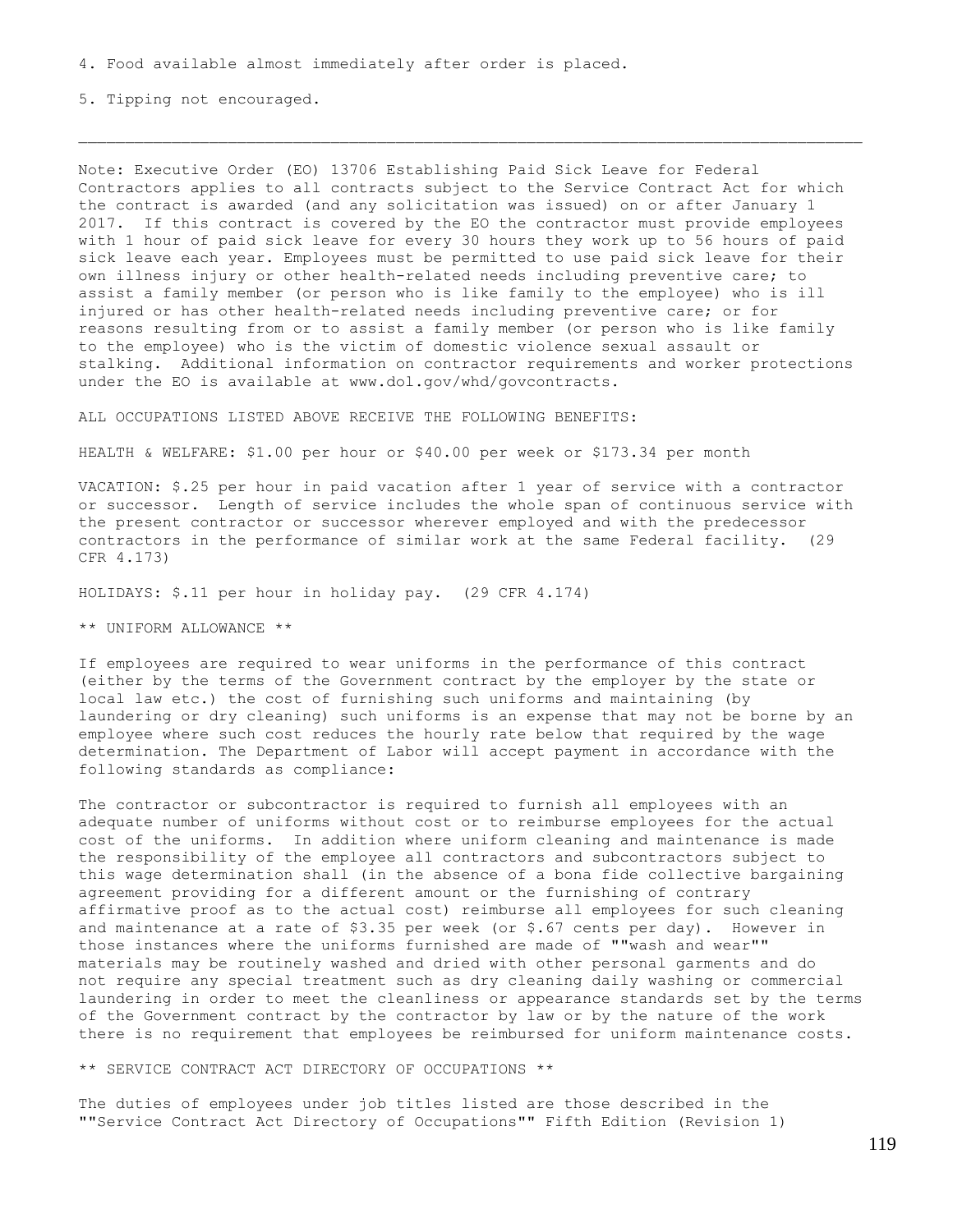4. Food available almost immediately after order is placed.

5. Tipping not encouraged.

---

Note: Executive Order (EO) 13706 Establishing Paid Sick Leave for Federal Contractors applies to all contracts subject to the Service Contract Act for which the contract is awarded (and any solicitation was issued) on or after January 1 2017. If this contract is covered by the EO the contractor must provide employees with 1 hour of paid sick leave for every 30 hours they work up to 56 hours of paid sick leave each year. Employees must be permitted to use paid sick leave for their own illness injury or other health-related needs including preventive care; to assist a family member (or person who is like family to the employee) who is ill injured or has other health-related needs including preventive care; or for reasons resulting from or to assist a family member (or person who is like family to the employee) who is the victim of domestic violence sexual assault or stalking. Additional information on contractor requirements and worker protections under the EO is available at www.dol.gov/whd/govcontracts.

ALL OCCUPATIONS LISTED ABOVE RECEIVE THE FOLLOWING BENEFITS:

HEALTH & WELFARE: $1.00 per hour or $40.00 per week or $173.34 per month

VACATION: $.25 per hour in paid vacation after 1 year of service with a contractor or successor. Length of service includes the whole span of continuous service with the present contractor or successor wherever employed and with the predecessor contractors in the performance of similar work at the same Federal facility. (29 CFR 4.173)

HOLIDAYS: $.11 per hour in holiday pay. (29 CFR 4.174)

** UNIFORM ALLOWANCE **

If employees are required to wear uniforms in the performance of this contract (either by the terms of the Government contract by the employer by the state or local law etc.) the cost of furnishing such uniforms and maintaining (by laundering or dry cleaning) such uniforms is an expense that may not be borne by an employee where such cost reduces the hourly rate below that required by the wage determination. The Department of Labor will accept payment in accordance with the following standards as compliance:

The contractor or subcontractor is required to furnish all employees with an adequate number of uniforms without cost or to reimburse employees for the actual cost of the uniforms. In addition where uniform cleaning and maintenance is made the responsibility of the employee all contractors and subcontractors subject to this wage determination shall (in the absence of a bona fide collective bargaining agreement providing for a different amount or the furnishing of contrary affirmative proof as to the actual cost) reimburse all employees for such cleaning and maintenance at a rate of $3.35 per week (or $.67 cents per day). However in those instances where the uniforms furnished are made of ""wash and wear"" materials may be routinely washed and dried with other personal garments and do not require any special treatment such as dry cleaning daily washing or commercial laundering in order to meet the cleanliness or appearance standards set by the terms of the Government contract by the contractor by law or by the nature of the work there is no requirement that employees be reimbursed for uniform maintenance costs.

** SERVICE CONTRACT ACT DIRECTORY OF OCCUPATIONS **

The duties of employees under job titles listed are those described in the ""Service Contract Act Directory of Occupations"" Fifth Edition (Revision 1)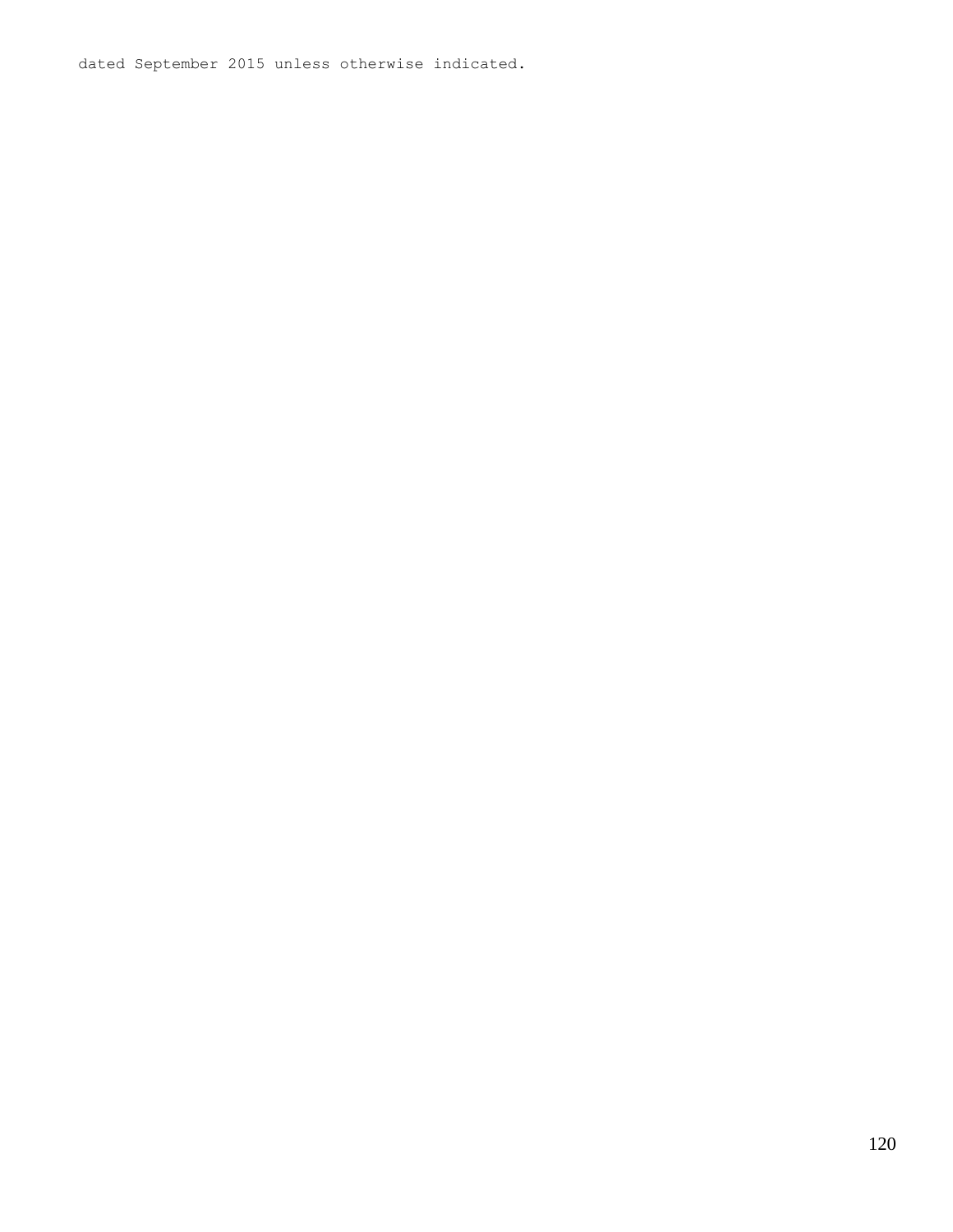dated September 2015 unless otherwise indicated.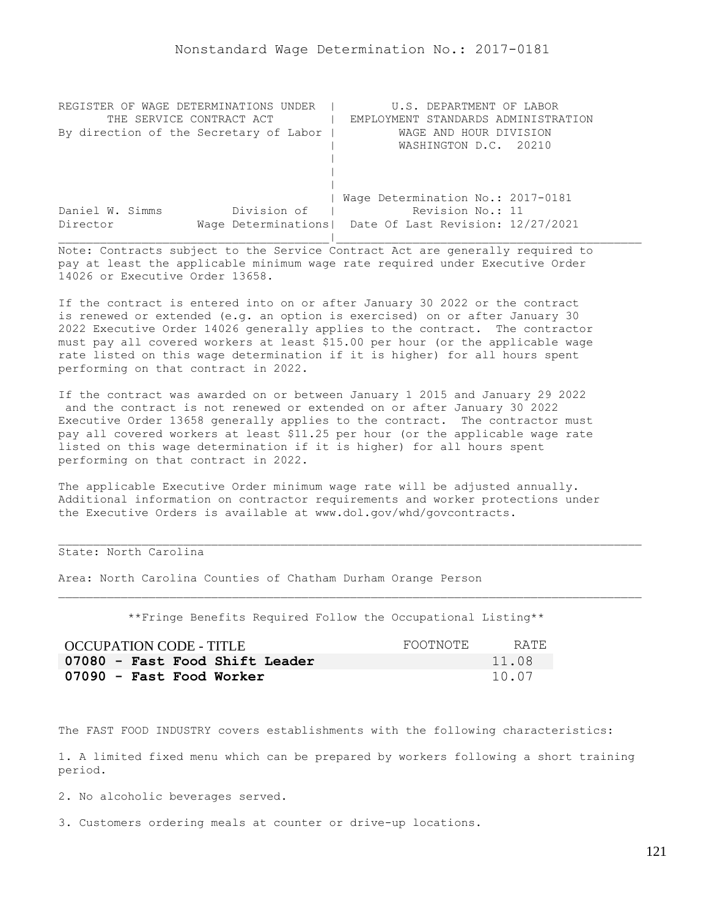# Nonstandard Wage Determination No.: 2017-0181

| REGISTER OF WAGE DETERMINATIONS UNDER THE SERVICE CONTRACT ACT By direction of the Secretary of Labor | U.S. DEPARTMENT OF LABOR EMPLOYMENT STANDARDS ADMINISTRATION WAGE AND HOUR DIVISION WASHINGTON D.C. 20210 |
|---|---|
| Daniel W. Simms — Division of Director — Wage Determinations | Wage Determination No.: 2017-0181 Revision No.: 11 Date Of Last Revision: 12/27/2021 |

Note: Contracts subject to the Service Contract Act are generally required to pay at least the applicable minimum wage rate required under Executive Order 14026 or Executive Order 13658.

If the contract is entered into on or after January 30 2022 or the contract is renewed or extended (e.g. an option is exercised) on or after January 30 2022 Executive Order 14026 generally applies to the contract. The contractor must pay all covered workers at least $15.00 per hour (or the applicable wage rate listed on this wage determination if it is higher) for all hours spent performing on that contract in 2022.

If the contract was awarded on or between January 1 2015 and January 29 2022 and the contract is not renewed or extended on or after January 30 2022 Executive Order 13658 generally applies to the contract. The contractor must pay all covered workers at least $11.25 per hour (or the applicable wage rate listed on this wage determination if it is higher) for all hours spent performing on that contract in 2022.

The applicable Executive Order minimum wage rate will be adjusted annually. Additional information on contractor requirements and worker protections under the Executive Orders is available at www.dol.gov/whd/govcontracts.

---

State: North Carolina

Area: North Carolina Counties of Chatham Durham Orange Person

---

**Fringe Benefits Required Follow the Occupational Listing**

| OCCUPATION CODE - TITLE | FOOTNOTE | RATE |
|---|---|---|
| **07080 - Fast Food Shift Leader** | | 11.08 |
| **07090 - Fast Food Worker** | | 10.07 |

The FAST FOOD INDUSTRY covers establishments with the following characteristics:

1. A limited fixed menu which can be prepared by workers following a short training period.

2. No alcoholic beverages served.

3. Customers ordering meals at counter or drive-up locations.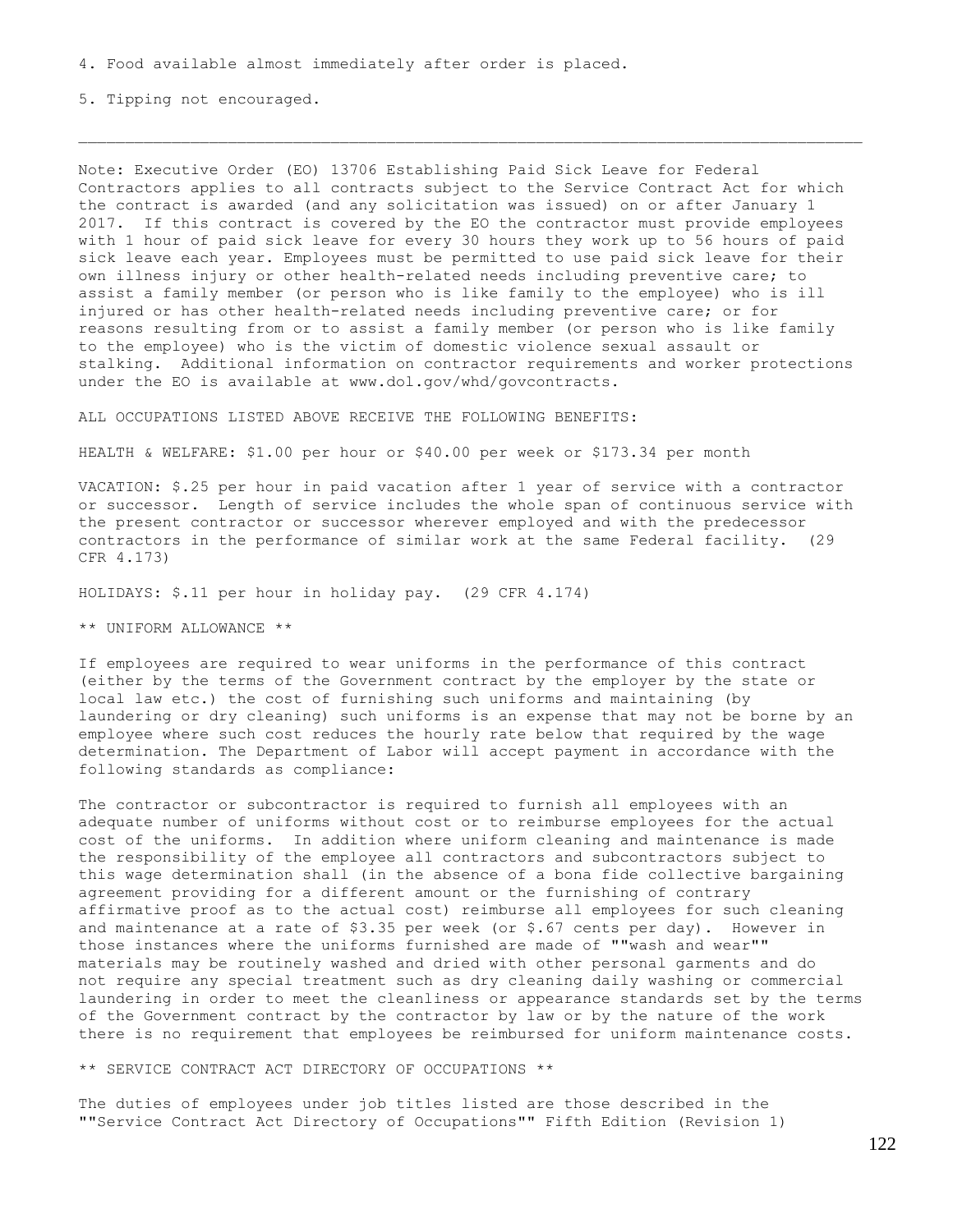4. Food available almost immediately after order is placed.

5. Tipping not encouraged.

---

Note: Executive Order (EO) 13706 Establishing Paid Sick Leave for Federal Contractors applies to all contracts subject to the Service Contract Act for which the contract is awarded (and any solicitation was issued) on or after January 1 2017. If this contract is covered by the EO the contractor must provide employees with 1 hour of paid sick leave for every 30 hours they work up to 56 hours of paid sick leave each year. Employees must be permitted to use paid sick leave for their own illness injury or other health-related needs including preventive care; to assist a family member (or person who is like family to the employee) who is ill injured or has other health-related needs including preventive care; or for reasons resulting from or to assist a family member (or person who is like family to the employee) who is the victim of domestic violence sexual assault or stalking. Additional information on contractor requirements and worker protections under the EO is available at www.dol.gov/whd/govcontracts.

ALL OCCUPATIONS LISTED ABOVE RECEIVE THE FOLLOWING BENEFITS:

HEALTH & WELFARE: $1.00 per hour or $40.00 per week or $173.34 per month

VACATION: $.25 per hour in paid vacation after 1 year of service with a contractor or successor. Length of service includes the whole span of continuous service with the present contractor or successor wherever employed and with the predecessor contractors in the performance of similar work at the same Federal facility. (29 CFR 4.173)

HOLIDAYS: $.11 per hour in holiday pay. (29 CFR 4.174)

** UNIFORM ALLOWANCE **

If employees are required to wear uniforms in the performance of this contract (either by the terms of the Government contract by the employer by the state or local law etc.) the cost of furnishing such uniforms and maintaining (by laundering or dry cleaning) such uniforms is an expense that may not be borne by an employee where such cost reduces the hourly rate below that required by the wage determination. The Department of Labor will accept payment in accordance with the following standards as compliance:

The contractor or subcontractor is required to furnish all employees with an adequate number of uniforms without cost or to reimburse employees for the actual cost of the uniforms. In addition where uniform cleaning and maintenance is made the responsibility of the employee all contractors and subcontractors subject to this wage determination shall (in the absence of a bona fide collective bargaining agreement providing for a different amount or the furnishing of contrary affirmative proof as to the actual cost) reimburse all employees for such cleaning and maintenance at a rate of $3.35 per week (or $.67 cents per day). However in those instances where the uniforms furnished are made of ""wash and wear"" materials may be routinely washed and dried with other personal garments and do not require any special treatment such as dry cleaning daily washing or commercial laundering in order to meet the cleanliness or appearance standards set by the terms of the Government contract by the contractor by law or by the nature of the work there is no requirement that employees be reimbursed for uniform maintenance costs.

** SERVICE CONTRACT ACT DIRECTORY OF OCCUPATIONS **

The duties of employees under job titles listed are those described in the ""Service Contract Act Directory of Occupations"" Fifth Edition (Revision 1)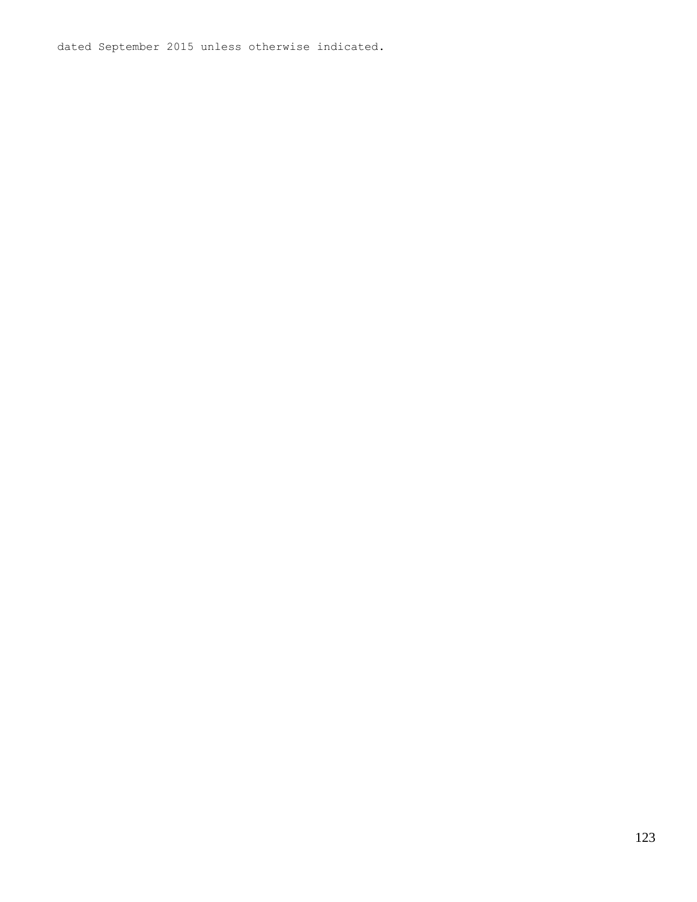dated September 2015 unless otherwise indicated.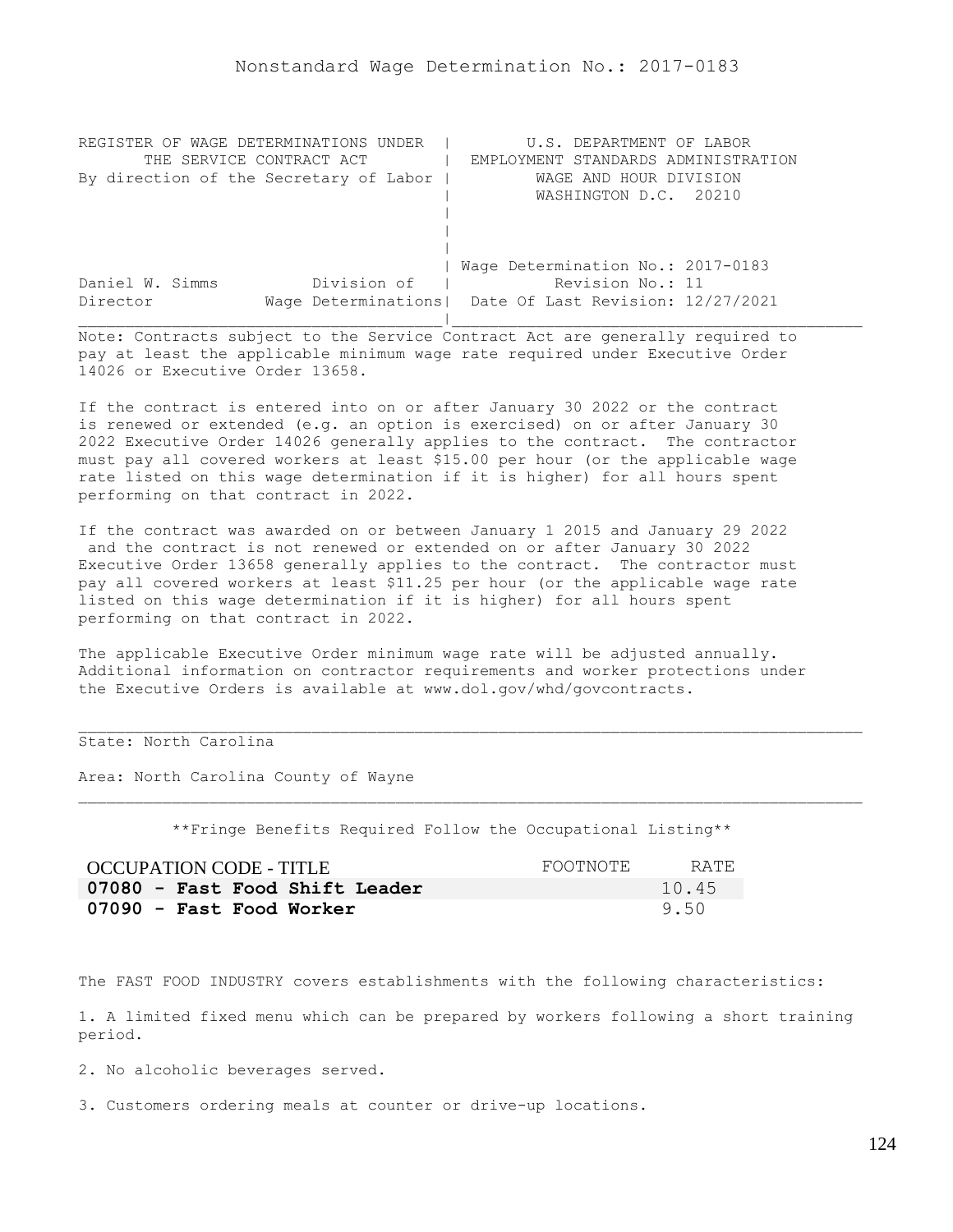# Nonstandard Wage Determination No.: 2017-0183

```
REGISTER OF WAGE DETERMINATIONS UNDER  |         U.S. DEPARTMENT OF LABOR
      THE SERVICE CONTRACT ACT         |  EMPLOYMENT STANDARDS ADMINISTRATION
By direction of the Secretary of Labor |          WAGE AND HOUR DIVISION
                                       |          WASHINGTON D.C.  20210
                                       |
                                       |
                                       |
                                       | Wage Determination No.: 2017-0183
Daniel W. Simms          Division of   |          Revision No.: 11
Director           Wage Determinations|  Date Of Last Revision: 12/27/2021
```

Note: Contracts subject to the Service Contract Act are generally required to pay at least the applicable minimum wage rate required under Executive Order 14026 or Executive Order 13658.

If the contract is entered into on or after January 30 2022 or the contract is renewed or extended (e.g. an option is exercised) on or after January 30 2022 Executive Order 14026 generally applies to the contract. The contractor must pay all covered workers at least $15.00 per hour (or the applicable wage rate listed on this wage determination if it is higher) for all hours spent performing on that contract in 2022.

If the contract was awarded on or between January 1 2015 and January 29 2022 and the contract is not renewed or extended on or after January 30 2022 Executive Order 13658 generally applies to the contract. The contractor must pay all covered workers at least $11.25 per hour (or the applicable wage rate listed on this wage determination if it is higher) for all hours spent performing on that contract in 2022.

The applicable Executive Order minimum wage rate will be adjusted annually. Additional information on contractor requirements and worker protections under the Executive Orders is available at www.dol.gov/whd/govcontracts.

State: North Carolina

Area: North Carolina County of Wayne

**Fringe Benefits Required Follow the Occupational Listing**

| OCCUPATION CODE - TITLE | FOOTNOTE | RATE |
|---|---|---|
| **07080 - Fast Food Shift Leader** | | 10.45 |
| **07090 - Fast Food Worker** | | 9.50 |

The FAST FOOD INDUSTRY covers establishments with the following characteristics:

1. A limited fixed menu which can be prepared by workers following a short training period.

2. No alcoholic beverages served.

3. Customers ordering meals at counter or drive-up locations.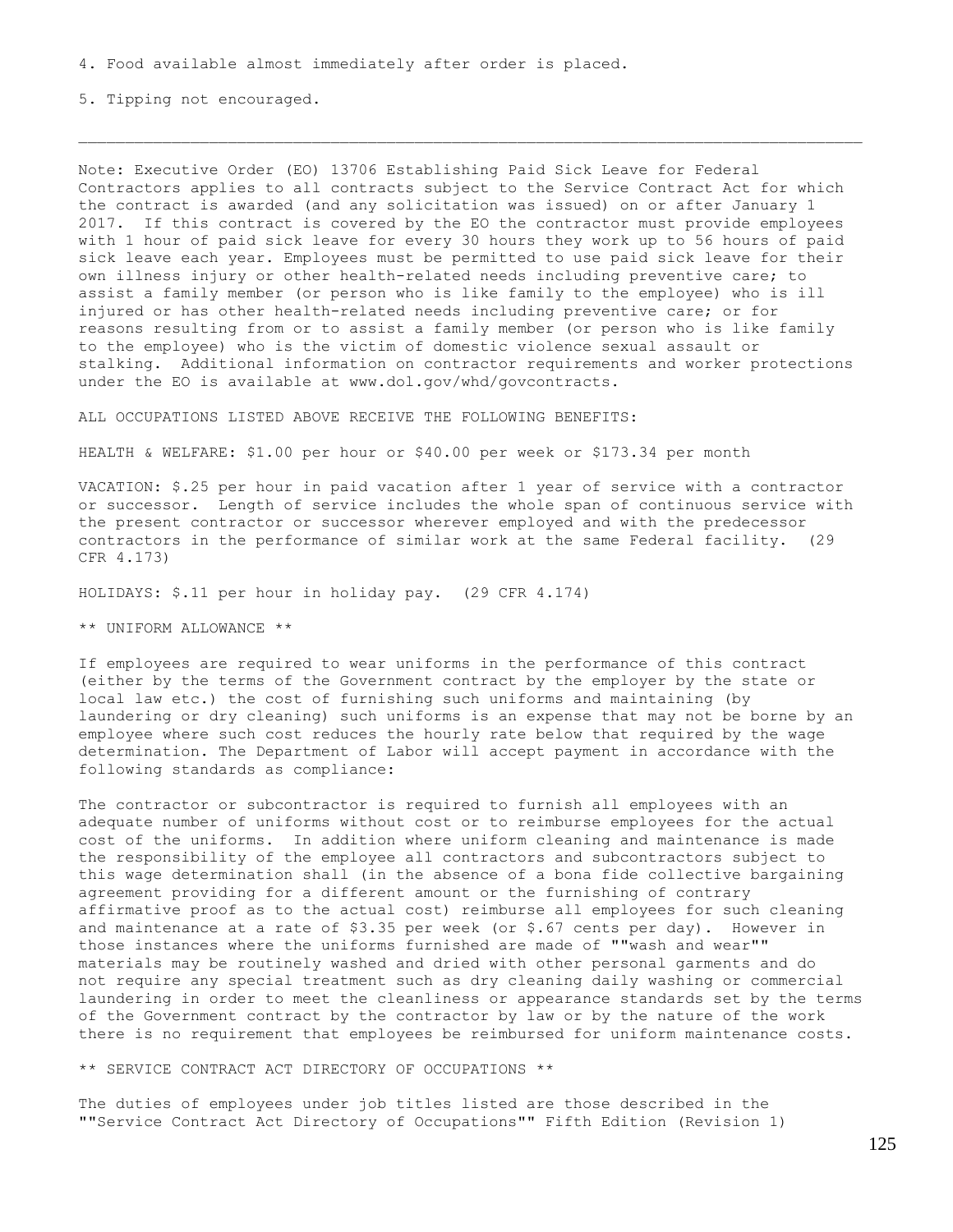4. Food available almost immediately after order is placed.

5. Tipping not encouraged.

---

Note: Executive Order (EO) 13706 Establishing Paid Sick Leave for Federal Contractors applies to all contracts subject to the Service Contract Act for which the contract is awarded (and any solicitation was issued) on or after January 1 2017. If this contract is covered by the EO the contractor must provide employees with 1 hour of paid sick leave for every 30 hours they work up to 56 hours of paid sick leave each year. Employees must be permitted to use paid sick leave for their own illness injury or other health-related needs including preventive care; to assist a family member (or person who is like family to the employee) who is ill injured or has other health-related needs including preventive care; or for reasons resulting from or to assist a family member (or person who is like family to the employee) who is the victim of domestic violence sexual assault or stalking. Additional information on contractor requirements and worker protections under the EO is available at www.dol.gov/whd/govcontracts.

ALL OCCUPATIONS LISTED ABOVE RECEIVE THE FOLLOWING BENEFITS:

HEALTH & WELFARE: $1.00 per hour or $40.00 per week or $173.34 per month

VACATION: $.25 per hour in paid vacation after 1 year of service with a contractor or successor. Length of service includes the whole span of continuous service with the present contractor or successor wherever employed and with the predecessor contractors in the performance of similar work at the same Federal facility. (29 CFR 4.173)

HOLIDAYS: $.11 per hour in holiday pay. (29 CFR 4.174)

** UNIFORM ALLOWANCE **

If employees are required to wear uniforms in the performance of this contract (either by the terms of the Government contract by the employer by the state or local law etc.) the cost of furnishing such uniforms and maintaining (by laundering or dry cleaning) such uniforms is an expense that may not be borne by an employee where such cost reduces the hourly rate below that required by the wage determination. The Department of Labor will accept payment in accordance with the following standards as compliance:

The contractor or subcontractor is required to furnish all employees with an adequate number of uniforms without cost or to reimburse employees for the actual cost of the uniforms. In addition where uniform cleaning and maintenance is made the responsibility of the employee all contractors and subcontractors subject to this wage determination shall (in the absence of a bona fide collective bargaining agreement providing for a different amount or the furnishing of contrary affirmative proof as to the actual cost) reimburse all employees for such cleaning and maintenance at a rate of $3.35 per week (or $.67 cents per day). However in those instances where the uniforms furnished are made of ""wash and wear"" materials may be routinely washed and dried with other personal garments and do not require any special treatment such as dry cleaning daily washing or commercial laundering in order to meet the cleanliness or appearance standards set by the terms of the Government contract by the contractor by law or by the nature of the work there is no requirement that employees be reimbursed for uniform maintenance costs.

** SERVICE CONTRACT ACT DIRECTORY OF OCCUPATIONS **

The duties of employees under job titles listed are those described in the ""Service Contract Act Directory of Occupations"" Fifth Edition (Revision 1)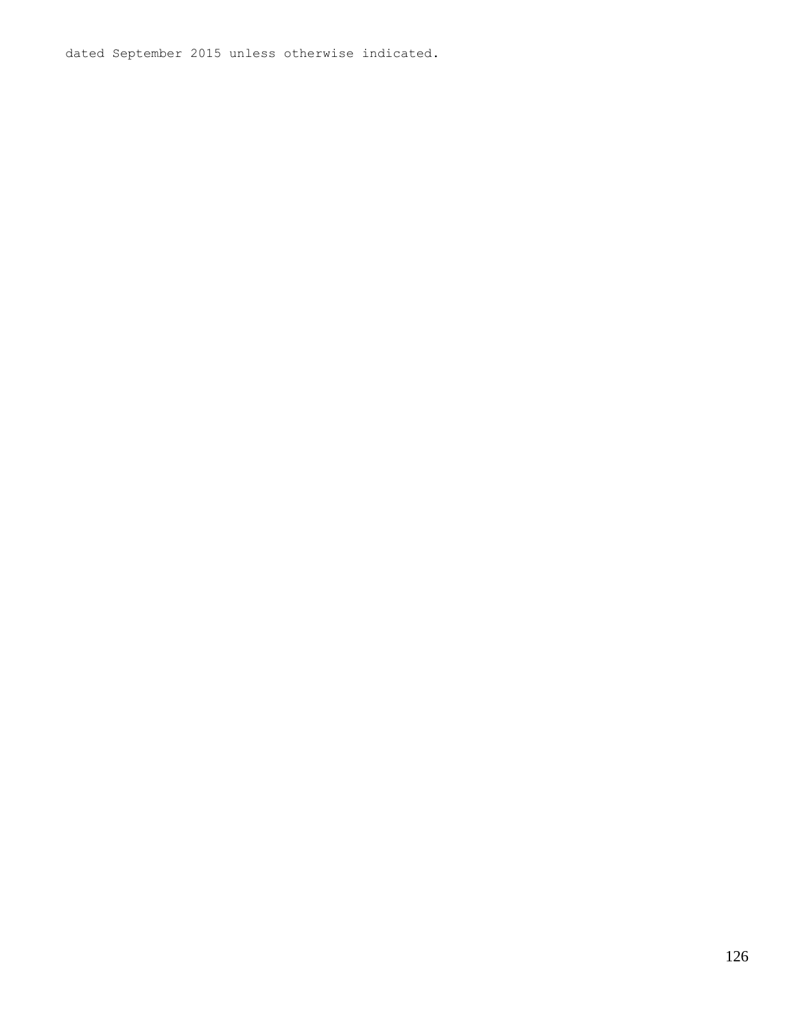dated September 2015 unless otherwise indicated.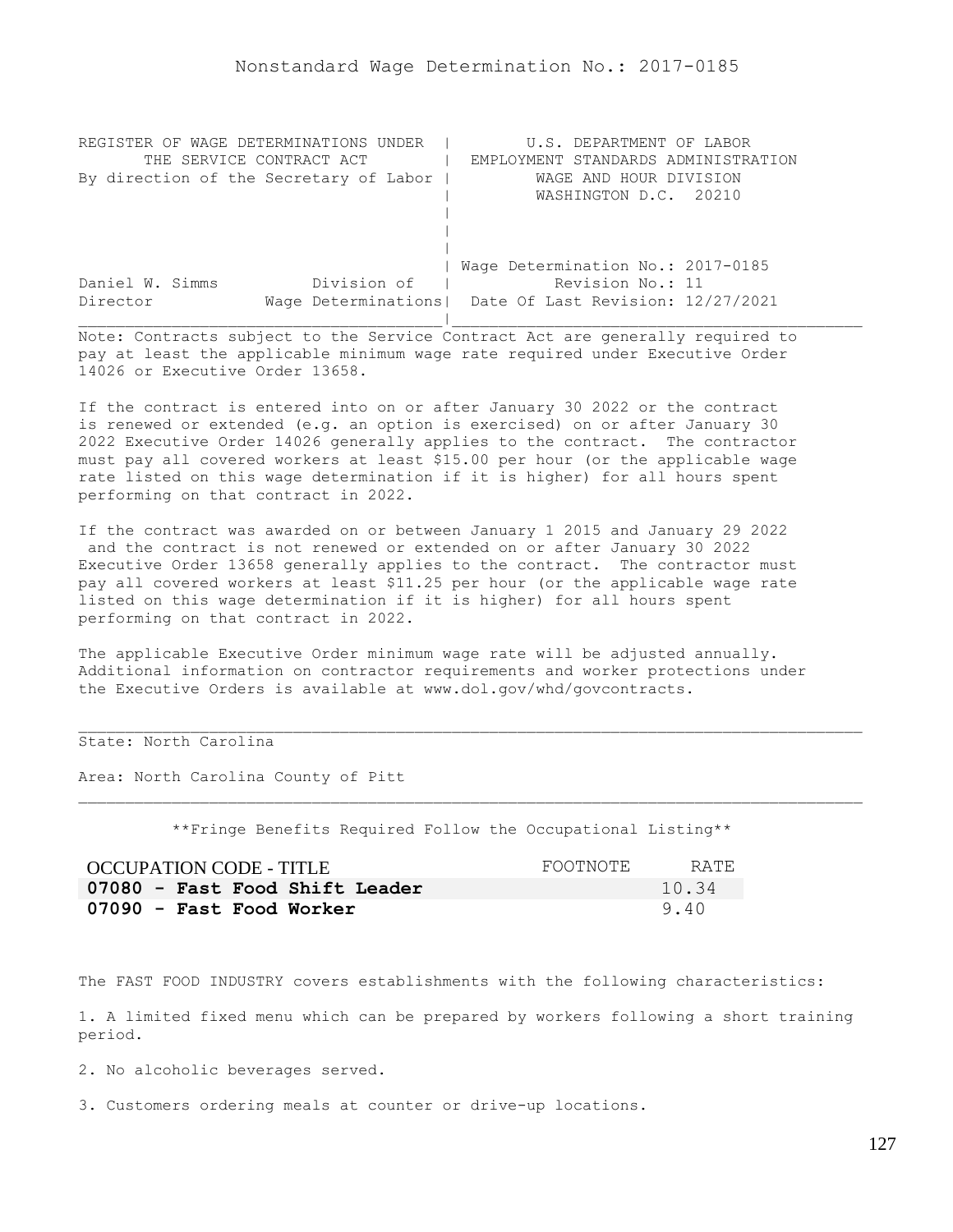Nonstandard Wage Determination No.: 2017-0185

```
REGISTER OF WAGE DETERMINATIONS UNDER  |         U.S. DEPARTMENT OF LABOR
       THE SERVICE CONTRACT ACT        |  EMPLOYMENT STANDARDS ADMINISTRATION
By direction of the Secretary of Labor |          WAGE AND HOUR DIVISION
                                       |          WASHINGTON D.C.  20210
                                       |
                                       |
                                       |
                                       | Wage Determination No.: 2017-0185
Daniel W. Simms          Division of   |          Revision No.: 11
Director            Wage Determinations|  Date Of Last Revision: 12/27/2021
```

Note: Contracts subject to the Service Contract Act are generally required to pay at least the applicable minimum wage rate required under Executive Order 14026 or Executive Order 13658.

If the contract is entered into on or after January 30 2022 or the contract is renewed or extended (e.g. an option is exercised) on or after January 30 2022 Executive Order 14026 generally applies to the contract. The contractor must pay all covered workers at least $15.00 per hour (or the applicable wage rate listed on this wage determination if it is higher) for all hours spent performing on that contract in 2022.

If the contract was awarded on or between January 1 2015 and January 29 2022 and the contract is not renewed or extended on or after January 30 2022 Executive Order 13658 generally applies to the contract. The contractor must pay all covered workers at least $11.25 per hour (or the applicable wage rate listed on this wage determination if it is higher) for all hours spent performing on that contract in 2022.

The applicable Executive Order minimum wage rate will be adjusted annually. Additional information on contractor requirements and worker protections under the Executive Orders is available at www.dol.gov/whd/govcontracts.

State: North Carolina

Area: North Carolina County of Pitt

**Fringe Benefits Required Follow the Occupational Listing**

| OCCUPATION CODE - TITLE | FOOTNOTE | RATE |
|---|---|---|
| **07080 - Fast Food Shift Leader** | | 10.34 |
| **07090 - Fast Food Worker** | | 9.40 |

The FAST FOOD INDUSTRY covers establishments with the following characteristics:

1. A limited fixed menu which can be prepared by workers following a short training period.

2. No alcoholic beverages served.

3. Customers ordering meals at counter or drive-up locations.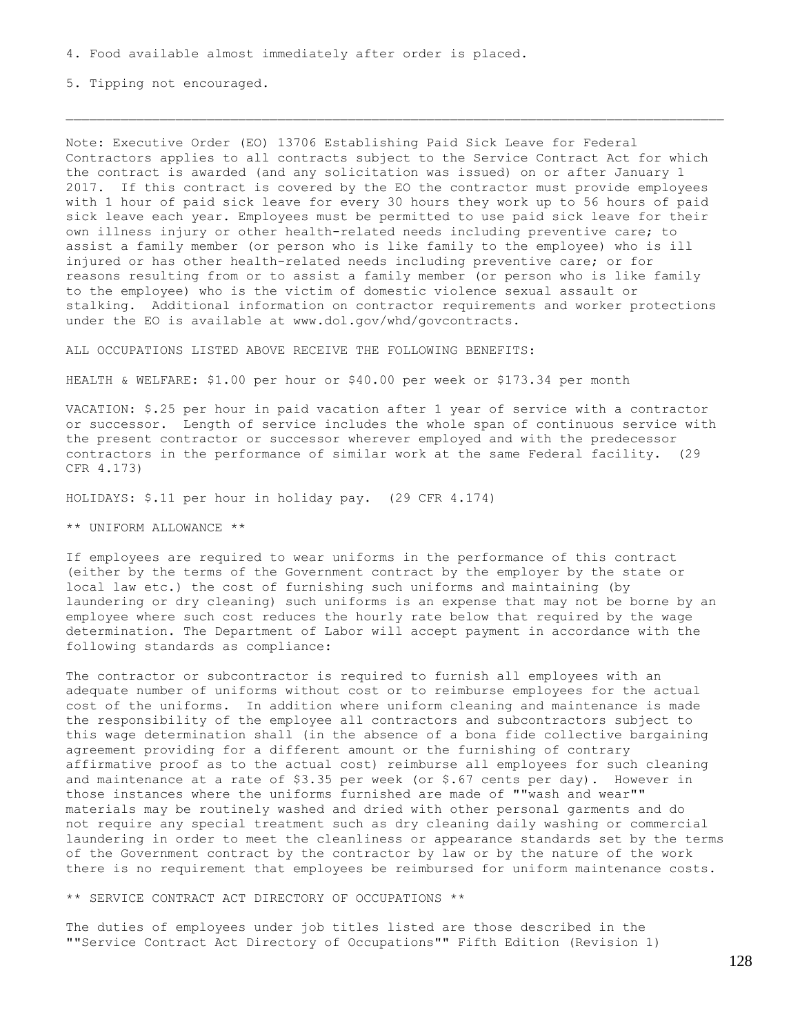4. Food available almost immediately after order is placed.

5. Tipping not encouraged.

---

Note: Executive Order (EO) 13706 Establishing Paid Sick Leave for Federal Contractors applies to all contracts subject to the Service Contract Act for which the contract is awarded (and any solicitation was issued) on or after January 1 2017. If this contract is covered by the EO the contractor must provide employees with 1 hour of paid sick leave for every 30 hours they work up to 56 hours of paid sick leave each year. Employees must be permitted to use paid sick leave for their own illness injury or other health-related needs including preventive care; to assist a family member (or person who is like family to the employee) who is ill injured or has other health-related needs including preventive care; or for reasons resulting from or to assist a family member (or person who is like family to the employee) who is the victim of domestic violence sexual assault or stalking. Additional information on contractor requirements and worker protections under the EO is available at www.dol.gov/whd/govcontracts.

ALL OCCUPATIONS LISTED ABOVE RECEIVE THE FOLLOWING BENEFITS:

HEALTH & WELFARE: $1.00 per hour or $40.00 per week or $173.34 per month

VACATION: $.25 per hour in paid vacation after 1 year of service with a contractor or successor. Length of service includes the whole span of continuous service with the present contractor or successor wherever employed and with the predecessor contractors in the performance of similar work at the same Federal facility. (29 CFR 4.173)

HOLIDAYS: $.11 per hour in holiday pay. (29 CFR 4.174)

** UNIFORM ALLOWANCE **

If employees are required to wear uniforms in the performance of this contract (either by the terms of the Government contract by the employer by the state or local law etc.) the cost of furnishing such uniforms and maintaining (by laundering or dry cleaning) such uniforms is an expense that may not be borne by an employee where such cost reduces the hourly rate below that required by the wage determination. The Department of Labor will accept payment in accordance with the following standards as compliance:

The contractor or subcontractor is required to furnish all employees with an adequate number of uniforms without cost or to reimburse employees for the actual cost of the uniforms. In addition where uniform cleaning and maintenance is made the responsibility of the employee all contractors and subcontractors subject to this wage determination shall (in the absence of a bona fide collective bargaining agreement providing for a different amount or the furnishing of contrary affirmative proof as to the actual cost) reimburse all employees for such cleaning and maintenance at a rate of $3.35 per week (or $.67 cents per day). However in those instances where the uniforms furnished are made of ""wash and wear"" materials may be routinely washed and dried with other personal garments and do not require any special treatment such as dry cleaning daily washing or commercial laundering in order to meet the cleanliness or appearance standards set by the terms of the Government contract by the contractor by law or by the nature of the work there is no requirement that employees be reimbursed for uniform maintenance costs.

** SERVICE CONTRACT ACT DIRECTORY OF OCCUPATIONS **

The duties of employees under job titles listed are those described in the ""Service Contract Act Directory of Occupations"" Fifth Edition (Revision 1)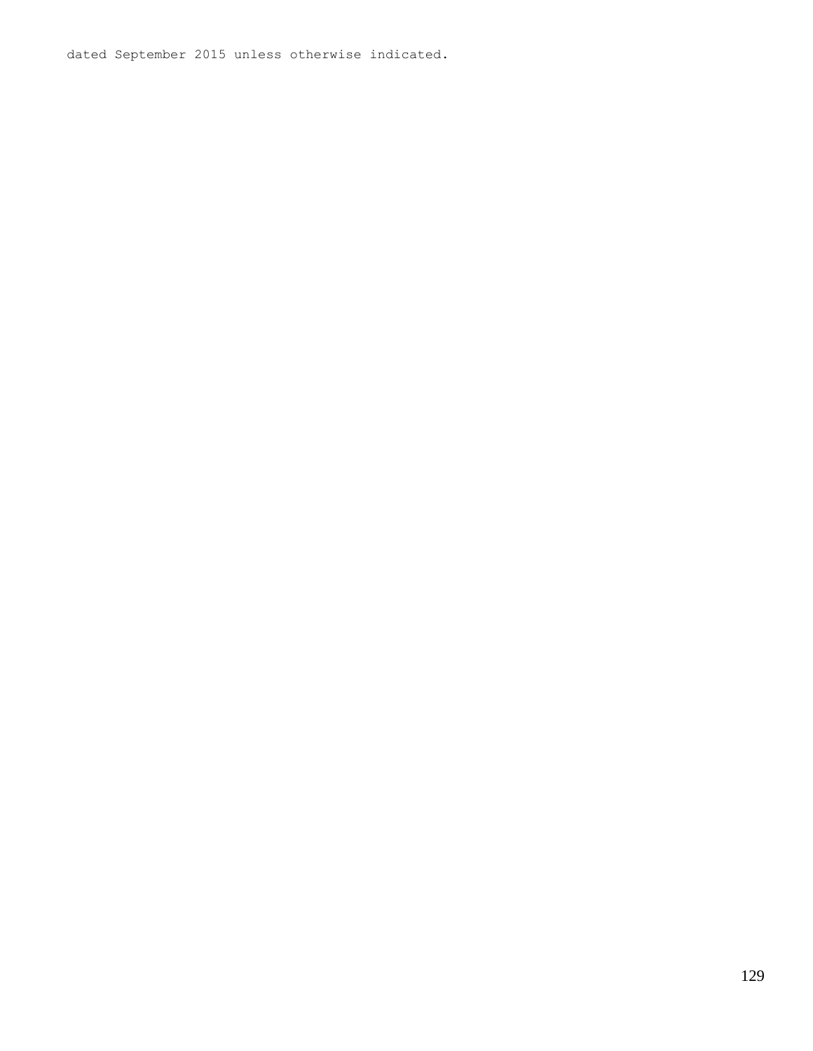dated September 2015 unless otherwise indicated.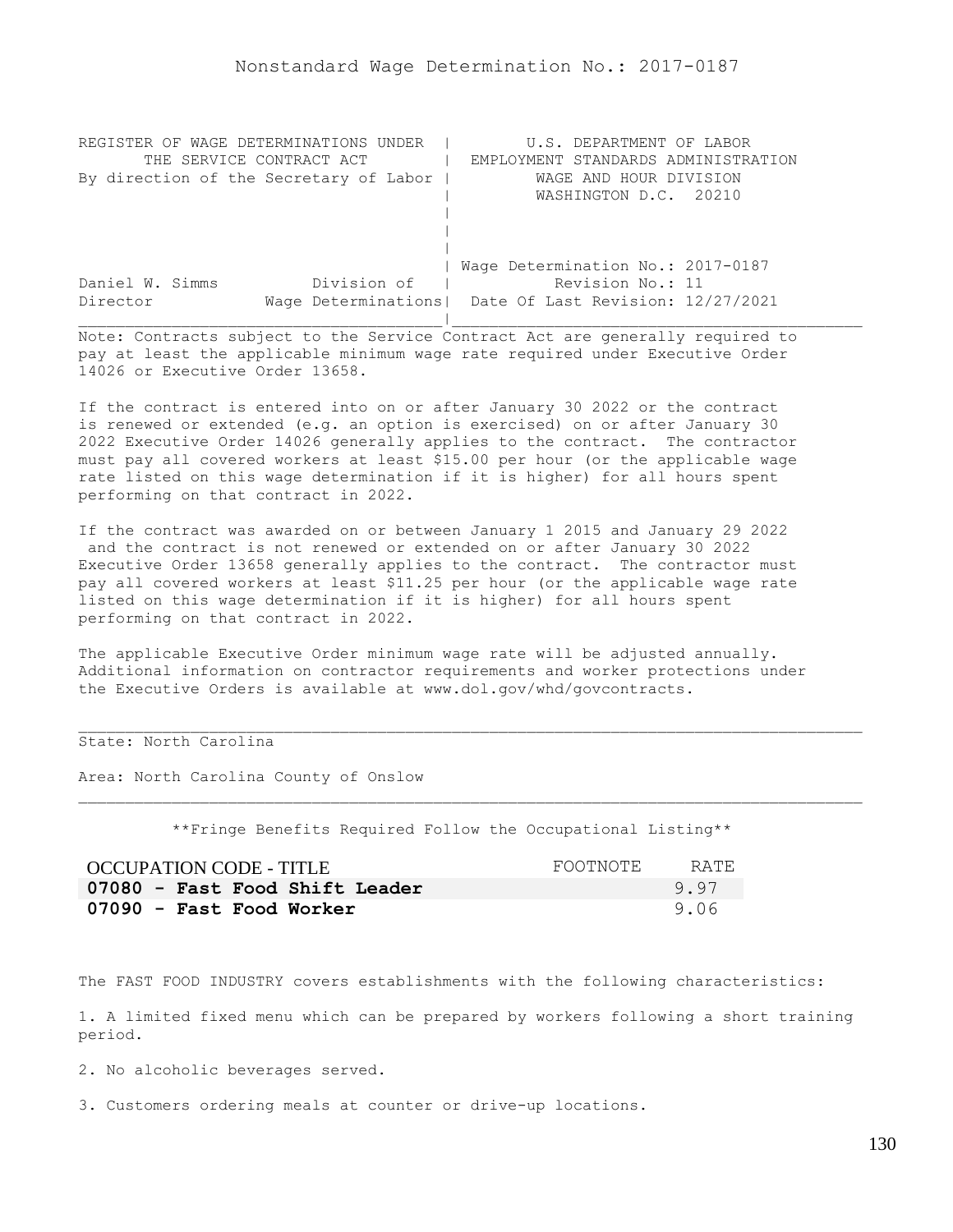# Nonstandard Wage Determination No.: 2017-0187

| REGISTER OF WAGE DETERMINATIONS UNDER THE SERVICE CONTRACT ACT By direction of the Secretary of Labor | U.S. DEPARTMENT OF LABOR EMPLOYMENT STANDARDS ADMINISTRATION WAGE AND HOUR DIVISION WASHINGTON D.C. 20210 |
|---|---|
| Daniel W. Simms, Director — Division of Wage Determinations | Wage Determination No.: 2017-0187 Revision No.: 11 Date Of Last Revision: 12/27/2021 |

Note: Contracts subject to the Service Contract Act are generally required to pay at least the applicable minimum wage rate required under Executive Order 14026 or Executive Order 13658.

If the contract is entered into on or after January 30 2022 or the contract is renewed or extended (e.g. an option is exercised) on or after January 30 2022 Executive Order 14026 generally applies to the contract. The contractor must pay all covered workers at least $15.00 per hour (or the applicable wage rate listed on this wage determination if it is higher) for all hours spent performing on that contract in 2022.

If the contract was awarded on or between January 1 2015 and January 29 2022 and the contract is not renewed or extended on or after January 30 2022 Executive Order 13658 generally applies to the contract. The contractor must pay all covered workers at least $11.25 per hour (or the applicable wage rate listed on this wage determination if it is higher) for all hours spent performing on that contract in 2022.

The applicable Executive Order minimum wage rate will be adjusted annually. Additional information on contractor requirements and worker protections under the Executive Orders is available at www.dol.gov/whd/govcontracts.

---

State: North Carolina

Area: North Carolina County of Onslow

---

**Fringe Benefits Required Follow the Occupational Listing**

| OCCUPATION CODE - TITLE | FOOTNOTE | RATE |
|---|---|---|
| **07080 - Fast Food Shift Leader** | | 9.97 |
| **07090 - Fast Food Worker** | | 9.06 |

The FAST FOOD INDUSTRY covers establishments with the following characteristics:

1. A limited fixed menu which can be prepared by workers following a short training period.

2. No alcoholic beverages served.

3. Customers ordering meals at counter or drive-up locations.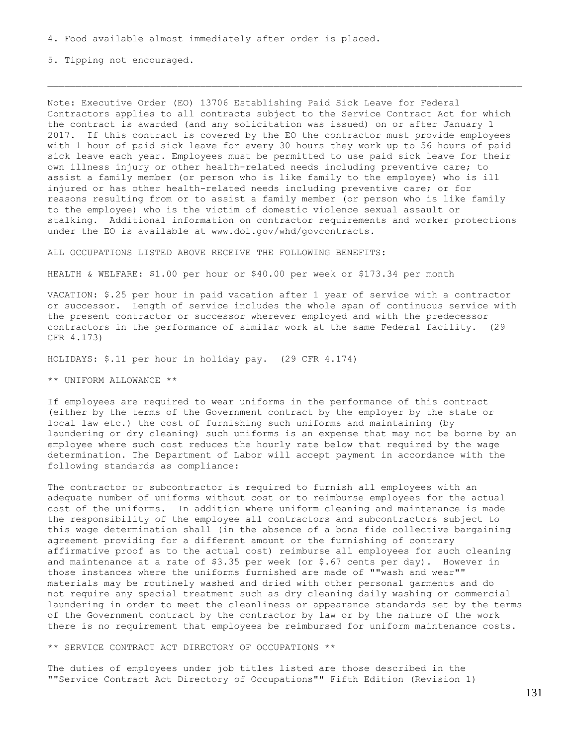4. Food available almost immediately after order is placed.

5. Tipping not encouraged.

---

Note: Executive Order (EO) 13706 Establishing Paid Sick Leave for Federal Contractors applies to all contracts subject to the Service Contract Act for which the contract is awarded (and any solicitation was issued) on or after January 1 2017. If this contract is covered by the EO the contractor must provide employees with 1 hour of paid sick leave for every 30 hours they work up to 56 hours of paid sick leave each year. Employees must be permitted to use paid sick leave for their own illness injury or other health-related needs including preventive care; to assist a family member (or person who is like family to the employee) who is ill injured or has other health-related needs including preventive care; or for reasons resulting from or to assist a family member (or person who is like family to the employee) who is the victim of domestic violence sexual assault or stalking. Additional information on contractor requirements and worker protections under the EO is available at www.dol.gov/whd/govcontracts.

ALL OCCUPATIONS LISTED ABOVE RECEIVE THE FOLLOWING BENEFITS:

HEALTH & WELFARE: $1.00 per hour or $40.00 per week or $173.34 per month

VACATION: $.25 per hour in paid vacation after 1 year of service with a contractor or successor. Length of service includes the whole span of continuous service with the present contractor or successor wherever employed and with the predecessor contractors in the performance of similar work at the same Federal facility. (29 CFR 4.173)

HOLIDAYS: $.11 per hour in holiday pay. (29 CFR 4.174)

** UNIFORM ALLOWANCE **

If employees are required to wear uniforms in the performance of this contract (either by the terms of the Government contract by the employer by the state or local law etc.) the cost of furnishing such uniforms and maintaining (by laundering or dry cleaning) such uniforms is an expense that may not be borne by an employee where such cost reduces the hourly rate below that required by the wage determination. The Department of Labor will accept payment in accordance with the following standards as compliance:

The contractor or subcontractor is required to furnish all employees with an adequate number of uniforms without cost or to reimburse employees for the actual cost of the uniforms. In addition where uniform cleaning and maintenance is made the responsibility of the employee all contractors and subcontractors subject to this wage determination shall (in the absence of a bona fide collective bargaining agreement providing for a different amount or the furnishing of contrary affirmative proof as to the actual cost) reimburse all employees for such cleaning and maintenance at a rate of $3.35 per week (or $.67 cents per day). However in those instances where the uniforms furnished are made of ""wash and wear"" materials may be routinely washed and dried with other personal garments and do not require any special treatment such as dry cleaning daily washing or commercial laundering in order to meet the cleanliness or appearance standards set by the terms of the Government contract by the contractor by law or by the nature of the work there is no requirement that employees be reimbursed for uniform maintenance costs.

** SERVICE CONTRACT ACT DIRECTORY OF OCCUPATIONS **

The duties of employees under job titles listed are those described in the ""Service Contract Act Directory of Occupations"" Fifth Edition (Revision 1)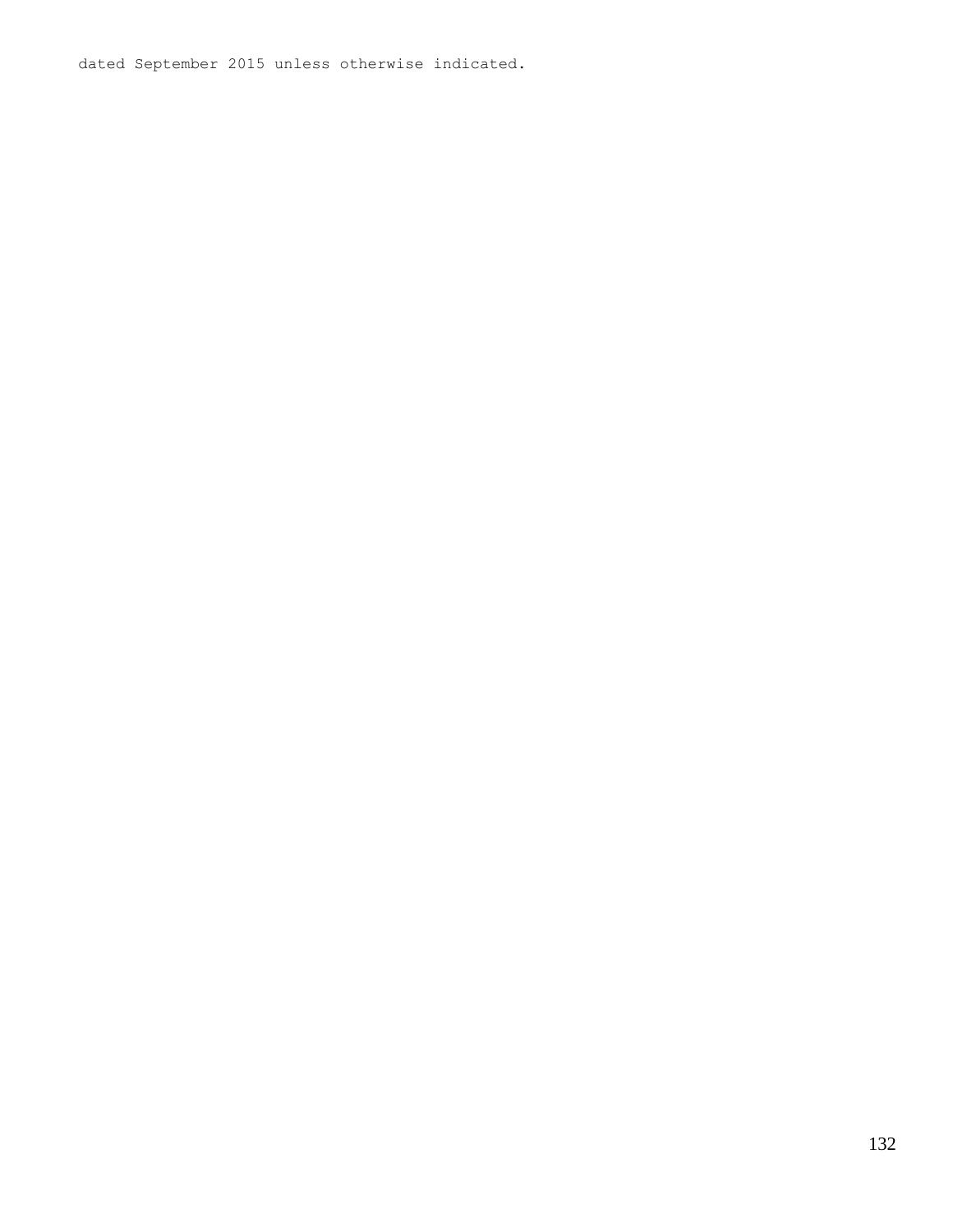dated September 2015 unless otherwise indicated.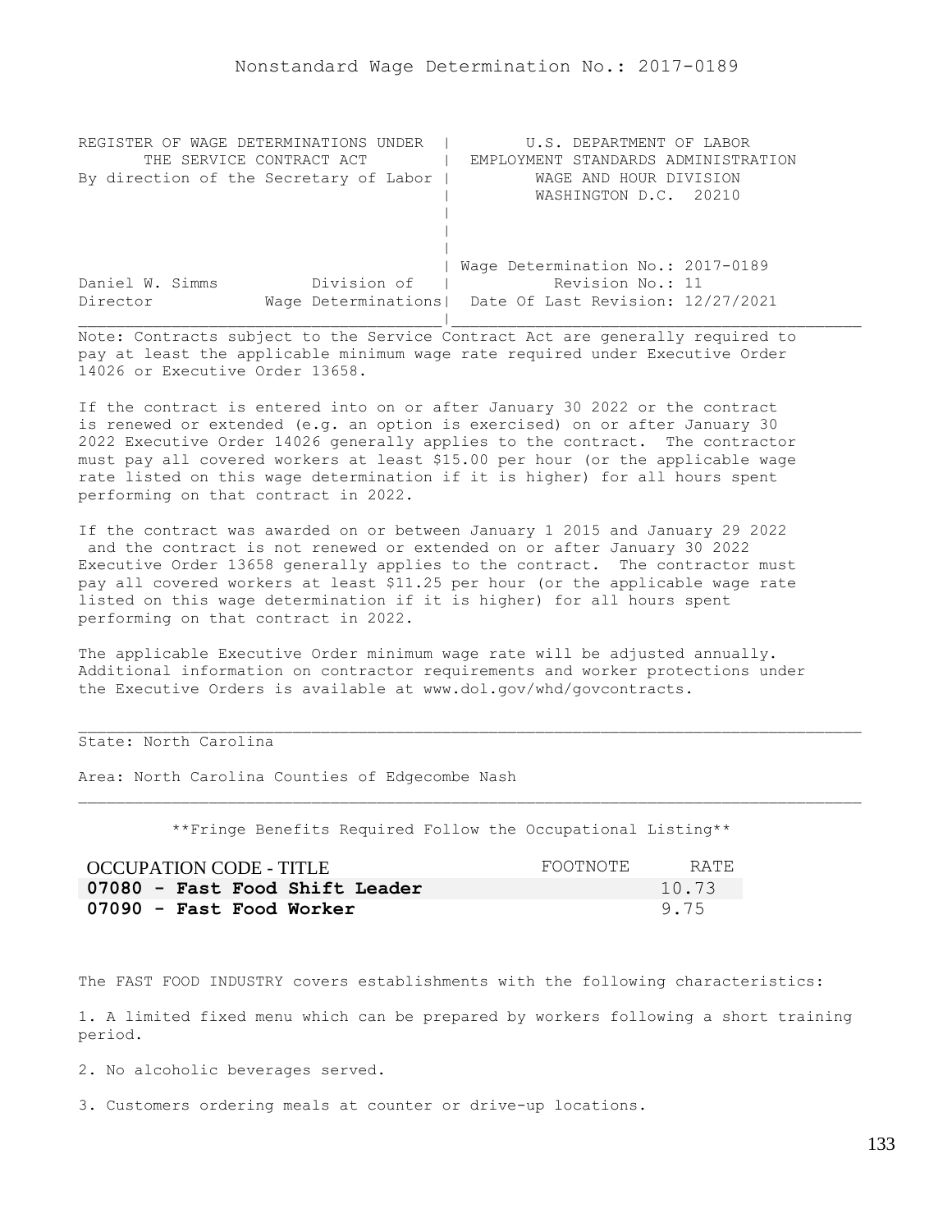# Nonstandard Wage Determination No.: 2017-0189

```
REGISTER OF WAGE DETERMINATIONS UNDER  |        U.S. DEPARTMENT OF LABOR
      THE SERVICE CONTRACT ACT         |  EMPLOYMENT STANDARDS ADMINISTRATION
By direction of the Secretary of Labor |          WAGE AND HOUR DIVISION
                                       |          WASHINGTON D.C.  20210
                                       |
                                       |
                                       |
                                       | Wage Determination No.: 2017-0189
Daniel W. Simms          Division of   |           Revision No.: 11
Director           Wage Determinations|  Date Of Last Revision: 12/27/2021
_______________________________________|____________________________________________
```

Note: Contracts subject to the Service Contract Act are generally required to pay at least the applicable minimum wage rate required under Executive Order 14026 or Executive Order 13658.

If the contract is entered into on or after January 30 2022 or the contract is renewed or extended (e.g. an option is exercised) on or after January 30 2022 Executive Order 14026 generally applies to the contract. The contractor must pay all covered workers at least $15.00 per hour (or the applicable wage rate listed on this wage determination if it is higher) for all hours spent performing on that contract in 2022.

If the contract was awarded on or between January 1 2015 and January 29 2022 and the contract is not renewed or extended on or after January 30 2022 Executive Order 13658 generally applies to the contract. The contractor must pay all covered workers at least $11.25 per hour (or the applicable wage rate listed on this wage determination if it is higher) for all hours spent performing on that contract in 2022.

The applicable Executive Order minimum wage rate will be adjusted annually. Additional information on contractor requirements and worker protections under the Executive Orders is available at www.dol.gov/whd/govcontracts.

---

State: North Carolina

Area: North Carolina Counties of Edgecombe Nash

---

**Fringe Benefits Required Follow the Occupational Listing**

| OCCUPATION CODE - TITLE | FOOTNOTE | RATE |
|---|---|---|
| **07080 - Fast Food Shift Leader** | | 10.73 |
| **07090 - Fast Food Worker** | | 9.75 |

The FAST FOOD INDUSTRY covers establishments with the following characteristics:

1. A limited fixed menu which can be prepared by workers following a short training period.

2. No alcoholic beverages served.

3. Customers ordering meals at counter or drive-up locations.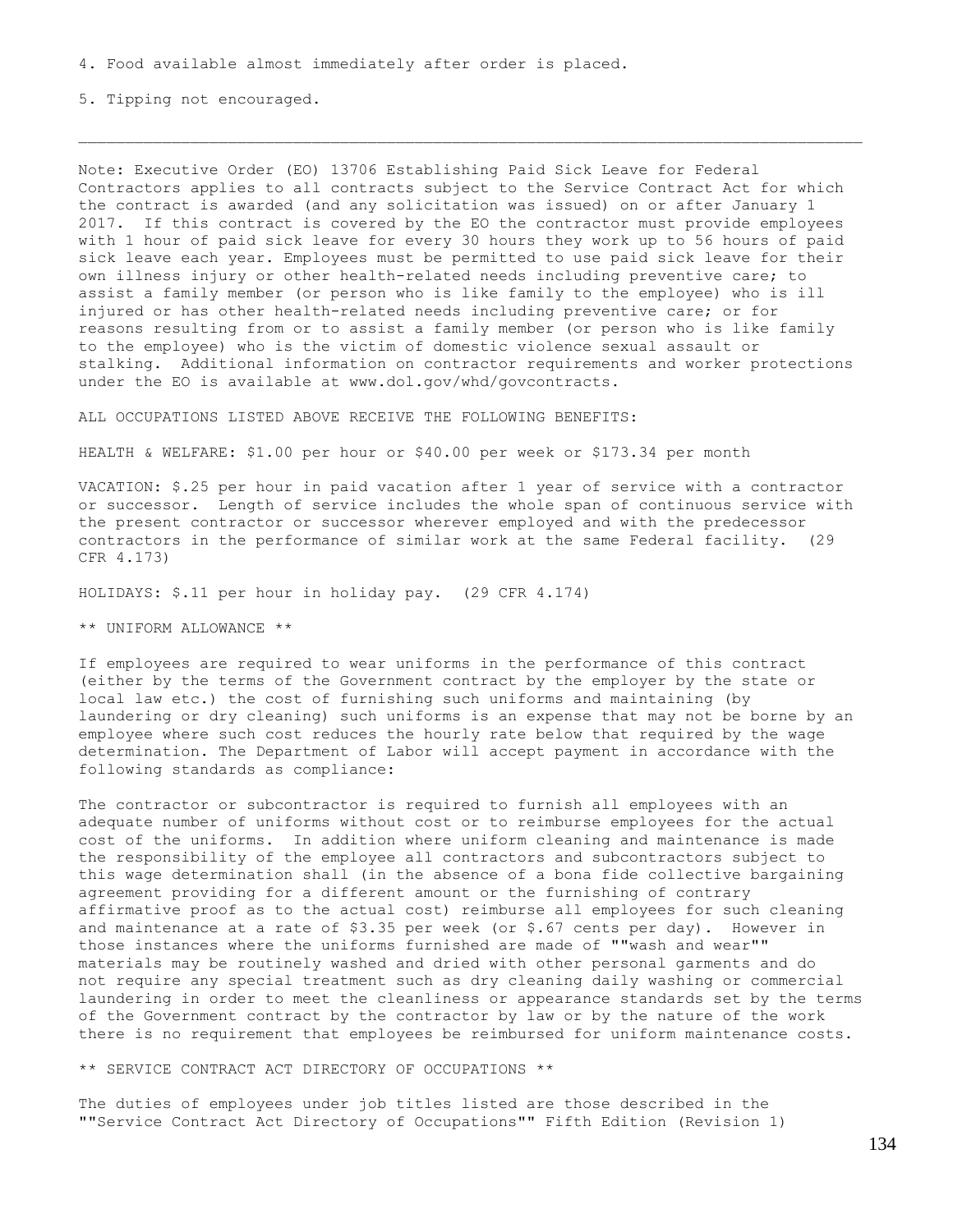4. Food available almost immediately after order is placed.

5. Tipping not encouraged.

---

Note: Executive Order (EO) 13706 Establishing Paid Sick Leave for Federal Contractors applies to all contracts subject to the Service Contract Act for which the contract is awarded (and any solicitation was issued) on or after January 1 2017. If this contract is covered by the EO the contractor must provide employees with 1 hour of paid sick leave for every 30 hours they work up to 56 hours of paid sick leave each year. Employees must be permitted to use paid sick leave for their own illness injury or other health-related needs including preventive care; to assist a family member (or person who is like family to the employee) who is ill injured or has other health-related needs including preventive care; or for reasons resulting from or to assist a family member (or person who is like family to the employee) who is the victim of domestic violence sexual assault or stalking. Additional information on contractor requirements and worker protections under the EO is available at www.dol.gov/whd/govcontracts.

ALL OCCUPATIONS LISTED ABOVE RECEIVE THE FOLLOWING BENEFITS:

HEALTH & WELFARE: $1.00 per hour or $40.00 per week or $173.34 per month

VACATION: $.25 per hour in paid vacation after 1 year of service with a contractor or successor. Length of service includes the whole span of continuous service with the present contractor or successor wherever employed and with the predecessor contractors in the performance of similar work at the same Federal facility. (29 CFR 4.173)

HOLIDAYS: $.11 per hour in holiday pay. (29 CFR 4.174)

** UNIFORM ALLOWANCE **

If employees are required to wear uniforms in the performance of this contract (either by the terms of the Government contract by the employer by the state or local law etc.) the cost of furnishing such uniforms and maintaining (by laundering or dry cleaning) such uniforms is an expense that may not be borne by an employee where such cost reduces the hourly rate below that required by the wage determination. The Department of Labor will accept payment in accordance with the following standards as compliance:

The contractor or subcontractor is required to furnish all employees with an adequate number of uniforms without cost or to reimburse employees for the actual cost of the uniforms. In addition where uniform cleaning and maintenance is made the responsibility of the employee all contractors and subcontractors subject to this wage determination shall (in the absence of a bona fide collective bargaining agreement providing for a different amount or the furnishing of contrary affirmative proof as to the actual cost) reimburse all employees for such cleaning and maintenance at a rate of $3.35 per week (or $.67 cents per day). However in those instances where the uniforms furnished are made of ""wash and wear"" materials may be routinely washed and dried with other personal garments and do not require any special treatment such as dry cleaning daily washing or commercial laundering in order to meet the cleanliness or appearance standards set by the terms of the Government contract by the contractor by law or by the nature of the work there is no requirement that employees be reimbursed for uniform maintenance costs.

** SERVICE CONTRACT ACT DIRECTORY OF OCCUPATIONS **

The duties of employees under job titles listed are those described in the ""Service Contract Act Directory of Occupations"" Fifth Edition (Revision 1)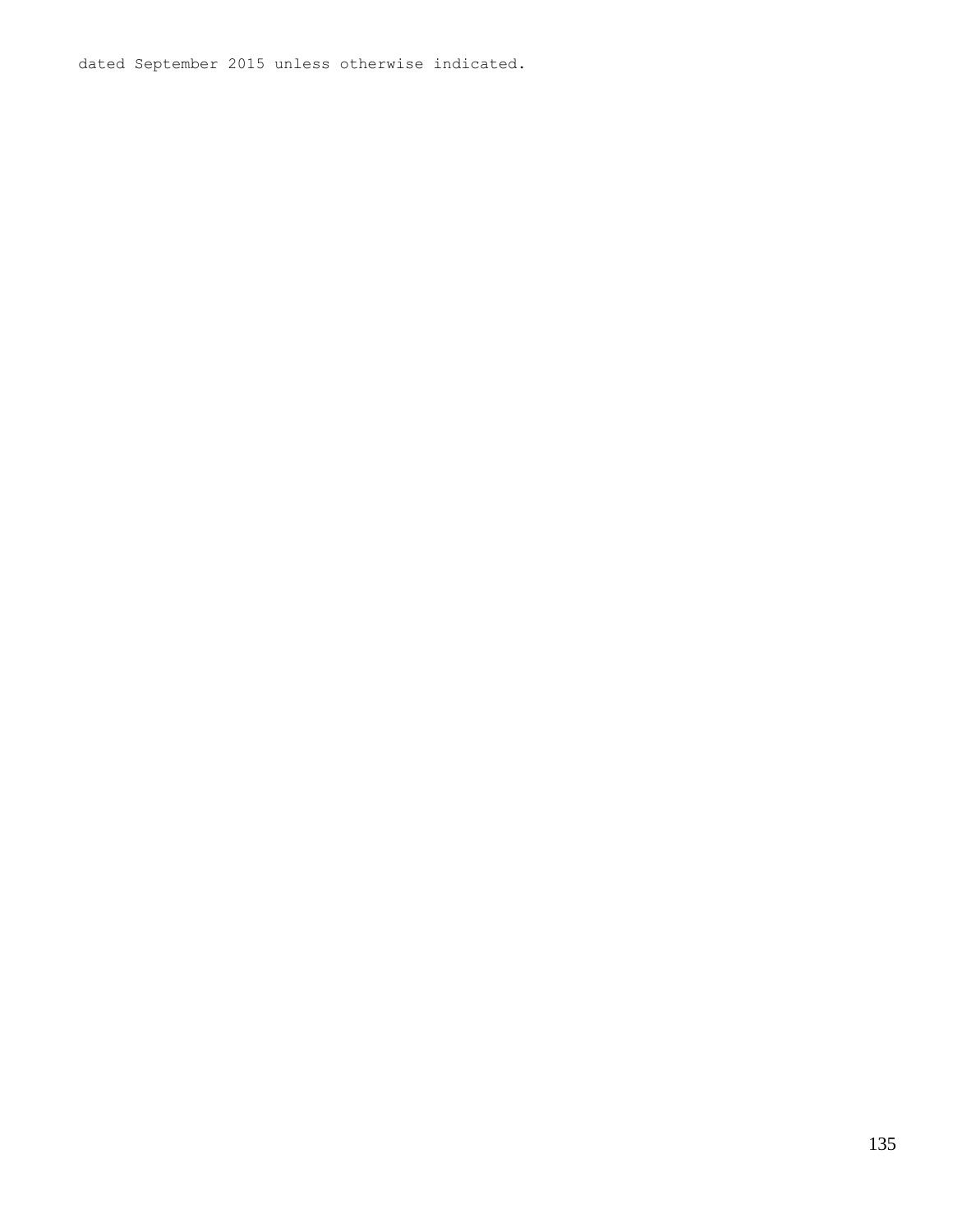dated September 2015 unless otherwise indicated.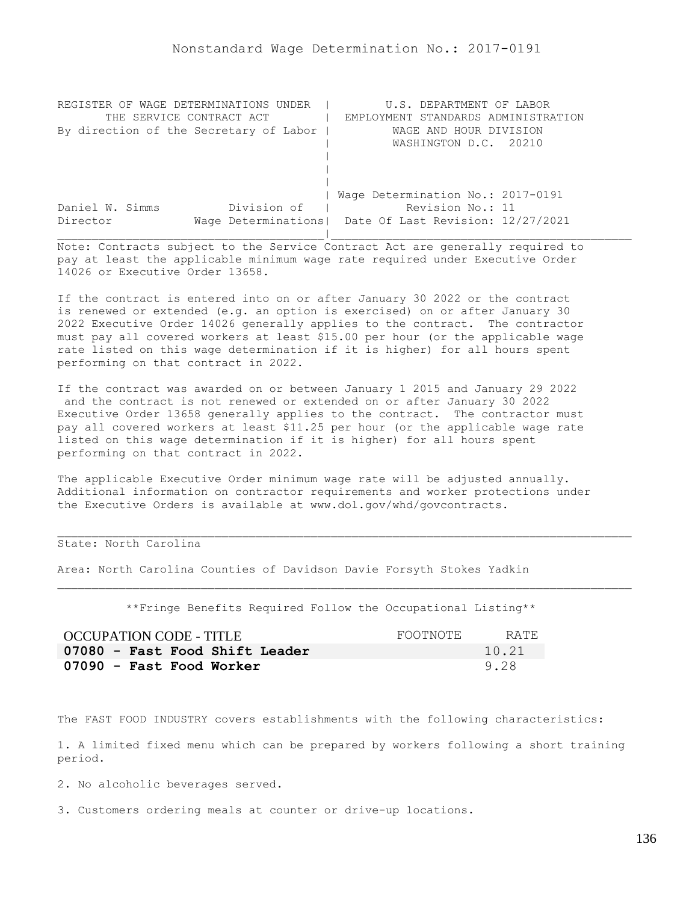# Nonstandard Wage Determination No.: 2017-0191

```
REGISTER OF WAGE DETERMINATIONS UNDER  |         U.S. DEPARTMENT OF LABOR
      THE SERVICE CONTRACT ACT         |  EMPLOYMENT STANDARDS ADMINISTRATION
By direction of the Secretary of Labor |          WAGE AND HOUR DIVISION
                                       |          WASHINGTON D.C.  20210
                                       |
                                       |
                                       |
                                       | Wage Determination No.: 2017-0191
Daniel W. Simms          Division of   |           Revision No.: 11
Director           Wage Determinations|  Date Of Last Revision: 12/27/2021
```

Note: Contracts subject to the Service Contract Act are generally required to pay at least the applicable minimum wage rate required under Executive Order 14026 or Executive Order 13658.

If the contract is entered into on or after January 30 2022 or the contract is renewed or extended (e.g. an option is exercised) on or after January 30 2022 Executive Order 14026 generally applies to the contract. The contractor must pay all covered workers at least $15.00 per hour (or the applicable wage rate listed on this wage determination if it is higher) for all hours spent performing on that contract in 2022.

If the contract was awarded on or between January 1 2015 and January 29 2022 and the contract is not renewed or extended on or after January 30 2022 Executive Order 13658 generally applies to the contract. The contractor must pay all covered workers at least $11.25 per hour (or the applicable wage rate listed on this wage determination if it is higher) for all hours spent performing on that contract in 2022.

The applicable Executive Order minimum wage rate will be adjusted annually. Additional information on contractor requirements and worker protections under the Executive Orders is available at www.dol.gov/whd/govcontracts.

---

State: North Carolina

Area: North Carolina Counties of Davidson Davie Forsyth Stokes Yadkin

---

**Fringe Benefits Required Follow the Occupational Listing**

| OCCUPATION CODE - TITLE | FOOTNOTE | RATE |
|---|---|---|
| **07080 - Fast Food Shift Leader** | | 10.21 |
| **07090 - Fast Food Worker** | | 9.28 |

The FAST FOOD INDUSTRY covers establishments with the following characteristics:

1. A limited fixed menu which can be prepared by workers following a short training period.

2. No alcoholic beverages served.

3. Customers ordering meals at counter or drive-up locations.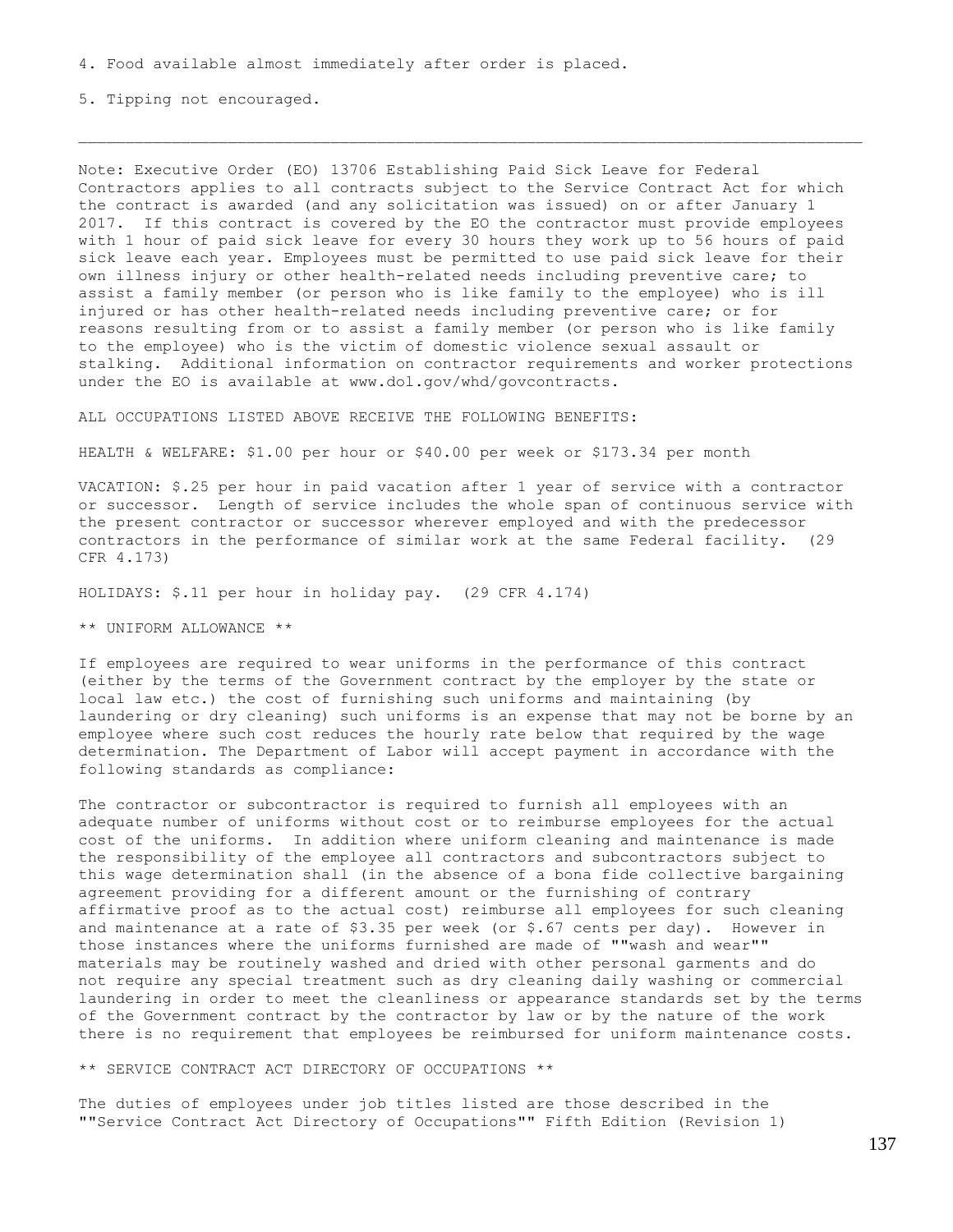4. Food available almost immediately after order is placed.

5. Tipping not encouraged.

---

Note: Executive Order (EO) 13706 Establishing Paid Sick Leave for Federal Contractors applies to all contracts subject to the Service Contract Act for which the contract is awarded (and any solicitation was issued) on or after January 1 2017. If this contract is covered by the EO the contractor must provide employees with 1 hour of paid sick leave for every 30 hours they work up to 56 hours of paid sick leave each year. Employees must be permitted to use paid sick leave for their own illness injury or other health-related needs including preventive care; to assist a family member (or person who is like family to the employee) who is ill injured or has other health-related needs including preventive care; or for reasons resulting from or to assist a family member (or person who is like family to the employee) who is the victim of domestic violence sexual assault or stalking. Additional information on contractor requirements and worker protections under the EO is available at www.dol.gov/whd/govcontracts.

ALL OCCUPATIONS LISTED ABOVE RECEIVE THE FOLLOWING BENEFITS:

HEALTH & WELFARE: $1.00 per hour or $40.00 per week or $173.34 per month

VACATION: $.25 per hour in paid vacation after 1 year of service with a contractor or successor. Length of service includes the whole span of continuous service with the present contractor or successor wherever employed and with the predecessor contractors in the performance of similar work at the same Federal facility. (29 CFR 4.173)

HOLIDAYS: $.11 per hour in holiday pay. (29 CFR 4.174)

** UNIFORM ALLOWANCE **

If employees are required to wear uniforms in the performance of this contract (either by the terms of the Government contract by the employer by the state or local law etc.) the cost of furnishing such uniforms and maintaining (by laundering or dry cleaning) such uniforms is an expense that may not be borne by an employee where such cost reduces the hourly rate below that required by the wage determination. The Department of Labor will accept payment in accordance with the following standards as compliance:

The contractor or subcontractor is required to furnish all employees with an adequate number of uniforms without cost or to reimburse employees for the actual cost of the uniforms. In addition where uniform cleaning and maintenance is made the responsibility of the employee all contractors and subcontractors subject to this wage determination shall (in the absence of a bona fide collective bargaining agreement providing for a different amount or the furnishing of contrary affirmative proof as to the actual cost) reimburse all employees for such cleaning and maintenance at a rate of $3.35 per week (or $.67 cents per day). However in those instances where the uniforms furnished are made of ""wash and wear"" materials may be routinely washed and dried with other personal garments and do not require any special treatment such as dry cleaning daily washing or commercial laundering in order to meet the cleanliness or appearance standards set by the terms of the Government contract by the contractor by law or by the nature of the work there is no requirement that employees be reimbursed for uniform maintenance costs.

** SERVICE CONTRACT ACT DIRECTORY OF OCCUPATIONS **

The duties of employees under job titles listed are those described in the ""Service Contract Act Directory of Occupations"" Fifth Edition (Revision 1)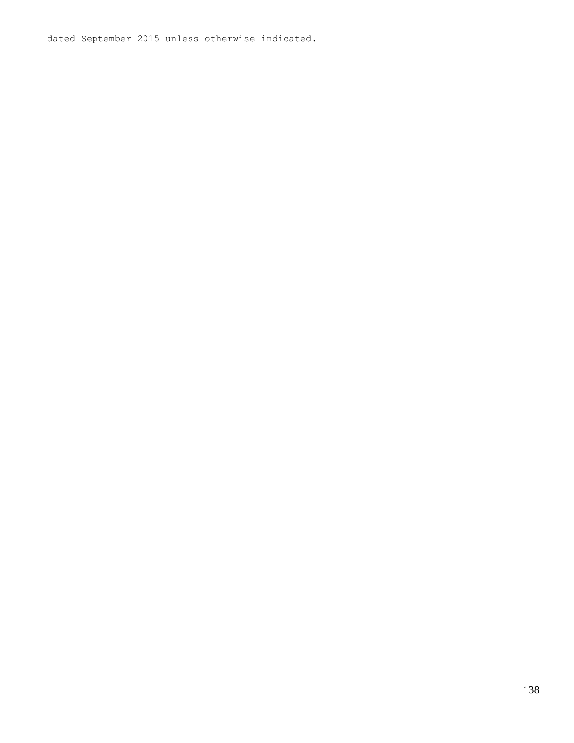dated September 2015 unless otherwise indicated.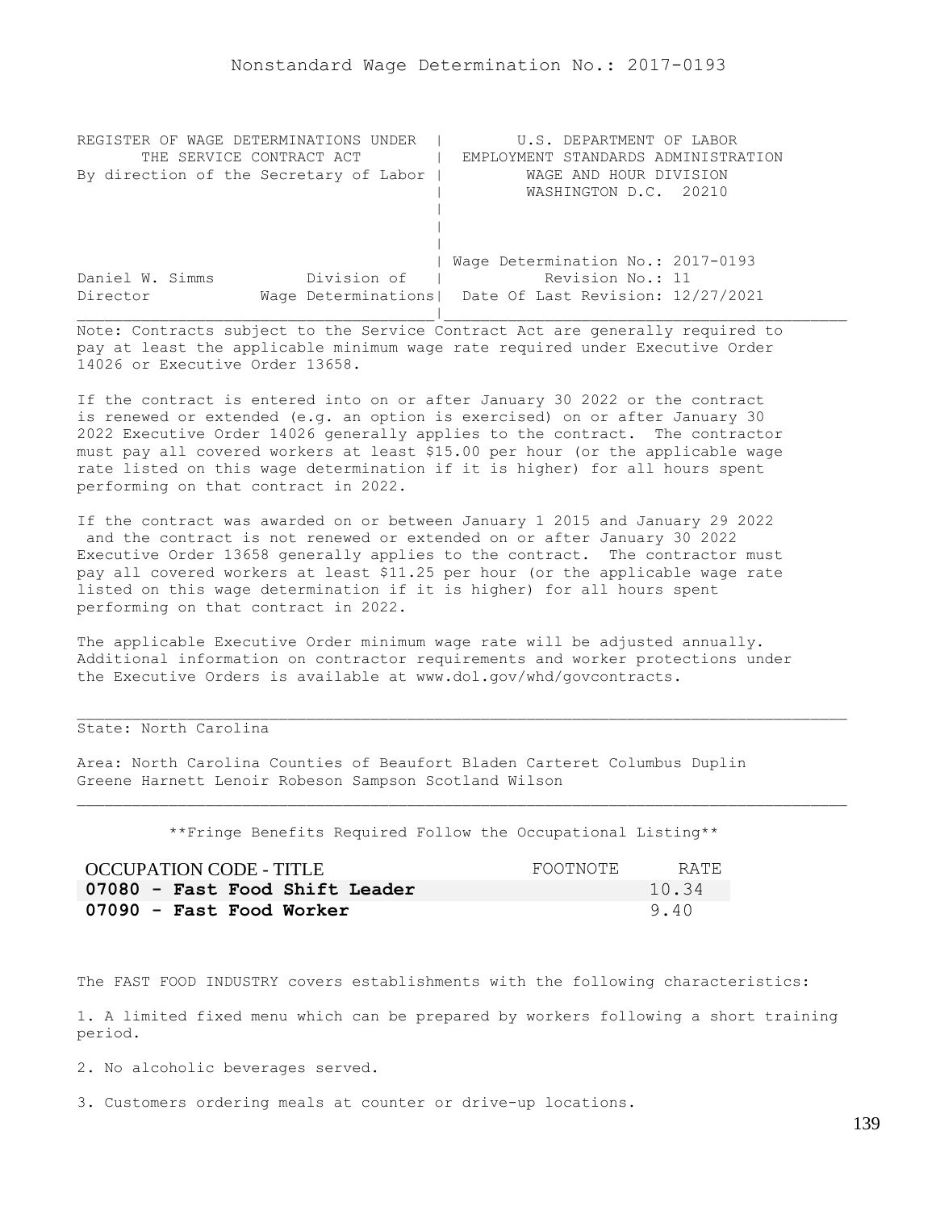# Nonstandard Wage Determination No.: 2017-0193

| REGISTER OF WAGE DETERMINATIONS UNDER THE SERVICE CONTRACT ACT By direction of the Secretary of Labor | U.S. DEPARTMENT OF LABOR EMPLOYMENT STANDARDS ADMINISTRATION WAGE AND HOUR DIVISION WASHINGTON D.C. 20210 |
|---|---|
| Daniel W. Simms, Director — Division of Wage Determinations | Wage Determination No.: 2017-0193 Revision No.: 11 Date Of Last Revision: 12/27/2021 |

Note: Contracts subject to the Service Contract Act are generally required to pay at least the applicable minimum wage rate required under Executive Order 14026 or Executive Order 13658.

If the contract is entered into on or after January 30 2022 or the contract is renewed or extended (e.g. an option is exercised) on or after January 30 2022 Executive Order 14026 generally applies to the contract. The contractor must pay all covered workers at least $15.00 per hour (or the applicable wage rate listed on this wage determination if it is higher) for all hours spent performing on that contract in 2022.

If the contract was awarded on or between January 1 2015 and January 29 2022 and the contract is not renewed or extended on or after January 30 2022 Executive Order 13658 generally applies to the contract. The contractor must pay all covered workers at least $11.25 per hour (or the applicable wage rate listed on this wage determination if it is higher) for all hours spent performing on that contract in 2022.

The applicable Executive Order minimum wage rate will be adjusted annually. Additional information on contractor requirements and worker protections under the Executive Orders is available at www.dol.gov/whd/govcontracts.

State: North Carolina

Area: North Carolina Counties of Beaufort Bladen Carteret Columbus Duplin Greene Harnett Lenoir Robeson Sampson Scotland Wilson

**Fringe Benefits Required Follow the Occupational Listing**

| OCCUPATION CODE - TITLE | FOOTNOTE | RATE |
|---|---|---|
| **07080 - Fast Food Shift Leader** | | 10.34 |
| **07090 - Fast Food Worker** | | 9.40 |

The FAST FOOD INDUSTRY covers establishments with the following characteristics:

1. A limited fixed menu which can be prepared by workers following a short training period.

2. No alcoholic beverages served.

3. Customers ordering meals at counter or drive-up locations.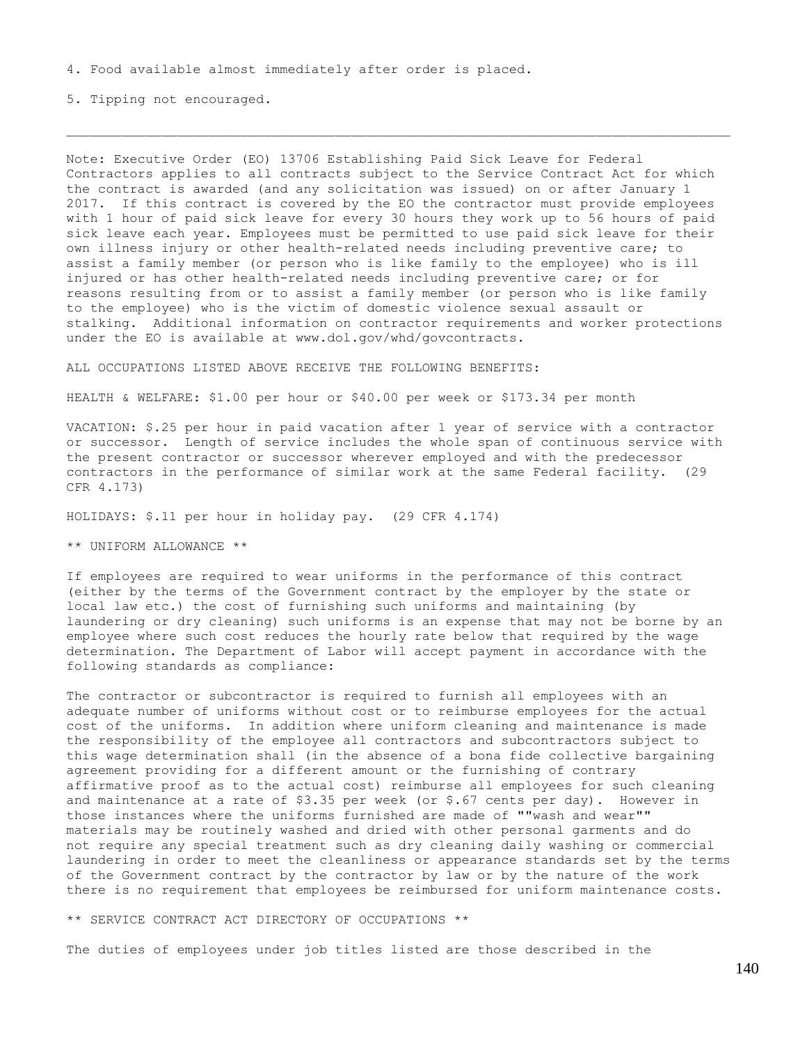4. Food available almost immediately after order is placed.

5. Tipping not encouraged.

---

Note: Executive Order (EO) 13706 Establishing Paid Sick Leave for Federal Contractors applies to all contracts subject to the Service Contract Act for which the contract is awarded (and any solicitation was issued) on or after January 1 2017. If this contract is covered by the EO the contractor must provide employees with 1 hour of paid sick leave for every 30 hours they work up to 56 hours of paid sick leave each year. Employees must be permitted to use paid sick leave for their own illness injury or other health-related needs including preventive care; to assist a family member (or person who is like family to the employee) who is ill injured or has other health-related needs including preventive care; or for reasons resulting from or to assist a family member (or person who is like family to the employee) who is the victim of domestic violence sexual assault or stalking. Additional information on contractor requirements and worker protections under the EO is available at www.dol.gov/whd/govcontracts.

ALL OCCUPATIONS LISTED ABOVE RECEIVE THE FOLLOWING BENEFITS:

HEALTH & WELFARE: $1.00 per hour or $40.00 per week or $173.34 per month

VACATION: $.25 per hour in paid vacation after 1 year of service with a contractor or successor. Length of service includes the whole span of continuous service with the present contractor or successor wherever employed and with the predecessor contractors in the performance of similar work at the same Federal facility. (29 CFR 4.173)

HOLIDAYS: $.11 per hour in holiday pay. (29 CFR 4.174)

** UNIFORM ALLOWANCE **

If employees are required to wear uniforms in the performance of this contract (either by the terms of the Government contract by the employer by the state or local law etc.) the cost of furnishing such uniforms and maintaining (by laundering or dry cleaning) such uniforms is an expense that may not be borne by an employee where such cost reduces the hourly rate below that required by the wage determination. The Department of Labor will accept payment in accordance with the following standards as compliance:

The contractor or subcontractor is required to furnish all employees with an adequate number of uniforms without cost or to reimburse employees for the actual cost of the uniforms. In addition where uniform cleaning and maintenance is made the responsibility of the employee all contractors and subcontractors subject to this wage determination shall (in the absence of a bona fide collective bargaining agreement providing for a different amount or the furnishing of contrary affirmative proof as to the actual cost) reimburse all employees for such cleaning and maintenance at a rate of $3.35 per week (or $.67 cents per day). However in those instances where the uniforms furnished are made of ""wash and wear"" materials may be routinely washed and dried with other personal garments and do not require any special treatment such as dry cleaning daily washing or commercial laundering in order to meet the cleanliness or appearance standards set by the terms of the Government contract by the contractor by law or by the nature of the work there is no requirement that employees be reimbursed for uniform maintenance costs.

** SERVICE CONTRACT ACT DIRECTORY OF OCCUPATIONS **

The duties of employees under job titles listed are those described in the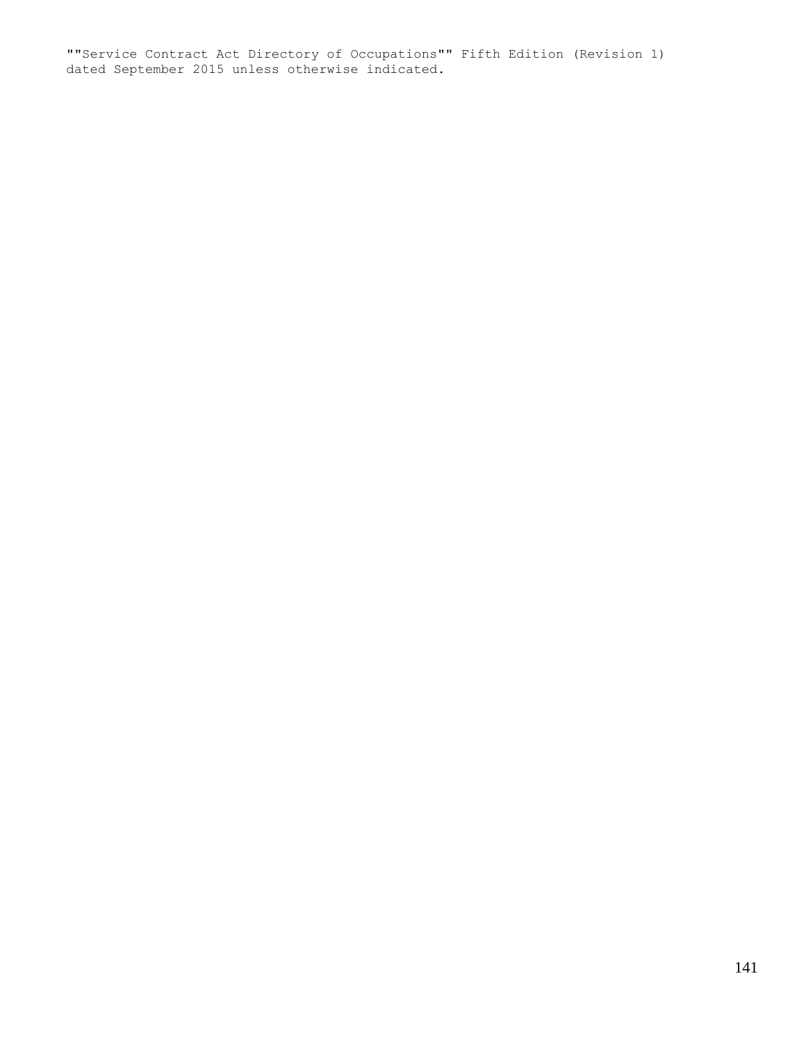""Service Contract Act Directory of Occupations"" Fifth Edition (Revision 1)
dated September 2015 unless otherwise indicated.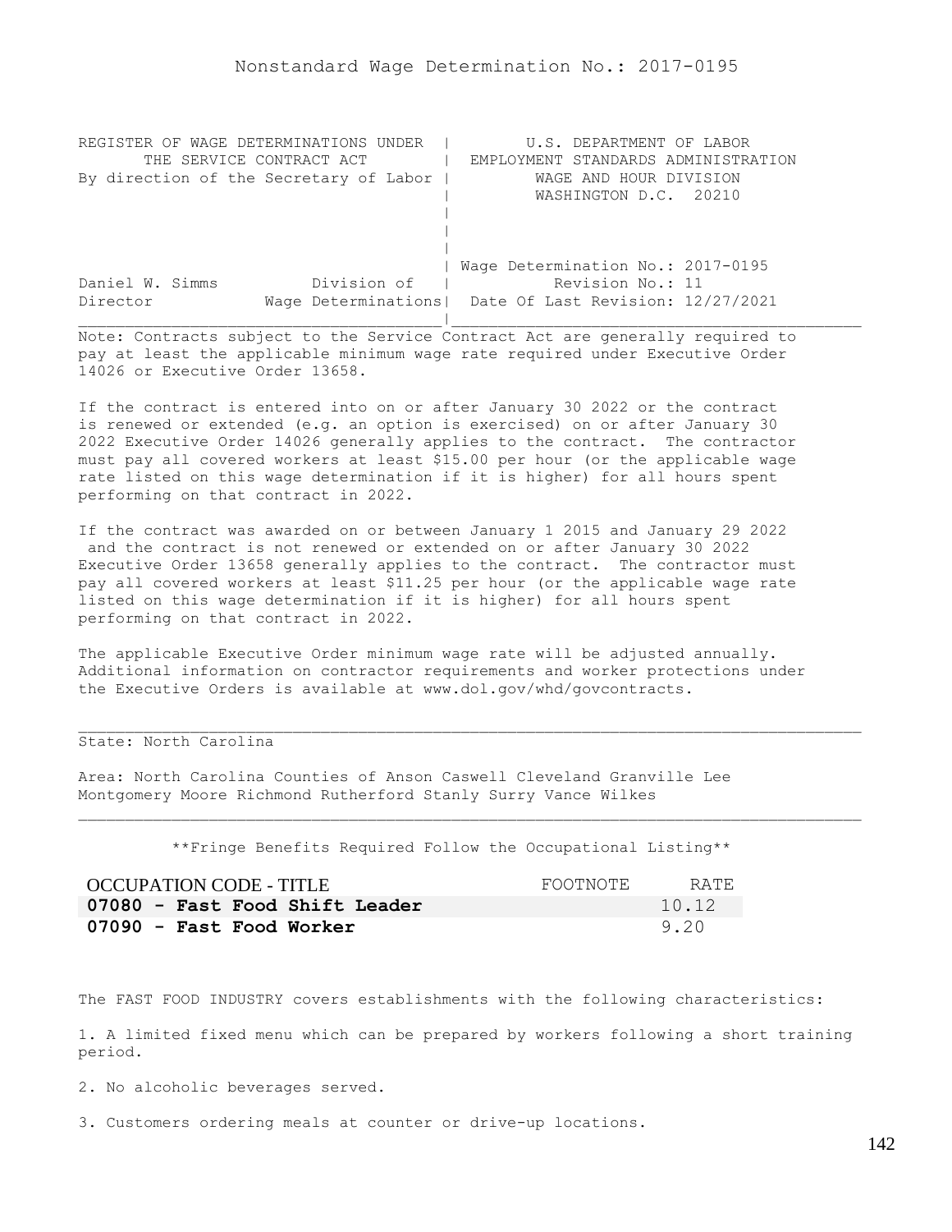# Nonstandard Wage Determination No.: 2017-0195

REGISTER OF WAGE DETERMINATIONS UNDER THE SERVICE CONTRACT ACT
By direction of the Secretary of Labor

U.S. DEPARTMENT OF LABOR
EMPLOYMENT STANDARDS ADMINISTRATION
WAGE AND HOUR DIVISION
WASHINGTON D.C. 20210

Daniel W. Simms, Director, Division of Wage Determinations

Wage Determination No.: 2017-0195
Revision No.: 11
Date Of Last Revision: 12/27/2021

Note: Contracts subject to the Service Contract Act are generally required to pay at least the applicable minimum wage rate required under Executive Order 14026 or Executive Order 13658.

If the contract is entered into on or after January 30 2022 or the contract is renewed or extended (e.g. an option is exercised) on or after January 30 2022 Executive Order 14026 generally applies to the contract. The contractor must pay all covered workers at least $15.00 per hour (or the applicable wage rate listed on this wage determination if it is higher) for all hours spent performing on that contract in 2022.

If the contract was awarded on or between January 1 2015 and January 29 2022 and the contract is not renewed or extended on or after January 30 2022 Executive Order 13658 generally applies to the contract. The contractor must pay all covered workers at least $11.25 per hour (or the applicable wage rate listed on this wage determination if it is higher) for all hours spent performing on that contract in 2022.

The applicable Executive Order minimum wage rate will be adjusted annually. Additional information on contractor requirements and worker protections under the Executive Orders is available at www.dol.gov/whd/govcontracts.

State: North Carolina

Area: North Carolina Counties of Anson Caswell Cleveland Granville Lee Montgomery Moore Richmond Rutherford Stanly Surry Vance Wilkes

**Fringe Benefits Required Follow the Occupational Listing**

| OCCUPATION CODE - TITLE | FOOTNOTE | RATE |
|---|---|---|
| **07080 - Fast Food Shift Leader** | | 10.12 |
| **07090 - Fast Food Worker** | | 9.20 |

The FAST FOOD INDUSTRY covers establishments with the following characteristics:

1. A limited fixed menu which can be prepared by workers following a short training period.

2. No alcoholic beverages served.

3. Customers ordering meals at counter or drive-up locations.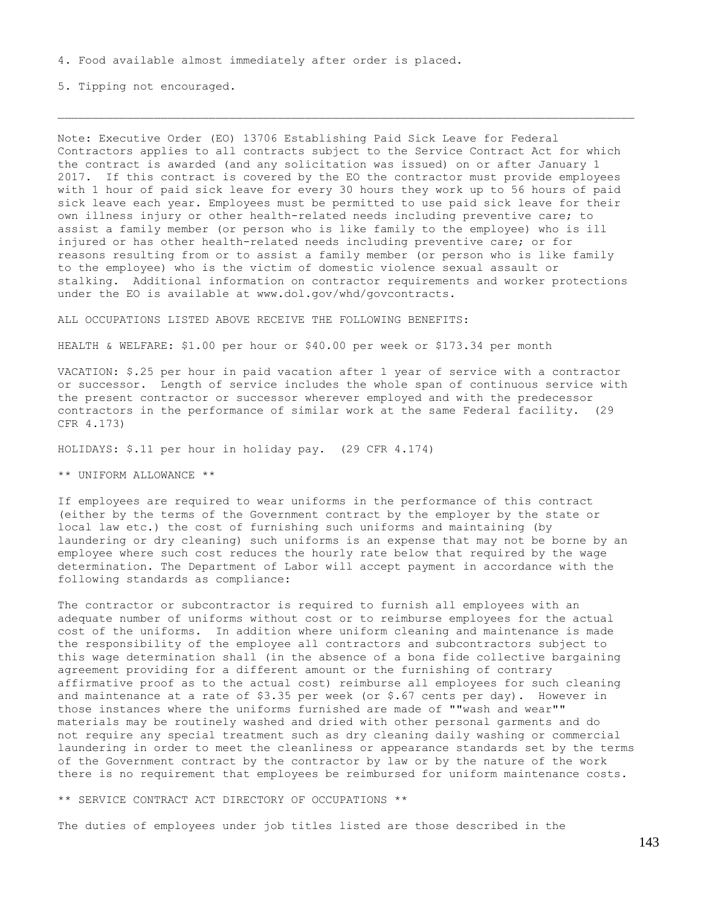4. Food available almost immediately after order is placed.

5. Tipping not encouraged.

---

Note: Executive Order (EO) 13706 Establishing Paid Sick Leave for Federal Contractors applies to all contracts subject to the Service Contract Act for which the contract is awarded (and any solicitation was issued) on or after January 1 2017. If this contract is covered by the EO the contractor must provide employees with 1 hour of paid sick leave for every 30 hours they work up to 56 hours of paid sick leave each year. Employees must be permitted to use paid sick leave for their own illness injury or other health-related needs including preventive care; to assist a family member (or person who is like family to the employee) who is ill injured or has other health-related needs including preventive care; or for reasons resulting from or to assist a family member (or person who is like family to the employee) who is the victim of domestic violence sexual assault or stalking. Additional information on contractor requirements and worker protections under the EO is available at www.dol.gov/whd/govcontracts.

ALL OCCUPATIONS LISTED ABOVE RECEIVE THE FOLLOWING BENEFITS:

HEALTH & WELFARE: $1.00 per hour or $40.00 per week or $173.34 per month

VACATION: $.25 per hour in paid vacation after 1 year of service with a contractor or successor. Length of service includes the whole span of continuous service with the present contractor or successor wherever employed and with the predecessor contractors in the performance of similar work at the same Federal facility. (29 CFR 4.173)

HOLIDAYS: $.11 per hour in holiday pay. (29 CFR 4.174)

** UNIFORM ALLOWANCE **

If employees are required to wear uniforms in the performance of this contract (either by the terms of the Government contract by the employer by the state or local law etc.) the cost of furnishing such uniforms and maintaining (by laundering or dry cleaning) such uniforms is an expense that may not be borne by an employee where such cost reduces the hourly rate below that required by the wage determination. The Department of Labor will accept payment in accordance with the following standards as compliance:

The contractor or subcontractor is required to furnish all employees with an adequate number of uniforms without cost or to reimburse employees for the actual cost of the uniforms. In addition where uniform cleaning and maintenance is made the responsibility of the employee all contractors and subcontractors subject to this wage determination shall (in the absence of a bona fide collective bargaining agreement providing for a different amount or the furnishing of contrary affirmative proof as to the actual cost) reimburse all employees for such cleaning and maintenance at a rate of $3.35 per week (or $.67 cents per day). However in those instances where the uniforms furnished are made of ""wash and wear"" materials may be routinely washed and dried with other personal garments and do not require any special treatment such as dry cleaning daily washing or commercial laundering in order to meet the cleanliness or appearance standards set by the terms of the Government contract by the contractor by law or by the nature of the work there is no requirement that employees be reimbursed for uniform maintenance costs.

** SERVICE CONTRACT ACT DIRECTORY OF OCCUPATIONS **

The duties of employees under job titles listed are those described in the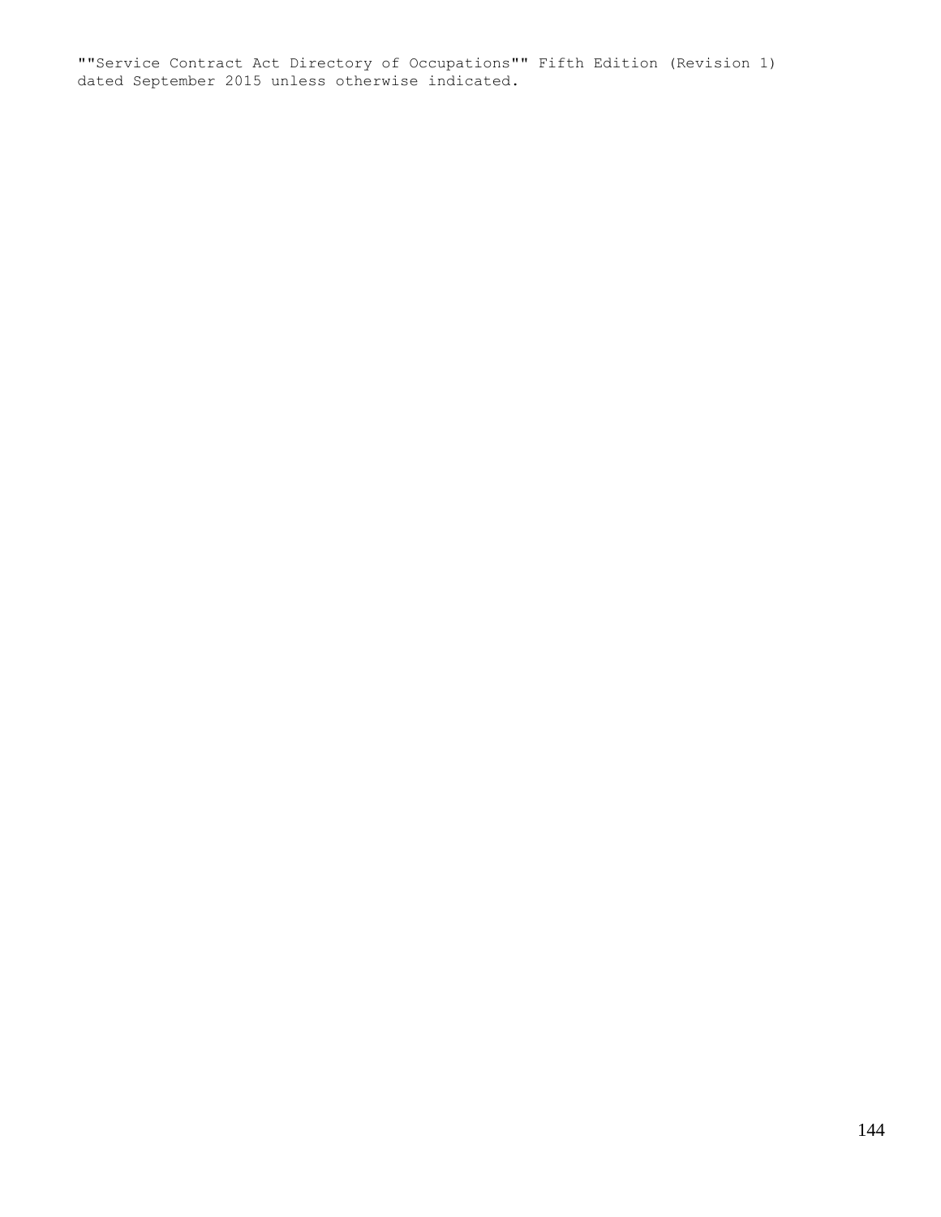""Service Contract Act Directory of Occupations"" Fifth Edition (Revision 1) dated September 2015 unless otherwise indicated.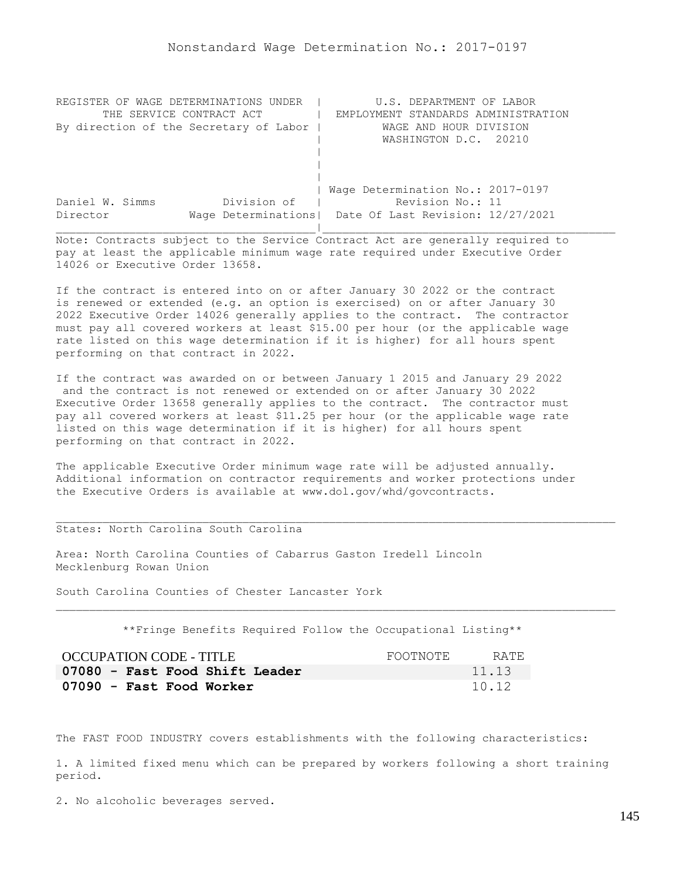# Nonstandard Wage Determination No.: 2017-0197

```
REGISTER OF WAGE DETERMINATIONS UNDER  |        U.S. DEPARTMENT OF LABOR
      THE SERVICE CONTRACT ACT         |  EMPLOYMENT STANDARDS ADMINISTRATION
By direction of the Secretary of Labor |         WAGE AND HOUR DIVISION
                                       |         WASHINGTON D.C.  20210
                                       |
                                       |
                                       |
                                       | Wage Determination No.: 2017-0197
Daniel W. Simms          Division of   |          Revision No.: 11
Director           Wage Determinations|  Date Of Last Revision: 12/27/2021
_______________________________________|_______________________________________
```

Note: Contracts subject to the Service Contract Act are generally required to pay at least the applicable minimum wage rate required under Executive Order 14026 or Executive Order 13658.

If the contract is entered into on or after January 30 2022 or the contract is renewed or extended (e.g. an option is exercised) on or after January 30 2022 Executive Order 14026 generally applies to the contract. The contractor must pay all covered workers at least $15.00 per hour (or the applicable wage rate listed on this wage determination if it is higher) for all hours spent performing on that contract in 2022.

If the contract was awarded on or between January 1 2015 and January 29 2022 and the contract is not renewed or extended on or after January 30 2022 Executive Order 13658 generally applies to the contract. The contractor must pay all covered workers at least $11.25 per hour (or the applicable wage rate listed on this wage determination if it is higher) for all hours spent performing on that contract in 2022.

The applicable Executive Order minimum wage rate will be adjusted annually. Additional information on contractor requirements and worker protections under the Executive Orders is available at www.dol.gov/whd/govcontracts.

---

States: North Carolina South Carolina

Area: North Carolina Counties of Cabarrus Gaston Iredell Lincoln Mecklenburg Rowan Union

South Carolina Counties of Chester Lancaster York

---

**Fringe Benefits Required Follow the Occupational Listing**

| OCCUPATION CODE - TITLE | FOOTNOTE | RATE |
|---|---|---|
| **07080 - Fast Food Shift Leader** | | 11.13 |
| **07090 - Fast Food Worker** | | 10.12 |

The FAST FOOD INDUSTRY covers establishments with the following characteristics:

1. A limited fixed menu which can be prepared by workers following a short training period.

2. No alcoholic beverages served.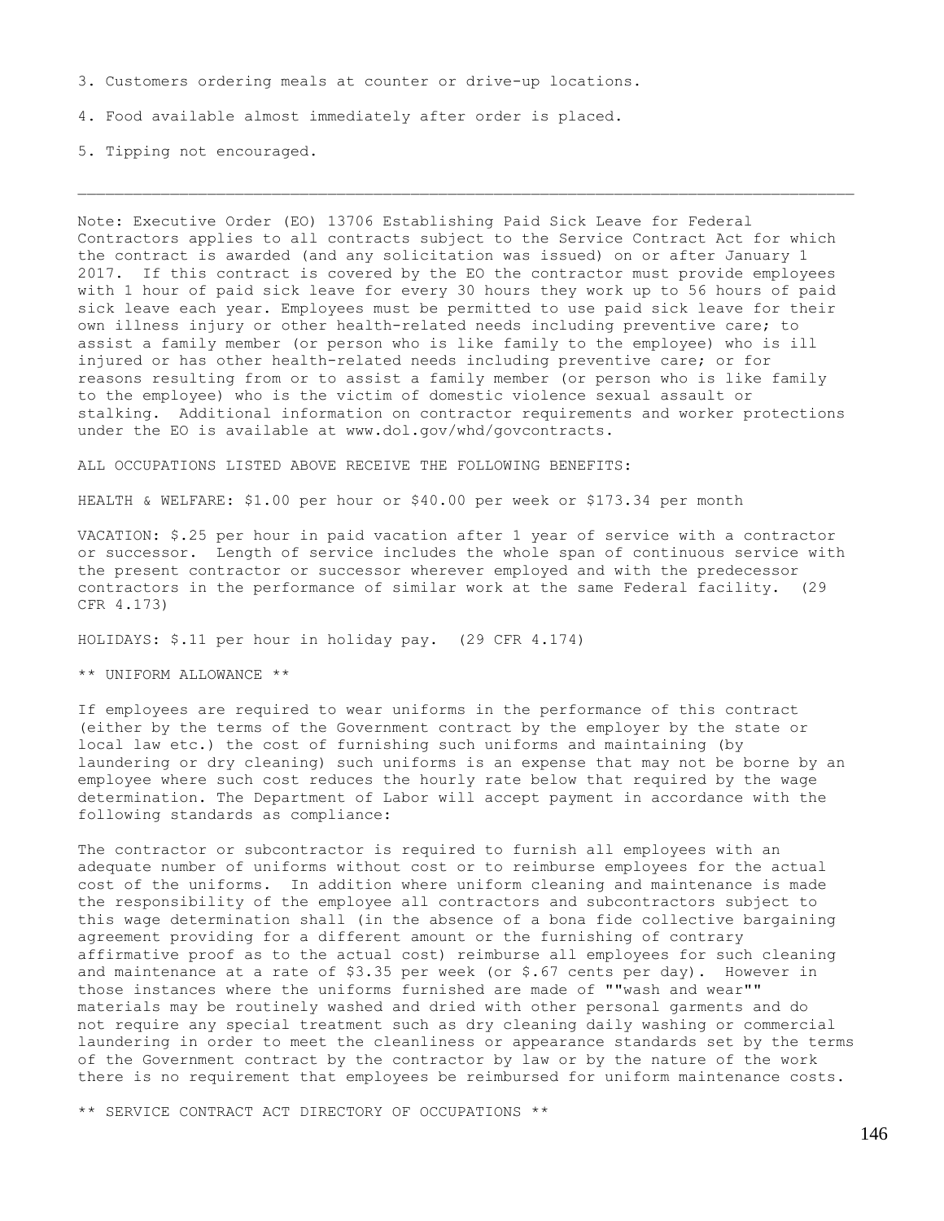3. Customers ordering meals at counter or drive-up locations.

4. Food available almost immediately after order is placed.

5. Tipping not encouraged.

---

Note: Executive Order (EO) 13706 Establishing Paid Sick Leave for Federal Contractors applies to all contracts subject to the Service Contract Act for which the contract is awarded (and any solicitation was issued) on or after January 1 2017. If this contract is covered by the EO the contractor must provide employees with 1 hour of paid sick leave for every 30 hours they work up to 56 hours of paid sick leave each year. Employees must be permitted to use paid sick leave for their own illness injury or other health-related needs including preventive care; to assist a family member (or person who is like family to the employee) who is ill injured or has other health-related needs including preventive care; or for reasons resulting from or to assist a family member (or person who is like family to the employee) who is the victim of domestic violence sexual assault or stalking. Additional information on contractor requirements and worker protections under the EO is available at www.dol.gov/whd/govcontracts.

ALL OCCUPATIONS LISTED ABOVE RECEIVE THE FOLLOWING BENEFITS:

HEALTH & WELFARE: $1.00 per hour or $40.00 per week or $173.34 per month

VACATION: $.25 per hour in paid vacation after 1 year of service with a contractor or successor. Length of service includes the whole span of continuous service with the present contractor or successor wherever employed and with the predecessor contractors in the performance of similar work at the same Federal facility. (29 CFR 4.173)

HOLIDAYS: $.11 per hour in holiday pay. (29 CFR 4.174)

** UNIFORM ALLOWANCE **

If employees are required to wear uniforms in the performance of this contract (either by the terms of the Government contract by the employer by the state or local law etc.) the cost of furnishing such uniforms and maintaining (by laundering or dry cleaning) such uniforms is an expense that may not be borne by an employee where such cost reduces the hourly rate below that required by the wage determination. The Department of Labor will accept payment in accordance with the following standards as compliance:

The contractor or subcontractor is required to furnish all employees with an adequate number of uniforms without cost or to reimburse employees for the actual cost of the uniforms. In addition where uniform cleaning and maintenance is made the responsibility of the employee all contractors and subcontractors subject to this wage determination shall (in the absence of a bona fide collective bargaining agreement providing for a different amount or the furnishing of contrary affirmative proof as to the actual cost) reimburse all employees for such cleaning and maintenance at a rate of $3.35 per week (or $.67 cents per day). However in those instances where the uniforms furnished are made of ""wash and wear"" materials may be routinely washed and dried with other personal garments and do not require any special treatment such as dry cleaning daily washing or commercial laundering in order to meet the cleanliness or appearance standards set by the terms of the Government contract by the contractor by law or by the nature of the work there is no requirement that employees be reimbursed for uniform maintenance costs.

** SERVICE CONTRACT ACT DIRECTORY OF OCCUPATIONS **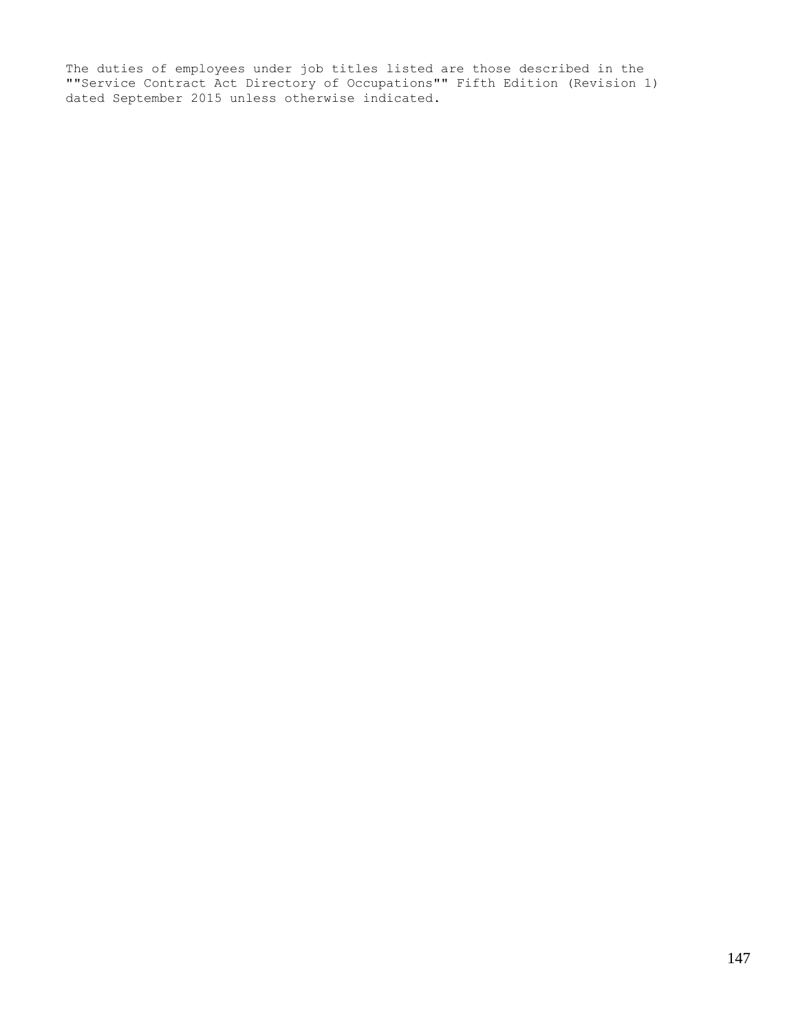The duties of employees under job titles listed are those described in the ""Service Contract Act Directory of Occupations"" Fifth Edition (Revision 1) dated September 2015 unless otherwise indicated.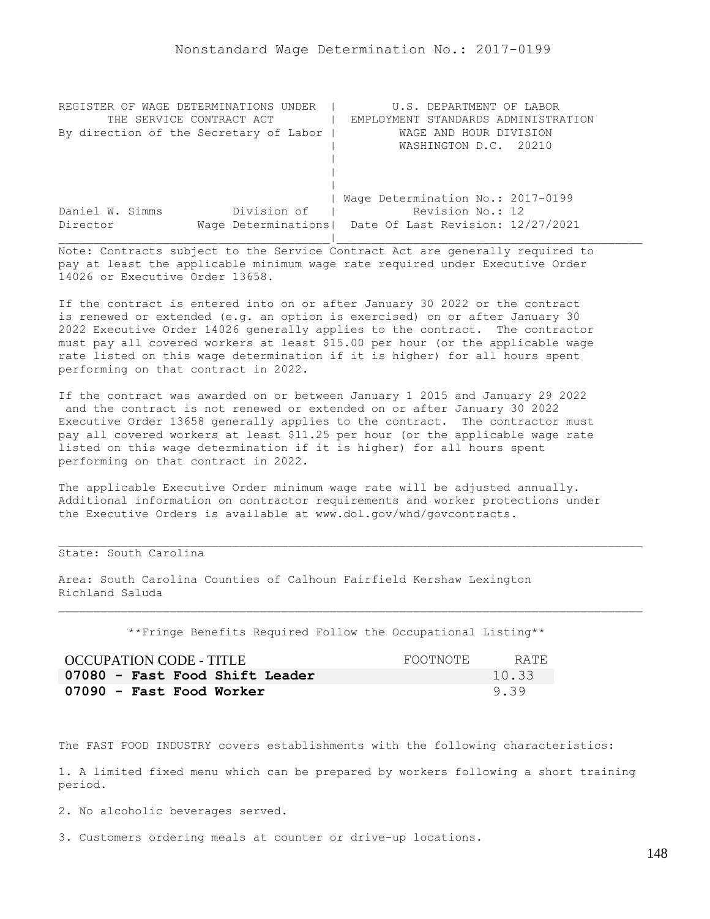# Nonstandard Wage Determination No.: 2017-0199

| REGISTER OF WAGE DETERMINATIONS UNDER THE SERVICE CONTRACT ACT By direction of the Secretary of Labor | U.S. DEPARTMENT OF LABOR EMPLOYMENT STANDARDS ADMINISTRATION WAGE AND HOUR DIVISION WASHINGTON D.C. 20210 |
|---|---|
| Daniel W. Simms, Director — Division of Wage Determinations | Wage Determination No.: 2017-0199 Revision No.: 12 Date Of Last Revision: 12/27/2021 |

Note: Contracts subject to the Service Contract Act are generally required to pay at least the applicable minimum wage rate required under Executive Order 14026 or Executive Order 13658.

If the contract is entered into on or after January 30 2022 or the contract is renewed or extended (e.g. an option is exercised) on or after January 30 2022 Executive Order 14026 generally applies to the contract. The contractor must pay all covered workers at least $15.00 per hour (or the applicable wage rate listed on this wage determination if it is higher) for all hours spent performing on that contract in 2022.

If the contract was awarded on or between January 1 2015 and January 29 2022 and the contract is not renewed or extended on or after January 30 2022 Executive Order 13658 generally applies to the contract. The contractor must pay all covered workers at least $11.25 per hour (or the applicable wage rate listed on this wage determination if it is higher) for all hours spent performing on that contract in 2022.

The applicable Executive Order minimum wage rate will be adjusted annually. Additional information on contractor requirements and worker protections under the Executive Orders is available at www.dol.gov/whd/govcontracts.

State: South Carolina

Area: South Carolina Counties of Calhoun Fairfield Kershaw Lexington Richland Saluda

**Fringe Benefits Required Follow the Occupational Listing**

| OCCUPATION CODE - TITLE | FOOTNOTE | RATE |
|---|---|---|
| **07080 - Fast Food Shift Leader** | | 10.33 |
| **07090 - Fast Food Worker** | | 9.39 |

The FAST FOOD INDUSTRY covers establishments with the following characteristics:

1. A limited fixed menu which can be prepared by workers following a short training period.

2. No alcoholic beverages served.

3. Customers ordering meals at counter or drive-up locations.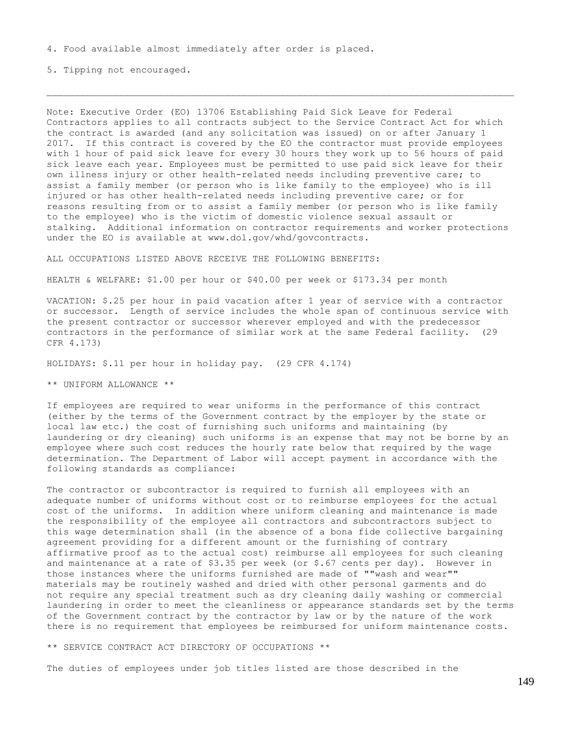4. Food available almost immediately after order is placed.

5. Tipping not encouraged.

---

Note: Executive Order (EO) 13706 Establishing Paid Sick Leave for Federal Contractors applies to all contracts subject to the Service Contract Act for which the contract is awarded (and any solicitation was issued) on or after January 1 2017. If this contract is covered by the EO the contractor must provide employees with 1 hour of paid sick leave for every 30 hours they work up to 56 hours of paid sick leave each year. Employees must be permitted to use paid sick leave for their own illness injury or other health-related needs including preventive care; to assist a family member (or person who is like family to the employee) who is ill injured or has other health-related needs including preventive care; or for reasons resulting from or to assist a family member (or person who is like family to the employee) who is the victim of domestic violence sexual assault or stalking. Additional information on contractor requirements and worker protections under the EO is available at www.dol.gov/whd/govcontracts.

ALL OCCUPATIONS LISTED ABOVE RECEIVE THE FOLLOWING BENEFITS:

HEALTH & WELFARE: $1.00 per hour or $40.00 per week or $173.34 per month

VACATION: $.25 per hour in paid vacation after 1 year of service with a contractor or successor. Length of service includes the whole span of continuous service with the present contractor or successor wherever employed and with the predecessor contractors in the performance of similar work at the same Federal facility. (29 CFR 4.173)

HOLIDAYS: $.11 per hour in holiday pay. (29 CFR 4.174)

** UNIFORM ALLOWANCE **

If employees are required to wear uniforms in the performance of this contract (either by the terms of the Government contract by the employer by the state or local law etc.) the cost of furnishing such uniforms and maintaining (by laundering or dry cleaning) such uniforms is an expense that may not be borne by an employee where such cost reduces the hourly rate below that required by the wage determination. The Department of Labor will accept payment in accordance with the following standards as compliance:

The contractor or subcontractor is required to furnish all employees with an adequate number of uniforms without cost or to reimburse employees for the actual cost of the uniforms. In addition where uniform cleaning and maintenance is made the responsibility of the employee all contractors and subcontractors subject to this wage determination shall (in the absence of a bona fide collective bargaining agreement providing for a different amount or the furnishing of contrary affirmative proof as to the actual cost) reimburse all employees for such cleaning and maintenance at a rate of $3.35 per week (or $.67 cents per day). However in those instances where the uniforms furnished are made of ""wash and wear"" materials may be routinely washed and dried with other personal garments and do not require any special treatment such as dry cleaning daily washing or commercial laundering in order to meet the cleanliness or appearance standards set by the terms of the Government contract by the contractor by law or by the nature of the work there is no requirement that employees be reimbursed for uniform maintenance costs.

** SERVICE CONTRACT ACT DIRECTORY OF OCCUPATIONS **

The duties of employees under job titles listed are those described in the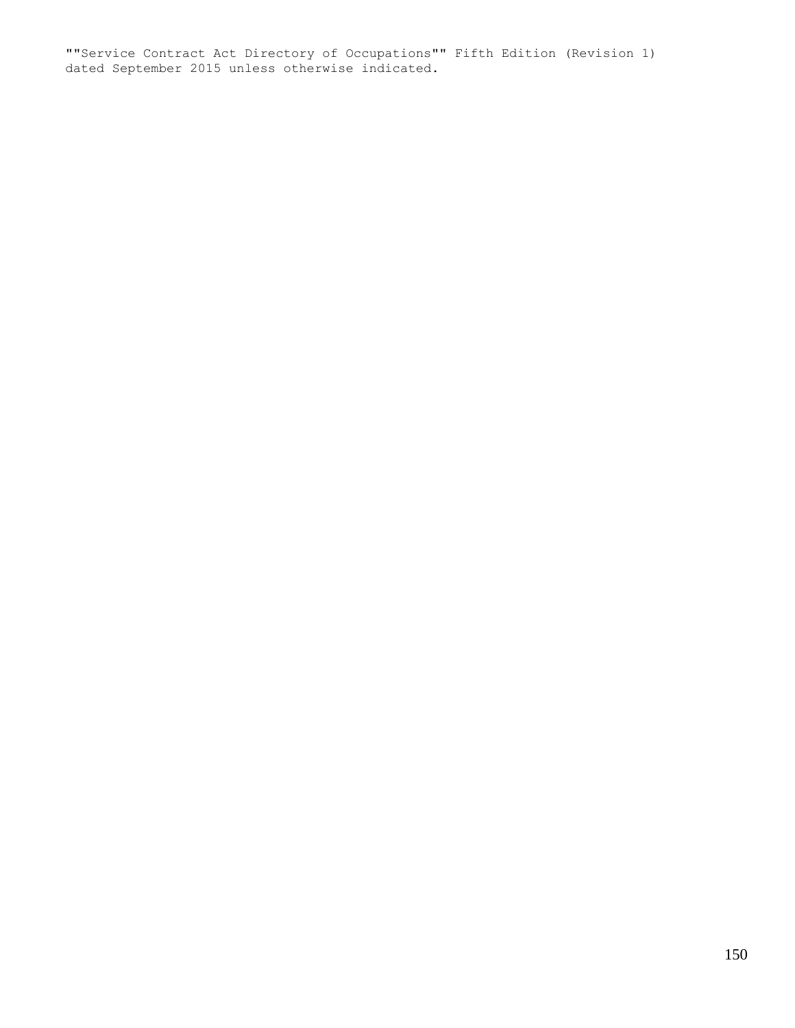""Service Contract Act Directory of Occupations"" Fifth Edition (Revision 1) dated September 2015 unless otherwise indicated.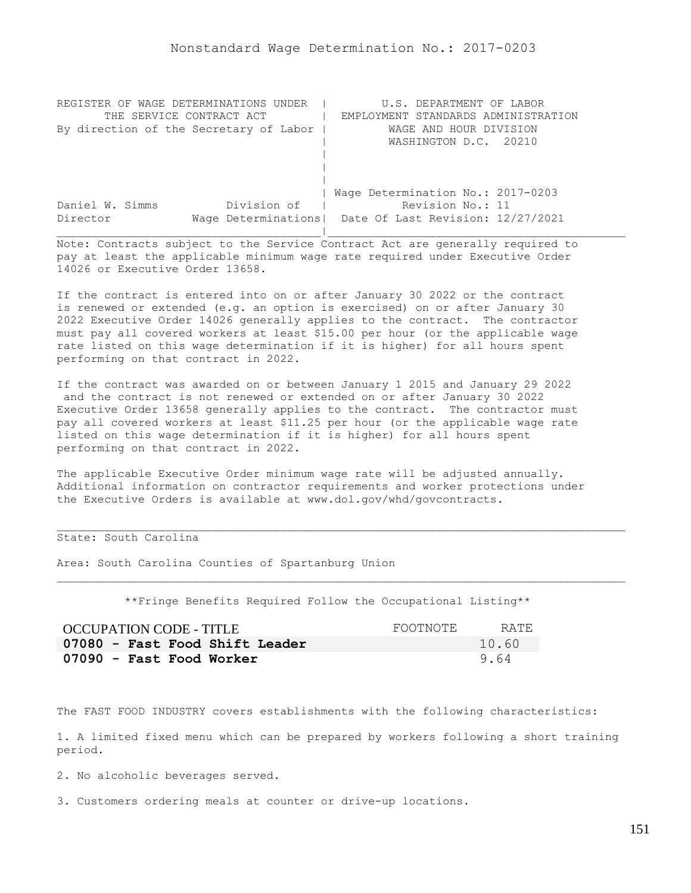Nonstandard Wage Determination No.: 2017-0203

```
REGISTER OF WAGE DETERMINATIONS UNDER  |        U.S. DEPARTMENT OF LABOR
      THE SERVICE CONTRACT ACT         |  EMPLOYMENT STANDARDS ADMINISTRATION
By direction of the Secretary of Labor |         WAGE AND HOUR DIVISION
                                       |         WASHINGTON D.C.  20210
                                       |
                                       |
                                       |
                                       | Wage Determination No.: 2017-0203
Daniel W. Simms          Division of   |          Revision No.: 11
Director            Wage Determinations|  Date Of Last Revision: 12/27/2021
_______________________________________|____________________________________
```

Note: Contracts subject to the Service Contract Act are generally required to pay at least the applicable minimum wage rate required under Executive Order 14026 or Executive Order 13658.

If the contract is entered into on or after January 30 2022 or the contract is renewed or extended (e.g. an option is exercised) on or after January 30 2022 Executive Order 14026 generally applies to the contract. The contractor must pay all covered workers at least $15.00 per hour (or the applicable wage rate listed on this wage determination if it is higher) for all hours spent performing on that contract in 2022.

If the contract was awarded on or between January 1 2015 and January 29 2022 and the contract is not renewed or extended on or after January 30 2022 Executive Order 13658 generally applies to the contract. The contractor must pay all covered workers at least $11.25 per hour (or the applicable wage rate listed on this wage determination if it is higher) for all hours spent performing on that contract in 2022.

The applicable Executive Order minimum wage rate will be adjusted annually. Additional information on contractor requirements and worker protections under the Executive Orders is available at www.dol.gov/whd/govcontracts.

---

State: South Carolina

Area: South Carolina Counties of Spartanburg Union

---

**Fringe Benefits Required Follow the Occupational Listing**

| OCCUPATION CODE - TITLE | FOOTNOTE | RATE |
|---|---|---|
| **07080 - Fast Food Shift Leader** | | 10.60 |
| **07090 - Fast Food Worker** | | 9.64 |

The FAST FOOD INDUSTRY covers establishments with the following characteristics:

1. A limited fixed menu which can be prepared by workers following a short training period.

2. No alcoholic beverages served.

3. Customers ordering meals at counter or drive-up locations.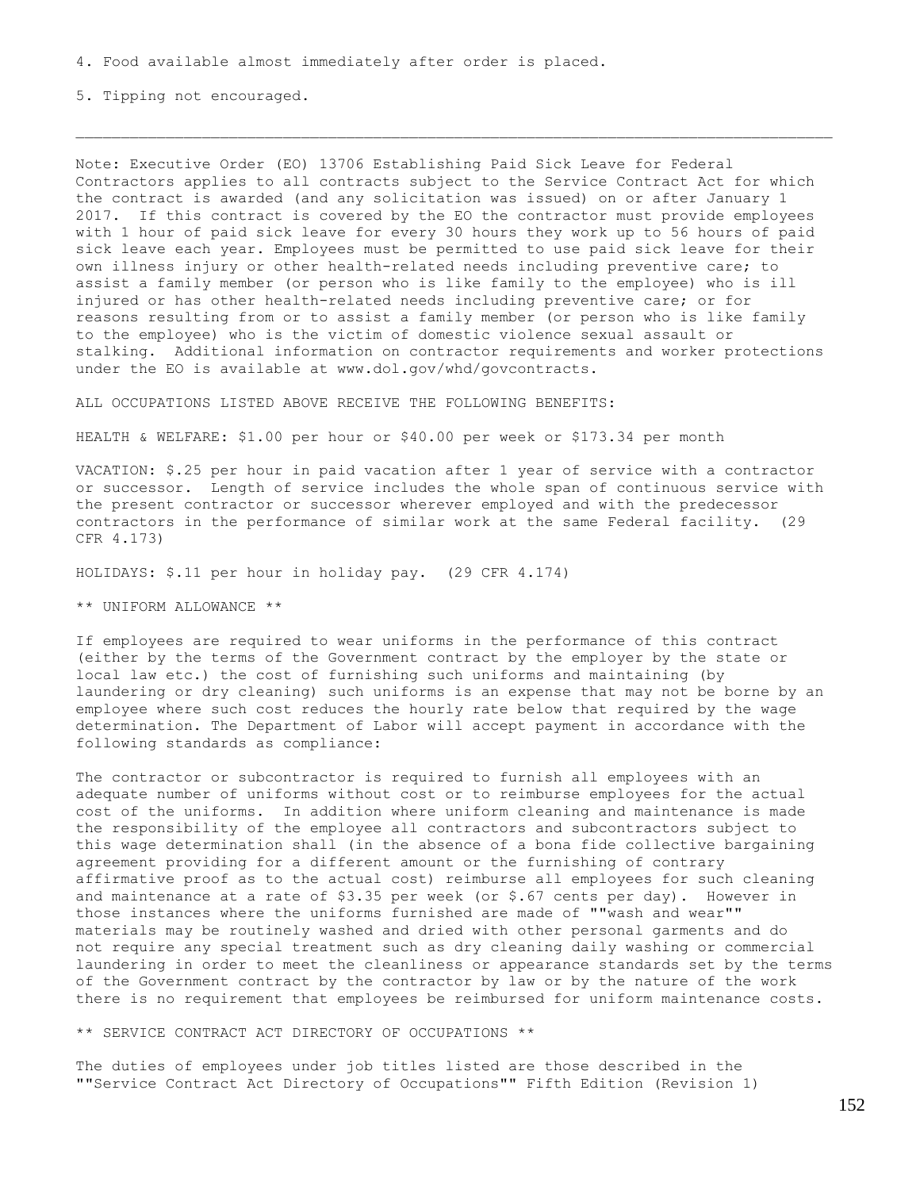4. Food available almost immediately after order is placed.

5. Tipping not encouraged.

---

Note: Executive Order (EO) 13706 Establishing Paid Sick Leave for Federal Contractors applies to all contracts subject to the Service Contract Act for which the contract is awarded (and any solicitation was issued) on or after January 1 2017. If this contract is covered by the EO the contractor must provide employees with 1 hour of paid sick leave for every 30 hours they work up to 56 hours of paid sick leave each year. Employees must be permitted to use paid sick leave for their own illness injury or other health-related needs including preventive care; to assist a family member (or person who is like family to the employee) who is ill injured or has other health-related needs including preventive care; or for reasons resulting from or to assist a family member (or person who is like family to the employee) who is the victim of domestic violence sexual assault or stalking. Additional information on contractor requirements and worker protections under the EO is available at www.dol.gov/whd/govcontracts.

ALL OCCUPATIONS LISTED ABOVE RECEIVE THE FOLLOWING BENEFITS:

HEALTH & WELFARE: $1.00 per hour or $40.00 per week or $173.34 per month

VACATION: $.25 per hour in paid vacation after 1 year of service with a contractor or successor. Length of service includes the whole span of continuous service with the present contractor or successor wherever employed and with the predecessor contractors in the performance of similar work at the same Federal facility. (29 CFR 4.173)

HOLIDAYS: $.11 per hour in holiday pay. (29 CFR 4.174)

** UNIFORM ALLOWANCE **

If employees are required to wear uniforms in the performance of this contract (either by the terms of the Government contract by the employer by the state or local law etc.) the cost of furnishing such uniforms and maintaining (by laundering or dry cleaning) such uniforms is an expense that may not be borne by an employee where such cost reduces the hourly rate below that required by the wage determination. The Department of Labor will accept payment in accordance with the following standards as compliance:

The contractor or subcontractor is required to furnish all employees with an adequate number of uniforms without cost or to reimburse employees for the actual cost of the uniforms. In addition where uniform cleaning and maintenance is made the responsibility of the employee all contractors and subcontractors subject to this wage determination shall (in the absence of a bona fide collective bargaining agreement providing for a different amount or the furnishing of contrary affirmative proof as to the actual cost) reimburse all employees for such cleaning and maintenance at a rate of $3.35 per week (or $.67 cents per day). However in those instances where the uniforms furnished are made of ""wash and wear"" materials may be routinely washed and dried with other personal garments and do not require any special treatment such as dry cleaning daily washing or commercial laundering in order to meet the cleanliness or appearance standards set by the terms of the Government contract by the contractor by law or by the nature of the work there is no requirement that employees be reimbursed for uniform maintenance costs.

** SERVICE CONTRACT ACT DIRECTORY OF OCCUPATIONS **

The duties of employees under job titles listed are those described in the ""Service Contract Act Directory of Occupations"" Fifth Edition (Revision 1)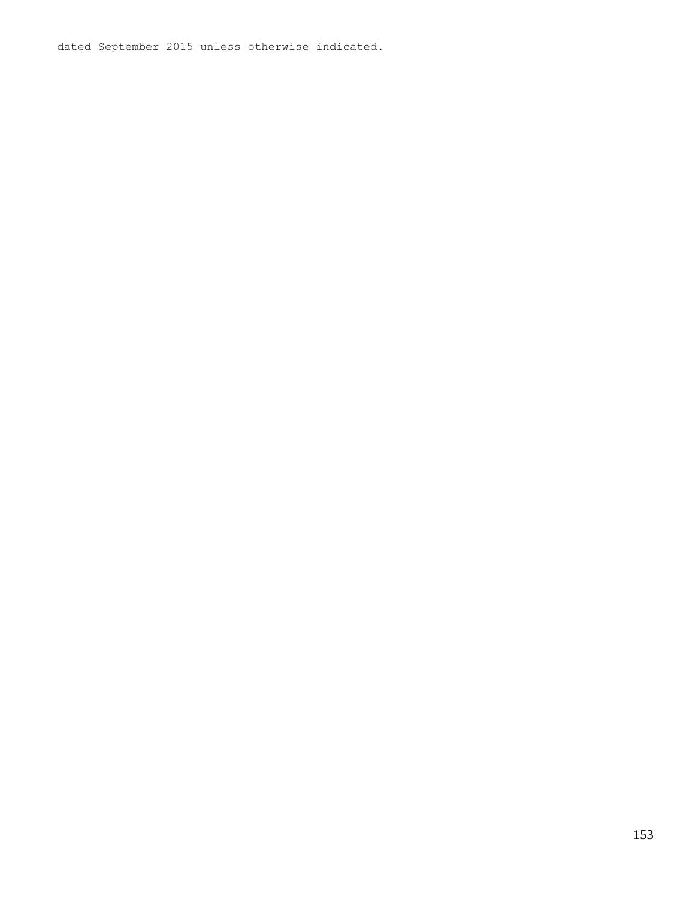dated September 2015 unless otherwise indicated.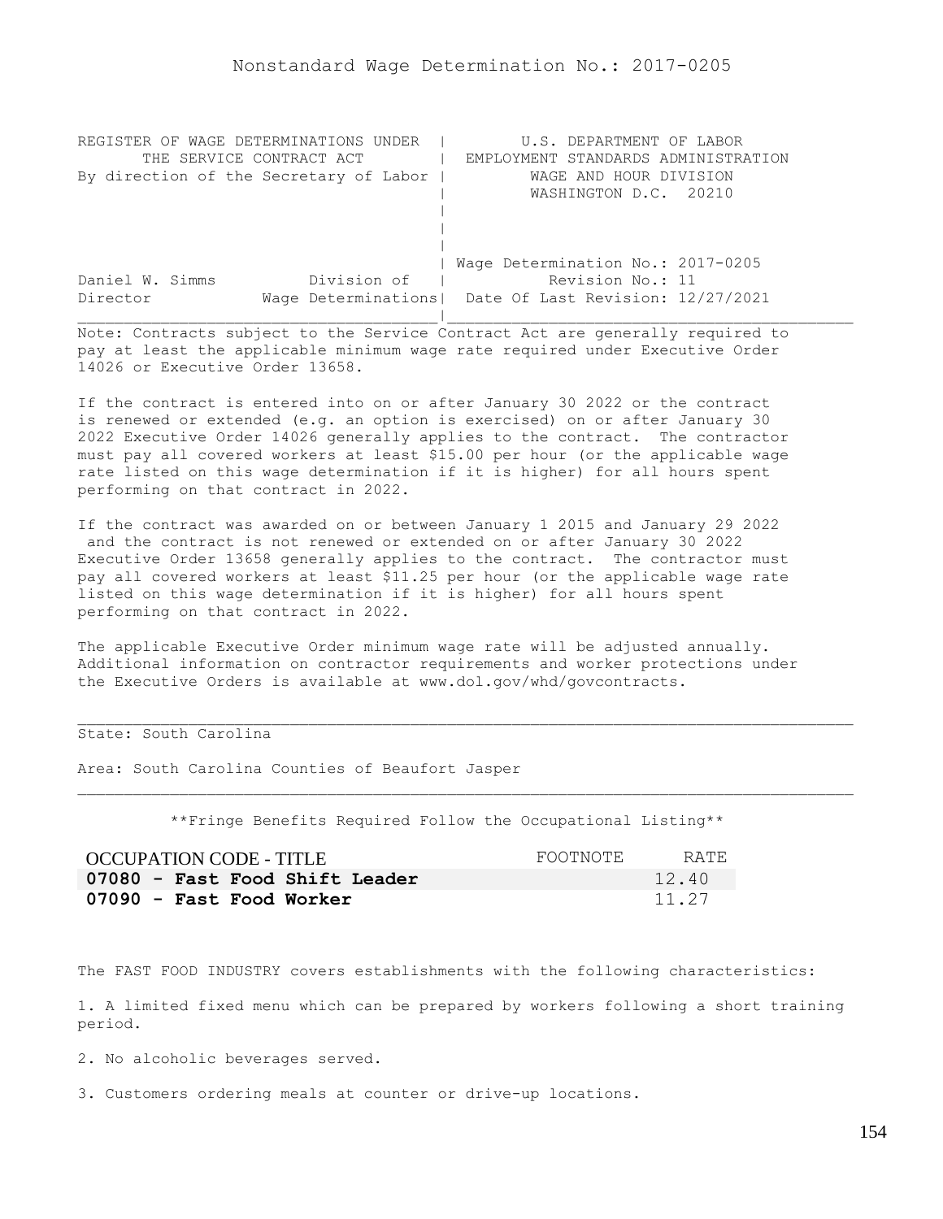Nonstandard Wage Determination No.: 2017-0205

| REGISTER OF WAGE DETERMINATIONS UNDER THE SERVICE CONTRACT ACT By direction of the Secretary of Labor | U.S. DEPARTMENT OF LABOR EMPLOYMENT STANDARDS ADMINISTRATION WAGE AND HOUR DIVISION WASHINGTON D.C. 20210 |
|---|---|
| Daniel W. Simms, Director — Division of Wage Determinations | Wage Determination No.: 2017-0205 Revision No.: 11 Date Of Last Revision: 12/27/2021 |

Note: Contracts subject to the Service Contract Act are generally required to pay at least the applicable minimum wage rate required under Executive Order 14026 or Executive Order 13658.

If the contract is entered into on or after January 30 2022 or the contract is renewed or extended (e.g. an option is exercised) on or after January 30 2022 Executive Order 14026 generally applies to the contract. The contractor must pay all covered workers at least $15.00 per hour (or the applicable wage rate listed on this wage determination if it is higher) for all hours spent performing on that contract in 2022.

If the contract was awarded on or between January 1 2015 and January 29 2022 and the contract is not renewed or extended on or after January 30 2022 Executive Order 13658 generally applies to the contract. The contractor must pay all covered workers at least $11.25 per hour (or the applicable wage rate listed on this wage determination if it is higher) for all hours spent performing on that contract in 2022.

The applicable Executive Order minimum wage rate will be adjusted annually. Additional information on contractor requirements and worker protections under the Executive Orders is available at www.dol.gov/whd/govcontracts.

---

State: South Carolina

Area: South Carolina Counties of Beaufort Jasper

---

**Fringe Benefits Required Follow the Occupational Listing**

| OCCUPATION CODE - TITLE | FOOTNOTE | RATE |
|---|---|---|
| **07080 - Fast Food Shift Leader** | | 12.40 |
| **07090 - Fast Food Worker** | | 11.27 |

The FAST FOOD INDUSTRY covers establishments with the following characteristics:

1. A limited fixed menu which can be prepared by workers following a short training period.

2. No alcoholic beverages served.

3. Customers ordering meals at counter or drive-up locations.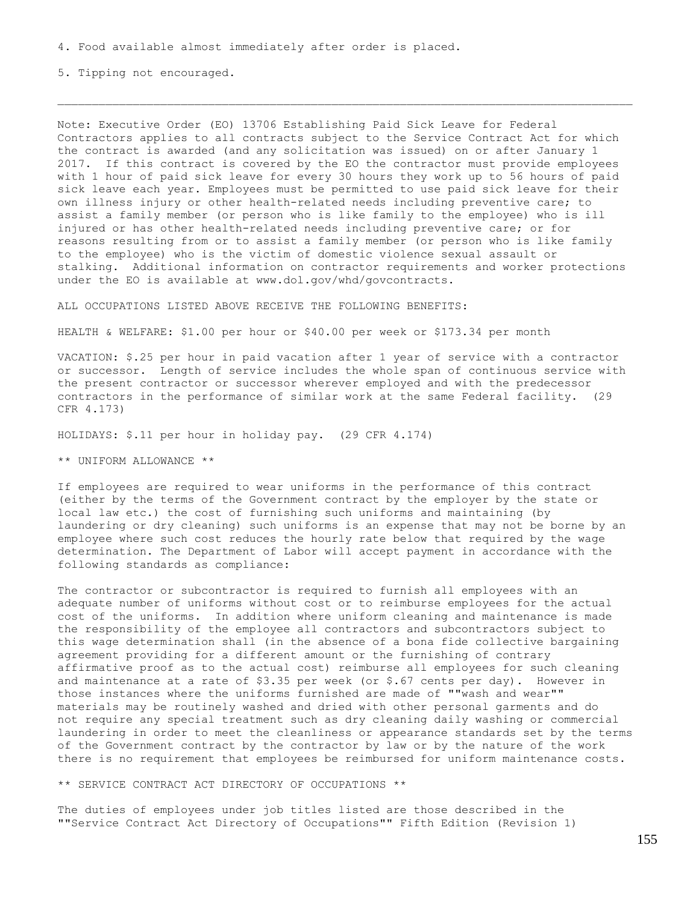4. Food available almost immediately after order is placed.

5. Tipping not encouraged.

---

Note: Executive Order (EO) 13706 Establishing Paid Sick Leave for Federal Contractors applies to all contracts subject to the Service Contract Act for which the contract is awarded (and any solicitation was issued) on or after January 1 2017. If this contract is covered by the EO the contractor must provide employees with 1 hour of paid sick leave for every 30 hours they work up to 56 hours of paid sick leave each year. Employees must be permitted to use paid sick leave for their own illness injury or other health-related needs including preventive care; to assist a family member (or person who is like family to the employee) who is ill injured or has other health-related needs including preventive care; or for reasons resulting from or to assist a family member (or person who is like family to the employee) who is the victim of domestic violence sexual assault or stalking. Additional information on contractor requirements and worker protections under the EO is available at www.dol.gov/whd/govcontracts.

ALL OCCUPATIONS LISTED ABOVE RECEIVE THE FOLLOWING BENEFITS:

HEALTH & WELFARE: $1.00 per hour or $40.00 per week or $173.34 per month

VACATION: $.25 per hour in paid vacation after 1 year of service with a contractor or successor. Length of service includes the whole span of continuous service with the present contractor or successor wherever employed and with the predecessor contractors in the performance of similar work at the same Federal facility. (29 CFR 4.173)

HOLIDAYS: $.11 per hour in holiday pay. (29 CFR 4.174)

** UNIFORM ALLOWANCE **

If employees are required to wear uniforms in the performance of this contract (either by the terms of the Government contract by the employer by the state or local law etc.) the cost of furnishing such uniforms and maintaining (by laundering or dry cleaning) such uniforms is an expense that may not be borne by an employee where such cost reduces the hourly rate below that required by the wage determination. The Department of Labor will accept payment in accordance with the following standards as compliance:

The contractor or subcontractor is required to furnish all employees with an adequate number of uniforms without cost or to reimburse employees for the actual cost of the uniforms. In addition where uniform cleaning and maintenance is made the responsibility of the employee all contractors and subcontractors subject to this wage determination shall (in the absence of a bona fide collective bargaining agreement providing for a different amount or the furnishing of contrary affirmative proof as to the actual cost) reimburse all employees for such cleaning and maintenance at a rate of $3.35 per week (or $.67 cents per day). However in those instances where the uniforms furnished are made of ""wash and wear"" materials may be routinely washed and dried with other personal garments and do not require any special treatment such as dry cleaning daily washing or commercial laundering in order to meet the cleanliness or appearance standards set by the terms of the Government contract by the contractor by law or by the nature of the work there is no requirement that employees be reimbursed for uniform maintenance costs.

** SERVICE CONTRACT ACT DIRECTORY OF OCCUPATIONS **

The duties of employees under job titles listed are those described in the ""Service Contract Act Directory of Occupations"" Fifth Edition (Revision 1)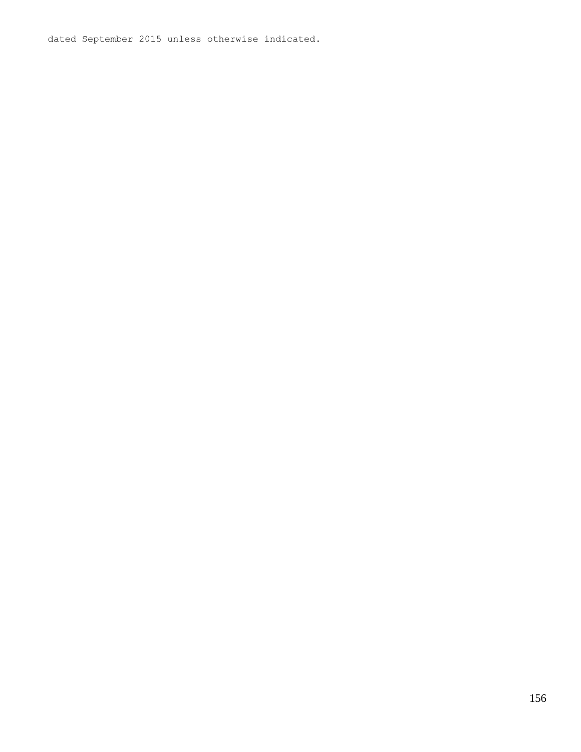dated September 2015 unless otherwise indicated.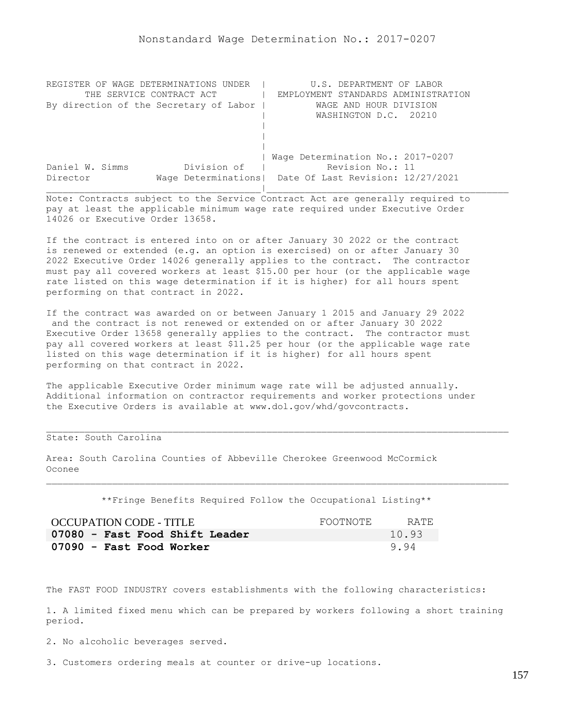# Nonstandard Wage Determination No.: 2017-0207

```
REGISTER OF WAGE DETERMINATIONS UNDER  |        U.S. DEPARTMENT OF LABOR
      THE SERVICE CONTRACT ACT         |  EMPLOYMENT STANDARDS ADMINISTRATION
By direction of the Secretary of Labor |         WAGE AND HOUR DIVISION
                                       |         WASHINGTON D.C.  20210
                                       |
                                       |
                                       |
                                       | Wage Determination No.: 2017-0207
Daniel W. Simms          Division of   |           Revision No.: 11
Director            Wage Determinations|  Date Of Last Revision: 12/27/2021
_______________________________________|____________________________________
```

Note: Contracts subject to the Service Contract Act are generally required to pay at least the applicable minimum wage rate required under Executive Order 14026 or Executive Order 13658.

If the contract is entered into on or after January 30 2022 or the contract is renewed or extended (e.g. an option is exercised) on or after January 30 2022 Executive Order 14026 generally applies to the contract. The contractor must pay all covered workers at least $15.00 per hour (or the applicable wage rate listed on this wage determination if it is higher) for all hours spent performing on that contract in 2022.

If the contract was awarded on or between January 1 2015 and January 29 2022 and the contract is not renewed or extended on or after January 30 2022 Executive Order 13658 generally applies to the contract. The contractor must pay all covered workers at least $11.25 per hour (or the applicable wage rate listed on this wage determination if it is higher) for all hours spent performing on that contract in 2022.

The applicable Executive Order minimum wage rate will be adjusted annually. Additional information on contractor requirements and worker protections under the Executive Orders is available at www.dol.gov/whd/govcontracts.

---

State: South Carolina

Area: South Carolina Counties of Abbeville Cherokee Greenwood McCormick Oconee

---

**Fringe Benefits Required Follow the Occupational Listing**

| OCCUPATION CODE - TITLE | FOOTNOTE | RATE |
|---|---|---|
| **07080 - Fast Food Shift Leader** | | 10.93 |
| **07090 - Fast Food Worker** | | 9.94 |

The FAST FOOD INDUSTRY covers establishments with the following characteristics:

1. A limited fixed menu which can be prepared by workers following a short training period.

2. No alcoholic beverages served.

3. Customers ordering meals at counter or drive-up locations.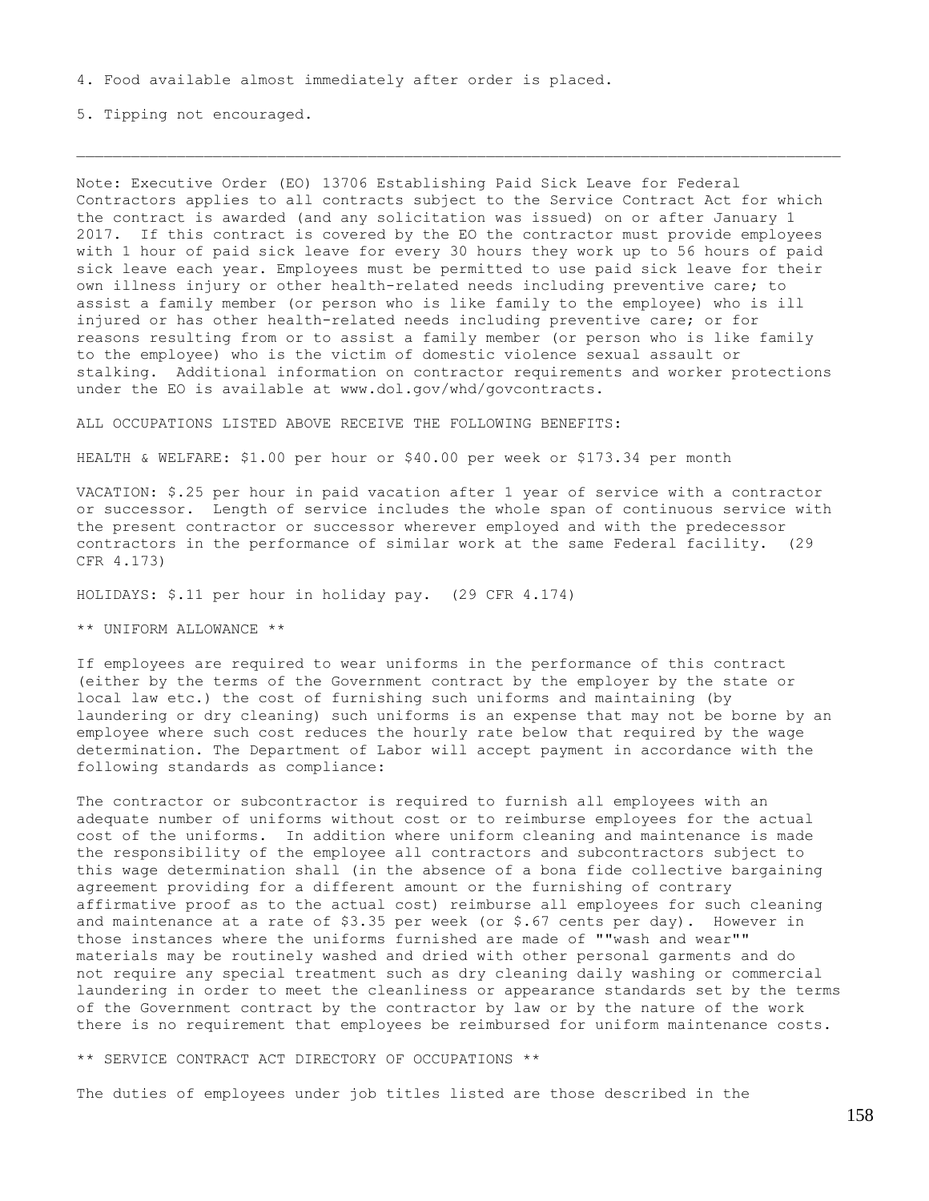4. Food available almost immediately after order is placed.

5. Tipping not encouraged.

---

Note: Executive Order (EO) 13706 Establishing Paid Sick Leave for Federal Contractors applies to all contracts subject to the Service Contract Act for which the contract is awarded (and any solicitation was issued) on or after January 1 2017. If this contract is covered by the EO the contractor must provide employees with 1 hour of paid sick leave for every 30 hours they work up to 56 hours of paid sick leave each year. Employees must be permitted to use paid sick leave for their own illness injury or other health-related needs including preventive care; to assist a family member (or person who is like family to the employee) who is ill injured or has other health-related needs including preventive care; or for reasons resulting from or to assist a family member (or person who is like family to the employee) who is the victim of domestic violence sexual assault or stalking. Additional information on contractor requirements and worker protections under the EO is available at www.dol.gov/whd/govcontracts.

ALL OCCUPATIONS LISTED ABOVE RECEIVE THE FOLLOWING BENEFITS:

HEALTH & WELFARE: $1.00 per hour or $40.00 per week or $173.34 per month

VACATION: $.25 per hour in paid vacation after 1 year of service with a contractor or successor. Length of service includes the whole span of continuous service with the present contractor or successor wherever employed and with the predecessor contractors in the performance of similar work at the same Federal facility. (29 CFR 4.173)

HOLIDAYS: $.11 per hour in holiday pay. (29 CFR 4.174)

** UNIFORM ALLOWANCE **

If employees are required to wear uniforms in the performance of this contract (either by the terms of the Government contract by the employer by the state or local law etc.) the cost of furnishing such uniforms and maintaining (by laundering or dry cleaning) such uniforms is an expense that may not be borne by an employee where such cost reduces the hourly rate below that required by the wage determination. The Department of Labor will accept payment in accordance with the following standards as compliance:

The contractor or subcontractor is required to furnish all employees with an adequate number of uniforms without cost or to reimburse employees for the actual cost of the uniforms. In addition where uniform cleaning and maintenance is made the responsibility of the employee all contractors and subcontractors subject to this wage determination shall (in the absence of a bona fide collective bargaining agreement providing for a different amount or the furnishing of contrary affirmative proof as to the actual cost) reimburse all employees for such cleaning and maintenance at a rate of $3.35 per week (or $.67 cents per day). However in those instances where the uniforms furnished are made of ""wash and wear"" materials may be routinely washed and dried with other personal garments and do not require any special treatment such as dry cleaning daily washing or commercial laundering in order to meet the cleanliness or appearance standards set by the terms of the Government contract by the contractor by law or by the nature of the work there is no requirement that employees be reimbursed for uniform maintenance costs.

** SERVICE CONTRACT ACT DIRECTORY OF OCCUPATIONS **

The duties of employees under job titles listed are those described in the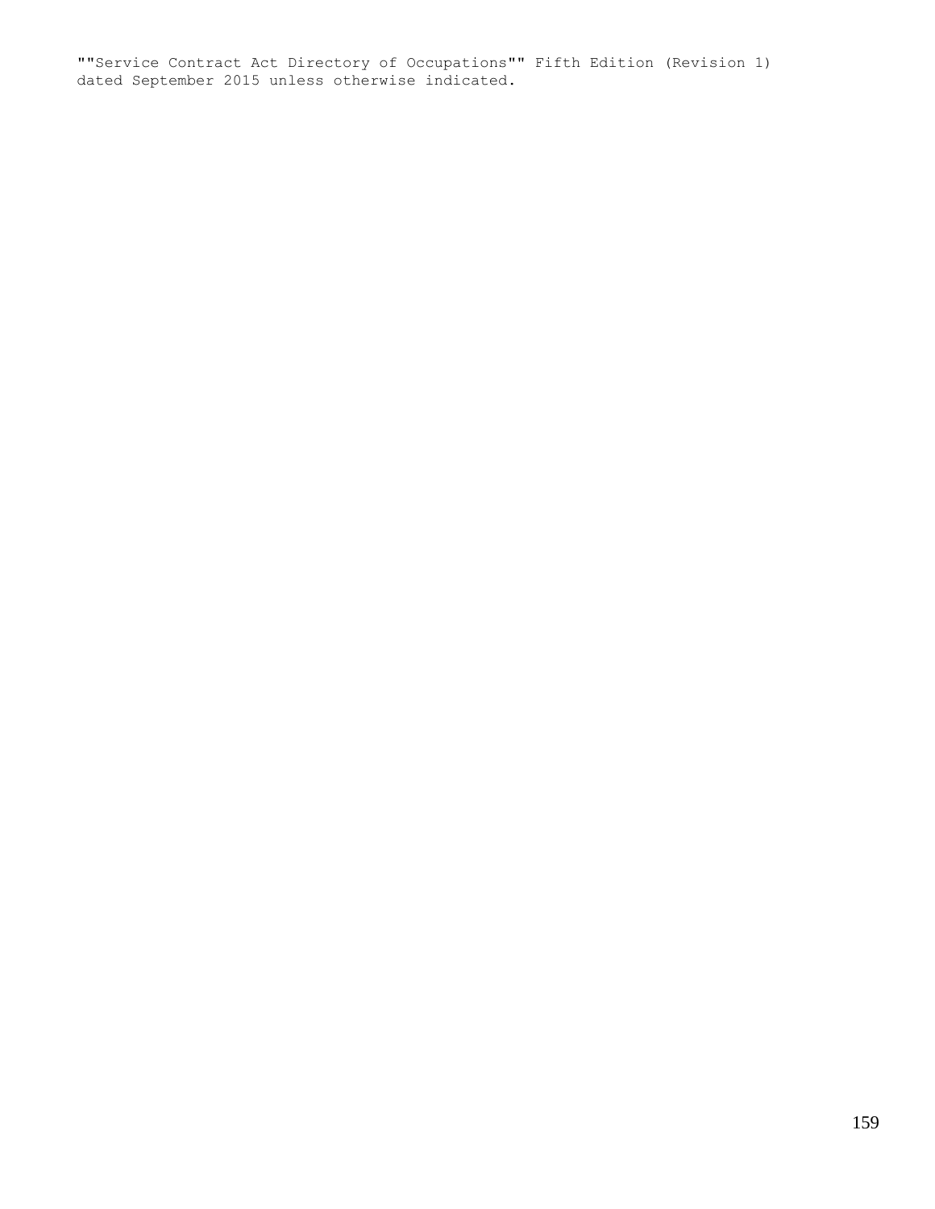""Service Contract Act Directory of Occupations"" Fifth Edition (Revision 1) dated September 2015 unless otherwise indicated.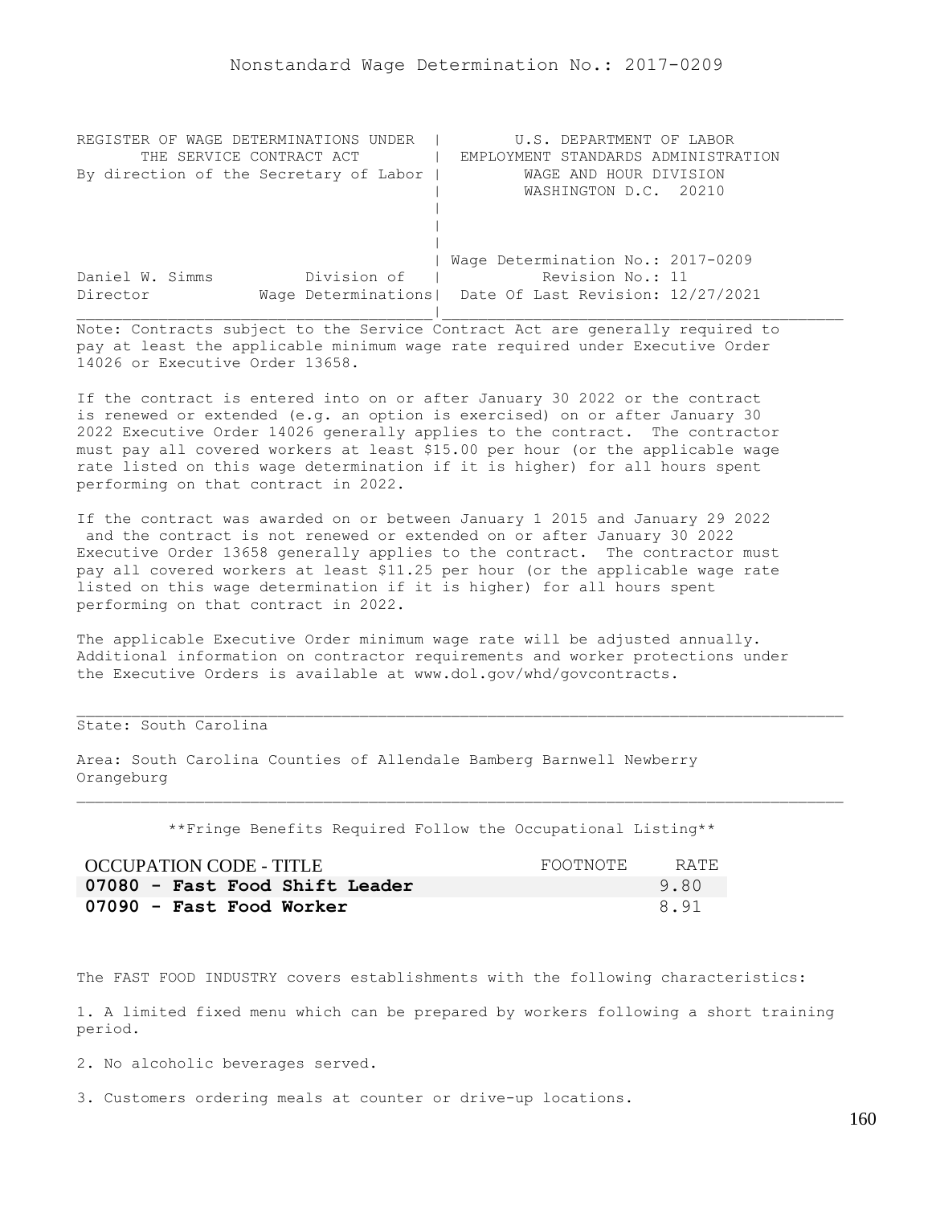# Nonstandard Wage Determination No.: 2017-0209

| REGISTER OF WAGE DETERMINATIONS UNDER THE SERVICE CONTRACT ACT By direction of the Secretary of Labor | U.S. DEPARTMENT OF LABOR EMPLOYMENT STANDARDS ADMINISTRATION WAGE AND HOUR DIVISION WASHINGTON D.C. 20210 |
|---|---|
| Daniel W. Simms, Director — Division of Wage Determinations | Wage Determination No.: 2017-0209 Revision No.: 11 Date Of Last Revision: 12/27/2021 |

Note: Contracts subject to the Service Contract Act are generally required to pay at least the applicable minimum wage rate required under Executive Order 14026 or Executive Order 13658.

If the contract is entered into on or after January 30 2022 or the contract is renewed or extended (e.g. an option is exercised) on or after January 30 2022 Executive Order 14026 generally applies to the contract. The contractor must pay all covered workers at least $15.00 per hour (or the applicable wage rate listed on this wage determination if it is higher) for all hours spent performing on that contract in 2022.

If the contract was awarded on or between January 1 2015 and January 29 2022 and the contract is not renewed or extended on or after January 30 2022 Executive Order 13658 generally applies to the contract. The contractor must pay all covered workers at least $11.25 per hour (or the applicable wage rate listed on this wage determination if it is higher) for all hours spent performing on that contract in 2022.

The applicable Executive Order minimum wage rate will be adjusted annually. Additional information on contractor requirements and worker protections under the Executive Orders is available at www.dol.gov/whd/govcontracts.

State: South Carolina

Area: South Carolina Counties of Allendale Bamberg Barnwell Newberry Orangeburg

**Fringe Benefits Required Follow the Occupational Listing**

| OCCUPATION CODE - TITLE | FOOTNOTE | RATE |
|---|---|---|
| **07080 - Fast Food Shift Leader** | | 9.80 |
| **07090 - Fast Food Worker** | | 8.91 |

The FAST FOOD INDUSTRY covers establishments with the following characteristics:

1. A limited fixed menu which can be prepared by workers following a short training period.

2. No alcoholic beverages served.

3. Customers ordering meals at counter or drive-up locations.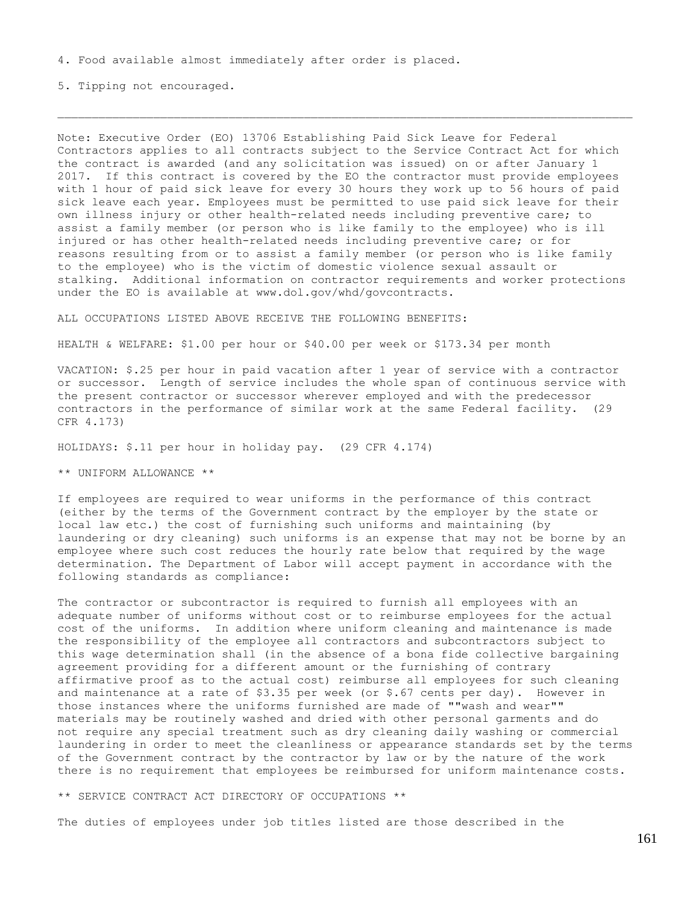4. Food available almost immediately after order is placed.

5. Tipping not encouraged.

---

Note: Executive Order (EO) 13706 Establishing Paid Sick Leave for Federal Contractors applies to all contracts subject to the Service Contract Act for which the contract is awarded (and any solicitation was issued) on or after January 1 2017. If this contract is covered by the EO the contractor must provide employees with 1 hour of paid sick leave for every 30 hours they work up to 56 hours of paid sick leave each year. Employees must be permitted to use paid sick leave for their own illness injury or other health-related needs including preventive care; to assist a family member (or person who is like family to the employee) who is ill injured or has other health-related needs including preventive care; or for reasons resulting from or to assist a family member (or person who is like family to the employee) who is the victim of domestic violence sexual assault or stalking. Additional information on contractor requirements and worker protections under the EO is available at www.dol.gov/whd/govcontracts.

ALL OCCUPATIONS LISTED ABOVE RECEIVE THE FOLLOWING BENEFITS:

HEALTH & WELFARE: $1.00 per hour or $40.00 per week or $173.34 per month

VACATION: $.25 per hour in paid vacation after 1 year of service with a contractor or successor. Length of service includes the whole span of continuous service with the present contractor or successor wherever employed and with the predecessor contractors in the performance of similar work at the same Federal facility. (29 CFR 4.173)

HOLIDAYS: $.11 per hour in holiday pay. (29 CFR 4.174)

** UNIFORM ALLOWANCE **

If employees are required to wear uniforms in the performance of this contract (either by the terms of the Government contract by the employer by the state or local law etc.) the cost of furnishing such uniforms and maintaining (by laundering or dry cleaning) such uniforms is an expense that may not be borne by an employee where such cost reduces the hourly rate below that required by the wage determination. The Department of Labor will accept payment in accordance with the following standards as compliance:

The contractor or subcontractor is required to furnish all employees with an adequate number of uniforms without cost or to reimburse employees for the actual cost of the uniforms. In addition where uniform cleaning and maintenance is made the responsibility of the employee all contractors and subcontractors subject to this wage determination shall (in the absence of a bona fide collective bargaining agreement providing for a different amount or the furnishing of contrary affirmative proof as to the actual cost) reimburse all employees for such cleaning and maintenance at a rate of $3.35 per week (or $.67 cents per day). However in those instances where the uniforms furnished are made of ""wash and wear"" materials may be routinely washed and dried with other personal garments and do not require any special treatment such as dry cleaning daily washing or commercial laundering in order to meet the cleanliness or appearance standards set by the terms of the Government contract by the contractor by law or by the nature of the work there is no requirement that employees be reimbursed for uniform maintenance costs.

** SERVICE CONTRACT ACT DIRECTORY OF OCCUPATIONS **

The duties of employees under job titles listed are those described in the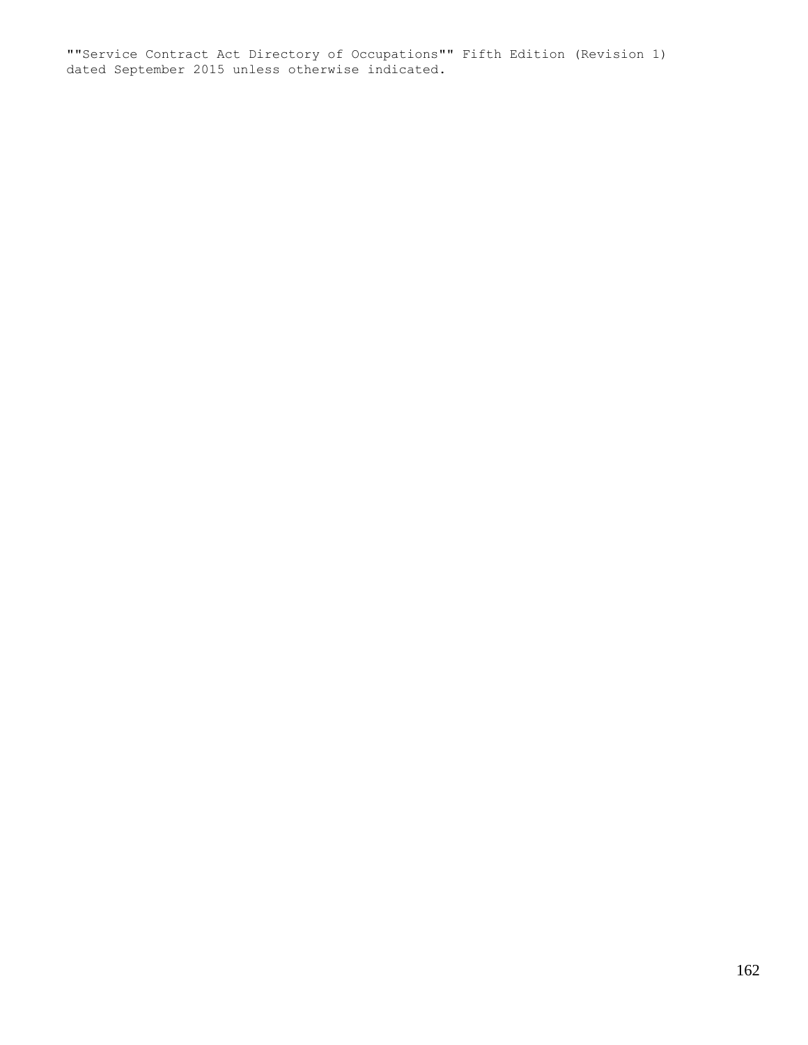""Service Contract Act Directory of Occupations"" Fifth Edition (Revision 1)
dated September 2015 unless otherwise indicated.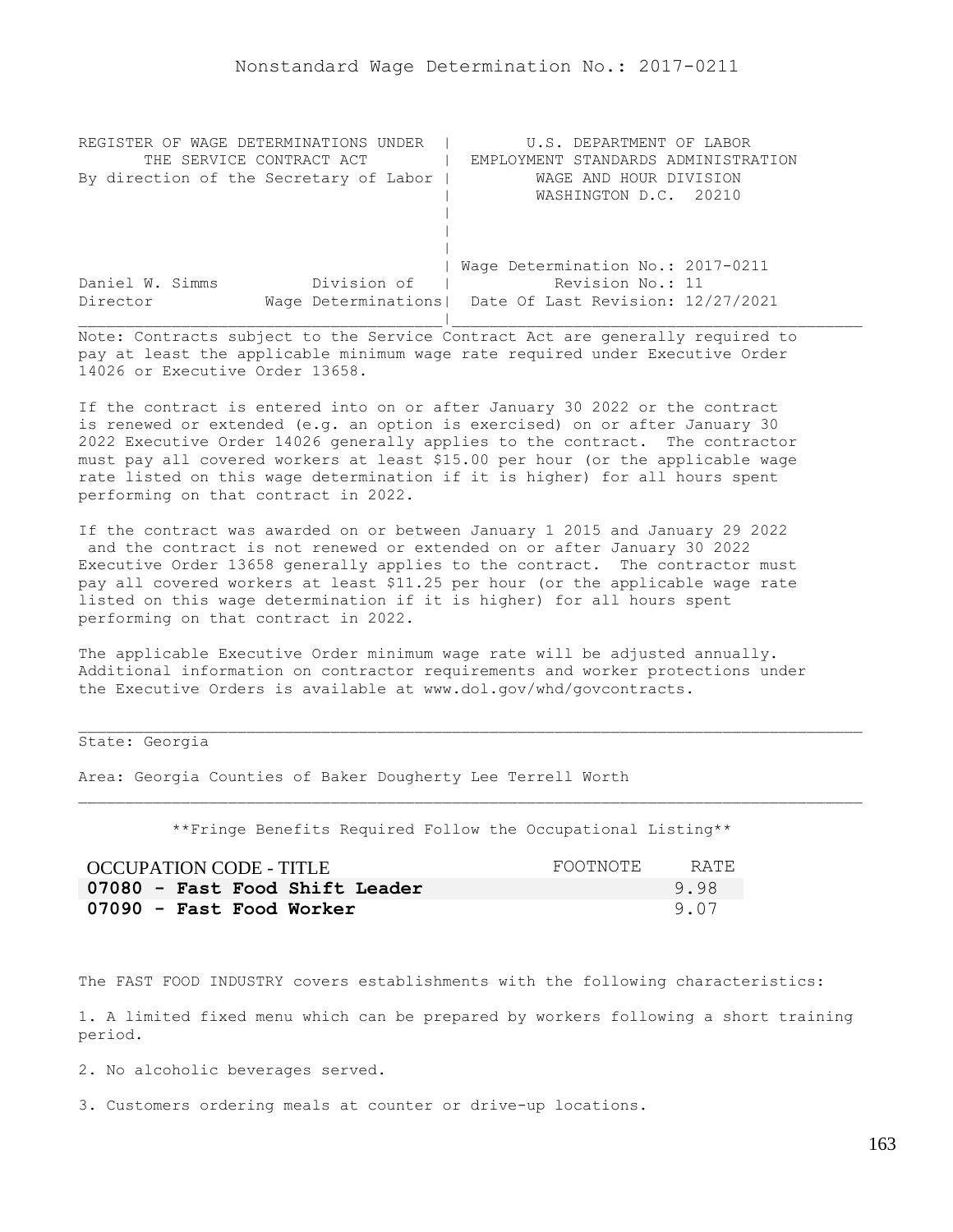# Nonstandard Wage Determination No.: 2017-0211

```
REGISTER OF WAGE DETERMINATIONS UNDER  |        U.S. DEPARTMENT OF LABOR
      THE SERVICE CONTRACT ACT         |  EMPLOYMENT STANDARDS ADMINISTRATION
By direction of the Secretary of Labor |         WAGE AND HOUR DIVISION
                                       |         WASHINGTON D.C.  20210
                                       |
                                       |
                                       |
                                       | Wage Determination No.: 2017-0211
Daniel W. Simms          Division of   |          Revision No.: 11
Director            Wage Determinations|  Date Of Last Revision: 12/27/2021
_______________________________________|____________________________________________
```

Note: Contracts subject to the Service Contract Act are generally required to pay at least the applicable minimum wage rate required under Executive Order 14026 or Executive Order 13658.

If the contract is entered into on or after January 30 2022 or the contract is renewed or extended (e.g. an option is exercised) on or after January 30 2022 Executive Order 14026 generally applies to the contract. The contractor must pay all covered workers at least $15.00 per hour (or the applicable wage rate listed on this wage determination if it is higher) for all hours spent performing on that contract in 2022.

If the contract was awarded on or between January 1 2015 and January 29 2022 and the contract is not renewed or extended on or after January 30 2022 Executive Order 13658 generally applies to the contract. The contractor must pay all covered workers at least $11.25 per hour (or the applicable wage rate listed on this wage determination if it is higher) for all hours spent performing on that contract in 2022.

The applicable Executive Order minimum wage rate will be adjusted annually. Additional information on contractor requirements and worker protections under the Executive Orders is available at www.dol.gov/whd/govcontracts.

---

State: Georgia

Area: Georgia Counties of Baker Dougherty Lee Terrell Worth

---

**Fringe Benefits Required Follow the Occupational Listing**

| OCCUPATION CODE - TITLE | FOOTNOTE | RATE |
|---|---|---|
| **07080 - Fast Food Shift Leader** | | 9.98 |
| **07090 - Fast Food Worker** | | 9.07 |

The FAST FOOD INDUSTRY covers establishments with the following characteristics:

1. A limited fixed menu which can be prepared by workers following a short training period.

2. No alcoholic beverages served.

3. Customers ordering meals at counter or drive-up locations.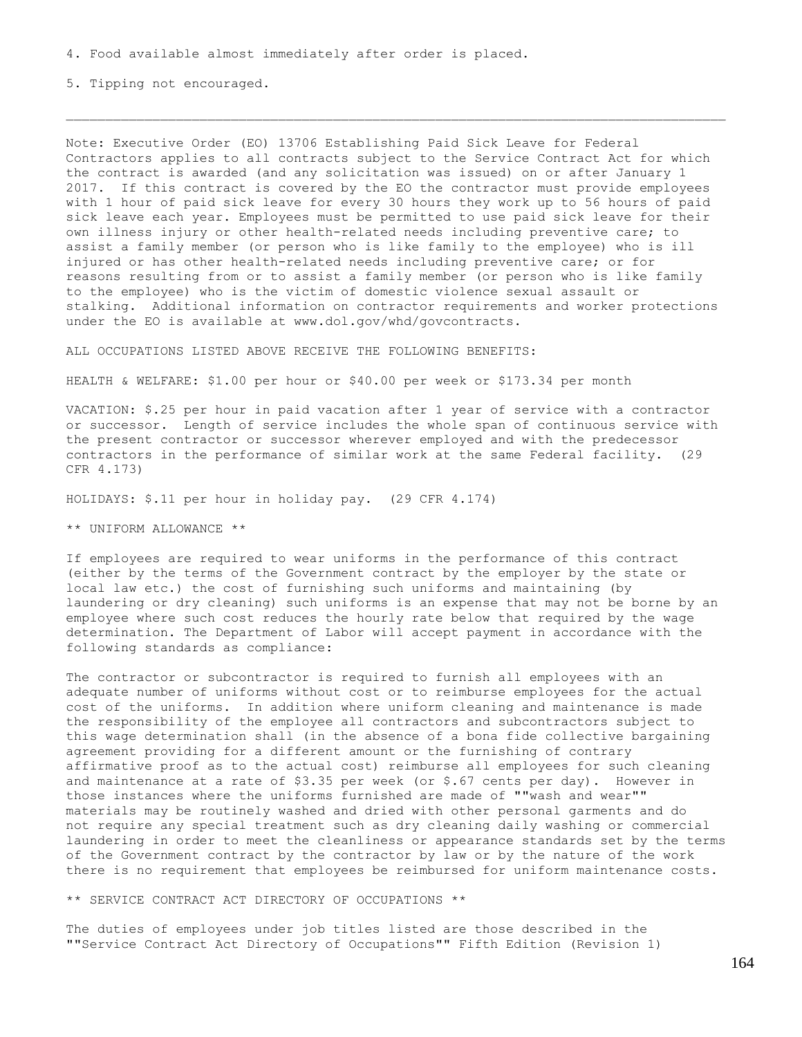4. Food available almost immediately after order is placed.

5. Tipping not encouraged.

---

Note: Executive Order (EO) 13706 Establishing Paid Sick Leave for Federal Contractors applies to all contracts subject to the Service Contract Act for which the contract is awarded (and any solicitation was issued) on or after January 1 2017. If this contract is covered by the EO the contractor must provide employees with 1 hour of paid sick leave for every 30 hours they work up to 56 hours of paid sick leave each year. Employees must be permitted to use paid sick leave for their own illness injury or other health-related needs including preventive care; to assist a family member (or person who is like family to the employee) who is ill injured or has other health-related needs including preventive care; or for reasons resulting from or to assist a family member (or person who is like family to the employee) who is the victim of domestic violence sexual assault or stalking. Additional information on contractor requirements and worker protections under the EO is available at www.dol.gov/whd/govcontracts.

ALL OCCUPATIONS LISTED ABOVE RECEIVE THE FOLLOWING BENEFITS:

HEALTH & WELFARE: $1.00 per hour or $40.00 per week or $173.34 per month

VACATION: $.25 per hour in paid vacation after 1 year of service with a contractor or successor. Length of service includes the whole span of continuous service with the present contractor or successor wherever employed and with the predecessor contractors in the performance of similar work at the same Federal facility. (29 CFR 4.173)

HOLIDAYS: $.11 per hour in holiday pay. (29 CFR 4.174)

** UNIFORM ALLOWANCE **

If employees are required to wear uniforms in the performance of this contract (either by the terms of the Government contract by the employer by the state or local law etc.) the cost of furnishing such uniforms and maintaining (by laundering or dry cleaning) such uniforms is an expense that may not be borne by an employee where such cost reduces the hourly rate below that required by the wage determination. The Department of Labor will accept payment in accordance with the following standards as compliance:

The contractor or subcontractor is required to furnish all employees with an adequate number of uniforms without cost or to reimburse employees for the actual cost of the uniforms. In addition where uniform cleaning and maintenance is made the responsibility of the employee all contractors and subcontractors subject to this wage determination shall (in the absence of a bona fide collective bargaining agreement providing for a different amount or the furnishing of contrary affirmative proof as to the actual cost) reimburse all employees for such cleaning and maintenance at a rate of $3.35 per week (or $.67 cents per day). However in those instances where the uniforms furnished are made of ""wash and wear"" materials may be routinely washed and dried with other personal garments and do not require any special treatment such as dry cleaning daily washing or commercial laundering in order to meet the cleanliness or appearance standards set by the terms of the Government contract by the contractor by law or by the nature of the work there is no requirement that employees be reimbursed for uniform maintenance costs.

** SERVICE CONTRACT ACT DIRECTORY OF OCCUPATIONS **

The duties of employees under job titles listed are those described in the ""Service Contract Act Directory of Occupations"" Fifth Edition (Revision 1)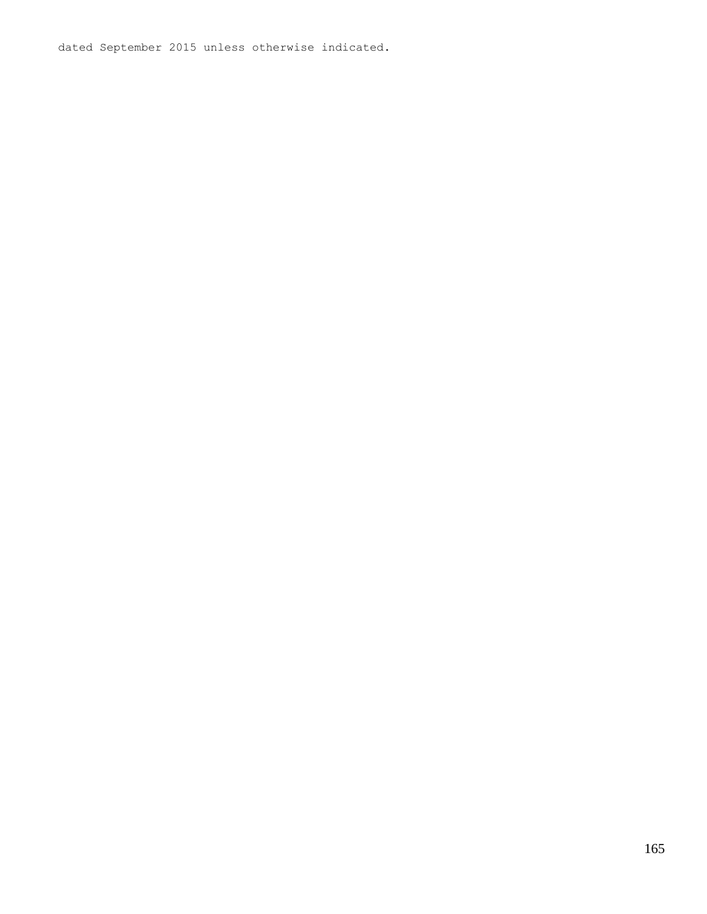dated September 2015 unless otherwise indicated.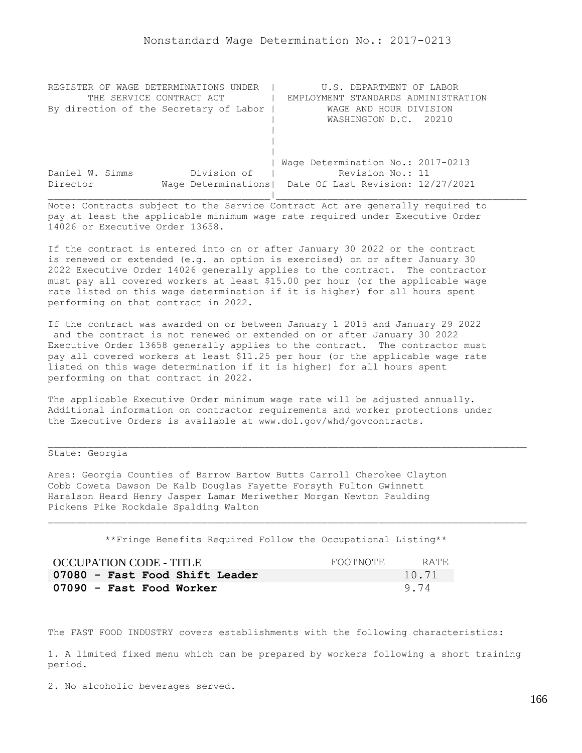Nonstandard Wage Determination No.: 2017-0213

```
REGISTER OF WAGE DETERMINATIONS UNDER  |         U.S. DEPARTMENT OF LABOR
      THE SERVICE CONTRACT ACT         |  EMPLOYMENT STANDARDS ADMINISTRATION
By direction of the Secretary of Labor |          WAGE AND HOUR DIVISION
                                       |          WASHINGTON D.C.  20210
                                       |
                                       |
                                       |
                                       | Wage Determination No.: 2017-0213
Daniel W. Simms          Division of   |           Revision No.: 11
Director           Wage Determinations|  Date Of Last Revision: 12/27/2021
_______________________________________|____________________________________________
```

Note: Contracts subject to the Service Contract Act are generally required to pay at least the applicable minimum wage rate required under Executive Order 14026 or Executive Order 13658.

If the contract is entered into on or after January 30 2022 or the contract is renewed or extended (e.g. an option is exercised) on or after January 30 2022 Executive Order 14026 generally applies to the contract. The contractor must pay all covered workers at least $15.00 per hour (or the applicable wage rate listed on this wage determination if it is higher) for all hours spent performing on that contract in 2022.

If the contract was awarded on or between January 1 2015 and January 29 2022 and the contract is not renewed or extended on or after January 30 2022 Executive Order 13658 generally applies to the contract. The contractor must pay all covered workers at least $11.25 per hour (or the applicable wage rate listed on this wage determination if it is higher) for all hours spent performing on that contract in 2022.

The applicable Executive Order minimum wage rate will be adjusted annually. Additional information on contractor requirements and worker protections under the Executive Orders is available at www.dol.gov/whd/govcontracts.

---

State: Georgia

Area: Georgia Counties of Barrow Bartow Butts Carroll Cherokee Clayton Cobb Coweta Dawson De Kalb Douglas Fayette Forsyth Fulton Gwinnett Haralson Heard Henry Jasper Lamar Meriwether Morgan Newton Paulding Pickens Pike Rockdale Spalding Walton

---

**Fringe Benefits Required Follow the Occupational Listing**

| OCCUPATION CODE - TITLE | FOOTNOTE | RATE |
|---|---|---|
| **07080 - Fast Food Shift Leader** | | 10.71 |
| **07090 - Fast Food Worker** | | 9.74 |

The FAST FOOD INDUSTRY covers establishments with the following characteristics:

1. A limited fixed menu which can be prepared by workers following a short training period.

2. No alcoholic beverages served.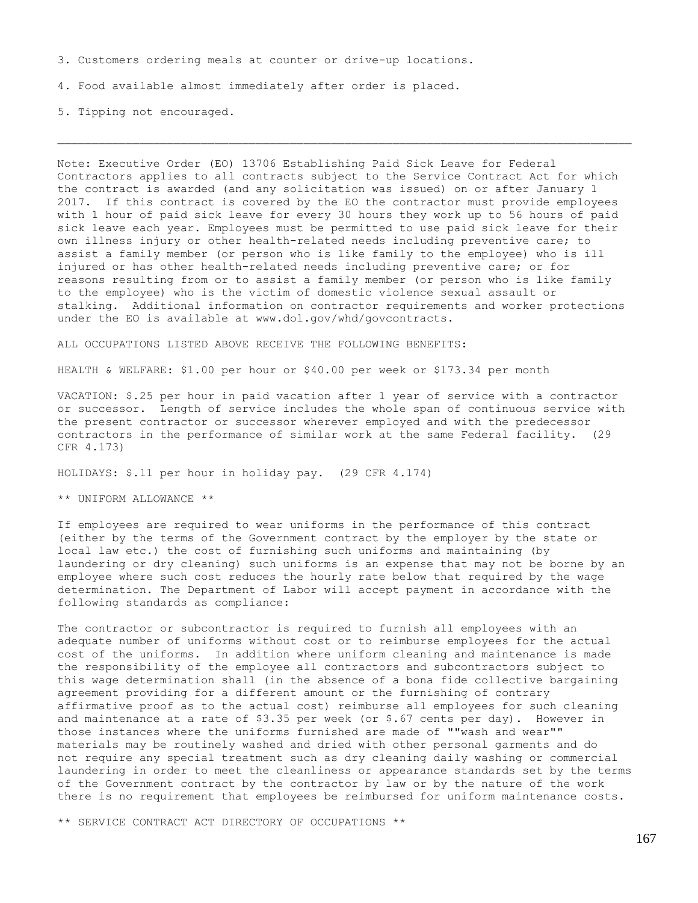3. Customers ordering meals at counter or drive-up locations.

4. Food available almost immediately after order is placed.

5. Tipping not encouraged.

---

Note: Executive Order (EO) 13706 Establishing Paid Sick Leave for Federal Contractors applies to all contracts subject to the Service Contract Act for which the contract is awarded (and any solicitation was issued) on or after January 1 2017. If this contract is covered by the EO the contractor must provide employees with 1 hour of paid sick leave for every 30 hours they work up to 56 hours of paid sick leave each year. Employees must be permitted to use paid sick leave for their own illness injury or other health-related needs including preventive care; to assist a family member (or person who is like family to the employee) who is ill injured or has other health-related needs including preventive care; or for reasons resulting from or to assist a family member (or person who is like family to the employee) who is the victim of domestic violence sexual assault or stalking. Additional information on contractor requirements and worker protections under the EO is available at www.dol.gov/whd/govcontracts.

ALL OCCUPATIONS LISTED ABOVE RECEIVE THE FOLLOWING BENEFITS:

HEALTH & WELFARE: $1.00 per hour or $40.00 per week or $173.34 per month

VACATION: $.25 per hour in paid vacation after 1 year of service with a contractor or successor. Length of service includes the whole span of continuous service with the present contractor or successor wherever employed and with the predecessor contractors in the performance of similar work at the same Federal facility. (29 CFR 4.173)

HOLIDAYS: $.11 per hour in holiday pay. (29 CFR 4.174)

** UNIFORM ALLOWANCE **

If employees are required to wear uniforms in the performance of this contract (either by the terms of the Government contract by the employer by the state or local law etc.) the cost of furnishing such uniforms and maintaining (by laundering or dry cleaning) such uniforms is an expense that may not be borne by an employee where such cost reduces the hourly rate below that required by the wage determination. The Department of Labor will accept payment in accordance with the following standards as compliance:

The contractor or subcontractor is required to furnish all employees with an adequate number of uniforms without cost or to reimburse employees for the actual cost of the uniforms. In addition where uniform cleaning and maintenance is made the responsibility of the employee all contractors and subcontractors subject to this wage determination shall (in the absence of a bona fide collective bargaining agreement providing for a different amount or the furnishing of contrary affirmative proof as to the actual cost) reimburse all employees for such cleaning and maintenance at a rate of $3.35 per week (or $.67 cents per day). However in those instances where the uniforms furnished are made of ""wash and wear"" materials may be routinely washed and dried with other personal garments and do not require any special treatment such as dry cleaning daily washing or commercial laundering in order to meet the cleanliness or appearance standards set by the terms of the Government contract by the contractor by law or by the nature of the work there is no requirement that employees be reimbursed for uniform maintenance costs.

** SERVICE CONTRACT ACT DIRECTORY OF OCCUPATIONS **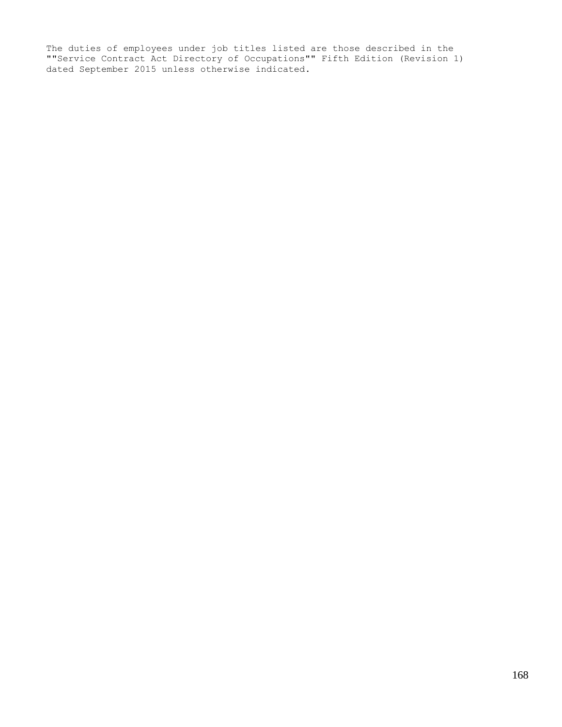The duties of employees under job titles listed are those described in the ""Service Contract Act Directory of Occupations"" Fifth Edition (Revision 1) dated September 2015 unless otherwise indicated.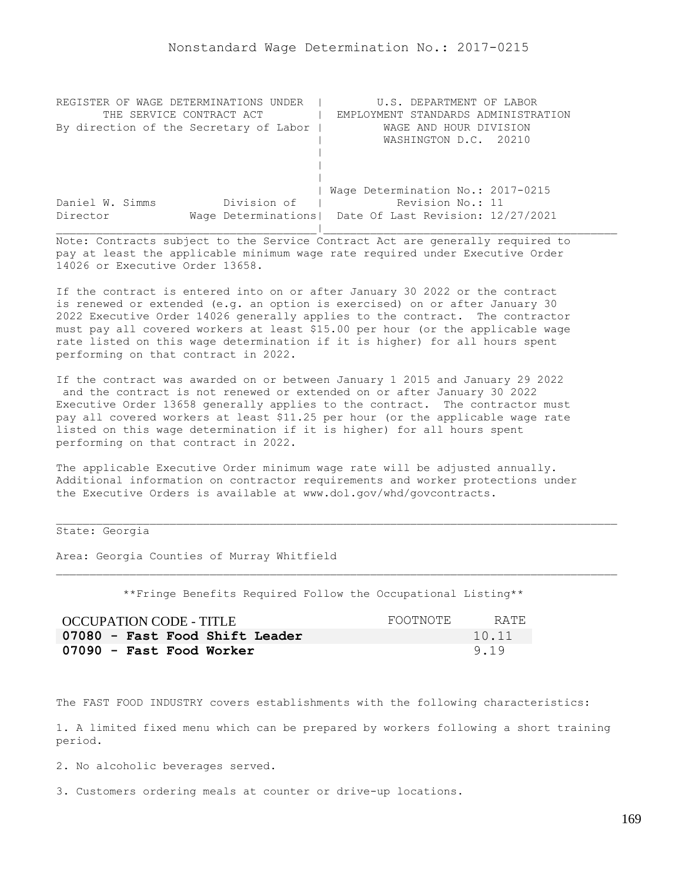Nonstandard Wage Determination No.: 2017-0215

REGISTER OF WAGE DETERMINATIONS UNDER THE SERVICE CONTRACT ACT
By direction of the Secretary of Labor

U.S. DEPARTMENT OF LABOR
EMPLOYMENT STANDARDS ADMINISTRATION
WAGE AND HOUR DIVISION
WASHINGTON D.C. 20210

Daniel W. Simms, Director, Division of Wage Determinations

Wage Determination No.: 2017-0215
Revision No.: 11
Date Of Last Revision: 12/27/2021

Note: Contracts subject to the Service Contract Act are generally required to pay at least the applicable minimum wage rate required under Executive Order 14026 or Executive Order 13658.

If the contract is entered into on or after January 30 2022 or the contract is renewed or extended (e.g. an option is exercised) on or after January 30 2022 Executive Order 14026 generally applies to the contract. The contractor must pay all covered workers at least $15.00 per hour (or the applicable wage rate listed on this wage determination if it is higher) for all hours spent performing on that contract in 2022.

If the contract was awarded on or between January 1 2015 and January 29 2022 and the contract is not renewed or extended on or after January 30 2022 Executive Order 13658 generally applies to the contract. The contractor must pay all covered workers at least $11.25 per hour (or the applicable wage rate listed on this wage determination if it is higher) for all hours spent performing on that contract in 2022.

The applicable Executive Order minimum wage rate will be adjusted annually. Additional information on contractor requirements and worker protections under the Executive Orders is available at www.dol.gov/whd/govcontracts.

State: Georgia

Area: Georgia Counties of Murray Whitfield

**Fringe Benefits Required Follow the Occupational Listing**

| OCCUPATION CODE - TITLE | FOOTNOTE | RATE |
|---|---|---|
| **07080 - Fast Food Shift Leader** | | 10.11 |
| **07090 - Fast Food Worker** | | 9.19 |

The FAST FOOD INDUSTRY covers establishments with the following characteristics:

1. A limited fixed menu which can be prepared by workers following a short training period.

2. No alcoholic beverages served.

3. Customers ordering meals at counter or drive-up locations.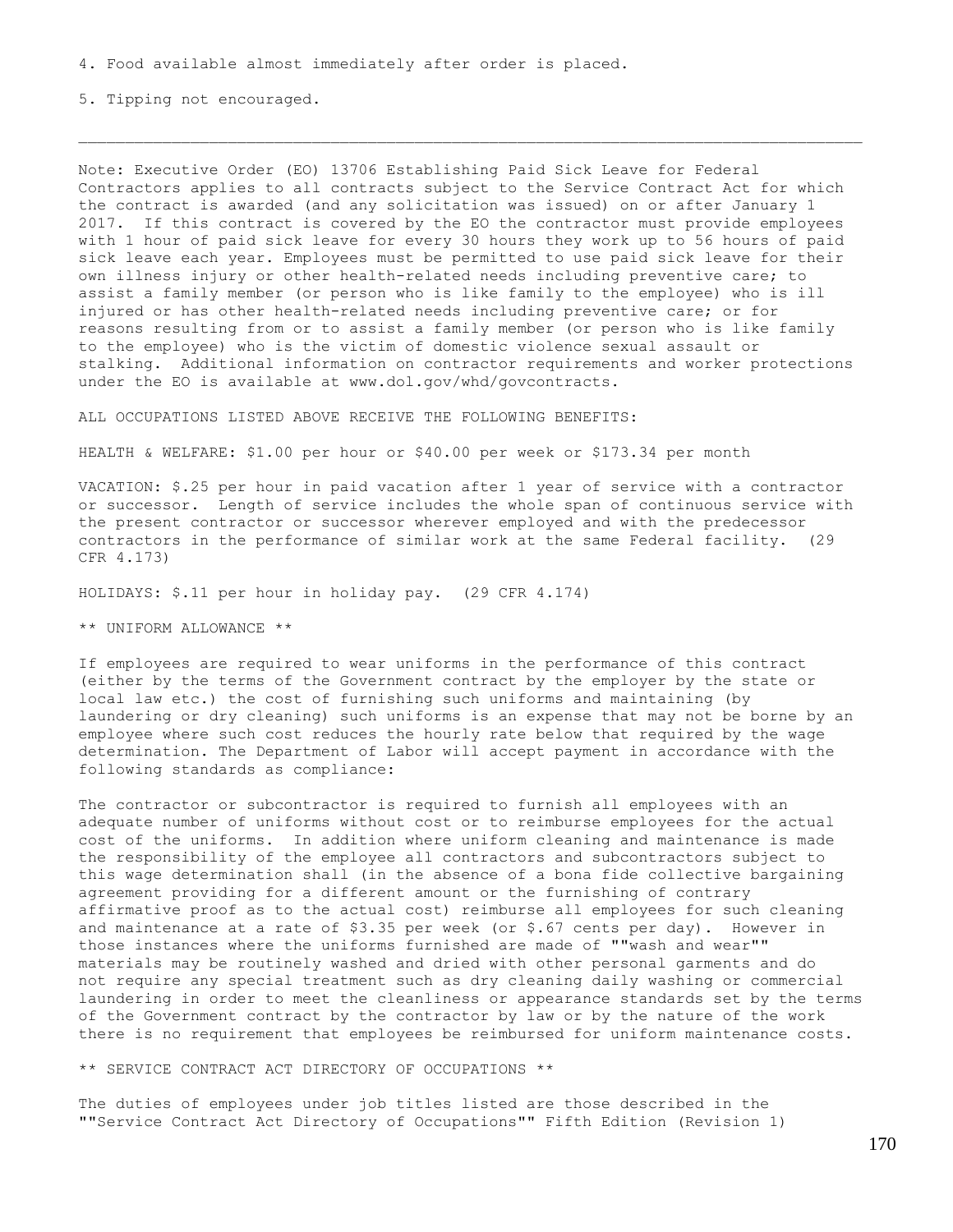4. Food available almost immediately after order is placed.

5. Tipping not encouraged.

---

Note: Executive Order (EO) 13706 Establishing Paid Sick Leave for Federal Contractors applies to all contracts subject to the Service Contract Act for which the contract is awarded (and any solicitation was issued) on or after January 1 2017. If this contract is covered by the EO the contractor must provide employees with 1 hour of paid sick leave for every 30 hours they work up to 56 hours of paid sick leave each year. Employees must be permitted to use paid sick leave for their own illness injury or other health-related needs including preventive care; to assist a family member (or person who is like family to the employee) who is ill injured or has other health-related needs including preventive care; or for reasons resulting from or to assist a family member (or person who is like family to the employee) who is the victim of domestic violence sexual assault or stalking. Additional information on contractor requirements and worker protections under the EO is available at www.dol.gov/whd/govcontracts.

ALL OCCUPATIONS LISTED ABOVE RECEIVE THE FOLLOWING BENEFITS:

HEALTH & WELFARE: $1.00 per hour or $40.00 per week or $173.34 per month

VACATION: $.25 per hour in paid vacation after 1 year of service with a contractor or successor. Length of service includes the whole span of continuous service with the present contractor or successor wherever employed and with the predecessor contractors in the performance of similar work at the same Federal facility. (29 CFR 4.173)

HOLIDAYS: $.11 per hour in holiday pay. (29 CFR 4.174)

** UNIFORM ALLOWANCE **

If employees are required to wear uniforms in the performance of this contract (either by the terms of the Government contract by the employer by the state or local law etc.) the cost of furnishing such uniforms and maintaining (by laundering or dry cleaning) such uniforms is an expense that may not be borne by an employee where such cost reduces the hourly rate below that required by the wage determination. The Department of Labor will accept payment in accordance with the following standards as compliance:

The contractor or subcontractor is required to furnish all employees with an adequate number of uniforms without cost or to reimburse employees for the actual cost of the uniforms. In addition where uniform cleaning and maintenance is made the responsibility of the employee all contractors and subcontractors subject to this wage determination shall (in the absence of a bona fide collective bargaining agreement providing for a different amount or the furnishing of contrary affirmative proof as to the actual cost) reimburse all employees for such cleaning and maintenance at a rate of $3.35 per week (or $.67 cents per day). However in those instances where the uniforms furnished are made of ""wash and wear"" materials may be routinely washed and dried with other personal garments and do not require any special treatment such as dry cleaning daily washing or commercial laundering in order to meet the cleanliness or appearance standards set by the terms of the Government contract by the contractor by law or by the nature of the work there is no requirement that employees be reimbursed for uniform maintenance costs.

** SERVICE CONTRACT ACT DIRECTORY OF OCCUPATIONS **

The duties of employees under job titles listed are those described in the ""Service Contract Act Directory of Occupations"" Fifth Edition (Revision 1)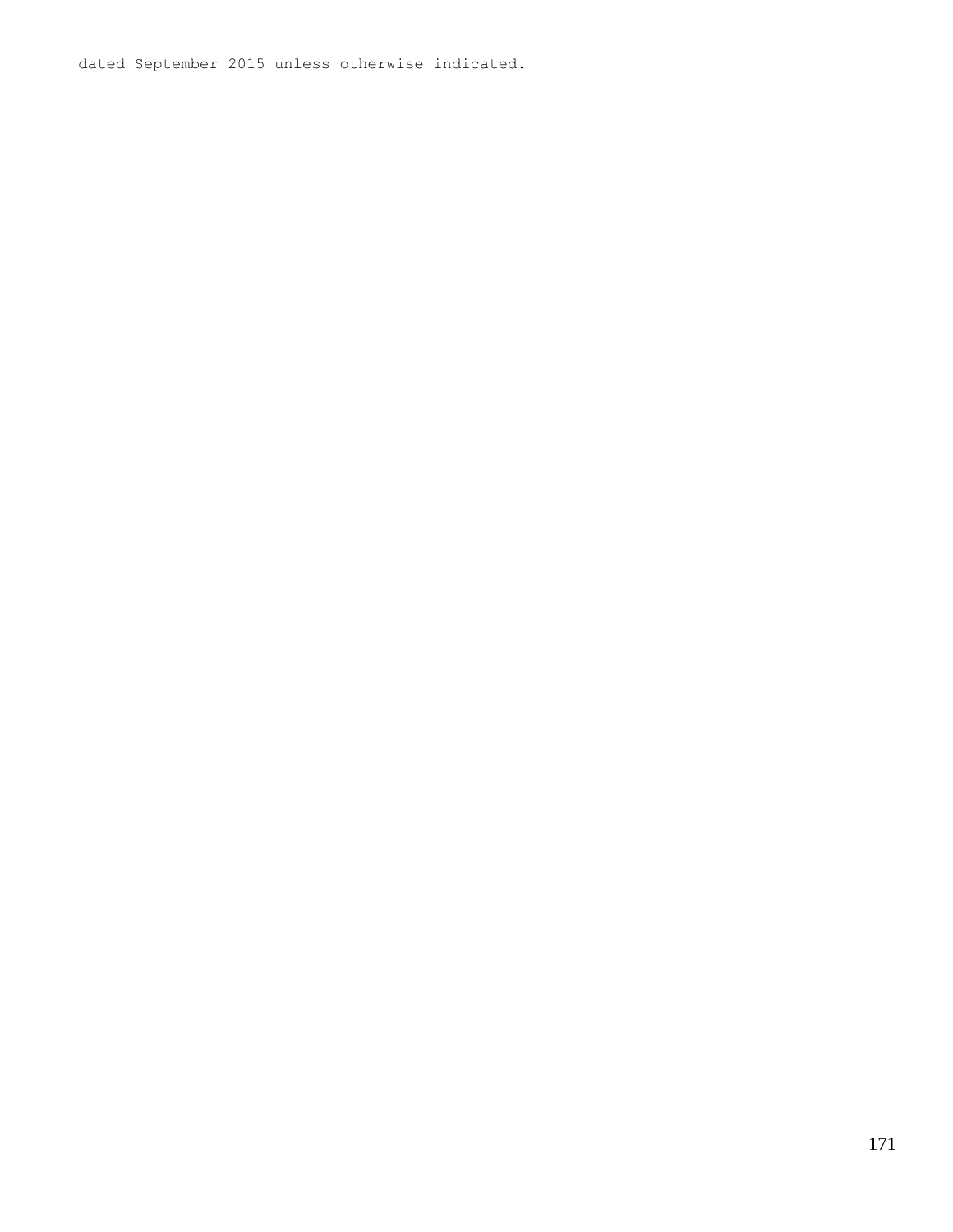dated September 2015 unless otherwise indicated.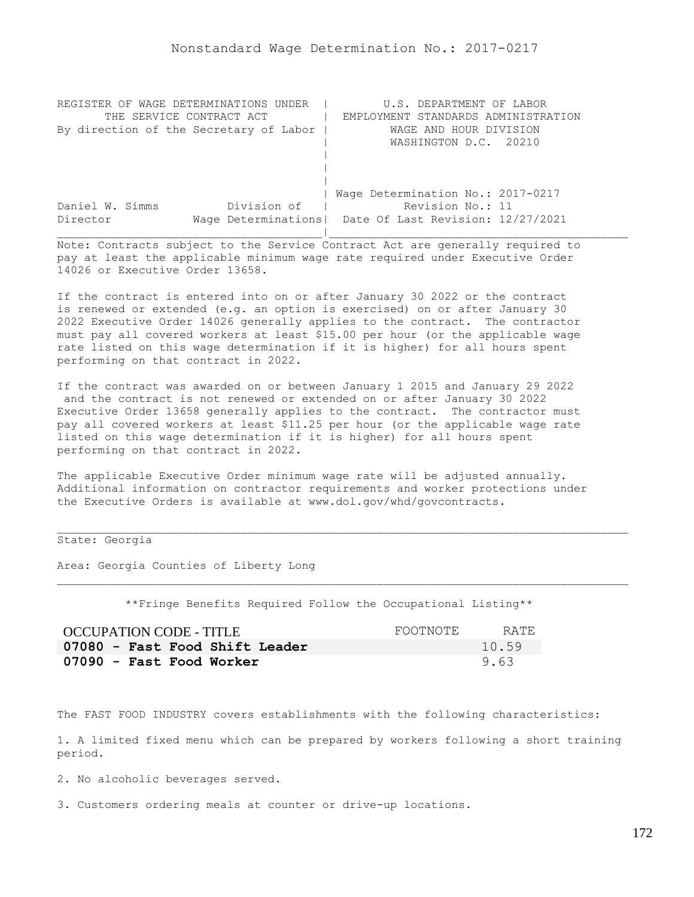# Nonstandard Wage Determination No.: 2017-0217

```
REGISTER OF WAGE DETERMINATIONS UNDER  |         U.S. DEPARTMENT OF LABOR
       THE SERVICE CONTRACT ACT        |  EMPLOYMENT STANDARDS ADMINISTRATION
By direction of the Secretary of Labor |          WAGE AND HOUR DIVISION
                                       |          WASHINGTON D.C.  20210
                                       |
                                       |
                                       |
                                       | Wage Determination No.: 2017-0217
Daniel W. Simms          Division of   |           Revision No.: 11
Director           Wage Determinations |  Date Of Last Revision: 12/27/2021
```

Note: Contracts subject to the Service Contract Act are generally required to pay at least the applicable minimum wage rate required under Executive Order 14026 or Executive Order 13658.

If the contract is entered into on or after January 30 2022 or the contract is renewed or extended (e.g. an option is exercised) on or after January 30 2022 Executive Order 14026 generally applies to the contract. The contractor must pay all covered workers at least $15.00 per hour (or the applicable wage rate listed on this wage determination if it is higher) for all hours spent performing on that contract in 2022.

If the contract was awarded on or between January 1 2015 and January 29 2022 and the contract is not renewed or extended on or after January 30 2022 Executive Order 13658 generally applies to the contract. The contractor must pay all covered workers at least $11.25 per hour (or the applicable wage rate listed on this wage determination if it is higher) for all hours spent performing on that contract in 2022.

The applicable Executive Order minimum wage rate will be adjusted annually. Additional information on contractor requirements and worker protections under the Executive Orders is available at www.dol.gov/whd/govcontracts.

---

State: Georgia

Area: Georgia Counties of Liberty Long

---

**Fringe Benefits Required Follow the Occupational Listing**

| OCCUPATION CODE - TITLE | FOOTNOTE | RATE |
|---|---|---|
| **07080 - Fast Food Shift Leader** | | 10.59 |
| **07090 - Fast Food Worker** | | 9.63 |

The FAST FOOD INDUSTRY covers establishments with the following characteristics:

1. A limited fixed menu which can be prepared by workers following a short training period.

2. No alcoholic beverages served.

3. Customers ordering meals at counter or drive-up locations.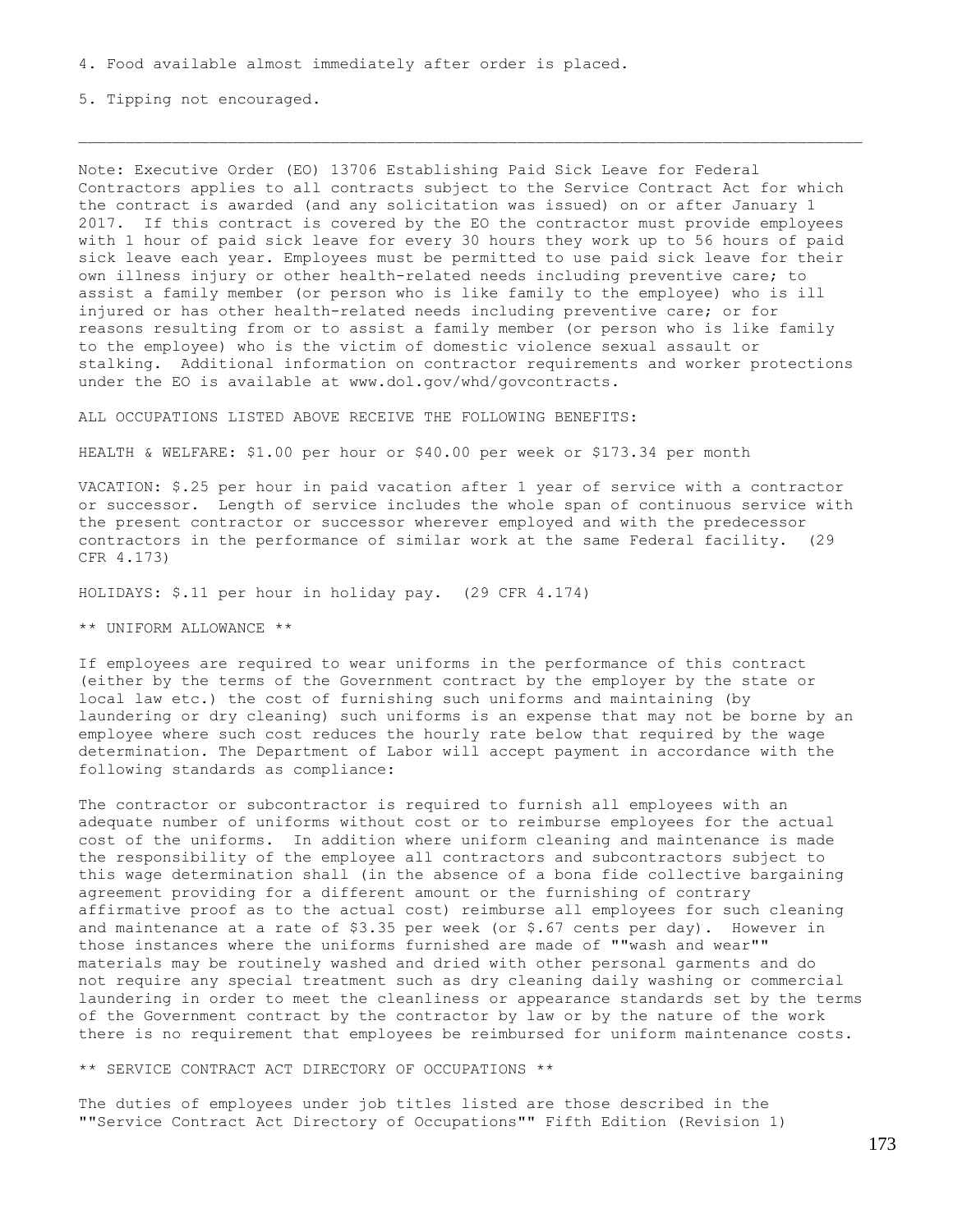4. Food available almost immediately after order is placed.

5. Tipping not encouraged.

---

Note: Executive Order (EO) 13706 Establishing Paid Sick Leave for Federal Contractors applies to all contracts subject to the Service Contract Act for which the contract is awarded (and any solicitation was issued) on or after January 1 2017. If this contract is covered by the EO the contractor must provide employees with 1 hour of paid sick leave for every 30 hours they work up to 56 hours of paid sick leave each year. Employees must be permitted to use paid sick leave for their own illness injury or other health-related needs including preventive care; to assist a family member (or person who is like family to the employee) who is ill injured or has other health-related needs including preventive care; or for reasons resulting from or to assist a family member (or person who is like family to the employee) who is the victim of domestic violence sexual assault or stalking. Additional information on contractor requirements and worker protections under the EO is available at www.dol.gov/whd/govcontracts.

ALL OCCUPATIONS LISTED ABOVE RECEIVE THE FOLLOWING BENEFITS:

HEALTH & WELFARE: $1.00 per hour or $40.00 per week or $173.34 per month

VACATION: $.25 per hour in paid vacation after 1 year of service with a contractor or successor. Length of service includes the whole span of continuous service with the present contractor or successor wherever employed and with the predecessor contractors in the performance of similar work at the same Federal facility. (29 CFR 4.173)

HOLIDAYS: $.11 per hour in holiday pay. (29 CFR 4.174)

** UNIFORM ALLOWANCE **

If employees are required to wear uniforms in the performance of this contract (either by the terms of the Government contract by the employer by the state or local law etc.) the cost of furnishing such uniforms and maintaining (by laundering or dry cleaning) such uniforms is an expense that may not be borne by an employee where such cost reduces the hourly rate below that required by the wage determination. The Department of Labor will accept payment in accordance with the following standards as compliance:

The contractor or subcontractor is required to furnish all employees with an adequate number of uniforms without cost or to reimburse employees for the actual cost of the uniforms. In addition where uniform cleaning and maintenance is made the responsibility of the employee all contractors and subcontractors subject to this wage determination shall (in the absence of a bona fide collective bargaining agreement providing for a different amount or the furnishing of contrary affirmative proof as to the actual cost) reimburse all employees for such cleaning and maintenance at a rate of $3.35 per week (or $.67 cents per day). However in those instances where the uniforms furnished are made of ""wash and wear"" materials may be routinely washed and dried with other personal garments and do not require any special treatment such as dry cleaning daily washing or commercial laundering in order to meet the cleanliness or appearance standards set by the terms of the Government contract by the contractor by law or by the nature of the work there is no requirement that employees be reimbursed for uniform maintenance costs.

** SERVICE CONTRACT ACT DIRECTORY OF OCCUPATIONS **

The duties of employees under job titles listed are those described in the ""Service Contract Act Directory of Occupations"" Fifth Edition (Revision 1)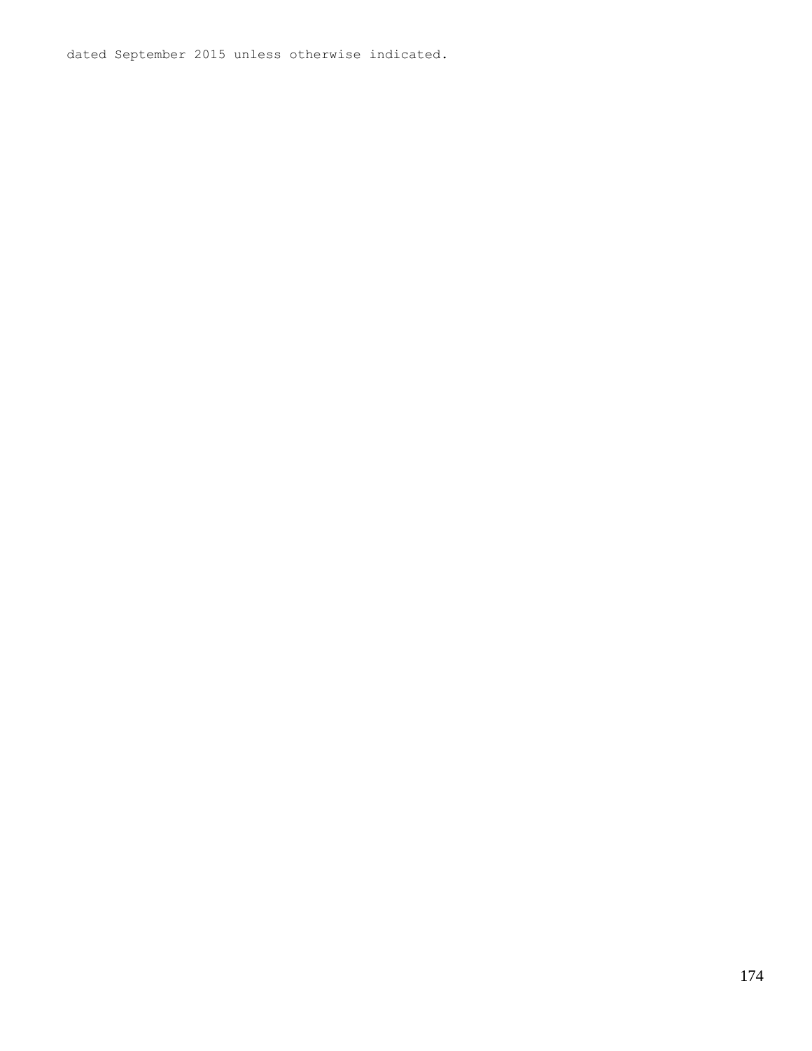dated September 2015 unless otherwise indicated.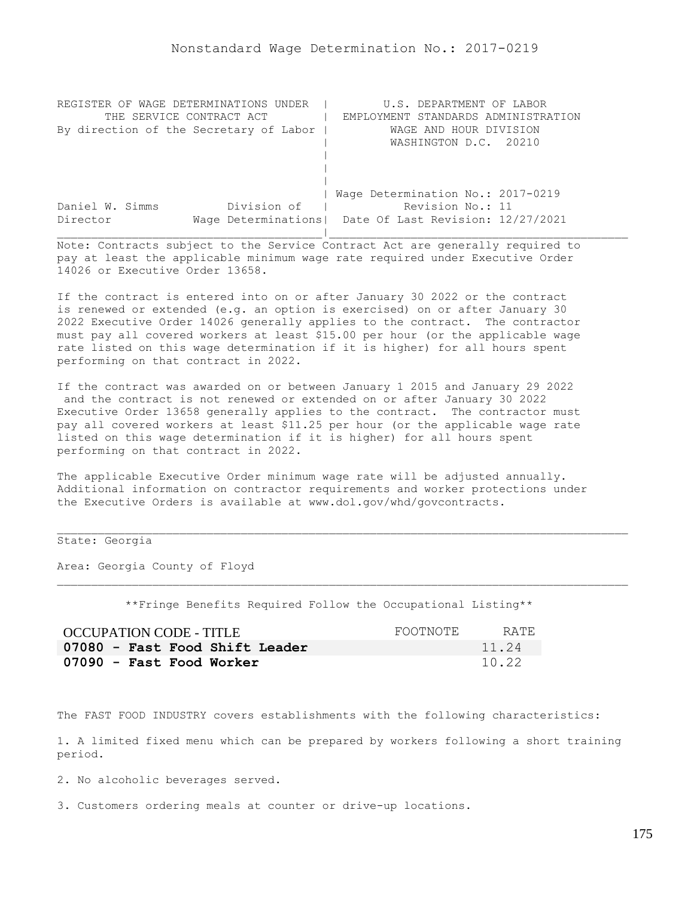# Nonstandard Wage Determination No.: 2017-0219

| REGISTER OF WAGE DETERMINATIONS UNDER THE SERVICE CONTRACT ACT By direction of the Secretary of Labor | U.S. DEPARTMENT OF LABOR EMPLOYMENT STANDARDS ADMINISTRATION WAGE AND HOUR DIVISION WASHINGTON D.C. 20210 |
|---|---|
| Daniel W. Simms Division of Director Wage Determinations | Wage Determination No.: 2017-0219 Revision No.: 11 Date Of Last Revision: 12/27/2021 |

Note: Contracts subject to the Service Contract Act are generally required to pay at least the applicable minimum wage rate required under Executive Order 14026 or Executive Order 13658.

If the contract is entered into on or after January 30 2022 or the contract is renewed or extended (e.g. an option is exercised) on or after January 30 2022 Executive Order 14026 generally applies to the contract. The contractor must pay all covered workers at least $15.00 per hour (or the applicable wage rate listed on this wage determination if it is higher) for all hours spent performing on that contract in 2022.

If the contract was awarded on or between January 1 2015 and January 29 2022 and the contract is not renewed or extended on or after January 30 2022 Executive Order 13658 generally applies to the contract. The contractor must pay all covered workers at least $11.25 per hour (or the applicable wage rate listed on this wage determination if it is higher) for all hours spent performing on that contract in 2022.

The applicable Executive Order minimum wage rate will be adjusted annually. Additional information on contractor requirements and worker protections under the Executive Orders is available at www.dol.gov/whd/govcontracts.

State: Georgia

Area: Georgia County of Floyd

**Fringe Benefits Required Follow the Occupational Listing**

| OCCUPATION CODE - TITLE | FOOTNOTE | RATE |
|---|---|---|
| **07080 - Fast Food Shift Leader** | | 11.24 |
| **07090 - Fast Food Worker** | | 10.22 |

The FAST FOOD INDUSTRY covers establishments with the following characteristics:

1. A limited fixed menu which can be prepared by workers following a short training period.

2. No alcoholic beverages served.

3. Customers ordering meals at counter or drive-up locations.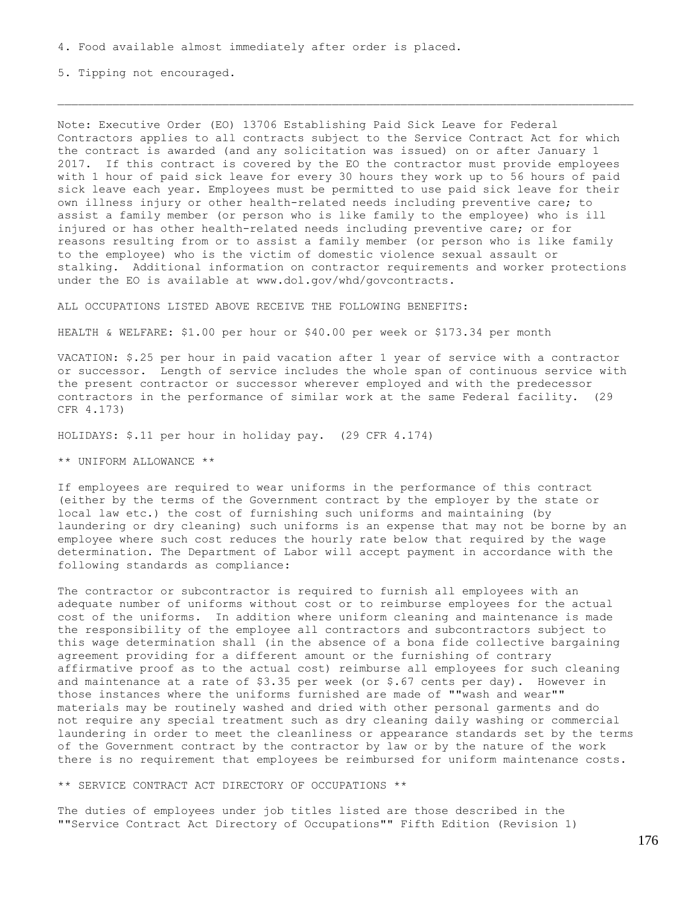4. Food available almost immediately after order is placed.

5. Tipping not encouraged.

---

Note: Executive Order (EO) 13706 Establishing Paid Sick Leave for Federal Contractors applies to all contracts subject to the Service Contract Act for which the contract is awarded (and any solicitation was issued) on or after January 1 2017. If this contract is covered by the EO the contractor must provide employees with 1 hour of paid sick leave for every 30 hours they work up to 56 hours of paid sick leave each year. Employees must be permitted to use paid sick leave for their own illness injury or other health-related needs including preventive care; to assist a family member (or person who is like family to the employee) who is ill injured or has other health-related needs including preventive care; or for reasons resulting from or to assist a family member (or person who is like family to the employee) who is the victim of domestic violence sexual assault or stalking. Additional information on contractor requirements and worker protections under the EO is available at www.dol.gov/whd/govcontracts.

ALL OCCUPATIONS LISTED ABOVE RECEIVE THE FOLLOWING BENEFITS:

HEALTH & WELFARE: $1.00 per hour or $40.00 per week or $173.34 per month

VACATION: $.25 per hour in paid vacation after 1 year of service with a contractor or successor. Length of service includes the whole span of continuous service with the present contractor or successor wherever employed and with the predecessor contractors in the performance of similar work at the same Federal facility. (29 CFR 4.173)

HOLIDAYS: $.11 per hour in holiday pay. (29 CFR 4.174)

** UNIFORM ALLOWANCE **

If employees are required to wear uniforms in the performance of this contract (either by the terms of the Government contract by the employer by the state or local law etc.) the cost of furnishing such uniforms and maintaining (by laundering or dry cleaning) such uniforms is an expense that may not be borne by an employee where such cost reduces the hourly rate below that required by the wage determination. The Department of Labor will accept payment in accordance with the following standards as compliance:

The contractor or subcontractor is required to furnish all employees with an adequate number of uniforms without cost or to reimburse employees for the actual cost of the uniforms. In addition where uniform cleaning and maintenance is made the responsibility of the employee all contractors and subcontractors subject to this wage determination shall (in the absence of a bona fide collective bargaining agreement providing for a different amount or the furnishing of contrary affirmative proof as to the actual cost) reimburse all employees for such cleaning and maintenance at a rate of $3.35 per week (or $.67 cents per day). However in those instances where the uniforms furnished are made of ""wash and wear"" materials may be routinely washed and dried with other personal garments and do not require any special treatment such as dry cleaning daily washing or commercial laundering in order to meet the cleanliness or appearance standards set by the terms of the Government contract by the contractor by law or by the nature of the work there is no requirement that employees be reimbursed for uniform maintenance costs.

** SERVICE CONTRACT ACT DIRECTORY OF OCCUPATIONS **

The duties of employees under job titles listed are those described in the ""Service Contract Act Directory of Occupations"" Fifth Edition (Revision 1)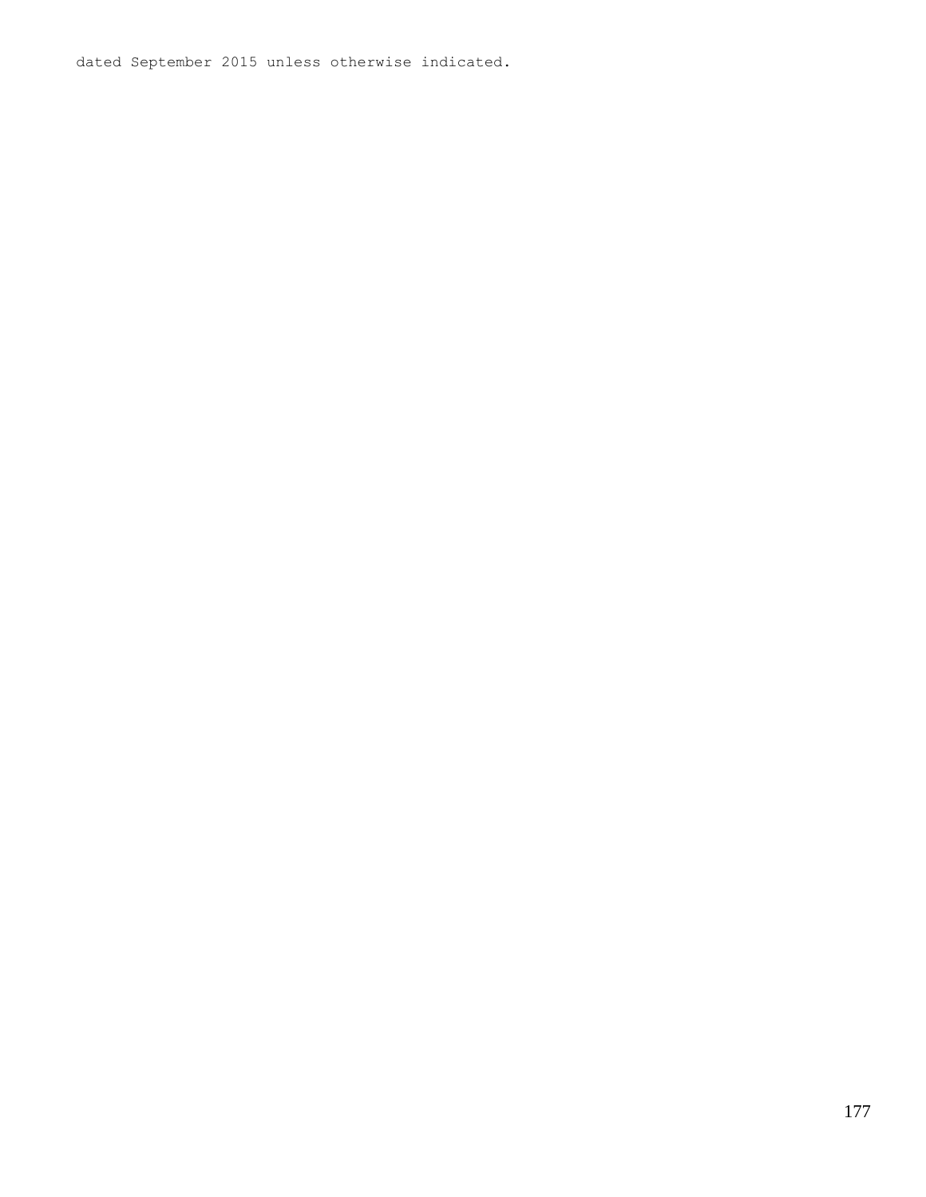dated September 2015 unless otherwise indicated.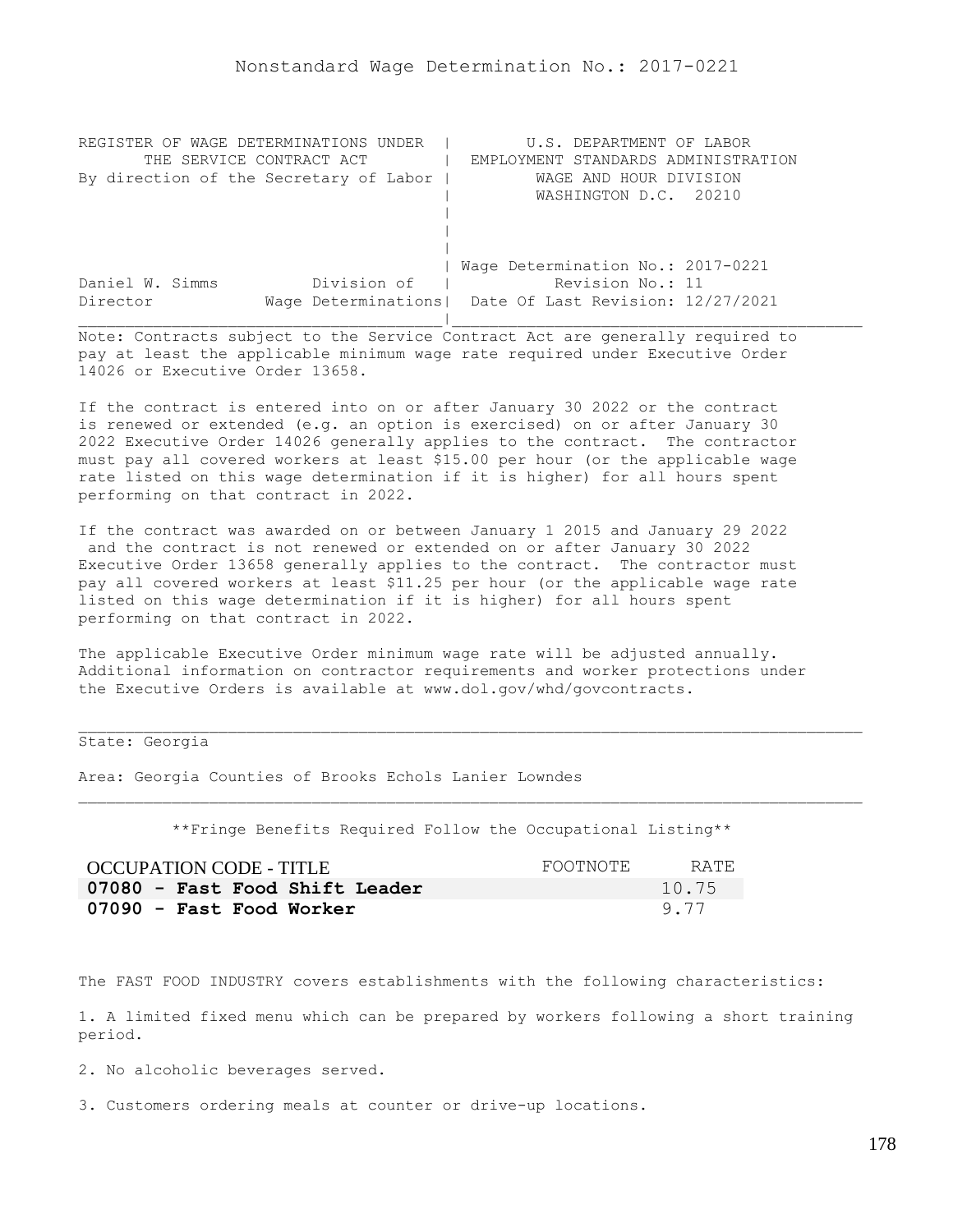# Nonstandard Wage Determination No.: 2017-0221

```
REGISTER OF WAGE DETERMINATIONS UNDER  |         U.S. DEPARTMENT OF LABOR
       THE SERVICE CONTRACT ACT        |  EMPLOYMENT STANDARDS ADMINISTRATION
By direction of the Secretary of Labor |          WAGE AND HOUR DIVISION
                                       |          WASHINGTON D.C.  20210
                                       |
                                       |
                                       |
                                       | Wage Determination No.: 2017-0221
Daniel W. Simms          Division of   |           Revision No.: 11
Director            Wage Determinations|  Date Of Last Revision: 12/27/2021
```

Note: Contracts subject to the Service Contract Act are generally required to pay at least the applicable minimum wage rate required under Executive Order 14026 or Executive Order 13658.

If the contract is entered into on or after January 30 2022 or the contract is renewed or extended (e.g. an option is exercised) on or after January 30 2022 Executive Order 14026 generally applies to the contract. The contractor must pay all covered workers at least $15.00 per hour (or the applicable wage rate listed on this wage determination if it is higher) for all hours spent performing on that contract in 2022.

If the contract was awarded on or between January 1 2015 and January 29 2022 and the contract is not renewed or extended on or after January 30 2022 Executive Order 13658 generally applies to the contract. The contractor must pay all covered workers at least $11.25 per hour (or the applicable wage rate listed on this wage determination if it is higher) for all hours spent performing on that contract in 2022.

The applicable Executive Order minimum wage rate will be adjusted annually. Additional information on contractor requirements and worker protections under the Executive Orders is available at www.dol.gov/whd/govcontracts.

State: Georgia

Area: Georgia Counties of Brooks Echols Lanier Lowndes

**Fringe Benefits Required Follow the Occupational Listing**

| OCCUPATION CODE - TITLE | FOOTNOTE | RATE |
|---|---|---|
| **07080 - Fast Food Shift Leader** | | 10.75 |
| **07090 - Fast Food Worker** | | 9.77 |

The FAST FOOD INDUSTRY covers establishments with the following characteristics:

1. A limited fixed menu which can be prepared by workers following a short training period.

2. No alcoholic beverages served.

3. Customers ordering meals at counter or drive-up locations.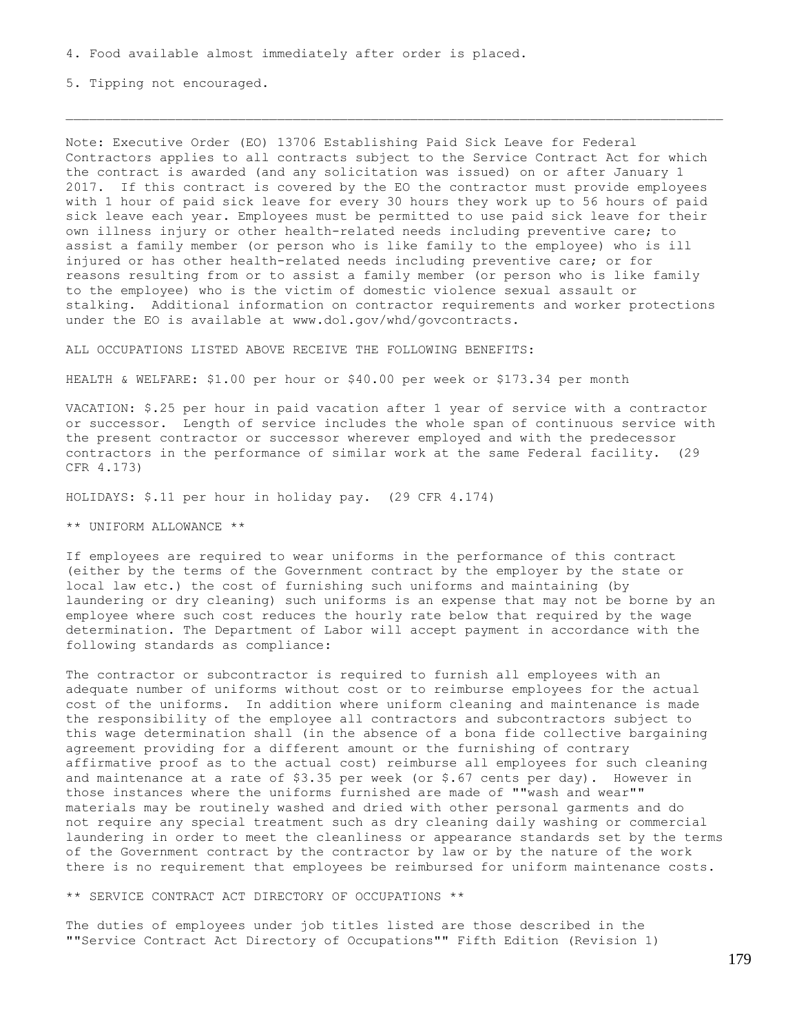4. Food available almost immediately after order is placed.

5. Tipping not encouraged.

---

Note: Executive Order (EO) 13706 Establishing Paid Sick Leave for Federal Contractors applies to all contracts subject to the Service Contract Act for which the contract is awarded (and any solicitation was issued) on or after January 1 2017. If this contract is covered by the EO the contractor must provide employees with 1 hour of paid sick leave for every 30 hours they work up to 56 hours of paid sick leave each year. Employees must be permitted to use paid sick leave for their own illness injury or other health-related needs including preventive care; to assist a family member (or person who is like family to the employee) who is ill injured or has other health-related needs including preventive care; or for reasons resulting from or to assist a family member (or person who is like family to the employee) who is the victim of domestic violence sexual assault or stalking. Additional information on contractor requirements and worker protections under the EO is available at www.dol.gov/whd/govcontracts.

ALL OCCUPATIONS LISTED ABOVE RECEIVE THE FOLLOWING BENEFITS:

HEALTH & WELFARE: $1.00 per hour or $40.00 per week or $173.34 per month

VACATION: $.25 per hour in paid vacation after 1 year of service with a contractor or successor. Length of service includes the whole span of continuous service with the present contractor or successor wherever employed and with the predecessor contractors in the performance of similar work at the same Federal facility. (29 CFR 4.173)

HOLIDAYS: $.11 per hour in holiday pay. (29 CFR 4.174)

** UNIFORM ALLOWANCE **

If employees are required to wear uniforms in the performance of this contract (either by the terms of the Government contract by the employer by the state or local law etc.) the cost of furnishing such uniforms and maintaining (by laundering or dry cleaning) such uniforms is an expense that may not be borne by an employee where such cost reduces the hourly rate below that required by the wage determination. The Department of Labor will accept payment in accordance with the following standards as compliance:

The contractor or subcontractor is required to furnish all employees with an adequate number of uniforms without cost or to reimburse employees for the actual cost of the uniforms. In addition where uniform cleaning and maintenance is made the responsibility of the employee all contractors and subcontractors subject to this wage determination shall (in the absence of a bona fide collective bargaining agreement providing for a different amount or the furnishing of contrary affirmative proof as to the actual cost) reimburse all employees for such cleaning and maintenance at a rate of $3.35 per week (or $.67 cents per day). However in those instances where the uniforms furnished are made of ""wash and wear"" materials may be routinely washed and dried with other personal garments and do not require any special treatment such as dry cleaning daily washing or commercial laundering in order to meet the cleanliness or appearance standards set by the terms of the Government contract by the contractor by law or by the nature of the work there is no requirement that employees be reimbursed for uniform maintenance costs.

** SERVICE CONTRACT ACT DIRECTORY OF OCCUPATIONS **

The duties of employees under job titles listed are those described in the ""Service Contract Act Directory of Occupations"" Fifth Edition (Revision 1)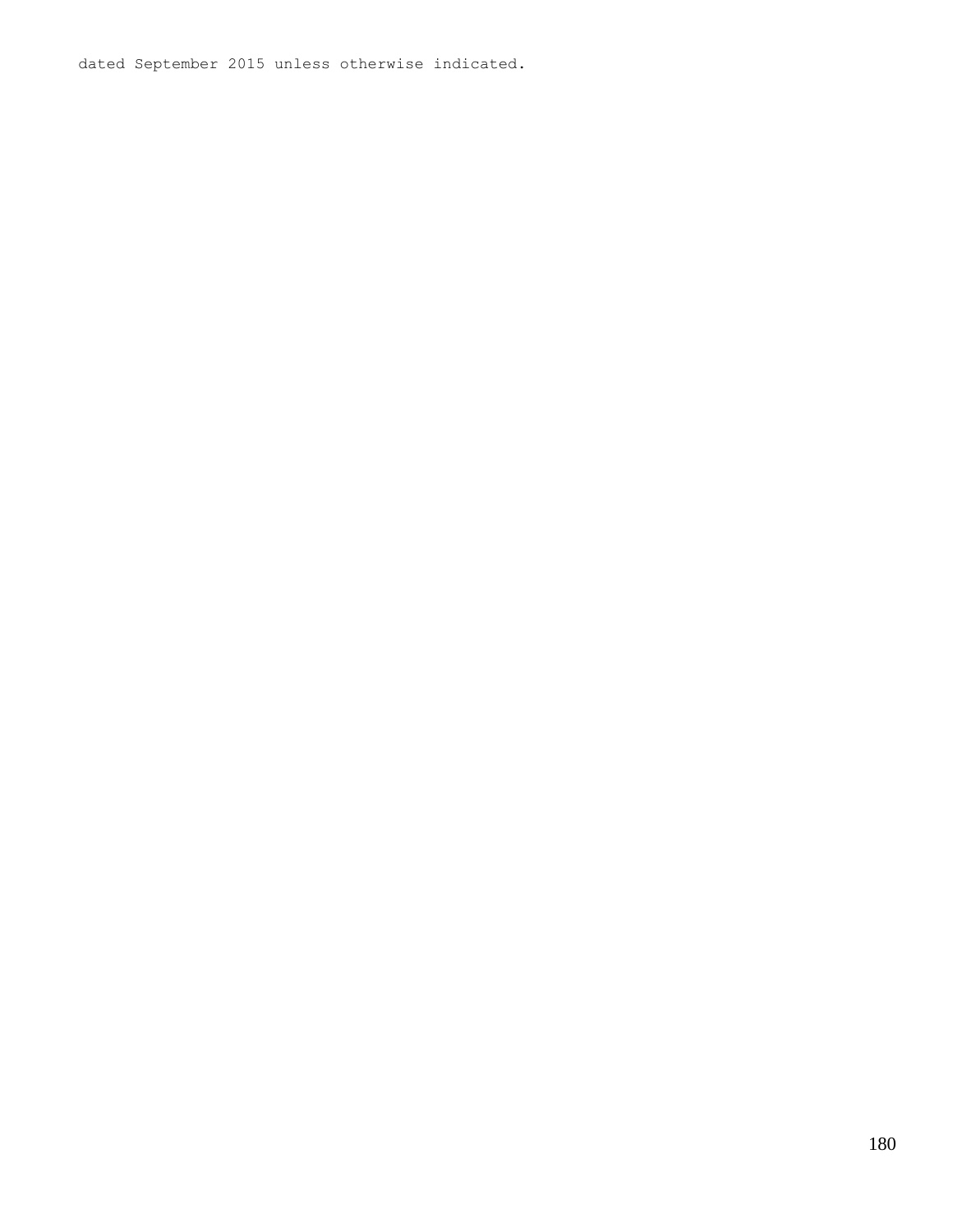dated September 2015 unless otherwise indicated.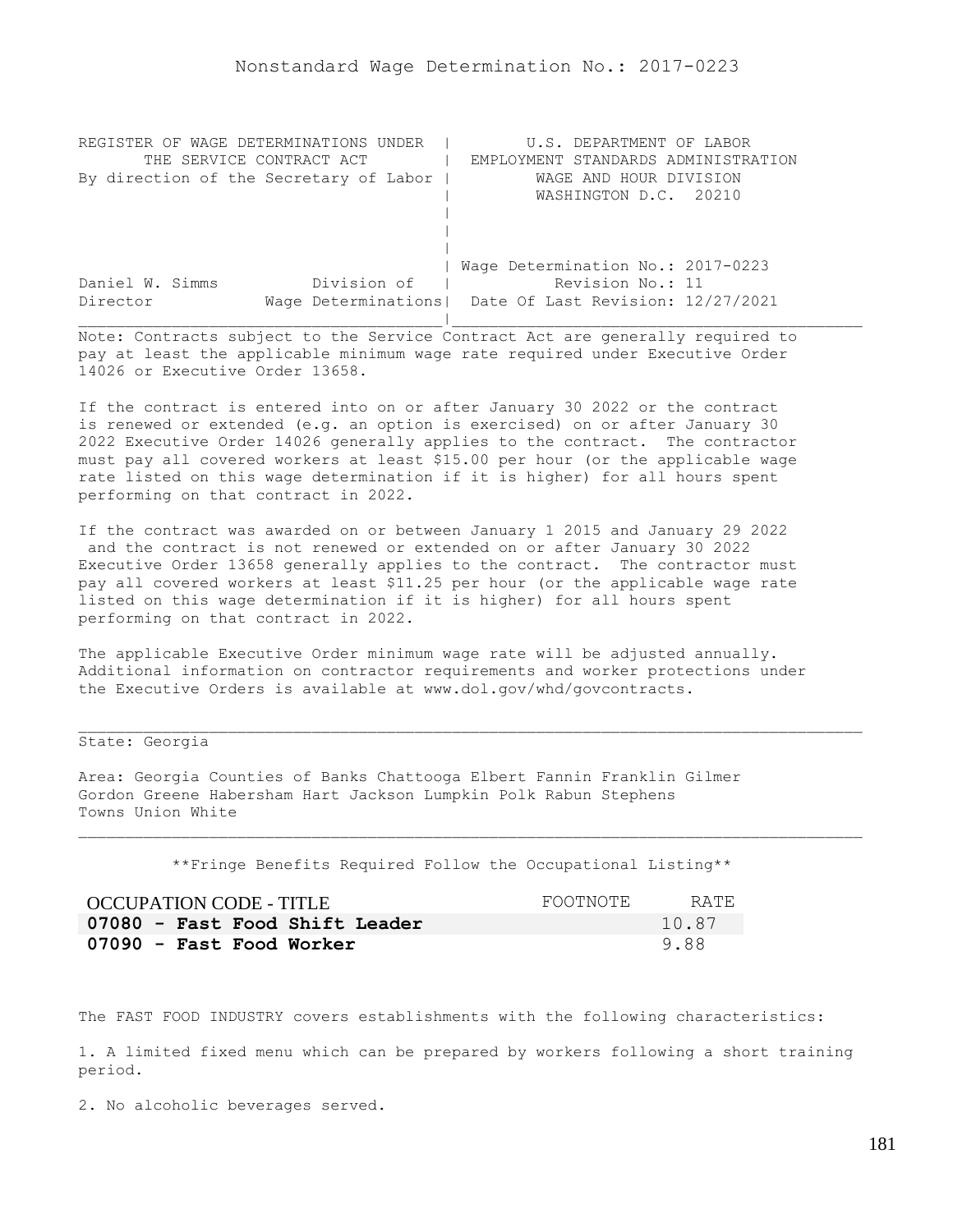Nonstandard Wage Determination No.: 2017-0223

| REGISTER OF WAGE DETERMINATIONS UNDER THE SERVICE CONTRACT ACT By direction of the Secretary of Labor | U.S. DEPARTMENT OF LABOR EMPLOYMENT STANDARDS ADMINISTRATION WAGE AND HOUR DIVISION WASHINGTON D.C. 20210 |
|---|---|
| Daniel W. Simms, Director, Division of Wage Determinations | Wage Determination No.: 2017-0223 Revision No.: 11 Date Of Last Revision: 12/27/2021 |

Note: Contracts subject to the Service Contract Act are generally required to pay at least the applicable minimum wage rate required under Executive Order 14026 or Executive Order 13658.

If the contract is entered into on or after January 30 2022 or the contract is renewed or extended (e.g. an option is exercised) on or after January 30 2022 Executive Order 14026 generally applies to the contract. The contractor must pay all covered workers at least $15.00 per hour (or the applicable wage rate listed on this wage determination if it is higher) for all hours spent performing on that contract in 2022.

If the contract was awarded on or between January 1 2015 and January 29 2022 and the contract is not renewed or extended on or after January 30 2022 Executive Order 13658 generally applies to the contract. The contractor must pay all covered workers at least $11.25 per hour (or the applicable wage rate listed on this wage determination if it is higher) for all hours spent performing on that contract in 2022.

The applicable Executive Order minimum wage rate will be adjusted annually. Additional information on contractor requirements and worker protections under the Executive Orders is available at www.dol.gov/whd/govcontracts.

State: Georgia

Area: Georgia Counties of Banks Chattooga Elbert Fannin Franklin Gilmer Gordon Greene Habersham Hart Jackson Lumpkin Polk Rabun Stephens Towns Union White

**Fringe Benefits Required Follow the Occupational Listing**

| OCCUPATION CODE - TITLE | FOOTNOTE | RATE |
|---|---|---|
| **07080 - Fast Food Shift Leader** | | 10.87 |
| **07090 - Fast Food Worker** | | 9.88 |

The FAST FOOD INDUSTRY covers establishments with the following characteristics:

1. A limited fixed menu which can be prepared by workers following a short training period.

2. No alcoholic beverages served.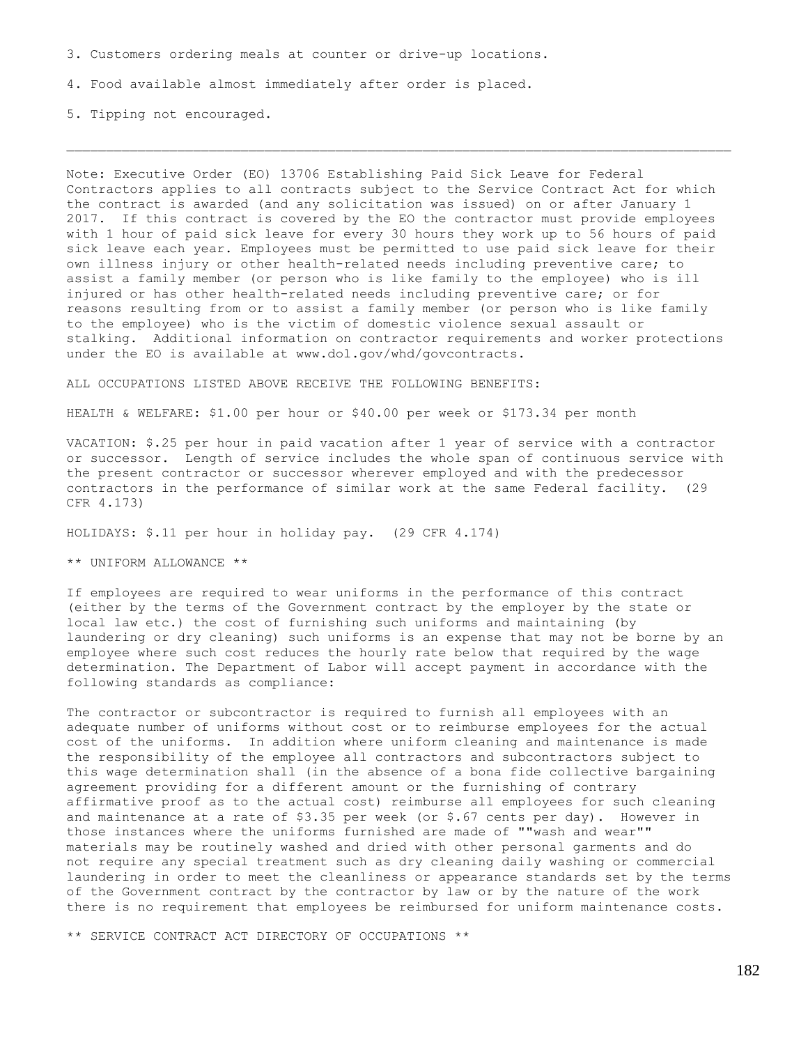3. Customers ordering meals at counter or drive-up locations.

4. Food available almost immediately after order is placed.

5. Tipping not encouraged.

---

Note: Executive Order (EO) 13706 Establishing Paid Sick Leave for Federal Contractors applies to all contracts subject to the Service Contract Act for which the contract is awarded (and any solicitation was issued) on or after January 1 2017. If this contract is covered by the EO the contractor must provide employees with 1 hour of paid sick leave for every 30 hours they work up to 56 hours of paid sick leave each year. Employees must be permitted to use paid sick leave for their own illness injury or other health-related needs including preventive care; to assist a family member (or person who is like family to the employee) who is ill injured or has other health-related needs including preventive care; or for reasons resulting from or to assist a family member (or person who is like family to the employee) who is the victim of domestic violence sexual assault or stalking. Additional information on contractor requirements and worker protections under the EO is available at www.dol.gov/whd/govcontracts.

ALL OCCUPATIONS LISTED ABOVE RECEIVE THE FOLLOWING BENEFITS:

HEALTH & WELFARE: $1.00 per hour or $40.00 per week or $173.34 per month

VACATION: $.25 per hour in paid vacation after 1 year of service with a contractor or successor. Length of service includes the whole span of continuous service with the present contractor or successor wherever employed and with the predecessor contractors in the performance of similar work at the same Federal facility. (29 CFR 4.173)

HOLIDAYS: $.11 per hour in holiday pay. (29 CFR 4.174)

** UNIFORM ALLOWANCE **

If employees are required to wear uniforms in the performance of this contract (either by the terms of the Government contract by the employer by the state or local law etc.) the cost of furnishing such uniforms and maintaining (by laundering or dry cleaning) such uniforms is an expense that may not be borne by an employee where such cost reduces the hourly rate below that required by the wage determination. The Department of Labor will accept payment in accordance with the following standards as compliance:

The contractor or subcontractor is required to furnish all employees with an adequate number of uniforms without cost or to reimburse employees for the actual cost of the uniforms. In addition where uniform cleaning and maintenance is made the responsibility of the employee all contractors and subcontractors subject to this wage determination shall (in the absence of a bona fide collective bargaining agreement providing for a different amount or the furnishing of contrary affirmative proof as to the actual cost) reimburse all employees for such cleaning and maintenance at a rate of $3.35 per week (or $.67 cents per day). However in those instances where the uniforms furnished are made of ""wash and wear"" materials may be routinely washed and dried with other personal garments and do not require any special treatment such as dry cleaning daily washing or commercial laundering in order to meet the cleanliness or appearance standards set by the terms of the Government contract by the contractor by law or by the nature of the work there is no requirement that employees be reimbursed for uniform maintenance costs.

** SERVICE CONTRACT ACT DIRECTORY OF OCCUPATIONS **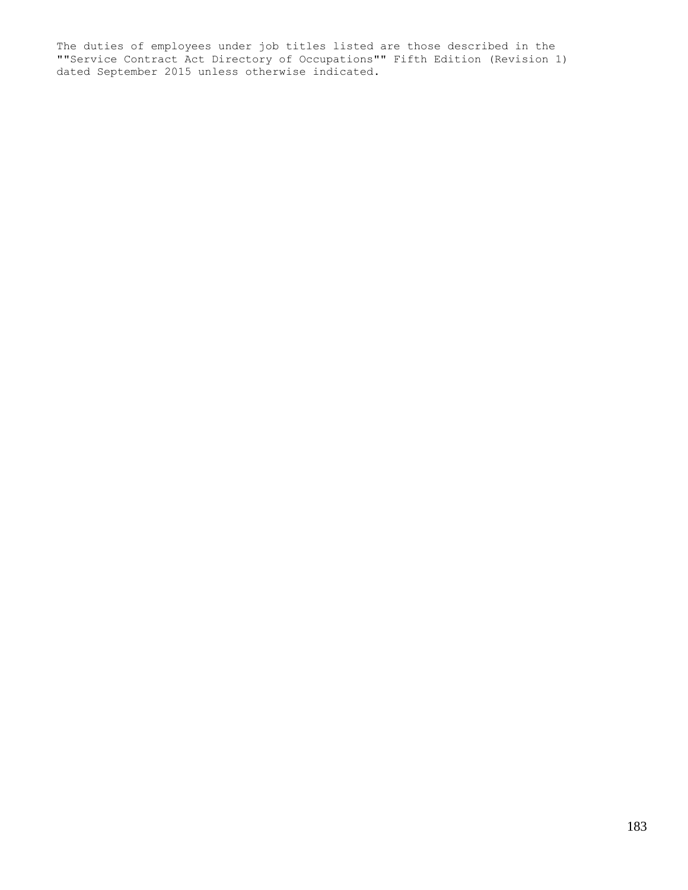The duties of employees under job titles listed are those described in the ""Service Contract Act Directory of Occupations"" Fifth Edition (Revision 1) dated September 2015 unless otherwise indicated.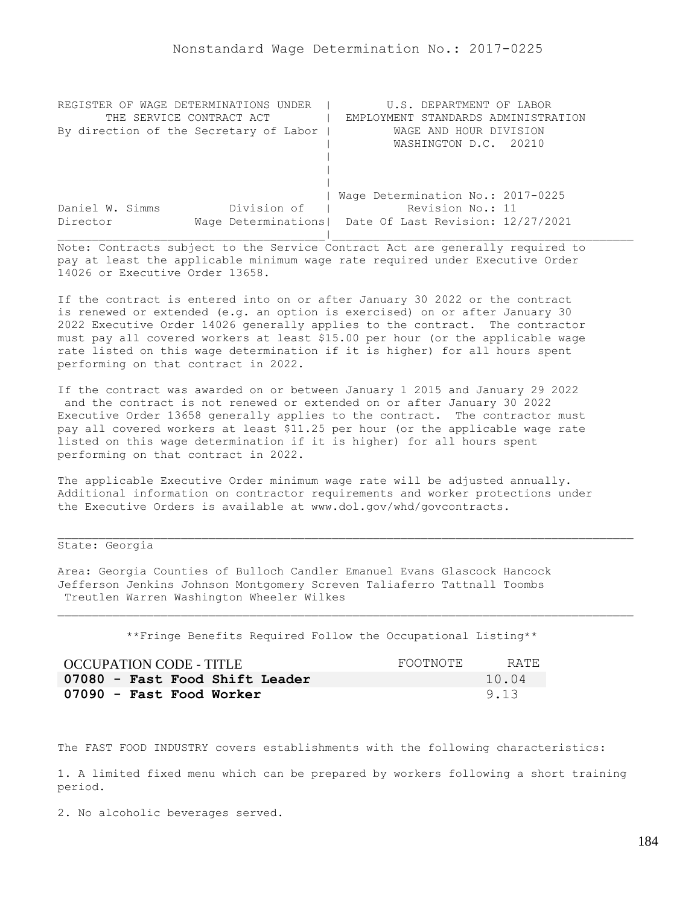# Nonstandard Wage Determination No.: 2017-0225

```
REGISTER OF WAGE DETERMINATIONS UNDER  |        U.S. DEPARTMENT OF LABOR
      THE SERVICE CONTRACT ACT         |  EMPLOYMENT STANDARDS ADMINISTRATION
By direction of the Secretary of Labor |          WAGE AND HOUR DIVISION
                                       |          WASHINGTON D.C.  20210
                                       |
                                       |
                                       |
                                       | Wage Determination No.: 2017-0225
Daniel W. Simms          Division of   |           Revision No.: 11
Director           Wage Determinations|  Date Of Last Revision: 12/27/2021
_______________________________________|_______________________________________
```

Note: Contracts subject to the Service Contract Act are generally required to pay at least the applicable minimum wage rate required under Executive Order 14026 or Executive Order 13658.

If the contract is entered into on or after January 30 2022 or the contract is renewed or extended (e.g. an option is exercised) on or after January 30 2022 Executive Order 14026 generally applies to the contract. The contractor must pay all covered workers at least $15.00 per hour (or the applicable wage rate listed on this wage determination if it is higher) for all hours spent performing on that contract in 2022.

If the contract was awarded on or between January 1 2015 and January 29 2022 and the contract is not renewed or extended on or after January 30 2022 Executive Order 13658 generally applies to the contract. The contractor must pay all covered workers at least $11.25 per hour (or the applicable wage rate listed on this wage determination if it is higher) for all hours spent performing on that contract in 2022.

The applicable Executive Order minimum wage rate will be adjusted annually. Additional information on contractor requirements and worker protections under the Executive Orders is available at www.dol.gov/whd/govcontracts.

---

State: Georgia

Area: Georgia Counties of Bulloch Candler Emanuel Evans Glascock Hancock Jefferson Jenkins Johnson Montgomery Screven Taliaferro Tattnall Toombs Treutlen Warren Washington Wheeler Wilkes

---

**Fringe Benefits Required Follow the Occupational Listing**

| OCCUPATION CODE - TITLE | FOOTNOTE | RATE |
|---|---|---|
| **07080 - Fast Food Shift Leader** | | 10.04 |
| **07090 - Fast Food Worker** | | 9.13 |

The FAST FOOD INDUSTRY covers establishments with the following characteristics:

1. A limited fixed menu which can be prepared by workers following a short training period.

2. No alcoholic beverages served.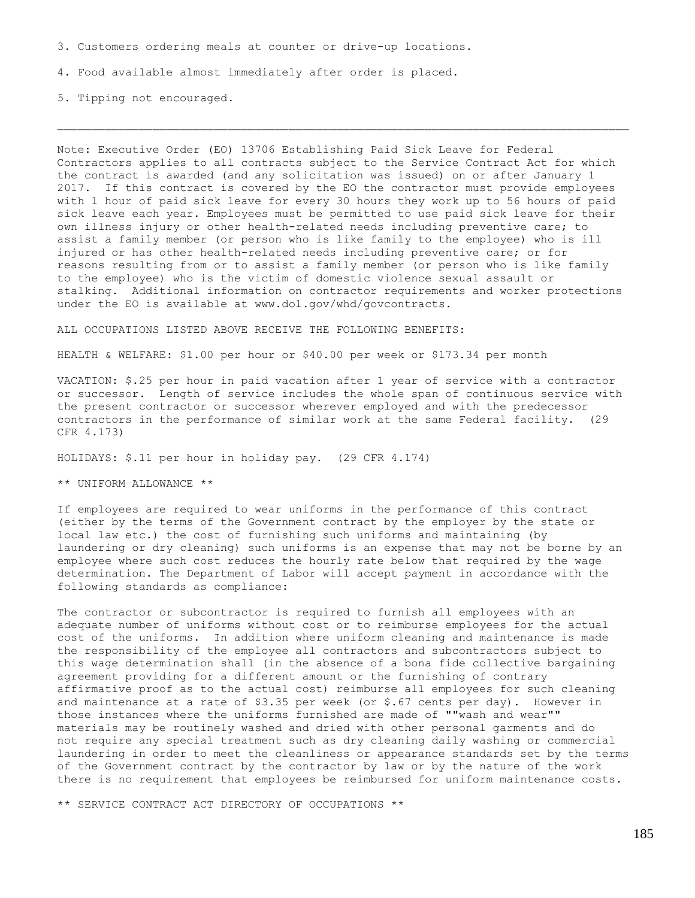3. Customers ordering meals at counter or drive-up locations.

4. Food available almost immediately after order is placed.

5. Tipping not encouraged.

---

Note: Executive Order (EO) 13706 Establishing Paid Sick Leave for Federal Contractors applies to all contracts subject to the Service Contract Act for which the contract is awarded (and any solicitation was issued) on or after January 1 2017. If this contract is covered by the EO the contractor must provide employees with 1 hour of paid sick leave for every 30 hours they work up to 56 hours of paid sick leave each year. Employees must be permitted to use paid sick leave for their own illness injury or other health-related needs including preventive care; to assist a family member (or person who is like family to the employee) who is ill injured or has other health-related needs including preventive care; or for reasons resulting from or to assist a family member (or person who is like family to the employee) who is the victim of domestic violence sexual assault or stalking. Additional information on contractor requirements and worker protections under the EO is available at www.dol.gov/whd/govcontracts.

ALL OCCUPATIONS LISTED ABOVE RECEIVE THE FOLLOWING BENEFITS:

HEALTH & WELFARE: $1.00 per hour or $40.00 per week or $173.34 per month

VACATION: $.25 per hour in paid vacation after 1 year of service with a contractor or successor. Length of service includes the whole span of continuous service with the present contractor or successor wherever employed and with the predecessor contractors in the performance of similar work at the same Federal facility. (29 CFR 4.173)

HOLIDAYS: $.11 per hour in holiday pay. (29 CFR 4.174)

** UNIFORM ALLOWANCE **

If employees are required to wear uniforms in the performance of this contract (either by the terms of the Government contract by the employer by the state or local law etc.) the cost of furnishing such uniforms and maintaining (by laundering or dry cleaning) such uniforms is an expense that may not be borne by an employee where such cost reduces the hourly rate below that required by the wage determination. The Department of Labor will accept payment in accordance with the following standards as compliance:

The contractor or subcontractor is required to furnish all employees with an adequate number of uniforms without cost or to reimburse employees for the actual cost of the uniforms. In addition where uniform cleaning and maintenance is made the responsibility of the employee all contractors and subcontractors subject to this wage determination shall (in the absence of a bona fide collective bargaining agreement providing for a different amount or the furnishing of contrary affirmative proof as to the actual cost) reimburse all employees for such cleaning and maintenance at a rate of $3.35 per week (or $.67 cents per day). However in those instances where the uniforms furnished are made of ""wash and wear"" materials may be routinely washed and dried with other personal garments and do not require any special treatment such as dry cleaning daily washing or commercial laundering in order to meet the cleanliness or appearance standards set by the terms of the Government contract by the contractor by law or by the nature of the work there is no requirement that employees be reimbursed for uniform maintenance costs.

** SERVICE CONTRACT ACT DIRECTORY OF OCCUPATIONS **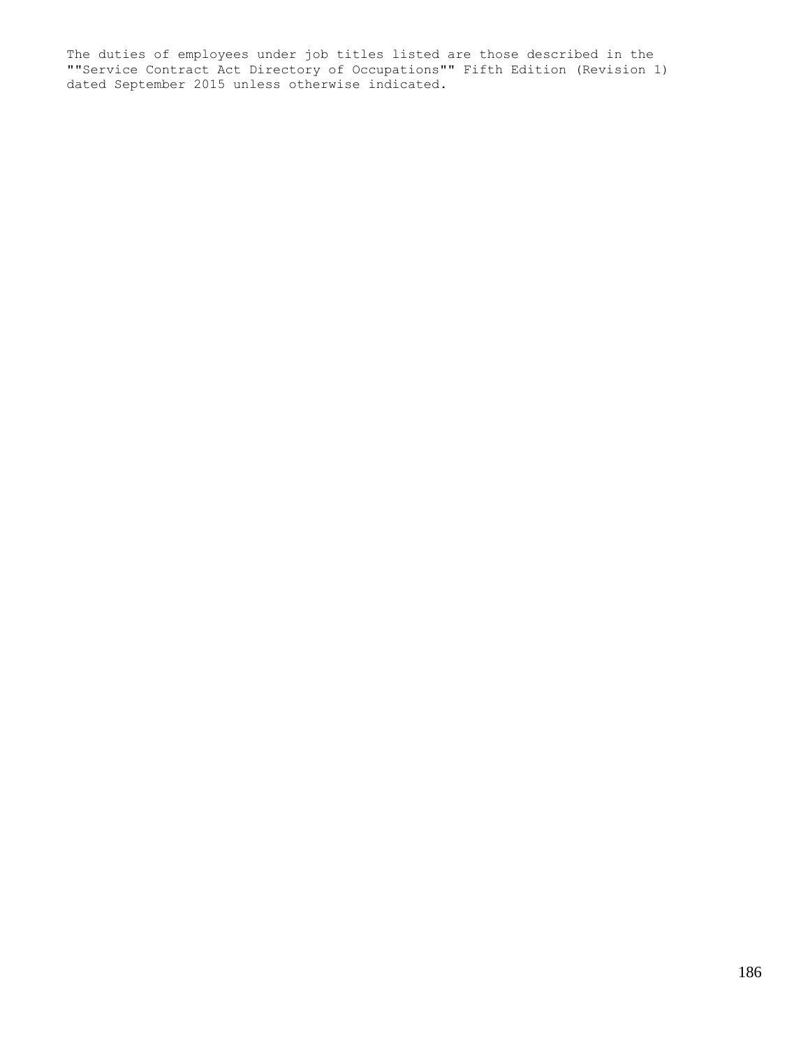The duties of employees under job titles listed are those described in the ""Service Contract Act Directory of Occupations"" Fifth Edition (Revision 1) dated September 2015 unless otherwise indicated.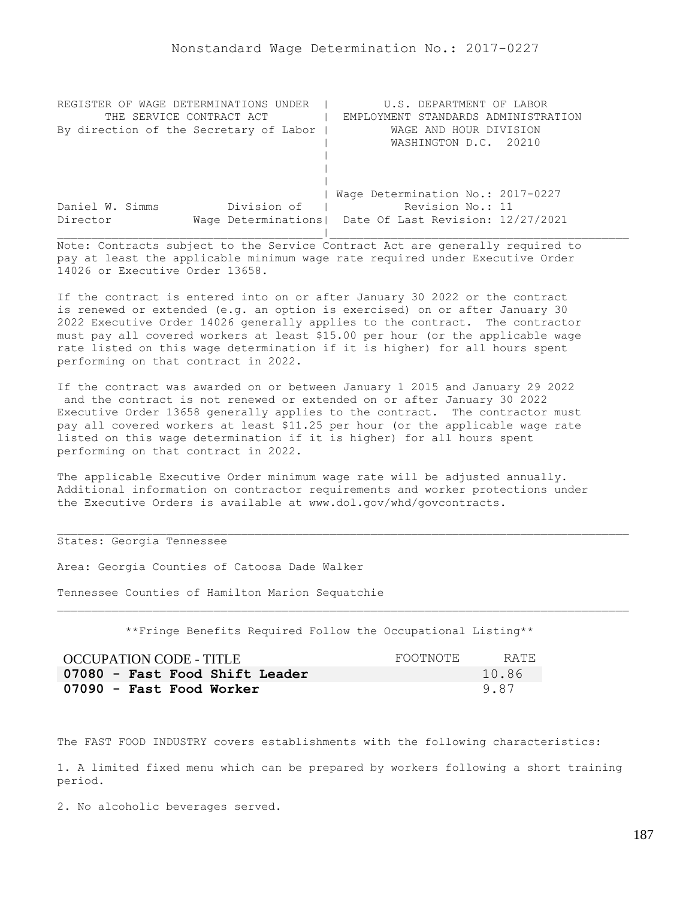Nonstandard Wage Determination No.: 2017-0227

```
REGISTER OF WAGE DETERMINATIONS UNDER  |         U.S. DEPARTMENT OF LABOR
      THE SERVICE CONTRACT ACT         |  EMPLOYMENT STANDARDS ADMINISTRATION
By direction of the Secretary of Labor |          WAGE AND HOUR DIVISION
                                       |          WASHINGTON D.C.  20210
                                       |
                                       |
                                       |
                                       | Wage Determination No.: 2017-0227
Daniel W. Simms          Division of   |           Revision No.: 11
Director           Wage Determinations|  Date Of Last Revision: 12/27/2021
```

Note: Contracts subject to the Service Contract Act are generally required to pay at least the applicable minimum wage rate required under Executive Order 14026 or Executive Order 13658.

If the contract is entered into on or after January 30 2022 or the contract is renewed or extended (e.g. an option is exercised) on or after January 30 2022 Executive Order 14026 generally applies to the contract. The contractor must pay all covered workers at least $15.00 per hour (or the applicable wage rate listed on this wage determination if it is higher) for all hours spent performing on that contract in 2022.

If the contract was awarded on or between January 1 2015 and January 29 2022 and the contract is not renewed or extended on or after January 30 2022 Executive Order 13658 generally applies to the contract. The contractor must pay all covered workers at least $11.25 per hour (or the applicable wage rate listed on this wage determination if it is higher) for all hours spent performing on that contract in 2022.

The applicable Executive Order minimum wage rate will be adjusted annually. Additional information on contractor requirements and worker protections under the Executive Orders is available at www.dol.gov/whd/govcontracts.

States: Georgia Tennessee

Area: Georgia Counties of Catoosa Dade Walker

Tennessee Counties of Hamilton Marion Sequatchie

**Fringe Benefits Required Follow the Occupational Listing**

| OCCUPATION CODE - TITLE | FOOTNOTE | RATE |
|---|---|---|
| **07080 - Fast Food Shift Leader** | | 10.86 |
| **07090 - Fast Food Worker** | | 9.87 |

The FAST FOOD INDUSTRY covers establishments with the following characteristics:

1. A limited fixed menu which can be prepared by workers following a short training period.

2. No alcoholic beverages served.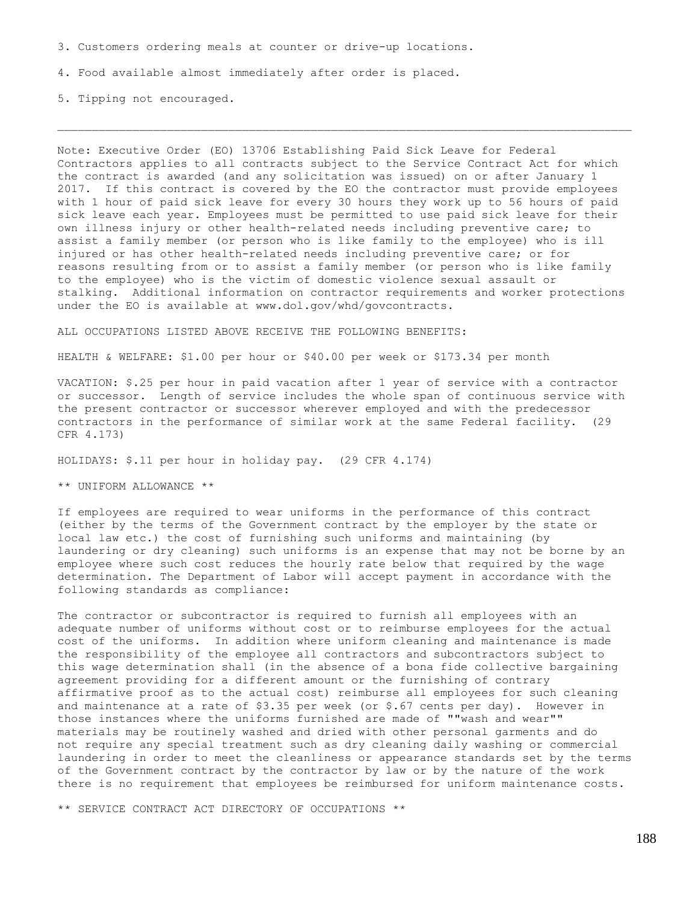3. Customers ordering meals at counter or drive-up locations.

4. Food available almost immediately after order is placed.

5. Tipping not encouraged.

---

Note: Executive Order (EO) 13706 Establishing Paid Sick Leave for Federal Contractors applies to all contracts subject to the Service Contract Act for which the contract is awarded (and any solicitation was issued) on or after January 1 2017. If this contract is covered by the EO the contractor must provide employees with 1 hour of paid sick leave for every 30 hours they work up to 56 hours of paid sick leave each year. Employees must be permitted to use paid sick leave for their own illness injury or other health-related needs including preventive care; to assist a family member (or person who is like family to the employee) who is ill injured or has other health-related needs including preventive care; or for reasons resulting from or to assist a family member (or person who is like family to the employee) who is the victim of domestic violence sexual assault or stalking. Additional information on contractor requirements and worker protections under the EO is available at www.dol.gov/whd/govcontracts.

ALL OCCUPATIONS LISTED ABOVE RECEIVE THE FOLLOWING BENEFITS:

HEALTH & WELFARE: $1.00 per hour or $40.00 per week or $173.34 per month

VACATION: $.25 per hour in paid vacation after 1 year of service with a contractor or successor. Length of service includes the whole span of continuous service with the present contractor or successor wherever employed and with the predecessor contractors in the performance of similar work at the same Federal facility. (29 CFR 4.173)

HOLIDAYS: $.11 per hour in holiday pay. (29 CFR 4.174)

** UNIFORM ALLOWANCE **

If employees are required to wear uniforms in the performance of this contract (either by the terms of the Government contract by the employer by the state or local law etc.) the cost of furnishing such uniforms and maintaining (by laundering or dry cleaning) such uniforms is an expense that may not be borne by an employee where such cost reduces the hourly rate below that required by the wage determination. The Department of Labor will accept payment in accordance with the following standards as compliance:

The contractor or subcontractor is required to furnish all employees with an adequate number of uniforms without cost or to reimburse employees for the actual cost of the uniforms. In addition where uniform cleaning and maintenance is made the responsibility of the employee all contractors and subcontractors subject to this wage determination shall (in the absence of a bona fide collective bargaining agreement providing for a different amount or the furnishing of contrary affirmative proof as to the actual cost) reimburse all employees for such cleaning and maintenance at a rate of $3.35 per week (or $.67 cents per day). However in those instances where the uniforms furnished are made of ""wash and wear"" materials may be routinely washed and dried with other personal garments and do not require any special treatment such as dry cleaning daily washing or commercial laundering in order to meet the cleanliness or appearance standards set by the terms of the Government contract by the contractor by law or by the nature of the work there is no requirement that employees be reimbursed for uniform maintenance costs.

** SERVICE CONTRACT ACT DIRECTORY OF OCCUPATIONS **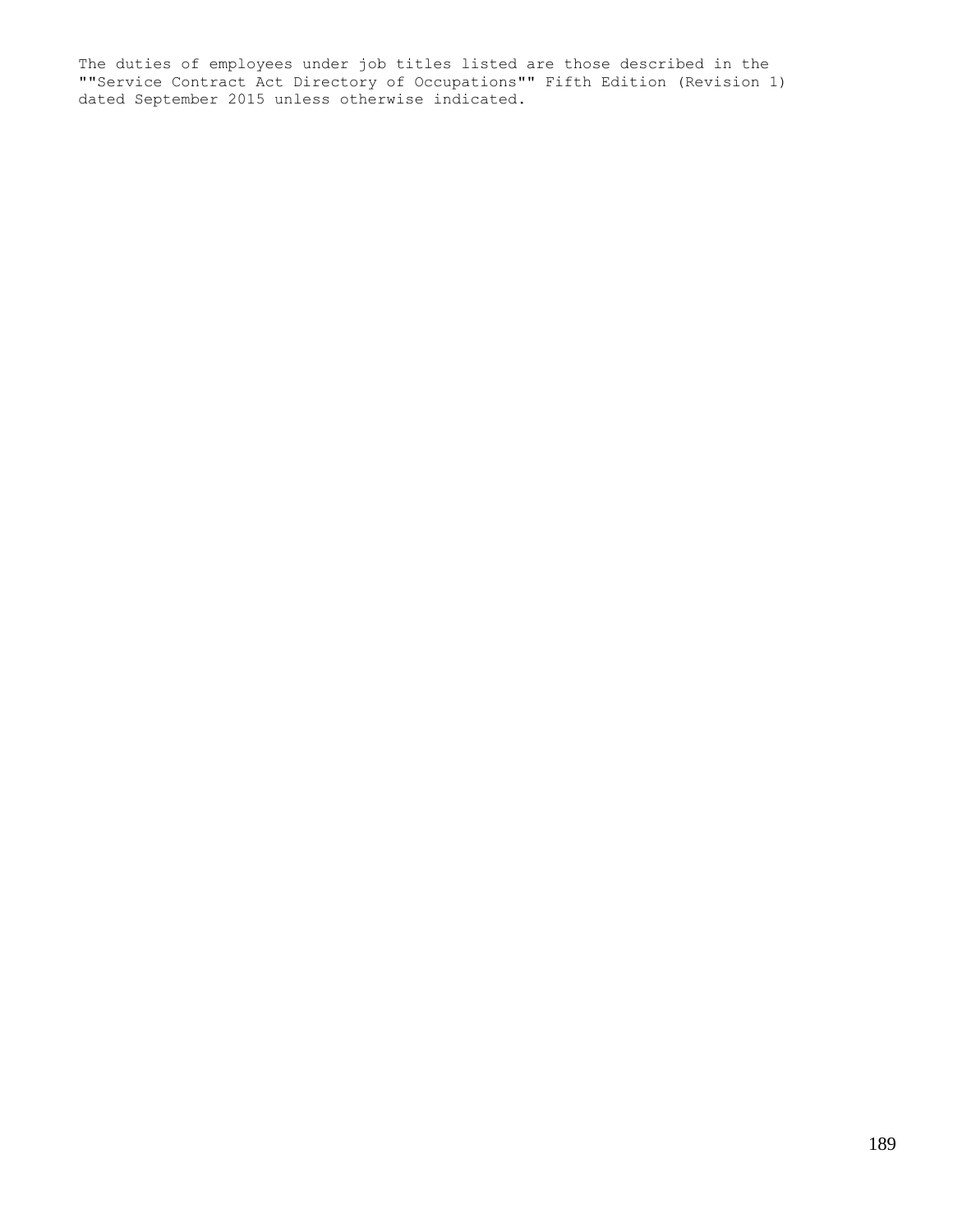The duties of employees under job titles listed are those described in the ""Service Contract Act Directory of Occupations"" Fifth Edition (Revision 1) dated September 2015 unless otherwise indicated.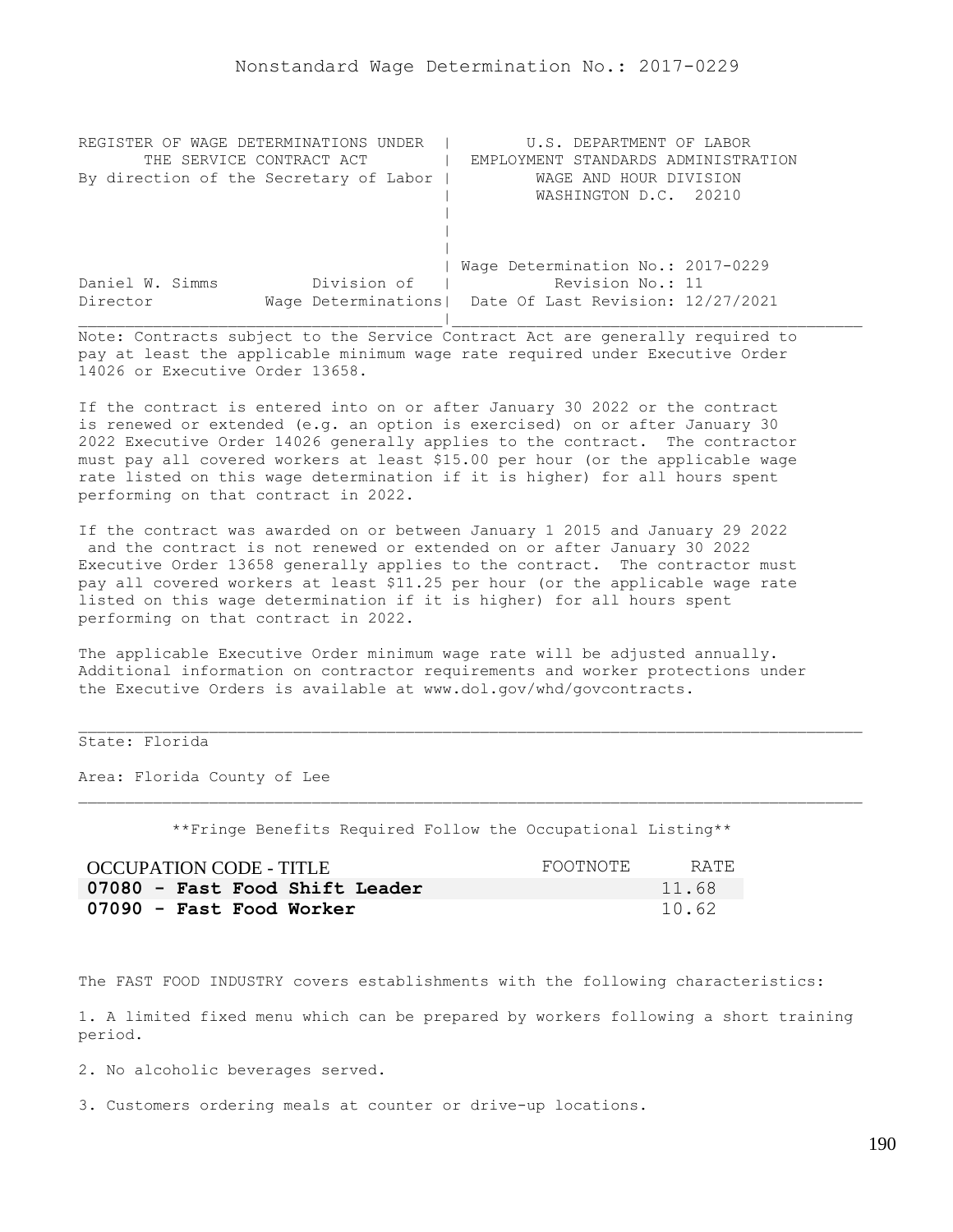Nonstandard Wage Determination No.: 2017-0229

```
REGISTER OF WAGE DETERMINATIONS UNDER  |        U.S. DEPARTMENT OF LABOR
      THE SERVICE CONTRACT ACT         |  EMPLOYMENT STANDARDS ADMINISTRATION
By direction of the Secretary of Labor |         WAGE AND HOUR DIVISION
                                       |         WASHINGTON D.C.  20210
                                       |
                                       |
                                       |
                                       | Wage Determination No.: 2017-0229
Daniel W. Simms          Division of   |           Revision No.: 11
Director            Wage Determinations|  Date Of Last Revision: 12/27/2021
_______________________________________|____________________________________
```

Note: Contracts subject to the Service Contract Act are generally required to pay at least the applicable minimum wage rate required under Executive Order 14026 or Executive Order 13658.

If the contract is entered into on or after January 30 2022 or the contract is renewed or extended (e.g. an option is exercised) on or after January 30 2022 Executive Order 14026 generally applies to the contract. The contractor must pay all covered workers at least $15.00 per hour (or the applicable wage rate listed on this wage determination if it is higher) for all hours spent performing on that contract in 2022.

If the contract was awarded on or between January 1 2015 and January 29 2022 and the contract is not renewed or extended on or after January 30 2022 Executive Order 13658 generally applies to the contract. The contractor must pay all covered workers at least $11.25 per hour (or the applicable wage rate listed on this wage determination if it is higher) for all hours spent performing on that contract in 2022.

The applicable Executive Order minimum wage rate will be adjusted annually. Additional information on contractor requirements and worker protections under the Executive Orders is available at www.dol.gov/whd/govcontracts.

---

State: Florida

Area: Florida County of Lee

---

**Fringe Benefits Required Follow the Occupational Listing**

| OCCUPATION CODE - TITLE | FOOTNOTE | RATE |
|---|---|---|
| **07080 - Fast Food Shift Leader** | | 11.68 |
| **07090 - Fast Food Worker** | | 10.62 |

The FAST FOOD INDUSTRY covers establishments with the following characteristics:

1. A limited fixed menu which can be prepared by workers following a short training period.

2. No alcoholic beverages served.

3. Customers ordering meals at counter or drive-up locations.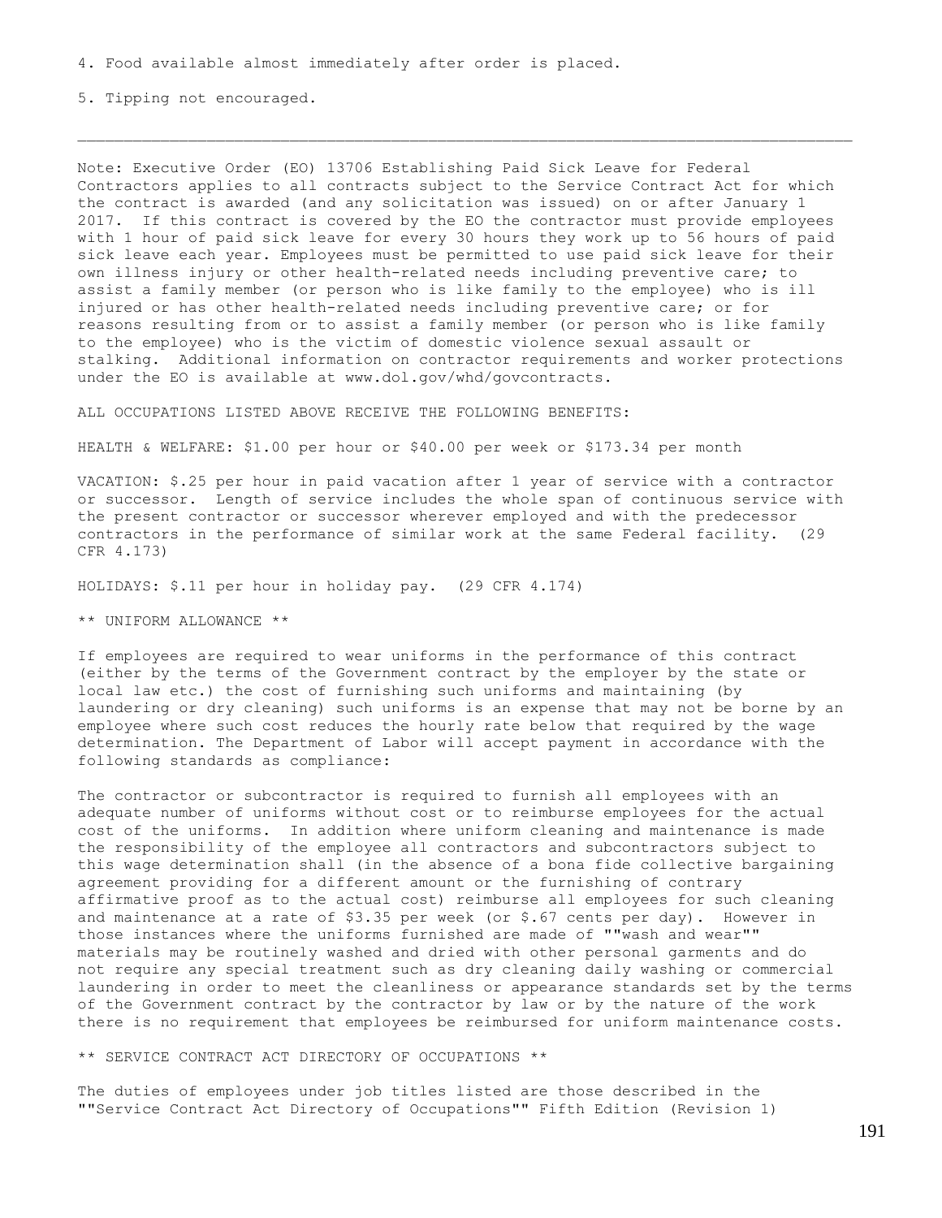4. Food available almost immediately after order is placed.

5. Tipping not encouraged.

---

Note: Executive Order (EO) 13706 Establishing Paid Sick Leave for Federal Contractors applies to all contracts subject to the Service Contract Act for which the contract is awarded (and any solicitation was issued) on or after January 1 2017. If this contract is covered by the EO the contractor must provide employees with 1 hour of paid sick leave for every 30 hours they work up to 56 hours of paid sick leave each year. Employees must be permitted to use paid sick leave for their own illness injury or other health-related needs including preventive care; to assist a family member (or person who is like family to the employee) who is ill injured or has other health-related needs including preventive care; or for reasons resulting from or to assist a family member (or person who is like family to the employee) who is the victim of domestic violence sexual assault or stalking. Additional information on contractor requirements and worker protections under the EO is available at www.dol.gov/whd/govcontracts.

ALL OCCUPATIONS LISTED ABOVE RECEIVE THE FOLLOWING BENEFITS:

HEALTH & WELFARE: $1.00 per hour or $40.00 per week or $173.34 per month

VACATION: $.25 per hour in paid vacation after 1 year of service with a contractor or successor. Length of service includes the whole span of continuous service with the present contractor or successor wherever employed and with the predecessor contractors in the performance of similar work at the same Federal facility. (29 CFR 4.173)

HOLIDAYS: $.11 per hour in holiday pay. (29 CFR 4.174)

** UNIFORM ALLOWANCE **

If employees are required to wear uniforms in the performance of this contract (either by the terms of the Government contract by the employer by the state or local law etc.) the cost of furnishing such uniforms and maintaining (by laundering or dry cleaning) such uniforms is an expense that may not be borne by an employee where such cost reduces the hourly rate below that required by the wage determination. The Department of Labor will accept payment in accordance with the following standards as compliance:

The contractor or subcontractor is required to furnish all employees with an adequate number of uniforms without cost or to reimburse employees for the actual cost of the uniforms. In addition where uniform cleaning and maintenance is made the responsibility of the employee all contractors and subcontractors subject to this wage determination shall (in the absence of a bona fide collective bargaining agreement providing for a different amount or the furnishing of contrary affirmative proof as to the actual cost) reimburse all employees for such cleaning and maintenance at a rate of $3.35 per week (or $.67 cents per day). However in those instances where the uniforms furnished are made of ""wash and wear"" materials may be routinely washed and dried with other personal garments and do not require any special treatment such as dry cleaning daily washing or commercial laundering in order to meet the cleanliness or appearance standards set by the terms of the Government contract by the contractor by law or by the nature of the work there is no requirement that employees be reimbursed for uniform maintenance costs.

** SERVICE CONTRACT ACT DIRECTORY OF OCCUPATIONS **

The duties of employees under job titles listed are those described in the ""Service Contract Act Directory of Occupations"" Fifth Edition (Revision 1)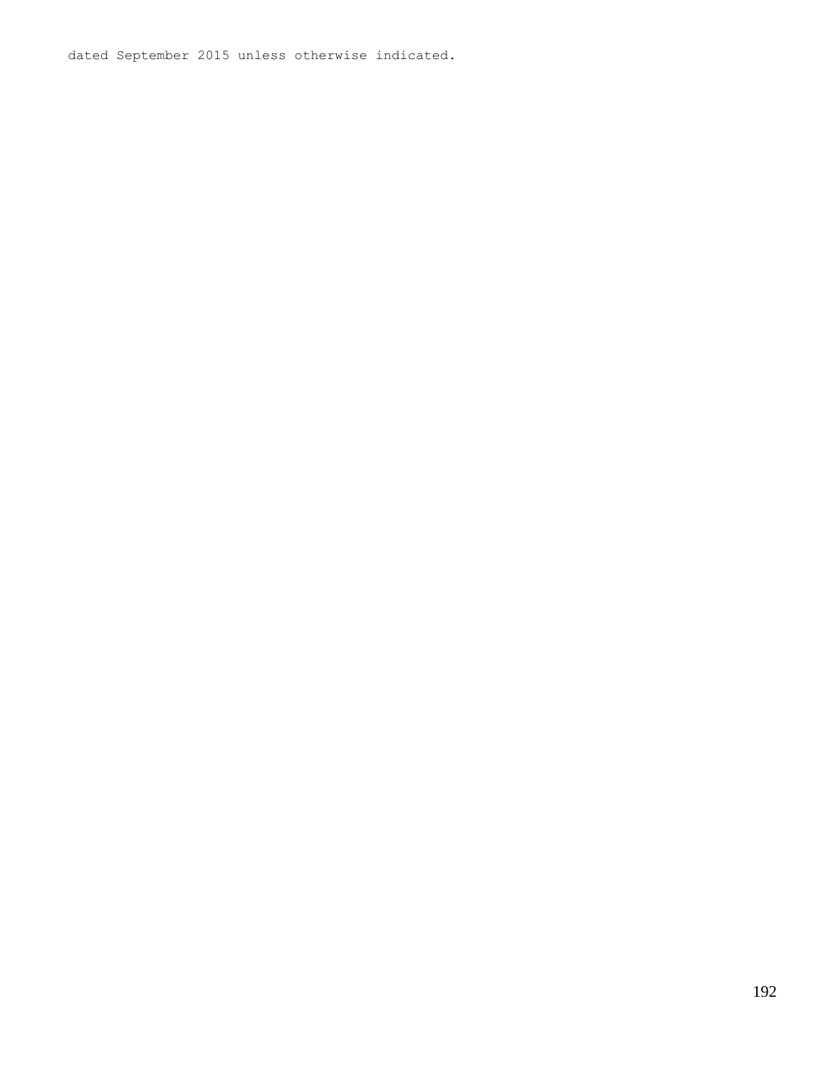dated September 2015 unless otherwise indicated.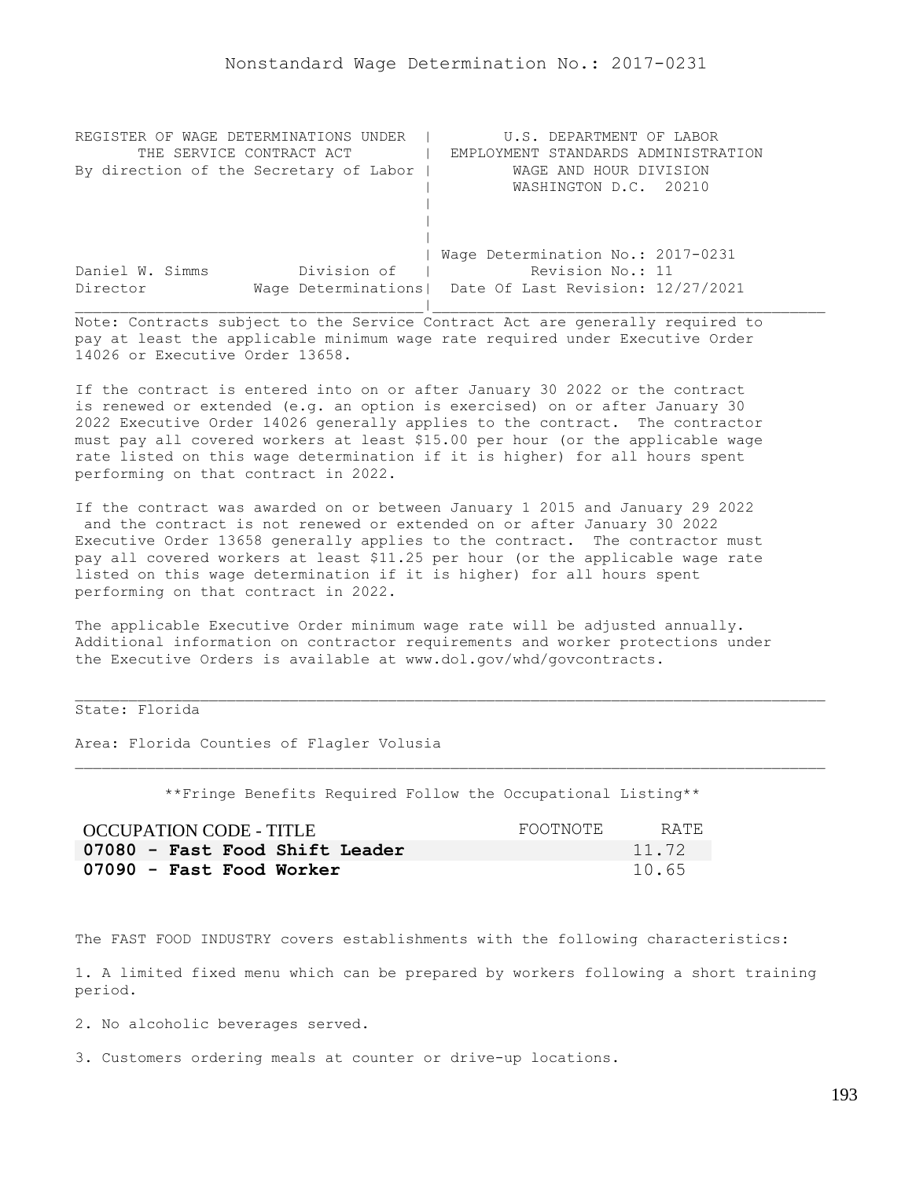# Nonstandard Wage Determination No.: 2017-0231

| REGISTER OF WAGE DETERMINATIONS UNDER THE SERVICE CONTRACT ACT By direction of the Secretary of Labor | U.S. DEPARTMENT OF LABOR EMPLOYMENT STANDARDS ADMINISTRATION WAGE AND HOUR DIVISION WASHINGTON D.C. 20210 |
|---|---|
| Daniel W. Simms, Director — Division of Wage Determinations | Wage Determination No.: 2017-0231 Revision No.: 11 Date Of Last Revision: 12/27/2021 |

Note: Contracts subject to the Service Contract Act are generally required to pay at least the applicable minimum wage rate required under Executive Order 14026 or Executive Order 13658.

If the contract is entered into on or after January 30 2022 or the contract is renewed or extended (e.g. an option is exercised) on or after January 30 2022 Executive Order 14026 generally applies to the contract. The contractor must pay all covered workers at least $15.00 per hour (or the applicable wage rate listed on this wage determination if it is higher) for all hours spent performing on that contract in 2022.

If the contract was awarded on or between January 1 2015 and January 29 2022 and the contract is not renewed or extended on or after January 30 2022 Executive Order 13658 generally applies to the contract. The contractor must pay all covered workers at least $11.25 per hour (or the applicable wage rate listed on this wage determination if it is higher) for all hours spent performing on that contract in 2022.

The applicable Executive Order minimum wage rate will be adjusted annually. Additional information on contractor requirements and worker protections under the Executive Orders is available at www.dol.gov/whd/govcontracts.

State: Florida

Area: Florida Counties of Flagler Volusia

\*\*Fringe Benefits Required Follow the Occupational Listing\*\*

| OCCUPATION CODE - TITLE | FOOTNOTE | RATE |
|---|---|---|
| **07080 - Fast Food Shift Leader** | | 11.72 |
| **07090 - Fast Food Worker** | | 10.65 |

The FAST FOOD INDUSTRY covers establishments with the following characteristics:

1. A limited fixed menu which can be prepared by workers following a short training period.

2. No alcoholic beverages served.

3. Customers ordering meals at counter or drive-up locations.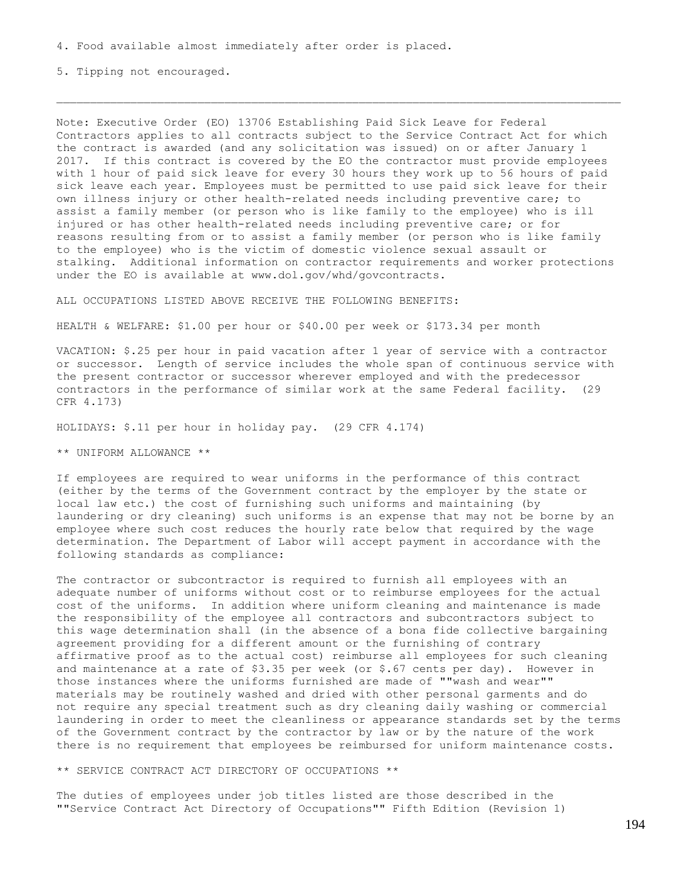4. Food available almost immediately after order is placed.

5. Tipping not encouraged.

---

Note: Executive Order (EO) 13706 Establishing Paid Sick Leave for Federal Contractors applies to all contracts subject to the Service Contract Act for which the contract is awarded (and any solicitation was issued) on or after January 1 2017. If this contract is covered by the EO the contractor must provide employees with 1 hour of paid sick leave for every 30 hours they work up to 56 hours of paid sick leave each year. Employees must be permitted to use paid sick leave for their own illness injury or other health-related needs including preventive care; to assist a family member (or person who is like family to the employee) who is ill injured or has other health-related needs including preventive care; or for reasons resulting from or to assist a family member (or person who is like family to the employee) who is the victim of domestic violence sexual assault or stalking. Additional information on contractor requirements and worker protections under the EO is available at www.dol.gov/whd/govcontracts.

ALL OCCUPATIONS LISTED ABOVE RECEIVE THE FOLLOWING BENEFITS:

HEALTH & WELFARE: $1.00 per hour or $40.00 per week or $173.34 per month

VACATION: $.25 per hour in paid vacation after 1 year of service with a contractor or successor. Length of service includes the whole span of continuous service with the present contractor or successor wherever employed and with the predecessor contractors in the performance of similar work at the same Federal facility. (29 CFR 4.173)

HOLIDAYS: $.11 per hour in holiday pay. (29 CFR 4.174)

** UNIFORM ALLOWANCE **

If employees are required to wear uniforms in the performance of this contract (either by the terms of the Government contract by the employer by the state or local law etc.) the cost of furnishing such uniforms and maintaining (by laundering or dry cleaning) such uniforms is an expense that may not be borne by an employee where such cost reduces the hourly rate below that required by the wage determination. The Department of Labor will accept payment in accordance with the following standards as compliance:

The contractor or subcontractor is required to furnish all employees with an adequate number of uniforms without cost or to reimburse employees for the actual cost of the uniforms. In addition where uniform cleaning and maintenance is made the responsibility of the employee all contractors and subcontractors subject to this wage determination shall (in the absence of a bona fide collective bargaining agreement providing for a different amount or the furnishing of contrary affirmative proof as to the actual cost) reimburse all employees for such cleaning and maintenance at a rate of $3.35 per week (or $.67 cents per day). However in those instances where the uniforms furnished are made of ""wash and wear"" materials may be routinely washed and dried with other personal garments and do not require any special treatment such as dry cleaning daily washing or commercial laundering in order to meet the cleanliness or appearance standards set by the terms of the Government contract by the contractor by law or by the nature of the work there is no requirement that employees be reimbursed for uniform maintenance costs.

** SERVICE CONTRACT ACT DIRECTORY OF OCCUPATIONS **

The duties of employees under job titles listed are those described in the ""Service Contract Act Directory of Occupations"" Fifth Edition (Revision 1)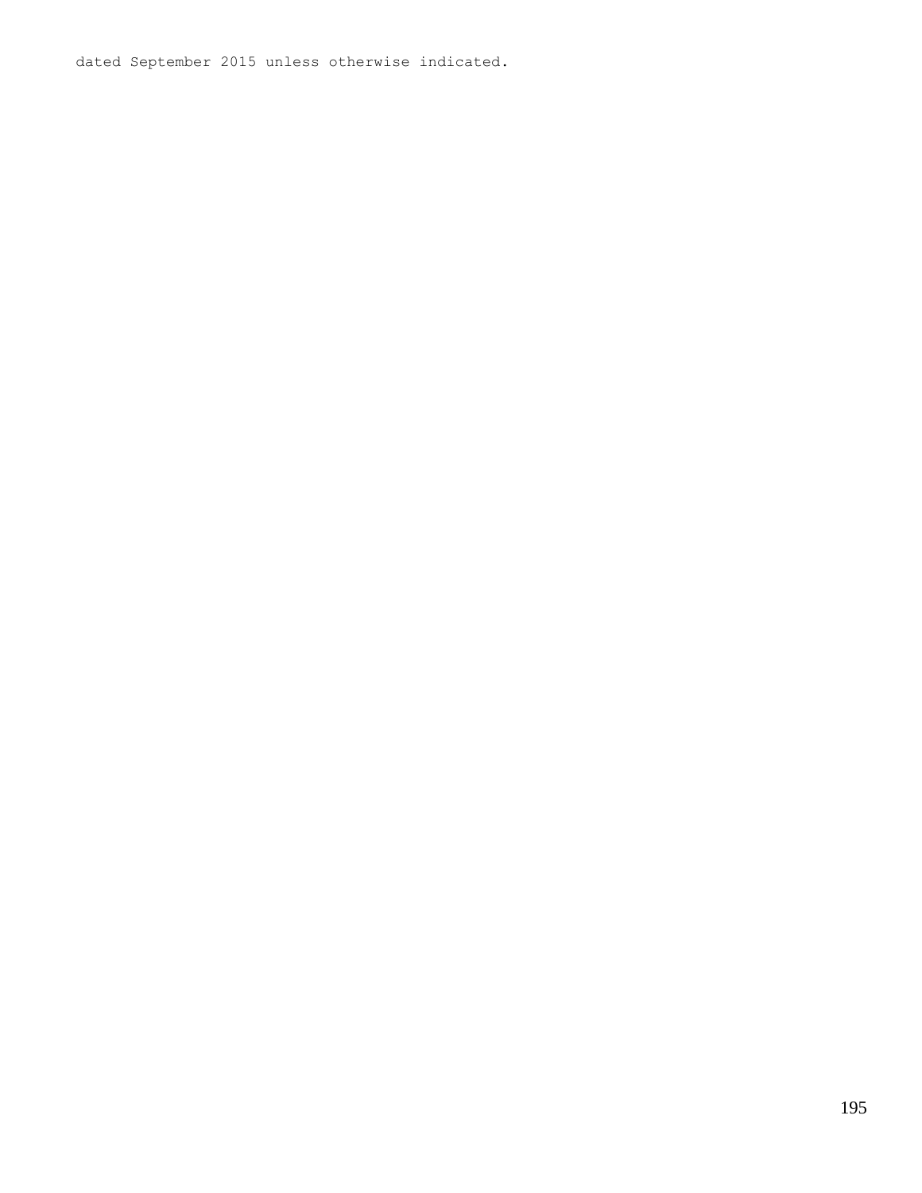dated September 2015 unless otherwise indicated.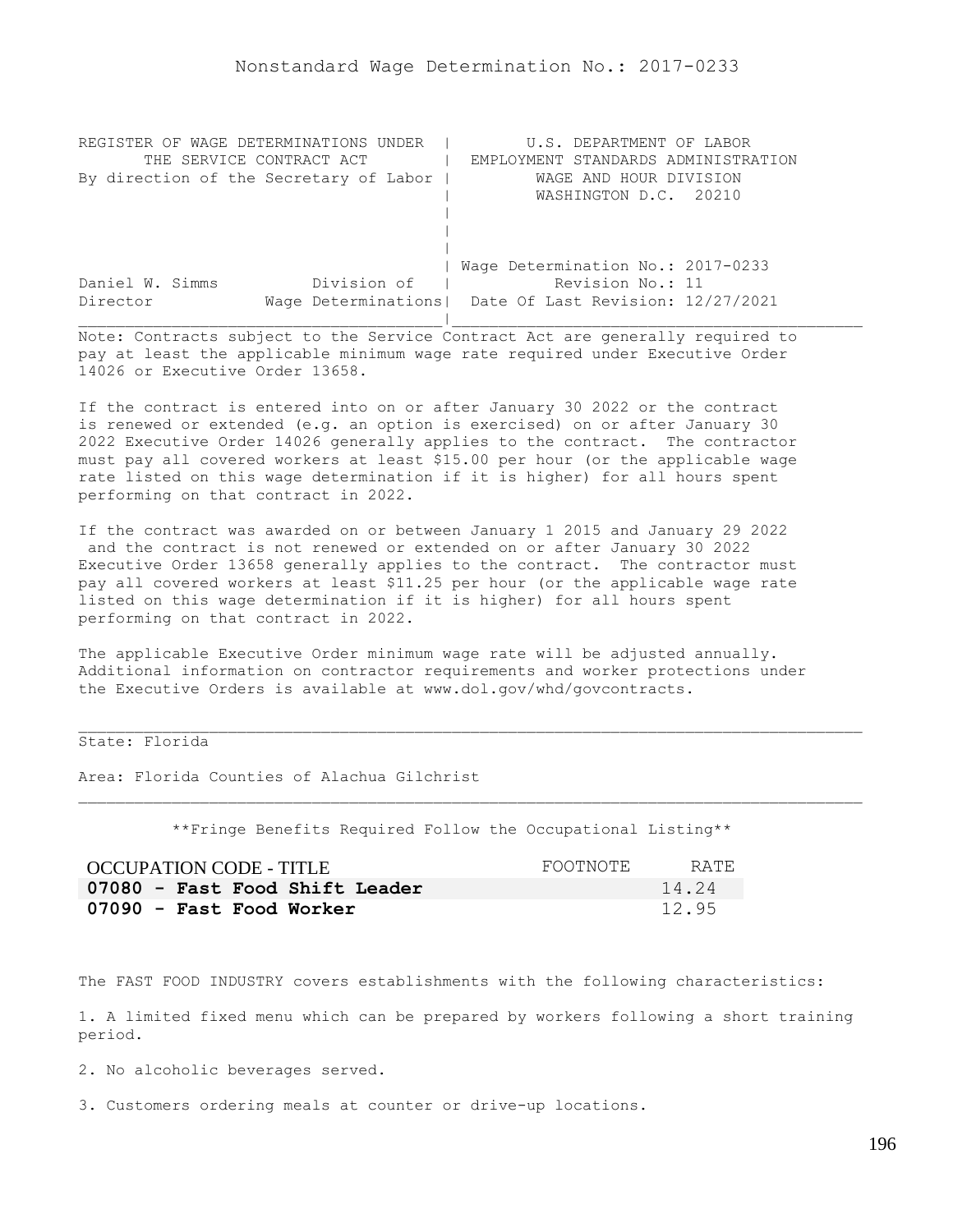Nonstandard Wage Determination No.: 2017-0233

```
REGISTER OF WAGE DETERMINATIONS UNDER  |         U.S. DEPARTMENT OF LABOR
      THE SERVICE CONTRACT ACT         |  EMPLOYMENT STANDARDS ADMINISTRATION
By direction of the Secretary of Labor |          WAGE AND HOUR DIVISION
                                       |          WASHINGTON D.C.  20210
                                       |
                                       |
                                       |
                                       | Wage Determination No.: 2017-0233
Daniel W. Simms          Division of   |           Revision No.: 11
Director            Wage Determinations|  Date Of Last Revision: 12/27/2021
```

Note: Contracts subject to the Service Contract Act are generally required to pay at least the applicable minimum wage rate required under Executive Order 14026 or Executive Order 13658.

If the contract is entered into on or after January 30 2022 or the contract is renewed or extended (e.g. an option is exercised) on or after January 30 2022 Executive Order 14026 generally applies to the contract. The contractor must pay all covered workers at least $15.00 per hour (or the applicable wage rate listed on this wage determination if it is higher) for all hours spent performing on that contract in 2022.

If the contract was awarded on or between January 1 2015 and January 29 2022 and the contract is not renewed or extended on or after January 30 2022 Executive Order 13658 generally applies to the contract. The contractor must pay all covered workers at least $11.25 per hour (or the applicable wage rate listed on this wage determination if it is higher) for all hours spent performing on that contract in 2022.

The applicable Executive Order minimum wage rate will be adjusted annually. Additional information on contractor requirements and worker protections under the Executive Orders is available at www.dol.gov/whd/govcontracts.

State: Florida

Area: Florida Counties of Alachua Gilchrist

**Fringe Benefits Required Follow the Occupational Listing**

| OCCUPATION CODE - TITLE | FOOTNOTE | RATE |
|---|---|---|
| **07080 - Fast Food Shift Leader** | | 14.24 |
| **07090 - Fast Food Worker** | | 12.95 |

The FAST FOOD INDUSTRY covers establishments with the following characteristics:

1. A limited fixed menu which can be prepared by workers following a short training period.

2. No alcoholic beverages served.

3. Customers ordering meals at counter or drive-up locations.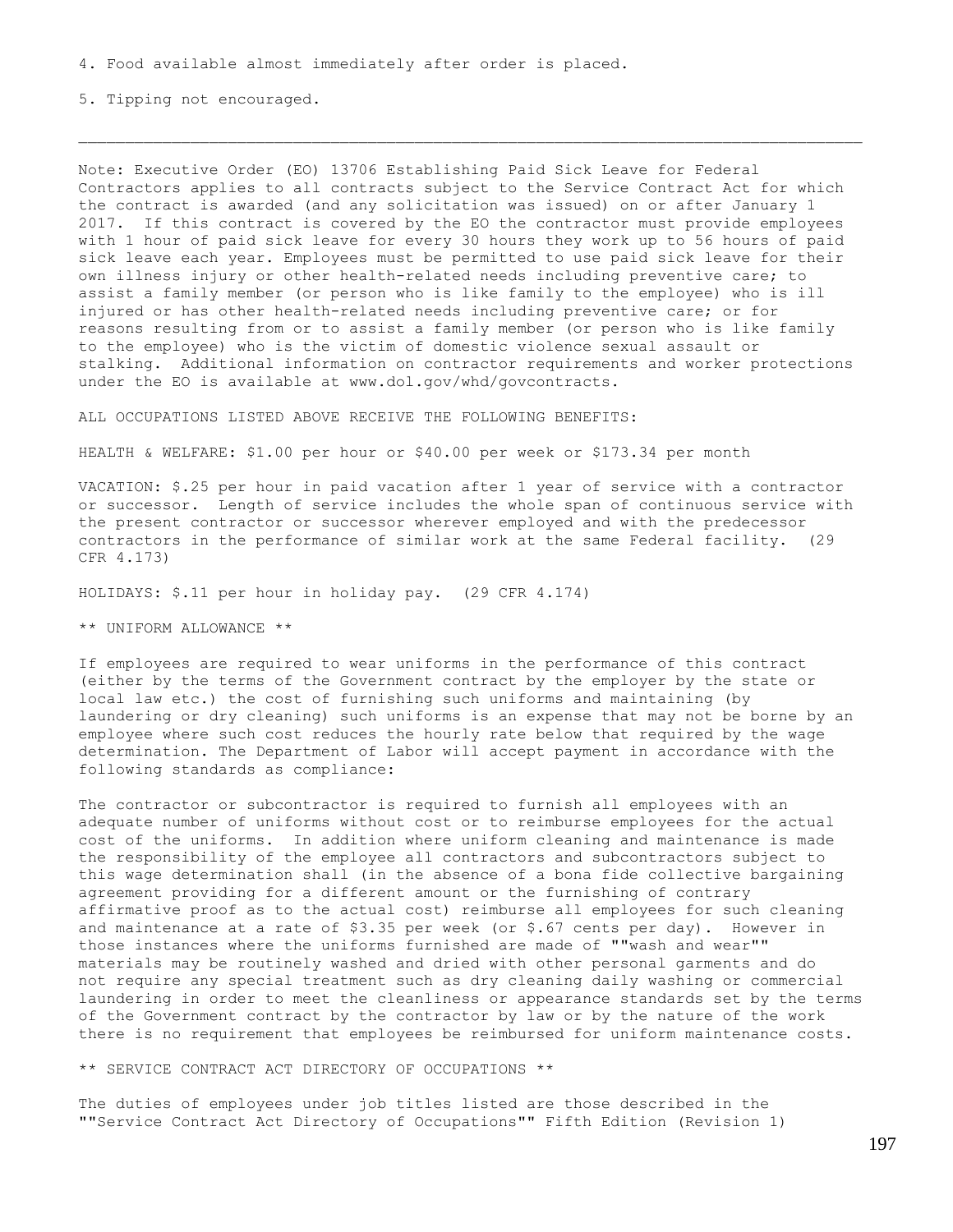4. Food available almost immediately after order is placed.

5. Tipping not encouraged.

---

Note: Executive Order (EO) 13706 Establishing Paid Sick Leave for Federal Contractors applies to all contracts subject to the Service Contract Act for which the contract is awarded (and any solicitation was issued) on or after January 1 2017. If this contract is covered by the EO the contractor must provide employees with 1 hour of paid sick leave for every 30 hours they work up to 56 hours of paid sick leave each year. Employees must be permitted to use paid sick leave for their own illness injury or other health-related needs including preventive care; to assist a family member (or person who is like family to the employee) who is ill injured or has other health-related needs including preventive care; or for reasons resulting from or to assist a family member (or person who is like family to the employee) who is the victim of domestic violence sexual assault or stalking. Additional information on contractor requirements and worker protections under the EO is available at www.dol.gov/whd/govcontracts.

ALL OCCUPATIONS LISTED ABOVE RECEIVE THE FOLLOWING BENEFITS:

HEALTH & WELFARE: $1.00 per hour or $40.00 per week or $173.34 per month

VACATION: $.25 per hour in paid vacation after 1 year of service with a contractor or successor. Length of service includes the whole span of continuous service with the present contractor or successor wherever employed and with the predecessor contractors in the performance of similar work at the same Federal facility. (29 CFR 4.173)

HOLIDAYS: $.11 per hour in holiday pay. (29 CFR 4.174)

** UNIFORM ALLOWANCE **

If employees are required to wear uniforms in the performance of this contract (either by the terms of the Government contract by the employer by the state or local law etc.) the cost of furnishing such uniforms and maintaining (by laundering or dry cleaning) such uniforms is an expense that may not be borne by an employee where such cost reduces the hourly rate below that required by the wage determination. The Department of Labor will accept payment in accordance with the following standards as compliance:

The contractor or subcontractor is required to furnish all employees with an adequate number of uniforms without cost or to reimburse employees for the actual cost of the uniforms. In addition where uniform cleaning and maintenance is made the responsibility of the employee all contractors and subcontractors subject to this wage determination shall (in the absence of a bona fide collective bargaining agreement providing for a different amount or the furnishing of contrary affirmative proof as to the actual cost) reimburse all employees for such cleaning and maintenance at a rate of $3.35 per week (or $.67 cents per day). However in those instances where the uniforms furnished are made of ""wash and wear"" materials may be routinely washed and dried with other personal garments and do not require any special treatment such as dry cleaning daily washing or commercial laundering in order to meet the cleanliness or appearance standards set by the terms of the Government contract by the contractor by law or by the nature of the work there is no requirement that employees be reimbursed for uniform maintenance costs.

** SERVICE CONTRACT ACT DIRECTORY OF OCCUPATIONS **

The duties of employees under job titles listed are those described in the ""Service Contract Act Directory of Occupations"" Fifth Edition (Revision 1)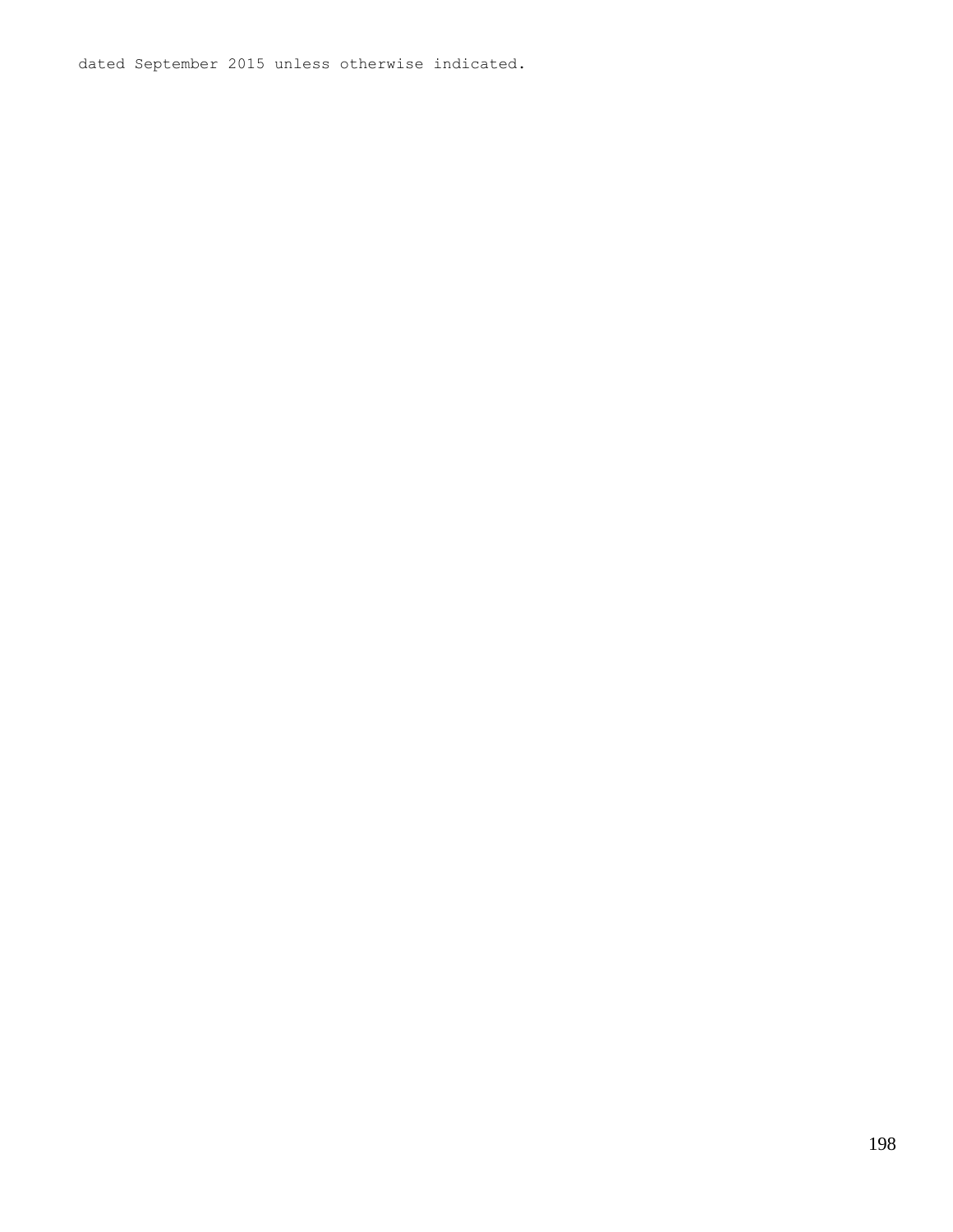dated September 2015 unless otherwise indicated.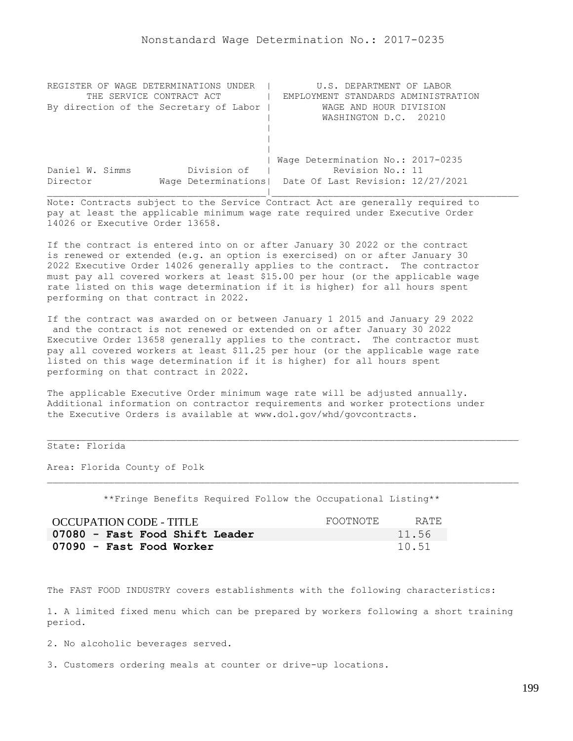Nonstandard Wage Determination No.: 2017-0235

```
REGISTER OF WAGE DETERMINATIONS UNDER  |         U.S. DEPARTMENT OF LABOR
       THE SERVICE CONTRACT ACT        |  EMPLOYMENT STANDARDS ADMINISTRATION
By direction of the Secretary of Labor |          WAGE AND HOUR DIVISION
                                       |          WASHINGTON D.C.  20210
                                       |
                                       |
                                       |
                                       | Wage Determination No.: 2017-0235
Daniel W. Simms          Division of   |           Revision No.: 11
Director            Wage Determinations|  Date Of Last Revision: 12/27/2021
```

Note: Contracts subject to the Service Contract Act are generally required to pay at least the applicable minimum wage rate required under Executive Order 14026 or Executive Order 13658.

If the contract is entered into on or after January 30 2022 or the contract is renewed or extended (e.g. an option is exercised) on or after January 30 2022 Executive Order 14026 generally applies to the contract. The contractor must pay all covered workers at least $15.00 per hour (or the applicable wage rate listed on this wage determination if it is higher) for all hours spent performing on that contract in 2022.

If the contract was awarded on or between January 1 2015 and January 29 2022 and the contract is not renewed or extended on or after January 30 2022 Executive Order 13658 generally applies to the contract. The contractor must pay all covered workers at least $11.25 per hour (or the applicable wage rate listed on this wage determination if it is higher) for all hours spent performing on that contract in 2022.

The applicable Executive Order minimum wage rate will be adjusted annually. Additional information on contractor requirements and worker protections under the Executive Orders is available at www.dol.gov/whd/govcontracts.

State: Florida

Area: Florida County of Polk

\*\*Fringe Benefits Required Follow the Occupational Listing\*\*

| OCCUPATION CODE - TITLE | FOOTNOTE | RATE |
|---|---|---|
| **07080 - Fast Food Shift Leader** | | 11.56 |
| **07090 - Fast Food Worker** | | 10.51 |

The FAST FOOD INDUSTRY covers establishments with the following characteristics:

1. A limited fixed menu which can be prepared by workers following a short training period.

2. No alcoholic beverages served.

3. Customers ordering meals at counter or drive-up locations.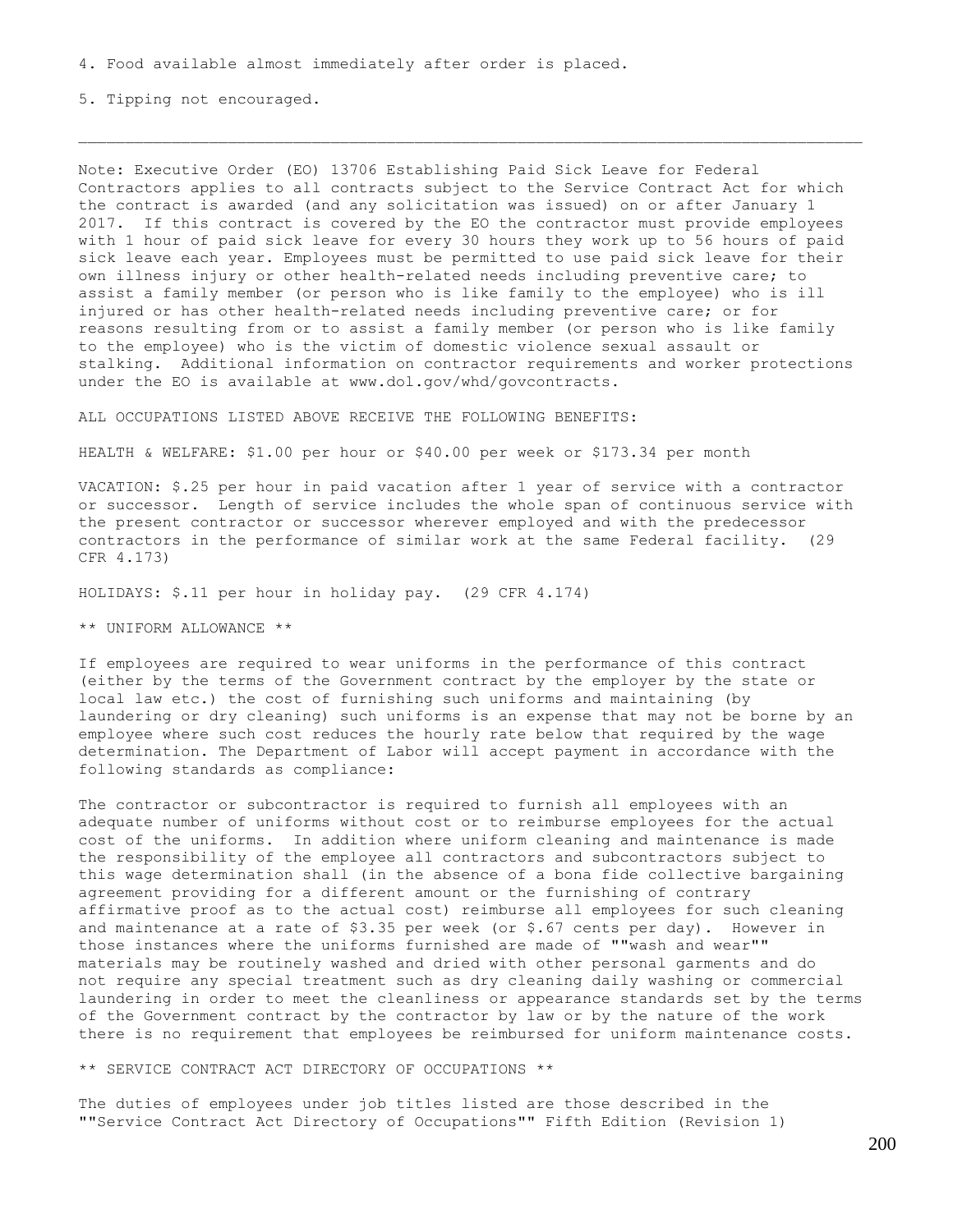4. Food available almost immediately after order is placed.

5. Tipping not encouraged.

---

Note: Executive Order (EO) 13706 Establishing Paid Sick Leave for Federal Contractors applies to all contracts subject to the Service Contract Act for which the contract is awarded (and any solicitation was issued) on or after January 1 2017. If this contract is covered by the EO the contractor must provide employees with 1 hour of paid sick leave for every 30 hours they work up to 56 hours of paid sick leave each year. Employees must be permitted to use paid sick leave for their own illness injury or other health-related needs including preventive care; to assist a family member (or person who is like family to the employee) who is ill injured or has other health-related needs including preventive care; or for reasons resulting from or to assist a family member (or person who is like family to the employee) who is the victim of domestic violence sexual assault or stalking. Additional information on contractor requirements and worker protections under the EO is available at www.dol.gov/whd/govcontracts.

ALL OCCUPATIONS LISTED ABOVE RECEIVE THE FOLLOWING BENEFITS:

HEALTH & WELFARE: $1.00 per hour or $40.00 per week or $173.34 per month

VACATION: $.25 per hour in paid vacation after 1 year of service with a contractor or successor. Length of service includes the whole span of continuous service with the present contractor or successor wherever employed and with the predecessor contractors in the performance of similar work at the same Federal facility. (29 CFR 4.173)

HOLIDAYS: $.11 per hour in holiday pay. (29 CFR 4.174)

** UNIFORM ALLOWANCE **

If employees are required to wear uniforms in the performance of this contract (either by the terms of the Government contract by the employer by the state or local law etc.) the cost of furnishing such uniforms and maintaining (by laundering or dry cleaning) such uniforms is an expense that may not be borne by an employee where such cost reduces the hourly rate below that required by the wage determination. The Department of Labor will accept payment in accordance with the following standards as compliance:

The contractor or subcontractor is required to furnish all employees with an adequate number of uniforms without cost or to reimburse employees for the actual cost of the uniforms. In addition where uniform cleaning and maintenance is made the responsibility of the employee all contractors and subcontractors subject to this wage determination shall (in the absence of a bona fide collective bargaining agreement providing for a different amount or the furnishing of contrary affirmative proof as to the actual cost) reimburse all employees for such cleaning and maintenance at a rate of $3.35 per week (or $.67 cents per day). However in those instances where the uniforms furnished are made of ""wash and wear"" materials may be routinely washed and dried with other personal garments and do not require any special treatment such as dry cleaning daily washing or commercial laundering in order to meet the cleanliness or appearance standards set by the terms of the Government contract by the contractor by law or by the nature of the work there is no requirement that employees be reimbursed for uniform maintenance costs.

** SERVICE CONTRACT ACT DIRECTORY OF OCCUPATIONS **

The duties of employees under job titles listed are those described in the ""Service Contract Act Directory of Occupations"" Fifth Edition (Revision 1)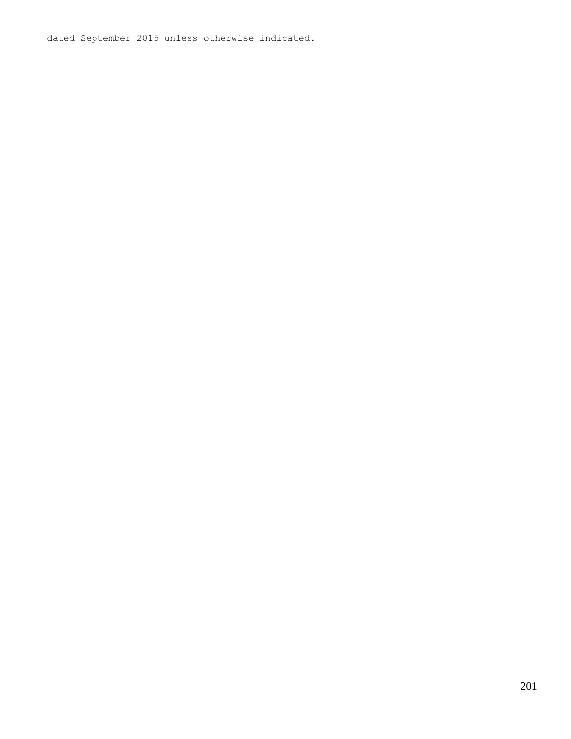dated September 2015 unless otherwise indicated.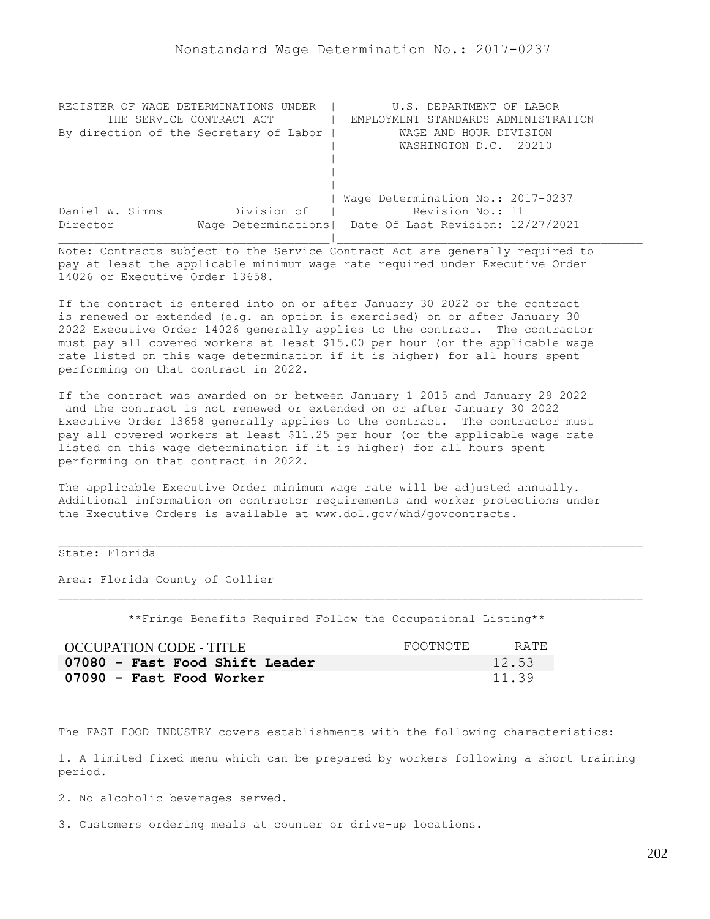Nonstandard Wage Determination No.: 2017-0237

REGISTER OF WAGE DETERMINATIONS UNDER THE SERVICE CONTRACT ACT
By direction of the Secretary of Labor

U.S. DEPARTMENT OF LABOR
EMPLOYMENT STANDARDS ADMINISTRATION
WAGE AND HOUR DIVISION
WASHINGTON D.C. 20210

Daniel W. Simms, Director, Division of Wage Determinations

Wage Determination No.: 2017-0237
Revision No.: 11
Date Of Last Revision: 12/27/2021

Note: Contracts subject to the Service Contract Act are generally required to pay at least the applicable minimum wage rate required under Executive Order 14026 or Executive Order 13658.

If the contract is entered into on or after January 30 2022 or the contract is renewed or extended (e.g. an option is exercised) on or after January 30 2022 Executive Order 14026 generally applies to the contract. The contractor must pay all covered workers at least $15.00 per hour (or the applicable wage rate listed on this wage determination if it is higher) for all hours spent performing on that contract in 2022.

If the contract was awarded on or between January 1 2015 and January 29 2022 and the contract is not renewed or extended on or after January 30 2022 Executive Order 13658 generally applies to the contract. The contractor must pay all covered workers at least $11.25 per hour (or the applicable wage rate listed on this wage determination if it is higher) for all hours spent performing on that contract in 2022.

The applicable Executive Order minimum wage rate will be adjusted annually. Additional information on contractor requirements and worker protections under the Executive Orders is available at www.dol.gov/whd/govcontracts.

State: Florida

Area: Florida County of Collier

**Fringe Benefits Required Follow the Occupational Listing**

| OCCUPATION CODE - TITLE | FOOTNOTE | RATE |
|---|---|---|
| **07080 - Fast Food Shift Leader** | | 12.53 |
| **07090 - Fast Food Worker** | | 11.39 |

The FAST FOOD INDUSTRY covers establishments with the following characteristics:

1. A limited fixed menu which can be prepared by workers following a short training period.

2. No alcoholic beverages served.

3. Customers ordering meals at counter or drive-up locations.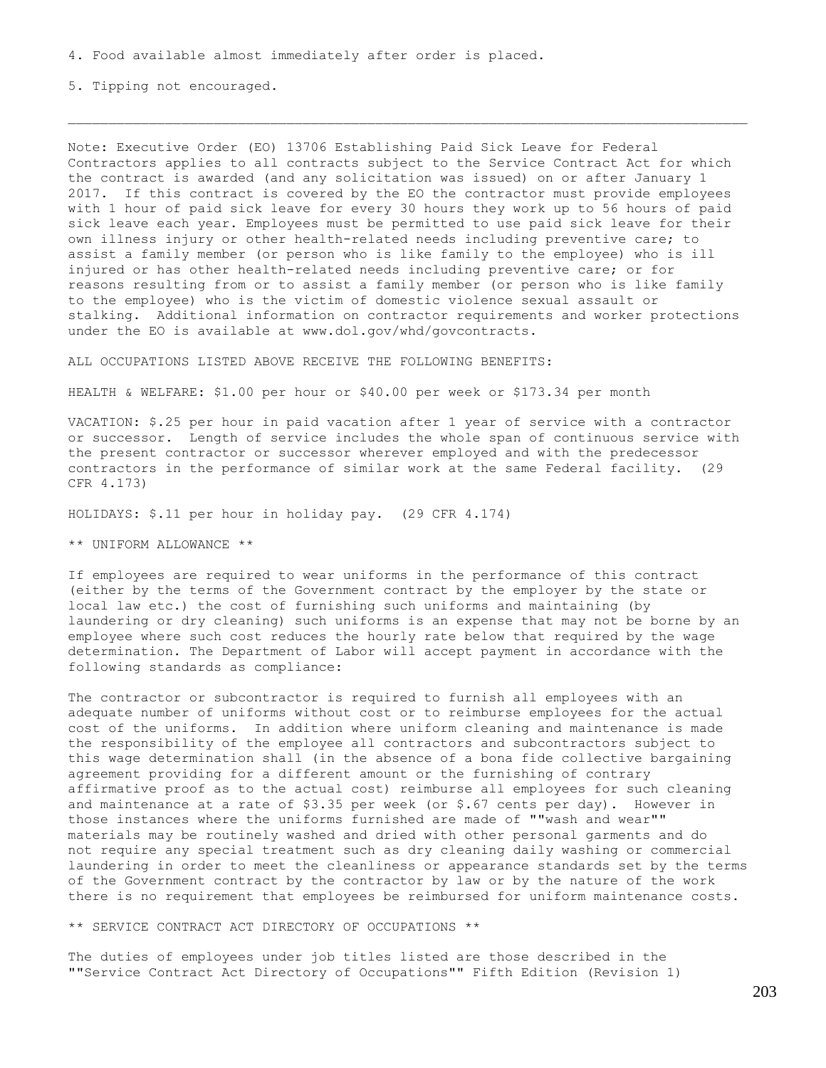4. Food available almost immediately after order is placed.

5. Tipping not encouraged.

---

Note: Executive Order (EO) 13706 Establishing Paid Sick Leave for Federal Contractors applies to all contracts subject to the Service Contract Act for which the contract is awarded (and any solicitation was issued) on or after January 1 2017. If this contract is covered by the EO the contractor must provide employees with 1 hour of paid sick leave for every 30 hours they work up to 56 hours of paid sick leave each year. Employees must be permitted to use paid sick leave for their own illness injury or other health-related needs including preventive care; to assist a family member (or person who is like family to the employee) who is ill injured or has other health-related needs including preventive care; or for reasons resulting from or to assist a family member (or person who is like family to the employee) who is the victim of domestic violence sexual assault or stalking. Additional information on contractor requirements and worker protections under the EO is available at www.dol.gov/whd/govcontracts.

ALL OCCUPATIONS LISTED ABOVE RECEIVE THE FOLLOWING BENEFITS:

HEALTH & WELFARE: $1.00 per hour or $40.00 per week or $173.34 per month

VACATION: $.25 per hour in paid vacation after 1 year of service with a contractor or successor. Length of service includes the whole span of continuous service with the present contractor or successor wherever employed and with the predecessor contractors in the performance of similar work at the same Federal facility. (29 CFR 4.173)

HOLIDAYS: $.11 per hour in holiday pay. (29 CFR 4.174)

** UNIFORM ALLOWANCE **

If employees are required to wear uniforms in the performance of this contract (either by the terms of the Government contract by the employer by the state or local law etc.) the cost of furnishing such uniforms and maintaining (by laundering or dry cleaning) such uniforms is an expense that may not be borne by an employee where such cost reduces the hourly rate below that required by the wage determination. The Department of Labor will accept payment in accordance with the following standards as compliance:

The contractor or subcontractor is required to furnish all employees with an adequate number of uniforms without cost or to reimburse employees for the actual cost of the uniforms. In addition where uniform cleaning and maintenance is made the responsibility of the employee all contractors and subcontractors subject to this wage determination shall (in the absence of a bona fide collective bargaining agreement providing for a different amount or the furnishing of contrary affirmative proof as to the actual cost) reimburse all employees for such cleaning and maintenance at a rate of $3.35 per week (or $.67 cents per day). However in those instances where the uniforms furnished are made of ""wash and wear"" materials may be routinely washed and dried with other personal garments and do not require any special treatment such as dry cleaning daily washing or commercial laundering in order to meet the cleanliness or appearance standards set by the terms of the Government contract by the contractor by law or by the nature of the work there is no requirement that employees be reimbursed for uniform maintenance costs.

** SERVICE CONTRACT ACT DIRECTORY OF OCCUPATIONS **

The duties of employees under job titles listed are those described in the ""Service Contract Act Directory of Occupations"" Fifth Edition (Revision 1)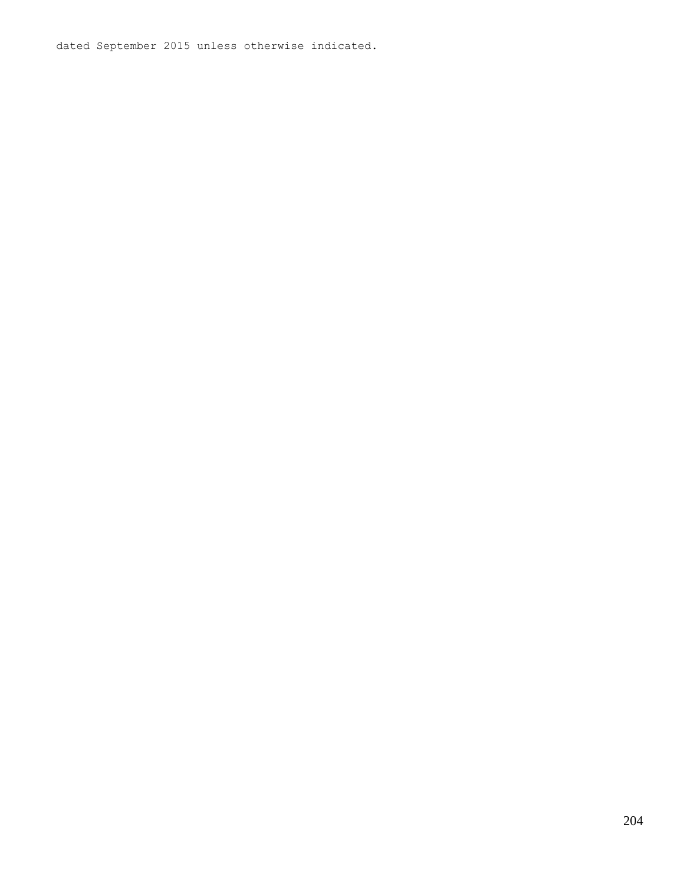dated September 2015 unless otherwise indicated.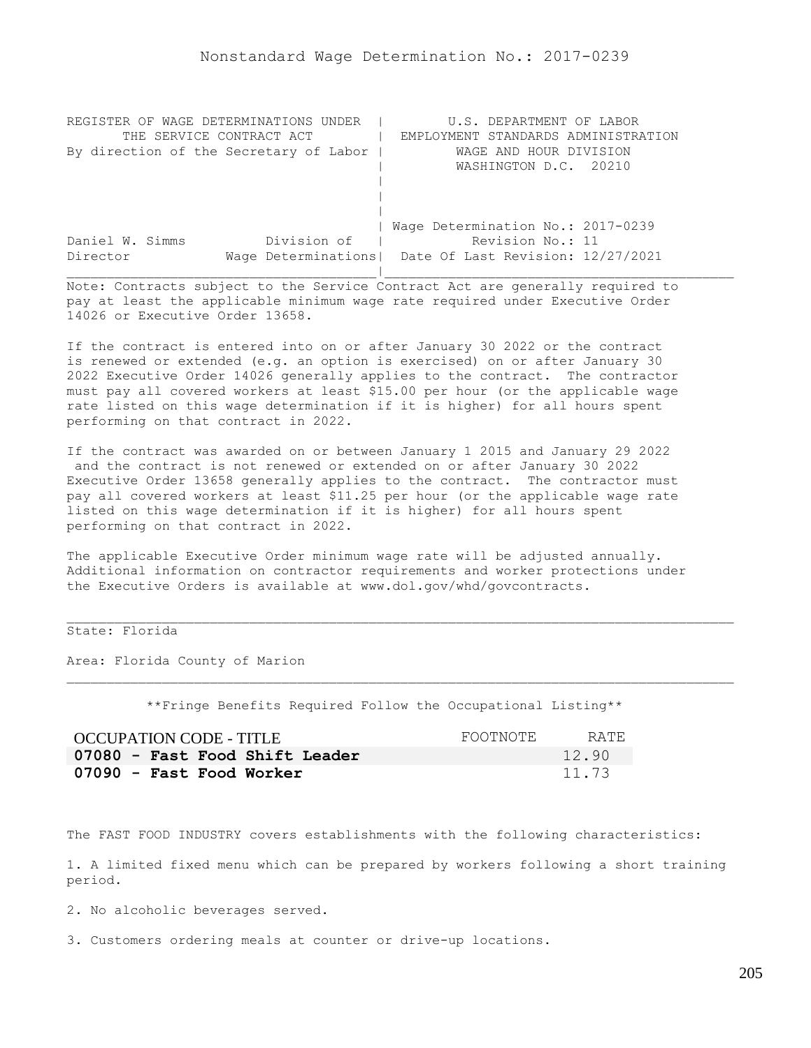# Nonstandard Wage Determination No.: 2017-0239

```
REGISTER OF WAGE DETERMINATIONS UNDER  |        U.S. DEPARTMENT OF LABOR
       THE SERVICE CONTRACT ACT        |  EMPLOYMENT STANDARDS ADMINISTRATION
By direction of the Secretary of Labor |         WAGE AND HOUR DIVISION
                                       |         WASHINGTON D.C.  20210
                                       |
                                       |
                                       |
                                       | Wage Determination No.: 2017-0239
Daniel W. Simms          Division of   |          Revision No.: 11
Director            Wage Determinations|  Date Of Last Revision: 12/27/2021
_______________________________________|____________________________________
```

Note: Contracts subject to the Service Contract Act are generally required to pay at least the applicable minimum wage rate required under Executive Order 14026 or Executive Order 13658.

If the contract is entered into on or after January 30 2022 or the contract is renewed or extended (e.g. an option is exercised) on or after January 30 2022 Executive Order 14026 generally applies to the contract. The contractor must pay all covered workers at least $15.00 per hour (or the applicable wage rate listed on this wage determination if it is higher) for all hours spent performing on that contract in 2022.

If the contract was awarded on or between January 1 2015 and January 29 2022 and the contract is not renewed or extended on or after January 30 2022 Executive Order 13658 generally applies to the contract. The contractor must pay all covered workers at least $11.25 per hour (or the applicable wage rate listed on this wage determination if it is higher) for all hours spent performing on that contract in 2022.

The applicable Executive Order minimum wage rate will be adjusted annually. Additional information on contractor requirements and worker protections under the Executive Orders is available at www.dol.gov/whd/govcontracts.

---

State: Florida

Area: Florida County of Marion

---

**Fringe Benefits Required Follow the Occupational Listing**

| OCCUPATION CODE - TITLE | FOOTNOTE | RATE |
|---|---|---|
| **07080 - Fast Food Shift Leader** | | 12.90 |
| **07090 - Fast Food Worker** | | 11.73 |

The FAST FOOD INDUSTRY covers establishments with the following characteristics:

1. A limited fixed menu which can be prepared by workers following a short training period.

2. No alcoholic beverages served.

3. Customers ordering meals at counter or drive-up locations.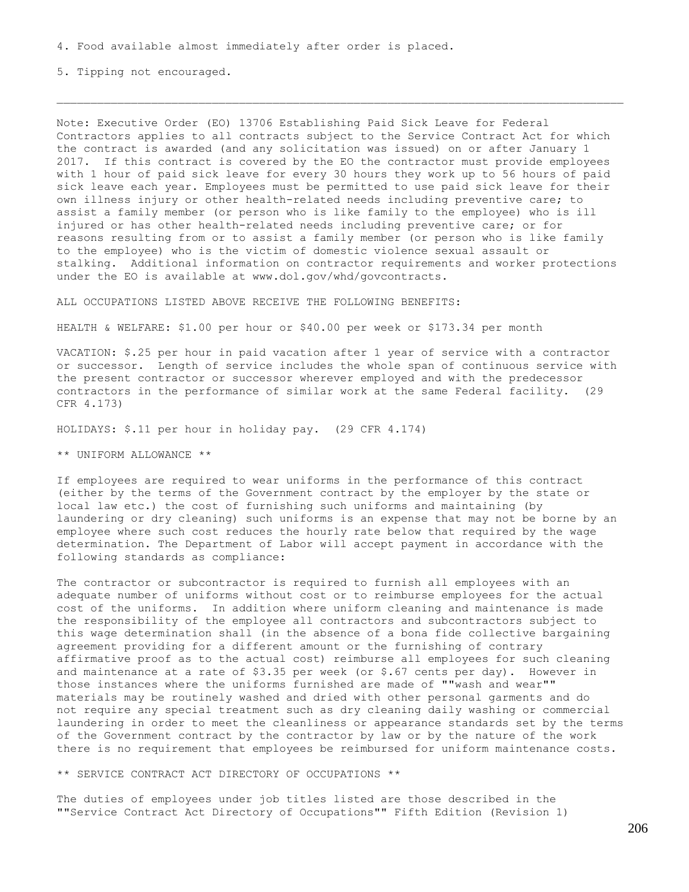4. Food available almost immediately after order is placed.

5. Tipping not encouraged.

---

Note: Executive Order (EO) 13706 Establishing Paid Sick Leave for Federal Contractors applies to all contracts subject to the Service Contract Act for which the contract is awarded (and any solicitation was issued) on or after January 1 2017. If this contract is covered by the EO the contractor must provide employees with 1 hour of paid sick leave for every 30 hours they work up to 56 hours of paid sick leave each year. Employees must be permitted to use paid sick leave for their own illness injury or other health-related needs including preventive care; to assist a family member (or person who is like family to the employee) who is ill injured or has other health-related needs including preventive care; or for reasons resulting from or to assist a family member (or person who is like family to the employee) who is the victim of domestic violence sexual assault or stalking. Additional information on contractor requirements and worker protections under the EO is available at www.dol.gov/whd/govcontracts.

ALL OCCUPATIONS LISTED ABOVE RECEIVE THE FOLLOWING BENEFITS:

HEALTH & WELFARE: $1.00 per hour or $40.00 per week or $173.34 per month

VACATION: $.25 per hour in paid vacation after 1 year of service with a contractor or successor. Length of service includes the whole span of continuous service with the present contractor or successor wherever employed and with the predecessor contractors in the performance of similar work at the same Federal facility. (29 CFR 4.173)

HOLIDAYS: $.11 per hour in holiday pay. (29 CFR 4.174)

** UNIFORM ALLOWANCE **

If employees are required to wear uniforms in the performance of this contract (either by the terms of the Government contract by the employer by the state or local law etc.) the cost of furnishing such uniforms and maintaining (by laundering or dry cleaning) such uniforms is an expense that may not be borne by an employee where such cost reduces the hourly rate below that required by the wage determination. The Department of Labor will accept payment in accordance with the following standards as compliance:

The contractor or subcontractor is required to furnish all employees with an adequate number of uniforms without cost or to reimburse employees for the actual cost of the uniforms. In addition where uniform cleaning and maintenance is made the responsibility of the employee all contractors and subcontractors subject to this wage determination shall (in the absence of a bona fide collective bargaining agreement providing for a different amount or the furnishing of contrary affirmative proof as to the actual cost) reimburse all employees for such cleaning and maintenance at a rate of $3.35 per week (or $.67 cents per day). However in those instances where the uniforms furnished are made of ""wash and wear"" materials may be routinely washed and dried with other personal garments and do not require any special treatment such as dry cleaning daily washing or commercial laundering in order to meet the cleanliness or appearance standards set by the terms of the Government contract by the contractor by law or by the nature of the work there is no requirement that employees be reimbursed for uniform maintenance costs.

** SERVICE CONTRACT ACT DIRECTORY OF OCCUPATIONS **

The duties of employees under job titles listed are those described in the ""Service Contract Act Directory of Occupations"" Fifth Edition (Revision 1)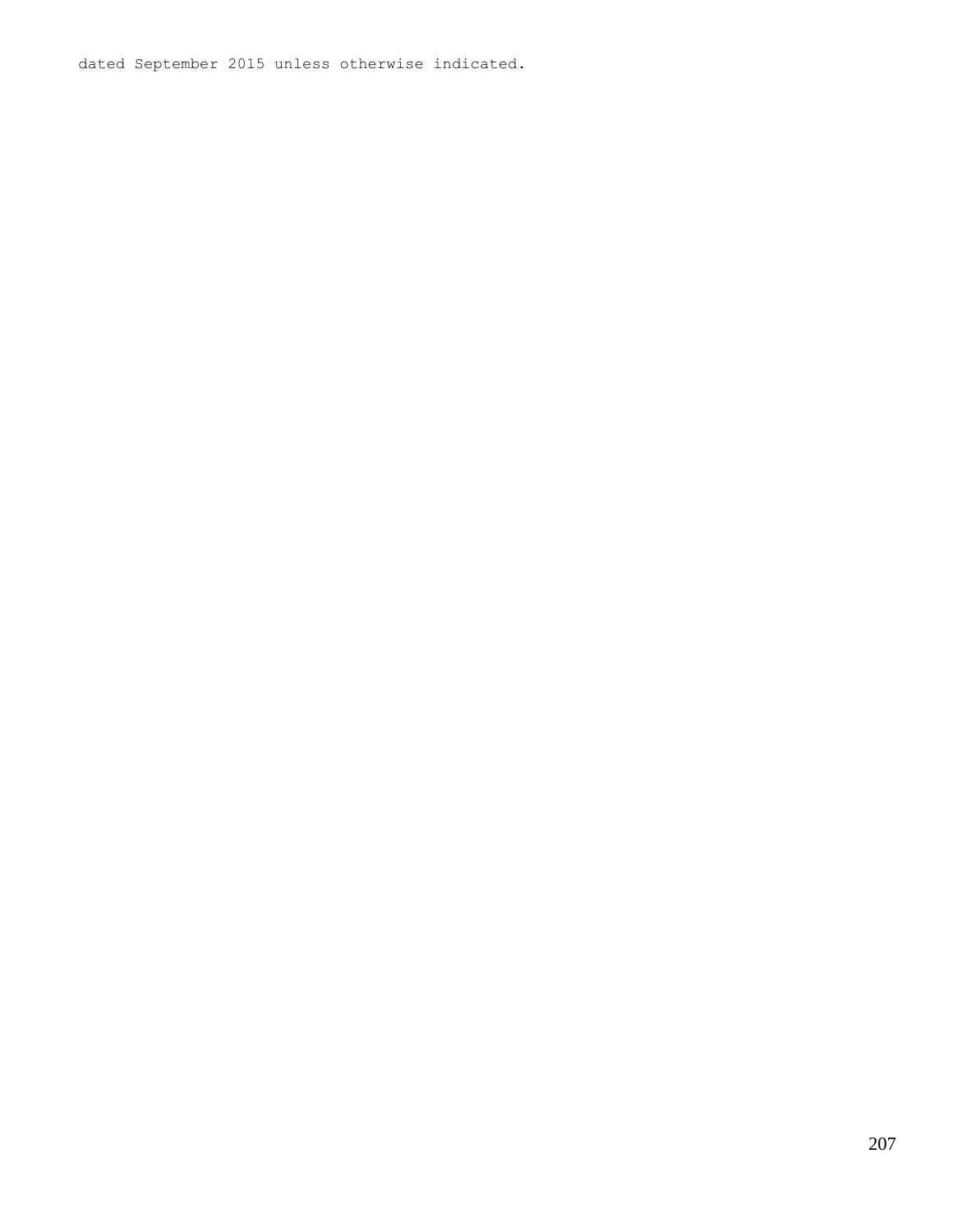dated September 2015 unless otherwise indicated.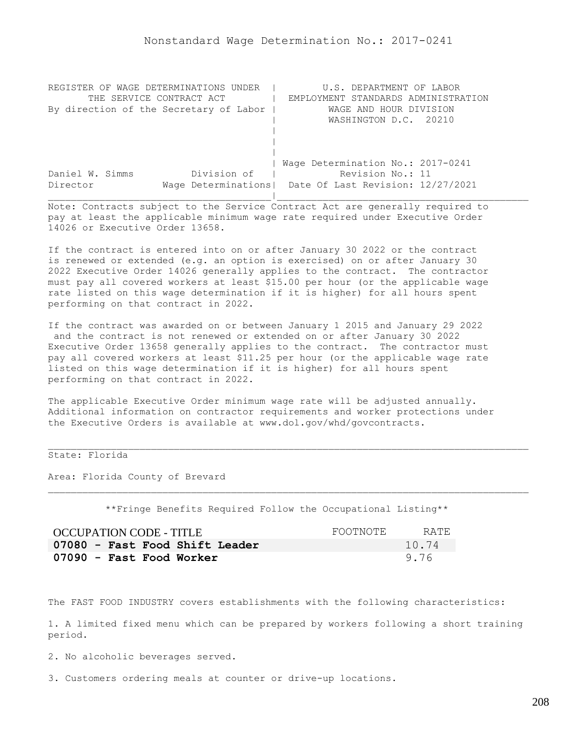# Nonstandard Wage Determination No.: 2017-0241

| REGISTER OF WAGE DETERMINATIONS UNDER THE SERVICE CONTRACT ACT By direction of the Secretary of Labor | U.S. DEPARTMENT OF LABOR EMPLOYMENT STANDARDS ADMINISTRATION WAGE AND HOUR DIVISION WASHINGTON D.C. 20210 |
|---|---|
| Daniel W. Simms, Director — Division of Wage Determinations | Wage Determination No.: 2017-0241 Revision No.: 11 Date Of Last Revision: 12/27/2021 |

Note: Contracts subject to the Service Contract Act are generally required to pay at least the applicable minimum wage rate required under Executive Order 14026 or Executive Order 13658.

If the contract is entered into on or after January 30 2022 or the contract is renewed or extended (e.g. an option is exercised) on or after January 30 2022 Executive Order 14026 generally applies to the contract. The contractor must pay all covered workers at least $15.00 per hour (or the applicable wage rate listed on this wage determination if it is higher) for all hours spent performing on that contract in 2022.

If the contract was awarded on or between January 1 2015 and January 29 2022 and the contract is not renewed or extended on or after January 30 2022 Executive Order 13658 generally applies to the contract. The contractor must pay all covered workers at least $11.25 per hour (or the applicable wage rate listed on this wage determination if it is higher) for all hours spent performing on that contract in 2022.

The applicable Executive Order minimum wage rate will be adjusted annually. Additional information on contractor requirements and worker protections under the Executive Orders is available at www.dol.gov/whd/govcontracts.

State: Florida

Area: Florida County of Brevard

\*\*Fringe Benefits Required Follow the Occupational Listing\*\*

| OCCUPATION CODE - TITLE | FOOTNOTE | RATE |
|---|---|---|
| **07080 - Fast Food Shift Leader** | | 10.74 |
| **07090 - Fast Food Worker** | | 9.76 |

The FAST FOOD INDUSTRY covers establishments with the following characteristics:

1. A limited fixed menu which can be prepared by workers following a short training period.

2. No alcoholic beverages served.

3. Customers ordering meals at counter or drive-up locations.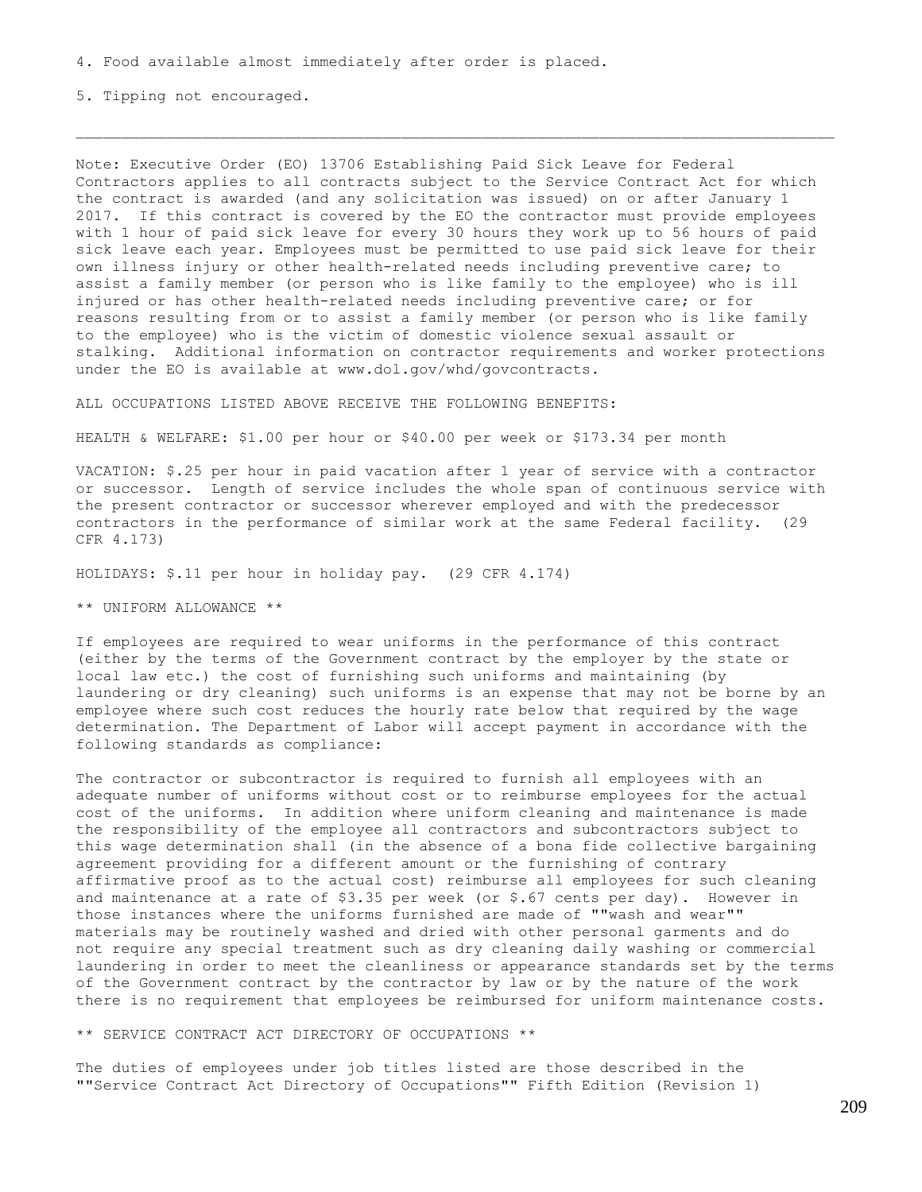4. Food available almost immediately after order is placed.

5. Tipping not encouraged.

---

Note: Executive Order (EO) 13706 Establishing Paid Sick Leave for Federal Contractors applies to all contracts subject to the Service Contract Act for which the contract is awarded (and any solicitation was issued) on or after January 1 2017. If this contract is covered by the EO the contractor must provide employees with 1 hour of paid sick leave for every 30 hours they work up to 56 hours of paid sick leave each year. Employees must be permitted to use paid sick leave for their own illness injury or other health-related needs including preventive care; to assist a family member (or person who is like family to the employee) who is ill injured or has other health-related needs including preventive care; or for reasons resulting from or to assist a family member (or person who is like family to the employee) who is the victim of domestic violence sexual assault or stalking. Additional information on contractor requirements and worker protections under the EO is available at www.dol.gov/whd/govcontracts.

ALL OCCUPATIONS LISTED ABOVE RECEIVE THE FOLLOWING BENEFITS:

HEALTH & WELFARE: $1.00 per hour or $40.00 per week or $173.34 per month

VACATION: $.25 per hour in paid vacation after 1 year of service with a contractor or successor. Length of service includes the whole span of continuous service with the present contractor or successor wherever employed and with the predecessor contractors in the performance of similar work at the same Federal facility. (29 CFR 4.173)

HOLIDAYS: $.11 per hour in holiday pay. (29 CFR 4.174)

** UNIFORM ALLOWANCE **

If employees are required to wear uniforms in the performance of this contract (either by the terms of the Government contract by the employer by the state or local law etc.) the cost of furnishing such uniforms and maintaining (by laundering or dry cleaning) such uniforms is an expense that may not be borne by an employee where such cost reduces the hourly rate below that required by the wage determination. The Department of Labor will accept payment in accordance with the following standards as compliance:

The contractor or subcontractor is required to furnish all employees with an adequate number of uniforms without cost or to reimburse employees for the actual cost of the uniforms. In addition where uniform cleaning and maintenance is made the responsibility of the employee all contractors and subcontractors subject to this wage determination shall (in the absence of a bona fide collective bargaining agreement providing for a different amount or the furnishing of contrary affirmative proof as to the actual cost) reimburse all employees for such cleaning and maintenance at a rate of $3.35 per week (or $.67 cents per day). However in those instances where the uniforms furnished are made of ""wash and wear"" materials may be routinely washed and dried with other personal garments and do not require any special treatment such as dry cleaning daily washing or commercial laundering in order to meet the cleanliness or appearance standards set by the terms of the Government contract by the contractor by law or by the nature of the work there is no requirement that employees be reimbursed for uniform maintenance costs.

** SERVICE CONTRACT ACT DIRECTORY OF OCCUPATIONS **

The duties of employees under job titles listed are those described in the ""Service Contract Act Directory of Occupations"" Fifth Edition (Revision 1)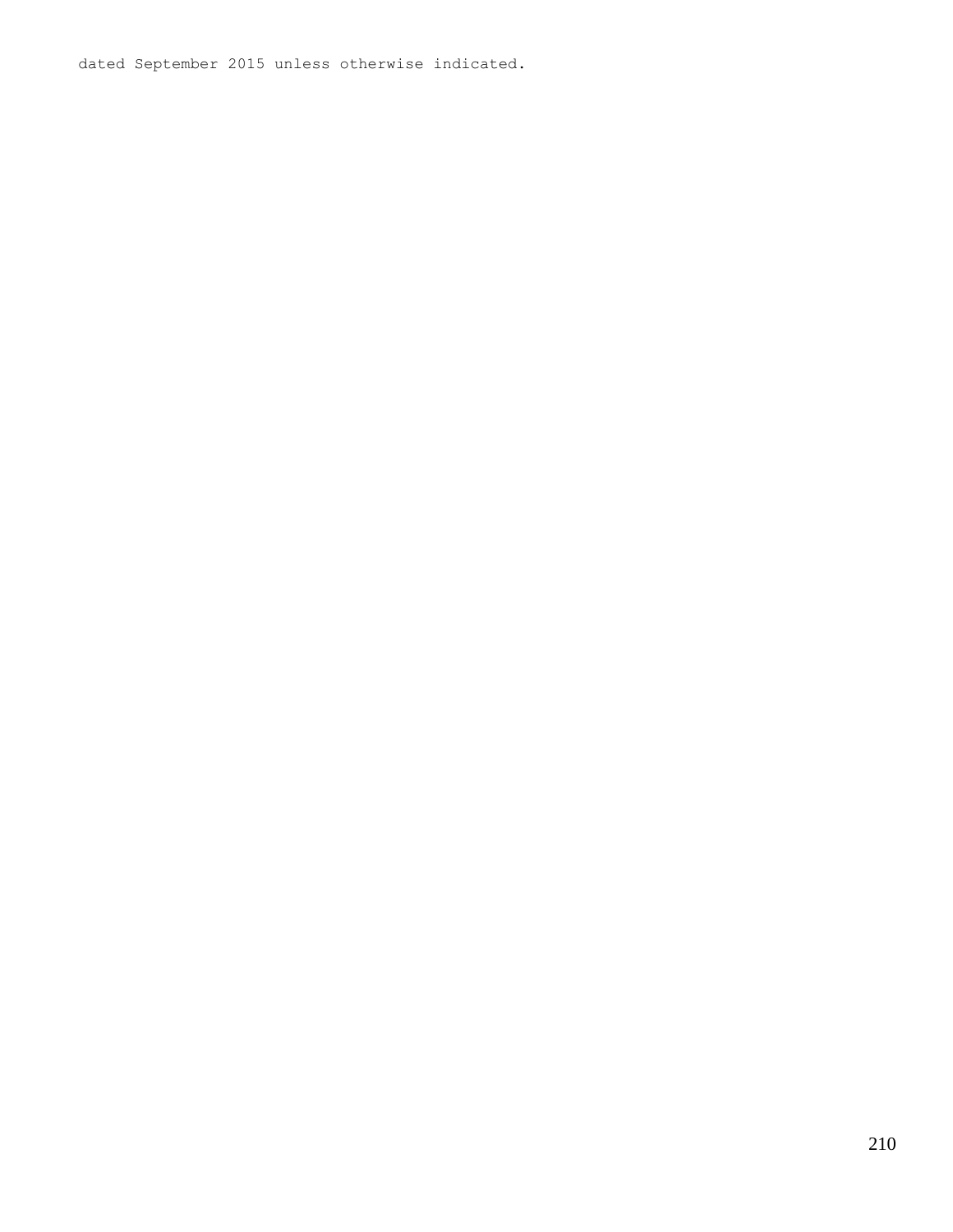dated September 2015 unless otherwise indicated.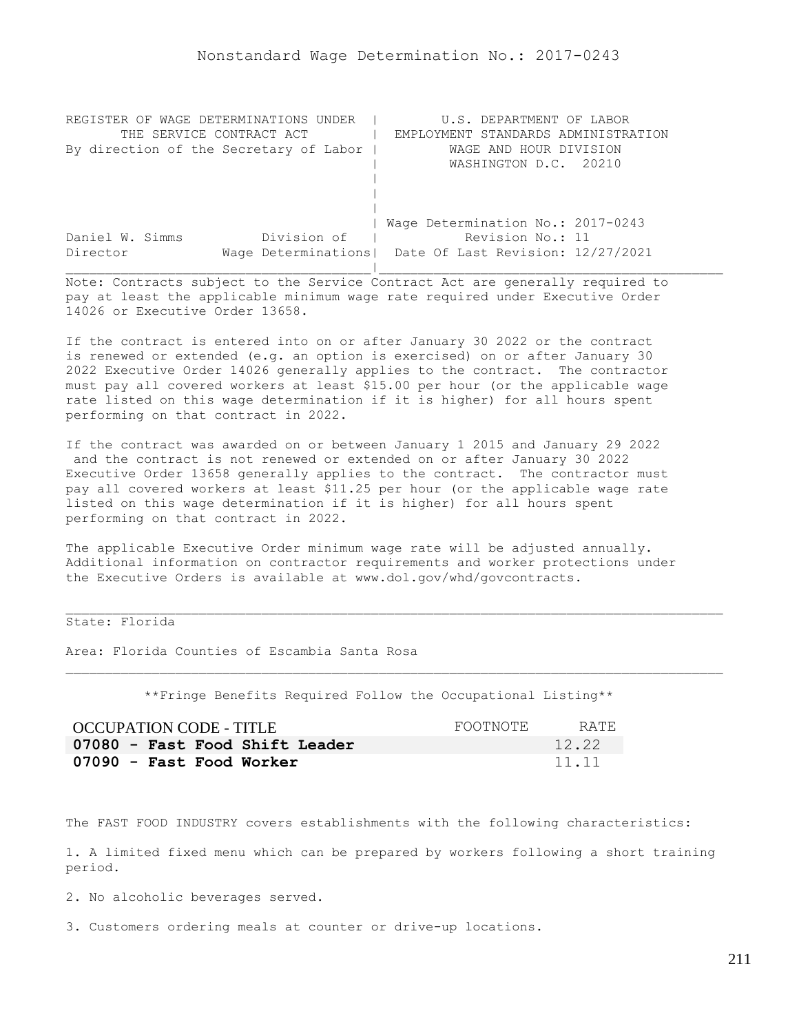# Nonstandard Wage Determination No.: 2017-0243

```
REGISTER OF WAGE DETERMINATIONS UNDER  |         U.S. DEPARTMENT OF LABOR
      THE SERVICE CONTRACT ACT         |  EMPLOYMENT STANDARDS ADMINISTRATION
By direction of the Secretary of Labor |          WAGE AND HOUR DIVISION
                                       |          WASHINGTON D.C.  20210
                                       |
                                       |
                                       |
                                       | Wage Determination No.: 2017-0243
Daniel W. Simms          Division of   |           Revision No.: 11
Director            Wage Determinations|  Date Of Last Revision: 12/27/2021
_______________________________________|____________________________________________
```

Note: Contracts subject to the Service Contract Act are generally required to pay at least the applicable minimum wage rate required under Executive Order 14026 or Executive Order 13658.

If the contract is entered into on or after January 30 2022 or the contract is renewed or extended (e.g. an option is exercised) on or after January 30 2022 Executive Order 14026 generally applies to the contract. The contractor must pay all covered workers at least $15.00 per hour (or the applicable wage rate listed on this wage determination if it is higher) for all hours spent performing on that contract in 2022.

If the contract was awarded on or between January 1 2015 and January 29 2022 and the contract is not renewed or extended on or after January 30 2022 Executive Order 13658 generally applies to the contract. The contractor must pay all covered workers at least $11.25 per hour (or the applicable wage rate listed on this wage determination if it is higher) for all hours spent performing on that contract in 2022.

The applicable Executive Order minimum wage rate will be adjusted annually. Additional information on contractor requirements and worker protections under the Executive Orders is available at www.dol.gov/whd/govcontracts.

---

State: Florida

Area: Florida Counties of Escambia Santa Rosa

---

**Fringe Benefits Required Follow the Occupational Listing**

| OCCUPATION CODE - TITLE | FOOTNOTE | RATE |
|---|---|---|
| **07080 - Fast Food Shift Leader** | | 12.22 |
| **07090 - Fast Food Worker** | | 11.11 |

The FAST FOOD INDUSTRY covers establishments with the following characteristics:

1. A limited fixed menu which can be prepared by workers following a short training period.

2. No alcoholic beverages served.

3. Customers ordering meals at counter or drive-up locations.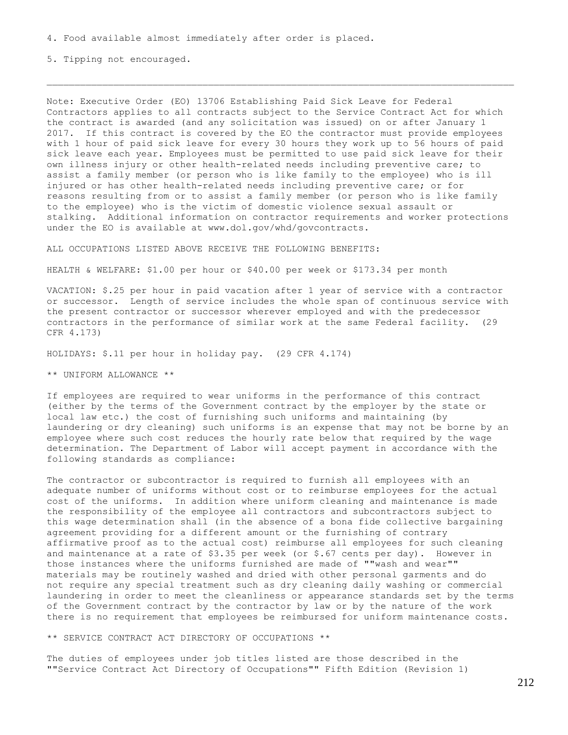4. Food available almost immediately after order is placed.

5. Tipping not encouraged.

---

Note: Executive Order (EO) 13706 Establishing Paid Sick Leave for Federal Contractors applies to all contracts subject to the Service Contract Act for which the contract is awarded (and any solicitation was issued) on or after January 1 2017. If this contract is covered by the EO the contractor must provide employees with 1 hour of paid sick leave for every 30 hours they work up to 56 hours of paid sick leave each year. Employees must be permitted to use paid sick leave for their own illness injury or other health-related needs including preventive care; to assist a family member (or person who is like family to the employee) who is ill injured or has other health-related needs including preventive care; or for reasons resulting from or to assist a family member (or person who is like family to the employee) who is the victim of domestic violence sexual assault or stalking. Additional information on contractor requirements and worker protections under the EO is available at www.dol.gov/whd/govcontracts.

ALL OCCUPATIONS LISTED ABOVE RECEIVE THE FOLLOWING BENEFITS:

HEALTH & WELFARE: $1.00 per hour or $40.00 per week or $173.34 per month

VACATION: $.25 per hour in paid vacation after 1 year of service with a contractor or successor. Length of service includes the whole span of continuous service with the present contractor or successor wherever employed and with the predecessor contractors in the performance of similar work at the same Federal facility. (29 CFR 4.173)

HOLIDAYS: $.11 per hour in holiday pay. (29 CFR 4.174)

** UNIFORM ALLOWANCE **

If employees are required to wear uniforms in the performance of this contract (either by the terms of the Government contract by the employer by the state or local law etc.) the cost of furnishing such uniforms and maintaining (by laundering or dry cleaning) such uniforms is an expense that may not be borne by an employee where such cost reduces the hourly rate below that required by the wage determination. The Department of Labor will accept payment in accordance with the following standards as compliance:

The contractor or subcontractor is required to furnish all employees with an adequate number of uniforms without cost or to reimburse employees for the actual cost of the uniforms. In addition where uniform cleaning and maintenance is made the responsibility of the employee all contractors and subcontractors subject to this wage determination shall (in the absence of a bona fide collective bargaining agreement providing for a different amount or the furnishing of contrary affirmative proof as to the actual cost) reimburse all employees for such cleaning and maintenance at a rate of $3.35 per week (or $.67 cents per day). However in those instances where the uniforms furnished are made of ""wash and wear"" materials may be routinely washed and dried with other personal garments and do not require any special treatment such as dry cleaning daily washing or commercial laundering in order to meet the cleanliness or appearance standards set by the terms of the Government contract by the contractor by law or by the nature of the work there is no requirement that employees be reimbursed for uniform maintenance costs.

** SERVICE CONTRACT ACT DIRECTORY OF OCCUPATIONS **

The duties of employees under job titles listed are those described in the ""Service Contract Act Directory of Occupations"" Fifth Edition (Revision 1)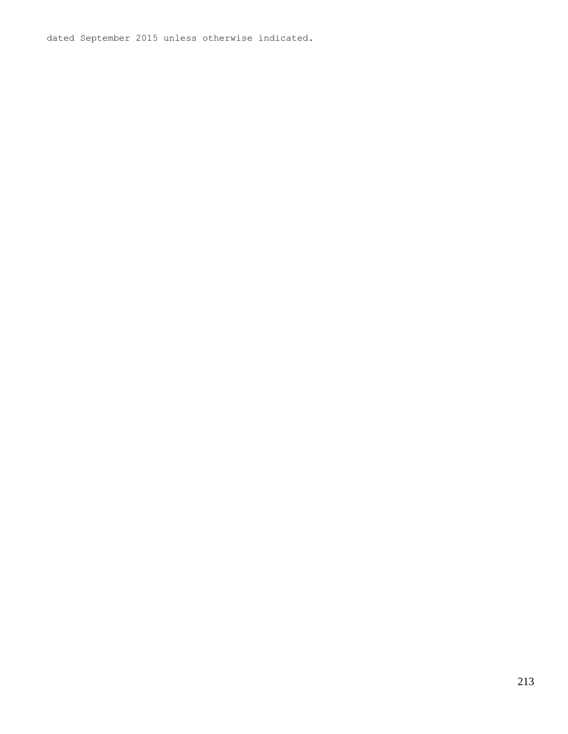dated September 2015 unless otherwise indicated.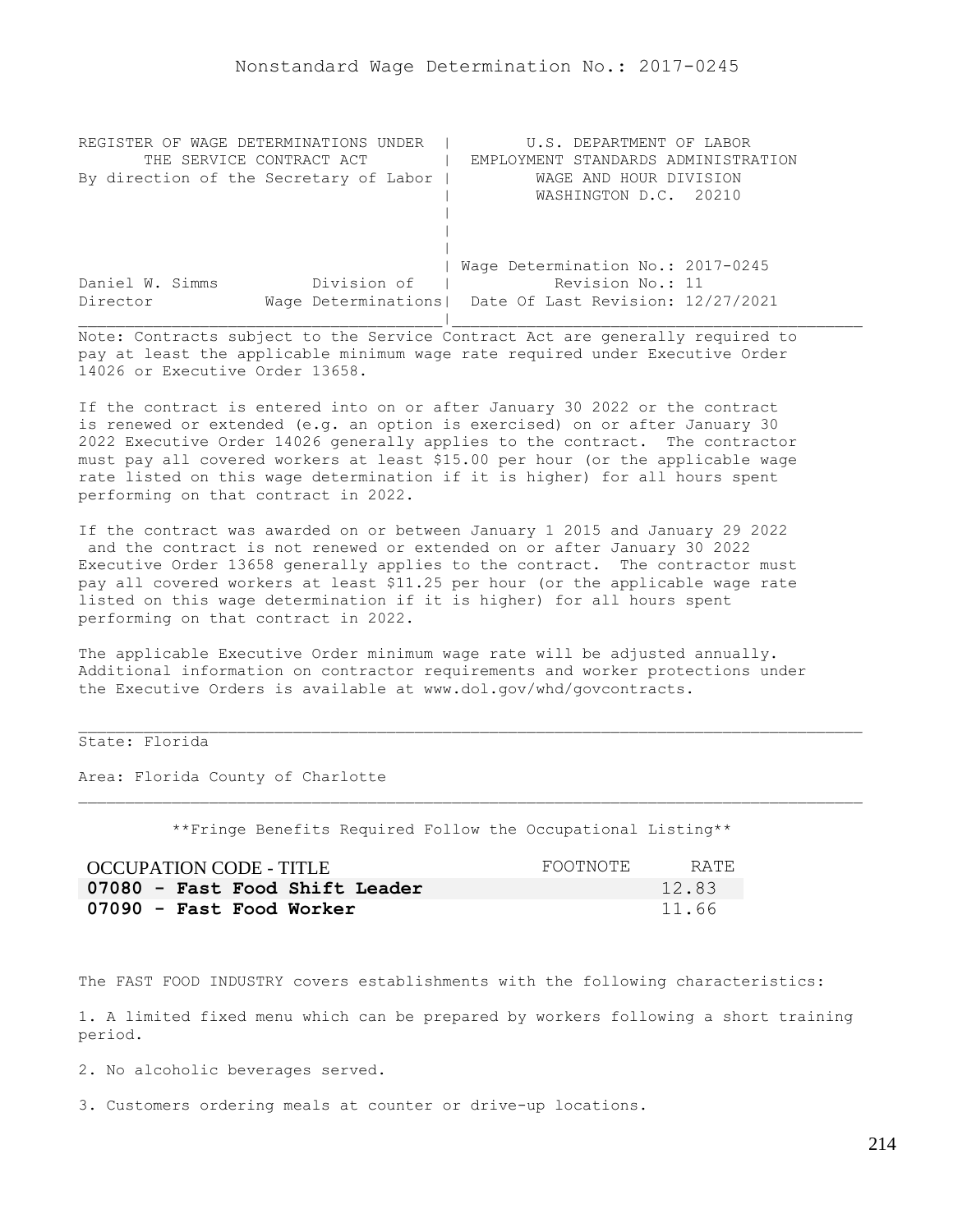Nonstandard Wage Determination No.: 2017-0245

```
REGISTER OF WAGE DETERMINATIONS UNDER  |         U.S. DEPARTMENT OF LABOR
      THE SERVICE CONTRACT ACT         |  EMPLOYMENT STANDARDS ADMINISTRATION
By direction of the Secretary of Labor |         WAGE AND HOUR DIVISION
                                       |         WASHINGTON D.C.  20210
                                       |
                                       |
                                       |
                                       | Wage Determination No.: 2017-0245
Daniel W. Simms          Division of   |          Revision No.: 11
Director            Wage Determinations|  Date Of Last Revision: 12/27/2021
_______________________________________|____________________________________________
```

Note: Contracts subject to the Service Contract Act are generally required to pay at least the applicable minimum wage rate required under Executive Order 14026 or Executive Order 13658.

If the contract is entered into on or after January 30 2022 or the contract is renewed or extended (e.g. an option is exercised) on or after January 30 2022 Executive Order 14026 generally applies to the contract. The contractor must pay all covered workers at least $15.00 per hour (or the applicable wage rate listed on this wage determination if it is higher) for all hours spent performing on that contract in 2022.

If the contract was awarded on or between January 1 2015 and January 29 2022 and the contract is not renewed or extended on or after January 30 2022 Executive Order 13658 generally applies to the contract. The contractor must pay all covered workers at least $11.25 per hour (or the applicable wage rate listed on this wage determination if it is higher) for all hours spent performing on that contract in 2022.

The applicable Executive Order minimum wage rate will be adjusted annually. Additional information on contractor requirements and worker protections under the Executive Orders is available at www.dol.gov/whd/govcontracts.

State: Florida

Area: Florida County of Charlotte

**Fringe Benefits Required Follow the Occupational Listing**

| OCCUPATION CODE - TITLE | FOOTNOTE | RATE |
|---|---|---|
| **07080 - Fast Food Shift Leader** | | 12.83 |
| **07090 - Fast Food Worker** | | 11.66 |

The FAST FOOD INDUSTRY covers establishments with the following characteristics:

1. A limited fixed menu which can be prepared by workers following a short training period.

2. No alcoholic beverages served.

3. Customers ordering meals at counter or drive-up locations.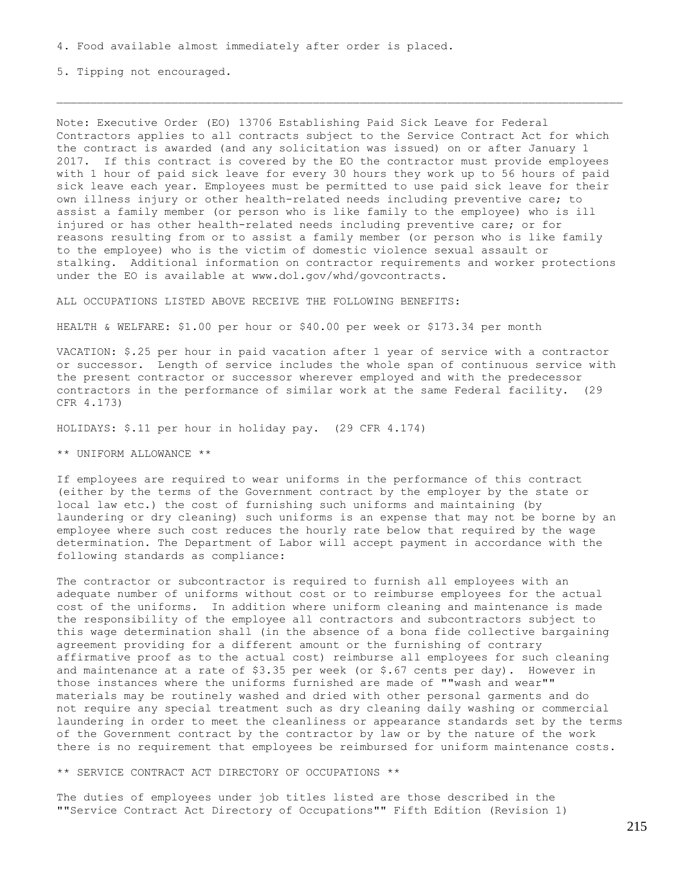4. Food available almost immediately after order is placed.

5. Tipping not encouraged.

---

Note: Executive Order (EO) 13706 Establishing Paid Sick Leave for Federal Contractors applies to all contracts subject to the Service Contract Act for which the contract is awarded (and any solicitation was issued) on or after January 1 2017. If this contract is covered by the EO the contractor must provide employees with 1 hour of paid sick leave for every 30 hours they work up to 56 hours of paid sick leave each year. Employees must be permitted to use paid sick leave for their own illness injury or other health-related needs including preventive care; to assist a family member (or person who is like family to the employee) who is ill injured or has other health-related needs including preventive care; or for reasons resulting from or to assist a family member (or person who is like family to the employee) who is the victim of domestic violence sexual assault or stalking. Additional information on contractor requirements and worker protections under the EO is available at www.dol.gov/whd/govcontracts.

ALL OCCUPATIONS LISTED ABOVE RECEIVE THE FOLLOWING BENEFITS:

HEALTH & WELFARE: $1.00 per hour or $40.00 per week or $173.34 per month

VACATION: $.25 per hour in paid vacation after 1 year of service with a contractor or successor. Length of service includes the whole span of continuous service with the present contractor or successor wherever employed and with the predecessor contractors in the performance of similar work at the same Federal facility. (29 CFR 4.173)

HOLIDAYS: $.11 per hour in holiday pay. (29 CFR 4.174)

** UNIFORM ALLOWANCE **

If employees are required to wear uniforms in the performance of this contract (either by the terms of the Government contract by the employer by the state or local law etc.) the cost of furnishing such uniforms and maintaining (by laundering or dry cleaning) such uniforms is an expense that may not be borne by an employee where such cost reduces the hourly rate below that required by the wage determination. The Department of Labor will accept payment in accordance with the following standards as compliance:

The contractor or subcontractor is required to furnish all employees with an adequate number of uniforms without cost or to reimburse employees for the actual cost of the uniforms. In addition where uniform cleaning and maintenance is made the responsibility of the employee all contractors and subcontractors subject to this wage determination shall (in the absence of a bona fide collective bargaining agreement providing for a different amount or the furnishing of contrary affirmative proof as to the actual cost) reimburse all employees for such cleaning and maintenance at a rate of $3.35 per week (or $.67 cents per day). However in those instances where the uniforms furnished are made of ""wash and wear"" materials may be routinely washed and dried with other personal garments and do not require any special treatment such as dry cleaning daily washing or commercial laundering in order to meet the cleanliness or appearance standards set by the terms of the Government contract by the contractor by law or by the nature of the work there is no requirement that employees be reimbursed for uniform maintenance costs.

** SERVICE CONTRACT ACT DIRECTORY OF OCCUPATIONS **

The duties of employees under job titles listed are those described in the ""Service Contract Act Directory of Occupations"" Fifth Edition (Revision 1)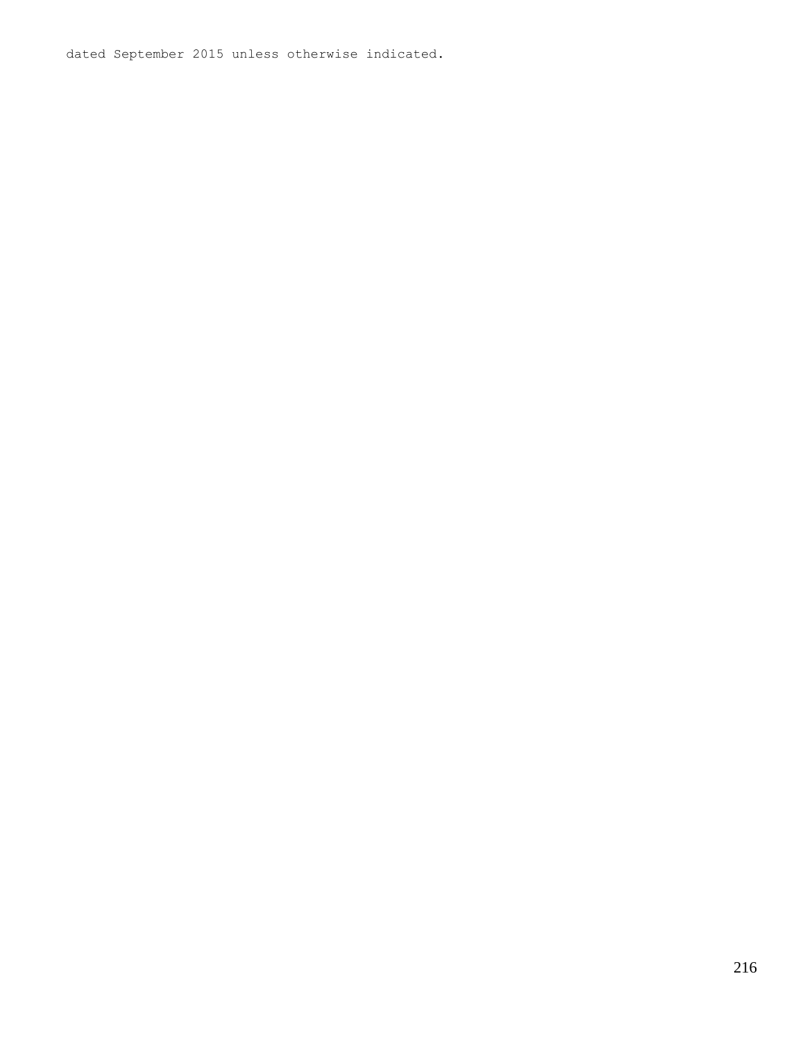dated September 2015 unless otherwise indicated.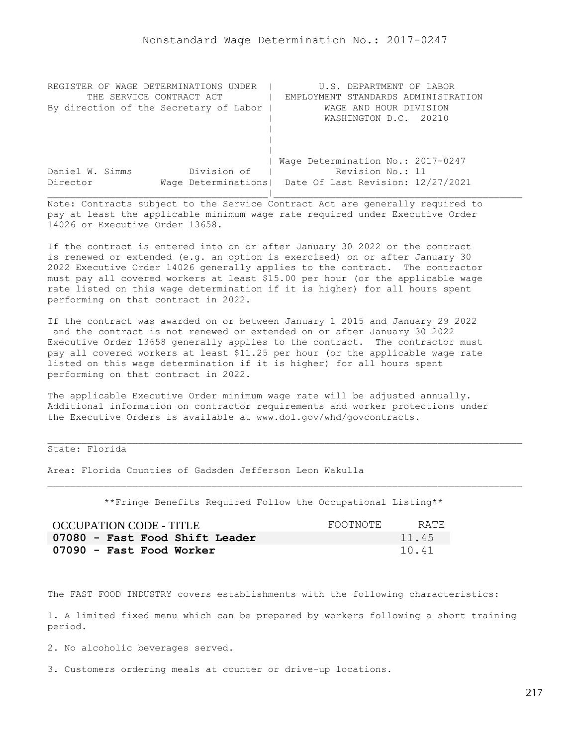Nonstandard Wage Determination No.: 2017-0247

| REGISTER OF WAGE DETERMINATIONS UNDER THE SERVICE CONTRACT ACT By direction of the Secretary of Labor | U.S. DEPARTMENT OF LABOR EMPLOYMENT STANDARDS ADMINISTRATION WAGE AND HOUR DIVISION WASHINGTON D.C. 20210 |
|---|---|
| Daniel W. Simms Director — Division of Wage Determinations | Wage Determination No.: 2017-0247 Revision No.: 11 Date Of Last Revision: 12/27/2021 |

Note: Contracts subject to the Service Contract Act are generally required to pay at least the applicable minimum wage rate required under Executive Order 14026 or Executive Order 13658.

If the contract is entered into on or after January 30 2022 or the contract is renewed or extended (e.g. an option is exercised) on or after January 30 2022 Executive Order 14026 generally applies to the contract. The contractor must pay all covered workers at least $15.00 per hour (or the applicable wage rate listed on this wage determination if it is higher) for all hours spent performing on that contract in 2022.

If the contract was awarded on or between January 1 2015 and January 29 2022 and the contract is not renewed or extended on or after January 30 2022 Executive Order 13658 generally applies to the contract. The contractor must pay all covered workers at least $11.25 per hour (or the applicable wage rate listed on this wage determination if it is higher) for all hours spent performing on that contract in 2022.

The applicable Executive Order minimum wage rate will be adjusted annually. Additional information on contractor requirements and worker protections under the Executive Orders is available at www.dol.gov/whd/govcontracts.

State: Florida

Area: Florida Counties of Gadsden Jefferson Leon Wakulla

**Fringe Benefits Required Follow the Occupational Listing**

| OCCUPATION CODE - TITLE | FOOTNOTE | RATE |
|---|---|---|
| **07080 - Fast Food Shift Leader** | | 11.45 |
| **07090 - Fast Food Worker** | | 10.41 |

The FAST FOOD INDUSTRY covers establishments with the following characteristics:

1. A limited fixed menu which can be prepared by workers following a short training period.

2. No alcoholic beverages served.

3. Customers ordering meals at counter or drive-up locations.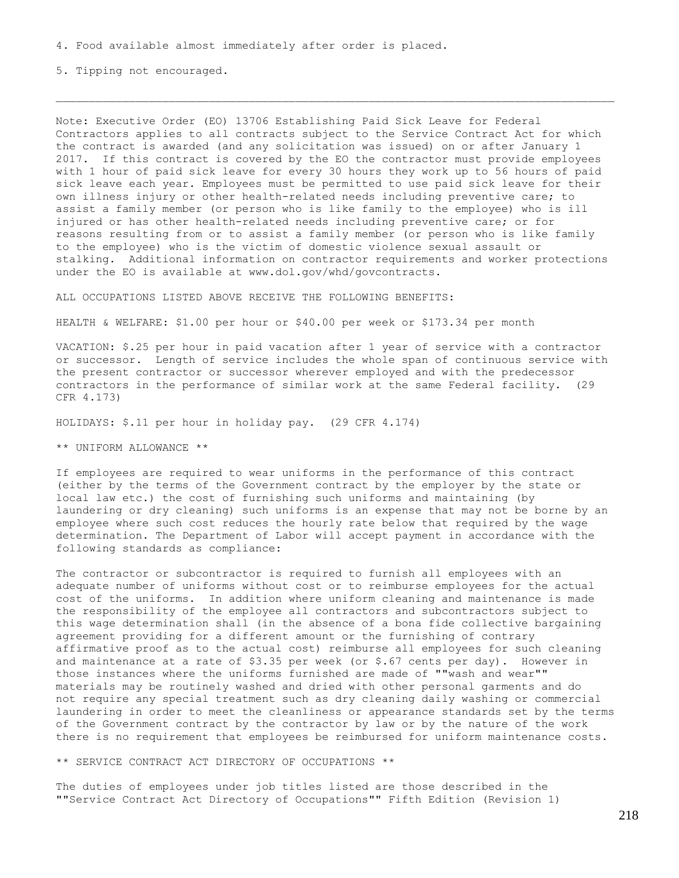4. Food available almost immediately after order is placed.

5. Tipping not encouraged.

---

Note: Executive Order (EO) 13706 Establishing Paid Sick Leave for Federal Contractors applies to all contracts subject to the Service Contract Act for which the contract is awarded (and any solicitation was issued) on or after January 1 2017. If this contract is covered by the EO the contractor must provide employees with 1 hour of paid sick leave for every 30 hours they work up to 56 hours of paid sick leave each year. Employees must be permitted to use paid sick leave for their own illness injury or other health-related needs including preventive care; to assist a family member (or person who is like family to the employee) who is ill injured or has other health-related needs including preventive care; or for reasons resulting from or to assist a family member (or person who is like family to the employee) who is the victim of domestic violence sexual assault or stalking. Additional information on contractor requirements and worker protections under the EO is available at www.dol.gov/whd/govcontracts.

ALL OCCUPATIONS LISTED ABOVE RECEIVE THE FOLLOWING BENEFITS:

HEALTH & WELFARE: $1.00 per hour or $40.00 per week or $173.34 per month

VACATION: $.25 per hour in paid vacation after 1 year of service with a contractor or successor. Length of service includes the whole span of continuous service with the present contractor or successor wherever employed and with the predecessor contractors in the performance of similar work at the same Federal facility. (29 CFR 4.173)

HOLIDAYS: $.11 per hour in holiday pay. (29 CFR 4.174)

** UNIFORM ALLOWANCE **

If employees are required to wear uniforms in the performance of this contract (either by the terms of the Government contract by the employer by the state or local law etc.) the cost of furnishing such uniforms and maintaining (by laundering or dry cleaning) such uniforms is an expense that may not be borne by an employee where such cost reduces the hourly rate below that required by the wage determination. The Department of Labor will accept payment in accordance with the following standards as compliance:

The contractor or subcontractor is required to furnish all employees with an adequate number of uniforms without cost or to reimburse employees for the actual cost of the uniforms. In addition where uniform cleaning and maintenance is made the responsibility of the employee all contractors and subcontractors subject to this wage determination shall (in the absence of a bona fide collective bargaining agreement providing for a different amount or the furnishing of contrary affirmative proof as to the actual cost) reimburse all employees for such cleaning and maintenance at a rate of $3.35 per week (or $.67 cents per day). However in those instances where the uniforms furnished are made of ""wash and wear"" materials may be routinely washed and dried with other personal garments and do not require any special treatment such as dry cleaning daily washing or commercial laundering in order to meet the cleanliness or appearance standards set by the terms of the Government contract by the contractor by law or by the nature of the work there is no requirement that employees be reimbursed for uniform maintenance costs.

** SERVICE CONTRACT ACT DIRECTORY OF OCCUPATIONS **

The duties of employees under job titles listed are those described in the ""Service Contract Act Directory of Occupations"" Fifth Edition (Revision 1)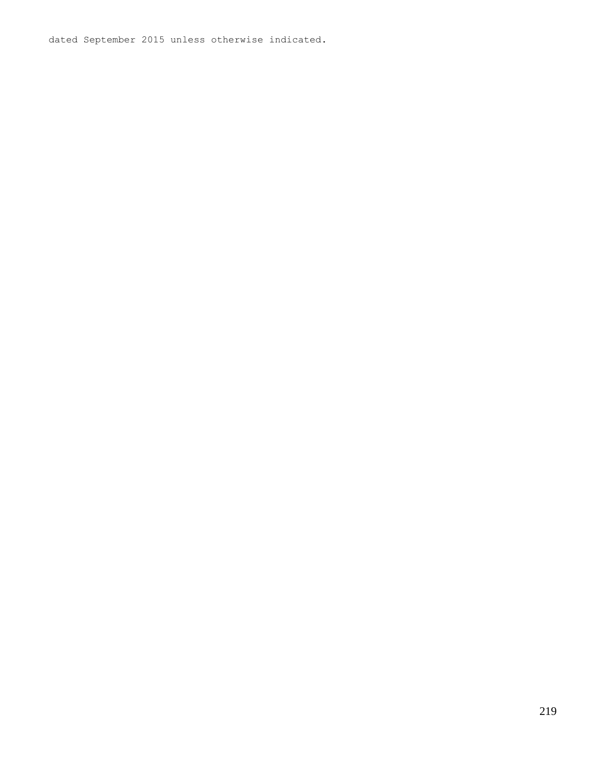dated September 2015 unless otherwise indicated.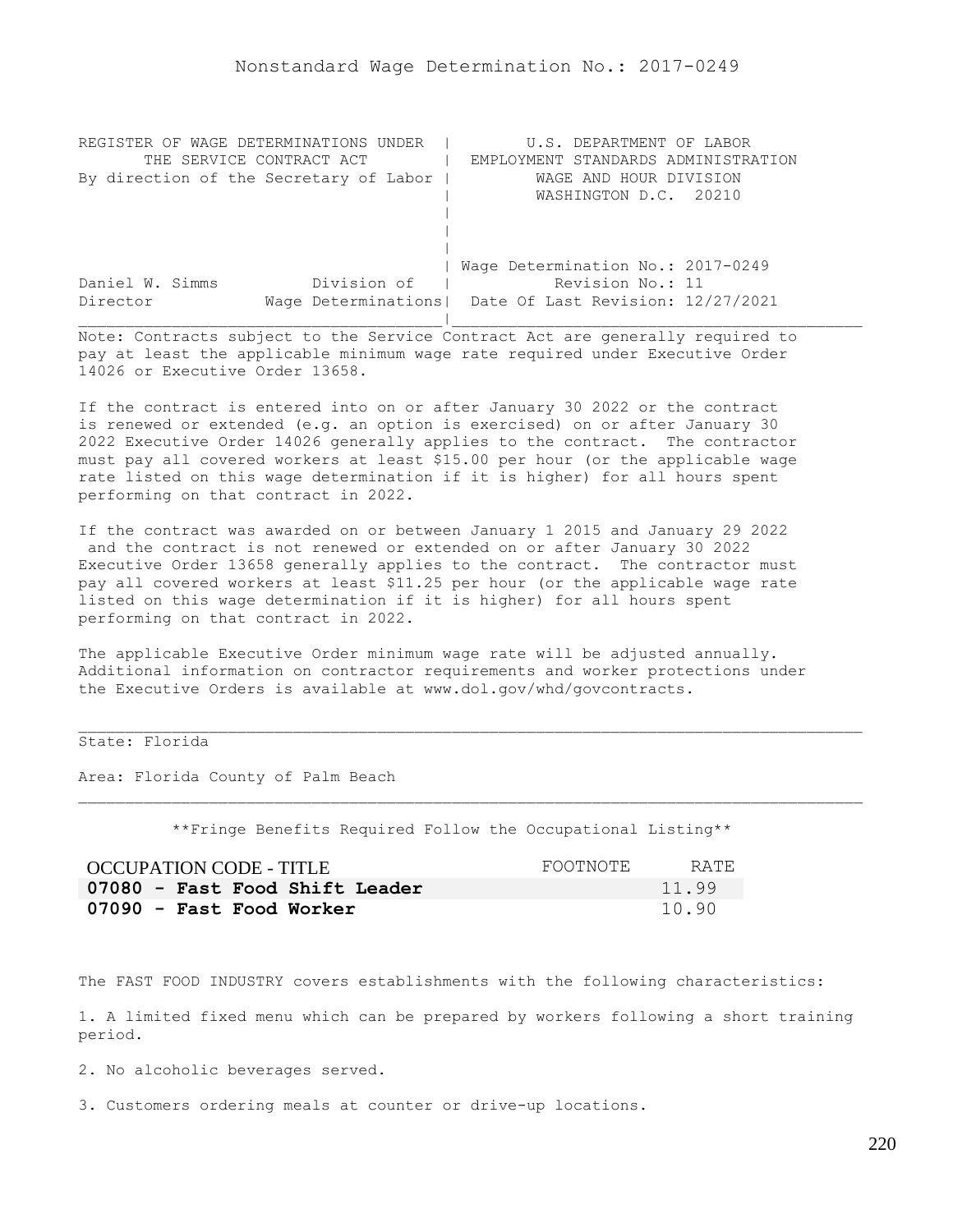# Nonstandard Wage Determination No.: 2017-0249

```
REGISTER OF WAGE DETERMINATIONS UNDER  |        U.S. DEPARTMENT OF LABOR
       THE SERVICE CONTRACT ACT        |  EMPLOYMENT STANDARDS ADMINISTRATION
By direction of the Secretary of Labor |         WAGE AND HOUR DIVISION
                                       |         WASHINGTON D.C.  20210
                                       |
                                       |
                                       |
                                       | Wage Determination No.: 2017-0249
Daniel W. Simms          Division of   |          Revision No.: 11
Director           Wage Determinations|  Date Of Last Revision: 12/27/2021
_______________________________________|____________________________________
```

Note: Contracts subject to the Service Contract Act are generally required to pay at least the applicable minimum wage rate required under Executive Order 14026 or Executive Order 13658.

If the contract is entered into on or after January 30 2022 or the contract is renewed or extended (e.g. an option is exercised) on or after January 30 2022 Executive Order 14026 generally applies to the contract. The contractor must pay all covered workers at least $15.00 per hour (or the applicable wage rate listed on this wage determination if it is higher) for all hours spent performing on that contract in 2022.

If the contract was awarded on or between January 1 2015 and January 29 2022 and the contract is not renewed or extended on or after January 30 2022 Executive Order 13658 generally applies to the contract. The contractor must pay all covered workers at least $11.25 per hour (or the applicable wage rate listed on this wage determination if it is higher) for all hours spent performing on that contract in 2022.

The applicable Executive Order minimum wage rate will be adjusted annually. Additional information on contractor requirements and worker protections under the Executive Orders is available at www.dol.gov/whd/govcontracts.

---

State: Florida

Area: Florida County of Palm Beach

---

**Fringe Benefits Required Follow the Occupational Listing**

| OCCUPATION CODE - TITLE | FOOTNOTE | RATE |
|---|---|---|
| **07080 - Fast Food Shift Leader** | | 11.99 |
| **07090 - Fast Food Worker** | | 10.90 |

The FAST FOOD INDUSTRY covers establishments with the following characteristics:

1. A limited fixed menu which can be prepared by workers following a short training period.

2. No alcoholic beverages served.

3. Customers ordering meals at counter or drive-up locations.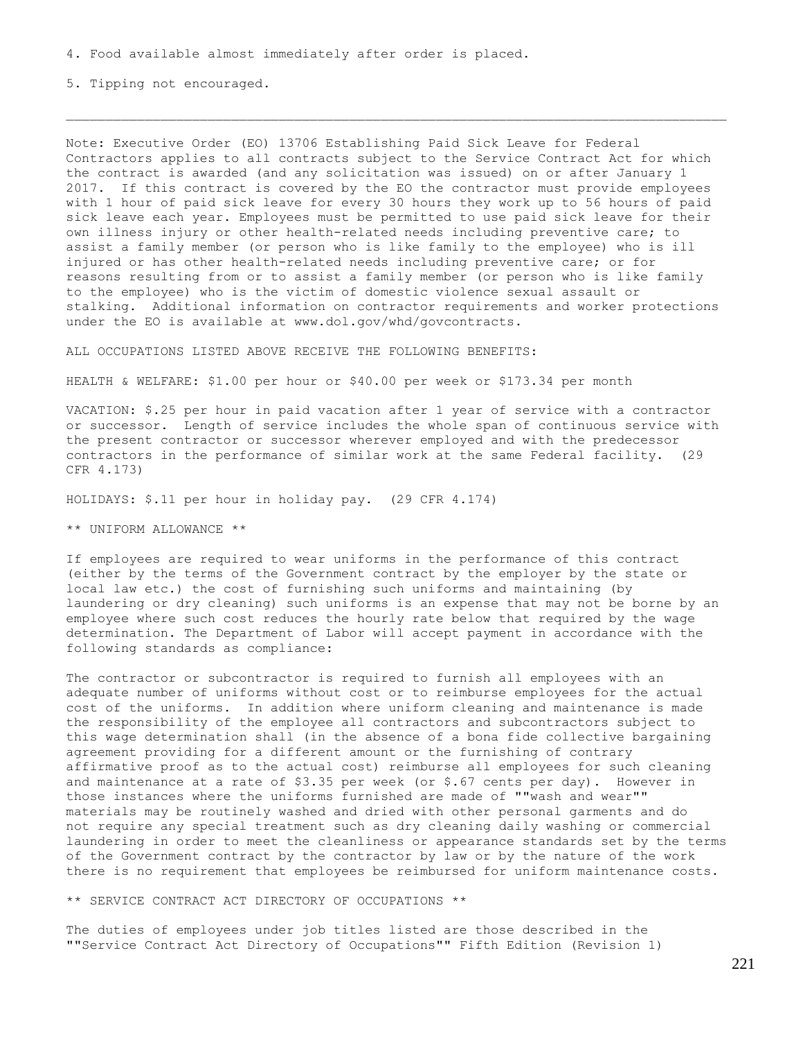4. Food available almost immediately after order is placed.

5. Tipping not encouraged.

---

Note: Executive Order (EO) 13706 Establishing Paid Sick Leave for Federal Contractors applies to all contracts subject to the Service Contract Act for which the contract is awarded (and any solicitation was issued) on or after January 1 2017. If this contract is covered by the EO the contractor must provide employees with 1 hour of paid sick leave for every 30 hours they work up to 56 hours of paid sick leave each year. Employees must be permitted to use paid sick leave for their own illness injury or other health-related needs including preventive care; to assist a family member (or person who is like family to the employee) who is ill injured or has other health-related needs including preventive care; or for reasons resulting from or to assist a family member (or person who is like family to the employee) who is the victim of domestic violence sexual assault or stalking. Additional information on contractor requirements and worker protections under the EO is available at www.dol.gov/whd/govcontracts.

ALL OCCUPATIONS LISTED ABOVE RECEIVE THE FOLLOWING BENEFITS:

HEALTH & WELFARE: $1.00 per hour or $40.00 per week or $173.34 per month

VACATION: $.25 per hour in paid vacation after 1 year of service with a contractor or successor. Length of service includes the whole span of continuous service with the present contractor or successor wherever employed and with the predecessor contractors in the performance of similar work at the same Federal facility. (29 CFR 4.173)

HOLIDAYS: $.11 per hour in holiday pay. (29 CFR 4.174)

** UNIFORM ALLOWANCE **

If employees are required to wear uniforms in the performance of this contract (either by the terms of the Government contract by the employer by the state or local law etc.) the cost of furnishing such uniforms and maintaining (by laundering or dry cleaning) such uniforms is an expense that may not be borne by an employee where such cost reduces the hourly rate below that required by the wage determination. The Department of Labor will accept payment in accordance with the following standards as compliance:

The contractor or subcontractor is required to furnish all employees with an adequate number of uniforms without cost or to reimburse employees for the actual cost of the uniforms. In addition where uniform cleaning and maintenance is made the responsibility of the employee all contractors and subcontractors subject to this wage determination shall (in the absence of a bona fide collective bargaining agreement providing for a different amount or the furnishing of contrary affirmative proof as to the actual cost) reimburse all employees for such cleaning and maintenance at a rate of $3.35 per week (or $.67 cents per day). However in those instances where the uniforms furnished are made of ""wash and wear"" materials may be routinely washed and dried with other personal garments and do not require any special treatment such as dry cleaning daily washing or commercial laundering in order to meet the cleanliness or appearance standards set by the terms of the Government contract by the contractor by law or by the nature of the work there is no requirement that employees be reimbursed for uniform maintenance costs.

** SERVICE CONTRACT ACT DIRECTORY OF OCCUPATIONS **

The duties of employees under job titles listed are those described in the ""Service Contract Act Directory of Occupations"" Fifth Edition (Revision 1)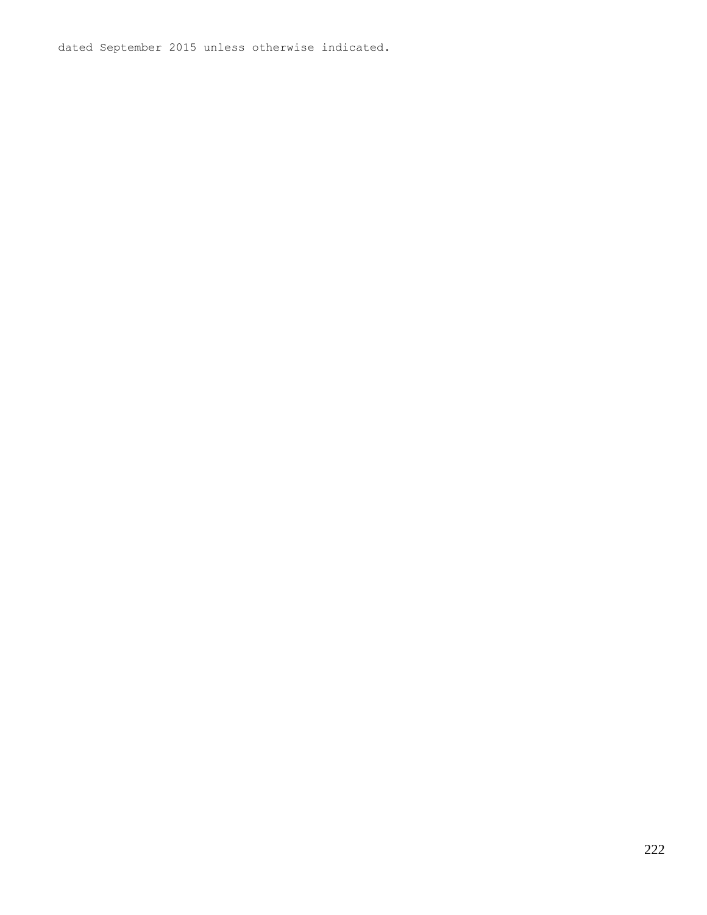dated September 2015 unless otherwise indicated.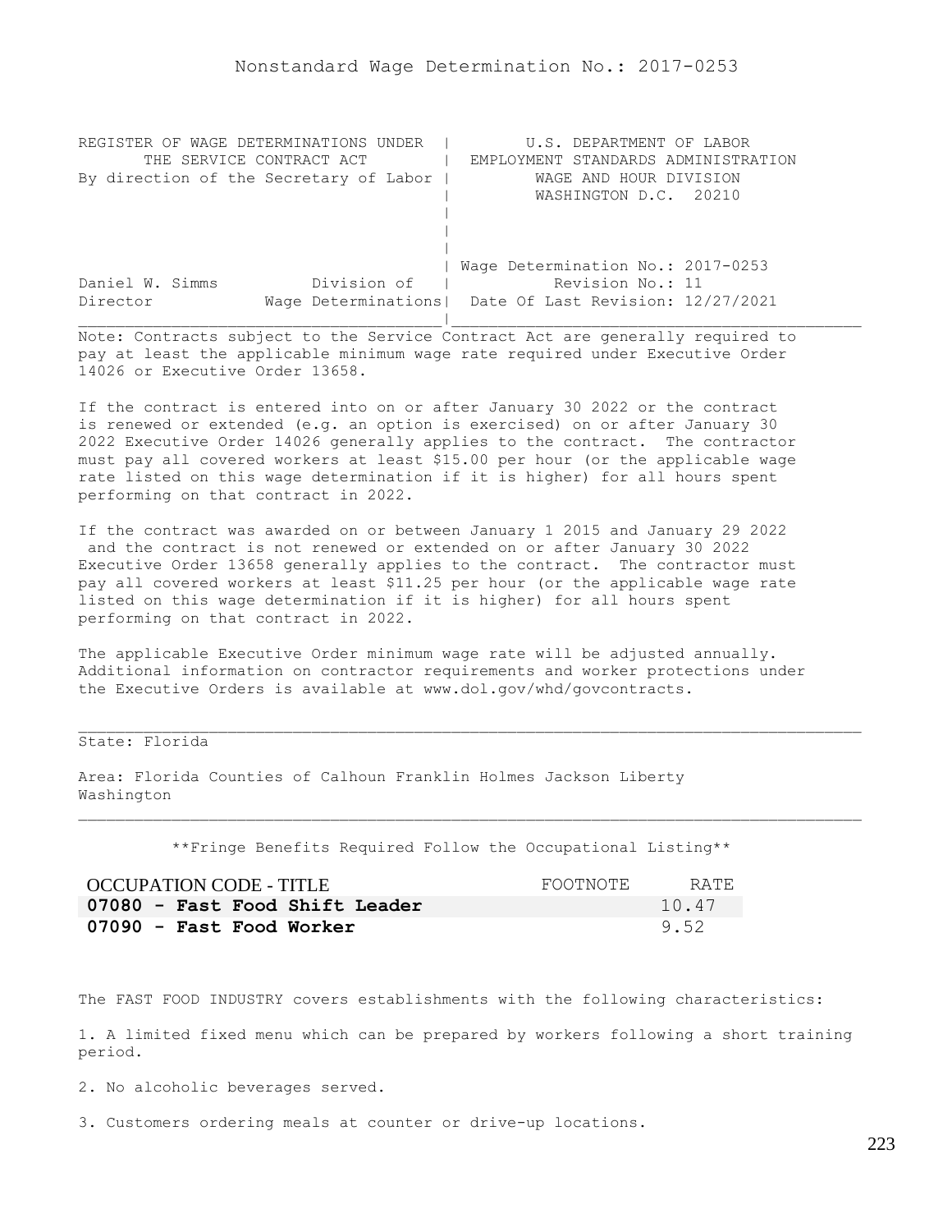Nonstandard Wage Determination No.: 2017-0253

```
REGISTER OF WAGE DETERMINATIONS UNDER  |        U.S. DEPARTMENT OF LABOR
      THE SERVICE CONTRACT ACT         |  EMPLOYMENT STANDARDS ADMINISTRATION
By direction of the Secretary of Labor |         WAGE AND HOUR DIVISION
                                       |         WASHINGTON D.C.  20210
                                       |
                                       |
                                       |
                                       | Wage Determination No.: 2017-0253
Daniel W. Simms          Division of   |           Revision No.: 11
Director           Wage Determinations|  Date Of Last Revision: 12/27/2021
_______________________________________|____________________________________
```

Note: Contracts subject to the Service Contract Act are generally required to pay at least the applicable minimum wage rate required under Executive Order 14026 or Executive Order 13658.

If the contract is entered into on or after January 30 2022 or the contract is renewed or extended (e.g. an option is exercised) on or after January 30 2022 Executive Order 14026 generally applies to the contract. The contractor must pay all covered workers at least $15.00 per hour (or the applicable wage rate listed on this wage determination if it is higher) for all hours spent performing on that contract in 2022.

If the contract was awarded on or between January 1 2015 and January 29 2022 and the contract is not renewed or extended on or after January 30 2022 Executive Order 13658 generally applies to the contract. The contractor must pay all covered workers at least $11.25 per hour (or the applicable wage rate listed on this wage determination if it is higher) for all hours spent performing on that contract in 2022.

The applicable Executive Order minimum wage rate will be adjusted annually. Additional information on contractor requirements and worker protections under the Executive Orders is available at www.dol.gov/whd/govcontracts.

---

State: Florida

Area: Florida Counties of Calhoun Franklin Holmes Jackson Liberty Washington

---

\*\*Fringe Benefits Required Follow the Occupational Listing\*\*

| OCCUPATION CODE - TITLE | FOOTNOTE | RATE |
|---|---|---|
| **07080 - Fast Food Shift Leader** | | 10.47 |
| **07090 - Fast Food Worker** | | 9.52 |

The FAST FOOD INDUSTRY covers establishments with the following characteristics:

1. A limited fixed menu which can be prepared by workers following a short training period.

2. No alcoholic beverages served.

3. Customers ordering meals at counter or drive-up locations.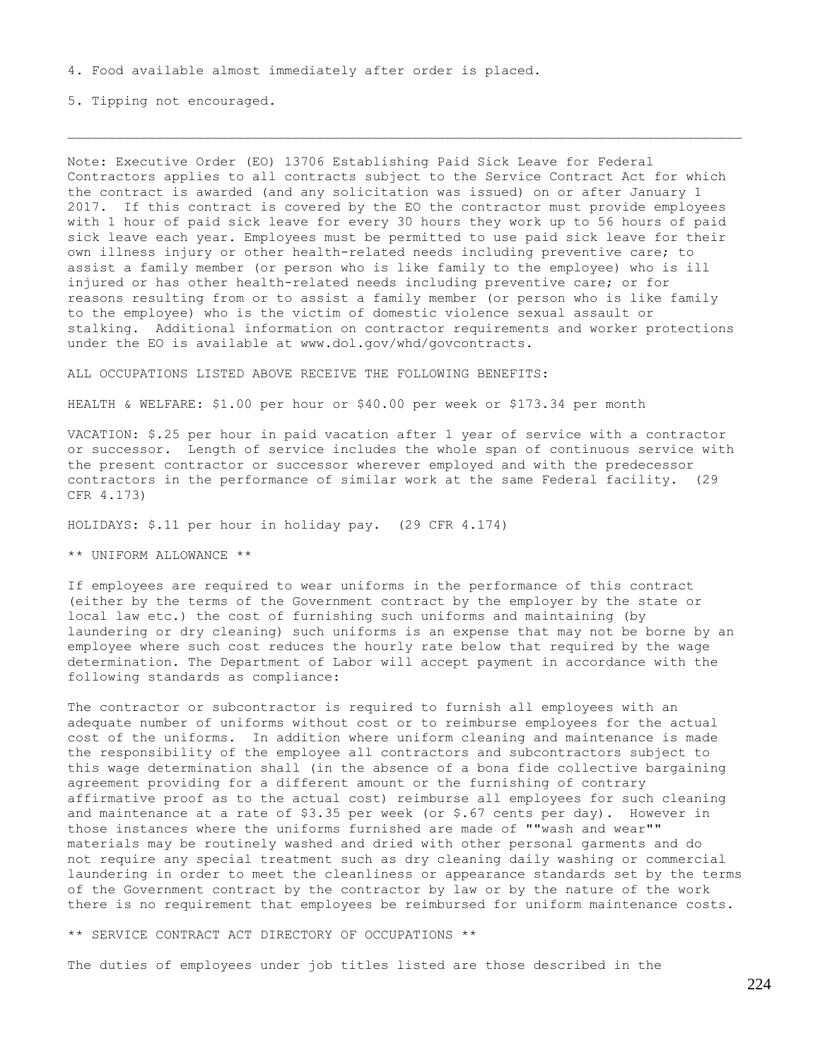4. Food available almost immediately after order is placed.

5. Tipping not encouraged.

---

Note: Executive Order (EO) 13706 Establishing Paid Sick Leave for Federal Contractors applies to all contracts subject to the Service Contract Act for which the contract is awarded (and any solicitation was issued) on or after January 1 2017. If this contract is covered by the EO the contractor must provide employees with 1 hour of paid sick leave for every 30 hours they work up to 56 hours of paid sick leave each year. Employees must be permitted to use paid sick leave for their own illness injury or other health-related needs including preventive care; to assist a family member (or person who is like family to the employee) who is ill injured or has other health-related needs including preventive care; or for reasons resulting from or to assist a family member (or person who is like family to the employee) who is the victim of domestic violence sexual assault or stalking. Additional information on contractor requirements and worker protections under the EO is available at www.dol.gov/whd/govcontracts.

ALL OCCUPATIONS LISTED ABOVE RECEIVE THE FOLLOWING BENEFITS:

HEALTH & WELFARE: $1.00 per hour or $40.00 per week or $173.34 per month

VACATION: $.25 per hour in paid vacation after 1 year of service with a contractor or successor. Length of service includes the whole span of continuous service with the present contractor or successor wherever employed and with the predecessor contractors in the performance of similar work at the same Federal facility. (29 CFR 4.173)

HOLIDAYS: $.11 per hour in holiday pay. (29 CFR 4.174)

** UNIFORM ALLOWANCE **

If employees are required to wear uniforms in the performance of this contract (either by the terms of the Government contract by the employer by the state or local law etc.) the cost of furnishing such uniforms and maintaining (by laundering or dry cleaning) such uniforms is an expense that may not be borne by an employee where such cost reduces the hourly rate below that required by the wage determination. The Department of Labor will accept payment in accordance with the following standards as compliance:

The contractor or subcontractor is required to furnish all employees with an adequate number of uniforms without cost or to reimburse employees for the actual cost of the uniforms. In addition where uniform cleaning and maintenance is made the responsibility of the employee all contractors and subcontractors subject to this wage determination shall (in the absence of a bona fide collective bargaining agreement providing for a different amount or the furnishing of contrary affirmative proof as to the actual cost) reimburse all employees for such cleaning and maintenance at a rate of $3.35 per week (or $.67 cents per day). However in those instances where the uniforms furnished are made of ""wash and wear"" materials may be routinely washed and dried with other personal garments and do not require any special treatment such as dry cleaning daily washing or commercial laundering in order to meet the cleanliness or appearance standards set by the terms of the Government contract by the contractor by law or by the nature of the work there is no requirement that employees be reimbursed for uniform maintenance costs.

** SERVICE CONTRACT ACT DIRECTORY OF OCCUPATIONS **

The duties of employees under job titles listed are those described in the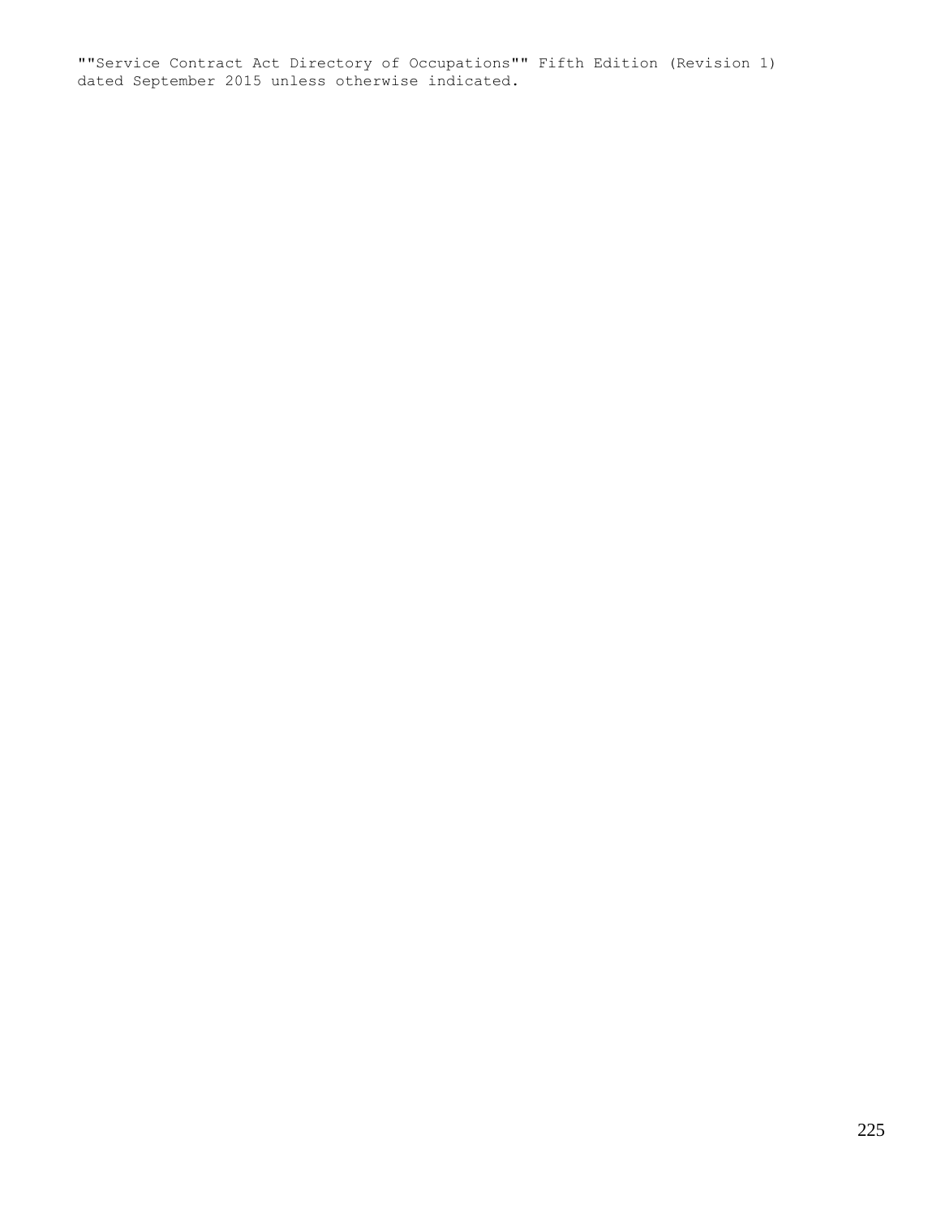""Service Contract Act Directory of Occupations"" Fifth Edition (Revision 1) dated September 2015 unless otherwise indicated.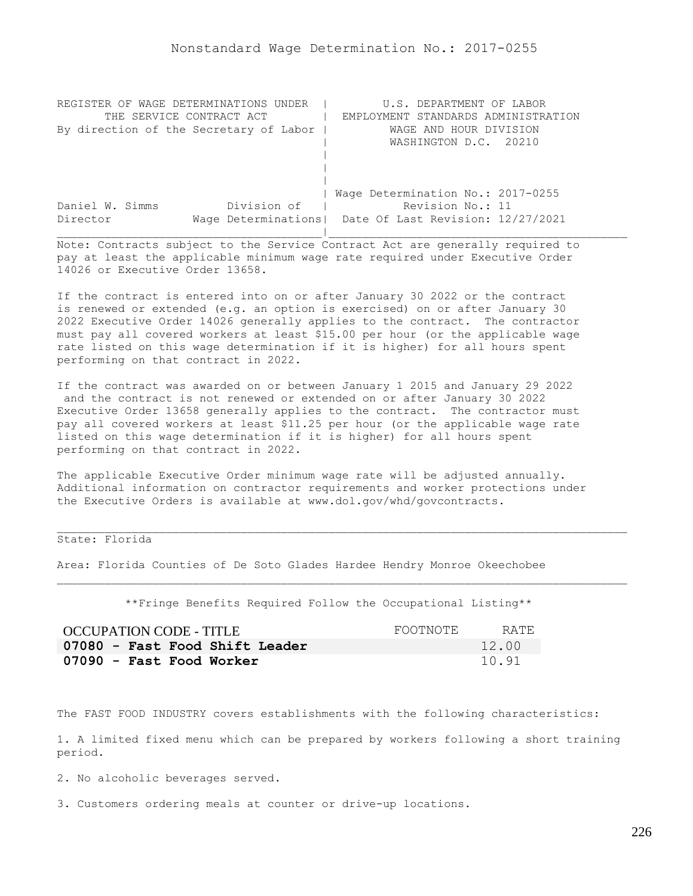Nonstandard Wage Determination No.: 2017-0255

```
REGISTER OF WAGE DETERMINATIONS UNDER  |         U.S. DEPARTMENT OF LABOR
      THE SERVICE CONTRACT ACT         |  EMPLOYMENT STANDARDS ADMINISTRATION
By direction of the Secretary of Labor |          WAGE AND HOUR DIVISION
                                       |          WASHINGTON D.C.  20210
                                       |
                                       |
                                       |
                                       | Wage Determination No.: 2017-0255
Daniel W. Simms          Division of   |           Revision No.: 11
Director            Wage Determinations|  Date Of Last Revision: 12/27/2021
_______________________________________|____________________________________________
```

Note: Contracts subject to the Service Contract Act are generally required to pay at least the applicable minimum wage rate required under Executive Order 14026 or Executive Order 13658.

If the contract is entered into on or after January 30 2022 or the contract is renewed or extended (e.g. an option is exercised) on or after January 30 2022 Executive Order 14026 generally applies to the contract. The contractor must pay all covered workers at least $15.00 per hour (or the applicable wage rate listed on this wage determination if it is higher) for all hours spent performing on that contract in 2022.

If the contract was awarded on or between January 1 2015 and January 29 2022 and the contract is not renewed or extended on or after January 30 2022 Executive Order 13658 generally applies to the contract. The contractor must pay all covered workers at least $11.25 per hour (or the applicable wage rate listed on this wage determination if it is higher) for all hours spent performing on that contract in 2022.

The applicable Executive Order minimum wage rate will be adjusted annually. Additional information on contractor requirements and worker protections under the Executive Orders is available at www.dol.gov/whd/govcontracts.

State: Florida

Area: Florida Counties of De Soto Glades Hardee Hendry Monroe Okeechobee

**Fringe Benefits Required Follow the Occupational Listing**

| OCCUPATION CODE - TITLE | FOOTNOTE | RATE |
|---|---|---|
| **07080 - Fast Food Shift Leader** | | 12.00 |
| **07090 - Fast Food Worker** | | 10.91 |

The FAST FOOD INDUSTRY covers establishments with the following characteristics:

1. A limited fixed menu which can be prepared by workers following a short training period.

2. No alcoholic beverages served.

3. Customers ordering meals at counter or drive-up locations.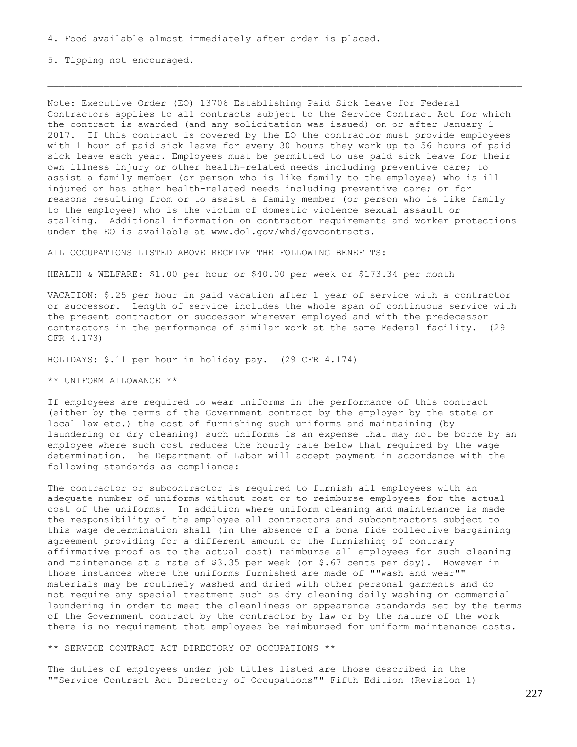4. Food available almost immediately after order is placed.

5. Tipping not encouraged.

---

Note: Executive Order (EO) 13706 Establishing Paid Sick Leave for Federal Contractors applies to all contracts subject to the Service Contract Act for which the contract is awarded (and any solicitation was issued) on or after January 1 2017. If this contract is covered by the EO the contractor must provide employees with 1 hour of paid sick leave for every 30 hours they work up to 56 hours of paid sick leave each year. Employees must be permitted to use paid sick leave for their own illness injury or other health-related needs including preventive care; to assist a family member (or person who is like family to the employee) who is ill injured or has other health-related needs including preventive care; or for reasons resulting from or to assist a family member (or person who is like family to the employee) who is the victim of domestic violence sexual assault or stalking. Additional information on contractor requirements and worker protections under the EO is available at www.dol.gov/whd/govcontracts.

ALL OCCUPATIONS LISTED ABOVE RECEIVE THE FOLLOWING BENEFITS:

HEALTH & WELFARE: $1.00 per hour or $40.00 per week or $173.34 per month

VACATION: $.25 per hour in paid vacation after 1 year of service with a contractor or successor. Length of service includes the whole span of continuous service with the present contractor or successor wherever employed and with the predecessor contractors in the performance of similar work at the same Federal facility. (29 CFR 4.173)

HOLIDAYS: $.11 per hour in holiday pay. (29 CFR 4.174)

** UNIFORM ALLOWANCE **

If employees are required to wear uniforms in the performance of this contract (either by the terms of the Government contract by the employer by the state or local law etc.) the cost of furnishing such uniforms and maintaining (by laundering or dry cleaning) such uniforms is an expense that may not be borne by an employee where such cost reduces the hourly rate below that required by the wage determination. The Department of Labor will accept payment in accordance with the following standards as compliance:

The contractor or subcontractor is required to furnish all employees with an adequate number of uniforms without cost or to reimburse employees for the actual cost of the uniforms. In addition where uniform cleaning and maintenance is made the responsibility of the employee all contractors and subcontractors subject to this wage determination shall (in the absence of a bona fide collective bargaining agreement providing for a different amount or the furnishing of contrary affirmative proof as to the actual cost) reimburse all employees for such cleaning and maintenance at a rate of $3.35 per week (or $.67 cents per day). However in those instances where the uniforms furnished are made of ""wash and wear"" materials may be routinely washed and dried with other personal garments and do not require any special treatment such as dry cleaning daily washing or commercial laundering in order to meet the cleanliness or appearance standards set by the terms of the Government contract by the contractor by law or by the nature of the work there is no requirement that employees be reimbursed for uniform maintenance costs.

** SERVICE CONTRACT ACT DIRECTORY OF OCCUPATIONS **

The duties of employees under job titles listed are those described in the ""Service Contract Act Directory of Occupations"" Fifth Edition (Revision 1)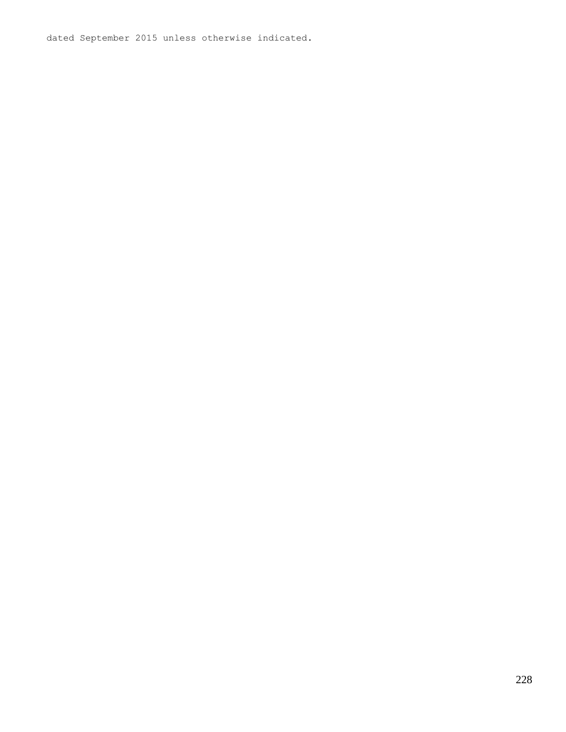dated September 2015 unless otherwise indicated.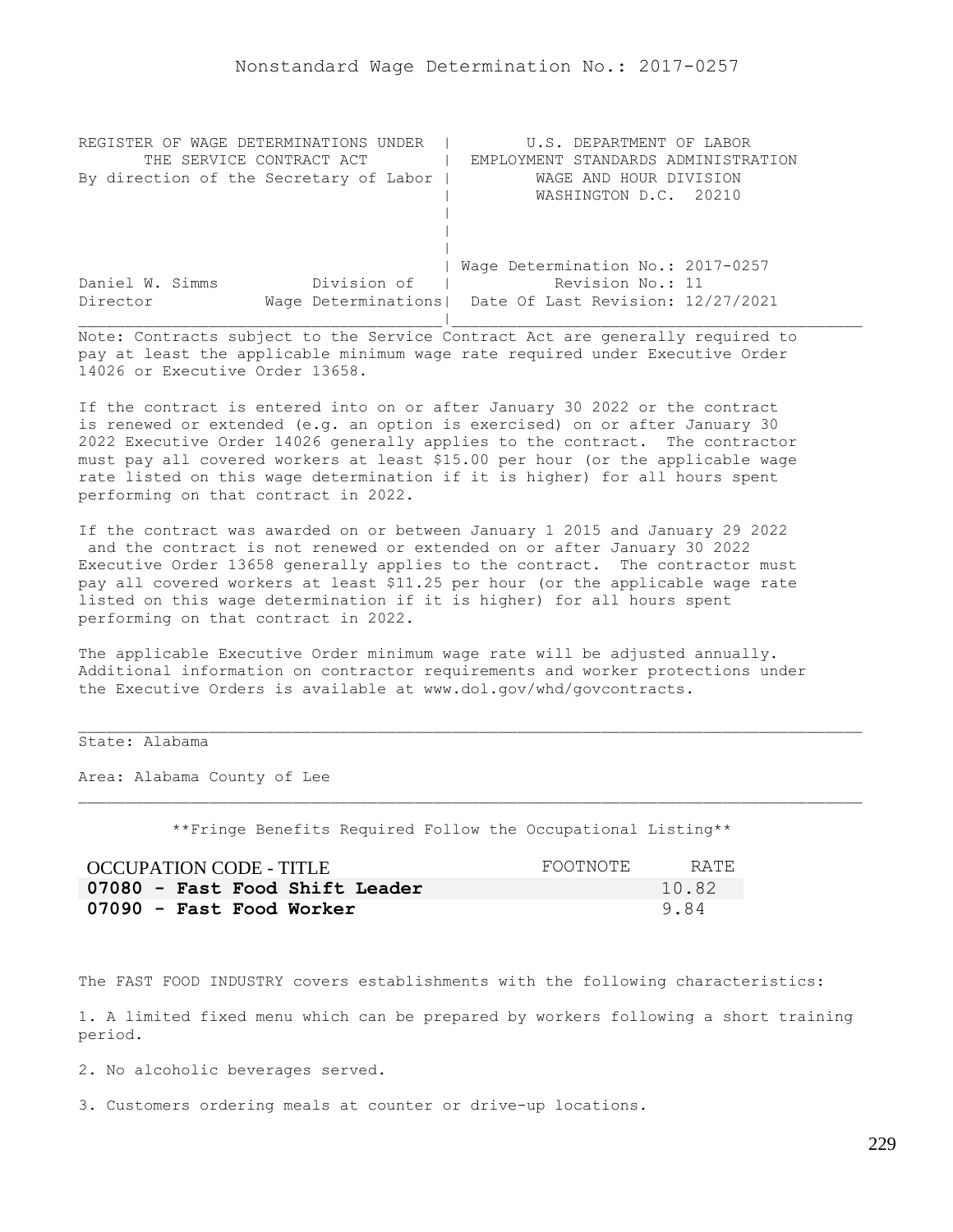Nonstandard Wage Determination No.: 2017-0257

```
REGISTER OF WAGE DETERMINATIONS UNDER  |        U.S. DEPARTMENT OF LABOR
      THE SERVICE CONTRACT ACT         |  EMPLOYMENT STANDARDS ADMINISTRATION
By direction of the Secretary of Labor |         WAGE AND HOUR DIVISION
                                       |         WASHINGTON D.C.  20210
                                       |
                                       |
                                       |
                                       | Wage Determination No.: 2017-0257
Daniel W. Simms          Division of   |          Revision No.: 11
Director            Wage Determinations|  Date Of Last Revision: 12/27/2021
_______________________________________|____________________________________
```

Note: Contracts subject to the Service Contract Act are generally required to pay at least the applicable minimum wage rate required under Executive Order 14026 or Executive Order 13658.

If the contract is entered into on or after January 30 2022 or the contract is renewed or extended (e.g. an option is exercised) on or after January 30 2022 Executive Order 14026 generally applies to the contract. The contractor must pay all covered workers at least $15.00 per hour (or the applicable wage rate listed on this wage determination if it is higher) for all hours spent performing on that contract in 2022.

If the contract was awarded on or between January 1 2015 and January 29 2022 and the contract is not renewed or extended on or after January 30 2022 Executive Order 13658 generally applies to the contract. The contractor must pay all covered workers at least $11.25 per hour (or the applicable wage rate listed on this wage determination if it is higher) for all hours spent performing on that contract in 2022.

The applicable Executive Order minimum wage rate will be adjusted annually. Additional information on contractor requirements and worker protections under the Executive Orders is available at www.dol.gov/whd/govcontracts.

---

State: Alabama

Area: Alabama County of Lee

---

**Fringe Benefits Required Follow the Occupational Listing**

| OCCUPATION CODE - TITLE | FOOTNOTE | RATE |
|---|---|---|
| **07080 - Fast Food Shift Leader** | | 10.82 |
| **07090 - Fast Food Worker** | | 9.84 |

The FAST FOOD INDUSTRY covers establishments with the following characteristics:

1. A limited fixed menu which can be prepared by workers following a short training period.

2. No alcoholic beverages served.

3. Customers ordering meals at counter or drive-up locations.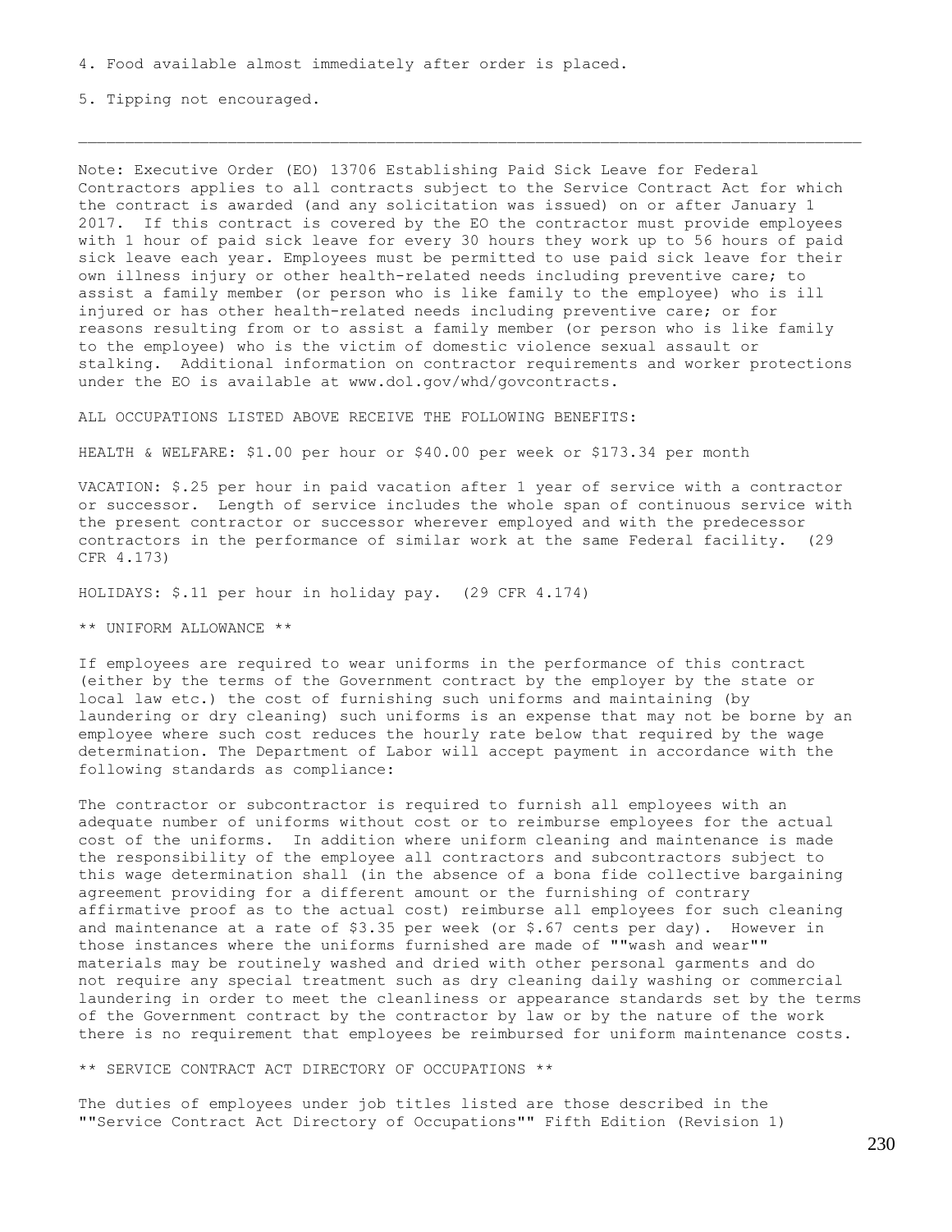4. Food available almost immediately after order is placed.

5. Tipping not encouraged.

---

Note: Executive Order (EO) 13706 Establishing Paid Sick Leave for Federal Contractors applies to all contracts subject to the Service Contract Act for which the contract is awarded (and any solicitation was issued) on or after January 1 2017. If this contract is covered by the EO the contractor must provide employees with 1 hour of paid sick leave for every 30 hours they work up to 56 hours of paid sick leave each year. Employees must be permitted to use paid sick leave for their own illness injury or other health-related needs including preventive care; to assist a family member (or person who is like family to the employee) who is ill injured or has other health-related needs including preventive care; or for reasons resulting from or to assist a family member (or person who is like family to the employee) who is the victim of domestic violence sexual assault or stalking. Additional information on contractor requirements and worker protections under the EO is available at www.dol.gov/whd/govcontracts.

ALL OCCUPATIONS LISTED ABOVE RECEIVE THE FOLLOWING BENEFITS:

HEALTH & WELFARE: $1.00 per hour or $40.00 per week or $173.34 per month

VACATION: $.25 per hour in paid vacation after 1 year of service with a contractor or successor. Length of service includes the whole span of continuous service with the present contractor or successor wherever employed and with the predecessor contractors in the performance of similar work at the same Federal facility. (29 CFR 4.173)

HOLIDAYS: $.11 per hour in holiday pay. (29 CFR 4.174)

** UNIFORM ALLOWANCE **

If employees are required to wear uniforms in the performance of this contract (either by the terms of the Government contract by the employer by the state or local law etc.) the cost of furnishing such uniforms and maintaining (by laundering or dry cleaning) such uniforms is an expense that may not be borne by an employee where such cost reduces the hourly rate below that required by the wage determination. The Department of Labor will accept payment in accordance with the following standards as compliance:

The contractor or subcontractor is required to furnish all employees with an adequate number of uniforms without cost or to reimburse employees for the actual cost of the uniforms. In addition where uniform cleaning and maintenance is made the responsibility of the employee all contractors and subcontractors subject to this wage determination shall (in the absence of a bona fide collective bargaining agreement providing for a different amount or the furnishing of contrary affirmative proof as to the actual cost) reimburse all employees for such cleaning and maintenance at a rate of $3.35 per week (or $.67 cents per day). However in those instances where the uniforms furnished are made of ""wash and wear"" materials may be routinely washed and dried with other personal garments and do not require any special treatment such as dry cleaning daily washing or commercial laundering in order to meet the cleanliness or appearance standards set by the terms of the Government contract by the contractor by law or by the nature of the work there is no requirement that employees be reimbursed for uniform maintenance costs.

** SERVICE CONTRACT ACT DIRECTORY OF OCCUPATIONS **

The duties of employees under job titles listed are those described in the ""Service Contract Act Directory of Occupations"" Fifth Edition (Revision 1)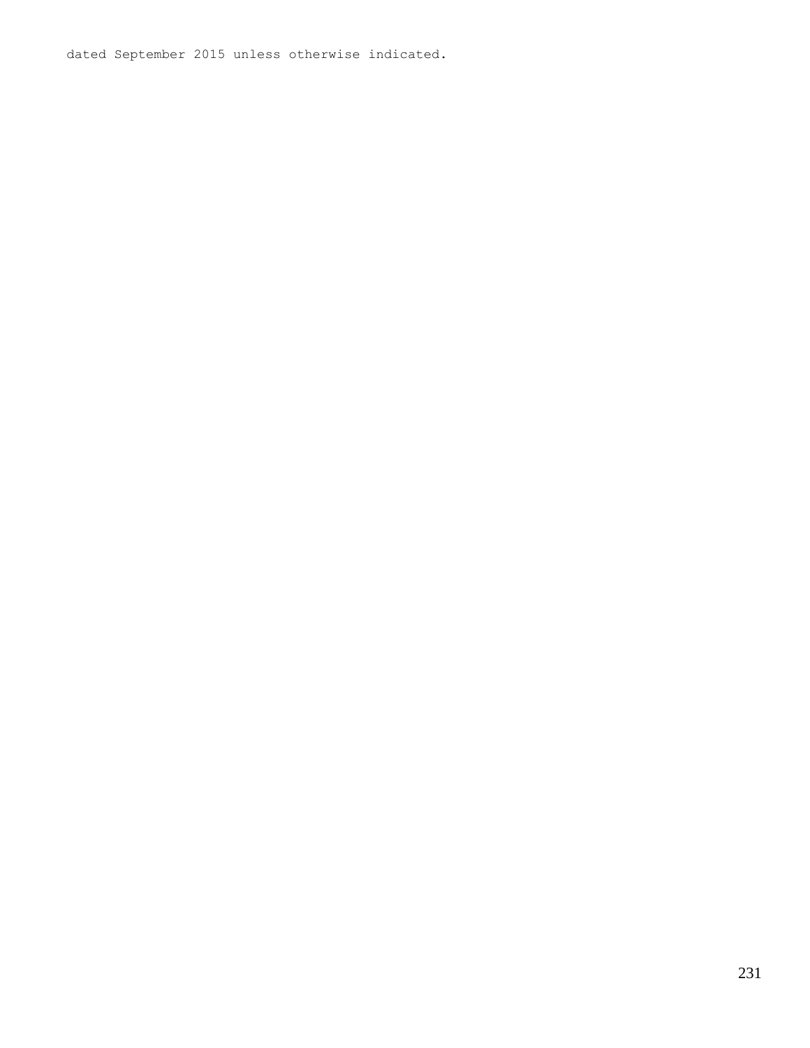dated September 2015 unless otherwise indicated.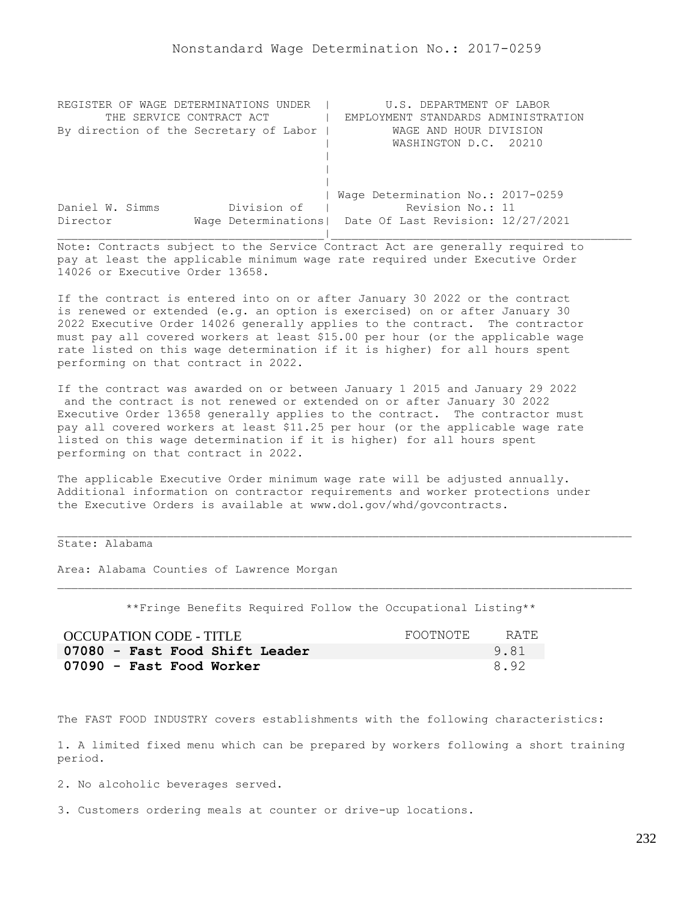# Nonstandard Wage Determination No.: 2017-0259

```
REGISTER OF WAGE DETERMINATIONS UNDER  |        U.S. DEPARTMENT OF LABOR
      THE SERVICE CONTRACT ACT         |  EMPLOYMENT STANDARDS ADMINISTRATION
By direction of the Secretary of Labor |         WAGE AND HOUR DIVISION
                                       |         WASHINGTON D.C.  20210
                                       |
                                       |
                                       |
                                       | Wage Determination No.: 2017-0259
Daniel W. Simms          Division of   |          Revision No.: 11
Director           Wage Determinations|  Date Of Last Revision: 12/27/2021
```

Note: Contracts subject to the Service Contract Act are generally required to pay at least the applicable minimum wage rate required under Executive Order 14026 or Executive Order 13658.

If the contract is entered into on or after January 30 2022 or the contract is renewed or extended (e.g. an option is exercised) on or after January 30 2022 Executive Order 14026 generally applies to the contract. The contractor must pay all covered workers at least $15.00 per hour (or the applicable wage rate listed on this wage determination if it is higher) for all hours spent performing on that contract in 2022.

If the contract was awarded on or between January 1 2015 and January 29 2022 and the contract is not renewed or extended on or after January 30 2022 Executive Order 13658 generally applies to the contract. The contractor must pay all covered workers at least $11.25 per hour (or the applicable wage rate listed on this wage determination if it is higher) for all hours spent performing on that contract in 2022.

The applicable Executive Order minimum wage rate will be adjusted annually. Additional information on contractor requirements and worker protections under the Executive Orders is available at www.dol.gov/whd/govcontracts.

State: Alabama

Area: Alabama Counties of Lawrence Morgan

**Fringe Benefits Required Follow the Occupational Listing**

| OCCUPATION CODE - TITLE | FOOTNOTE | RATE |
|---|---|---|
| **07080 - Fast Food Shift Leader** | | 9.81 |
| **07090 - Fast Food Worker** | | 8.92 |

The FAST FOOD INDUSTRY covers establishments with the following characteristics:

1. A limited fixed menu which can be prepared by workers following a short training period.

2. No alcoholic beverages served.

3. Customers ordering meals at counter or drive-up locations.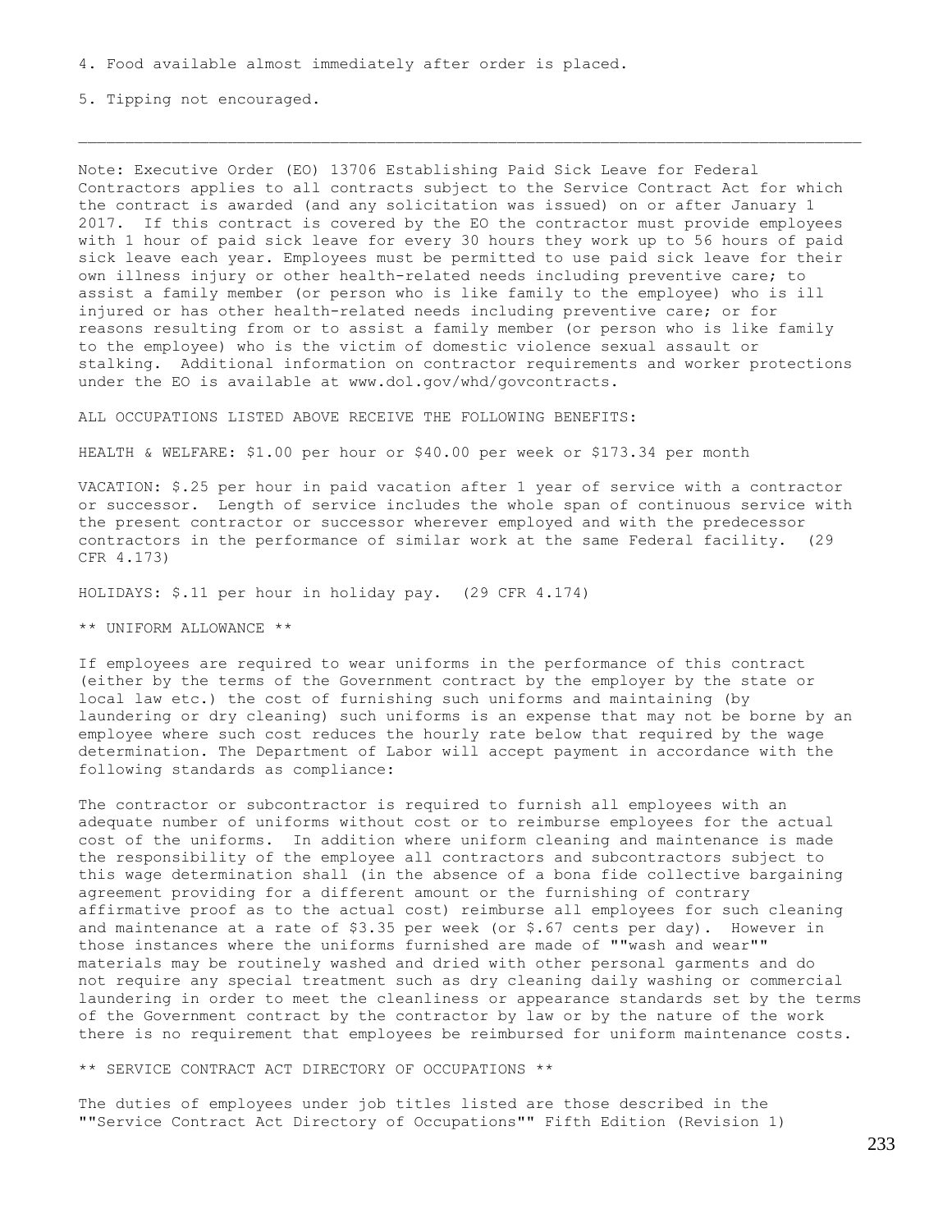4. Food available almost immediately after order is placed.

5. Tipping not encouraged.

---

Note: Executive Order (EO) 13706 Establishing Paid Sick Leave for Federal Contractors applies to all contracts subject to the Service Contract Act for which the contract is awarded (and any solicitation was issued) on or after January 1 2017. If this contract is covered by the EO the contractor must provide employees with 1 hour of paid sick leave for every 30 hours they work up to 56 hours of paid sick leave each year. Employees must be permitted to use paid sick leave for their own illness injury or other health-related needs including preventive care; to assist a family member (or person who is like family to the employee) who is ill injured or has other health-related needs including preventive care; or for reasons resulting from or to assist a family member (or person who is like family to the employee) who is the victim of domestic violence sexual assault or stalking. Additional information on contractor requirements and worker protections under the EO is available at www.dol.gov/whd/govcontracts.

ALL OCCUPATIONS LISTED ABOVE RECEIVE THE FOLLOWING BENEFITS:

HEALTH & WELFARE: $1.00 per hour or $40.00 per week or $173.34 per month

VACATION: $.25 per hour in paid vacation after 1 year of service with a contractor or successor. Length of service includes the whole span of continuous service with the present contractor or successor wherever employed and with the predecessor contractors in the performance of similar work at the same Federal facility. (29 CFR 4.173)

HOLIDAYS: $.11 per hour in holiday pay. (29 CFR 4.174)

** UNIFORM ALLOWANCE **

If employees are required to wear uniforms in the performance of this contract (either by the terms of the Government contract by the employer by the state or local law etc.) the cost of furnishing such uniforms and maintaining (by laundering or dry cleaning) such uniforms is an expense that may not be borne by an employee where such cost reduces the hourly rate below that required by the wage determination. The Department of Labor will accept payment in accordance with the following standards as compliance:

The contractor or subcontractor is required to furnish all employees with an adequate number of uniforms without cost or to reimburse employees for the actual cost of the uniforms. In addition where uniform cleaning and maintenance is made the responsibility of the employee all contractors and subcontractors subject to this wage determination shall (in the absence of a bona fide collective bargaining agreement providing for a different amount or the furnishing of contrary affirmative proof as to the actual cost) reimburse all employees for such cleaning and maintenance at a rate of $3.35 per week (or $.67 cents per day). However in those instances where the uniforms furnished are made of ""wash and wear"" materials may be routinely washed and dried with other personal garments and do not require any special treatment such as dry cleaning daily washing or commercial laundering in order to meet the cleanliness or appearance standards set by the terms of the Government contract by the contractor by law or by the nature of the work there is no requirement that employees be reimbursed for uniform maintenance costs.

** SERVICE CONTRACT ACT DIRECTORY OF OCCUPATIONS **

The duties of employees under job titles listed are those described in the ""Service Contract Act Directory of Occupations"" Fifth Edition (Revision 1)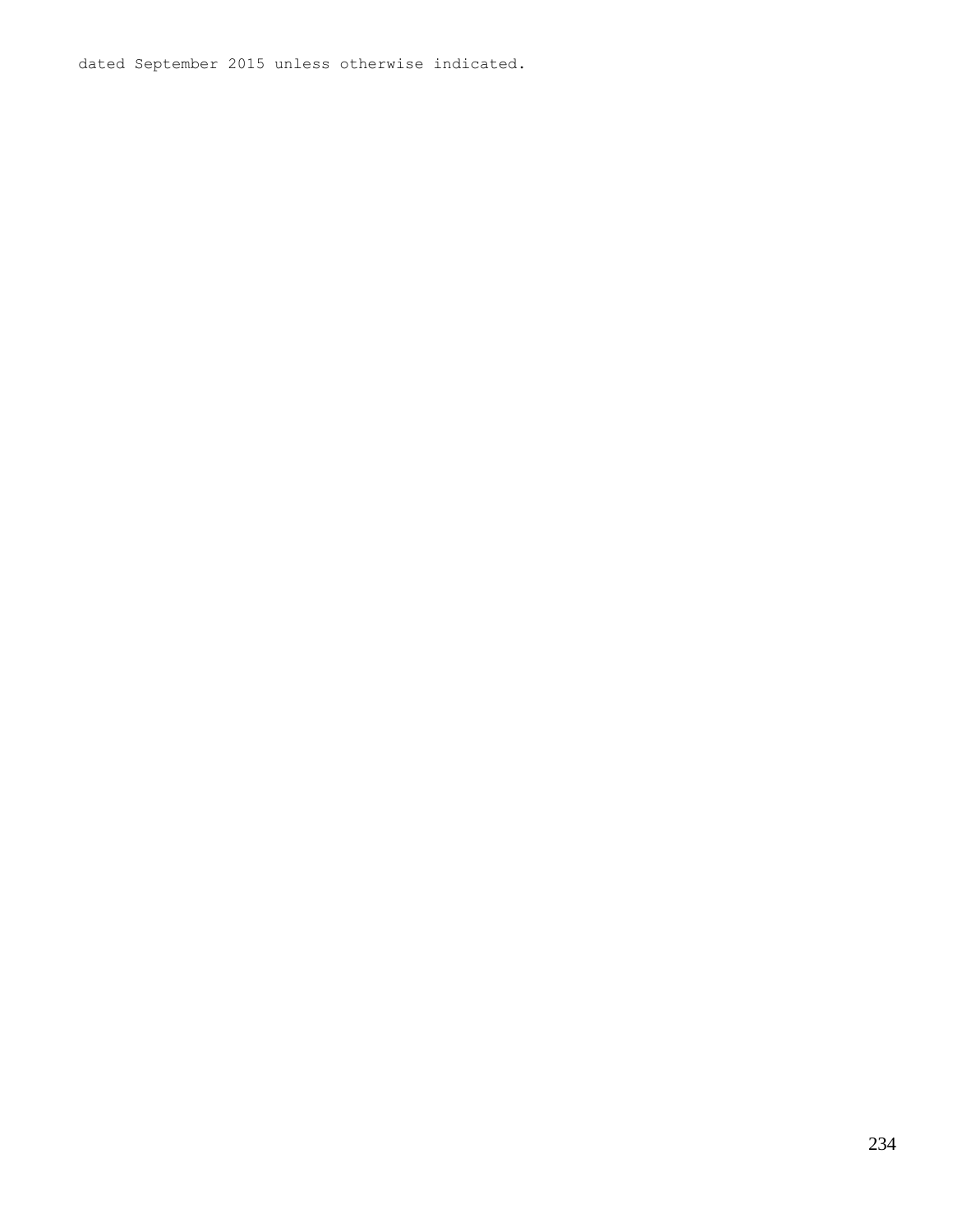dated September 2015 unless otherwise indicated.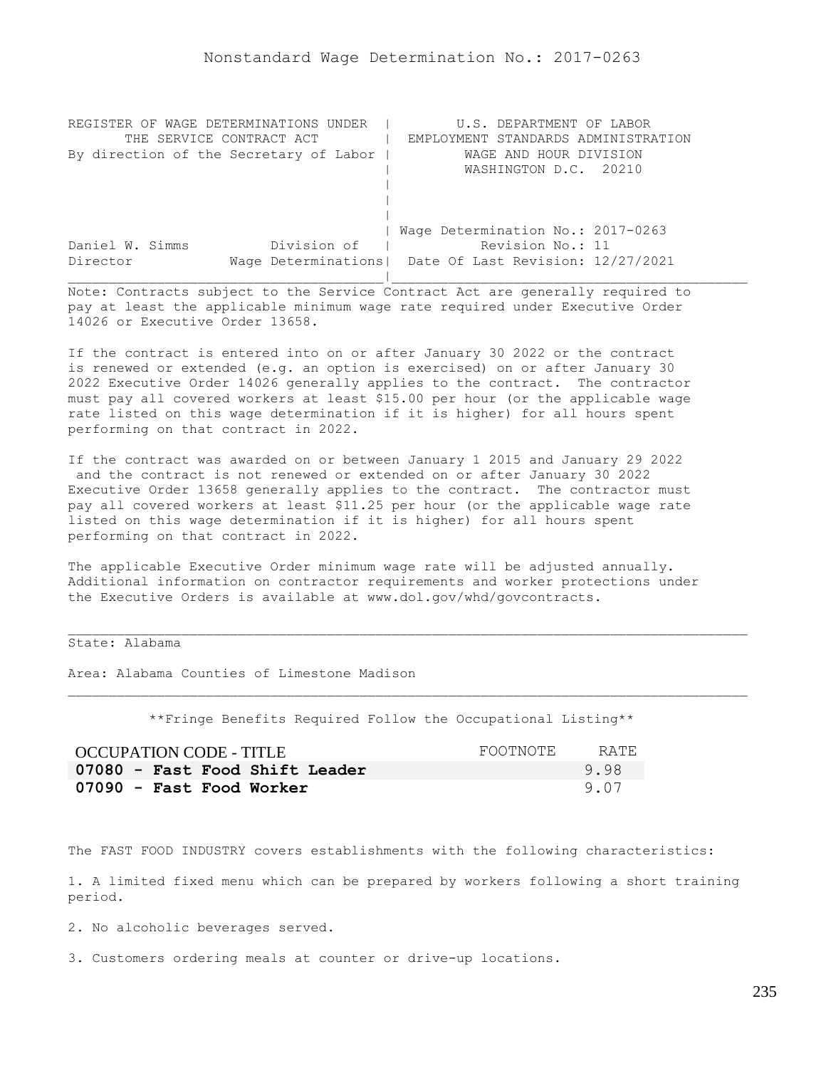# Nonstandard Wage Determination No.: 2017-0263

```
REGISTER OF WAGE DETERMINATIONS UNDER  |         U.S. DEPARTMENT OF LABOR
       THE SERVICE CONTRACT ACT        |  EMPLOYMENT STANDARDS ADMINISTRATION
By direction of the Secretary of Labor |          WAGE AND HOUR DIVISION
                                       |          WASHINGTON D.C.  20210
                                       |
                                       |
                                       |
                                       | Wage Determination No.: 2017-0263
Daniel W. Simms          Division of   |           Revision No.: 11
Director            Wage Determinations|  Date Of Last Revision: 12/27/2021
_______________________________________|____________________________________
```

Note: Contracts subject to the Service Contract Act are generally required to pay at least the applicable minimum wage rate required under Executive Order 14026 or Executive Order 13658.

If the contract is entered into on or after January 30 2022 or the contract is renewed or extended (e.g. an option is exercised) on or after January 30 2022 Executive Order 14026 generally applies to the contract. The contractor must pay all covered workers at least $15.00 per hour (or the applicable wage rate listed on this wage determination if it is higher) for all hours spent performing on that contract in 2022.

If the contract was awarded on or between January 1 2015 and January 29 2022 and the contract is not renewed or extended on or after January 30 2022 Executive Order 13658 generally applies to the contract. The contractor must pay all covered workers at least $11.25 per hour (or the applicable wage rate listed on this wage determination if it is higher) for all hours spent performing on that contract in 2022.

The applicable Executive Order minimum wage rate will be adjusted annually. Additional information on contractor requirements and worker protections under the Executive Orders is available at www.dol.gov/whd/govcontracts.

---

State: Alabama

Area: Alabama Counties of Limestone Madison

---

**Fringe Benefits Required Follow the Occupational Listing**

| OCCUPATION CODE - TITLE | FOOTNOTE | RATE |
|---|---|---|
| **07080 - Fast Food Shift Leader** | | 9.98 |
| **07090 - Fast Food Worker** | | 9.07 |

The FAST FOOD INDUSTRY covers establishments with the following characteristics:

1. A limited fixed menu which can be prepared by workers following a short training period.

2. No alcoholic beverages served.

3. Customers ordering meals at counter or drive-up locations.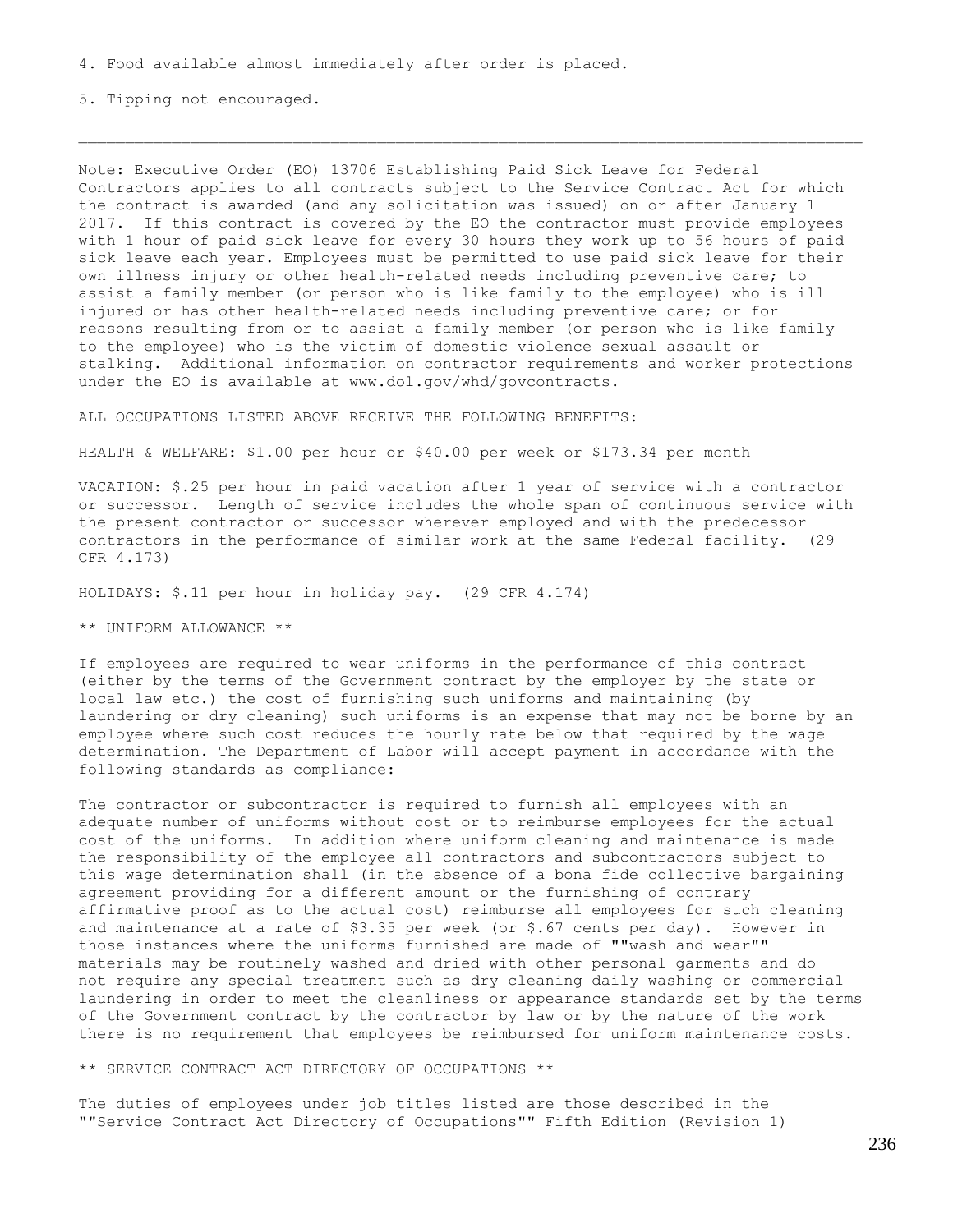4. Food available almost immediately after order is placed.

5. Tipping not encouraged.

---

Note: Executive Order (EO) 13706 Establishing Paid Sick Leave for Federal Contractors applies to all contracts subject to the Service Contract Act for which the contract is awarded (and any solicitation was issued) on or after January 1 2017. If this contract is covered by the EO the contractor must provide employees with 1 hour of paid sick leave for every 30 hours they work up to 56 hours of paid sick leave each year. Employees must be permitted to use paid sick leave for their own illness injury or other health-related needs including preventive care; to assist a family member (or person who is like family to the employee) who is ill injured or has other health-related needs including preventive care; or for reasons resulting from or to assist a family member (or person who is like family to the employee) who is the victim of domestic violence sexual assault or stalking. Additional information on contractor requirements and worker protections under the EO is available at www.dol.gov/whd/govcontracts.

ALL OCCUPATIONS LISTED ABOVE RECEIVE THE FOLLOWING BENEFITS:

HEALTH & WELFARE: $1.00 per hour or $40.00 per week or $173.34 per month

VACATION: $.25 per hour in paid vacation after 1 year of service with a contractor or successor. Length of service includes the whole span of continuous service with the present contractor or successor wherever employed and with the predecessor contractors in the performance of similar work at the same Federal facility. (29 CFR 4.173)

HOLIDAYS: $.11 per hour in holiday pay. (29 CFR 4.174)

** UNIFORM ALLOWANCE **

If employees are required to wear uniforms in the performance of this contract (either by the terms of the Government contract by the employer by the state or local law etc.) the cost of furnishing such uniforms and maintaining (by laundering or dry cleaning) such uniforms is an expense that may not be borne by an employee where such cost reduces the hourly rate below that required by the wage determination. The Department of Labor will accept payment in accordance with the following standards as compliance:

The contractor or subcontractor is required to furnish all employees with an adequate number of uniforms without cost or to reimburse employees for the actual cost of the uniforms. In addition where uniform cleaning and maintenance is made the responsibility of the employee all contractors and subcontractors subject to this wage determination shall (in the absence of a bona fide collective bargaining agreement providing for a different amount or the furnishing of contrary affirmative proof as to the actual cost) reimburse all employees for such cleaning and maintenance at a rate of $3.35 per week (or $.67 cents per day). However in those instances where the uniforms furnished are made of ""wash and wear"" materials may be routinely washed and dried with other personal garments and do not require any special treatment such as dry cleaning daily washing or commercial laundering in order to meet the cleanliness or appearance standards set by the terms of the Government contract by the contractor by law or by the nature of the work there is no requirement that employees be reimbursed for uniform maintenance costs.

** SERVICE CONTRACT ACT DIRECTORY OF OCCUPATIONS **

The duties of employees under job titles listed are those described in the ""Service Contract Act Directory of Occupations"" Fifth Edition (Revision 1)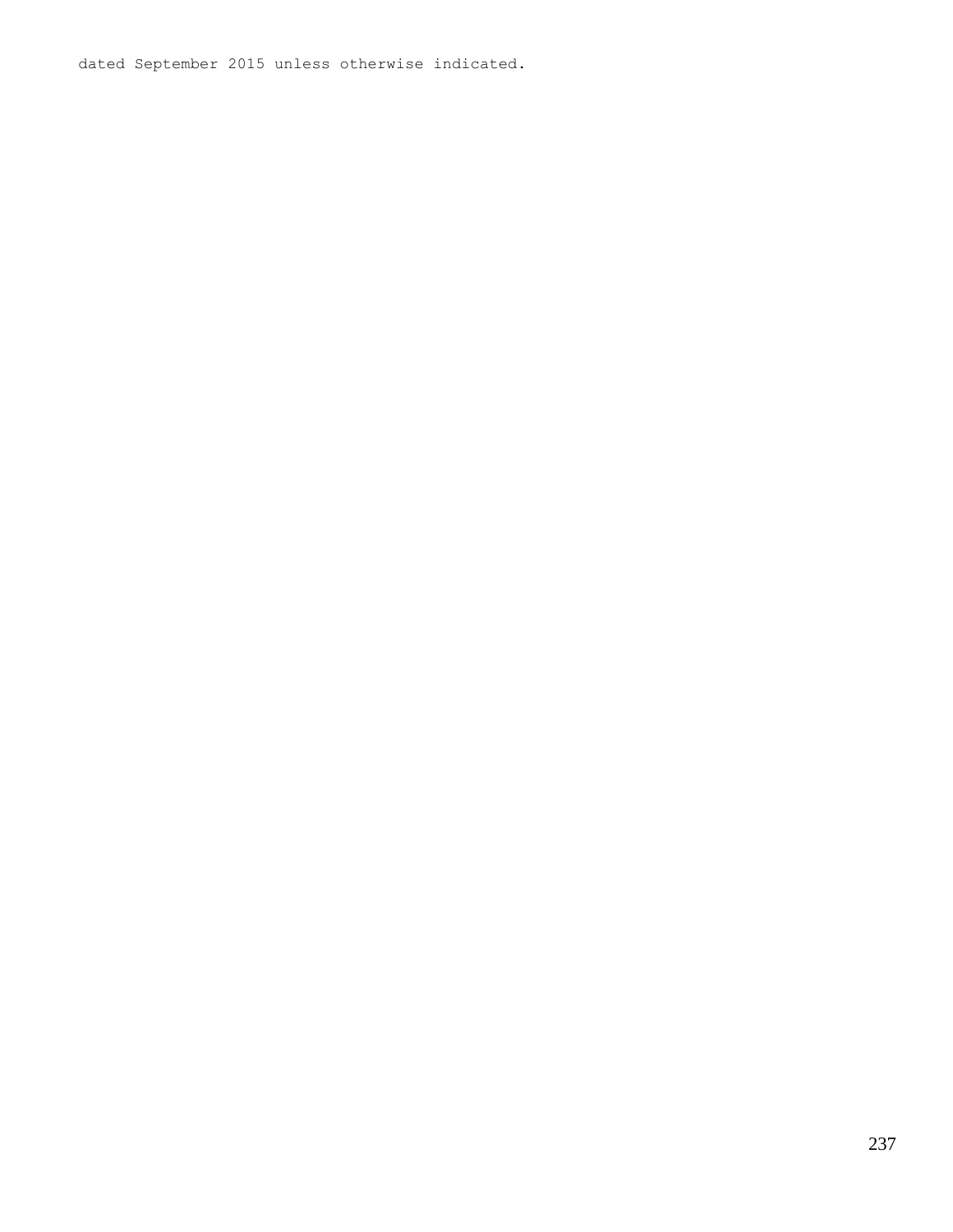dated September 2015 unless otherwise indicated.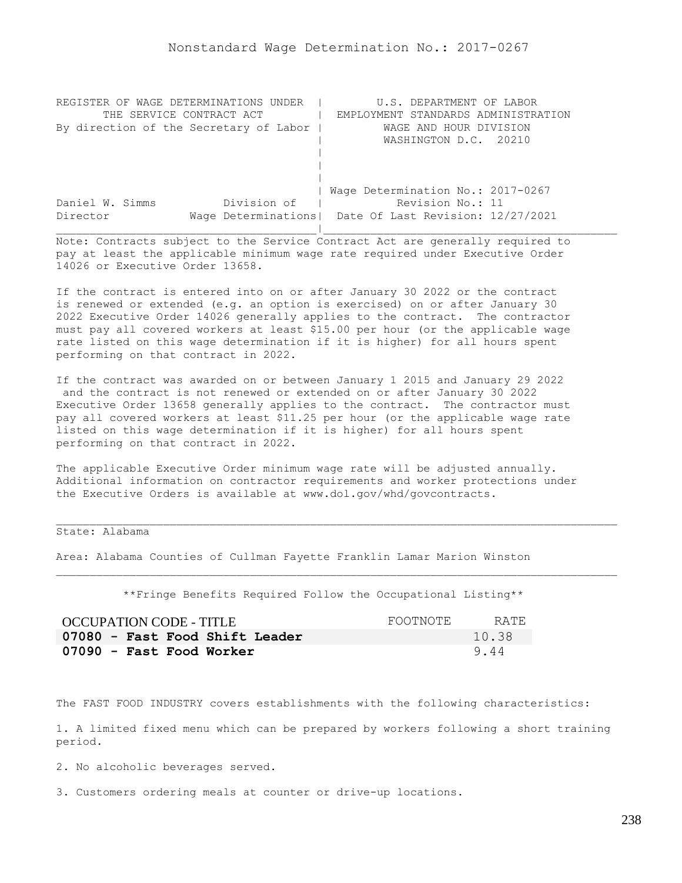# Nonstandard Wage Determination No.: 2017-0267

```
REGISTER OF WAGE DETERMINATIONS UNDER  |        U.S. DEPARTMENT OF LABOR
      THE SERVICE CONTRACT ACT         |  EMPLOYMENT STANDARDS ADMINISTRATION
By direction of the Secretary of Labor |         WAGE AND HOUR DIVISION
                                       |         WASHINGTON D.C.  20210
                                       |
                                       |
                                       |
                                       | Wage Determination No.: 2017-0267
Daniel W. Simms          Division of   |          Revision No.: 11
Director            Wage Determinations|  Date Of Last Revision: 12/27/2021
_______________________________________|____________________________________
```

Note: Contracts subject to the Service Contract Act are generally required to pay at least the applicable minimum wage rate required under Executive Order 14026 or Executive Order 13658.

If the contract is entered into on or after January 30 2022 or the contract is renewed or extended (e.g. an option is exercised) on or after January 30 2022 Executive Order 14026 generally applies to the contract. The contractor must pay all covered workers at least $15.00 per hour (or the applicable wage rate listed on this wage determination if it is higher) for all hours spent performing on that contract in 2022.

If the contract was awarded on or between January 1 2015 and January 29 2022 and the contract is not renewed or extended on or after January 30 2022 Executive Order 13658 generally applies to the contract. The contractor must pay all covered workers at least $11.25 per hour (or the applicable wage rate listed on this wage determination if it is higher) for all hours spent performing on that contract in 2022.

The applicable Executive Order minimum wage rate will be adjusted annually. Additional information on contractor requirements and worker protections under the Executive Orders is available at www.dol.gov/whd/govcontracts.

---

State: Alabama

Area: Alabama Counties of Cullman Fayette Franklin Lamar Marion Winston

---

**Fringe Benefits Required Follow the Occupational Listing**

| OCCUPATION CODE - TITLE | FOOTNOTE | RATE |
|---|---|---|
| **07080 - Fast Food Shift Leader** | | 10.38 |
| **07090 - Fast Food Worker** | | 9.44 |

The FAST FOOD INDUSTRY covers establishments with the following characteristics:

1. A limited fixed menu which can be prepared by workers following a short training period.

2. No alcoholic beverages served.

3. Customers ordering meals at counter or drive-up locations.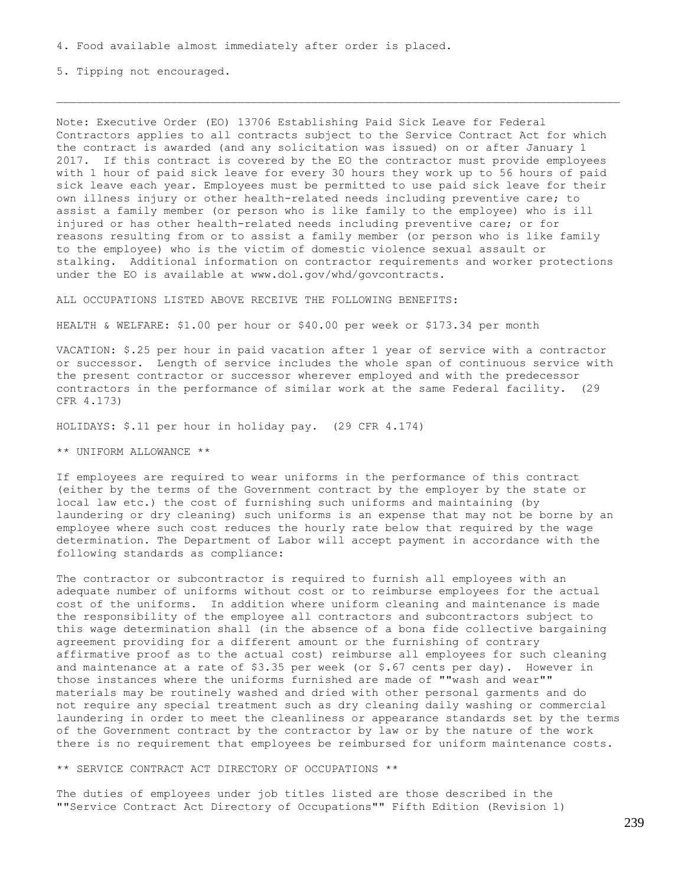4. Food available almost immediately after order is placed.

5. Tipping not encouraged.

---

Note: Executive Order (EO) 13706 Establishing Paid Sick Leave for Federal Contractors applies to all contracts subject to the Service Contract Act for which the contract is awarded (and any solicitation was issued) on or after January 1 2017. If this contract is covered by the EO the contractor must provide employees with 1 hour of paid sick leave for every 30 hours they work up to 56 hours of paid sick leave each year. Employees must be permitted to use paid sick leave for their own illness injury or other health-related needs including preventive care; to assist a family member (or person who is like family to the employee) who is ill injured or has other health-related needs including preventive care; or for reasons resulting from or to assist a family member (or person who is like family to the employee) who is the victim of domestic violence sexual assault or stalking. Additional information on contractor requirements and worker protections under the EO is available at www.dol.gov/whd/govcontracts.

ALL OCCUPATIONS LISTED ABOVE RECEIVE THE FOLLOWING BENEFITS:

HEALTH & WELFARE: $1.00 per hour or $40.00 per week or $173.34 per month

VACATION: $.25 per hour in paid vacation after 1 year of service with a contractor or successor. Length of service includes the whole span of continuous service with the present contractor or successor wherever employed and with the predecessor contractors in the performance of similar work at the same Federal facility. (29 CFR 4.173)

HOLIDAYS: $.11 per hour in holiday pay. (29 CFR 4.174)

** UNIFORM ALLOWANCE **

If employees are required to wear uniforms in the performance of this contract (either by the terms of the Government contract by the employer by the state or local law etc.) the cost of furnishing such uniforms and maintaining (by laundering or dry cleaning) such uniforms is an expense that may not be borne by an employee where such cost reduces the hourly rate below that required by the wage determination. The Department of Labor will accept payment in accordance with the following standards as compliance:

The contractor or subcontractor is required to furnish all employees with an adequate number of uniforms without cost or to reimburse employees for the actual cost of the uniforms. In addition where uniform cleaning and maintenance is made the responsibility of the employee all contractors and subcontractors subject to this wage determination shall (in the absence of a bona fide collective bargaining agreement providing for a different amount or the furnishing of contrary affirmative proof as to the actual cost) reimburse all employees for such cleaning and maintenance at a rate of $3.35 per week (or $.67 cents per day). However in those instances where the uniforms furnished are made of ""wash and wear"" materials may be routinely washed and dried with other personal garments and do not require any special treatment such as dry cleaning daily washing or commercial laundering in order to meet the cleanliness or appearance standards set by the terms of the Government contract by the contractor by law or by the nature of the work there is no requirement that employees be reimbursed for uniform maintenance costs.

** SERVICE CONTRACT ACT DIRECTORY OF OCCUPATIONS **

The duties of employees under job titles listed are those described in the ""Service Contract Act Directory of Occupations"" Fifth Edition (Revision 1)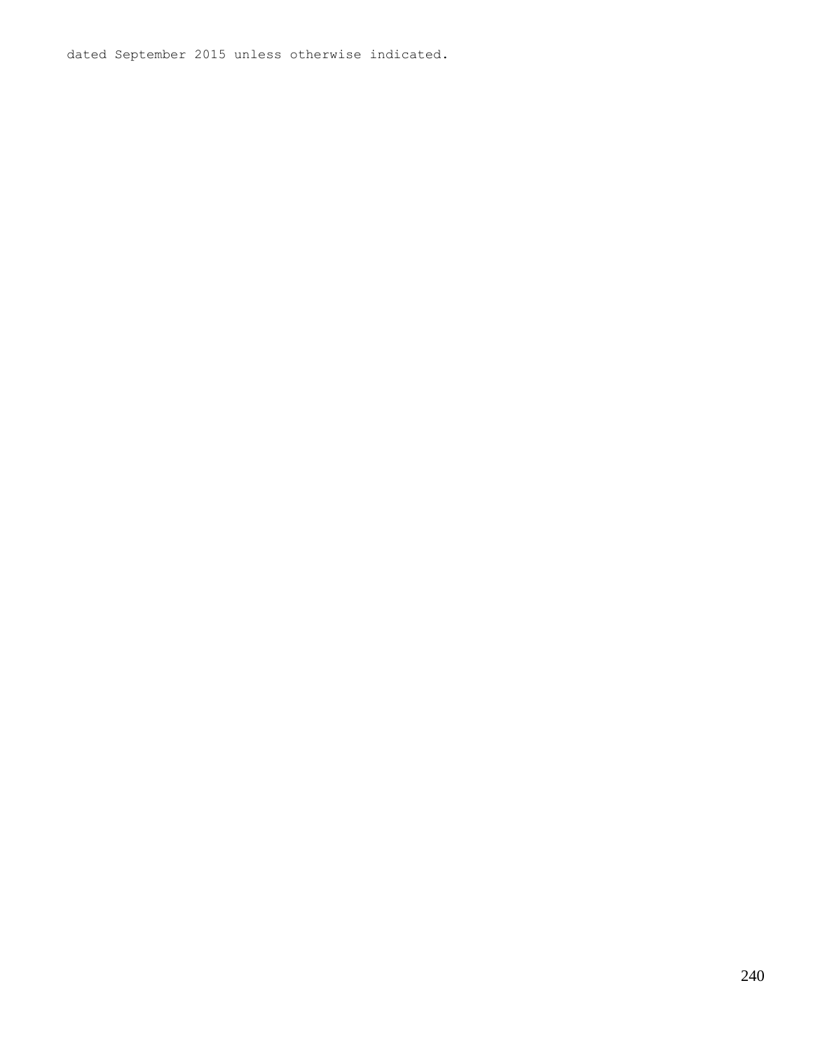dated September 2015 unless otherwise indicated.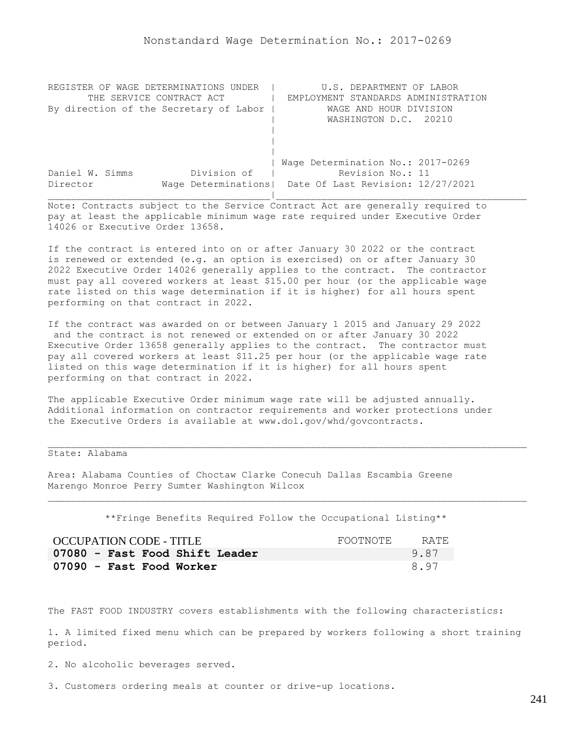# Nonstandard Wage Determination No.: 2017-0269

| REGISTER OF WAGE DETERMINATIONS UNDER THE SERVICE CONTRACT ACT By direction of the Secretary of Labor | U.S. DEPARTMENT OF LABOR EMPLOYMENT STANDARDS ADMINISTRATION WAGE AND HOUR DIVISION WASHINGTON D.C. 20210 |
|---|---|
| Daniel W. Simms, Director — Division of Wage Determinations | Wage Determination No.: 2017-0269 Revision No.: 11 Date Of Last Revision: 12/27/2021 |

Note: Contracts subject to the Service Contract Act are generally required to pay at least the applicable minimum wage rate required under Executive Order 14026 or Executive Order 13658.

If the contract is entered into on or after January 30 2022 or the contract is renewed or extended (e.g. an option is exercised) on or after January 30 2022 Executive Order 14026 generally applies to the contract. The contractor must pay all covered workers at least $15.00 per hour (or the applicable wage rate listed on this wage determination if it is higher) for all hours spent performing on that contract in 2022.

If the contract was awarded on or between January 1 2015 and January 29 2022 and the contract is not renewed or extended on or after January 30 2022 Executive Order 13658 generally applies to the contract. The contractor must pay all covered workers at least $11.25 per hour (or the applicable wage rate listed on this wage determination if it is higher) for all hours spent performing on that contract in 2022.

The applicable Executive Order minimum wage rate will be adjusted annually. Additional information on contractor requirements and worker protections under the Executive Orders is available at www.dol.gov/whd/govcontracts.

State: Alabama

Area: Alabama Counties of Choctaw Clarke Conecuh Dallas Escambia Greene Marengo Monroe Perry Sumter Washington Wilcox

**Fringe Benefits Required Follow the Occupational Listing**

| OCCUPATION CODE - TITLE | FOOTNOTE | RATE |
|---|---|---|
| **07080 - Fast Food Shift Leader** | | 9.87 |
| **07090 - Fast Food Worker** | | 8.97 |

The FAST FOOD INDUSTRY covers establishments with the following characteristics:

1. A limited fixed menu which can be prepared by workers following a short training period.

2. No alcoholic beverages served.

3. Customers ordering meals at counter or drive-up locations.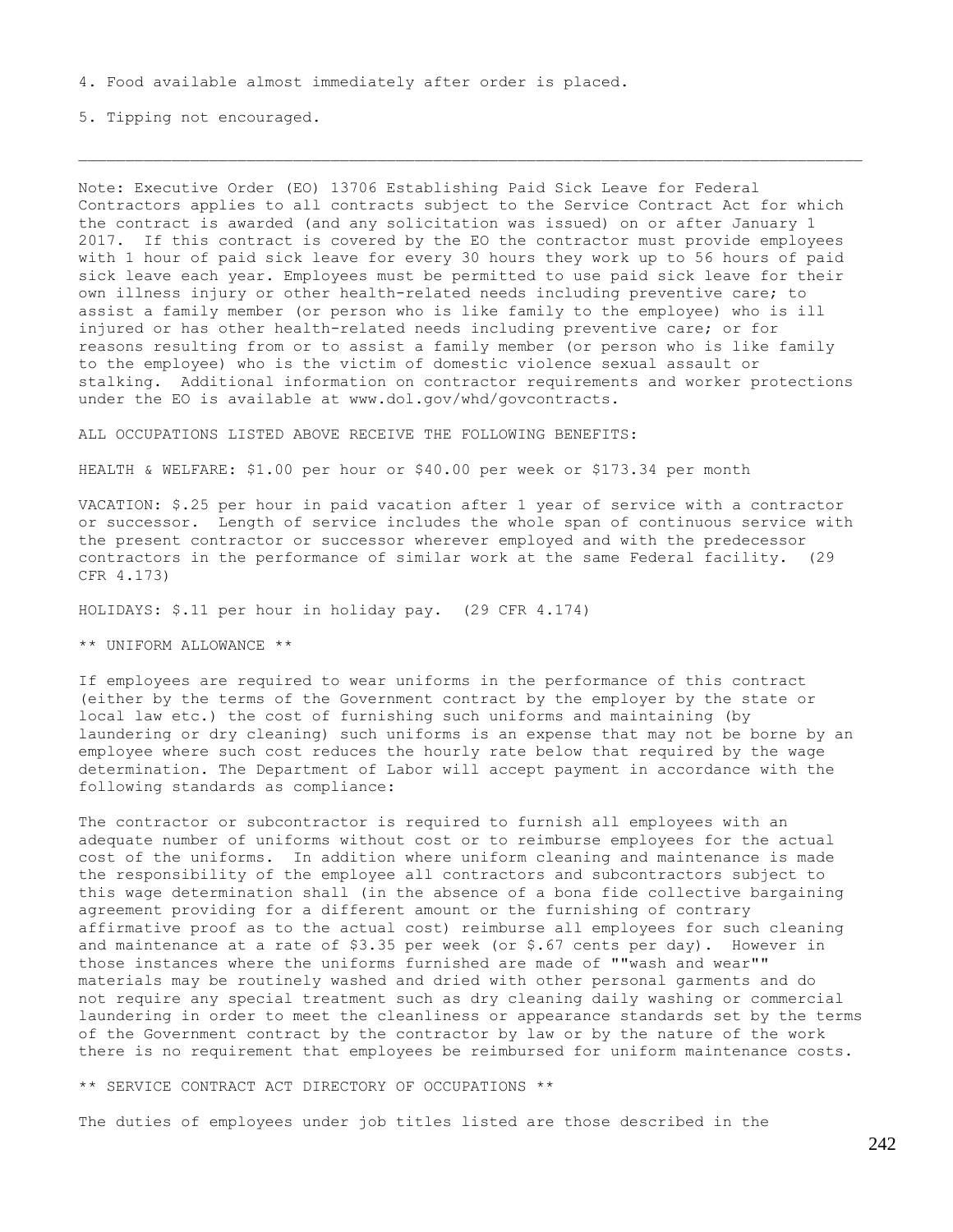4. Food available almost immediately after order is placed.

5. Tipping not encouraged.

---

Note: Executive Order (EO) 13706 Establishing Paid Sick Leave for Federal Contractors applies to all contracts subject to the Service Contract Act for which the contract is awarded (and any solicitation was issued) on or after January 1 2017. If this contract is covered by the EO the contractor must provide employees with 1 hour of paid sick leave for every 30 hours they work up to 56 hours of paid sick leave each year. Employees must be permitted to use paid sick leave for their own illness injury or other health-related needs including preventive care; to assist a family member (or person who is like family to the employee) who is ill injured or has other health-related needs including preventive care; or for reasons resulting from or to assist a family member (or person who is like family to the employee) who is the victim of domestic violence sexual assault or stalking. Additional information on contractor requirements and worker protections under the EO is available at www.dol.gov/whd/govcontracts.

ALL OCCUPATIONS LISTED ABOVE RECEIVE THE FOLLOWING BENEFITS:

HEALTH & WELFARE: $1.00 per hour or $40.00 per week or $173.34 per month

VACATION: $.25 per hour in paid vacation after 1 year of service with a contractor or successor. Length of service includes the whole span of continuous service with the present contractor or successor wherever employed and with the predecessor contractors in the performance of similar work at the same Federal facility. (29 CFR 4.173)

HOLIDAYS: $.11 per hour in holiday pay. (29 CFR 4.174)

** UNIFORM ALLOWANCE **

If employees are required to wear uniforms in the performance of this contract (either by the terms of the Government contract by the employer by the state or local law etc.) the cost of furnishing such uniforms and maintaining (by laundering or dry cleaning) such uniforms is an expense that may not be borne by an employee where such cost reduces the hourly rate below that required by the wage determination. The Department of Labor will accept payment in accordance with the following standards as compliance:

The contractor or subcontractor is required to furnish all employees with an adequate number of uniforms without cost or to reimburse employees for the actual cost of the uniforms. In addition where uniform cleaning and maintenance is made the responsibility of the employee all contractors and subcontractors subject to this wage determination shall (in the absence of a bona fide collective bargaining agreement providing for a different amount or the furnishing of contrary affirmative proof as to the actual cost) reimburse all employees for such cleaning and maintenance at a rate of $3.35 per week (or $.67 cents per day). However in those instances where the uniforms furnished are made of ""wash and wear"" materials may be routinely washed and dried with other personal garments and do not require any special treatment such as dry cleaning daily washing or commercial laundering in order to meet the cleanliness or appearance standards set by the terms of the Government contract by the contractor by law or by the nature of the work there is no requirement that employees be reimbursed for uniform maintenance costs.

** SERVICE CONTRACT ACT DIRECTORY OF OCCUPATIONS **

The duties of employees under job titles listed are those described in the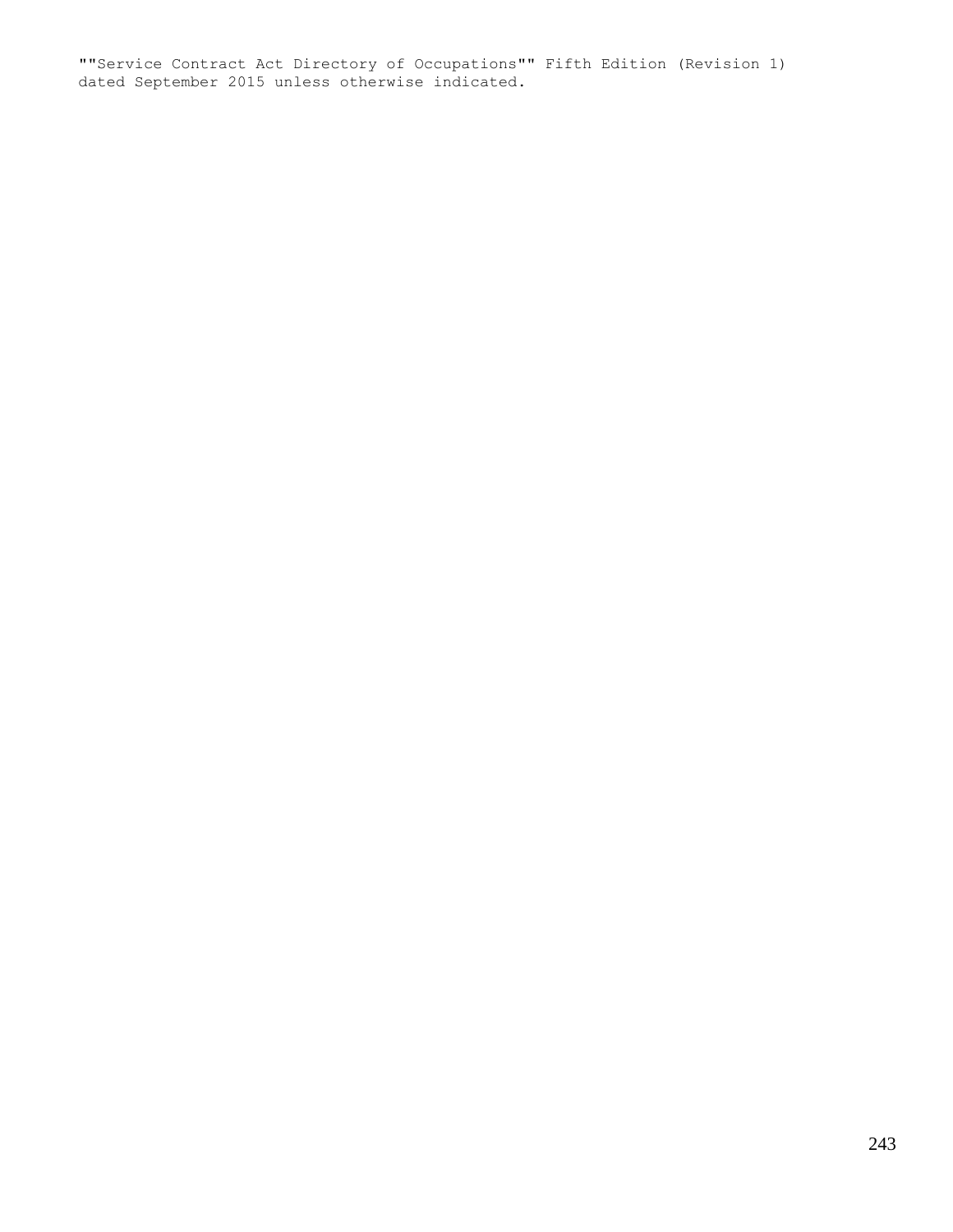""Service Contract Act Directory of Occupations"" Fifth Edition (Revision 1) dated September 2015 unless otherwise indicated.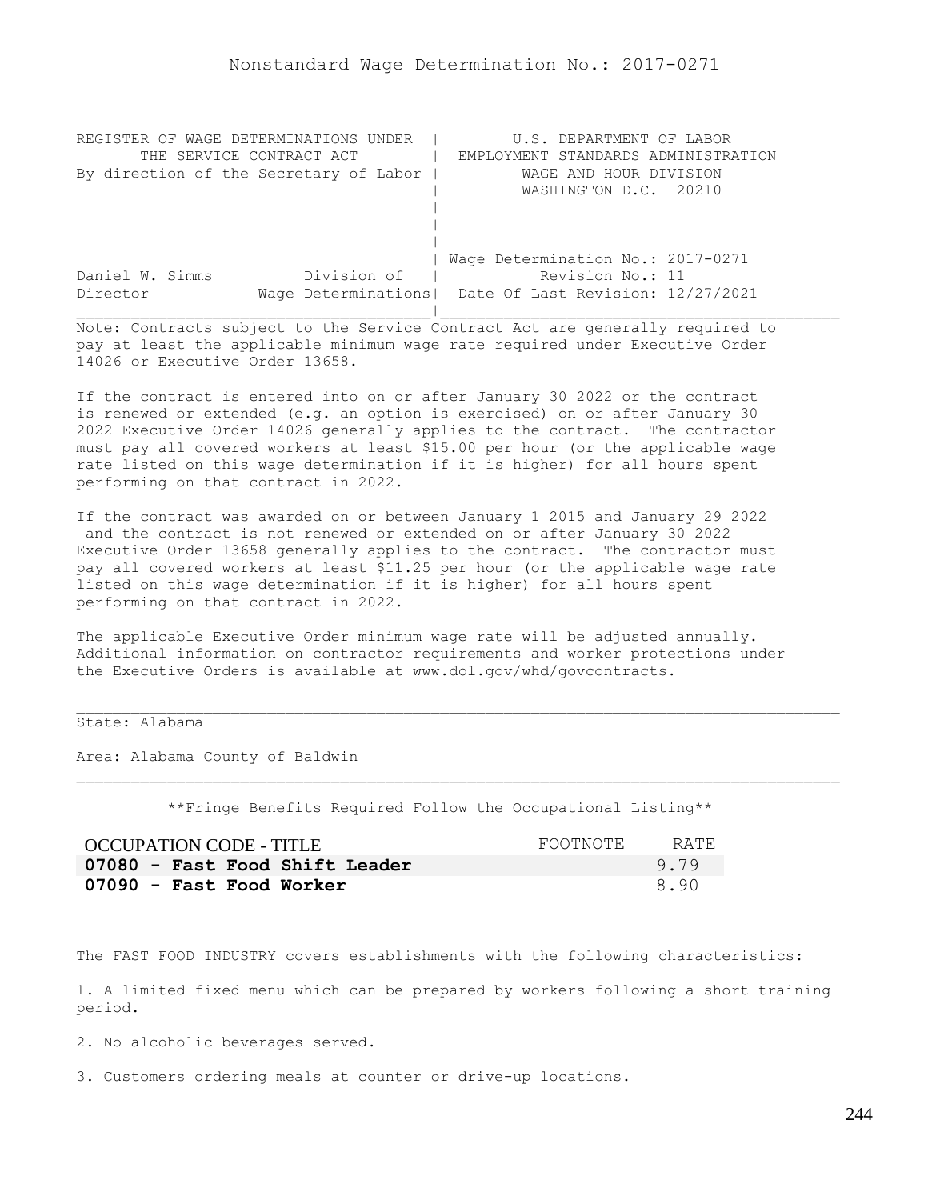# Nonstandard Wage Determination No.: 2017-0271

```
REGISTER OF WAGE DETERMINATIONS UNDER  |         U.S. DEPARTMENT OF LABOR
      THE SERVICE CONTRACT ACT         |  EMPLOYMENT STANDARDS ADMINISTRATION
By direction of the Secretary of Labor |          WAGE AND HOUR DIVISION
                                       |          WASHINGTON D.C.  20210
                                       |
                                       |
                                       |
                                       | Wage Determination No.: 2017-0271
Daniel W. Simms          Division of   |           Revision No.: 11
Director            Wage Determinations|  Date Of Last Revision: 12/27/2021
_______________________________________|____________________________________
```

Note: Contracts subject to the Service Contract Act are generally required to pay at least the applicable minimum wage rate required under Executive Order 14026 or Executive Order 13658.

If the contract is entered into on or after January 30 2022 or the contract is renewed or extended (e.g. an option is exercised) on or after January 30 2022 Executive Order 14026 generally applies to the contract. The contractor must pay all covered workers at least $15.00 per hour (or the applicable wage rate listed on this wage determination if it is higher) for all hours spent performing on that contract in 2022.

If the contract was awarded on or between January 1 2015 and January 29 2022 and the contract is not renewed or extended on or after January 30 2022 Executive Order 13658 generally applies to the contract. The contractor must pay all covered workers at least $11.25 per hour (or the applicable wage rate listed on this wage determination if it is higher) for all hours spent performing on that contract in 2022.

The applicable Executive Order minimum wage rate will be adjusted annually. Additional information on contractor requirements and worker protections under the Executive Orders is available at www.dol.gov/whd/govcontracts.

---

State: Alabama

Area: Alabama County of Baldwin

---

\*\*Fringe Benefits Required Follow the Occupational Listing\*\*

| OCCUPATION CODE - TITLE | FOOTNOTE | RATE |
|---|---|---|
| **07080 - Fast Food Shift Leader** | | 9.79 |
| **07090 - Fast Food Worker** | | 8.90 |

The FAST FOOD INDUSTRY covers establishments with the following characteristics:

1. A limited fixed menu which can be prepared by workers following a short training period.

2. No alcoholic beverages served.

3. Customers ordering meals at counter or drive-up locations.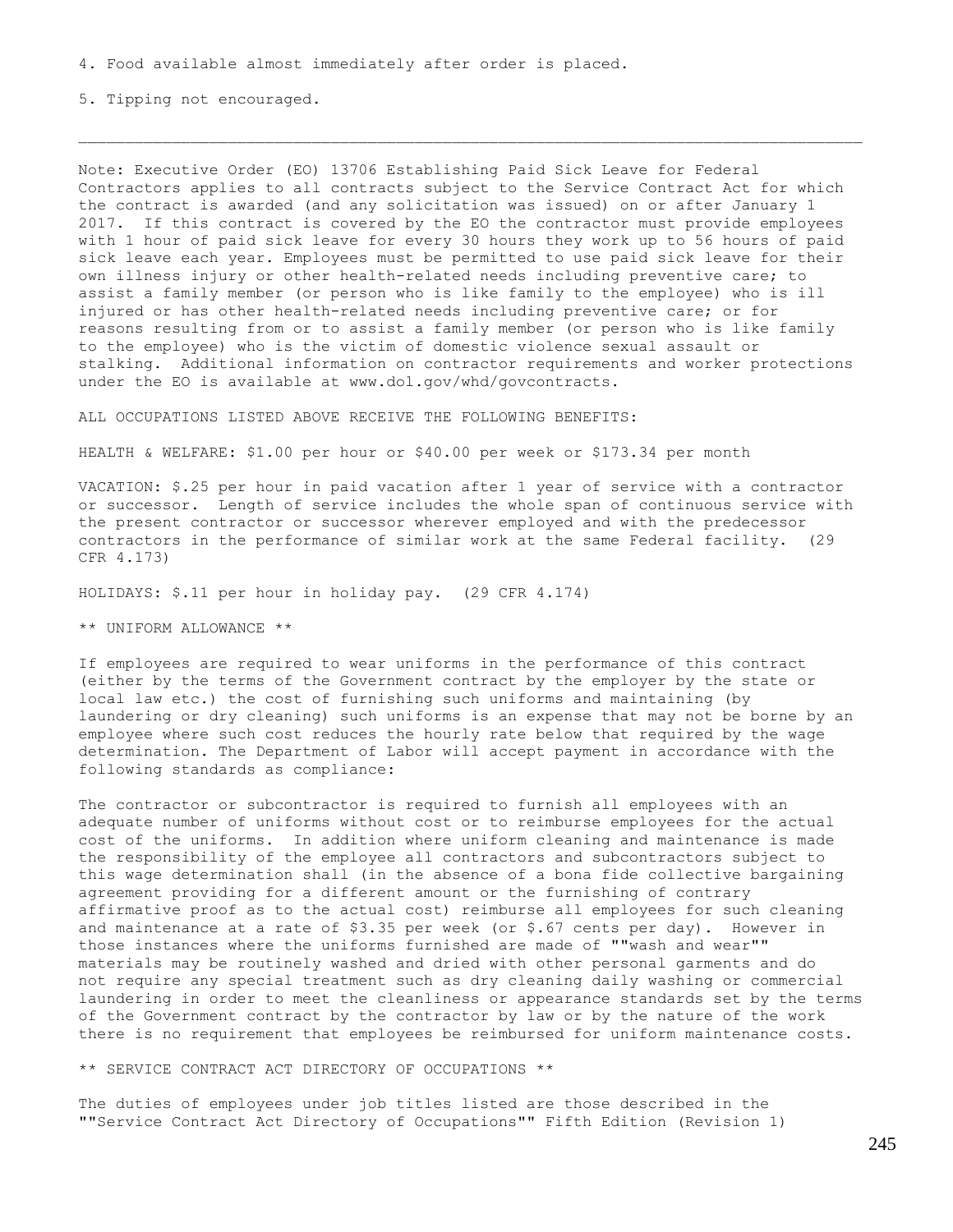4. Food available almost immediately after order is placed.

5. Tipping not encouraged.

---

Note: Executive Order (EO) 13706 Establishing Paid Sick Leave for Federal Contractors applies to all contracts subject to the Service Contract Act for which the contract is awarded (and any solicitation was issued) on or after January 1 2017. If this contract is covered by the EO the contractor must provide employees with 1 hour of paid sick leave for every 30 hours they work up to 56 hours of paid sick leave each year. Employees must be permitted to use paid sick leave for their own illness injury or other health-related needs including preventive care; to assist a family member (or person who is like family to the employee) who is ill injured or has other health-related needs including preventive care; or for reasons resulting from or to assist a family member (or person who is like family to the employee) who is the victim of domestic violence sexual assault or stalking. Additional information on contractor requirements and worker protections under the EO is available at www.dol.gov/whd/govcontracts.

ALL OCCUPATIONS LISTED ABOVE RECEIVE THE FOLLOWING BENEFITS:

HEALTH & WELFARE: $1.00 per hour or $40.00 per week or $173.34 per month

VACATION: $.25 per hour in paid vacation after 1 year of service with a contractor or successor. Length of service includes the whole span of continuous service with the present contractor or successor wherever employed and with the predecessor contractors in the performance of similar work at the same Federal facility. (29 CFR 4.173)

HOLIDAYS: $.11 per hour in holiday pay. (29 CFR 4.174)

** UNIFORM ALLOWANCE **

If employees are required to wear uniforms in the performance of this contract (either by the terms of the Government contract by the employer by the state or local law etc.) the cost of furnishing such uniforms and maintaining (by laundering or dry cleaning) such uniforms is an expense that may not be borne by an employee where such cost reduces the hourly rate below that required by the wage determination. The Department of Labor will accept payment in accordance with the following standards as compliance:

The contractor or subcontractor is required to furnish all employees with an adequate number of uniforms without cost or to reimburse employees for the actual cost of the uniforms. In addition where uniform cleaning and maintenance is made the responsibility of the employee all contractors and subcontractors subject to this wage determination shall (in the absence of a bona fide collective bargaining agreement providing for a different amount or the furnishing of contrary affirmative proof as to the actual cost) reimburse all employees for such cleaning and maintenance at a rate of $3.35 per week (or $.67 cents per day). However in those instances where the uniforms furnished are made of ""wash and wear"" materials may be routinely washed and dried with other personal garments and do not require any special treatment such as dry cleaning daily washing or commercial laundering in order to meet the cleanliness or appearance standards set by the terms of the Government contract by the contractor by law or by the nature of the work there is no requirement that employees be reimbursed for uniform maintenance costs.

** SERVICE CONTRACT ACT DIRECTORY OF OCCUPATIONS **

The duties of employees under job titles listed are those described in the ""Service Contract Act Directory of Occupations"" Fifth Edition (Revision 1)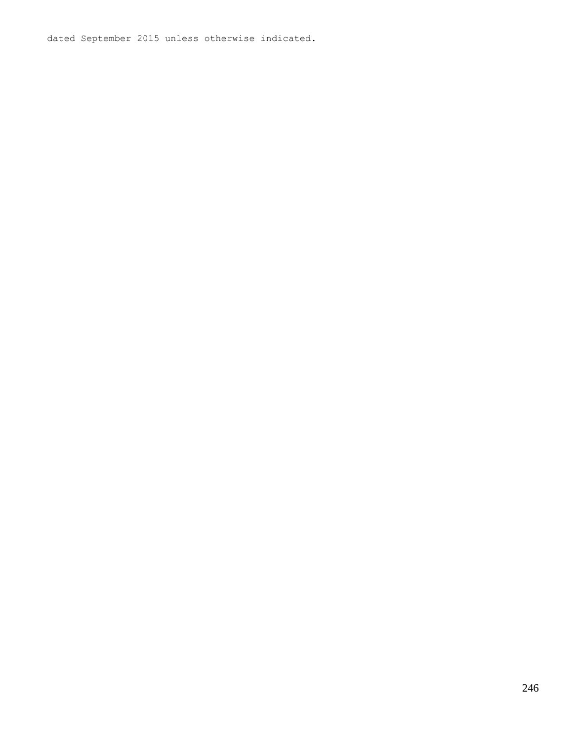dated September 2015 unless otherwise indicated.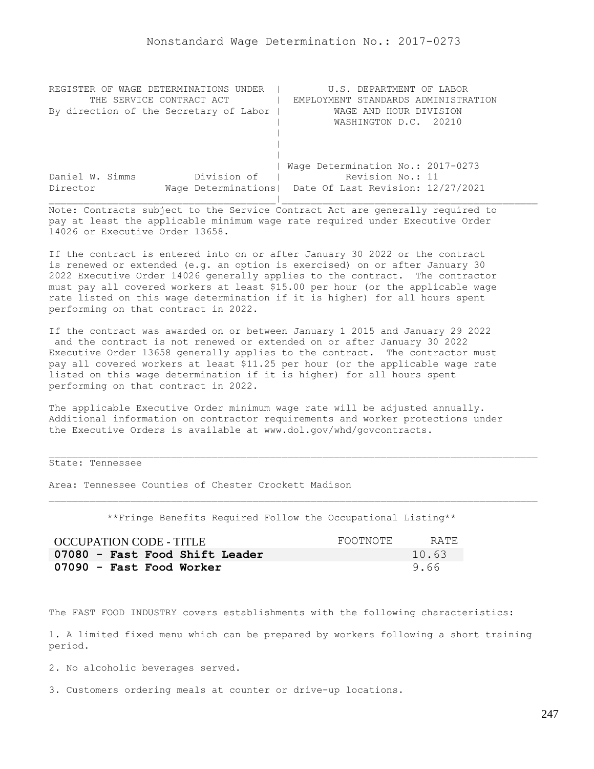# Nonstandard Wage Determination No.: 2017-0273

REGISTER OF WAGE DETERMINATIONS UNDER THE SERVICE CONTRACT ACT
By direction of the Secretary of Labor

U.S. DEPARTMENT OF LABOR
EMPLOYMENT STANDARDS ADMINISTRATION
WAGE AND HOUR DIVISION
WASHINGTON D.C. 20210

Daniel W. Simms, Director — Division of Wage Determinations

Wage Determination No.: 2017-0273
Revision No.: 11
Date Of Last Revision: 12/27/2021

Note: Contracts subject to the Service Contract Act are generally required to pay at least the applicable minimum wage rate required under Executive Order 14026 or Executive Order 13658.

If the contract is entered into on or after January 30 2022 or the contract is renewed or extended (e.g. an option is exercised) on or after January 30 2022 Executive Order 14026 generally applies to the contract. The contractor must pay all covered workers at least $15.00 per hour (or the applicable wage rate listed on this wage determination if it is higher) for all hours spent performing on that contract in 2022.

If the contract was awarded on or between January 1 2015 and January 29 2022 and the contract is not renewed or extended on or after January 30 2022 Executive Order 13658 generally applies to the contract. The contractor must pay all covered workers at least $11.25 per hour (or the applicable wage rate listed on this wage determination if it is higher) for all hours spent performing on that contract in 2022.

The applicable Executive Order minimum wage rate will be adjusted annually. Additional information on contractor requirements and worker protections under the Executive Orders is available at www.dol.gov/whd/govcontracts.

State: Tennessee

Area: Tennessee Counties of Chester Crockett Madison

**Fringe Benefits Required Follow the Occupational Listing**

| OCCUPATION CODE - TITLE | FOOTNOTE | RATE |
|---|---|---|
| **07080 - Fast Food Shift Leader** | | 10.63 |
| **07090 - Fast Food Worker** | | 9.66 |

The FAST FOOD INDUSTRY covers establishments with the following characteristics:

1. A limited fixed menu which can be prepared by workers following a short training period.

2. No alcoholic beverages served.

3. Customers ordering meals at counter or drive-up locations.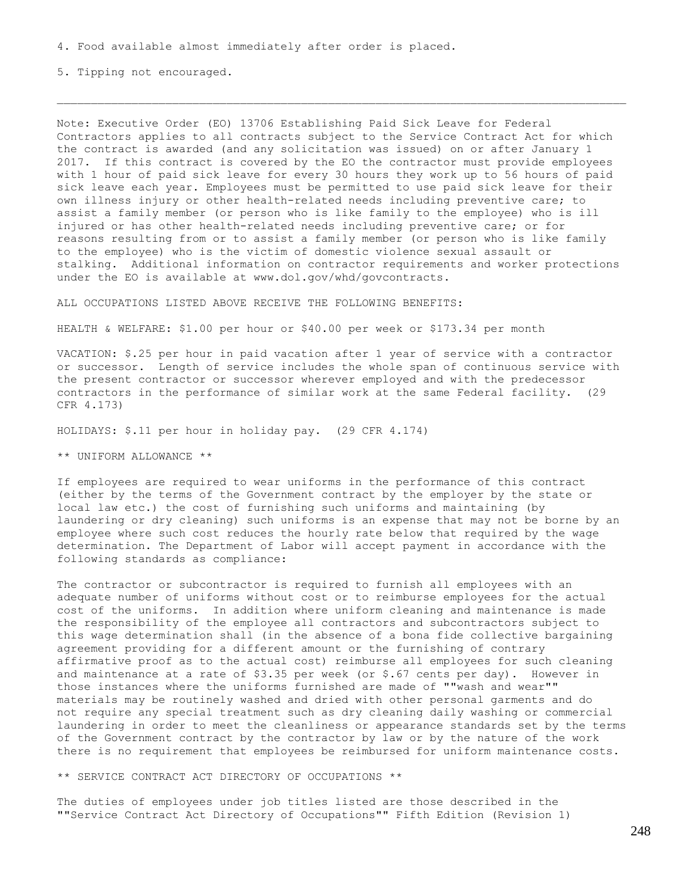4. Food available almost immediately after order is placed.

5. Tipping not encouraged.

---

Note: Executive Order (EO) 13706 Establishing Paid Sick Leave for Federal Contractors applies to all contracts subject to the Service Contract Act for which the contract is awarded (and any solicitation was issued) on or after January 1 2017. If this contract is covered by the EO the contractor must provide employees with 1 hour of paid sick leave for every 30 hours they work up to 56 hours of paid sick leave each year. Employees must be permitted to use paid sick leave for their own illness injury or other health-related needs including preventive care; to assist a family member (or person who is like family to the employee) who is ill injured or has other health-related needs including preventive care; or for reasons resulting from or to assist a family member (or person who is like family to the employee) who is the victim of domestic violence sexual assault or stalking. Additional information on contractor requirements and worker protections under the EO is available at www.dol.gov/whd/govcontracts.

ALL OCCUPATIONS LISTED ABOVE RECEIVE THE FOLLOWING BENEFITS:

HEALTH & WELFARE: $1.00 per hour or $40.00 per week or $173.34 per month

VACATION: $.25 per hour in paid vacation after 1 year of service with a contractor or successor. Length of service includes the whole span of continuous service with the present contractor or successor wherever employed and with the predecessor contractors in the performance of similar work at the same Federal facility. (29 CFR 4.173)

HOLIDAYS: $.11 per hour in holiday pay. (29 CFR 4.174)

** UNIFORM ALLOWANCE **

If employees are required to wear uniforms in the performance of this contract (either by the terms of the Government contract by the employer by the state or local law etc.) the cost of furnishing such uniforms and maintaining (by laundering or dry cleaning) such uniforms is an expense that may not be borne by an employee where such cost reduces the hourly rate below that required by the wage determination. The Department of Labor will accept payment in accordance with the following standards as compliance:

The contractor or subcontractor is required to furnish all employees with an adequate number of uniforms without cost or to reimburse employees for the actual cost of the uniforms. In addition where uniform cleaning and maintenance is made the responsibility of the employee all contractors and subcontractors subject to this wage determination shall (in the absence of a bona fide collective bargaining agreement providing for a different amount or the furnishing of contrary affirmative proof as to the actual cost) reimburse all employees for such cleaning and maintenance at a rate of $3.35 per week (or $.67 cents per day). However in those instances where the uniforms furnished are made of ""wash and wear"" materials may be routinely washed and dried with other personal garments and do not require any special treatment such as dry cleaning daily washing or commercial laundering in order to meet the cleanliness or appearance standards set by the terms of the Government contract by the contractor by law or by the nature of the work there is no requirement that employees be reimbursed for uniform maintenance costs.

** SERVICE CONTRACT ACT DIRECTORY OF OCCUPATIONS **

The duties of employees under job titles listed are those described in the ""Service Contract Act Directory of Occupations"" Fifth Edition (Revision 1)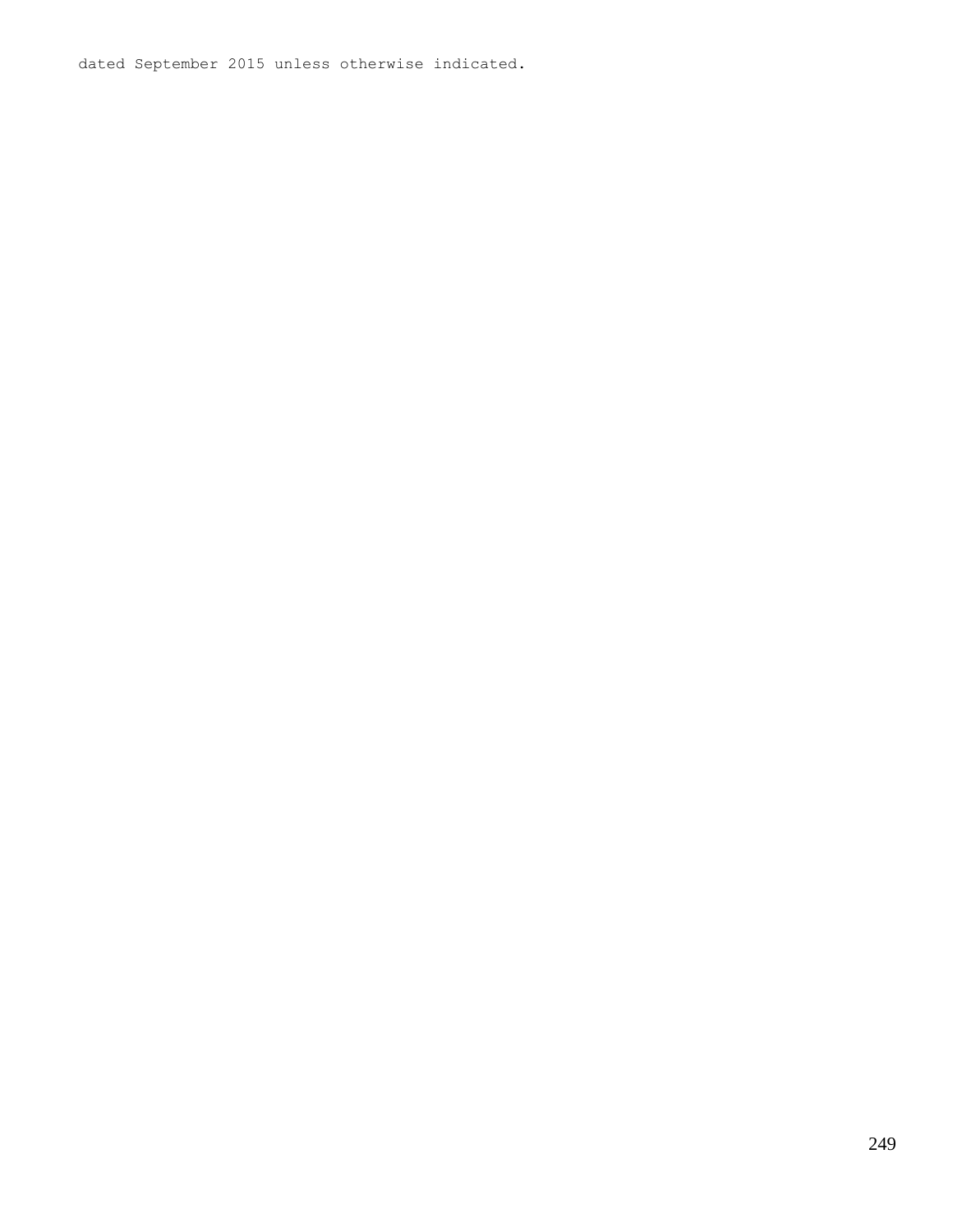dated September 2015 unless otherwise indicated.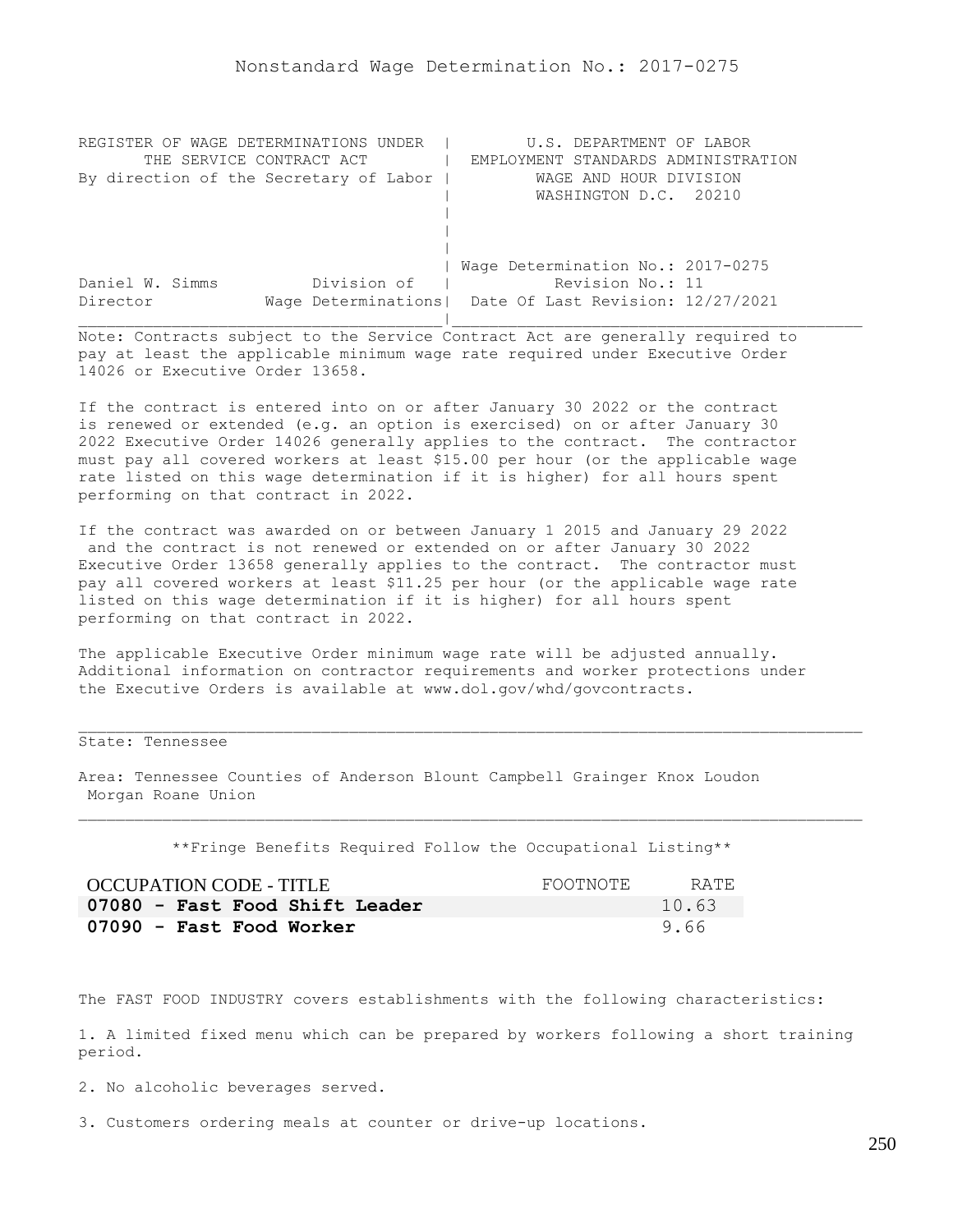# Nonstandard Wage Determination No.: 2017-0275

```
REGISTER OF WAGE DETERMINATIONS UNDER  |        U.S. DEPARTMENT OF LABOR
       THE SERVICE CONTRACT ACT        |  EMPLOYMENT STANDARDS ADMINISTRATION
By direction of the Secretary of Labor |          WAGE AND HOUR DIVISION
                                       |          WASHINGTON D.C.  20210
                                       |
                                       |
                                       |
                                       | Wage Determination No.: 2017-0275
Daniel W. Simms          Division of   |           Revision No.: 11
Director           Wage Determinations|  Date Of Last Revision: 12/27/2021
_______________________________________|____________________________________
```

Note: Contracts subject to the Service Contract Act are generally required to pay at least the applicable minimum wage rate required under Executive Order 14026 or Executive Order 13658.

If the contract is entered into on or after January 30 2022 or the contract is renewed or extended (e.g. an option is exercised) on or after January 30 2022 Executive Order 14026 generally applies to the contract. The contractor must pay all covered workers at least $15.00 per hour (or the applicable wage rate listed on this wage determination if it is higher) for all hours spent performing on that contract in 2022.

If the contract was awarded on or between January 1 2015 and January 29 2022 and the contract is not renewed or extended on or after January 30 2022 Executive Order 13658 generally applies to the contract. The contractor must pay all covered workers at least $11.25 per hour (or the applicable wage rate listed on this wage determination if it is higher) for all hours spent performing on that contract in 2022.

The applicable Executive Order minimum wage rate will be adjusted annually. Additional information on contractor requirements and worker protections under the Executive Orders is available at www.dol.gov/whd/govcontracts.

---

State: Tennessee

Area: Tennessee Counties of Anderson Blount Campbell Grainger Knox Loudon Morgan Roane Union

---

**Fringe Benefits Required Follow the Occupational Listing**

| OCCUPATION CODE - TITLE | FOOTNOTE | RATE |
|---|---|---|
| **07080 - Fast Food Shift Leader** | | 10.63 |
| **07090 - Fast Food Worker** | | 9.66 |

The FAST FOOD INDUSTRY covers establishments with the following characteristics:

1. A limited fixed menu which can be prepared by workers following a short training period.

2. No alcoholic beverages served.

3. Customers ordering meals at counter or drive-up locations.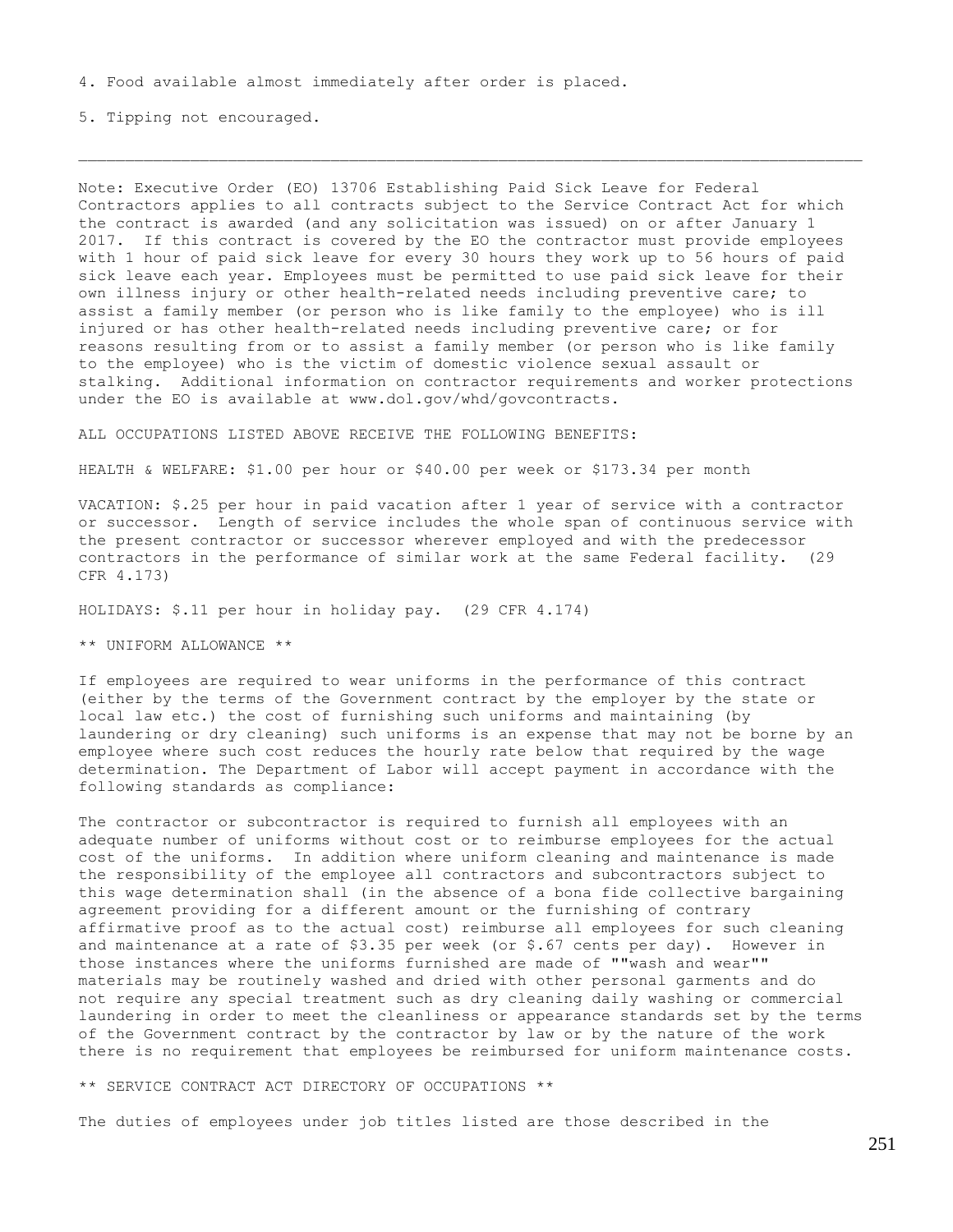4. Food available almost immediately after order is placed.

5. Tipping not encouraged.

---

Note: Executive Order (EO) 13706 Establishing Paid Sick Leave for Federal Contractors applies to all contracts subject to the Service Contract Act for which the contract is awarded (and any solicitation was issued) on or after January 1 2017. If this contract is covered by the EO the contractor must provide employees with 1 hour of paid sick leave for every 30 hours they work up to 56 hours of paid sick leave each year. Employees must be permitted to use paid sick leave for their own illness injury or other health-related needs including preventive care; to assist a family member (or person who is like family to the employee) who is ill injured or has other health-related needs including preventive care; or for reasons resulting from or to assist a family member (or person who is like family to the employee) who is the victim of domestic violence sexual assault or stalking. Additional information on contractor requirements and worker protections under the EO is available at www.dol.gov/whd/govcontracts.

ALL OCCUPATIONS LISTED ABOVE RECEIVE THE FOLLOWING BENEFITS:

HEALTH & WELFARE: $1.00 per hour or $40.00 per week or $173.34 per month

VACATION: $.25 per hour in paid vacation after 1 year of service with a contractor or successor. Length of service includes the whole span of continuous service with the present contractor or successor wherever employed and with the predecessor contractors in the performance of similar work at the same Federal facility. (29 CFR 4.173)

HOLIDAYS: $.11 per hour in holiday pay. (29 CFR 4.174)

** UNIFORM ALLOWANCE **

If employees are required to wear uniforms in the performance of this contract (either by the terms of the Government contract by the employer by the state or local law etc.) the cost of furnishing such uniforms and maintaining (by laundering or dry cleaning) such uniforms is an expense that may not be borne by an employee where such cost reduces the hourly rate below that required by the wage determination. The Department of Labor will accept payment in accordance with the following standards as compliance:

The contractor or subcontractor is required to furnish all employees with an adequate number of uniforms without cost or to reimburse employees for the actual cost of the uniforms. In addition where uniform cleaning and maintenance is made the responsibility of the employee all contractors and subcontractors subject to this wage determination shall (in the absence of a bona fide collective bargaining agreement providing for a different amount or the furnishing of contrary affirmative proof as to the actual cost) reimburse all employees for such cleaning and maintenance at a rate of $3.35 per week (or $.67 cents per day). However in those instances where the uniforms furnished are made of ""wash and wear"" materials may be routinely washed and dried with other personal garments and do not require any special treatment such as dry cleaning daily washing or commercial laundering in order to meet the cleanliness or appearance standards set by the terms of the Government contract by the contractor by law or by the nature of the work there is no requirement that employees be reimbursed for uniform maintenance costs.

** SERVICE CONTRACT ACT DIRECTORY OF OCCUPATIONS **

The duties of employees under job titles listed are those described in the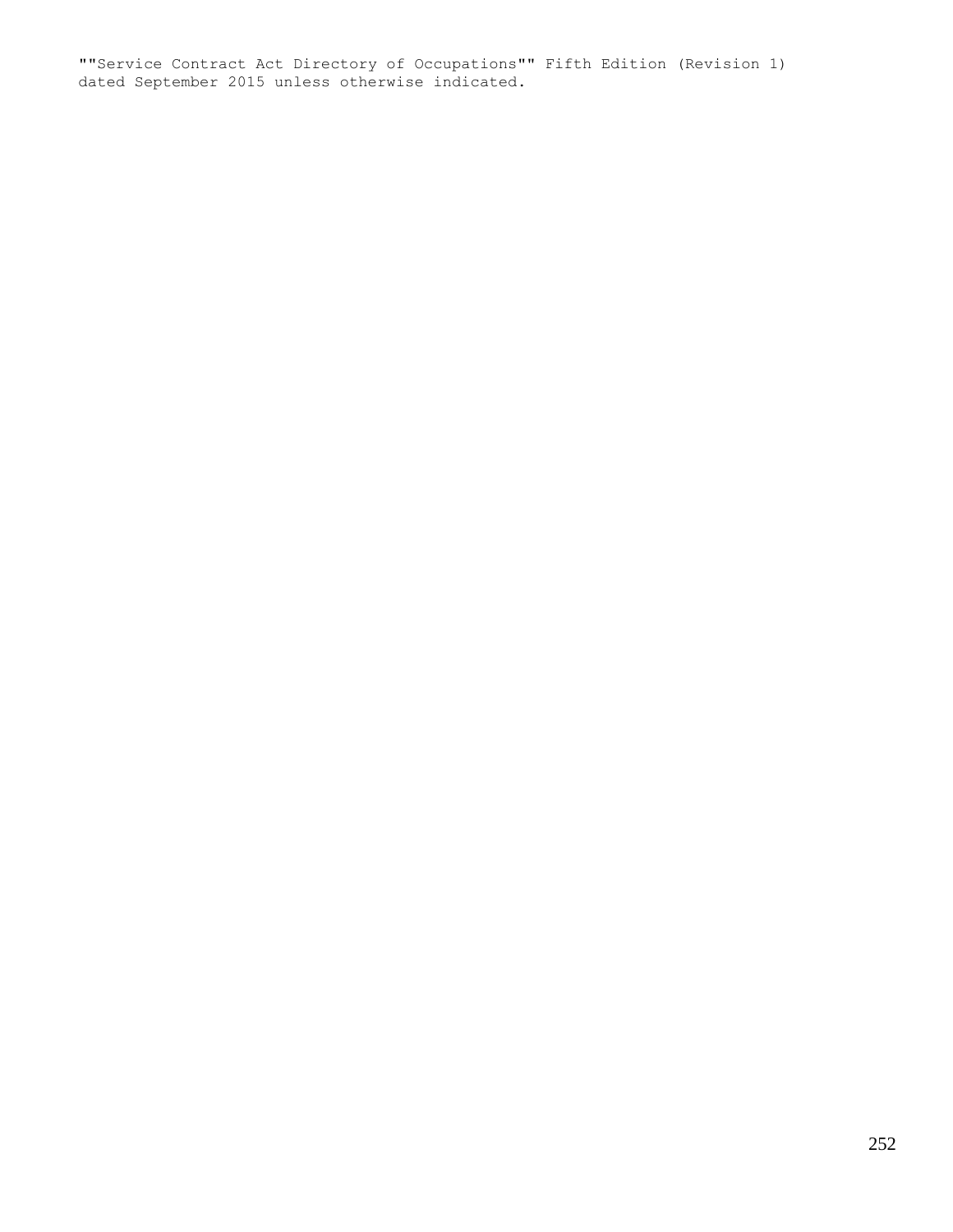""Service Contract Act Directory of Occupations"" Fifth Edition (Revision 1) dated September 2015 unless otherwise indicated.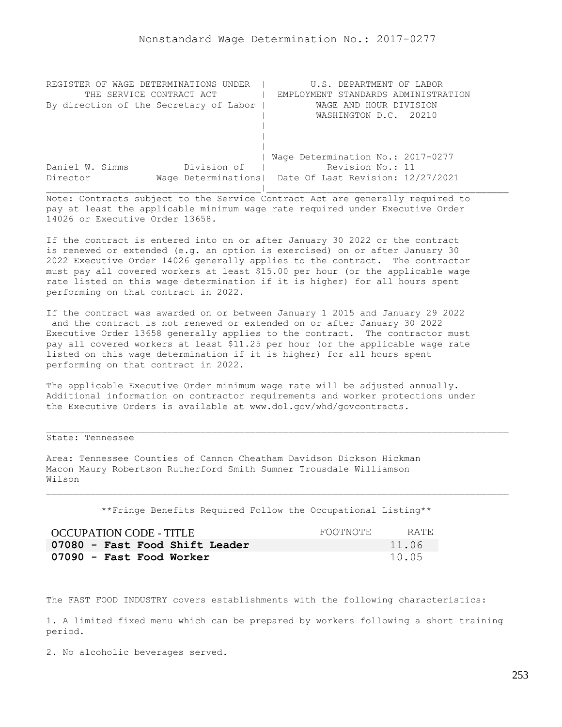Nonstandard Wage Determination No.: 2017-0277

REGISTER OF WAGE DETERMINATIONS UNDER THE SERVICE CONTRACT ACT
By direction of the Secretary of Labor

U.S. DEPARTMENT OF LABOR
EMPLOYMENT STANDARDS ADMINISTRATION
WAGE AND HOUR DIVISION
WASHINGTON D.C. 20210

Daniel W. Simms, Director — Division of Wage Determinations

Wage Determination No.: 2017-0277
Revision No.: 11
Date Of Last Revision: 12/27/2021

Note: Contracts subject to the Service Contract Act are generally required to pay at least the applicable minimum wage rate required under Executive Order 14026 or Executive Order 13658.

If the contract is entered into on or after January 30 2022 or the contract is renewed or extended (e.g. an option is exercised) on or after January 30 2022 Executive Order 14026 generally applies to the contract. The contractor must pay all covered workers at least $15.00 per hour (or the applicable wage rate listed on this wage determination if it is higher) for all hours spent performing on that contract in 2022.

If the contract was awarded on or between January 1 2015 and January 29 2022 and the contract is not renewed or extended on or after January 30 2022 Executive Order 13658 generally applies to the contract. The contractor must pay all covered workers at least $11.25 per hour (or the applicable wage rate listed on this wage determination if it is higher) for all hours spent performing on that contract in 2022.

The applicable Executive Order minimum wage rate will be adjusted annually. Additional information on contractor requirements and worker protections under the Executive Orders is available at www.dol.gov/whd/govcontracts.

State: Tennessee

Area: Tennessee Counties of Cannon Cheatham Davidson Dickson Hickman Macon Maury Robertson Rutherford Smith Sumner Trousdale Williamson Wilson

**Fringe Benefits Required Follow the Occupational Listing**

| OCCUPATION CODE - TITLE | FOOTNOTE | RATE |
|---|---|---|
| **07080 - Fast Food Shift Leader** | | 11.06 |
| **07090 - Fast Food Worker** | | 10.05 |

The FAST FOOD INDUSTRY covers establishments with the following characteristics:

1. A limited fixed menu which can be prepared by workers following a short training period.

2. No alcoholic beverages served.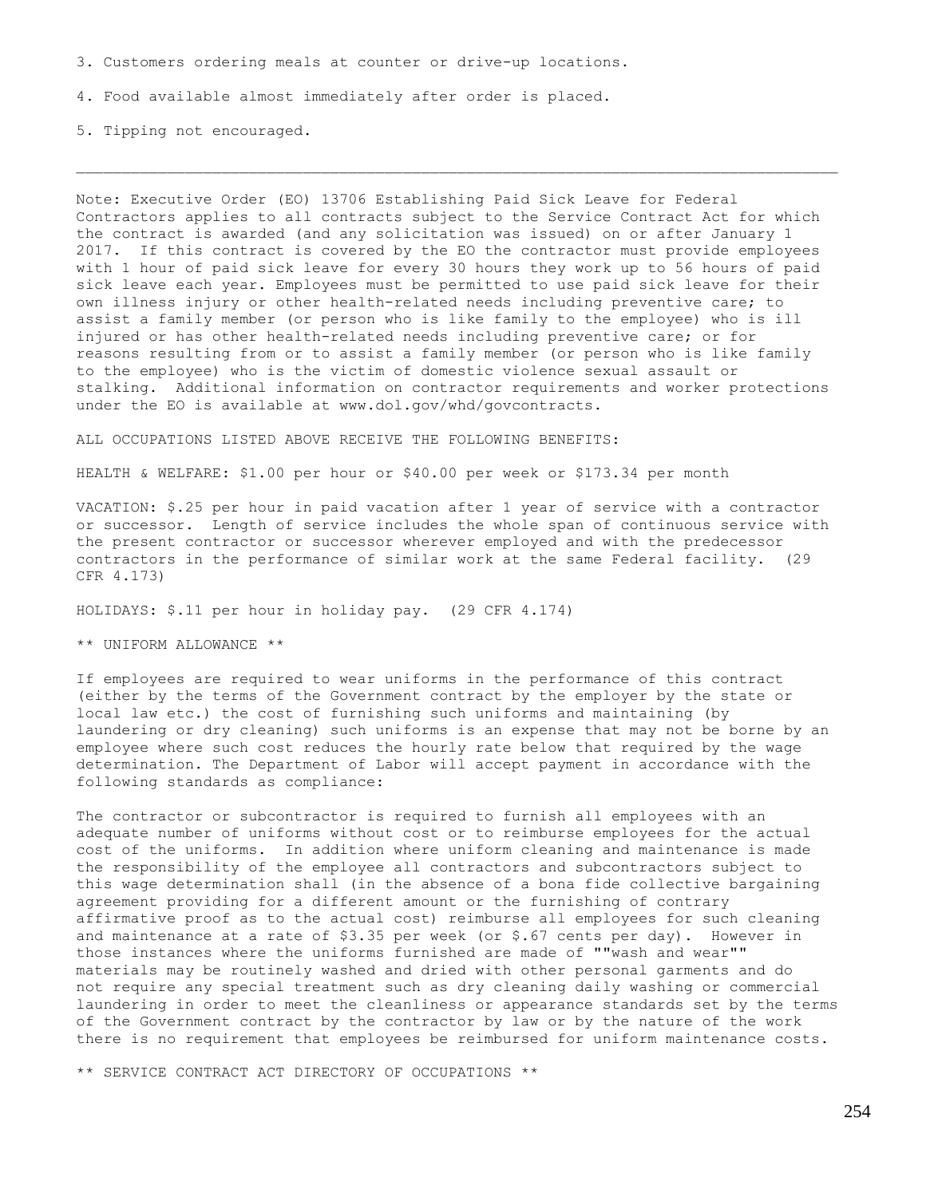3. Customers ordering meals at counter or drive-up locations.

4. Food available almost immediately after order is placed.

5. Tipping not encouraged.

---

Note: Executive Order (EO) 13706 Establishing Paid Sick Leave for Federal Contractors applies to all contracts subject to the Service Contract Act for which the contract is awarded (and any solicitation was issued) on or after January 1 2017. If this contract is covered by the EO the contractor must provide employees with 1 hour of paid sick leave for every 30 hours they work up to 56 hours of paid sick leave each year. Employees must be permitted to use paid sick leave for their own illness injury or other health-related needs including preventive care; to assist a family member (or person who is like family to the employee) who is ill injured or has other health-related needs including preventive care; or for reasons resulting from or to assist a family member (or person who is like family to the employee) who is the victim of domestic violence sexual assault or stalking. Additional information on contractor requirements and worker protections under the EO is available at www.dol.gov/whd/govcontracts.

ALL OCCUPATIONS LISTED ABOVE RECEIVE THE FOLLOWING BENEFITS:

HEALTH & WELFARE: $1.00 per hour or $40.00 per week or $173.34 per month

VACATION: $.25 per hour in paid vacation after 1 year of service with a contractor or successor. Length of service includes the whole span of continuous service with the present contractor or successor wherever employed and with the predecessor contractors in the performance of similar work at the same Federal facility. (29 CFR 4.173)

HOLIDAYS: $.11 per hour in holiday pay. (29 CFR 4.174)

** UNIFORM ALLOWANCE **

If employees are required to wear uniforms in the performance of this contract (either by the terms of the Government contract by the employer by the state or local law etc.) the cost of furnishing such uniforms and maintaining (by laundering or dry cleaning) such uniforms is an expense that may not be borne by an employee where such cost reduces the hourly rate below that required by the wage determination. The Department of Labor will accept payment in accordance with the following standards as compliance:

The contractor or subcontractor is required to furnish all employees with an adequate number of uniforms without cost or to reimburse employees for the actual cost of the uniforms. In addition where uniform cleaning and maintenance is made the responsibility of the employee all contractors and subcontractors subject to this wage determination shall (in the absence of a bona fide collective bargaining agreement providing for a different amount or the furnishing of contrary affirmative proof as to the actual cost) reimburse all employees for such cleaning and maintenance at a rate of $3.35 per week (or $.67 cents per day). However in those instances where the uniforms furnished are made of ""wash and wear"" materials may be routinely washed and dried with other personal garments and do not require any special treatment such as dry cleaning daily washing or commercial laundering in order to meet the cleanliness or appearance standards set by the terms of the Government contract by the contractor by law or by the nature of the work there is no requirement that employees be reimbursed for uniform maintenance costs.

** SERVICE CONTRACT ACT DIRECTORY OF OCCUPATIONS **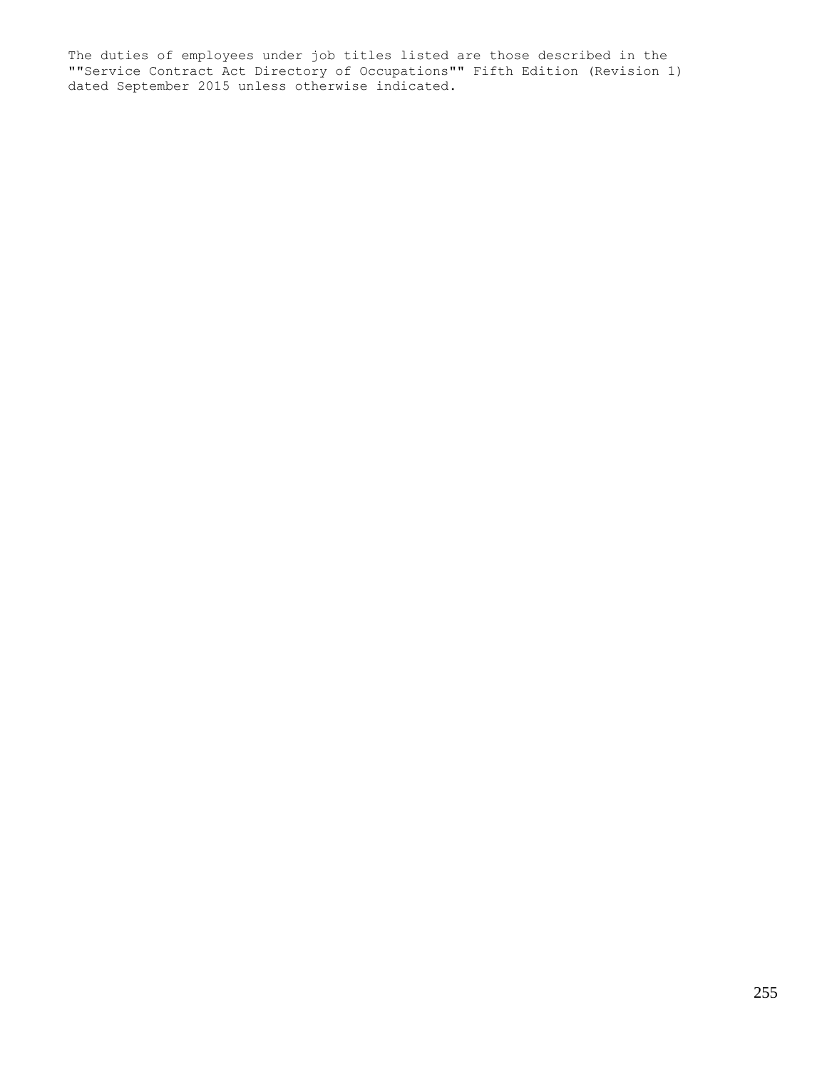The duties of employees under job titles listed are those described in the ""Service Contract Act Directory of Occupations"" Fifth Edition (Revision 1) dated September 2015 unless otherwise indicated.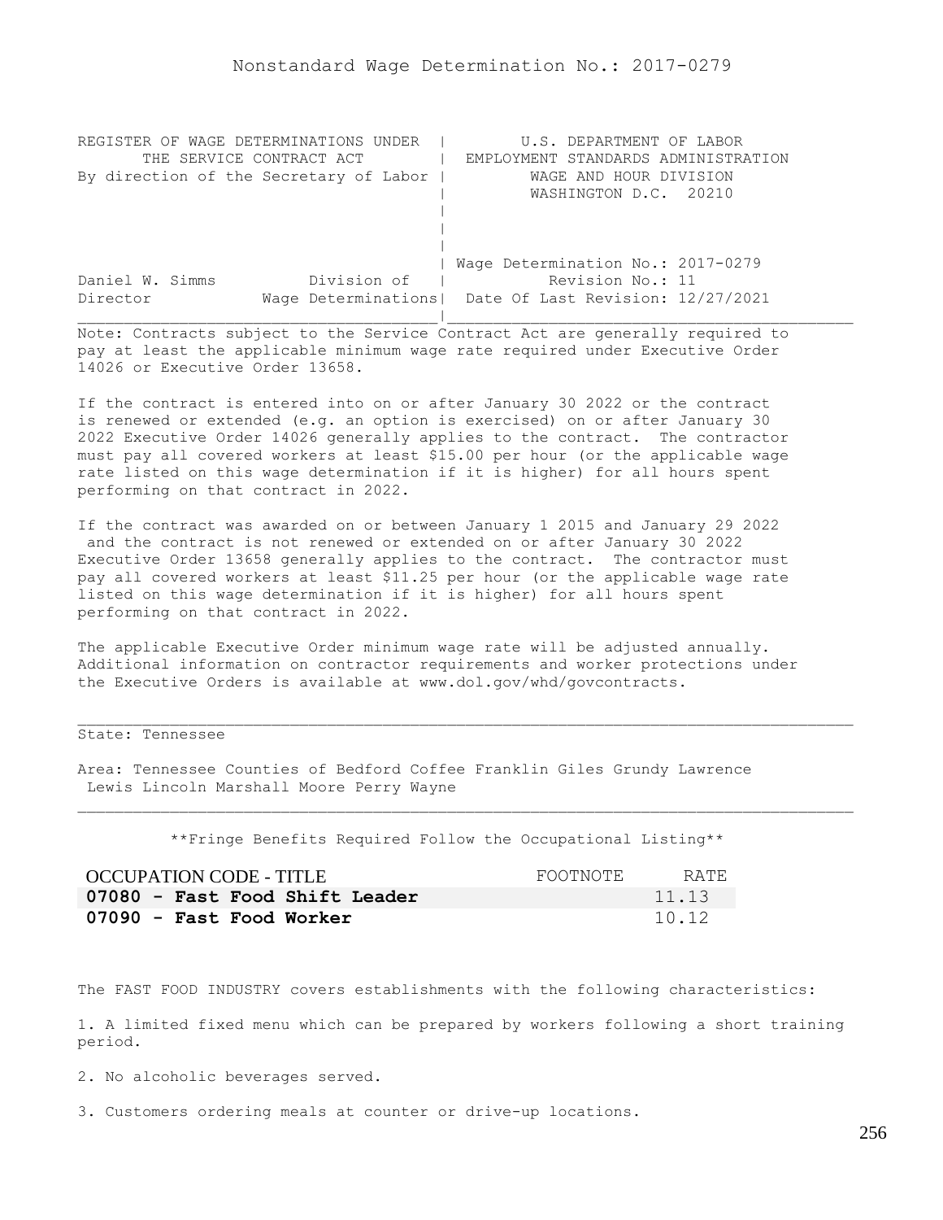Nonstandard Wage Determination No.: 2017-0279

| REGISTER OF WAGE DETERMINATIONS UNDER THE SERVICE CONTRACT ACT By direction of the Secretary of Labor | U.S. DEPARTMENT OF LABOR EMPLOYMENT STANDARDS ADMINISTRATION WAGE AND HOUR DIVISION WASHINGTON D.C. 20210 |
|---|---|
| Daniel W. Simms Division of Director Wage Determinations | Wage Determination No.: 2017-0279 Revision No.: 11 Date Of Last Revision: 12/27/2021 |

Note: Contracts subject to the Service Contract Act are generally required to pay at least the applicable minimum wage rate required under Executive Order 14026 or Executive Order 13658.

If the contract is entered into on or after January 30 2022 or the contract is renewed or extended (e.g. an option is exercised) on or after January 30 2022 Executive Order 14026 generally applies to the contract. The contractor must pay all covered workers at least $15.00 per hour (or the applicable wage rate listed on this wage determination if it is higher) for all hours spent performing on that contract in 2022.

If the contract was awarded on or between January 1 2015 and January 29 2022 and the contract is not renewed or extended on or after January 30 2022 Executive Order 13658 generally applies to the contract. The contractor must pay all covered workers at least $11.25 per hour (or the applicable wage rate listed on this wage determination if it is higher) for all hours spent performing on that contract in 2022.

The applicable Executive Order minimum wage rate will be adjusted annually. Additional information on contractor requirements and worker protections under the Executive Orders is available at www.dol.gov/whd/govcontracts.

State: Tennessee

Area: Tennessee Counties of Bedford Coffee Franklin Giles Grundy Lawrence Lewis Lincoln Marshall Moore Perry Wayne

**Fringe Benefits Required Follow the Occupational Listing**

| OCCUPATION CODE - TITLE | FOOTNOTE | RATE |
|---|---|---|
| **07080 - Fast Food Shift Leader** | | 11.13 |
| **07090 - Fast Food Worker** | | 10.12 |

The FAST FOOD INDUSTRY covers establishments with the following characteristics:

1. A limited fixed menu which can be prepared by workers following a short training period.

2. No alcoholic beverages served.

3. Customers ordering meals at counter or drive-up locations.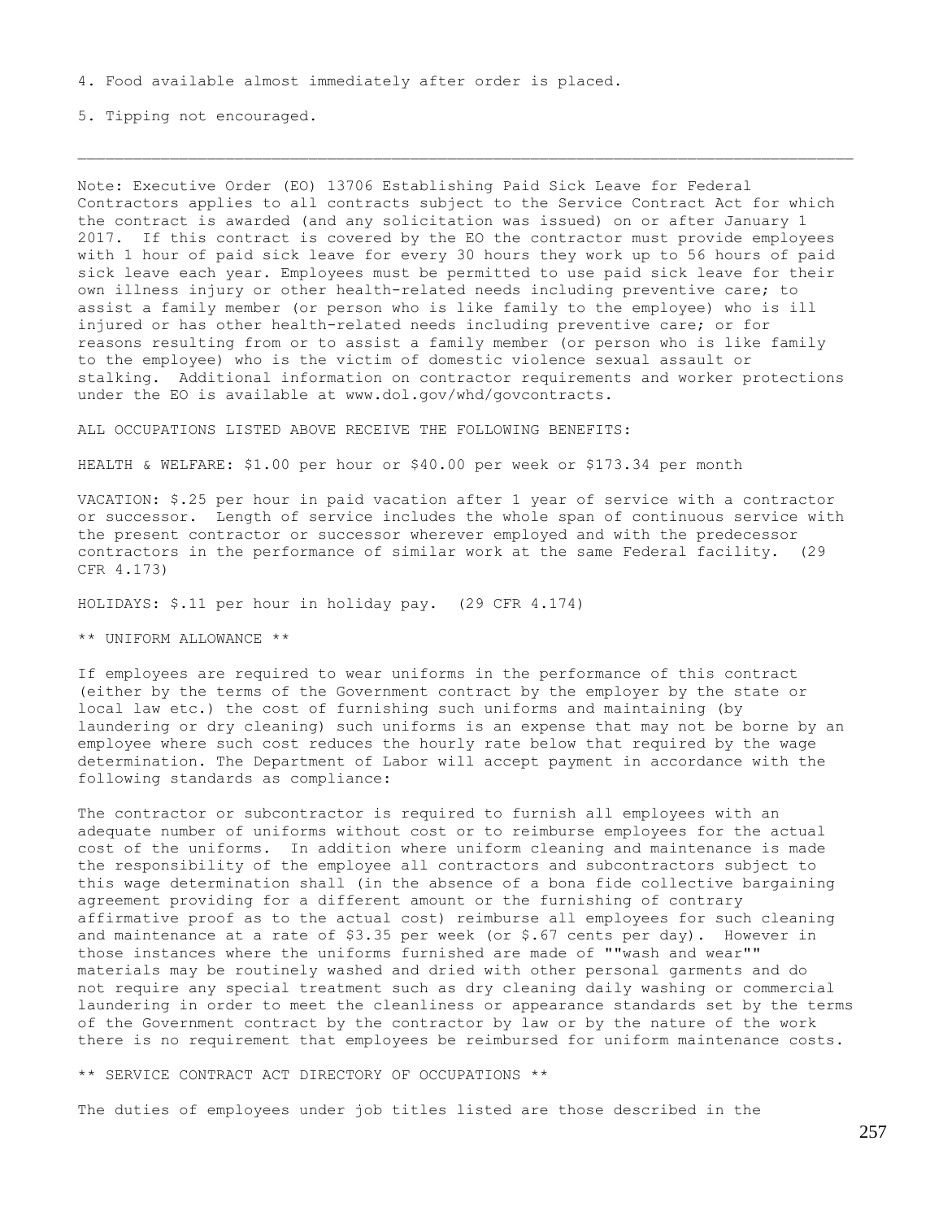4. Food available almost immediately after order is placed.

5. Tipping not encouraged.

---

Note: Executive Order (EO) 13706 Establishing Paid Sick Leave for Federal Contractors applies to all contracts subject to the Service Contract Act for which the contract is awarded (and any solicitation was issued) on or after January 1 2017. If this contract is covered by the EO the contractor must provide employees with 1 hour of paid sick leave for every 30 hours they work up to 56 hours of paid sick leave each year. Employees must be permitted to use paid sick leave for their own illness injury or other health-related needs including preventive care; to assist a family member (or person who is like family to the employee) who is ill injured or has other health-related needs including preventive care; or for reasons resulting from or to assist a family member (or person who is like family to the employee) who is the victim of domestic violence sexual assault or stalking. Additional information on contractor requirements and worker protections under the EO is available at www.dol.gov/whd/govcontracts.

ALL OCCUPATIONS LISTED ABOVE RECEIVE THE FOLLOWING BENEFITS:

HEALTH & WELFARE: $1.00 per hour or $40.00 per week or $173.34 per month

VACATION: $.25 per hour in paid vacation after 1 year of service with a contractor or successor. Length of service includes the whole span of continuous service with the present contractor or successor wherever employed and with the predecessor contractors in the performance of similar work at the same Federal facility. (29 CFR 4.173)

HOLIDAYS: $.11 per hour in holiday pay. (29 CFR 4.174)

** UNIFORM ALLOWANCE **

If employees are required to wear uniforms in the performance of this contract (either by the terms of the Government contract by the employer by the state or local law etc.) the cost of furnishing such uniforms and maintaining (by laundering or dry cleaning) such uniforms is an expense that may not be borne by an employee where such cost reduces the hourly rate below that required by the wage determination. The Department of Labor will accept payment in accordance with the following standards as compliance:

The contractor or subcontractor is required to furnish all employees with an adequate number of uniforms without cost or to reimburse employees for the actual cost of the uniforms. In addition where uniform cleaning and maintenance is made the responsibility of the employee all contractors and subcontractors subject to this wage determination shall (in the absence of a bona fide collective bargaining agreement providing for a different amount or the furnishing of contrary affirmative proof as to the actual cost) reimburse all employees for such cleaning and maintenance at a rate of $3.35 per week (or $.67 cents per day). However in those instances where the uniforms furnished are made of ""wash and wear"" materials may be routinely washed and dried with other personal garments and do not require any special treatment such as dry cleaning daily washing or commercial laundering in order to meet the cleanliness or appearance standards set by the terms of the Government contract by the contractor by law or by the nature of the work there is no requirement that employees be reimbursed for uniform maintenance costs.

** SERVICE CONTRACT ACT DIRECTORY OF OCCUPATIONS **

The duties of employees under job titles listed are those described in the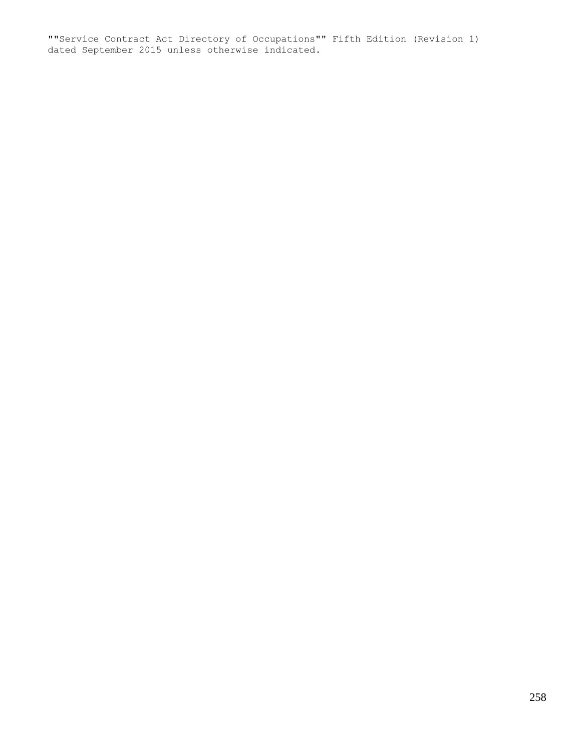""Service Contract Act Directory of Occupations"" Fifth Edition (Revision 1) dated September 2015 unless otherwise indicated.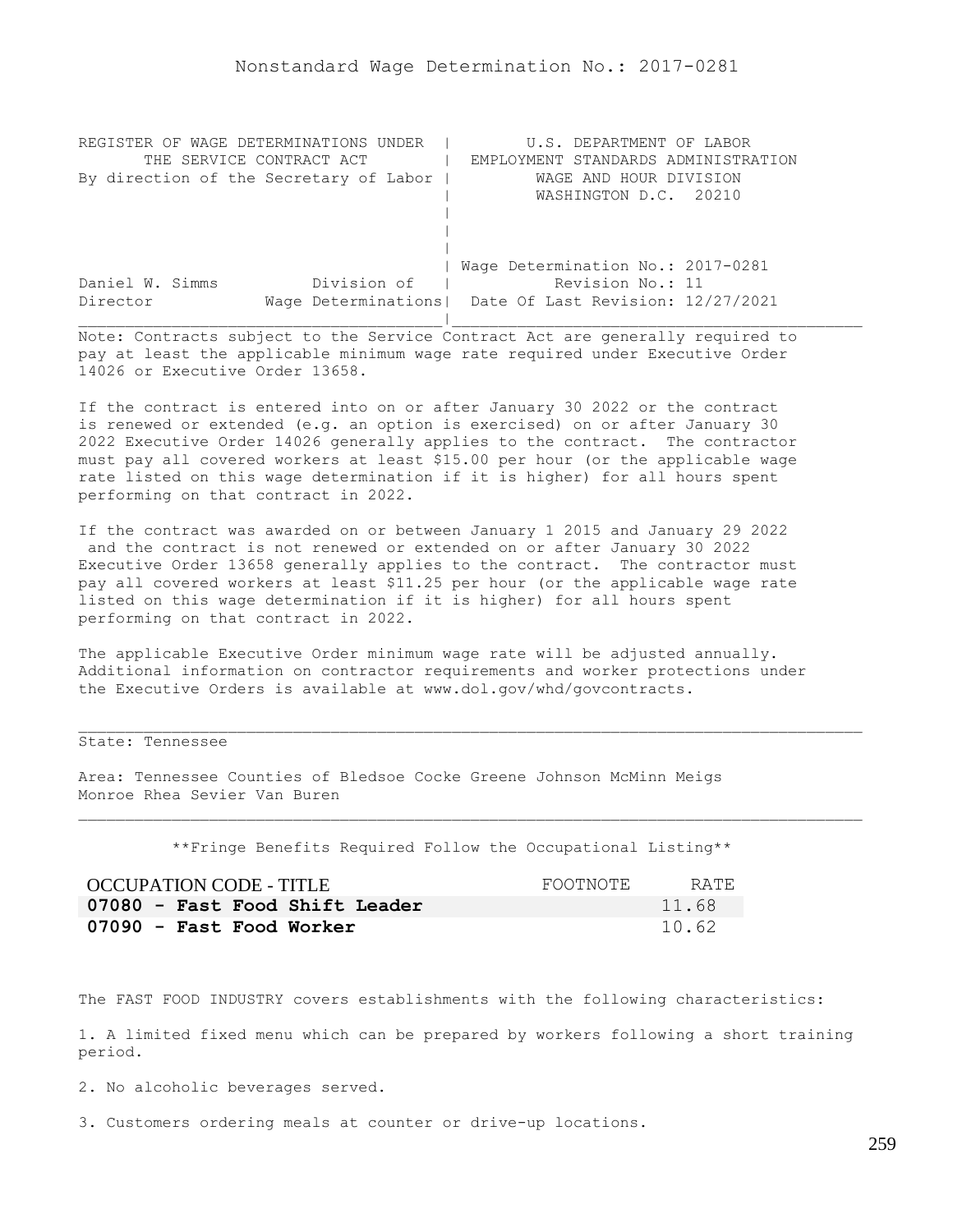# Nonstandard Wage Determination No.: 2017-0281

```
REGISTER OF WAGE DETERMINATIONS UNDER  |        U.S. DEPARTMENT OF LABOR
      THE SERVICE CONTRACT ACT         |  EMPLOYMENT STANDARDS ADMINISTRATION
By direction of the Secretary of Labor |          WAGE AND HOUR DIVISION
                                       |          WASHINGTON D.C.  20210
                                       |
                                       |
                                       |
                                       | Wage Determination No.: 2017-0281
Daniel W. Simms          Division of   |           Revision No.: 11
Director             Wage Determinations|  Date Of Last Revision: 12/27/2021
```

Note: Contracts subject to the Service Contract Act are generally required to pay at least the applicable minimum wage rate required under Executive Order 14026 or Executive Order 13658.

If the contract is entered into on or after January 30 2022 or the contract is renewed or extended (e.g. an option is exercised) on or after January 30 2022 Executive Order 14026 generally applies to the contract. The contractor must pay all covered workers at least $15.00 per hour (or the applicable wage rate listed on this wage determination if it is higher) for all hours spent performing on that contract in 2022.

If the contract was awarded on or between January 1 2015 and January 29 2022 and the contract is not renewed or extended on or after January 30 2022 Executive Order 13658 generally applies to the contract. The contractor must pay all covered workers at least $11.25 per hour (or the applicable wage rate listed on this wage determination if it is higher) for all hours spent performing on that contract in 2022.

The applicable Executive Order minimum wage rate will be adjusted annually. Additional information on contractor requirements and worker protections under the Executive Orders is available at www.dol.gov/whd/govcontracts.

State: Tennessee

Area: Tennessee Counties of Bledsoe Cocke Greene Johnson McMinn Meigs Monroe Rhea Sevier Van Buren

**Fringe Benefits Required Follow the Occupational Listing**

| OCCUPATION CODE - TITLE | FOOTNOTE | RATE |
|---|---|---|
| **07080 - Fast Food Shift Leader** | | 11.68 |
| **07090 - Fast Food Worker** | | 10.62 |

The FAST FOOD INDUSTRY covers establishments with the following characteristics:

1. A limited fixed menu which can be prepared by workers following a short training period.

2. No alcoholic beverages served.

3. Customers ordering meals at counter or drive-up locations.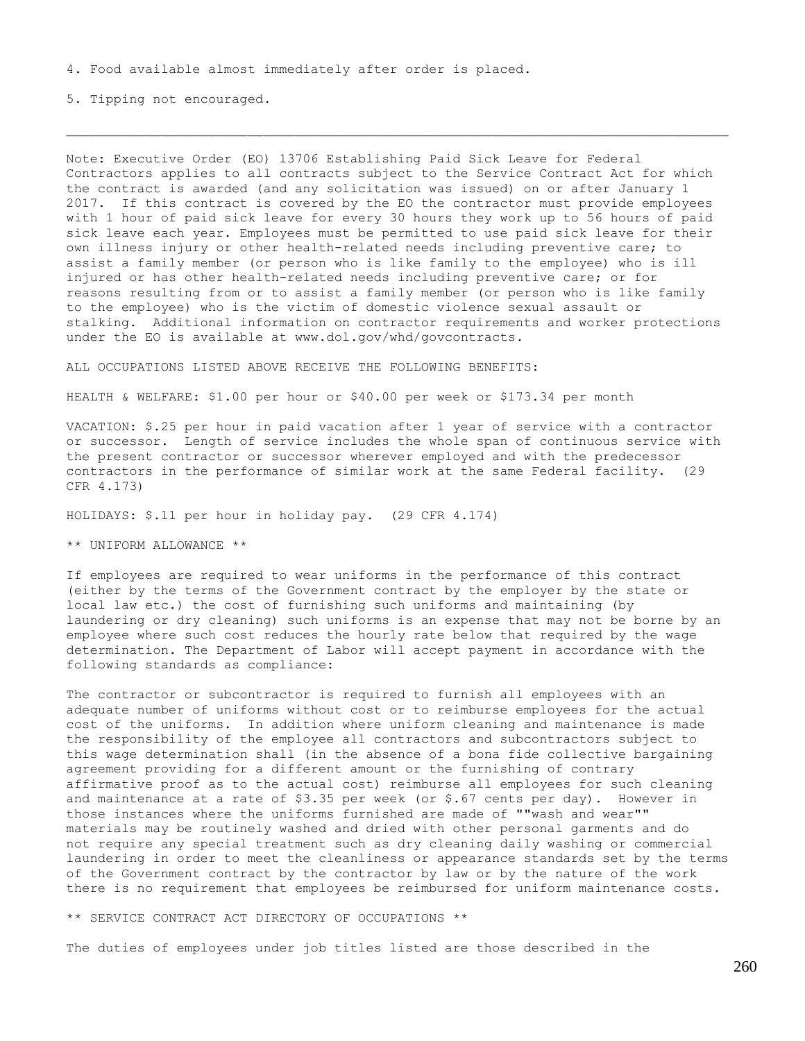4. Food available almost immediately after order is placed.

5. Tipping not encouraged.

---

Note: Executive Order (EO) 13706 Establishing Paid Sick Leave for Federal Contractors applies to all contracts subject to the Service Contract Act for which the contract is awarded (and any solicitation was issued) on or after January 1 2017. If this contract is covered by the EO the contractor must provide employees with 1 hour of paid sick leave for every 30 hours they work up to 56 hours of paid sick leave each year. Employees must be permitted to use paid sick leave for their own illness injury or other health-related needs including preventive care; to assist a family member (or person who is like family to the employee) who is ill injured or has other health-related needs including preventive care; or for reasons resulting from or to assist a family member (or person who is like family to the employee) who is the victim of domestic violence sexual assault or stalking. Additional information on contractor requirements and worker protections under the EO is available at www.dol.gov/whd/govcontracts.

ALL OCCUPATIONS LISTED ABOVE RECEIVE THE FOLLOWING BENEFITS:

HEALTH & WELFARE: $1.00 per hour or $40.00 per week or $173.34 per month

VACATION: $.25 per hour in paid vacation after 1 year of service with a contractor or successor. Length of service includes the whole span of continuous service with the present contractor or successor wherever employed and with the predecessor contractors in the performance of similar work at the same Federal facility. (29 CFR 4.173)

HOLIDAYS: $.11 per hour in holiday pay. (29 CFR 4.174)

** UNIFORM ALLOWANCE **

If employees are required to wear uniforms in the performance of this contract (either by the terms of the Government contract by the employer by the state or local law etc.) the cost of furnishing such uniforms and maintaining (by laundering or dry cleaning) such uniforms is an expense that may not be borne by an employee where such cost reduces the hourly rate below that required by the wage determination. The Department of Labor will accept payment in accordance with the following standards as compliance:

The contractor or subcontractor is required to furnish all employees with an adequate number of uniforms without cost or to reimburse employees for the actual cost of the uniforms. In addition where uniform cleaning and maintenance is made the responsibility of the employee all contractors and subcontractors subject to this wage determination shall (in the absence of a bona fide collective bargaining agreement providing for a different amount or the furnishing of contrary affirmative proof as to the actual cost) reimburse all employees for such cleaning and maintenance at a rate of $3.35 per week (or $.67 cents per day). However in those instances where the uniforms furnished are made of ""wash and wear"" materials may be routinely washed and dried with other personal garments and do not require any special treatment such as dry cleaning daily washing or commercial laundering in order to meet the cleanliness or appearance standards set by the terms of the Government contract by the contractor by law or by the nature of the work there is no requirement that employees be reimbursed for uniform maintenance costs.

** SERVICE CONTRACT ACT DIRECTORY OF OCCUPATIONS **

The duties of employees under job titles listed are those described in the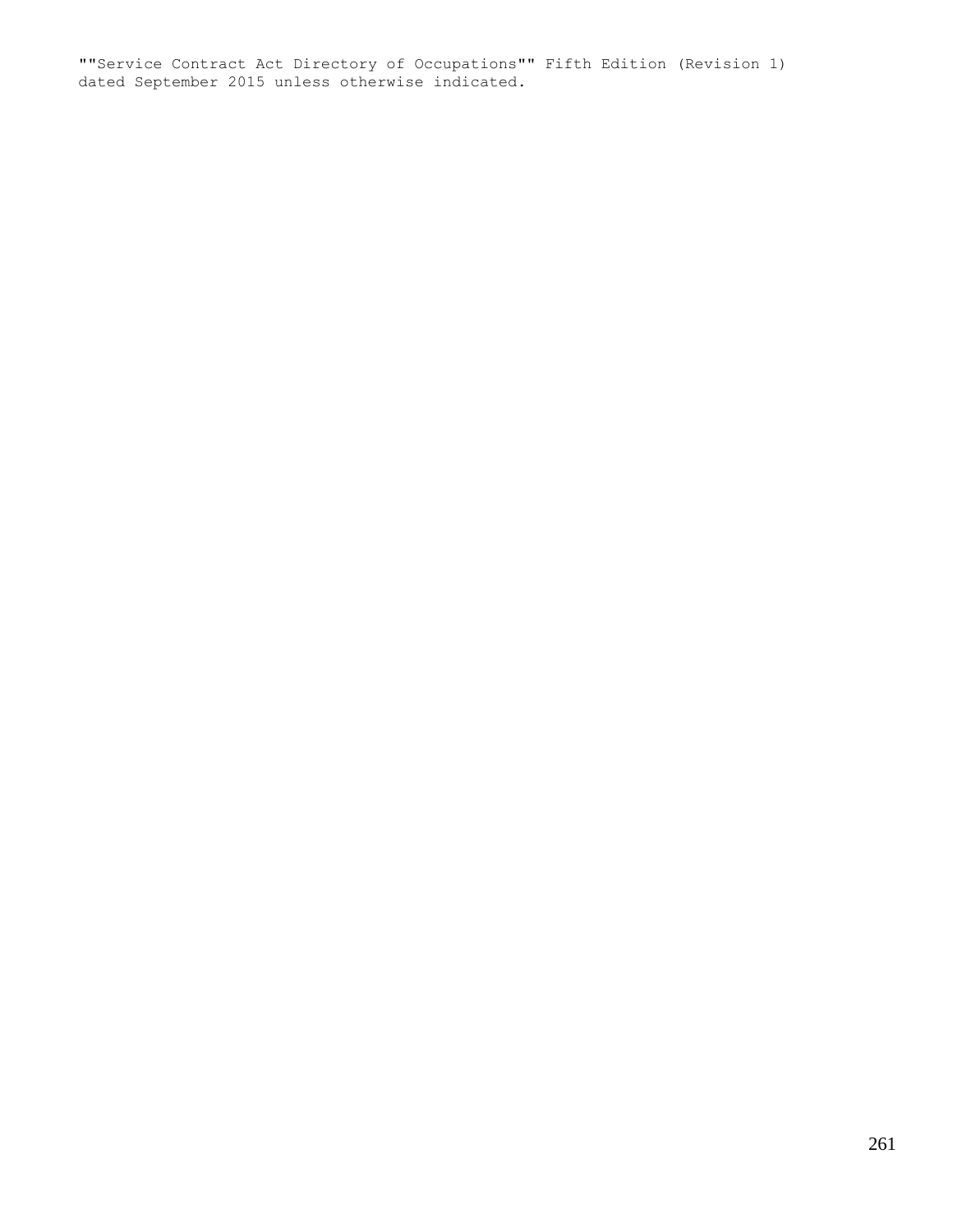""Service Contract Act Directory of Occupations"" Fifth Edition (Revision 1)
dated September 2015 unless otherwise indicated.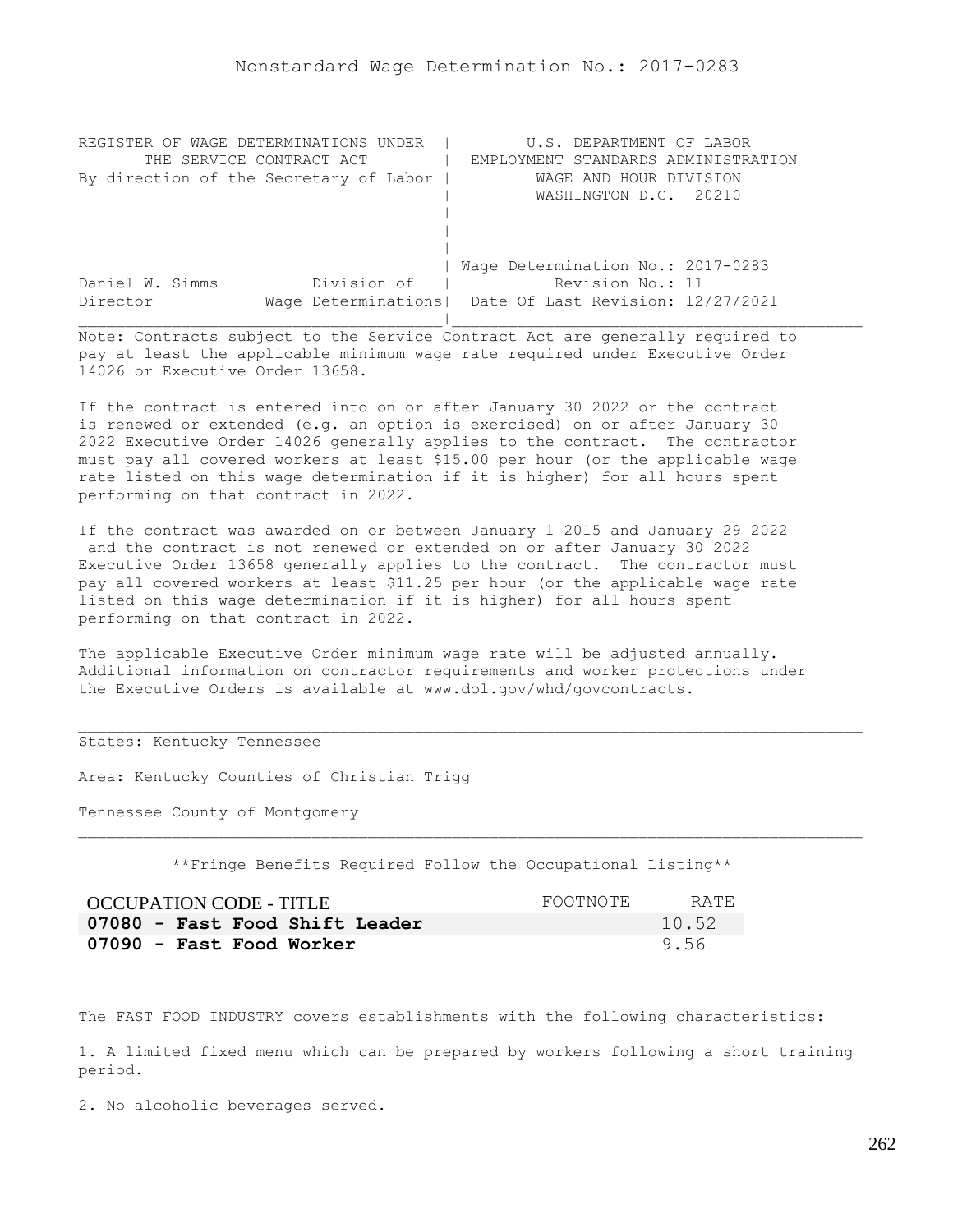Nonstandard Wage Determination No.: 2017-0283

REGISTER OF WAGE DETERMINATIONS UNDER THE SERVICE CONTRACT ACT
By direction of the Secretary of Labor

U.S. DEPARTMENT OF LABOR
EMPLOYMENT STANDARDS ADMINISTRATION
WAGE AND HOUR DIVISION
WASHINGTON D.C. 20210

Daniel W. Simms, Director — Division of Wage Determinations

Wage Determination No.: 2017-0283
Revision No.: 11
Date Of Last Revision: 12/27/2021

Note: Contracts subject to the Service Contract Act are generally required to pay at least the applicable minimum wage rate required under Executive Order 14026 or Executive Order 13658.

If the contract is entered into on or after January 30 2022 or the contract is renewed or extended (e.g. an option is exercised) on or after January 30 2022 Executive Order 14026 generally applies to the contract. The contractor must pay all covered workers at least $15.00 per hour (or the applicable wage rate listed on this wage determination if it is higher) for all hours spent performing on that contract in 2022.

If the contract was awarded on or between January 1 2015 and January 29 2022 and the contract is not renewed or extended on or after January 30 2022 Executive Order 13658 generally applies to the contract. The contractor must pay all covered workers at least $11.25 per hour (or the applicable wage rate listed on this wage determination if it is higher) for all hours spent performing on that contract in 2022.

The applicable Executive Order minimum wage rate will be adjusted annually. Additional information on contractor requirements and worker protections under the Executive Orders is available at www.dol.gov/whd/govcontracts.

States: Kentucky Tennessee

Area: Kentucky Counties of Christian Trigg

Tennessee County of Montgomery

**Fringe Benefits Required Follow the Occupational Listing**

| OCCUPATION CODE - TITLE | FOOTNOTE | RATE |
|---|---|---|
| **07080 - Fast Food Shift Leader** | | 10.52 |
| **07090 - Fast Food Worker** | | 9.56 |

The FAST FOOD INDUSTRY covers establishments with the following characteristics:

1. A limited fixed menu which can be prepared by workers following a short training period.

2. No alcoholic beverages served.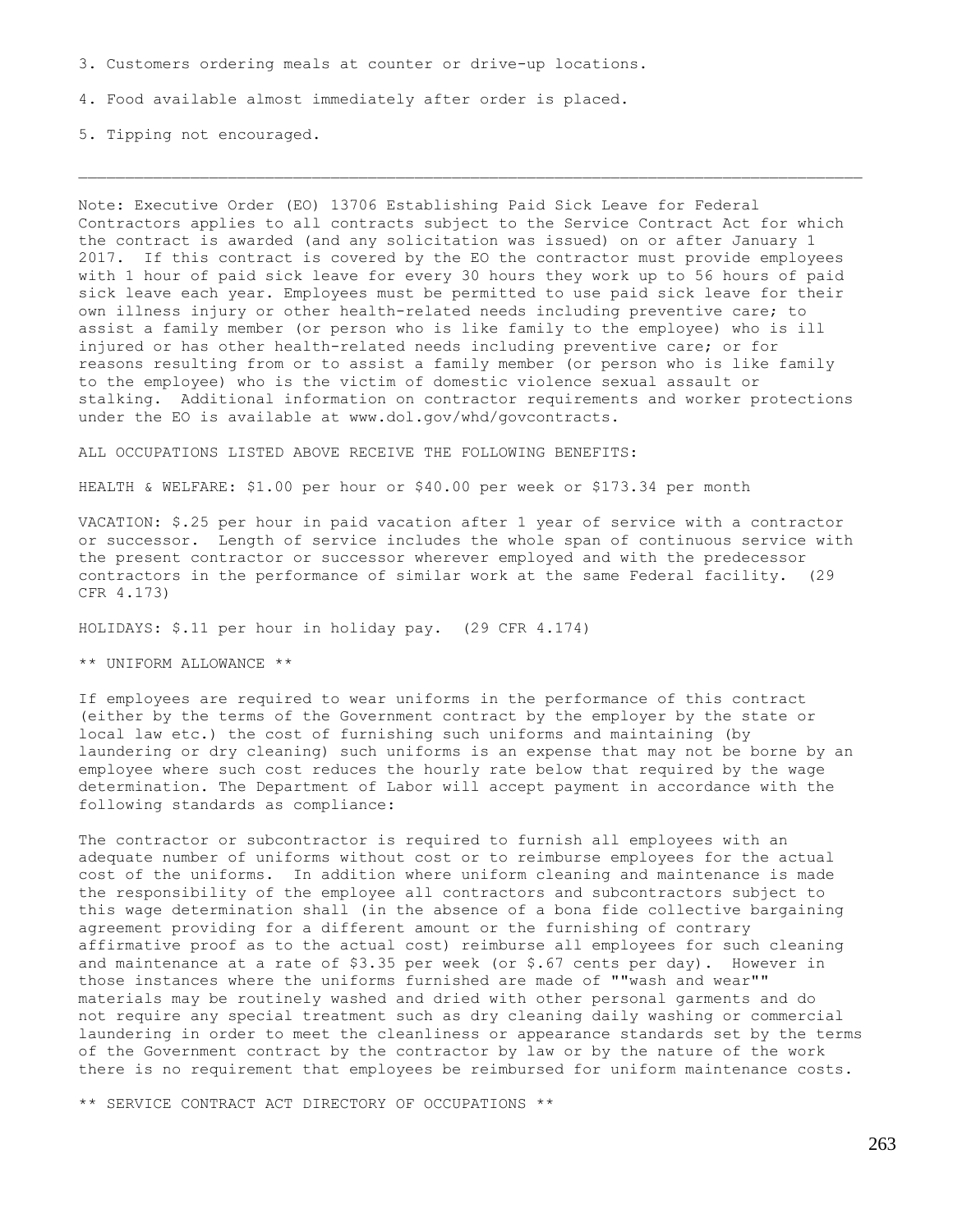3. Customers ordering meals at counter or drive-up locations.

4. Food available almost immediately after order is placed.

5. Tipping not encouraged.

---

Note: Executive Order (EO) 13706 Establishing Paid Sick Leave for Federal Contractors applies to all contracts subject to the Service Contract Act for which the contract is awarded (and any solicitation was issued) on or after January 1 2017. If this contract is covered by the EO the contractor must provide employees with 1 hour of paid sick leave for every 30 hours they work up to 56 hours of paid sick leave each year. Employees must be permitted to use paid sick leave for their own illness injury or other health-related needs including preventive care; to assist a family member (or person who is like family to the employee) who is ill injured or has other health-related needs including preventive care; or for reasons resulting from or to assist a family member (or person who is like family to the employee) who is the victim of domestic violence sexual assault or stalking. Additional information on contractor requirements and worker protections under the EO is available at www.dol.gov/whd/govcontracts.

ALL OCCUPATIONS LISTED ABOVE RECEIVE THE FOLLOWING BENEFITS:

HEALTH & WELFARE: $1.00 per hour or $40.00 per week or $173.34 per month

VACATION: $.25 per hour in paid vacation after 1 year of service with a contractor or successor. Length of service includes the whole span of continuous service with the present contractor or successor wherever employed and with the predecessor contractors in the performance of similar work at the same Federal facility. (29 CFR 4.173)

HOLIDAYS: $.11 per hour in holiday pay. (29 CFR 4.174)

** UNIFORM ALLOWANCE **

If employees are required to wear uniforms in the performance of this contract (either by the terms of the Government contract by the employer by the state or local law etc.) the cost of furnishing such uniforms and maintaining (by laundering or dry cleaning) such uniforms is an expense that may not be borne by an employee where such cost reduces the hourly rate below that required by the wage determination. The Department of Labor will accept payment in accordance with the following standards as compliance:

The contractor or subcontractor is required to furnish all employees with an adequate number of uniforms without cost or to reimburse employees for the actual cost of the uniforms. In addition where uniform cleaning and maintenance is made the responsibility of the employee all contractors and subcontractors subject to this wage determination shall (in the absence of a bona fide collective bargaining agreement providing for a different amount or the furnishing of contrary affirmative proof as to the actual cost) reimburse all employees for such cleaning and maintenance at a rate of $3.35 per week (or $.67 cents per day). However in those instances where the uniforms furnished are made of ""wash and wear"" materials may be routinely washed and dried with other personal garments and do not require any special treatment such as dry cleaning daily washing or commercial laundering in order to meet the cleanliness or appearance standards set by the terms of the Government contract by the contractor by law or by the nature of the work there is no requirement that employees be reimbursed for uniform maintenance costs.

** SERVICE CONTRACT ACT DIRECTORY OF OCCUPATIONS **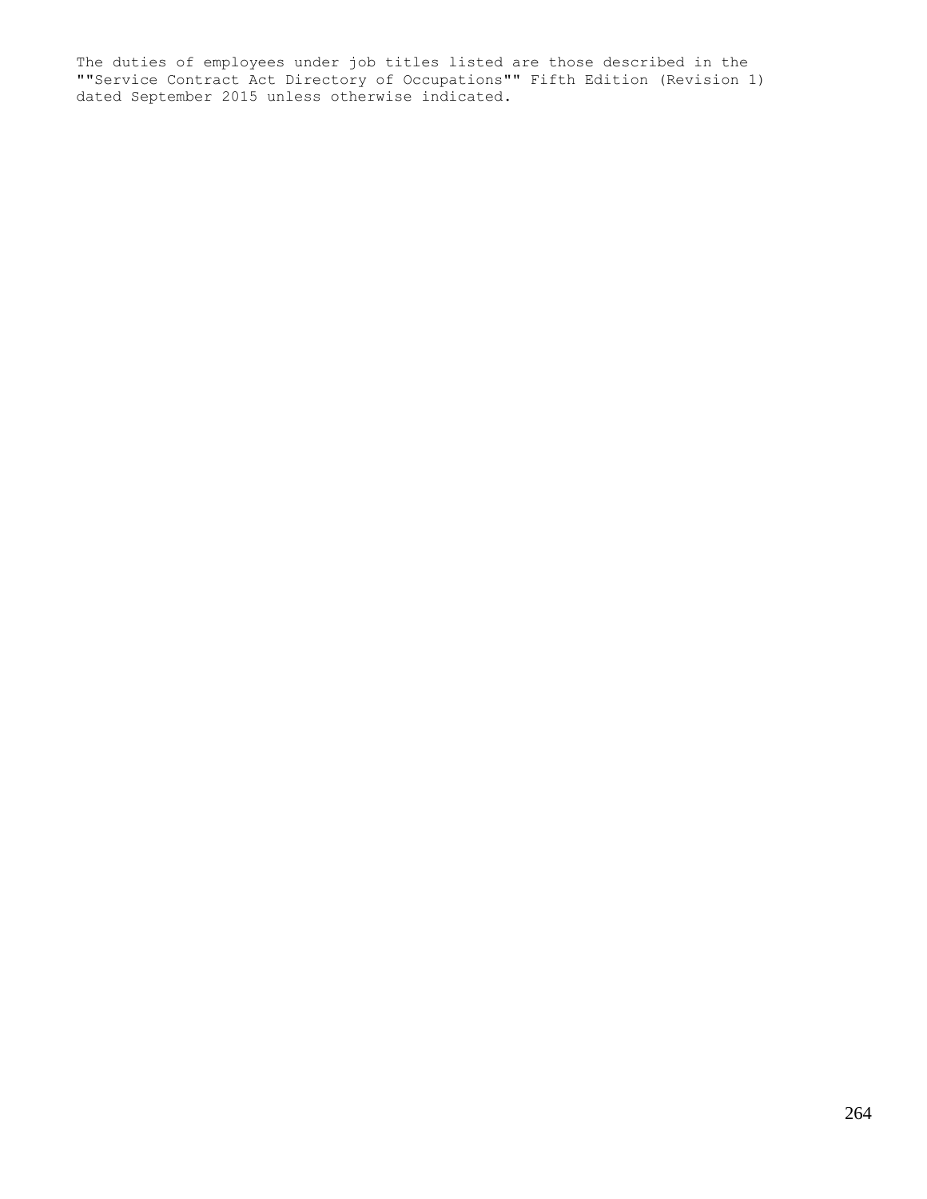The duties of employees under job titles listed are those described in the ""Service Contract Act Directory of Occupations"" Fifth Edition (Revision 1) dated September 2015 unless otherwise indicated.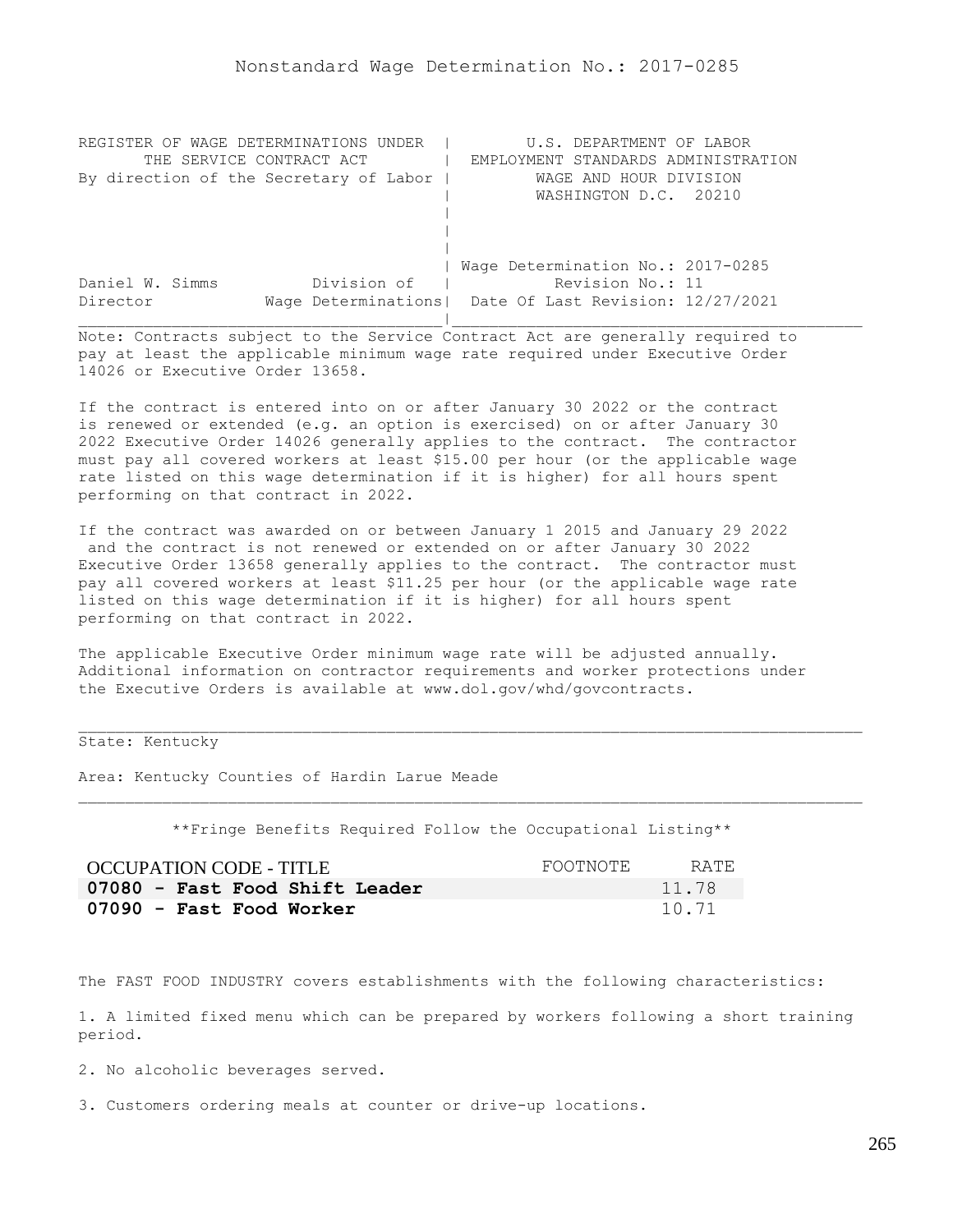Nonstandard Wage Determination No.: 2017-0285

```
REGISTER OF WAGE DETERMINATIONS UNDER  |         U.S. DEPARTMENT OF LABOR
       THE SERVICE CONTRACT ACT        |  EMPLOYMENT STANDARDS ADMINISTRATION
By direction of the Secretary of Labor |          WAGE AND HOUR DIVISION
                                       |          WASHINGTON D.C.  20210
                                       |
                                       |
                                       |
                                       | Wage Determination No.: 2017-0285
Daniel W. Simms          Division of   |           Revision No.: 11
Director            Wage Determinations|  Date Of Last Revision: 12/27/2021
_______________________________________|____________________________________
```

Note: Contracts subject to the Service Contract Act are generally required to pay at least the applicable minimum wage rate required under Executive Order 14026 or Executive Order 13658.

If the contract is entered into on or after January 30 2022 or the contract is renewed or extended (e.g. an option is exercised) on or after January 30 2022 Executive Order 14026 generally applies to the contract. The contractor must pay all covered workers at least $15.00 per hour (or the applicable wage rate listed on this wage determination if it is higher) for all hours spent performing on that contract in 2022.

If the contract was awarded on or between January 1 2015 and January 29 2022 and the contract is not renewed or extended on or after January 30 2022 Executive Order 13658 generally applies to the contract. The contractor must pay all covered workers at least $11.25 per hour (or the applicable wage rate listed on this wage determination if it is higher) for all hours spent performing on that contract in 2022.

The applicable Executive Order minimum wage rate will be adjusted annually. Additional information on contractor requirements and worker protections under the Executive Orders is available at www.dol.gov/whd/govcontracts.

---

State: Kentucky

Area: Kentucky Counties of Hardin Larue Meade

---

**Fringe Benefits Required Follow the Occupational Listing**

| OCCUPATION CODE - TITLE | FOOTNOTE | RATE |
|---|---|---|
| **07080 - Fast Food Shift Leader** | | 11.78 |
| **07090 - Fast Food Worker** | | 10.71 |

The FAST FOOD INDUSTRY covers establishments with the following characteristics:

1. A limited fixed menu which can be prepared by workers following a short training period.

2. No alcoholic beverages served.

3. Customers ordering meals at counter or drive-up locations.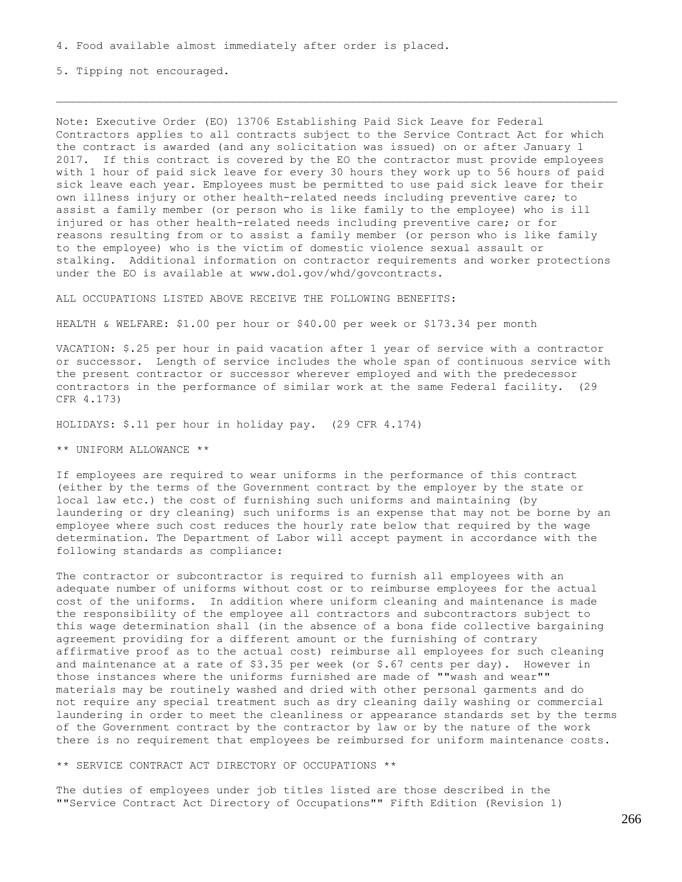4. Food available almost immediately after order is placed.

5. Tipping not encouraged.

---

Note: Executive Order (EO) 13706 Establishing Paid Sick Leave for Federal Contractors applies to all contracts subject to the Service Contract Act for which the contract is awarded (and any solicitation was issued) on or after January 1 2017. If this contract is covered by the EO the contractor must provide employees with 1 hour of paid sick leave for every 30 hours they work up to 56 hours of paid sick leave each year. Employees must be permitted to use paid sick leave for their own illness injury or other health-related needs including preventive care; to assist a family member (or person who is like family to the employee) who is ill injured or has other health-related needs including preventive care; or for reasons resulting from or to assist a family member (or person who is like family to the employee) who is the victim of domestic violence sexual assault or stalking. Additional information on contractor requirements and worker protections under the EO is available at www.dol.gov/whd/govcontracts.

ALL OCCUPATIONS LISTED ABOVE RECEIVE THE FOLLOWING BENEFITS:

HEALTH & WELFARE: $1.00 per hour or $40.00 per week or $173.34 per month

VACATION: $.25 per hour in paid vacation after 1 year of service with a contractor or successor. Length of service includes the whole span of continuous service with the present contractor or successor wherever employed and with the predecessor contractors in the performance of similar work at the same Federal facility. (29 CFR 4.173)

HOLIDAYS: $.11 per hour in holiday pay. (29 CFR 4.174)

** UNIFORM ALLOWANCE **

If employees are required to wear uniforms in the performance of this contract (either by the terms of the Government contract by the employer by the state or local law etc.) the cost of furnishing such uniforms and maintaining (by laundering or dry cleaning) such uniforms is an expense that may not be borne by an employee where such cost reduces the hourly rate below that required by the wage determination. The Department of Labor will accept payment in accordance with the following standards as compliance:

The contractor or subcontractor is required to furnish all employees with an adequate number of uniforms without cost or to reimburse employees for the actual cost of the uniforms. In addition where uniform cleaning and maintenance is made the responsibility of the employee all contractors and subcontractors subject to this wage determination shall (in the absence of a bona fide collective bargaining agreement providing for a different amount or the furnishing of contrary affirmative proof as to the actual cost) reimburse all employees for such cleaning and maintenance at a rate of $3.35 per week (or $.67 cents per day). However in those instances where the uniforms furnished are made of ""wash and wear"" materials may be routinely washed and dried with other personal garments and do not require any special treatment such as dry cleaning daily washing or commercial laundering in order to meet the cleanliness or appearance standards set by the terms of the Government contract by the contractor by law or by the nature of the work there is no requirement that employees be reimbursed for uniform maintenance costs.

** SERVICE CONTRACT ACT DIRECTORY OF OCCUPATIONS **

The duties of employees under job titles listed are those described in the ""Service Contract Act Directory of Occupations"" Fifth Edition (Revision 1)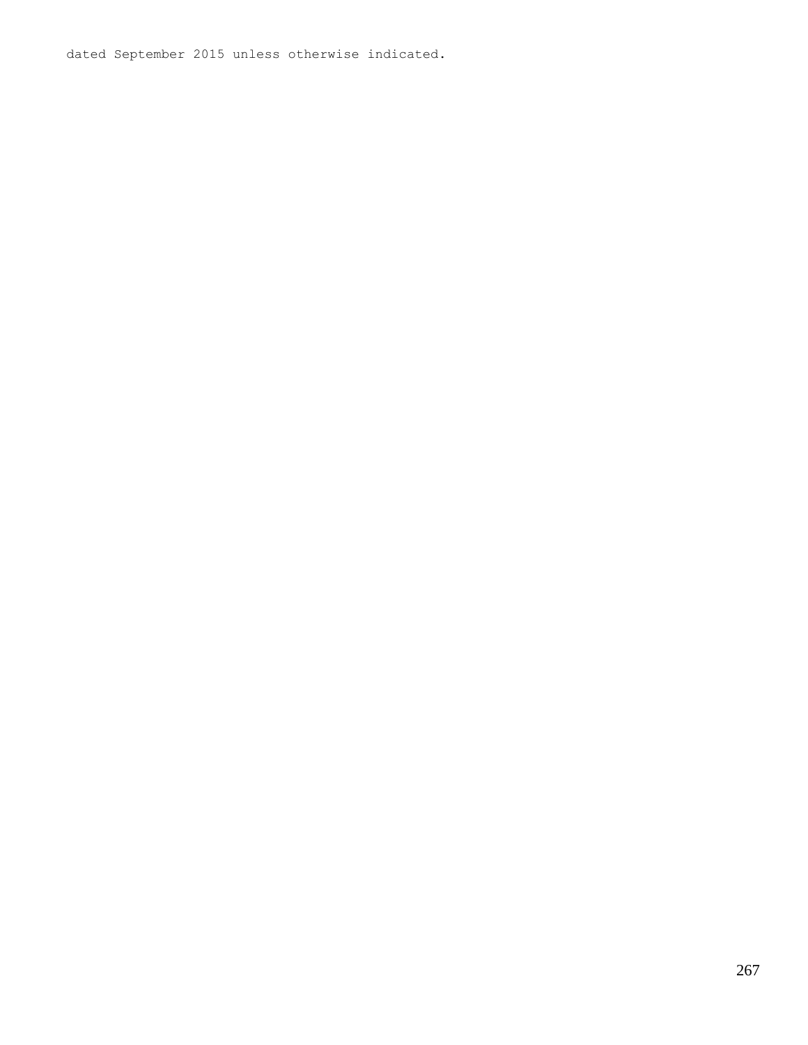dated September 2015 unless otherwise indicated.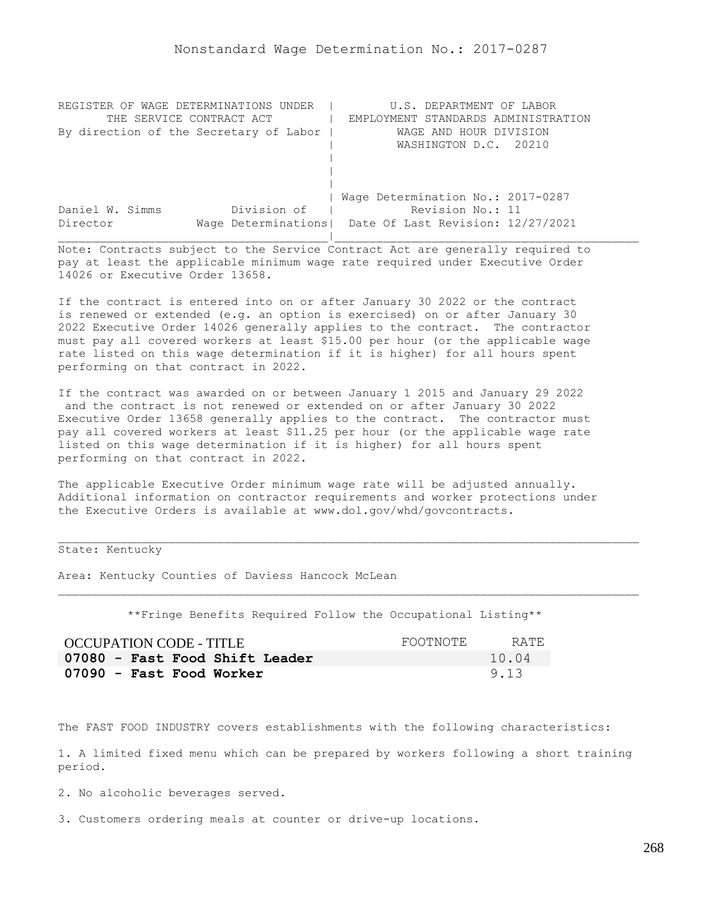# Nonstandard Wage Determination No.: 2017-0287

```
REGISTER OF WAGE DETERMINATIONS UNDER  |         U.S. DEPARTMENT OF LABOR
       THE SERVICE CONTRACT ACT        |  EMPLOYMENT STANDARDS ADMINISTRATION
By direction of the Secretary of Labor |         WAGE AND HOUR DIVISION
                                       |         WASHINGTON D.C.  20210
                                       |
                                       |
                                       |
                                       | Wage Determination No.: 2017-0287
Daniel W. Simms          Division of   |          Revision No.: 11
Director            Wage Determinations|  Date Of Last Revision: 12/27/2021
_______________________________________|____________________________________
```

Note: Contracts subject to the Service Contract Act are generally required to pay at least the applicable minimum wage rate required under Executive Order 14026 or Executive Order 13658.

If the contract is entered into on or after January 30 2022 or the contract is renewed or extended (e.g. an option is exercised) on or after January 30 2022 Executive Order 14026 generally applies to the contract. The contractor must pay all covered workers at least $15.00 per hour (or the applicable wage rate listed on this wage determination if it is higher) for all hours spent performing on that contract in 2022.

If the contract was awarded on or between January 1 2015 and January 29 2022 and the contract is not renewed or extended on or after January 30 2022 Executive Order 13658 generally applies to the contract. The contractor must pay all covered workers at least $11.25 per hour (or the applicable wage rate listed on this wage determination if it is higher) for all hours spent performing on that contract in 2022.

The applicable Executive Order minimum wage rate will be adjusted annually. Additional information on contractor requirements and worker protections under the Executive Orders is available at www.dol.gov/whd/govcontracts.

---

State: Kentucky

Area: Kentucky Counties of Daviess Hancock McLean

---

**Fringe Benefits Required Follow the Occupational Listing**

| OCCUPATION CODE - TITLE | FOOTNOTE | RATE |
|---|---|---|
| **07080 - Fast Food Shift Leader** | | 10.04 |
| **07090 - Fast Food Worker** | | 9.13 |

The FAST FOOD INDUSTRY covers establishments with the following characteristics:

1. A limited fixed menu which can be prepared by workers following a short training period.

2. No alcoholic beverages served.

3. Customers ordering meals at counter or drive-up locations.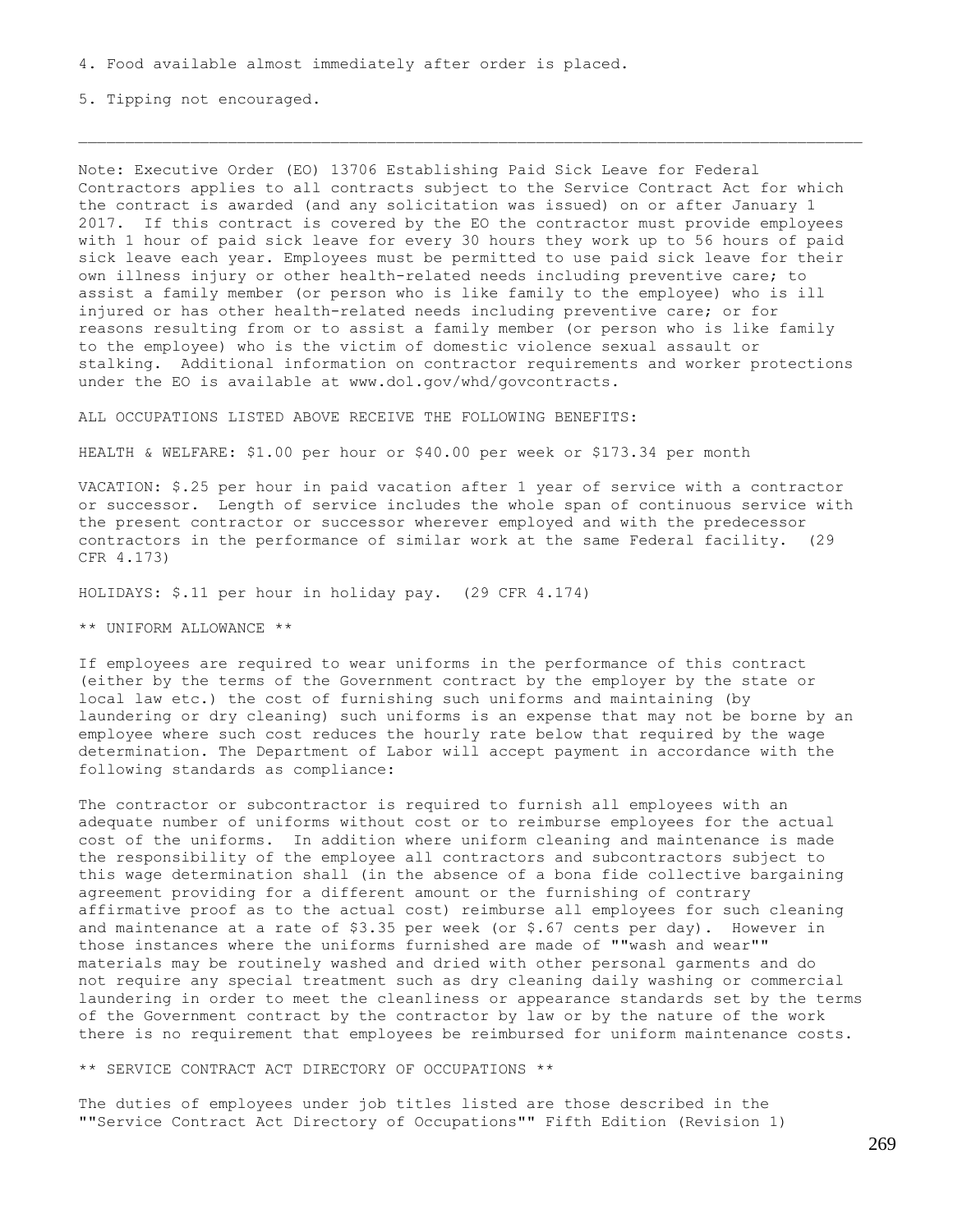4. Food available almost immediately after order is placed.

5. Tipping not encouraged.

---

Note: Executive Order (EO) 13706 Establishing Paid Sick Leave for Federal Contractors applies to all contracts subject to the Service Contract Act for which the contract is awarded (and any solicitation was issued) on or after January 1 2017. If this contract is covered by the EO the contractor must provide employees with 1 hour of paid sick leave for every 30 hours they work up to 56 hours of paid sick leave each year. Employees must be permitted to use paid sick leave for their own illness injury or other health-related needs including preventive care; to assist a family member (or person who is like family to the employee) who is ill injured or has other health-related needs including preventive care; or for reasons resulting from or to assist a family member (or person who is like family to the employee) who is the victim of domestic violence sexual assault or stalking. Additional information on contractor requirements and worker protections under the EO is available at www.dol.gov/whd/govcontracts.

ALL OCCUPATIONS LISTED ABOVE RECEIVE THE FOLLOWING BENEFITS:

HEALTH & WELFARE: $1.00 per hour or $40.00 per week or $173.34 per month

VACATION: $.25 per hour in paid vacation after 1 year of service with a contractor or successor. Length of service includes the whole span of continuous service with the present contractor or successor wherever employed and with the predecessor contractors in the performance of similar work at the same Federal facility. (29 CFR 4.173)

HOLIDAYS: $.11 per hour in holiday pay. (29 CFR 4.174)

** UNIFORM ALLOWANCE **

If employees are required to wear uniforms in the performance of this contract (either by the terms of the Government contract by the employer by the state or local law etc.) the cost of furnishing such uniforms and maintaining (by laundering or dry cleaning) such uniforms is an expense that may not be borne by an employee where such cost reduces the hourly rate below that required by the wage determination. The Department of Labor will accept payment in accordance with the following standards as compliance:

The contractor or subcontractor is required to furnish all employees with an adequate number of uniforms without cost or to reimburse employees for the actual cost of the uniforms. In addition where uniform cleaning and maintenance is made the responsibility of the employee all contractors and subcontractors subject to this wage determination shall (in the absence of a bona fide collective bargaining agreement providing for a different amount or the furnishing of contrary affirmative proof as to the actual cost) reimburse all employees for such cleaning and maintenance at a rate of $3.35 per week (or $.67 cents per day). However in those instances where the uniforms furnished are made of ""wash and wear"" materials may be routinely washed and dried with other personal garments and do not require any special treatment such as dry cleaning daily washing or commercial laundering in order to meet the cleanliness or appearance standards set by the terms of the Government contract by the contractor by law or by the nature of the work there is no requirement that employees be reimbursed for uniform maintenance costs.

** SERVICE CONTRACT ACT DIRECTORY OF OCCUPATIONS **

The duties of employees under job titles listed are those described in the ""Service Contract Act Directory of Occupations"" Fifth Edition (Revision 1)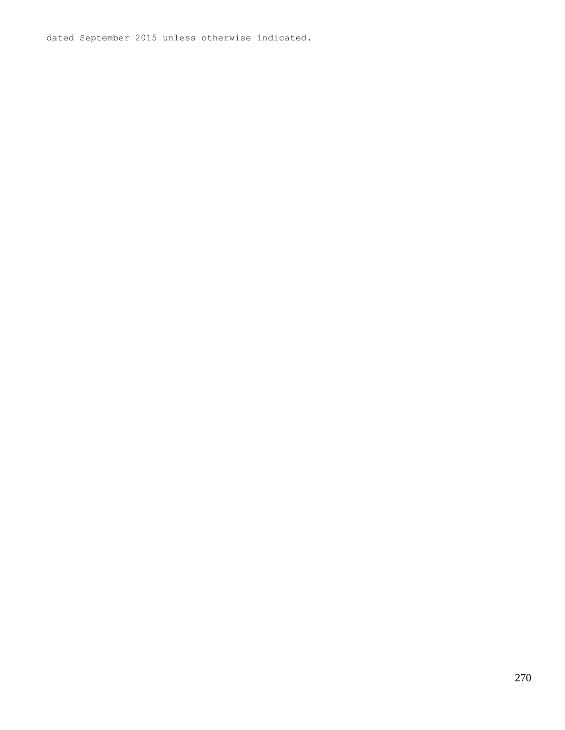dated September 2015 unless otherwise indicated.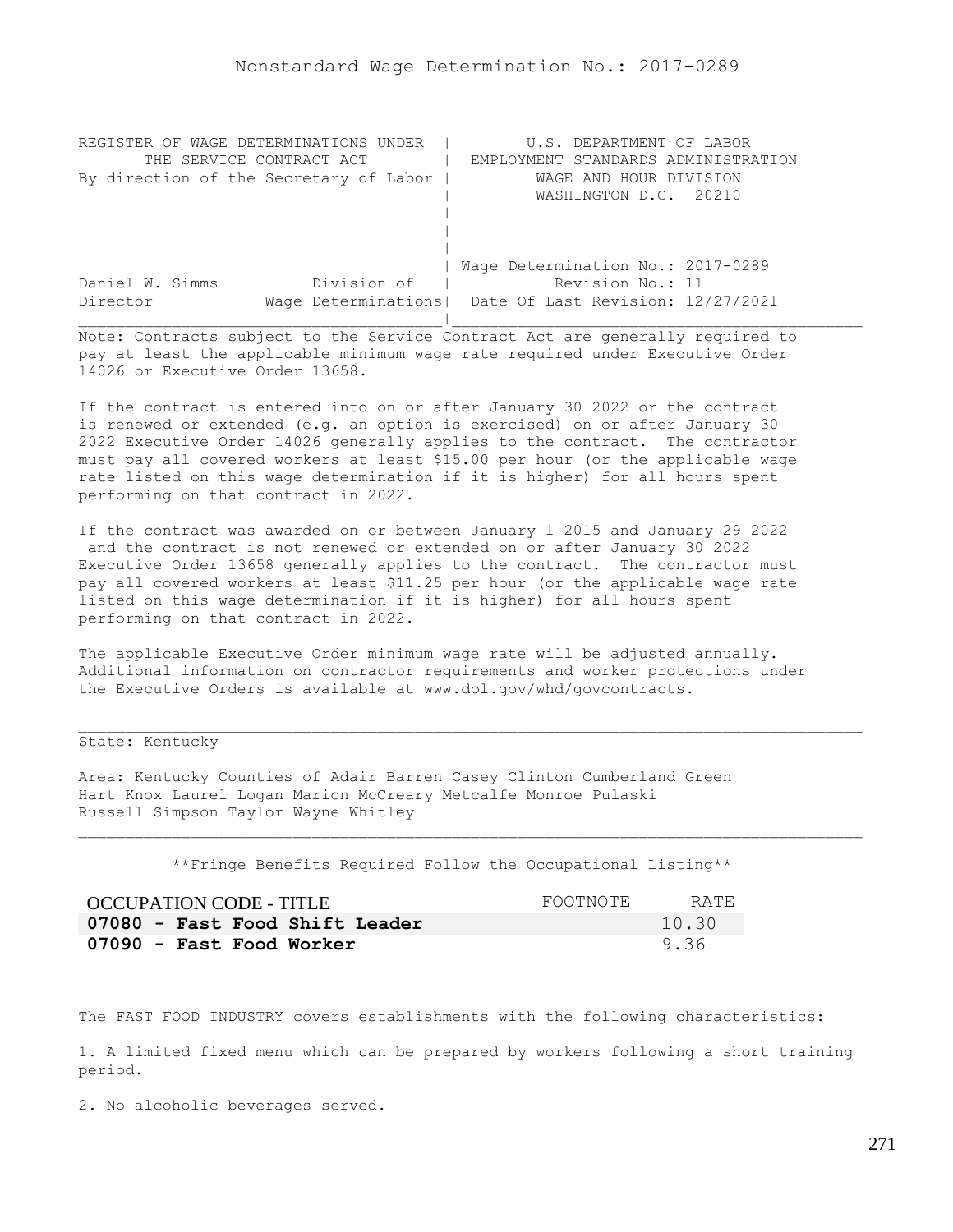# Nonstandard Wage Determination No.: 2017-0289

| REGISTER OF WAGE DETERMINATIONS UNDER THE SERVICE CONTRACT ACT By direction of the Secretary of Labor | U.S. DEPARTMENT OF LABOR EMPLOYMENT STANDARDS ADMINISTRATION WAGE AND HOUR DIVISION WASHINGTON D.C. 20210 |
|---|---|
| Daniel W. Simms Division of Director Wage Determinations | Wage Determination No.: 2017-0289 Revision No.: 11 Date Of Last Revision: 12/27/2021 |

Note: Contracts subject to the Service Contract Act are generally required to pay at least the applicable minimum wage rate required under Executive Order 14026 or Executive Order 13658.

If the contract is entered into on or after January 30 2022 or the contract is renewed or extended (e.g. an option is exercised) on or after January 30 2022 Executive Order 14026 generally applies to the contract. The contractor must pay all covered workers at least $15.00 per hour (or the applicable wage rate listed on this wage determination if it is higher) for all hours spent performing on that contract in 2022.

If the contract was awarded on or between January 1 2015 and January 29 2022 and the contract is not renewed or extended on or after January 30 2022 Executive Order 13658 generally applies to the contract. The contractor must pay all covered workers at least $11.25 per hour (or the applicable wage rate listed on this wage determination if it is higher) for all hours spent performing on that contract in 2022.

The applicable Executive Order minimum wage rate will be adjusted annually. Additional information on contractor requirements and worker protections under the Executive Orders is available at www.dol.gov/whd/govcontracts.

State: Kentucky

Area: Kentucky Counties of Adair Barren Casey Clinton Cumberland Green Hart Knox Laurel Logan Marion McCreary Metcalfe Monroe Pulaski Russell Simpson Taylor Wayne Whitley

**Fringe Benefits Required Follow the Occupational Listing**

| OCCUPATION CODE - TITLE | FOOTNOTE | RATE |
|---|---|---|
| **07080 - Fast Food Shift Leader** | | 10.30 |
| **07090 - Fast Food Worker** | | 9.36 |

The FAST FOOD INDUSTRY covers establishments with the following characteristics:

1. A limited fixed menu which can be prepared by workers following a short training period.

2. No alcoholic beverages served.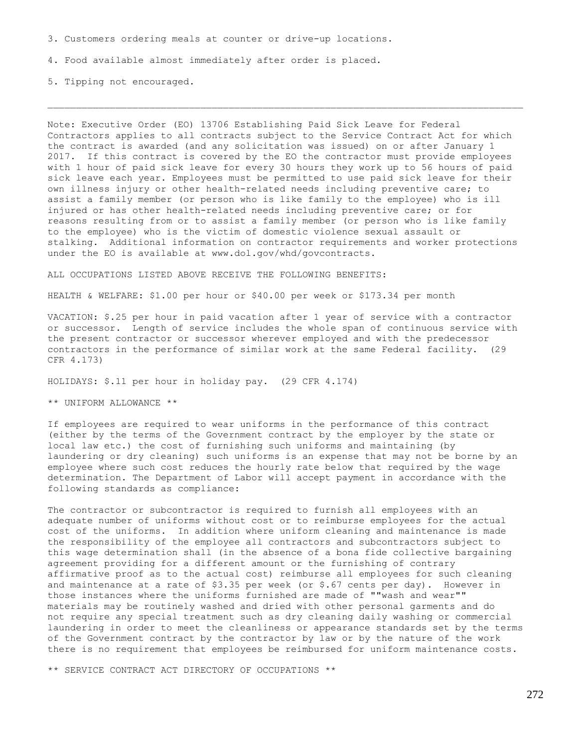3. Customers ordering meals at counter or drive-up locations.

4. Food available almost immediately after order is placed.

5. Tipping not encouraged.

---

Note: Executive Order (EO) 13706 Establishing Paid Sick Leave for Federal Contractors applies to all contracts subject to the Service Contract Act for which the contract is awarded (and any solicitation was issued) on or after January 1 2017. If this contract is covered by the EO the contractor must provide employees with 1 hour of paid sick leave for every 30 hours they work up to 56 hours of paid sick leave each year. Employees must be permitted to use paid sick leave for their own illness injury or other health-related needs including preventive care; to assist a family member (or person who is like family to the employee) who is ill injured or has other health-related needs including preventive care; or for reasons resulting from or to assist a family member (or person who is like family to the employee) who is the victim of domestic violence sexual assault or stalking. Additional information on contractor requirements and worker protections under the EO is available at www.dol.gov/whd/govcontracts.

ALL OCCUPATIONS LISTED ABOVE RECEIVE THE FOLLOWING BENEFITS:

HEALTH & WELFARE: $1.00 per hour or $40.00 per week or $173.34 per month

VACATION: $.25 per hour in paid vacation after 1 year of service with a contractor or successor. Length of service includes the whole span of continuous service with the present contractor or successor wherever employed and with the predecessor contractors in the performance of similar work at the same Federal facility. (29 CFR 4.173)

HOLIDAYS: $.11 per hour in holiday pay. (29 CFR 4.174)

** UNIFORM ALLOWANCE **

If employees are required to wear uniforms in the performance of this contract (either by the terms of the Government contract by the employer by the state or local law etc.) the cost of furnishing such uniforms and maintaining (by laundering or dry cleaning) such uniforms is an expense that may not be borne by an employee where such cost reduces the hourly rate below that required by the wage determination. The Department of Labor will accept payment in accordance with the following standards as compliance:

The contractor or subcontractor is required to furnish all employees with an adequate number of uniforms without cost or to reimburse employees for the actual cost of the uniforms. In addition where uniform cleaning and maintenance is made the responsibility of the employee all contractors and subcontractors subject to this wage determination shall (in the absence of a bona fide collective bargaining agreement providing for a different amount or the furnishing of contrary affirmative proof as to the actual cost) reimburse all employees for such cleaning and maintenance at a rate of $3.35 per week (or $.67 cents per day). However in those instances where the uniforms furnished are made of ""wash and wear"" materials may be routinely washed and dried with other personal garments and do not require any special treatment such as dry cleaning daily washing or commercial laundering in order to meet the cleanliness or appearance standards set by the terms of the Government contract by the contractor by law or by the nature of the work there is no requirement that employees be reimbursed for uniform maintenance costs.

** SERVICE CONTRACT ACT DIRECTORY OF OCCUPATIONS **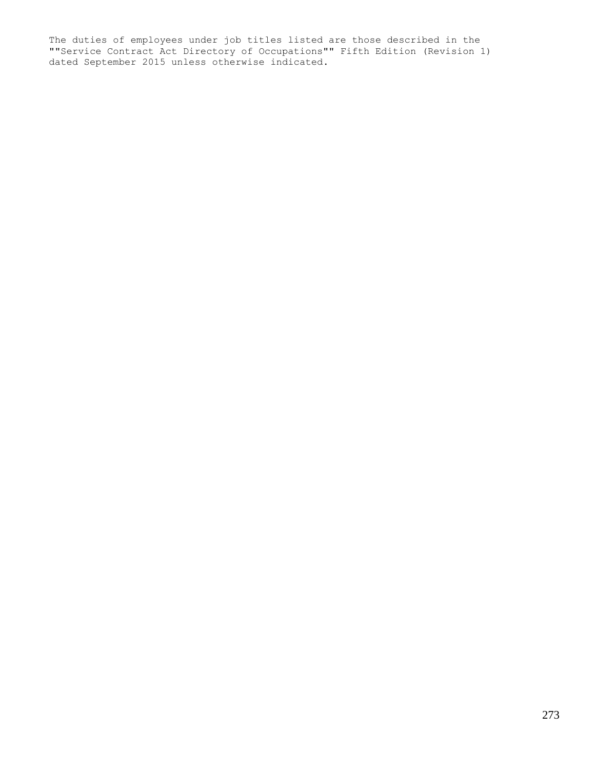The duties of employees under job titles listed are those described in the ""Service Contract Act Directory of Occupations"" Fifth Edition (Revision 1) dated September 2015 unless otherwise indicated.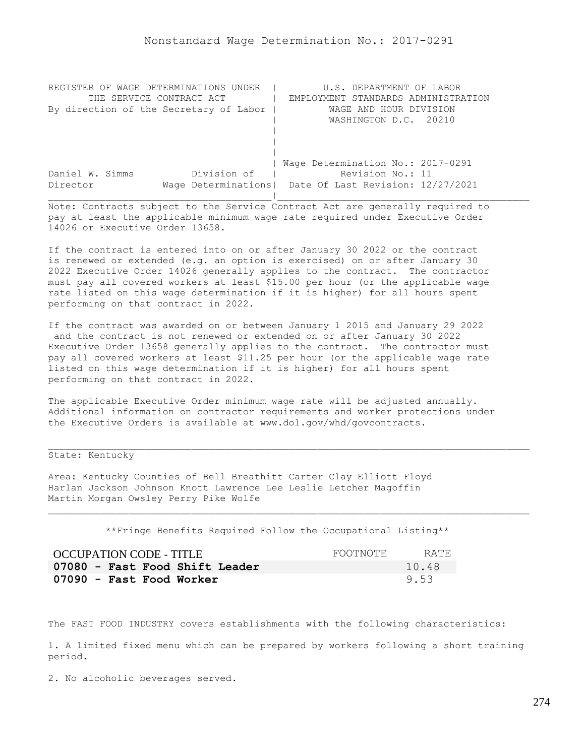# Nonstandard Wage Determination No.: 2017-0291

```
REGISTER OF WAGE DETERMINATIONS UNDER  |         U.S. DEPARTMENT OF LABOR
      THE SERVICE CONTRACT ACT         |  EMPLOYMENT STANDARDS ADMINISTRATION
By direction of the Secretary of Labor |          WAGE AND HOUR DIVISION
                                       |          WASHINGTON D.C.  20210
                                       |
                                       |
                                       |
                                       | Wage Determination No.: 2017-0291
Daniel W. Simms          Division of   |           Revision No.: 11
Director           Wage Determinations|  Date Of Last Revision: 12/27/2021
_______________________________________|____________________________________________
```

Note: Contracts subject to the Service Contract Act are generally required to pay at least the applicable minimum wage rate required under Executive Order 14026 or Executive Order 13658.

If the contract is entered into on or after January 30 2022 or the contract is renewed or extended (e.g. an option is exercised) on or after January 30 2022 Executive Order 14026 generally applies to the contract. The contractor must pay all covered workers at least $15.00 per hour (or the applicable wage rate listed on this wage determination if it is higher) for all hours spent performing on that contract in 2022.

If the contract was awarded on or between January 1 2015 and January 29 2022 and the contract is not renewed or extended on or after January 30 2022 Executive Order 13658 generally applies to the contract. The contractor must pay all covered workers at least $11.25 per hour (or the applicable wage rate listed on this wage determination if it is higher) for all hours spent performing on that contract in 2022.

The applicable Executive Order minimum wage rate will be adjusted annually. Additional information on contractor requirements and worker protections under the Executive Orders is available at www.dol.gov/whd/govcontracts.

---

State: Kentucky

Area: Kentucky Counties of Bell Breathitt Carter Clay Elliott Floyd Harlan Jackson Johnson Knott Lawrence Lee Leslie Letcher Magoffin Martin Morgan Owsley Perry Pike Wolfe

---

**Fringe Benefits Required Follow the Occupational Listing**

| OCCUPATION CODE - TITLE | FOOTNOTE | RATE |
|---|---|---|
| **07080 - Fast Food Shift Leader** | | 10.48 |
| **07090 - Fast Food Worker** | | 9.53 |

The FAST FOOD INDUSTRY covers establishments with the following characteristics:

1. A limited fixed menu which can be prepared by workers following a short training period.

2. No alcoholic beverages served.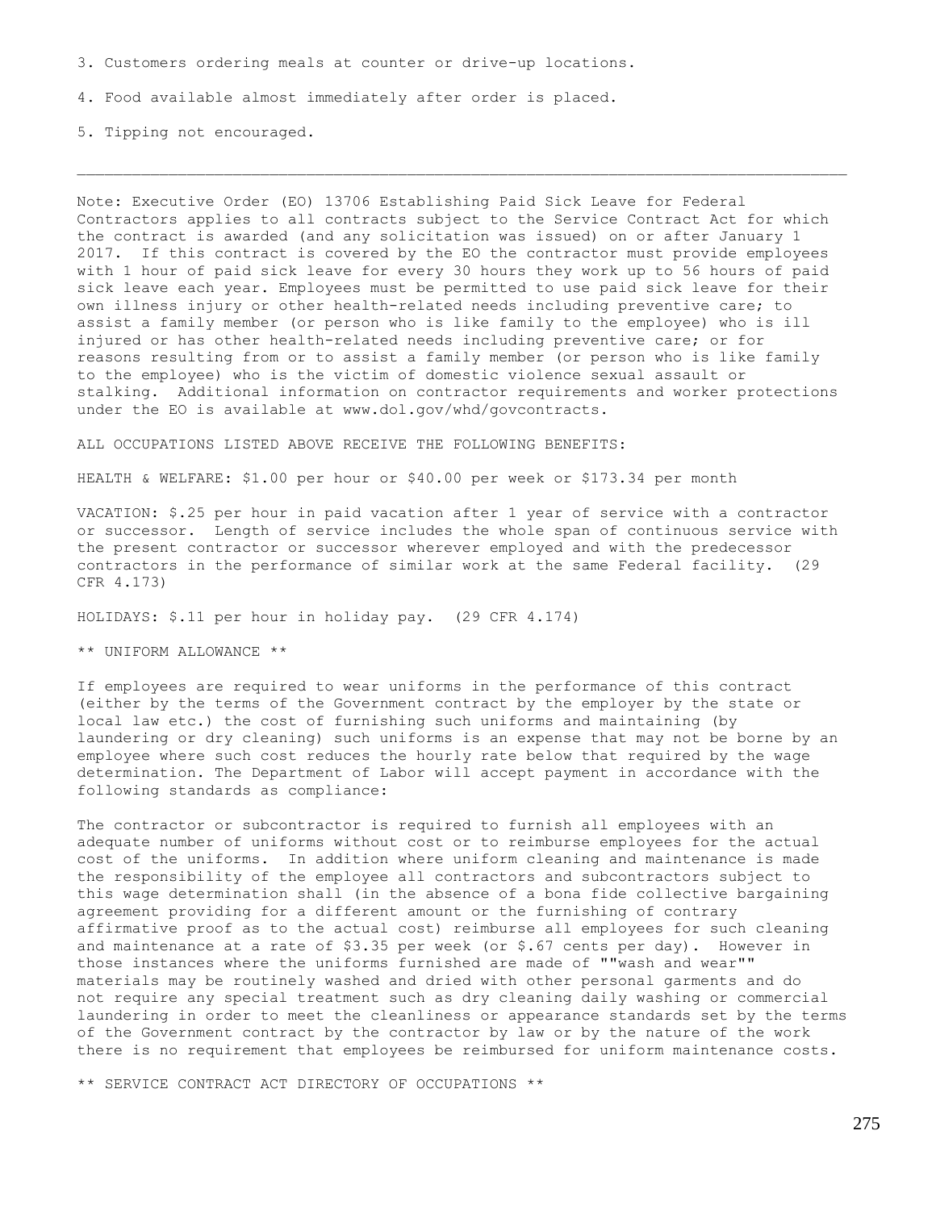3. Customers ordering meals at counter or drive-up locations.

4. Food available almost immediately after order is placed.

5. Tipping not encouraged.

---

Note: Executive Order (EO) 13706 Establishing Paid Sick Leave for Federal Contractors applies to all contracts subject to the Service Contract Act for which the contract is awarded (and any solicitation was issued) on or after January 1 2017. If this contract is covered by the EO the contractor must provide employees with 1 hour of paid sick leave for every 30 hours they work up to 56 hours of paid sick leave each year. Employees must be permitted to use paid sick leave for their own illness injury or other health-related needs including preventive care; to assist a family member (or person who is like family to the employee) who is ill injured or has other health-related needs including preventive care; or for reasons resulting from or to assist a family member (or person who is like family to the employee) who is the victim of domestic violence sexual assault or stalking. Additional information on contractor requirements and worker protections under the EO is available at www.dol.gov/whd/govcontracts.

ALL OCCUPATIONS LISTED ABOVE RECEIVE THE FOLLOWING BENEFITS:

HEALTH & WELFARE: $1.00 per hour or $40.00 per week or $173.34 per month

VACATION: $.25 per hour in paid vacation after 1 year of service with a contractor or successor. Length of service includes the whole span of continuous service with the present contractor or successor wherever employed and with the predecessor contractors in the performance of similar work at the same Federal facility. (29 CFR 4.173)

HOLIDAYS: $.11 per hour in holiday pay. (29 CFR 4.174)

** UNIFORM ALLOWANCE **

If employees are required to wear uniforms in the performance of this contract (either by the terms of the Government contract by the employer by the state or local law etc.) the cost of furnishing such uniforms and maintaining (by laundering or dry cleaning) such uniforms is an expense that may not be borne by an employee where such cost reduces the hourly rate below that required by the wage determination. The Department of Labor will accept payment in accordance with the following standards as compliance:

The contractor or subcontractor is required to furnish all employees with an adequate number of uniforms without cost or to reimburse employees for the actual cost of the uniforms. In addition where uniform cleaning and maintenance is made the responsibility of the employee all contractors and subcontractors subject to this wage determination shall (in the absence of a bona fide collective bargaining agreement providing for a different amount or the furnishing of contrary affirmative proof as to the actual cost) reimburse all employees for such cleaning and maintenance at a rate of $3.35 per week (or $.67 cents per day). However in those instances where the uniforms furnished are made of ""wash and wear"" materials may be routinely washed and dried with other personal garments and do not require any special treatment such as dry cleaning daily washing or commercial laundering in order to meet the cleanliness or appearance standards set by the terms of the Government contract by the contractor by law or by the nature of the work there is no requirement that employees be reimbursed for uniform maintenance costs.

** SERVICE CONTRACT ACT DIRECTORY OF OCCUPATIONS **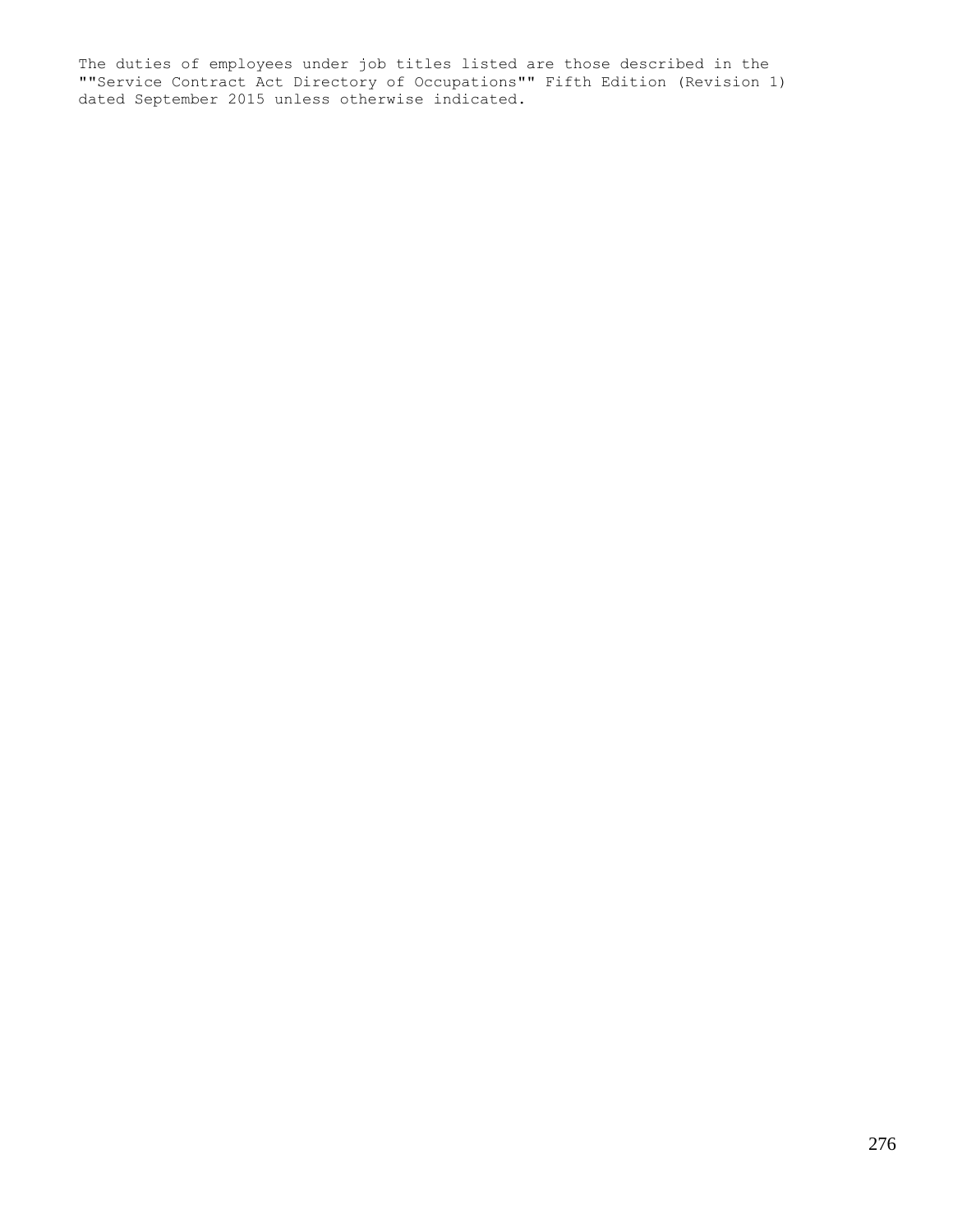The duties of employees under job titles listed are those described in the ""Service Contract Act Directory of Occupations"" Fifth Edition (Revision 1) dated September 2015 unless otherwise indicated.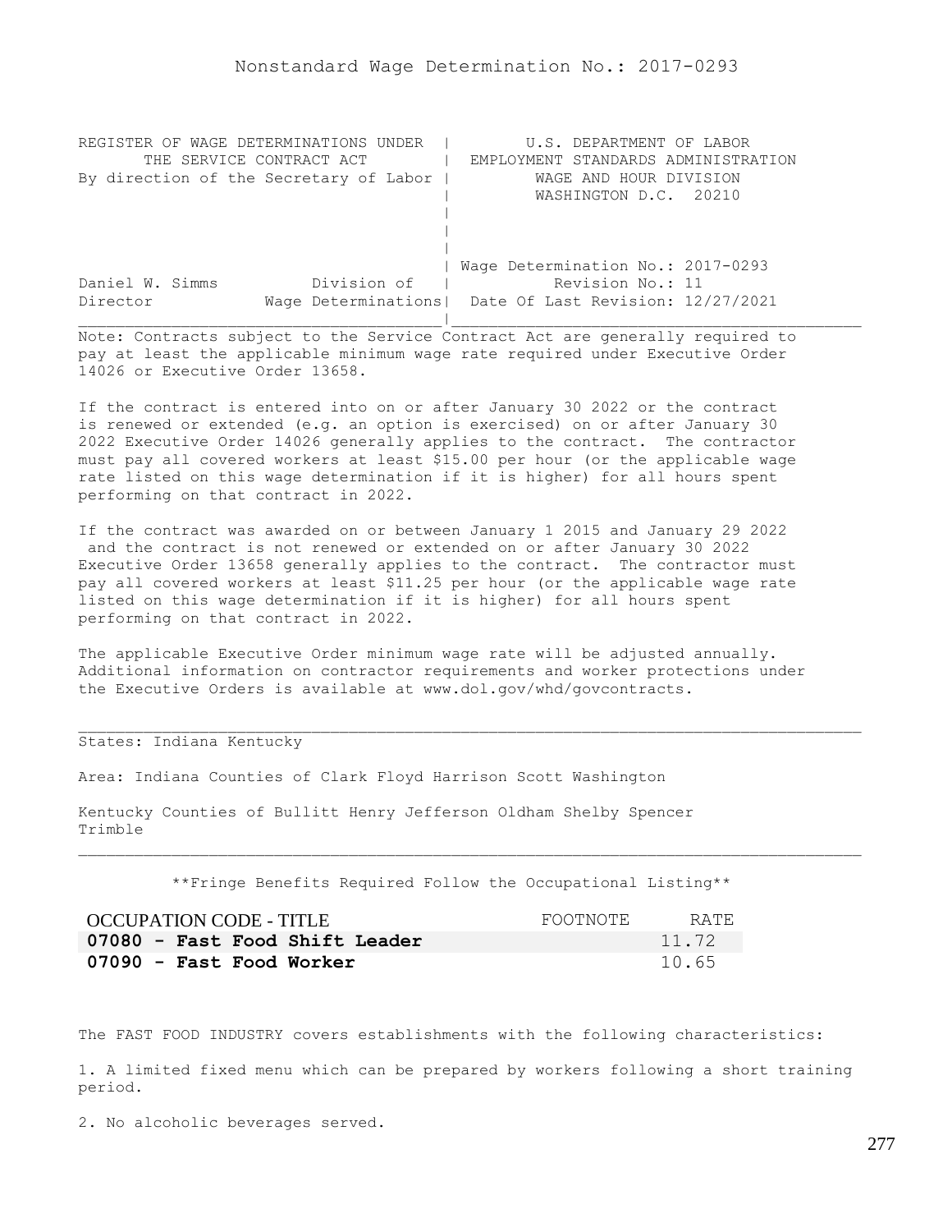# Nonstandard Wage Determination No.: 2017-0293

| REGISTER OF WAGE DETERMINATIONS UNDER THE SERVICE CONTRACT ACT By direction of the Secretary of Labor | U.S. DEPARTMENT OF LABOR EMPLOYMENT STANDARDS ADMINISTRATION WAGE AND HOUR DIVISION WASHINGTON D.C. 20210 |
|---|---|
| Daniel W. Simms, Director — Division of Wage Determinations | Wage Determination No.: 2017-0293 Revision No.: 11 Date Of Last Revision: 12/27/2021 |

Note: Contracts subject to the Service Contract Act are generally required to pay at least the applicable minimum wage rate required under Executive Order 14026 or Executive Order 13658.

If the contract is entered into on or after January 30 2022 or the contract is renewed or extended (e.g. an option is exercised) on or after January 30 2022 Executive Order 14026 generally applies to the contract. The contractor must pay all covered workers at least $15.00 per hour (or the applicable wage rate listed on this wage determination if it is higher) for all hours spent performing on that contract in 2022.

If the contract was awarded on or between January 1 2015 and January 29 2022 and the contract is not renewed or extended on or after January 30 2022 Executive Order 13658 generally applies to the contract. The contractor must pay all covered workers at least $11.25 per hour (or the applicable wage rate listed on this wage determination if it is higher) for all hours spent performing on that contract in 2022.

The applicable Executive Order minimum wage rate will be adjusted annually. Additional information on contractor requirements and worker protections under the Executive Orders is available at www.dol.gov/whd/govcontracts.

States: Indiana Kentucky

Area: Indiana Counties of Clark Floyd Harrison Scott Washington

Kentucky Counties of Bullitt Henry Jefferson Oldham Shelby Spencer Trimble

**Fringe Benefits Required Follow the Occupational Listing**

| OCCUPATION CODE - TITLE | FOOTNOTE | RATE |
|---|---|---|
| **07080 - Fast Food Shift Leader** | | 11.72 |
| **07090 - Fast Food Worker** | | 10.65 |

The FAST FOOD INDUSTRY covers establishments with the following characteristics:

1. A limited fixed menu which can be prepared by workers following a short training period.

2. No alcoholic beverages served.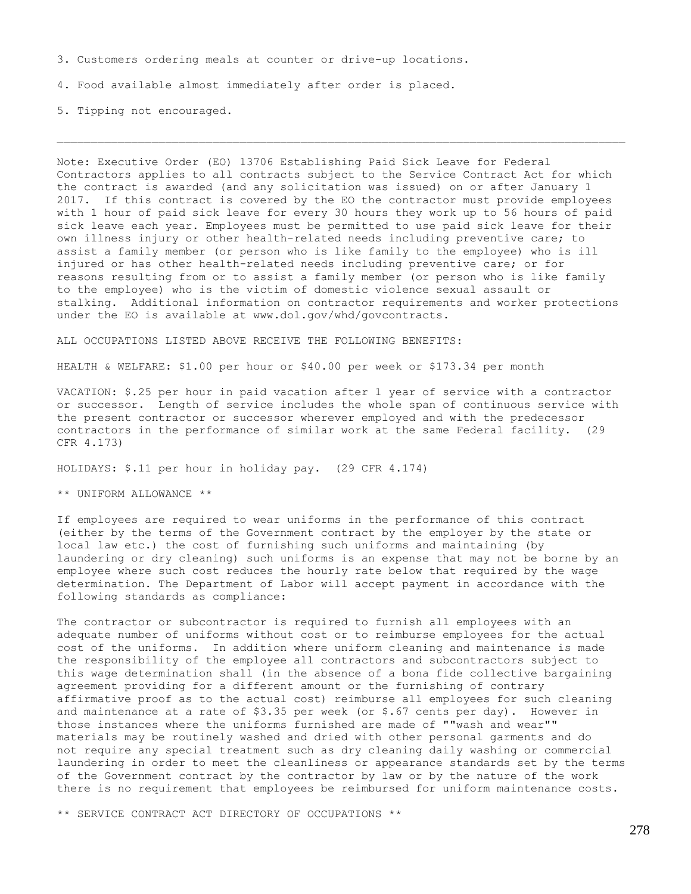3. Customers ordering meals at counter or drive-up locations.

4. Food available almost immediately after order is placed.

5. Tipping not encouraged.

---

Note: Executive Order (EO) 13706 Establishing Paid Sick Leave for Federal Contractors applies to all contracts subject to the Service Contract Act for which the contract is awarded (and any solicitation was issued) on or after January 1 2017. If this contract is covered by the EO the contractor must provide employees with 1 hour of paid sick leave for every 30 hours they work up to 56 hours of paid sick leave each year. Employees must be permitted to use paid sick leave for their own illness injury or other health-related needs including preventive care; to assist a family member (or person who is like family to the employee) who is ill injured or has other health-related needs including preventive care; or for reasons resulting from or to assist a family member (or person who is like family to the employee) who is the victim of domestic violence sexual assault or stalking. Additional information on contractor requirements and worker protections under the EO is available at www.dol.gov/whd/govcontracts.

ALL OCCUPATIONS LISTED ABOVE RECEIVE THE FOLLOWING BENEFITS:

HEALTH & WELFARE: $1.00 per hour or $40.00 per week or $173.34 per month

VACATION: $.25 per hour in paid vacation after 1 year of service with a contractor or successor. Length of service includes the whole span of continuous service with the present contractor or successor wherever employed and with the predecessor contractors in the performance of similar work at the same Federal facility. (29 CFR 4.173)

HOLIDAYS: $.11 per hour in holiday pay. (29 CFR 4.174)

** UNIFORM ALLOWANCE **

If employees are required to wear uniforms in the performance of this contract (either by the terms of the Government contract by the employer by the state or local law etc.) the cost of furnishing such uniforms and maintaining (by laundering or dry cleaning) such uniforms is an expense that may not be borne by an employee where such cost reduces the hourly rate below that required by the wage determination. The Department of Labor will accept payment in accordance with the following standards as compliance:

The contractor or subcontractor is required to furnish all employees with an adequate number of uniforms without cost or to reimburse employees for the actual cost of the uniforms. In addition where uniform cleaning and maintenance is made the responsibility of the employee all contractors and subcontractors subject to this wage determination shall (in the absence of a bona fide collective bargaining agreement providing for a different amount or the furnishing of contrary affirmative proof as to the actual cost) reimburse all employees for such cleaning and maintenance at a rate of $3.35 per week (or $.67 cents per day). However in those instances where the uniforms furnished are made of ""wash and wear"" materials may be routinely washed and dried with other personal garments and do not require any special treatment such as dry cleaning daily washing or commercial laundering in order to meet the cleanliness or appearance standards set by the terms of the Government contract by the contractor by law or by the nature of the work there is no requirement that employees be reimbursed for uniform maintenance costs.

** SERVICE CONTRACT ACT DIRECTORY OF OCCUPATIONS **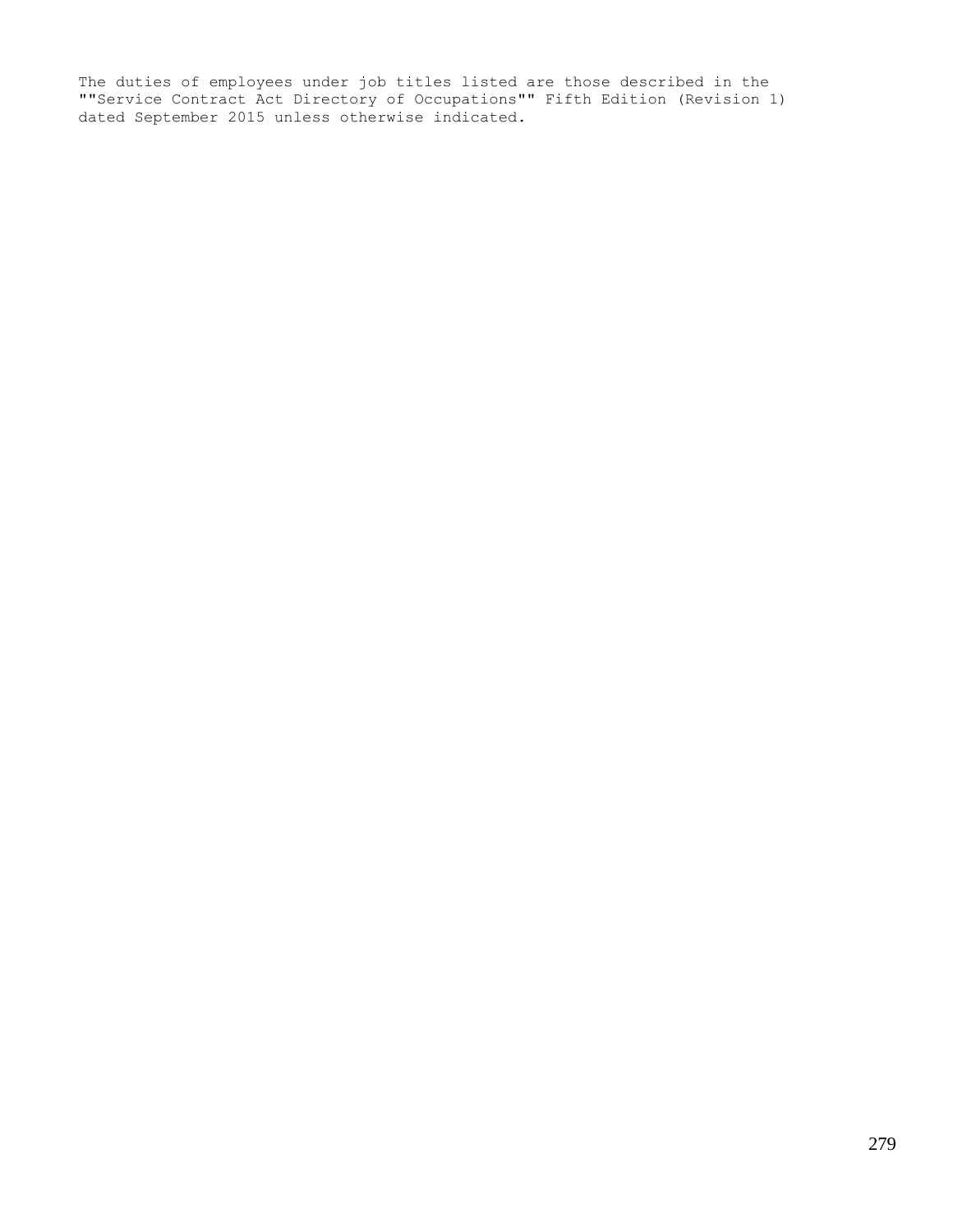The duties of employees under job titles listed are those described in the ""Service Contract Act Directory of Occupations"" Fifth Edition (Revision 1) dated September 2015 unless otherwise indicated.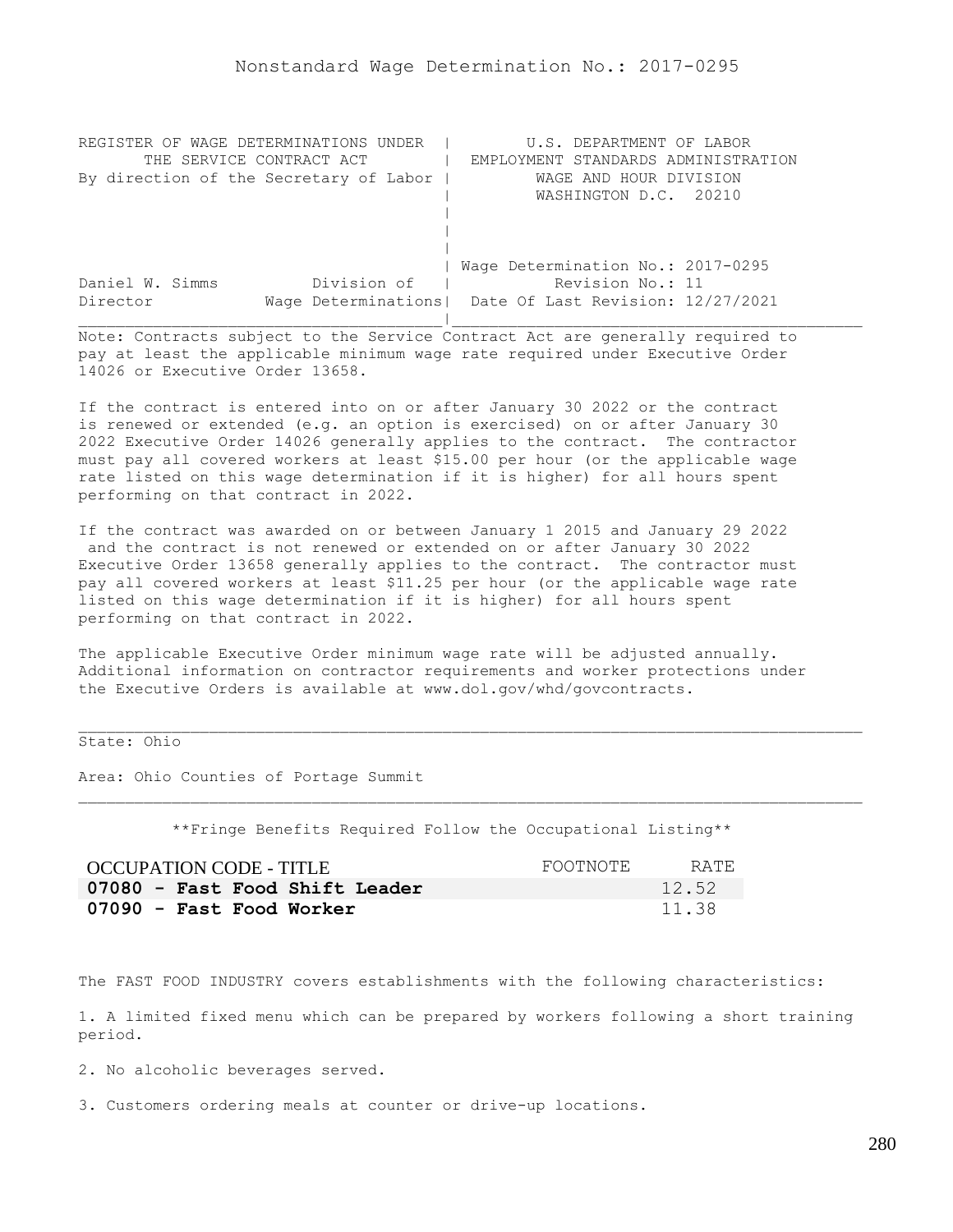Nonstandard Wage Determination No.: 2017-0295

```
REGISTER OF WAGE DETERMINATIONS UNDER  |        U.S. DEPARTMENT OF LABOR
      THE SERVICE CONTRACT ACT         |  EMPLOYMENT STANDARDS ADMINISTRATION
By direction of the Secretary of Labor |         WAGE AND HOUR DIVISION
                                       |         WASHINGTON D.C.  20210
                                       |
                                       |
                                       |
                                       | Wage Determination No.: 2017-0295
Daniel W. Simms          Division of   |          Revision No.: 11
Director            Wage Determinations|  Date Of Last Revision: 12/27/2021
_______________________________________|_____________________________________
```

Note: Contracts subject to the Service Contract Act are generally required to pay at least the applicable minimum wage rate required under Executive Order 14026 or Executive Order 13658.

If the contract is entered into on or after January 30 2022 or the contract is renewed or extended (e.g. an option is exercised) on or after January 30 2022 Executive Order 14026 generally applies to the contract. The contractor must pay all covered workers at least $15.00 per hour (or the applicable wage rate listed on this wage determination if it is higher) for all hours spent performing on that contract in 2022.

If the contract was awarded on or between January 1 2015 and January 29 2022 and the contract is not renewed or extended on or after January 30 2022 Executive Order 13658 generally applies to the contract. The contractor must pay all covered workers at least $11.25 per hour (or the applicable wage rate listed on this wage determination if it is higher) for all hours spent performing on that contract in 2022.

The applicable Executive Order minimum wage rate will be adjusted annually. Additional information on contractor requirements and worker protections under the Executive Orders is available at www.dol.gov/whd/govcontracts.

---

State: Ohio

Area: Ohio Counties of Portage Summit

---

**Fringe Benefits Required Follow the Occupational Listing**

| OCCUPATION CODE - TITLE | FOOTNOTE | RATE |
|---|---|---|
| **07080 - Fast Food Shift Leader** | | 12.52 |
| **07090 - Fast Food Worker** | | 11.38 |

The FAST FOOD INDUSTRY covers establishments with the following characteristics:

1. A limited fixed menu which can be prepared by workers following a short training period.

2. No alcoholic beverages served.

3. Customers ordering meals at counter or drive-up locations.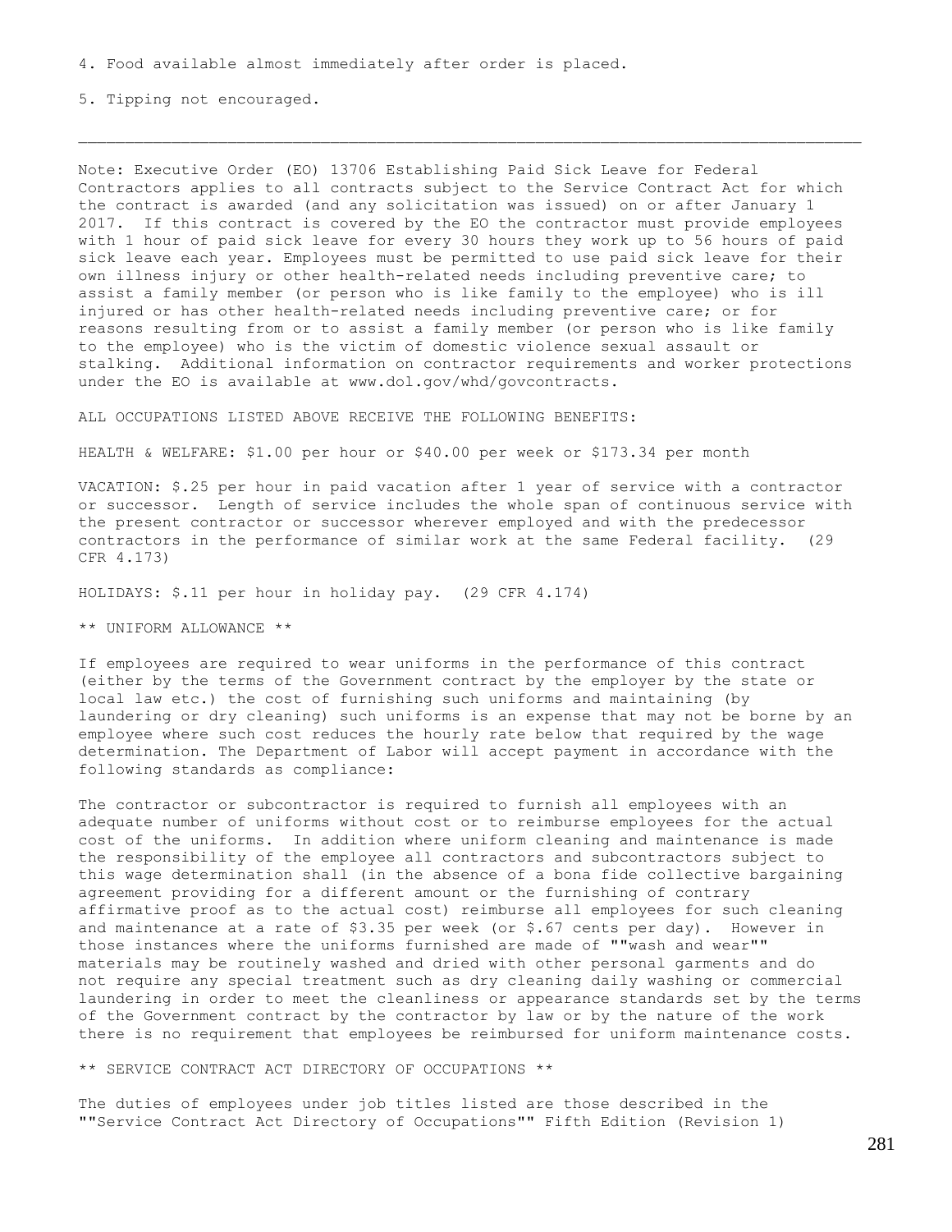4. Food available almost immediately after order is placed.

5. Tipping not encouraged.

---

Note: Executive Order (EO) 13706 Establishing Paid Sick Leave for Federal Contractors applies to all contracts subject to the Service Contract Act for which the contract is awarded (and any solicitation was issued) on or after January 1 2017. If this contract is covered by the EO the contractor must provide employees with 1 hour of paid sick leave for every 30 hours they work up to 56 hours of paid sick leave each year. Employees must be permitted to use paid sick leave for their own illness injury or other health-related needs including preventive care; to assist a family member (or person who is like family to the employee) who is ill injured or has other health-related needs including preventive care; or for reasons resulting from or to assist a family member (or person who is like family to the employee) who is the victim of domestic violence sexual assault or stalking. Additional information on contractor requirements and worker protections under the EO is available at www.dol.gov/whd/govcontracts.

ALL OCCUPATIONS LISTED ABOVE RECEIVE THE FOLLOWING BENEFITS:

HEALTH & WELFARE: $1.00 per hour or $40.00 per week or $173.34 per month

VACATION: $.25 per hour in paid vacation after 1 year of service with a contractor or successor. Length of service includes the whole span of continuous service with the present contractor or successor wherever employed and with the predecessor contractors in the performance of similar work at the same Federal facility. (29 CFR 4.173)

HOLIDAYS: $.11 per hour in holiday pay. (29 CFR 4.174)

** UNIFORM ALLOWANCE **

If employees are required to wear uniforms in the performance of this contract (either by the terms of the Government contract by the employer by the state or local law etc.) the cost of furnishing such uniforms and maintaining (by laundering or dry cleaning) such uniforms is an expense that may not be borne by an employee where such cost reduces the hourly rate below that required by the wage determination. The Department of Labor will accept payment in accordance with the following standards as compliance:

The contractor or subcontractor is required to furnish all employees with an adequate number of uniforms without cost or to reimburse employees for the actual cost of the uniforms. In addition where uniform cleaning and maintenance is made the responsibility of the employee all contractors and subcontractors subject to this wage determination shall (in the absence of a bona fide collective bargaining agreement providing for a different amount or the furnishing of contrary affirmative proof as to the actual cost) reimburse all employees for such cleaning and maintenance at a rate of $3.35 per week (or $.67 cents per day). However in those instances where the uniforms furnished are made of ""wash and wear"" materials may be routinely washed and dried with other personal garments and do not require any special treatment such as dry cleaning daily washing or commercial laundering in order to meet the cleanliness or appearance standards set by the terms of the Government contract by the contractor by law or by the nature of the work there is no requirement that employees be reimbursed for uniform maintenance costs.

** SERVICE CONTRACT ACT DIRECTORY OF OCCUPATIONS **

The duties of employees under job titles listed are those described in the ""Service Contract Act Directory of Occupations"" Fifth Edition (Revision 1)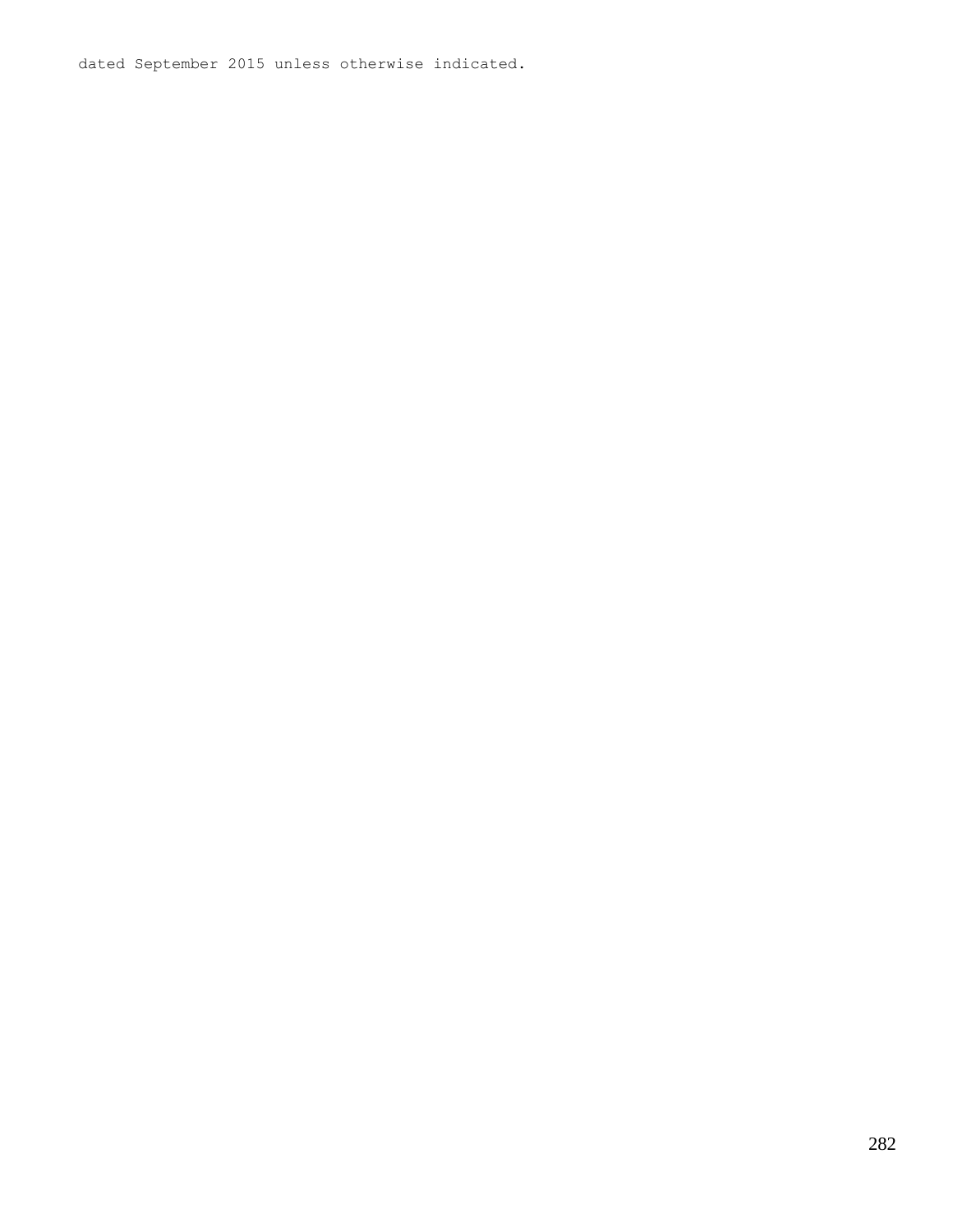dated September 2015 unless otherwise indicated.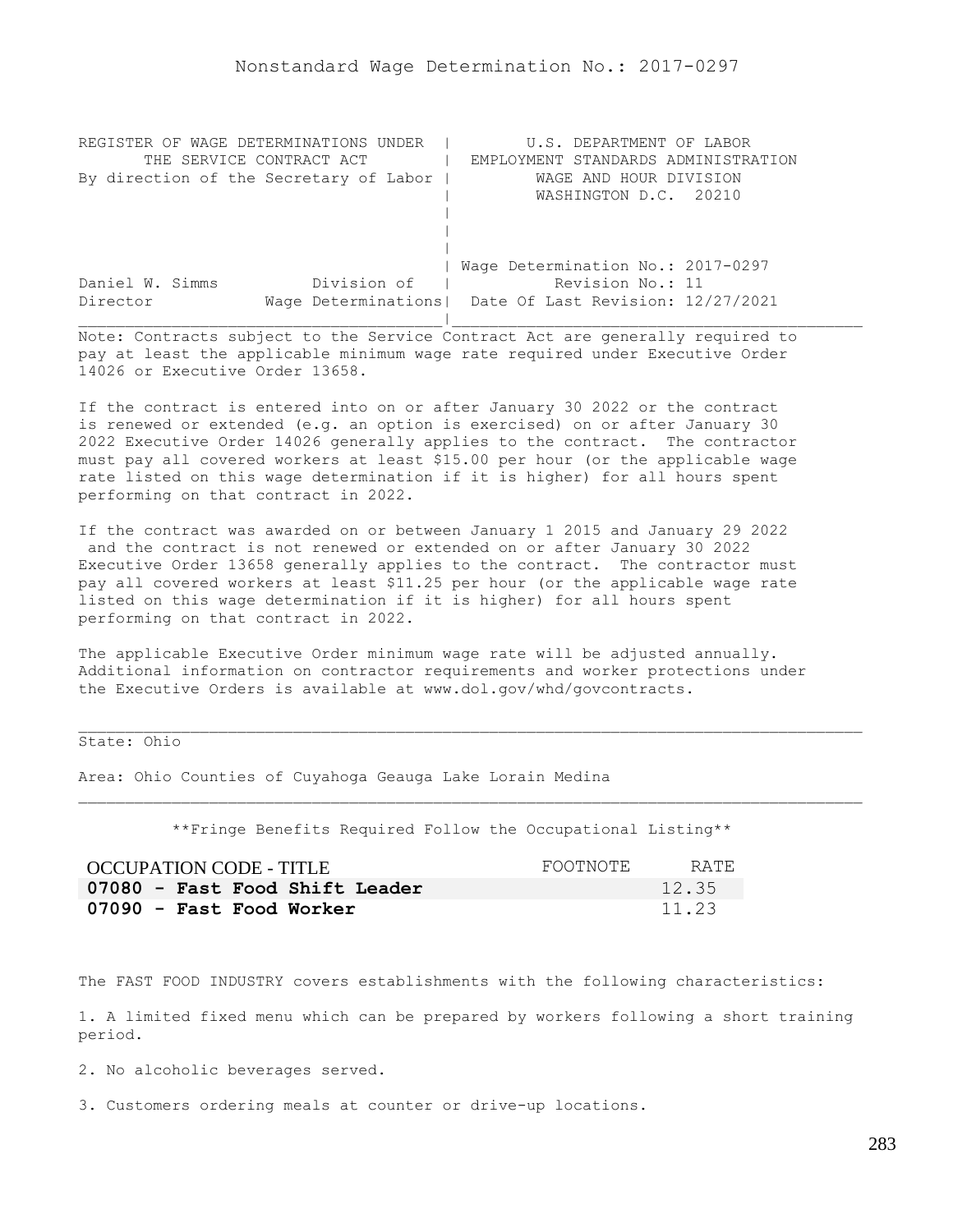# Nonstandard Wage Determination No.: 2017-0297

```
REGISTER OF WAGE DETERMINATIONS UNDER  |         U.S. DEPARTMENT OF LABOR
       THE SERVICE CONTRACT ACT        |  EMPLOYMENT STANDARDS ADMINISTRATION
By direction of the Secretary of Labor |          WAGE AND HOUR DIVISION
                                       |          WASHINGTON D.C.  20210
                                       |
                                       |
                                       |
                                       | Wage Determination No.: 2017-0297
Daniel W. Simms          Division of   |           Revision No.: 11
Director            Wage Determinations|  Date Of Last Revision: 12/27/2021
_______________________________________|____________________________________________
```

Note: Contracts subject to the Service Contract Act are generally required to pay at least the applicable minimum wage rate required under Executive Order 14026 or Executive Order 13658.

If the contract is entered into on or after January 30 2022 or the contract is renewed or extended (e.g. an option is exercised) on or after January 30 2022 Executive Order 14026 generally applies to the contract. The contractor must pay all covered workers at least $15.00 per hour (or the applicable wage rate listed on this wage determination if it is higher) for all hours spent performing on that contract in 2022.

If the contract was awarded on or between January 1 2015 and January 29 2022 and the contract is not renewed or extended on or after January 30 2022 Executive Order 13658 generally applies to the contract. The contractor must pay all covered workers at least $11.25 per hour (or the applicable wage rate listed on this wage determination if it is higher) for all hours spent performing on that contract in 2022.

The applicable Executive Order minimum wage rate will be adjusted annually. Additional information on contractor requirements and worker protections under the Executive Orders is available at www.dol.gov/whd/govcontracts.

---

State: Ohio

Area: Ohio Counties of Cuyahoga Geauga Lake Lorain Medina

---

**Fringe Benefits Required Follow the Occupational Listing**

| OCCUPATION CODE - TITLE | FOOTNOTE | RATE |
|---|---|---|
| **07080 - Fast Food Shift Leader** | | 12.35 |
| **07090 - Fast Food Worker** | | 11.23 |

The FAST FOOD INDUSTRY covers establishments with the following characteristics:

1. A limited fixed menu which can be prepared by workers following a short training period.

2. No alcoholic beverages served.

3. Customers ordering meals at counter or drive-up locations.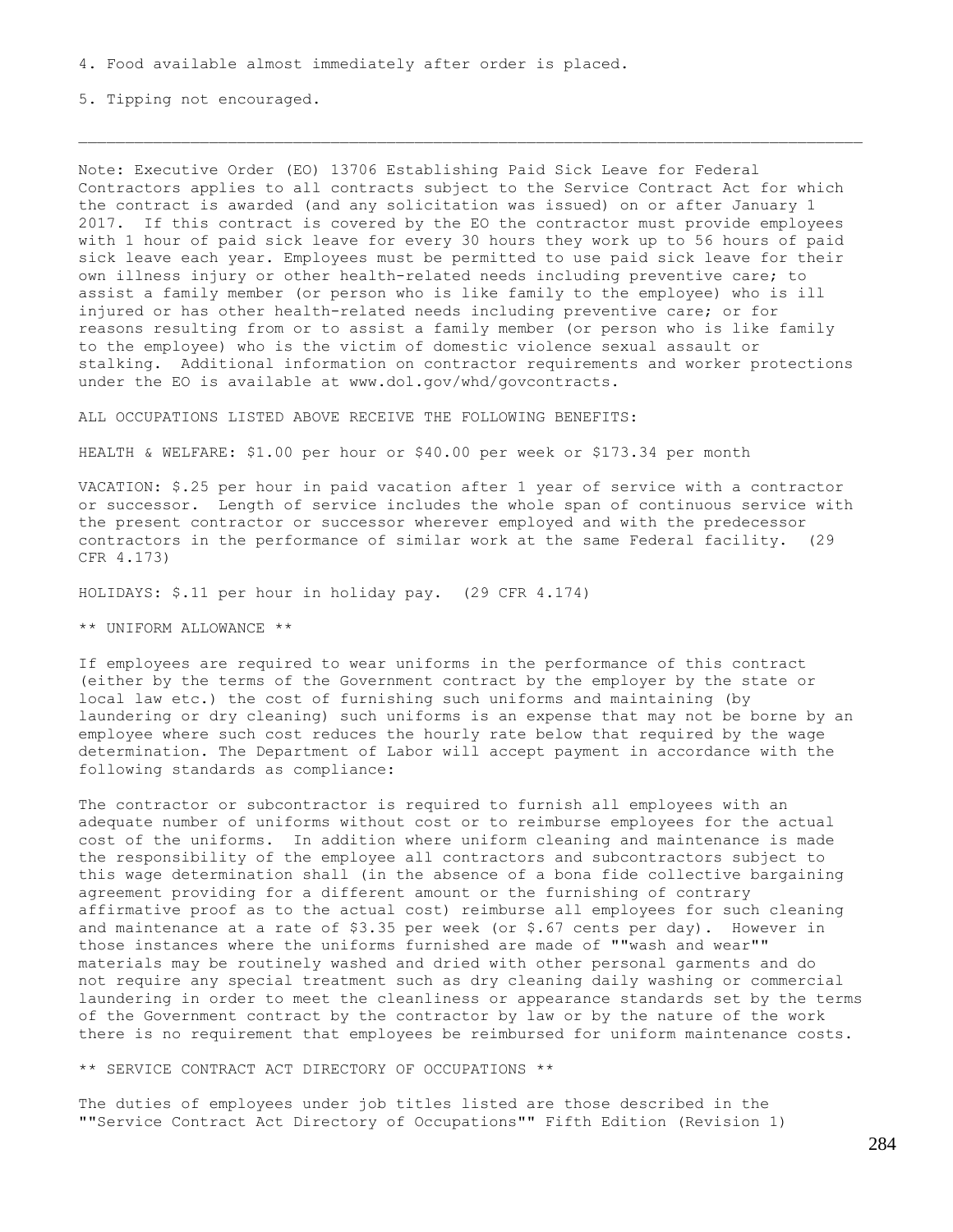4. Food available almost immediately after order is placed.

5. Tipping not encouraged.

---

Note: Executive Order (EO) 13706 Establishing Paid Sick Leave for Federal Contractors applies to all contracts subject to the Service Contract Act for which the contract is awarded (and any solicitation was issued) on or after January 1 2017. If this contract is covered by the EO the contractor must provide employees with 1 hour of paid sick leave for every 30 hours they work up to 56 hours of paid sick leave each year. Employees must be permitted to use paid sick leave for their own illness injury or other health-related needs including preventive care; to assist a family member (or person who is like family to the employee) who is ill injured or has other health-related needs including preventive care; or for reasons resulting from or to assist a family member (or person who is like family to the employee) who is the victim of domestic violence sexual assault or stalking. Additional information on contractor requirements and worker protections under the EO is available at www.dol.gov/whd/govcontracts.

ALL OCCUPATIONS LISTED ABOVE RECEIVE THE FOLLOWING BENEFITS:

HEALTH & WELFARE: $1.00 per hour or $40.00 per week or $173.34 per month

VACATION: $.25 per hour in paid vacation after 1 year of service with a contractor or successor. Length of service includes the whole span of continuous service with the present contractor or successor wherever employed and with the predecessor contractors in the performance of similar work at the same Federal facility. (29 CFR 4.173)

HOLIDAYS: $.11 per hour in holiday pay. (29 CFR 4.174)

** UNIFORM ALLOWANCE **

If employees are required to wear uniforms in the performance of this contract (either by the terms of the Government contract by the employer by the state or local law etc.) the cost of furnishing such uniforms and maintaining (by laundering or dry cleaning) such uniforms is an expense that may not be borne by an employee where such cost reduces the hourly rate below that required by the wage determination. The Department of Labor will accept payment in accordance with the following standards as compliance:

The contractor or subcontractor is required to furnish all employees with an adequate number of uniforms without cost or to reimburse employees for the actual cost of the uniforms. In addition where uniform cleaning and maintenance is made the responsibility of the employee all contractors and subcontractors subject to this wage determination shall (in the absence of a bona fide collective bargaining agreement providing for a different amount or the furnishing of contrary affirmative proof as to the actual cost) reimburse all employees for such cleaning and maintenance at a rate of $3.35 per week (or $.67 cents per day). However in those instances where the uniforms furnished are made of ""wash and wear"" materials may be routinely washed and dried with other personal garments and do not require any special treatment such as dry cleaning daily washing or commercial laundering in order to meet the cleanliness or appearance standards set by the terms of the Government contract by the contractor by law or by the nature of the work there is no requirement that employees be reimbursed for uniform maintenance costs.

** SERVICE CONTRACT ACT DIRECTORY OF OCCUPATIONS **

The duties of employees under job titles listed are those described in the ""Service Contract Act Directory of Occupations"" Fifth Edition (Revision 1)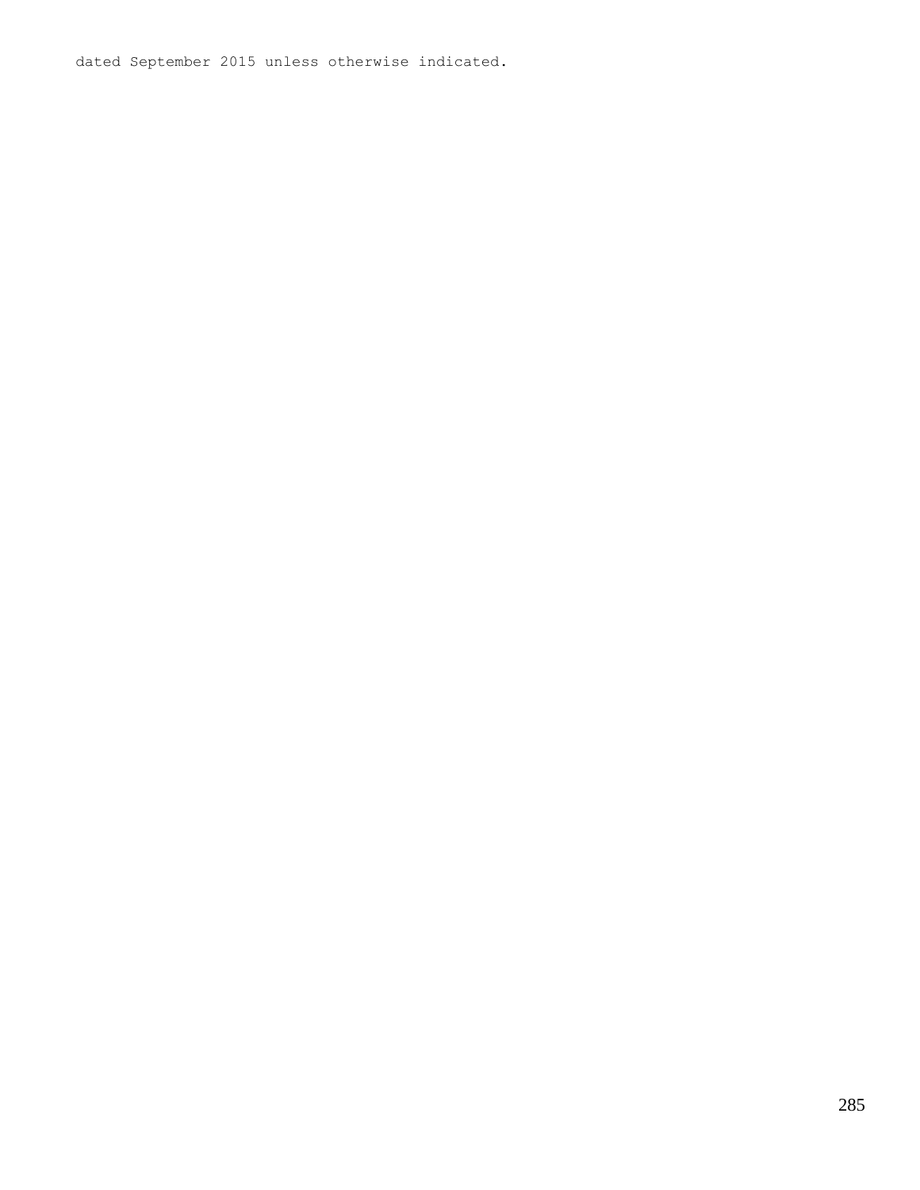dated September 2015 unless otherwise indicated.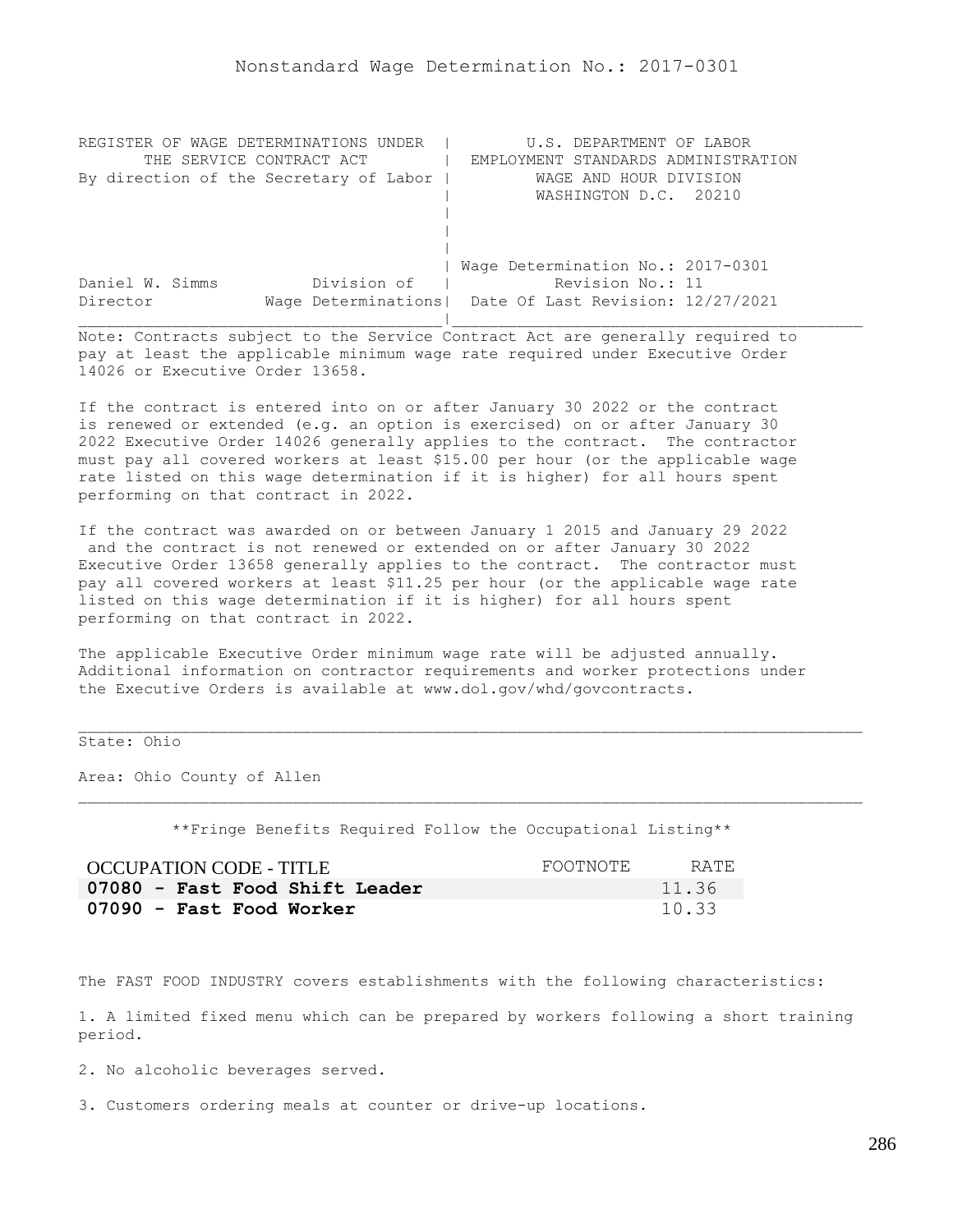Nonstandard Wage Determination No.: 2017-0301

```
REGISTER OF WAGE DETERMINATIONS UNDER  |         U.S. DEPARTMENT OF LABOR
       THE SERVICE CONTRACT ACT        |  EMPLOYMENT STANDARDS ADMINISTRATION
By direction of the Secretary of Labor |          WAGE AND HOUR DIVISION
                                       |          WASHINGTON D.C.  20210
                                       |
                                       |
                                       |
                                       | Wage Determination No.: 2017-0301
Daniel W. Simms          Division of   |           Revision No.: 11
Director           Wage Determinations|  Date Of Last Revision: 12/27/2021
_______________________________________|____________________________________________
```

Note: Contracts subject to the Service Contract Act are generally required to pay at least the applicable minimum wage rate required under Executive Order 14026 or Executive Order 13658.

If the contract is entered into on or after January 30 2022 or the contract is renewed or extended (e.g. an option is exercised) on or after January 30 2022 Executive Order 14026 generally applies to the contract. The contractor must pay all covered workers at least $15.00 per hour (or the applicable wage rate listed on this wage determination if it is higher) for all hours spent performing on that contract in 2022.

If the contract was awarded on or between January 1 2015 and January 29 2022 and the contract is not renewed or extended on or after January 30 2022 Executive Order 13658 generally applies to the contract. The contractor must pay all covered workers at least $11.25 per hour (or the applicable wage rate listed on this wage determination if it is higher) for all hours spent performing on that contract in 2022.

The applicable Executive Order minimum wage rate will be adjusted annually. Additional information on contractor requirements and worker protections under the Executive Orders is available at www.dol.gov/whd/govcontracts.

State: Ohio

Area: Ohio County of Allen

\*\*Fringe Benefits Required Follow the Occupational Listing\*\*

| OCCUPATION CODE - TITLE | FOOTNOTE | RATE |
|---|---|---|
| **07080 - Fast Food Shift Leader** | | 11.36 |
| **07090 - Fast Food Worker** | | 10.33 |

The FAST FOOD INDUSTRY covers establishments with the following characteristics:

1. A limited fixed menu which can be prepared by workers following a short training period.

2. No alcoholic beverages served.

3. Customers ordering meals at counter or drive-up locations.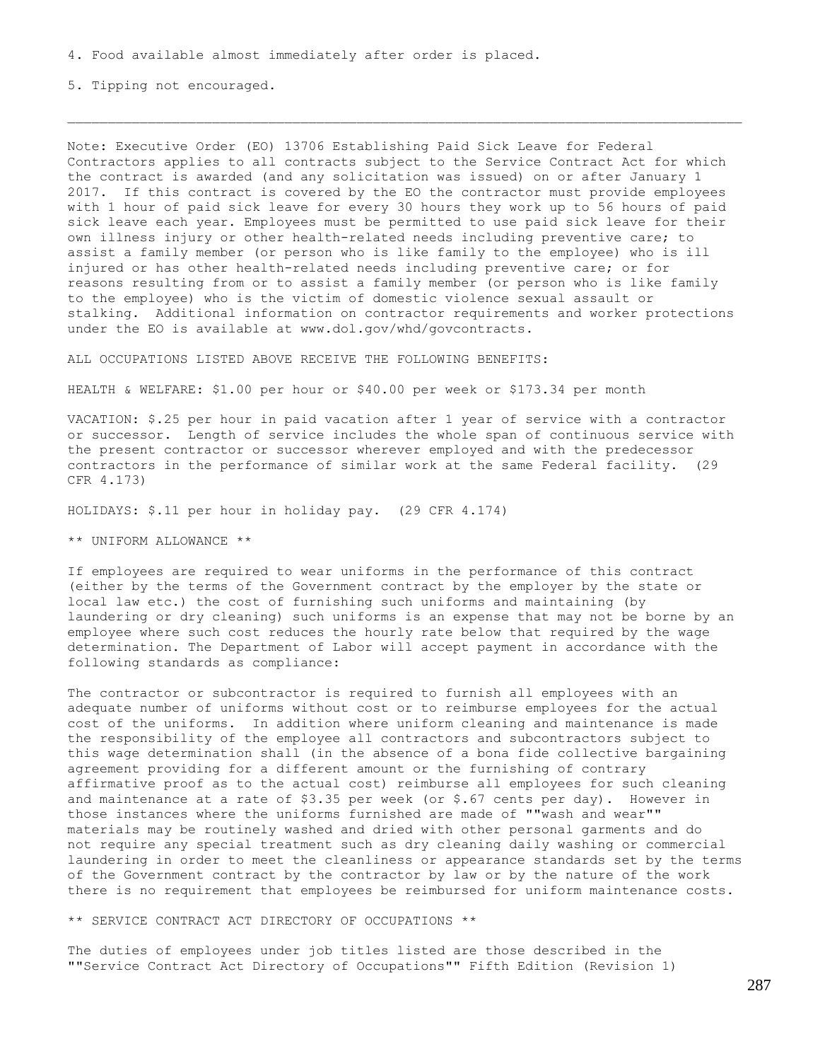4. Food available almost immediately after order is placed.

5. Tipping not encouraged.

---

Note: Executive Order (EO) 13706 Establishing Paid Sick Leave for Federal Contractors applies to all contracts subject to the Service Contract Act for which the contract is awarded (and any solicitation was issued) on or after January 1 2017. If this contract is covered by the EO the contractor must provide employees with 1 hour of paid sick leave for every 30 hours they work up to 56 hours of paid sick leave each year. Employees must be permitted to use paid sick leave for their own illness injury or other health-related needs including preventive care; to assist a family member (or person who is like family to the employee) who is ill injured or has other health-related needs including preventive care; or for reasons resulting from or to assist a family member (or person who is like family to the employee) who is the victim of domestic violence sexual assault or stalking. Additional information on contractor requirements and worker protections under the EO is available at www.dol.gov/whd/govcontracts.

ALL OCCUPATIONS LISTED ABOVE RECEIVE THE FOLLOWING BENEFITS:

HEALTH & WELFARE: $1.00 per hour or $40.00 per week or $173.34 per month

VACATION: $.25 per hour in paid vacation after 1 year of service with a contractor or successor. Length of service includes the whole span of continuous service with the present contractor or successor wherever employed and with the predecessor contractors in the performance of similar work at the same Federal facility. (29 CFR 4.173)

HOLIDAYS: $.11 per hour in holiday pay. (29 CFR 4.174)

** UNIFORM ALLOWANCE **

If employees are required to wear uniforms in the performance of this contract (either by the terms of the Government contract by the employer by the state or local law etc.) the cost of furnishing such uniforms and maintaining (by laundering or dry cleaning) such uniforms is an expense that may not be borne by an employee where such cost reduces the hourly rate below that required by the wage determination. The Department of Labor will accept payment in accordance with the following standards as compliance:

The contractor or subcontractor is required to furnish all employees with an adequate number of uniforms without cost or to reimburse employees for the actual cost of the uniforms. In addition where uniform cleaning and maintenance is made the responsibility of the employee all contractors and subcontractors subject to this wage determination shall (in the absence of a bona fide collective bargaining agreement providing for a different amount or the furnishing of contrary affirmative proof as to the actual cost) reimburse all employees for such cleaning and maintenance at a rate of $3.35 per week (or $.67 cents per day). However in those instances where the uniforms furnished are made of ""wash and wear"" materials may be routinely washed and dried with other personal garments and do not require any special treatment such as dry cleaning daily washing or commercial laundering in order to meet the cleanliness or appearance standards set by the terms of the Government contract by the contractor by law or by the nature of the work there is no requirement that employees be reimbursed for uniform maintenance costs.

** SERVICE CONTRACT ACT DIRECTORY OF OCCUPATIONS **

The duties of employees under job titles listed are those described in the ""Service Contract Act Directory of Occupations"" Fifth Edition (Revision 1)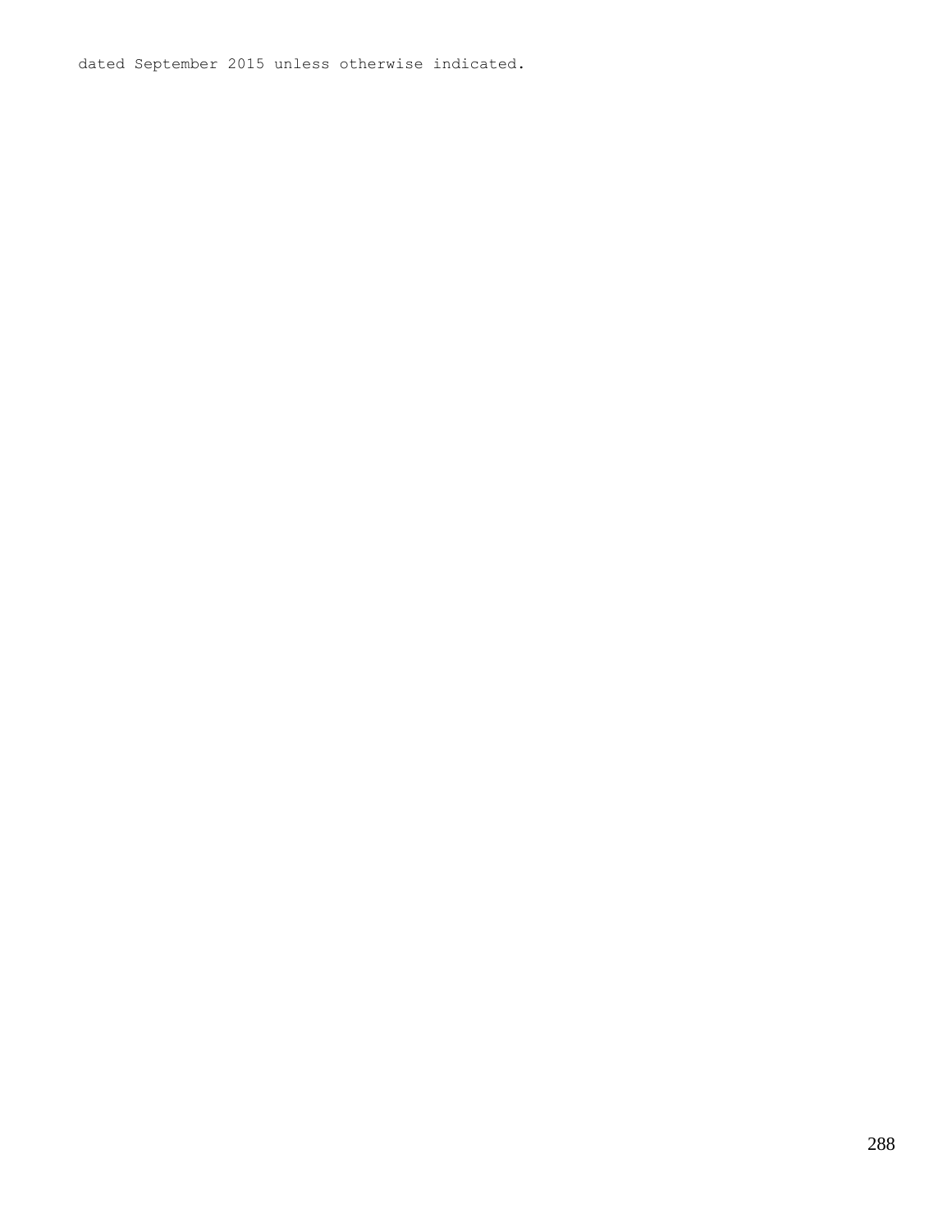dated September 2015 unless otherwise indicated.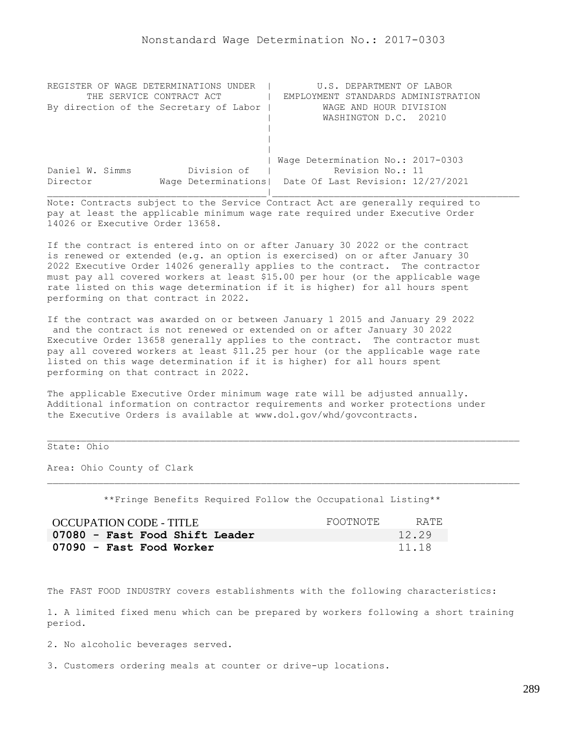# Nonstandard Wage Determination No.: 2017-0303

```
REGISTER OF WAGE DETERMINATIONS UNDER  |        U.S. DEPARTMENT OF LABOR
      THE SERVICE CONTRACT ACT         |  EMPLOYMENT STANDARDS ADMINISTRATION
By direction of the Secretary of Labor |         WAGE AND HOUR DIVISION
                                       |         WASHINGTON D.C.  20210
                                       |
                                       |
                                       |
                                       | Wage Determination No.: 2017-0303
Daniel W. Simms         Division of    |          Revision No.: 11
Director           Wage Determinations|  Date Of Last Revision: 12/27/2021
```

Note: Contracts subject to the Service Contract Act are generally required to pay at least the applicable minimum wage rate required under Executive Order 14026 or Executive Order 13658.

If the contract is entered into on or after January 30 2022 or the contract is renewed or extended (e.g. an option is exercised) on or after January 30 2022 Executive Order 14026 generally applies to the contract. The contractor must pay all covered workers at least $15.00 per hour (or the applicable wage rate listed on this wage determination if it is higher) for all hours spent performing on that contract in 2022.

If the contract was awarded on or between January 1 2015 and January 29 2022 and the contract is not renewed or extended on or after January 30 2022 Executive Order 13658 generally applies to the contract. The contractor must pay all covered workers at least $11.25 per hour (or the applicable wage rate listed on this wage determination if it is higher) for all hours spent performing on that contract in 2022.

The applicable Executive Order minimum wage rate will be adjusted annually. Additional information on contractor requirements and worker protections under the Executive Orders is available at www.dol.gov/whd/govcontracts.

State: Ohio

Area: Ohio County of Clark

**Fringe Benefits Required Follow the Occupational Listing**

| OCCUPATION CODE - TITLE | FOOTNOTE | RATE |
|---|---|---|
| **07080 - Fast Food Shift Leader** | | 12.29 |
| **07090 - Fast Food Worker** | | 11.18 |

The FAST FOOD INDUSTRY covers establishments with the following characteristics:

1. A limited fixed menu which can be prepared by workers following a short training period.

2. No alcoholic beverages served.

3. Customers ordering meals at counter or drive-up locations.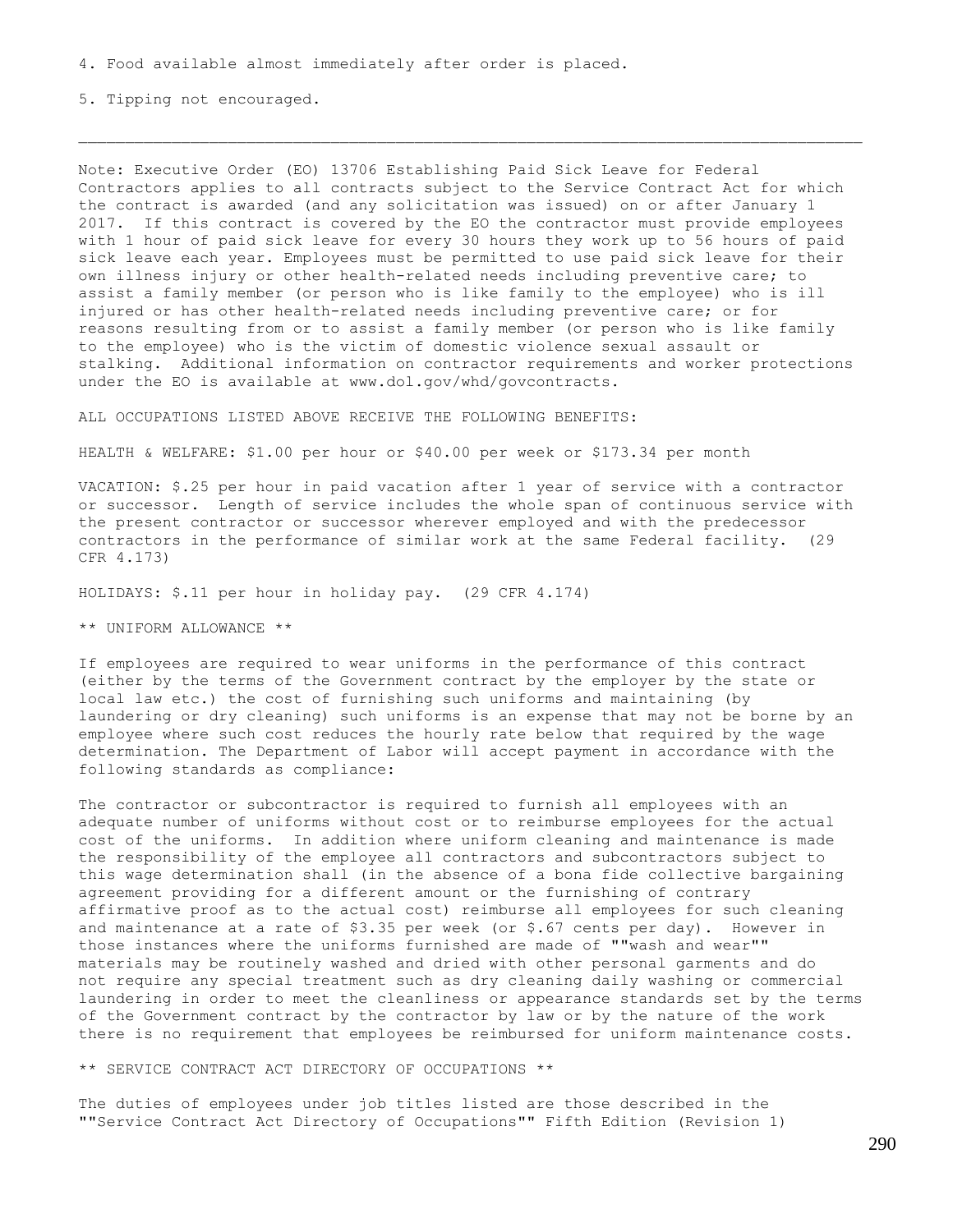4. Food available almost immediately after order is placed.

5. Tipping not encouraged.

---

Note: Executive Order (EO) 13706 Establishing Paid Sick Leave for Federal Contractors applies to all contracts subject to the Service Contract Act for which the contract is awarded (and any solicitation was issued) on or after January 1 2017. If this contract is covered by the EO the contractor must provide employees with 1 hour of paid sick leave for every 30 hours they work up to 56 hours of paid sick leave each year. Employees must be permitted to use paid sick leave for their own illness injury or other health-related needs including preventive care; to assist a family member (or person who is like family to the employee) who is ill injured or has other health-related needs including preventive care; or for reasons resulting from or to assist a family member (or person who is like family to the employee) who is the victim of domestic violence sexual assault or stalking. Additional information on contractor requirements and worker protections under the EO is available at www.dol.gov/whd/govcontracts.

ALL OCCUPATIONS LISTED ABOVE RECEIVE THE FOLLOWING BENEFITS:

HEALTH & WELFARE: $1.00 per hour or $40.00 per week or $173.34 per month

VACATION: $.25 per hour in paid vacation after 1 year of service with a contractor or successor. Length of service includes the whole span of continuous service with the present contractor or successor wherever employed and with the predecessor contractors in the performance of similar work at the same Federal facility. (29 CFR 4.173)

HOLIDAYS: $.11 per hour in holiday pay. (29 CFR 4.174)

** UNIFORM ALLOWANCE **

If employees are required to wear uniforms in the performance of this contract (either by the terms of the Government contract by the employer by the state or local law etc.) the cost of furnishing such uniforms and maintaining (by laundering or dry cleaning) such uniforms is an expense that may not be borne by an employee where such cost reduces the hourly rate below that required by the wage determination. The Department of Labor will accept payment in accordance with the following standards as compliance:

The contractor or subcontractor is required to furnish all employees with an adequate number of uniforms without cost or to reimburse employees for the actual cost of the uniforms. In addition where uniform cleaning and maintenance is made the responsibility of the employee all contractors and subcontractors subject to this wage determination shall (in the absence of a bona fide collective bargaining agreement providing for a different amount or the furnishing of contrary affirmative proof as to the actual cost) reimburse all employees for such cleaning and maintenance at a rate of $3.35 per week (or $.67 cents per day). However in those instances where the uniforms furnished are made of ""wash and wear"" materials may be routinely washed and dried with other personal garments and do not require any special treatment such as dry cleaning daily washing or commercial laundering in order to meet the cleanliness or appearance standards set by the terms of the Government contract by the contractor by law or by the nature of the work there is no requirement that employees be reimbursed for uniform maintenance costs.

** SERVICE CONTRACT ACT DIRECTORY OF OCCUPATIONS **

The duties of employees under job titles listed are those described in the ""Service Contract Act Directory of Occupations"" Fifth Edition (Revision 1)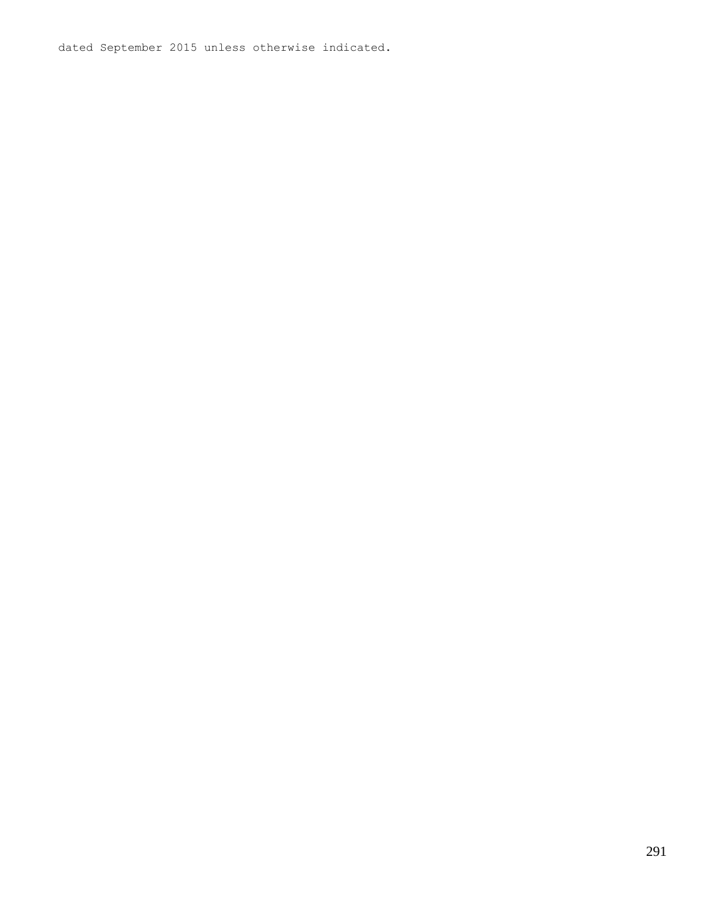dated September 2015 unless otherwise indicated.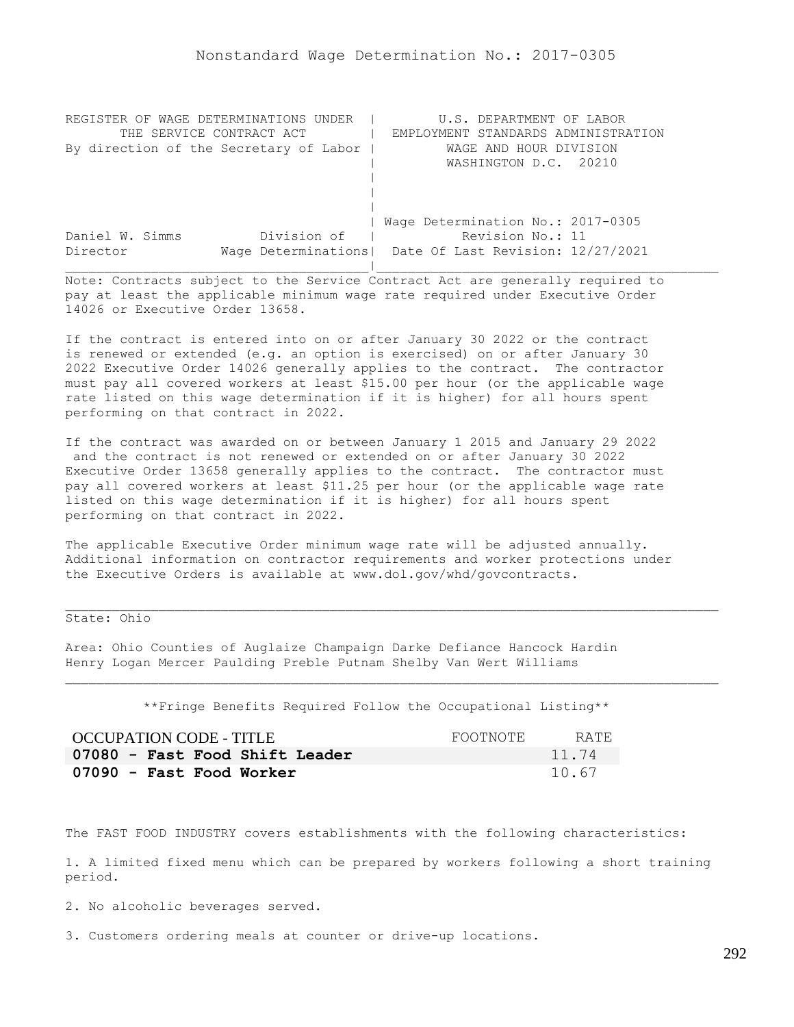# Nonstandard Wage Determination No.: 2017-0305

```
REGISTER OF WAGE DETERMINATIONS UNDER  |        U.S. DEPARTMENT OF LABOR
      THE SERVICE CONTRACT ACT         |  EMPLOYMENT STANDARDS ADMINISTRATION
By direction of the Secretary of Labor |          WAGE AND HOUR DIVISION
                                       |          WASHINGTON D.C.  20210
                                       |
                                       |
                                       |
                                       | Wage Determination No.: 2017-0305
Daniel W. Simms          Division of   |           Revision No.: 11
Director            Wage Determinations|  Date Of Last Revision: 12/27/2021
```

Note: Contracts subject to the Service Contract Act are generally required to pay at least the applicable minimum wage rate required under Executive Order 14026 or Executive Order 13658.

If the contract is entered into on or after January 30 2022 or the contract is renewed or extended (e.g. an option is exercised) on or after January 30 2022 Executive Order 14026 generally applies to the contract. The contractor must pay all covered workers at least $15.00 per hour (or the applicable wage rate listed on this wage determination if it is higher) for all hours spent performing on that contract in 2022.

If the contract was awarded on or between January 1 2015 and January 29 2022 and the contract is not renewed or extended on or after January 30 2022 Executive Order 13658 generally applies to the contract. The contractor must pay all covered workers at least $11.25 per hour (or the applicable wage rate listed on this wage determination if it is higher) for all hours spent performing on that contract in 2022.

The applicable Executive Order minimum wage rate will be adjusted annually. Additional information on contractor requirements and worker protections under the Executive Orders is available at www.dol.gov/whd/govcontracts.

State: Ohio

Area: Ohio Counties of Auglaize Champaign Darke Defiance Hancock Hardin Henry Logan Mercer Paulding Preble Putnam Shelby Van Wert Williams

**Fringe Benefits Required Follow the Occupational Listing**

| OCCUPATION CODE - TITLE | FOOTNOTE | RATE |
|---|---|---|
| **07080 - Fast Food Shift Leader** | | 11.74 |
| **07090 - Fast Food Worker** | | 10.67 |

The FAST FOOD INDUSTRY covers establishments with the following characteristics:

1. A limited fixed menu which can be prepared by workers following a short training period.

2. No alcoholic beverages served.

3. Customers ordering meals at counter or drive-up locations.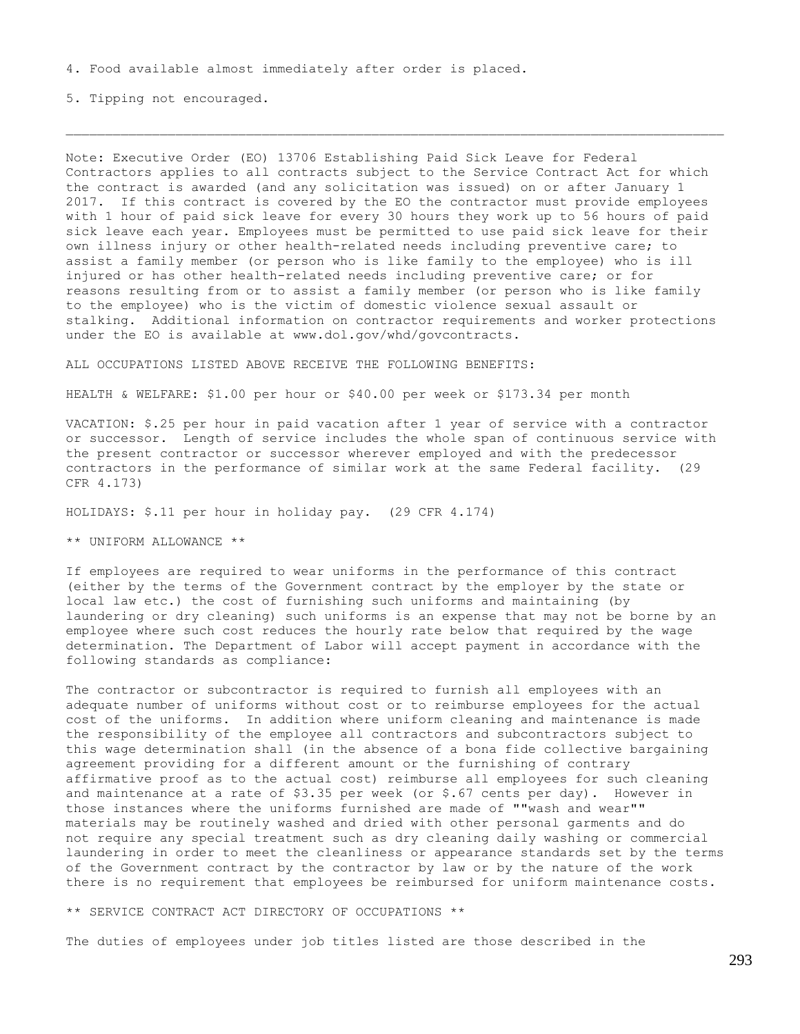4. Food available almost immediately after order is placed.

5. Tipping not encouraged.

---

Note: Executive Order (EO) 13706 Establishing Paid Sick Leave for Federal Contractors applies to all contracts subject to the Service Contract Act for which the contract is awarded (and any solicitation was issued) on or after January 1 2017. If this contract is covered by the EO the contractor must provide employees with 1 hour of paid sick leave for every 30 hours they work up to 56 hours of paid sick leave each year. Employees must be permitted to use paid sick leave for their own illness injury or other health-related needs including preventive care; to assist a family member (or person who is like family to the employee) who is ill injured or has other health-related needs including preventive care; or for reasons resulting from or to assist a family member (or person who is like family to the employee) who is the victim of domestic violence sexual assault or stalking. Additional information on contractor requirements and worker protections under the EO is available at www.dol.gov/whd/govcontracts.

ALL OCCUPATIONS LISTED ABOVE RECEIVE THE FOLLOWING BENEFITS:

HEALTH & WELFARE: $1.00 per hour or $40.00 per week or $173.34 per month

VACATION: $.25 per hour in paid vacation after 1 year of service with a contractor or successor. Length of service includes the whole span of continuous service with the present contractor or successor wherever employed and with the predecessor contractors in the performance of similar work at the same Federal facility. (29 CFR 4.173)

HOLIDAYS: $.11 per hour in holiday pay. (29 CFR 4.174)

** UNIFORM ALLOWANCE **

If employees are required to wear uniforms in the performance of this contract (either by the terms of the Government contract by the employer by the state or local law etc.) the cost of furnishing such uniforms and maintaining (by laundering or dry cleaning) such uniforms is an expense that may not be borne by an employee where such cost reduces the hourly rate below that required by the wage determination. The Department of Labor will accept payment in accordance with the following standards as compliance:

The contractor or subcontractor is required to furnish all employees with an adequate number of uniforms without cost or to reimburse employees for the actual cost of the uniforms. In addition where uniform cleaning and maintenance is made the responsibility of the employee all contractors and subcontractors subject to this wage determination shall (in the absence of a bona fide collective bargaining agreement providing for a different amount or the furnishing of contrary affirmative proof as to the actual cost) reimburse all employees for such cleaning and maintenance at a rate of $3.35 per week (or $.67 cents per day). However in those instances where the uniforms furnished are made of ""wash and wear"" materials may be routinely washed and dried with other personal garments and do not require any special treatment such as dry cleaning daily washing or commercial laundering in order to meet the cleanliness or appearance standards set by the terms of the Government contract by the contractor by law or by the nature of the work there is no requirement that employees be reimbursed for uniform maintenance costs.

** SERVICE CONTRACT ACT DIRECTORY OF OCCUPATIONS **

The duties of employees under job titles listed are those described in the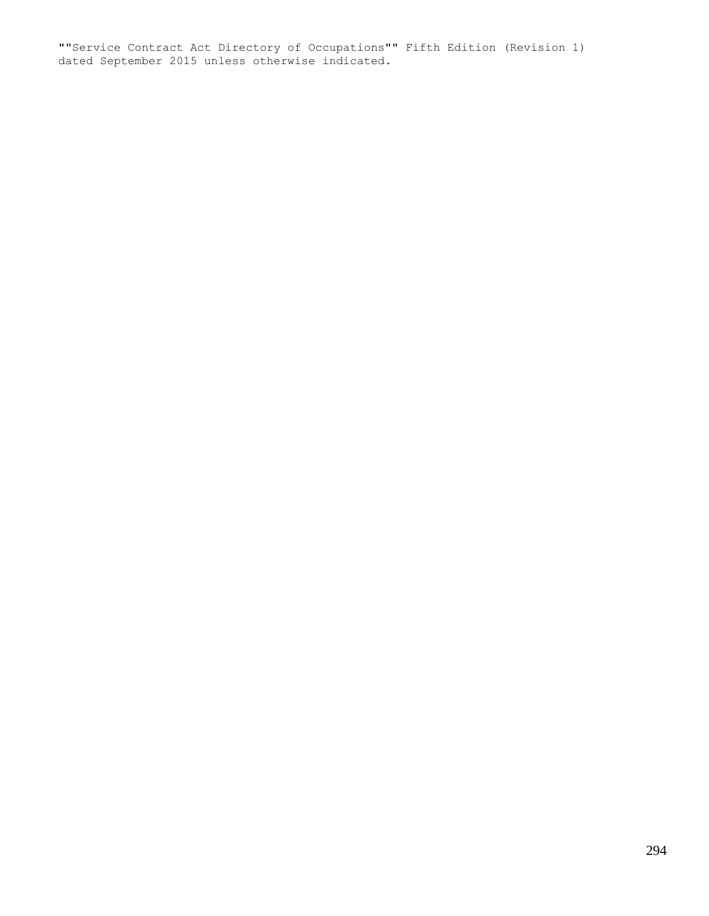""Service Contract Act Directory of Occupations"" Fifth Edition (Revision 1)
dated September 2015 unless otherwise indicated.